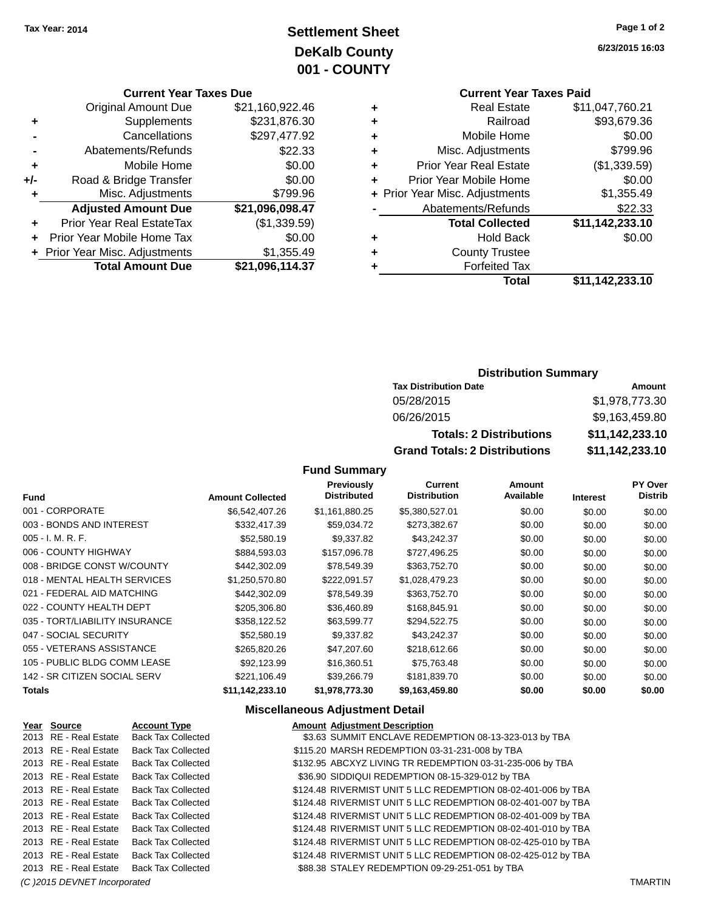**Tax Year: 2014**

# Settlement Sheet
## DeKalb County
## 001 - COUNTY

6/23/2015 16:03

### Current Year Taxes Due

| | | |
|---|---|---|
| | Original Amount Due | $21,160,922.46 |
| + | Supplements | $231,876.30 |
| - | Cancellations | $297,477.92 |
| - | Abatements/Refunds | $22.33 |
| + | Mobile Home | $0.00 |
| +/- | Road & Bridge Transfer | $0.00 |
| + | Misc. Adjustments | $799.96 |
| | **Adjusted Amount Due** | **$21,096,098.47** |
| + | Prior Year Real EstateTax | ($1,339.59) |
| + | Prior Year Mobile Home Tax | $0.00 |
| + | Prior Year Misc. Adjustments | $1,355.49 |
| | **Total Amount Due** | **$21,096,114.37** |

### Current Year Taxes Paid

| | | |
|---|---|---|
| + | Real Estate | $11,047,760.21 |
| + | Railroad | $93,679.36 |
| + | Mobile Home | $0.00 |
| + | Misc. Adjustments | $799.96 |
| + | Prior Year Real Estate | ($1,339.59) |
| + | Prior Year Mobile Home | $0.00 |
| + | Prior Year Misc. Adjustments | $1,355.49 |
| - | Abatements/Refunds | $22.33 |
| | **Total Collected** | **$11,142,233.10** |
| + | Hold Back | $0.00 |
| + | County Trustee | |
| + | Forfeited Tax | |
| | **Total** | **$11,142,233.10** |

### Distribution Summary

| Tax Distribution Date | Amount |
|---|---|
| 05/28/2015 | $1,978,773.30 |
| 06/26/2015 | $9,163,459.80 |
| **Totals: 2 Distributions** | **$11,142,233.10** |
| **Grand Totals: 2 Distributions** | **$11,142,233.10** |

### Fund Summary

| Fund | Amount Collected | Previously Distributed | Current Distribution | Amount Available | Interest | PY Over Distrib |
|---|---|---|---|---|---|---|
| 001 - CORPORATE | $6,542,407.26 | $1,161,880.25 | $5,380,527.01 | $0.00 | $0.00 | $0.00 |
| 003 - BONDS AND INTEREST | $332,417.39 | $59,034.72 | $273,382.67 | $0.00 | $0.00 | $0.00 |
| 005 - I. M. R. F. | $52,580.19 | $9,337.82 | $43,242.37 | $0.00 | $0.00 | $0.00 |
| 006 - COUNTY HIGHWAY | $884,593.03 | $157,096.78 | $727,496.25 | $0.00 | $0.00 | $0.00 |
| 008 - BRIDGE CONST W/COUNTY | $442,302.09 | $78,549.39 | $363,752.70 | $0.00 | $0.00 | $0.00 |
| 018 - MENTAL HEALTH SERVICES | $1,250,570.80 | $222,091.57 | $1,028,479.23 | $0.00 | $0.00 | $0.00 |
| 021 - FEDERAL AID MATCHING | $442,302.09 | $78,549.39 | $363,752.70 | $0.00 | $0.00 | $0.00 |
| 022 - COUNTY HEALTH DEPT | $205,306.80 | $36,460.89 | $168,845.91 | $0.00 | $0.00 | $0.00 |
| 035 - TORT/LIABILITY INSURANCE | $358,122.52 | $63,599.77 | $294,522.75 | $0.00 | $0.00 | $0.00 |
| 047 - SOCIAL SECURITY | $52,580.19 | $9,337.82 | $43,242.37 | $0.00 | $0.00 | $0.00 |
| 055 - VETERANS ASSISTANCE | $265,820.26 | $47,207.60 | $218,612.66 | $0.00 | $0.00 | $0.00 |
| 105 - PUBLIC BLDG COMM LEASE | $92,123.99 | $16,360.51 | $75,763.48 | $0.00 | $0.00 | $0.00 |
| 142 - SR CITIZEN SOCIAL SERV | $221,106.49 | $39,266.79 | $181,839.70 | $0.00 | $0.00 | $0.00 |
| **Totals** | **$11,142,233.10** | **$1,978,773.30** | **$9,163,459.80** | **$0.00** | **$0.00** | **$0.00** |

### Miscellaneous Adjustment Detail

| Year | Source | Account Type | Amount | Adjustment Description |
|---|---|---|---|---|
| 2013 | RE - Real Estate | Back Tax Collected | $3.63 | SUMMIT ENCLAVE REDEMPTION 08-13-323-013 by TBA |
| 2013 | RE - Real Estate | Back Tax Collected | $115.20 | MARSH REDEMPTION 03-31-231-008 by TBA |
| 2013 | RE - Real Estate | Back Tax Collected | $132.95 | ABCXYZ LIVING TR REDEMPTION 03-31-235-006 by TBA |
| 2013 | RE - Real Estate | Back Tax Collected | $36.90 | SIDDIQUI REDEMPTION 08-15-329-012 by TBA |
| 2013 | RE - Real Estate | Back Tax Collected | $124.48 | RIVERMIST UNIT 5 LLC REDEMPTION 08-02-401-006 by TBA |
| 2013 | RE - Real Estate | Back Tax Collected | $124.48 | RIVERMIST UNIT 5 LLC REDEMPTION 08-02-401-007 by TBA |
| 2013 | RE - Real Estate | Back Tax Collected | $124.48 | RIVERMIST UNIT 5 LLC REDEMPTION 08-02-401-009 by TBA |
| 2013 | RE - Real Estate | Back Tax Collected | $124.48 | RIVERMIST UNIT 5 LLC REDEMPTION 08-02-401-010 by TBA |
| 2013 | RE - Real Estate | Back Tax Collected | $124.48 | RIVERMIST UNIT 5 LLC REDEMPTION 08-02-425-010 by TBA |
| 2013 | RE - Real Estate | Back Tax Collected | $124.48 | RIVERMIST UNIT 5 LLC REDEMPTION 08-02-425-012 by TBA |
| 2013 | RE - Real Estate | Back Tax Collected | $88.38 | STALEY REDEMPTION 09-29-251-051 by TBA |

(C )2015 DEVNET Incorporated TMARTIN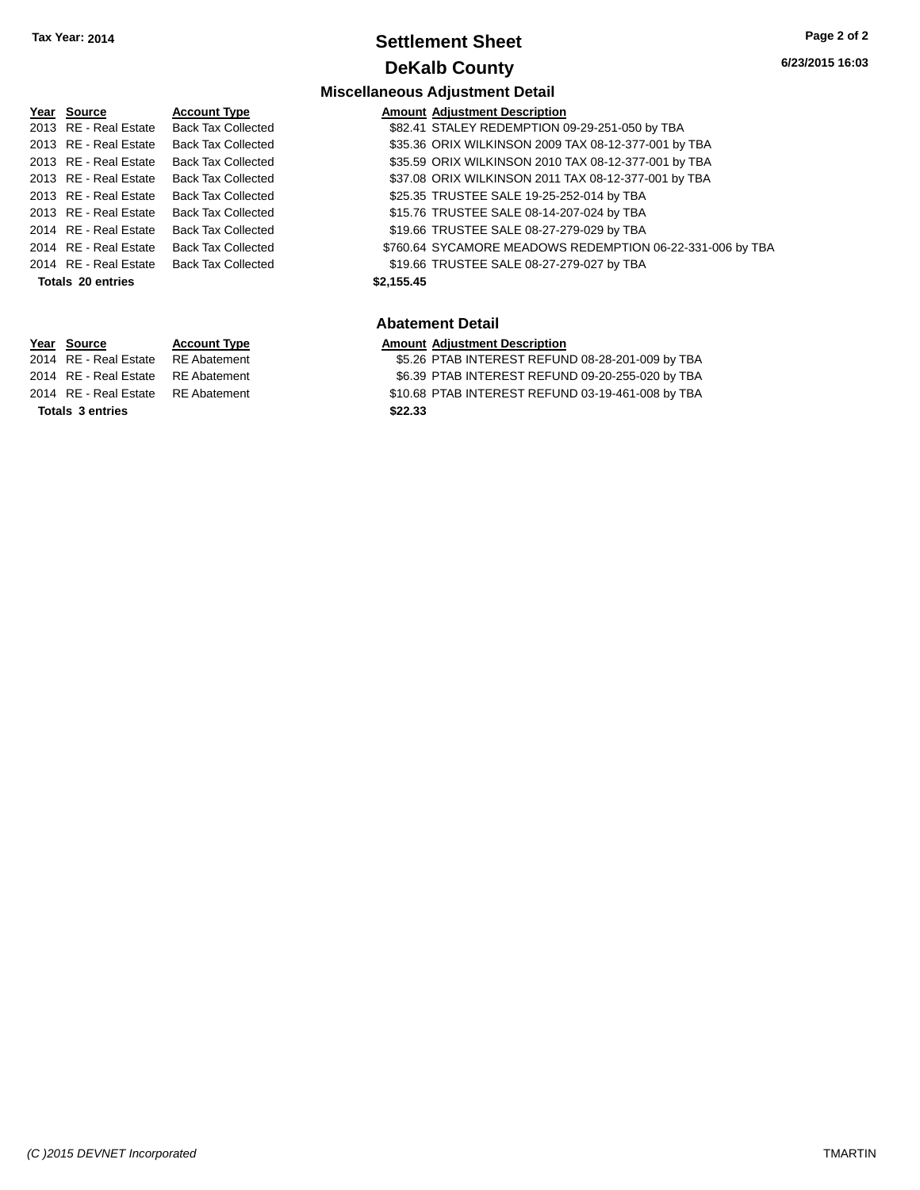## Miscellaneous Adjustment Detail

| Year | Source | Account Type | Amount | Adjustment Description |
|---|---|---|---|---|
| 2013 | RE - Real Estate | Back Tax Collected | $82.41 | STALEY REDEMPTION 09-29-251-050 by TBA |
| 2013 | RE - Real Estate | Back Tax Collected | $35.36 | ORIX WILKINSON 2009 TAX 08-12-377-001 by TBA |
| 2013 | RE - Real Estate | Back Tax Collected | $35.59 | ORIX WILKINSON 2010 TAX 08-12-377-001 by TBA |
| 2013 | RE - Real Estate | Back Tax Collected | $37.08 | ORIX WILKINSON 2011 TAX 08-12-377-001 by TBA |
| 2013 | RE - Real Estate | Back Tax Collected | $25.35 | TRUSTEE SALE 19-25-252-014 by TBA |
| 2013 | RE - Real Estate | Back Tax Collected | $15.76 | TRUSTEE SALE 08-14-207-024 by TBA |
| 2014 | RE - Real Estate | Back Tax Collected | $19.66 | TRUSTEE SALE 08-27-279-029 by TBA |
| 2014 | RE - Real Estate | Back Tax Collected | $760.64 | SYCAMORE MEADOWS REDEMPTION 06-22-331-006 by TBA |
| 2014 | RE - Real Estate | Back Tax Collected | $19.66 | TRUSTEE SALE 08-27-279-027 by TBA |
| **Totals 20 entries** | | | **$2,155.45** | |

## Abatement Detail

| Year | Source | Account Type | Amount | Adjustment Description |
|---|---|---|---|---|
| 2014 | RE - Real Estate | RE Abatement | $5.26 | PTAB INTEREST REFUND 08-28-201-009 by TBA |
| 2014 | RE - Real Estate | RE Abatement | $6.39 | PTAB INTEREST REFUND 09-20-255-020 by TBA |
| 2014 | RE - Real Estate | RE Abatement | $10.68 | PTAB INTEREST REFUND 03-19-461-008 by TBA |
| **Totals 3 entries** | | | **$22.33** | |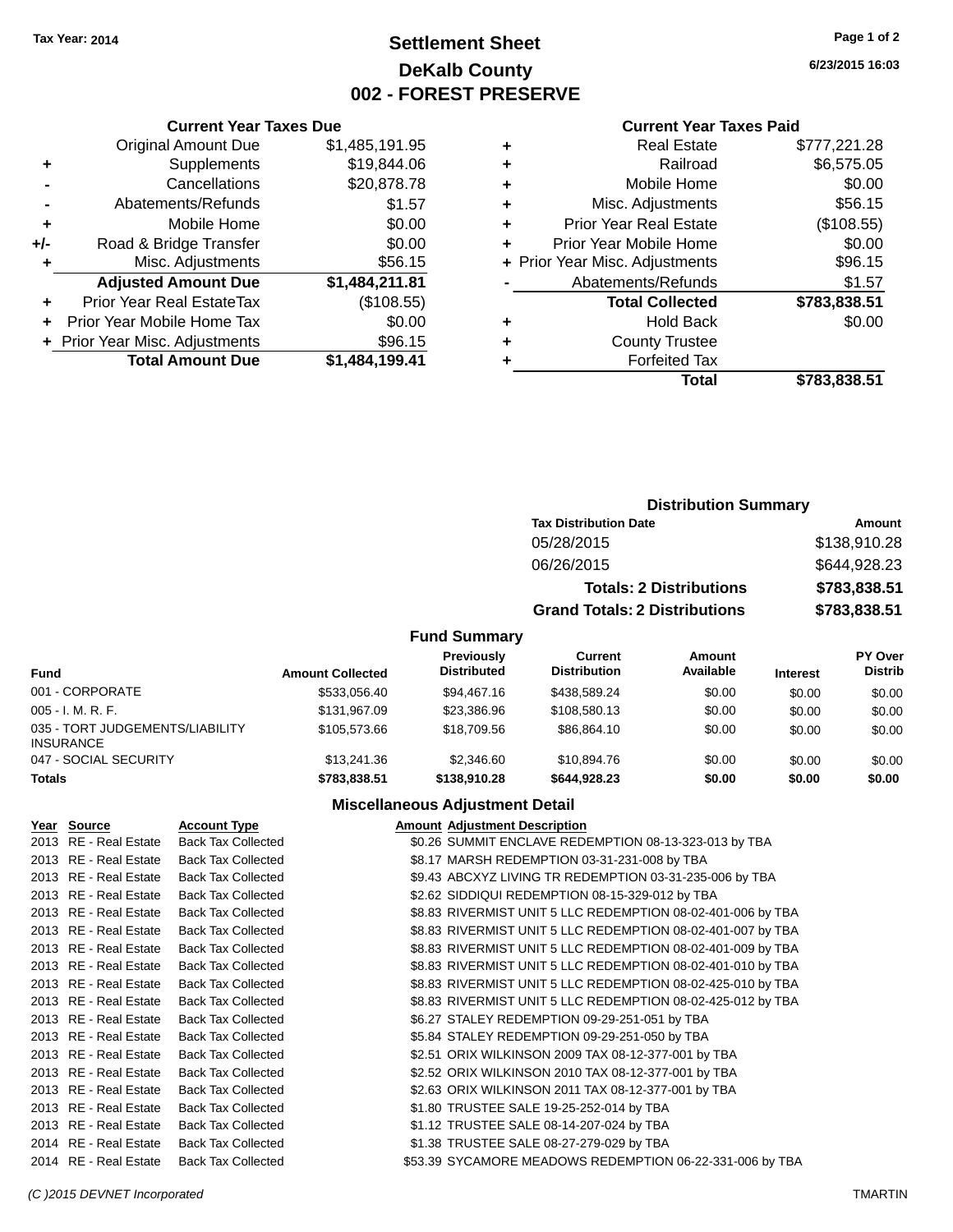Tax Year: 2014

# Settlement Sheet
## DeKalb County
## 002 - FOREST PRESERVE

6/23/2015 16:03

### Current Year Taxes Due

| | | |
|---|---|---|
| | Original Amount Due | $1,485,191.95 |
| + | Supplements | $19,844.06 |
| - | Cancellations | $20,878.78 |
| - | Abatements/Refunds | $1.57 |
| + | Mobile Home | $0.00 |
| +/- | Road & Bridge Transfer | $0.00 |
| + | Misc. Adjustments | $56.15 |
| | **Adjusted Amount Due** | **$1,484,211.81** |
| + | Prior Year Real EstateTax | ($108.55) |
| + | Prior Year Mobile Home Tax | $0.00 |
| + | Prior Year Misc. Adjustments | $96.15 |
| | **Total Amount Due** | **$1,484,199.41** |

### Current Year Taxes Paid

| | | |
|---|---|---|
| + | Real Estate | $777,221.28 |
| + | Railroad | $6,575.05 |
| + | Mobile Home | $0.00 |
| + | Misc. Adjustments | $56.15 |
| + | Prior Year Real Estate | ($108.55) |
| + | Prior Year Mobile Home | $0.00 |
| + | Prior Year Misc. Adjustments | $96.15 |
| - | Abatements/Refunds | $1.57 |
| | **Total Collected** | **$783,838.51** |
| + | Hold Back | $0.00 |
| + | County Trustee | |
| + | Forfeited Tax | |
| | **Total** | **$783,838.51** |

### Distribution Summary

| Tax Distribution Date | Amount |
|---|---|
| 05/28/2015 | $138,910.28 |
| 06/26/2015 | $644,928.23 |
| **Totals: 2 Distributions** | **$783,838.51** |
| **Grand Totals: 2 Distributions** | **$783,838.51** |

### Fund Summary

| Fund | Amount Collected | Previously Distributed | Current Distribution | Amount Available | Interest | PY Over Distrib |
|---|---|---|---|---|---|---|
| 001 - CORPORATE | $533,056.40 | $94,467.16 | $438,589.24 | $0.00 | $0.00 | $0.00 |
| 005 - I. M. R. F. | $131,967.09 | $23,386.96 | $108,580.13 | $0.00 | $0.00 | $0.00 |
| 035 - TORT JUDGEMENTS/LIABILITY INSURANCE | $105,573.66 | $18,709.56 | $86,864.10 | $0.00 | $0.00 | $0.00 |
| 047 - SOCIAL SECURITY | $13,241.36 | $2,346.60 | $10,894.76 | $0.00 | $0.00 | $0.00 |
| **Totals** | **$783,838.51** | **$138,910.28** | **$644,928.23** | **$0.00** | **$0.00** | **$0.00** |

### Miscellaneous Adjustment Detail

| Year | Source | Account Type | Amount | Adjustment Description |
|---|---|---|---|---|
| 2013 | RE - Real Estate | Back Tax Collected | $0.26 | SUMMIT ENCLAVE REDEMPTION 08-13-323-013 by TBA |
| 2013 | RE - Real Estate | Back Tax Collected | $8.17 | MARSH REDEMPTION 03-31-231-008 by TBA |
| 2013 | RE - Real Estate | Back Tax Collected | $9.43 | ABCXYZ LIVING TR REDEMPTION 03-31-235-006 by TBA |
| 2013 | RE - Real Estate | Back Tax Collected | $2.62 | SIDDIQUI REDEMPTION 08-15-329-012 by TBA |
| 2013 | RE - Real Estate | Back Tax Collected | $8.83 | RIVERMIST UNIT 5 LLC REDEMPTION 08-02-401-006 by TBA |
| 2013 | RE - Real Estate | Back Tax Collected | $8.83 | RIVERMIST UNIT 5 LLC REDEMPTION 08-02-401-007 by TBA |
| 2013 | RE - Real Estate | Back Tax Collected | $8.83 | RIVERMIST UNIT 5 LLC REDEMPTION 08-02-401-009 by TBA |
| 2013 | RE - Real Estate | Back Tax Collected | $8.83 | RIVERMIST UNIT 5 LLC REDEMPTION 08-02-401-010 by TBA |
| 2013 | RE - Real Estate | Back Tax Collected | $8.83 | RIVERMIST UNIT 5 LLC REDEMPTION 08-02-425-010 by TBA |
| 2013 | RE - Real Estate | Back Tax Collected | $8.83 | RIVERMIST UNIT 5 LLC REDEMPTION 08-02-425-012 by TBA |
| 2013 | RE - Real Estate | Back Tax Collected | $6.27 | STALEY REDEMPTION 09-29-251-051 by TBA |
| 2013 | RE - Real Estate | Back Tax Collected | $5.84 | STALEY REDEMPTION 09-29-251-050 by TBA |
| 2013 | RE - Real Estate | Back Tax Collected | $2.51 | ORIX WILKINSON 2009 TAX 08-12-377-001 by TBA |
| 2013 | RE - Real Estate | Back Tax Collected | $2.52 | ORIX WILKINSON 2010 TAX 08-12-377-001 by TBA |
| 2013 | RE - Real Estate | Back Tax Collected | $2.63 | ORIX WILKINSON 2011 TAX 08-12-377-001 by TBA |
| 2013 | RE - Real Estate | Back Tax Collected | $1.80 | TRUSTEE SALE 19-25-252-014 by TBA |
| 2013 | RE - Real Estate | Back Tax Collected | $1.12 | TRUSTEE SALE 08-14-207-024 by TBA |
| 2014 | RE - Real Estate | Back Tax Collected | $1.38 | TRUSTEE SALE 08-27-279-029 by TBA |
| 2014 | RE - Real Estate | Back Tax Collected | $53.39 | SYCAMORE MEADOWS REDEMPTION 06-22-331-006 by TBA |

(C )2015 DEVNET Incorporated — TMARTIN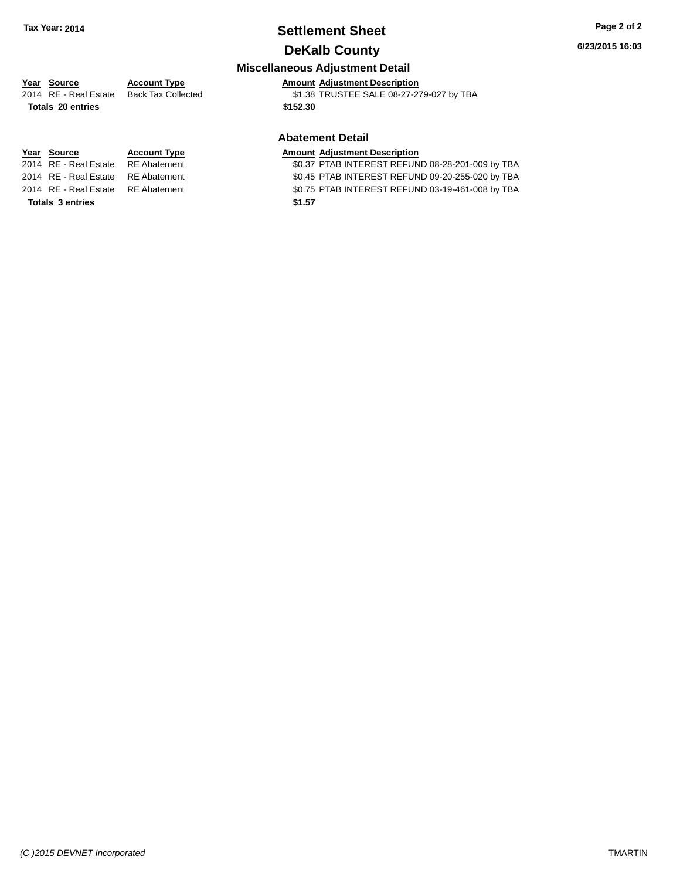**Tax Year: 2014**

# Settlement Sheet

## DeKalb County

### Miscellaneous Adjustment Detail

| Year | Source | Account Type | Amount | Adjustment Description |
|---|---|---|---|---|
| 2014 | RE - Real Estate | Back Tax Collected | $1.38 | TRUSTEE SALE 08-27-279-027 by TBA |
| **Totals 20 entries** | | | **$152.30** | |

### Abatement Detail

| Year | Source | Account Type | Amount | Adjustment Description |
|---|---|---|---|---|
| 2014 | RE - Real Estate | RE Abatement | $0.37 | PTAB INTEREST REFUND 08-28-201-009 by TBA |
| 2014 | RE - Real Estate | RE Abatement | $0.45 | PTAB INTEREST REFUND 09-20-255-020 by TBA |
| 2014 | RE - Real Estate | RE Abatement | $0.75 | PTAB INTEREST REFUND 03-19-461-008 by TBA |
| **Totals 3 entries** | | | **$1.57** | |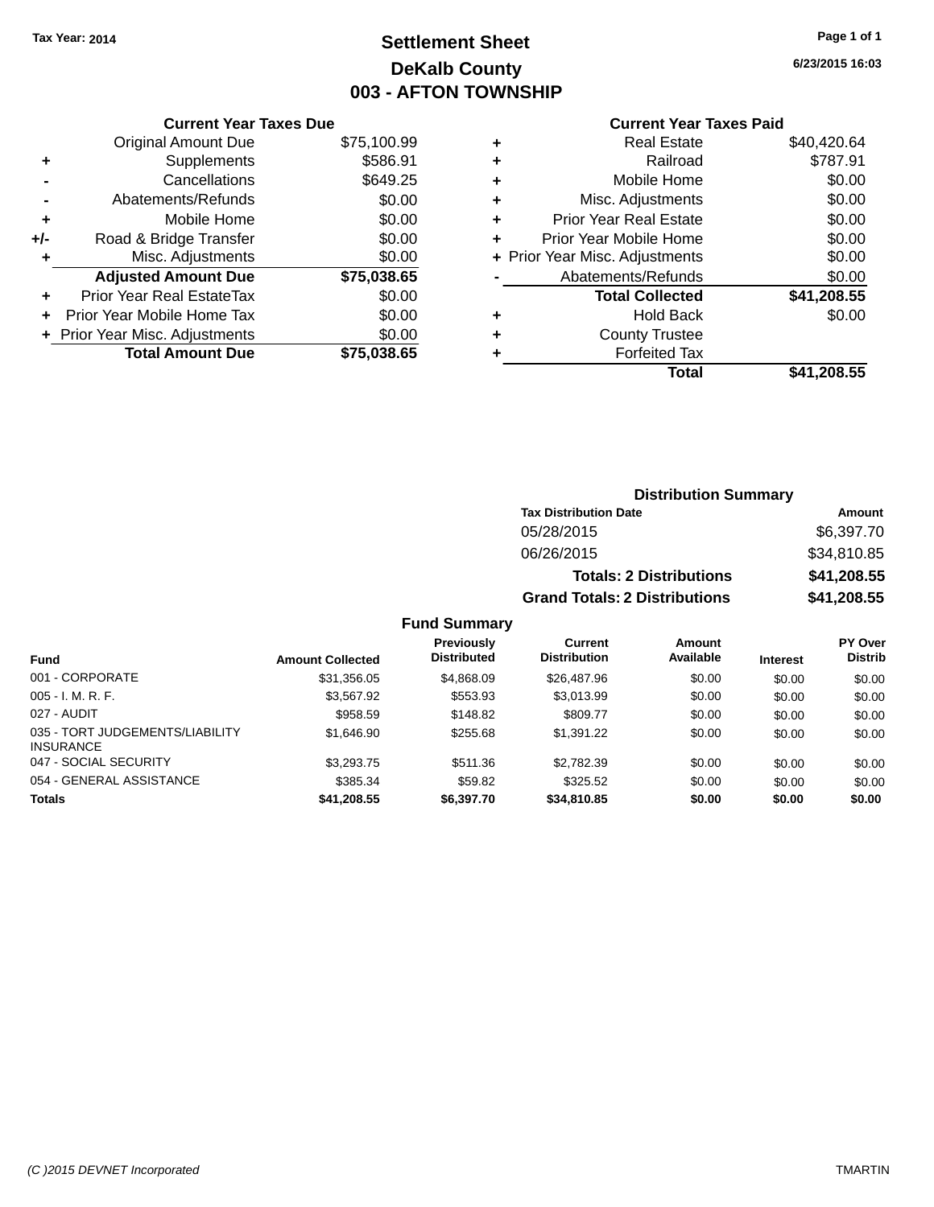Tax Year: 2014

# Settlement Sheet

## DeKalb County

## 003 - AFTON TOWNSHIP

6/23/2015 16:03

### Current Year Taxes Due

| | | |
|---|---|---|
| | Original Amount Due | $75,100.99 |
| + | Supplements | $586.91 |
| - | Cancellations | $649.25 |
| - | Abatements/Refunds | $0.00 |
| + | Mobile Home | $0.00 |
| +/- | Road & Bridge Transfer | $0.00 |
| + | Misc. Adjustments | $0.00 |
| | **Adjusted Amount Due** | **$75,038.65** |
| + | Prior Year Real EstateTax | $0.00 |
| + | Prior Year Mobile Home Tax | $0.00 |
| + | Prior Year Misc. Adjustments | $0.00 |
| | **Total Amount Due** | **$75,038.65** |

### Current Year Taxes Paid

| | | |
|---|---|---|
| + | Real Estate | $40,420.64 |
| + | Railroad | $787.91 |
| + | Mobile Home | $0.00 |
| + | Misc. Adjustments | $0.00 |
| + | Prior Year Real Estate | $0.00 |
| + | Prior Year Mobile Home | $0.00 |
| + | Prior Year Misc. Adjustments | $0.00 |
| - | Abatements/Refunds | $0.00 |
| | **Total Collected** | **$41,208.55** |
| + | Hold Back | $0.00 |
| + | County Trustee | |
| + | Forfeited Tax | |
| | **Total** | **$41,208.55** |

### Distribution Summary

| Tax Distribution Date | Amount |
|---|---|
| 05/28/2015 | $6,397.70 |
| 06/26/2015 | $34,810.85 |
| **Totals: 2 Distributions** | **$41,208.55** |
| **Grand Totals: 2 Distributions** | **$41,208.55** |

### Fund Summary

| Fund | Amount Collected | Previously Distributed | Current Distribution | Amount Available | Interest | PY Over Distrib |
|---|---|---|---|---|---|---|
| 001 - CORPORATE | $31,356.05 | $4,868.09 | $26,487.96 | $0.00 | $0.00 | $0.00 |
| 005 - I. M. R. F. | $3,567.92 | $553.93 | $3,013.99 | $0.00 | $0.00 | $0.00 |
| 027 - AUDIT | $958.59 | $148.82 | $809.77 | $0.00 | $0.00 | $0.00 |
| 035 - TORT JUDGEMENTS/LIABILITY INSURANCE | $1,646.90 | $255.68 | $1,391.22 | $0.00 | $0.00 | $0.00 |
| 047 - SOCIAL SECURITY | $3,293.75 | $511.36 | $2,782.39 | $0.00 | $0.00 | $0.00 |
| 054 - GENERAL ASSISTANCE | $385.34 | $59.82 | $325.52 | $0.00 | $0.00 | $0.00 |
| **Totals** | **$41,208.55** | **$6,397.70** | **$34,810.85** | **$0.00** | **$0.00** | **$0.00** |

(C )2015 DEVNET Incorporated

TMARTIN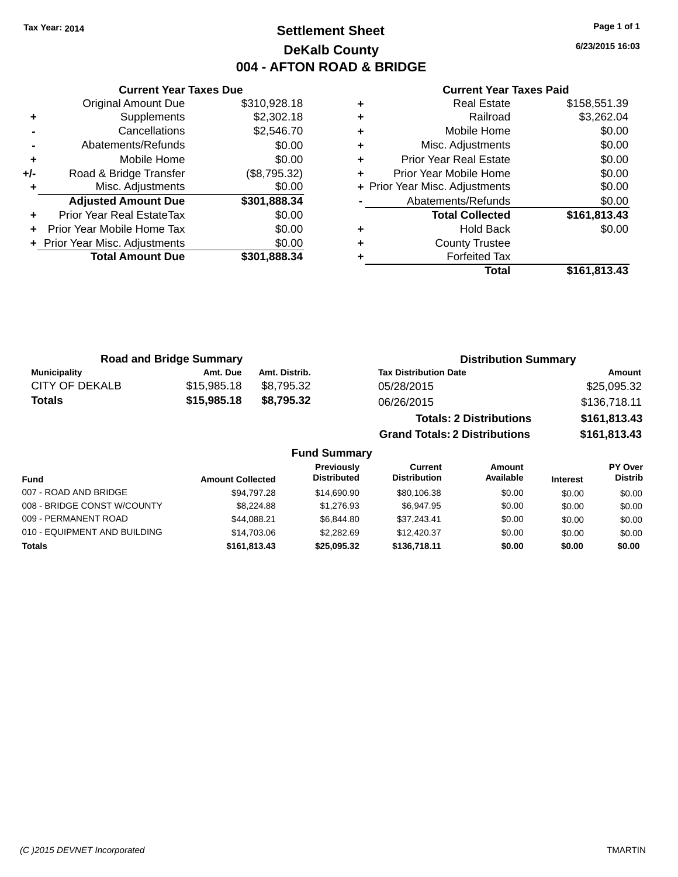Tax Year: 2014

# Settlement Sheet
## DeKalb County
## 004 - AFTON ROAD & BRIDGE

6/23/2015 16:03

| | Current Year Taxes Due | |
|---|---|---|
| | Original Amount Due | $310,928.18 |
| + | Supplements | $2,302.18 |
| - | Cancellations | $2,546.70 |
| - | Abatements/Refunds | $0.00 |
| + | Mobile Home | $0.00 |
| +/- | Road & Bridge Transfer | ($8,795.32) |
| + | Misc. Adjustments | $0.00 |
| | **Adjusted Amount Due** | **$301,888.34** |
| + | Prior Year Real EstateTax | $0.00 |
| + | Prior Year Mobile Home Tax | $0.00 |
| + | Prior Year Misc. Adjustments | $0.00 |
| | **Total Amount Due** | **$301,888.34** |

| | Current Year Taxes Paid | |
|---|---|---|
| + | Real Estate | $158,551.39 |
| + | Railroad | $3,262.04 |
| + | Mobile Home | $0.00 |
| + | Misc. Adjustments | $0.00 |
| + | Prior Year Real Estate | $0.00 |
| + | Prior Year Mobile Home | $0.00 |
| + | Prior Year Misc. Adjustments | $0.00 |
| - | Abatements/Refunds | $0.00 |
| | **Total Collected** | **$161,813.43** |
| + | Hold Back | $0.00 |
| + | County Trustee | |
| + | Forfeited Tax | |
| | **Total** | **$161,813.43** |

### Road and Bridge Summary

| Municipality | Amt. Due | Amt. Distrib. |
|---|---|---|
| CITY OF DEKALB | $15,985.18 | $8,795.32 |
| **Totals** | **$15,985.18** | **$8,795.32** |

### Distribution Summary

| Tax Distribution Date | Amount |
|---|---|
| 05/28/2015 | $25,095.32 |
| 06/26/2015 | $136,718.11 |
| **Totals: 2 Distributions** | **$161,813.43** |
| **Grand Totals: 2 Distributions** | **$161,813.43** |

### Fund Summary

| Fund | Amount Collected | Previously Distributed | Current Distribution | Amount Available | Interest | PY Over Distrib |
|---|---|---|---|---|---|---|
| 007 - ROAD AND BRIDGE | $94,797.28 | $14,690.90 | $80,106.38 | $0.00 | $0.00 | $0.00 |
| 008 - BRIDGE CONST W/COUNTY | $8,224.88 | $1,276.93 | $6,947.95 | $0.00 | $0.00 | $0.00 |
| 009 - PERMANENT ROAD | $44,088.21 | $6,844.80 | $37,243.41 | $0.00 | $0.00 | $0.00 |
| 010 - EQUIPMENT AND BUILDING | $14,703.06 | $2,282.69 | $12,420.37 | $0.00 | $0.00 | $0.00 |
| **Totals** | **$161,813.43** | **$25,095.32** | **$136,718.11** | **$0.00** | **$0.00** | **$0.00** |

(C )2015 DEVNET Incorporated TMARTIN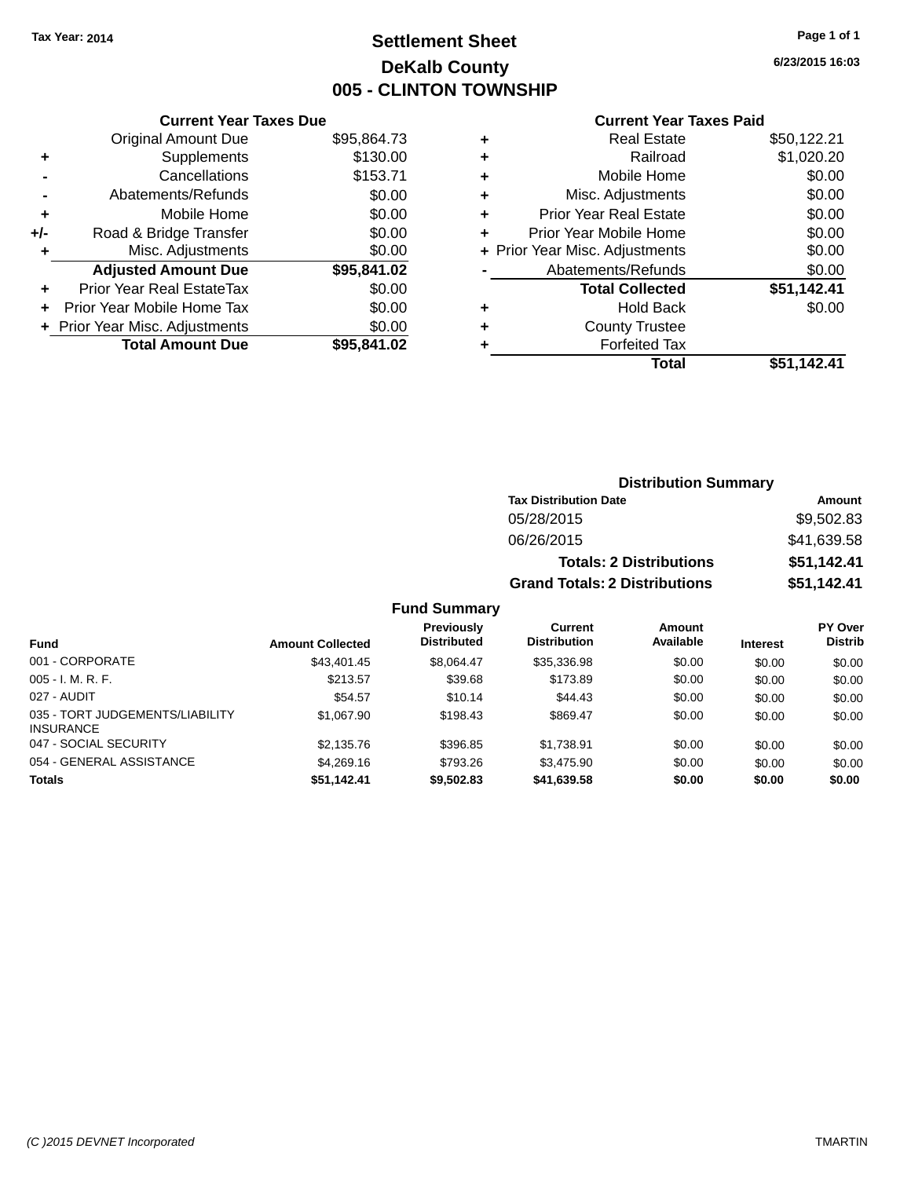Tax Year: 2014

# Settlement Sheet

## DeKalb County

## 005 - CLINTON TOWNSHIP

6/23/2015 16:03

### Current Year Taxes Due

| | | |
|---|---|---|
| | Original Amount Due | $95,864.73 |
| + | Supplements | $130.00 |
| - | Cancellations | $153.71 |
| - | Abatements/Refunds | $0.00 |
| + | Mobile Home | $0.00 |
| +/- | Road & Bridge Transfer | $0.00 |
| + | Misc. Adjustments | $0.00 |
| | **Adjusted Amount Due** | **$95,841.02** |
| + | Prior Year Real EstateTax | $0.00 |
| + | Prior Year Mobile Home Tax | $0.00 |
| + | Prior Year Misc. Adjustments | $0.00 |
| | **Total Amount Due** | **$95,841.02** |

### Current Year Taxes Paid

| | | |
|---|---|---|
| + | Real Estate | $50,122.21 |
| + | Railroad | $1,020.20 |
| + | Mobile Home | $0.00 |
| + | Misc. Adjustments | $0.00 |
| + | Prior Year Real Estate | $0.00 |
| + | Prior Year Mobile Home | $0.00 |
| + | Prior Year Misc. Adjustments | $0.00 |
| - | Abatements/Refunds | $0.00 |
| | **Total Collected** | **$51,142.41** |
| + | Hold Back | $0.00 |
| + | County Trustee | |
| + | Forfeited Tax | |
| | **Total** | **$51,142.41** |

### Distribution Summary

| Tax Distribution Date | Amount |
|---|---|
| 05/28/2015 | $9,502.83 |
| 06/26/2015 | $41,639.58 |
| **Totals: 2 Distributions** | **$51,142.41** |
| **Grand Totals: 2 Distributions** | **$51,142.41** |

### Fund Summary

| Fund | Amount Collected | Previously Distributed | Current Distribution | Amount Available | Interest | PY Over Distrib |
|---|---|---|---|---|---|---|
| 001 - CORPORATE | $43,401.45 | $8,064.47 | $35,336.98 | $0.00 | $0.00 | $0.00 |
| 005 - I. M. R. F. | $213.57 | $39.68 | $173.89 | $0.00 | $0.00 | $0.00 |
| 027 - AUDIT | $54.57 | $10.14 | $44.43 | $0.00 | $0.00 | $0.00 |
| 035 - TORT JUDGEMENTS/LIABILITY INSURANCE | $1,067.90 | $198.43 | $869.47 | $0.00 | $0.00 | $0.00 |
| 047 - SOCIAL SECURITY | $2,135.76 | $396.85 | $1,738.91 | $0.00 | $0.00 | $0.00 |
| 054 - GENERAL ASSISTANCE | $4,269.16 | $793.26 | $3,475.90 | $0.00 | $0.00 | $0.00 |
| **Totals** | **$51,142.41** | **$9,502.83** | **$41,639.58** | **$0.00** | **$0.00** | **$0.00** |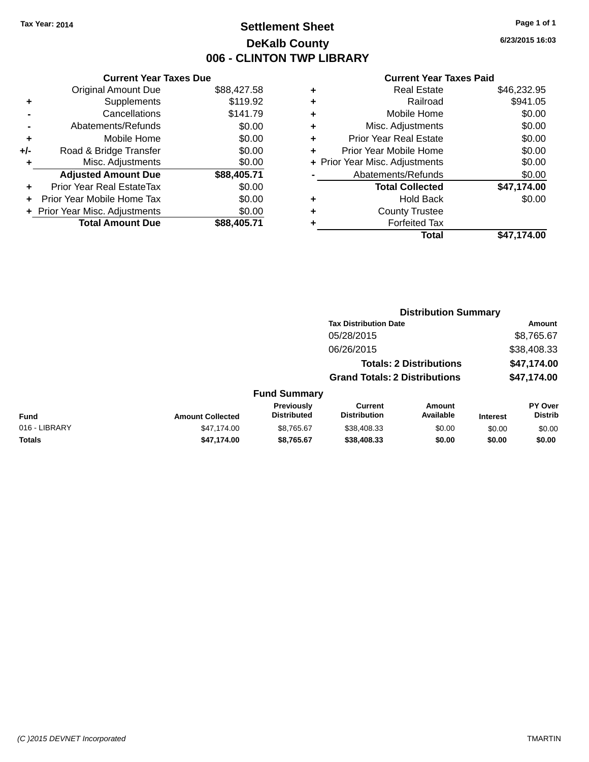Tax Year: 2014

# Settlement Sheet

## DeKalb County

## 006 - CLINTON TWP LIBRARY

6/23/2015 16:03

### Current Year Taxes Due

| | | |
|---|---|---|
| | Original Amount Due | $88,427.58 |
| + | Supplements | $119.92 |
| - | Cancellations | $141.79 |
| - | Abatements/Refunds | $0.00 |
| + | Mobile Home | $0.00 |
| +/- | Road & Bridge Transfer | $0.00 |
| + | Misc. Adjustments | $0.00 |
| | **Adjusted Amount Due** | **$88,405.71** |
| + | Prior Year Real EstateTax | $0.00 |
| + | Prior Year Mobile Home Tax | $0.00 |
| + | Prior Year Misc. Adjustments | $0.00 |
| | **Total Amount Due** | **$88,405.71** |

### Current Year Taxes Paid

| | | |
|---|---|---|
| + | Real Estate | $46,232.95 |
| + | Railroad | $941.05 |
| + | Mobile Home | $0.00 |
| + | Misc. Adjustments | $0.00 |
| + | Prior Year Real Estate | $0.00 |
| + | Prior Year Mobile Home | $0.00 |
| + | Prior Year Misc. Adjustments | $0.00 |
| - | Abatements/Refunds | $0.00 |
| | **Total Collected** | **$47,174.00** |
| + | Hold Back | $0.00 |
| + | County Trustee | |
| + | Forfeited Tax | |
| | **Total** | **$47,174.00** |

### Distribution Summary

| Tax Distribution Date | Amount |
|---|---|
| 05/28/2015 | $8,765.67 |
| 06/26/2015 | $38,408.33 |
| **Totals: 2 Distributions** | **$47,174.00** |
| **Grand Totals: 2 Distributions** | **$47,174.00** |

### Fund Summary

| Fund | Amount Collected | Previously Distributed | Current Distribution | Amount Available | Interest | PY Over Distrib |
|---|---|---|---|---|---|---|
| 016 - LIBRARY | $47,174.00 | $8,765.67 | $38,408.33 | $0.00 | $0.00 | $0.00 |
| **Totals** | **$47,174.00** | **$8,765.67** | **$38,408.33** | **$0.00** | **$0.00** | **$0.00** |

(C )2015 DEVNET Incorporated — TMARTIN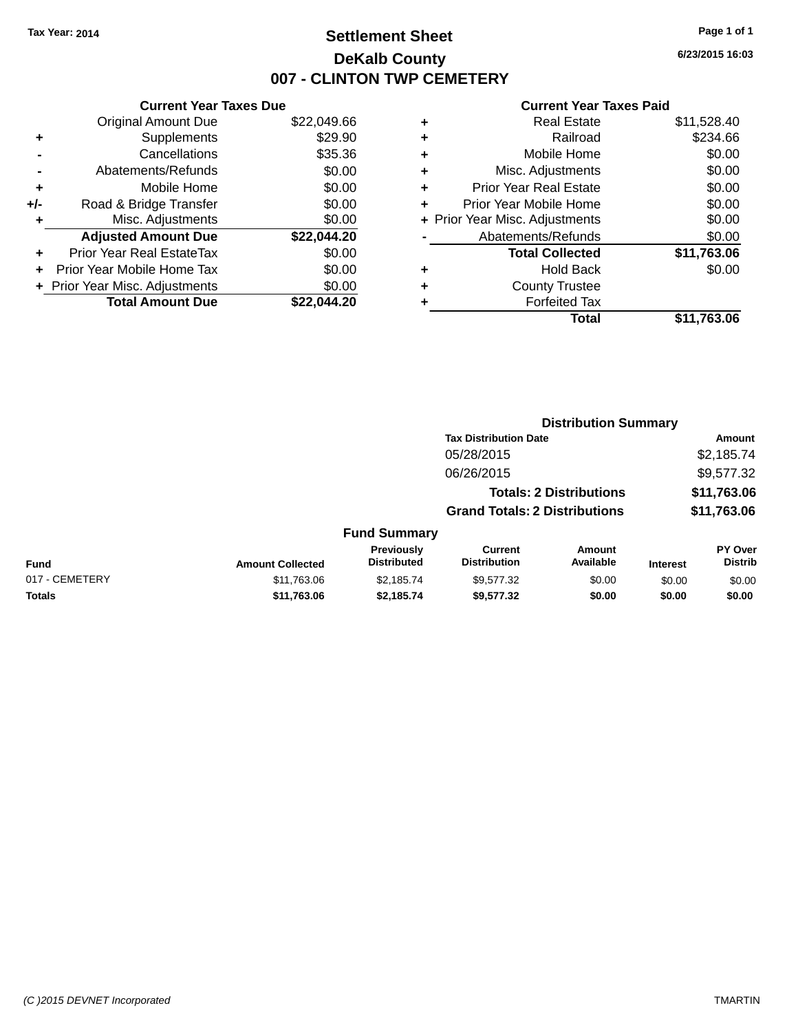Tax Year: 2014

# Settlement Sheet

## DeKalb County

## 007 - CLINTON TWP CEMETERY

6/23/2015 16:03

### Current Year Taxes Due

| | | |
|---|---|---|
| | Original Amount Due | $22,049.66 |
| + | Supplements | $29.90 |
| - | Cancellations | $35.36 |
| - | Abatements/Refunds | $0.00 |
| + | Mobile Home | $0.00 |
| +/- | Road & Bridge Transfer | $0.00 |
| + | Misc. Adjustments | $0.00 |
| | **Adjusted Amount Due** | **$22,044.20** |
| + | Prior Year Real EstateTax | $0.00 |
| + | Prior Year Mobile Home Tax | $0.00 |
| + | Prior Year Misc. Adjustments | $0.00 |
| | **Total Amount Due** | **$22,044.20** |

### Current Year Taxes Paid

| | | |
|---|---|---|
| + | Real Estate | $11,528.40 |
| + | Railroad | $234.66 |
| + | Mobile Home | $0.00 |
| + | Misc. Adjustments | $0.00 |
| + | Prior Year Real Estate | $0.00 |
| + | Prior Year Mobile Home | $0.00 |
| + | Prior Year Misc. Adjustments | $0.00 |
| - | Abatements/Refunds | $0.00 |
| | **Total Collected** | **$11,763.06** |
| + | Hold Back | $0.00 |
| + | County Trustee | |
| + | Forfeited Tax | |
| | **Total** | **$11,763.06** |

### Distribution Summary

| Tax Distribution Date | Amount |
|---|---|
| 05/28/2015 | $2,185.74 |
| 06/26/2015 | $9,577.32 |
| **Totals: 2 Distributions** | **$11,763.06** |
| **Grand Totals: 2 Distributions** | **$11,763.06** |

### Fund Summary

| Fund | Amount Collected | Previously Distributed | Current Distribution | Amount Available | Interest | PY Over Distrib |
|---|---|---|---|---|---|---|
| 017 - CEMETERY | $11,763.06 | $2,185.74 | $9,577.32 | $0.00 | $0.00 | $0.00 |
| **Totals** | **$11,763.06** | **$2,185.74** | **$9,577.32** | **$0.00** | **$0.00** | **$0.00** |

(C )2015 DEVNET Incorporated TMARTIN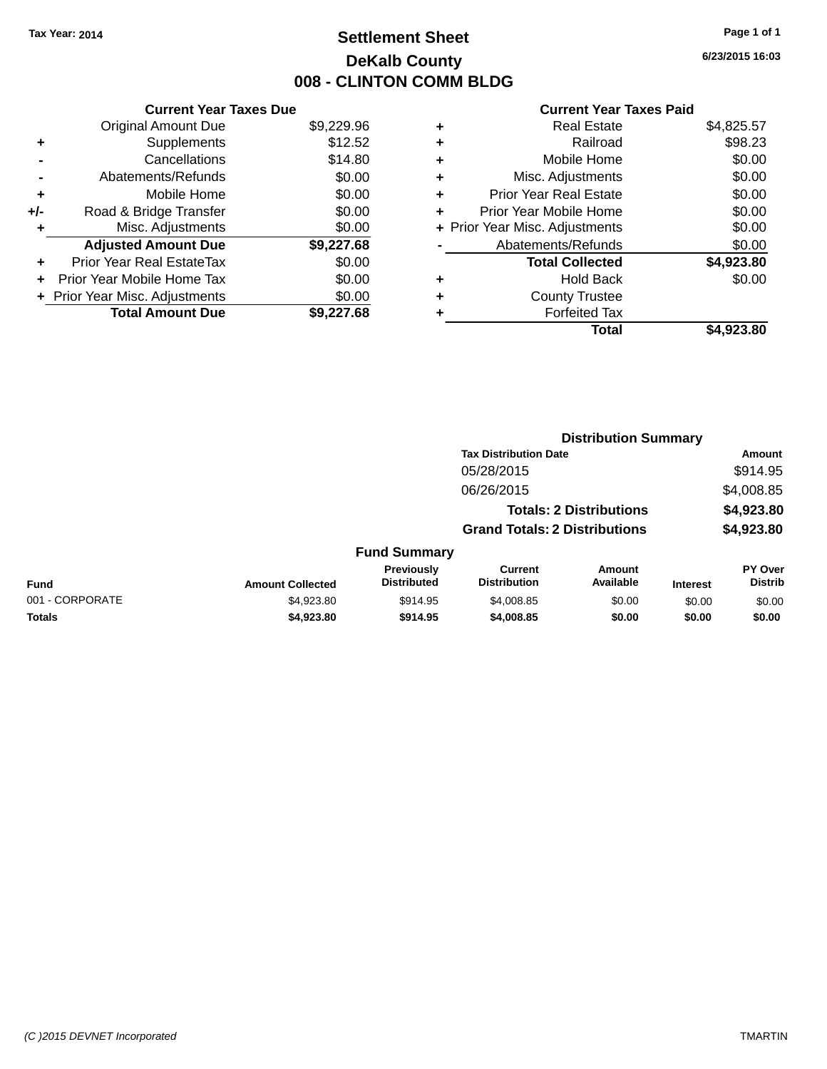Tax Year: 2014

# Settlement Sheet
## DeKalb County
## 008 - CLINTON COMM BLDG

6/23/2015 16:03

### Current Year Taxes Due

| | | |
|---|---|---|
| | Original Amount Due | $9,229.96 |
| + | Supplements | $12.52 |
| - | Cancellations | $14.80 |
| - | Abatements/Refunds | $0.00 |
| + | Mobile Home | $0.00 |
| +/- | Road & Bridge Transfer | $0.00 |
| + | Misc. Adjustments | $0.00 |
| | **Adjusted Amount Due** | **$9,227.68** |
| + | Prior Year Real EstateTax | $0.00 |
| + | Prior Year Mobile Home Tax | $0.00 |
| + | Prior Year Misc. Adjustments | $0.00 |
| | **Total Amount Due** | **$9,227.68** |

### Current Year Taxes Paid

| | | |
|---|---|---|
| + | Real Estate | $4,825.57 |
| + | Railroad | $98.23 |
| + | Mobile Home | $0.00 |
| + | Misc. Adjustments | $0.00 |
| + | Prior Year Real Estate | $0.00 |
| + | Prior Year Mobile Home | $0.00 |
| + | Prior Year Misc. Adjustments | $0.00 |
| - | Abatements/Refunds | $0.00 |
| | **Total Collected** | **$4,923.80** |
| + | Hold Back | $0.00 |
| + | County Trustee | |
| + | Forfeited Tax | |
| | **Total** | **$4,923.80** |

### Distribution Summary

| Tax Distribution Date | Amount |
|---|---|
| 05/28/2015 | $914.95 |
| 06/26/2015 | $4,008.85 |
| **Totals: 2 Distributions** | **$4,923.80** |
| **Grand Totals: 2 Distributions** | **$4,923.80** |

### Fund Summary

| Fund | Amount Collected | Previously Distributed | Current Distribution | Amount Available | Interest | PY Over Distrib |
|---|---|---|---|---|---|---|
| 001 - CORPORATE | $4,923.80 | $914.95 | $4,008.85 | $0.00 | $0.00 | $0.00 |
| **Totals** | **$4,923.80** | **$914.95** | **$4,008.85** | **$0.00** | **$0.00** | **$0.00** |

(C )2015 DEVNET Incorporated

TMARTIN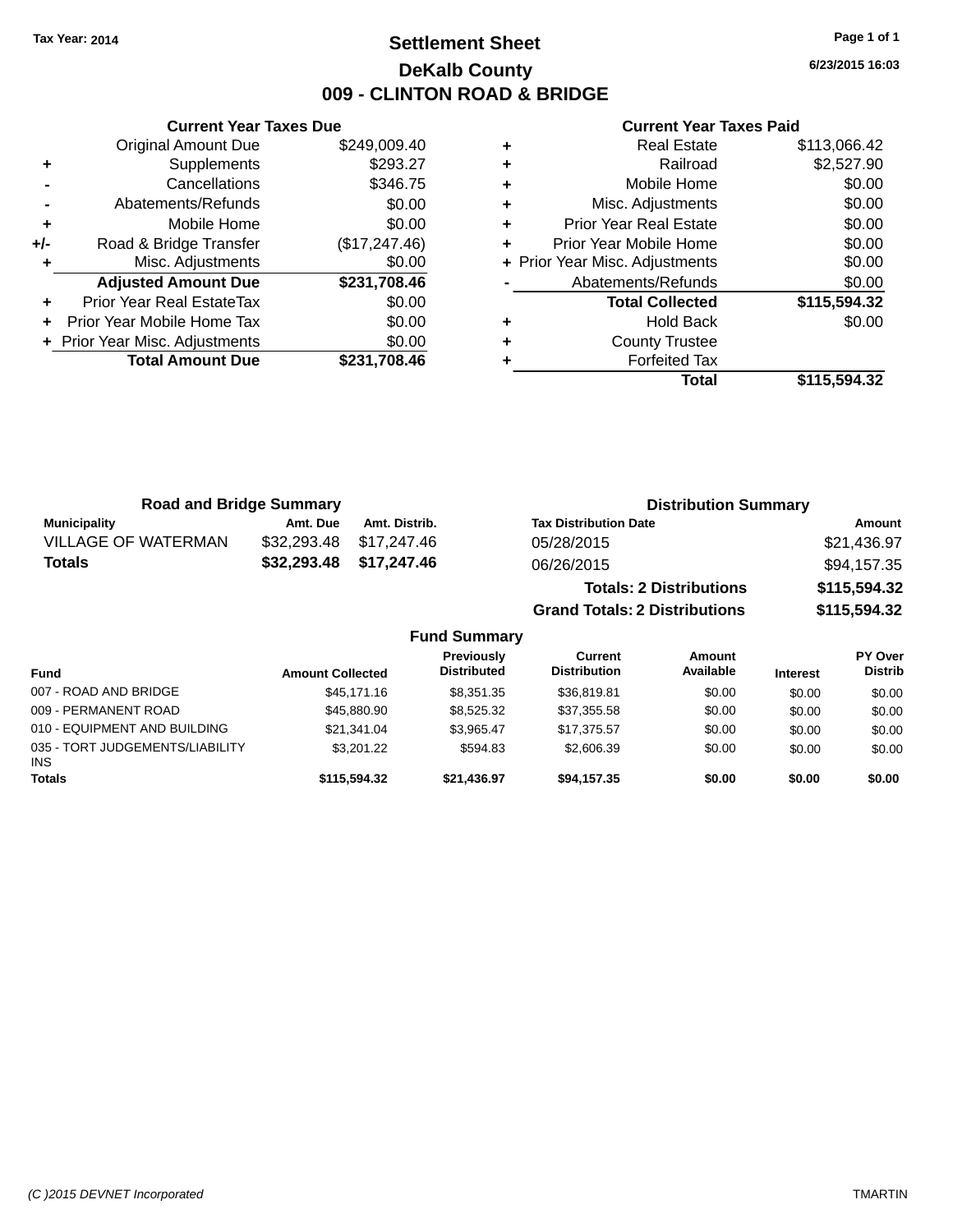Tax Year: 2014

# Settlement Sheet

## DeKalb County

## 009 - CLINTON ROAD & BRIDGE

6/23/2015 16:03

### Current Year Taxes Due

| | | |
|---|---|---|
| | Original Amount Due | $249,009.40 |
| + | Supplements | $293.27 |
| - | Cancellations | $346.75 |
| - | Abatements/Refunds | $0.00 |
| + | Mobile Home | $0.00 |
| +/- | Road & Bridge Transfer | ($17,247.46) |
| + | Misc. Adjustments | $0.00 |
| | **Adjusted Amount Due** | **$231,708.46** |
| + | Prior Year Real EstateTax | $0.00 |
| + | Prior Year Mobile Home Tax | $0.00 |
| + | Prior Year Misc. Adjustments | $0.00 |
| | **Total Amount Due** | **$231,708.46** |

### Current Year Taxes Paid

| | | |
|---|---|---|
| + | Real Estate | $113,066.42 |
| + | Railroad | $2,527.90 |
| + | Mobile Home | $0.00 |
| + | Misc. Adjustments | $0.00 |
| + | Prior Year Real Estate | $0.00 |
| + | Prior Year Mobile Home | $0.00 |
| + | Prior Year Misc. Adjustments | $0.00 |
| - | Abatements/Refunds | $0.00 |
| | **Total Collected** | **$115,594.32** |
| + | Hold Back | $0.00 |
| + | County Trustee | |
| + | Forfeited Tax | |
| | **Total** | **$115,594.32** |

### Road and Bridge Summary

| Municipality | Amt. Due | Amt. Distrib. |
|---|---|---|
| VILLAGE OF WATERMAN | $32,293.48 | $17,247.46 |
| **Totals** | **$32,293.48** | **$17,247.46** |

### Distribution Summary

| Tax Distribution Date | Amount |
|---|---|
| 05/28/2015 | $21,436.97 |
| 06/26/2015 | $94,157.35 |
| **Totals: 2 Distributions** | **$115,594.32** |
| **Grand Totals: 2 Distributions** | **$115,594.32** |

### Fund Summary

| Fund | Amount Collected | Previously Distributed | Current Distribution | Amount Available | Interest | PY Over Distrib |
|---|---|---|---|---|---|---|
| 007 - ROAD AND BRIDGE | $45,171.16 | $8,351.35 | $36,819.81 | $0.00 | $0.00 | $0.00 |
| 009 - PERMANENT ROAD | $45,880.90 | $8,525.32 | $37,355.58 | $0.00 | $0.00 | $0.00 |
| 010 - EQUIPMENT AND BUILDING | $21,341.04 | $3,965.47 | $17,375.57 | $0.00 | $0.00 | $0.00 |
| 035 - TORT JUDGEMENTS/LIABILITY INS | $3,201.22 | $594.83 | $2,606.39 | $0.00 | $0.00 | $0.00 |
| **Totals** | **$115,594.32** | **$21,436.97** | **$94,157.35** | **$0.00** | **$0.00** | **$0.00** |

(C )2015 DEVNET Incorporated TMARTIN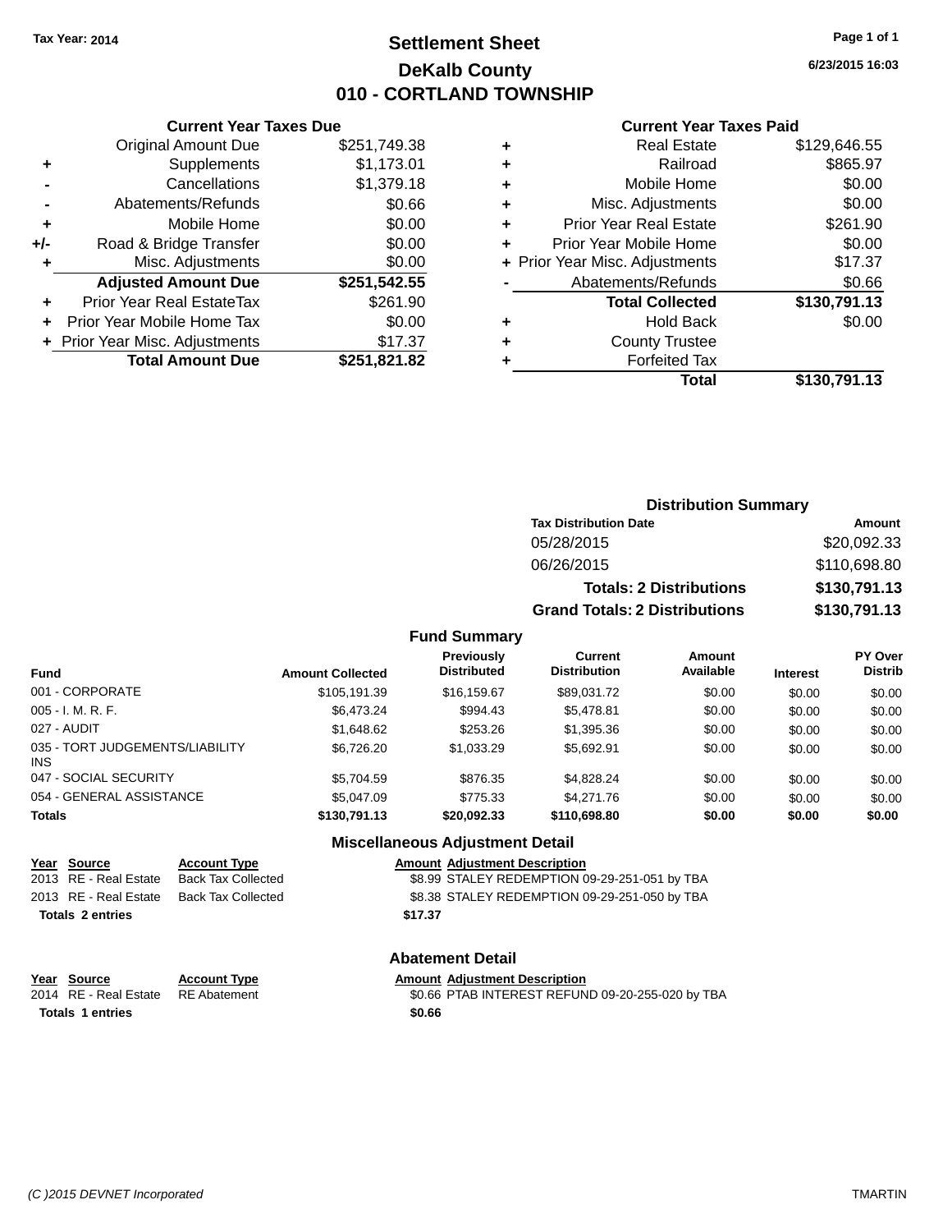Tax Year: 2014

# Settlement Sheet
## DeKalb County
## 010 - CORTLAND TOWNSHIP

6/23/2015 16:03

### Current Year Taxes Due

| | | |
|---|---|---|
| | Original Amount Due | $251,749.38 |
| + | Supplements | $1,173.01 |
| - | Cancellations | $1,379.18 |
| - | Abatements/Refunds | $0.66 |
| + | Mobile Home | $0.00 |
| +/- | Road & Bridge Transfer | $0.00 |
| + | Misc. Adjustments | $0.00 |
| | **Adjusted Amount Due** | **$251,542.55** |
| + | Prior Year Real EstateTax | $261.90 |
| + | Prior Year Mobile Home Tax | $0.00 |
| + | Prior Year Misc. Adjustments | $17.37 |
| | **Total Amount Due** | **$251,821.82** |

### Current Year Taxes Paid

| | | |
|---|---|---|
| + | Real Estate | $129,646.55 |
| + | Railroad | $865.97 |
| + | Mobile Home | $0.00 |
| + | Misc. Adjustments | $0.00 |
| + | Prior Year Real Estate | $261.90 |
| + | Prior Year Mobile Home | $0.00 |
| + | Prior Year Misc. Adjustments | $17.37 |
| - | Abatements/Refunds | $0.66 |
| | **Total Collected** | **$130,791.13** |
| + | Hold Back | $0.00 |
| + | County Trustee | |
| + | Forfeited Tax | |
| | **Total** | **$130,791.13** |

### Distribution Summary

| Tax Distribution Date | Amount |
|---|---|
| 05/28/2015 | $20,092.33 |
| 06/26/2015 | $110,698.80 |
| **Totals: 2 Distributions** | **$130,791.13** |
| **Grand Totals: 2 Distributions** | **$130,791.13** |

### Fund Summary

| Fund | Amount Collected | Previously Distributed | Current Distribution | Amount Available | Interest | PY Over Distrib |
|---|---|---|---|---|---|---|
| 001 - CORPORATE | $105,191.39 | $16,159.67 | $89,031.72 | $0.00 | $0.00 | $0.00 |
| 005 - I. M. R. F. | $6,473.24 | $994.43 | $5,478.81 | $0.00 | $0.00 | $0.00 |
| 027 - AUDIT | $1,648.62 | $253.26 | $1,395.36 | $0.00 | $0.00 | $0.00 |
| 035 - TORT JUDGEMENTS/LIABILITY INS | $6,726.20 | $1,033.29 | $5,692.91 | $0.00 | $0.00 | $0.00 |
| 047 - SOCIAL SECURITY | $5,704.59 | $876.35 | $4,828.24 | $0.00 | $0.00 | $0.00 |
| 054 - GENERAL ASSISTANCE | $5,047.09 | $775.33 | $4,271.76 | $0.00 | $0.00 | $0.00 |
| **Totals** | **$130,791.13** | **$20,092.33** | **$110,698.80** | **$0.00** | **$0.00** | **$0.00** |

### Miscellaneous Adjustment Detail

| Year | Source | Account Type | Amount | Adjustment Description |
|---|---|---|---|---|
| 2013 | RE - Real Estate | Back Tax Collected | $8.99 | STALEY REDEMPTION 09-29-251-051 by TBA |
| 2013 | RE - Real Estate | Back Tax Collected | $8.38 | STALEY REDEMPTION 09-29-251-050 by TBA |
| **Totals 2 entries** | | | **$17.37** | |

### Abatement Detail

| Year | Source | Account Type | Amount | Adjustment Description |
|---|---|---|---|---|
| 2014 | RE - Real Estate | RE Abatement | $0.66 | PTAB INTEREST REFUND 09-20-255-020 by TBA |
| **Totals 1 entries** | | | **$0.66** | |

(C )2015 DEVNET Incorporated TMARTIN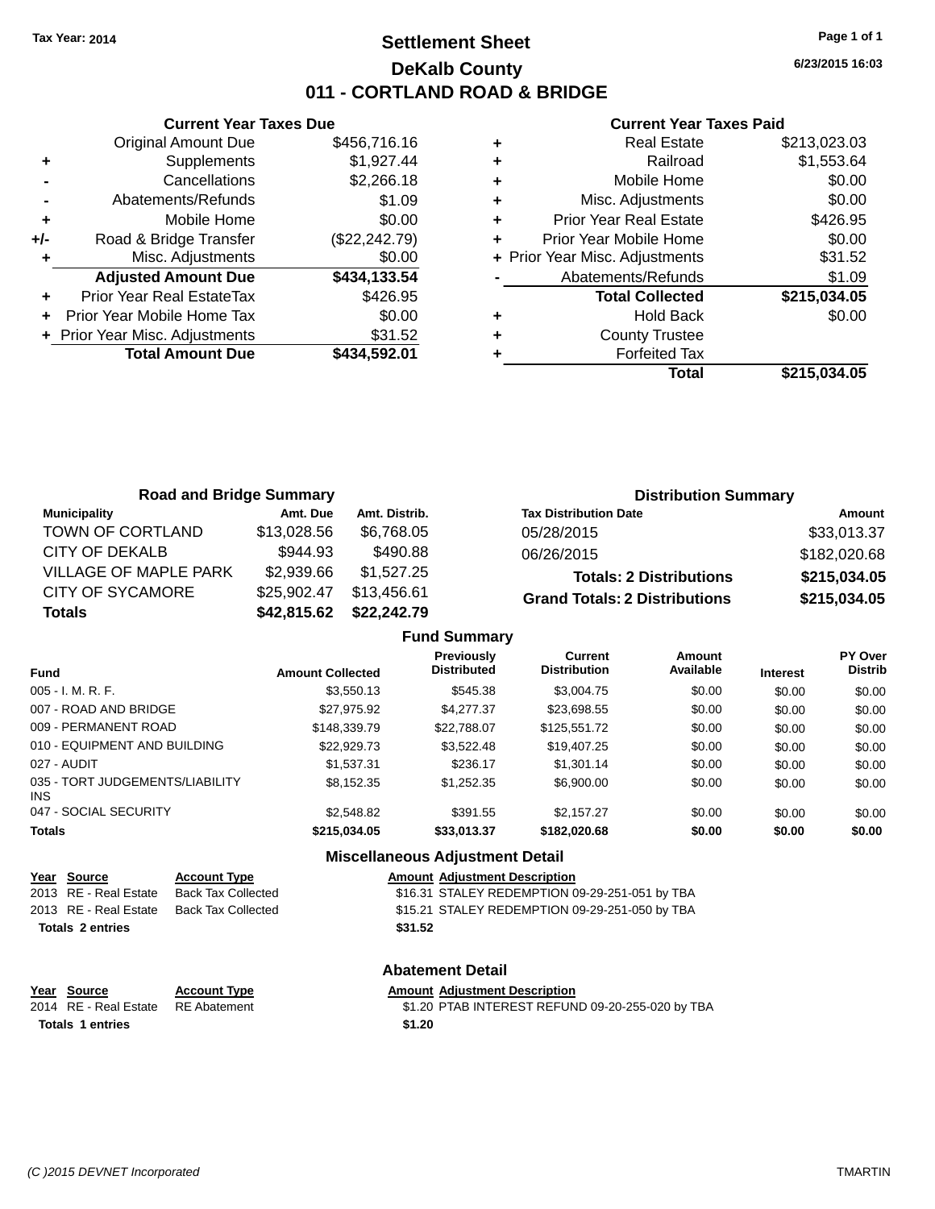Tax Year: 2014

# Settlement Sheet

## DeKalb County

## 011 - CORTLAND ROAD & BRIDGE

6/23/2015 16:03

| | Current Year Taxes Due | |
|---|---|---|
| | Original Amount Due | $456,716.16 |
| + | Supplements | $1,927.44 |
| - | Cancellations | $2,266.18 |
| - | Abatements/Refunds | $1.09 |
| + | Mobile Home | $0.00 |
| +/- | Road & Bridge Transfer | ($22,242.79) |
| + | Misc. Adjustments | $0.00 |
| | **Adjusted Amount Due** | **$434,133.54** |
| + | Prior Year Real EstateTax | $426.95 |
| + | Prior Year Mobile Home Tax | $0.00 |
| + | Prior Year Misc. Adjustments | $31.52 |
| | **Total Amount Due** | **$434,592.01** |

| | Current Year Taxes Paid | |
|---|---|---|
| + | Real Estate | $213,023.03 |
| + | Railroad | $1,553.64 |
| + | Mobile Home | $0.00 |
| + | Misc. Adjustments | $0.00 |
| + | Prior Year Real Estate | $426.95 |
| + | Prior Year Mobile Home | $0.00 |
| + | Prior Year Misc. Adjustments | $31.52 |
| - | Abatements/Refunds | $1.09 |
| | **Total Collected** | **$215,034.05** |
| + | Hold Back | $0.00 |
| + | County Trustee | |
| + | Forfeited Tax | |
| | **Total** | **$215,034.05** |

### Road and Bridge Summary

| Municipality | Amt. Due | Amt. Distrib. |
|---|---|---|
| TOWN OF CORTLAND | $13,028.56 | $6,768.05 |
| CITY OF DEKALB | $944.93 | $490.88 |
| VILLAGE OF MAPLE PARK | $2,939.66 | $1,527.25 |
| CITY OF SYCAMORE | $25,902.47 | $13,456.61 |
| **Totals** | **$42,815.62** | **$22,242.79** |

### Distribution Summary

| Tax Distribution Date | Amount |
|---|---|
| 05/28/2015 | $33,013.37 |
| 06/26/2015 | $182,020.68 |
| **Totals: 2 Distributions** | **$215,034.05** |
| **Grand Totals: 2 Distributions** | **$215,034.05** |

### Fund Summary

| Fund | Amount Collected | Previously Distributed | Current Distribution | Amount Available | Interest | PY Over Distrib |
|---|---|---|---|---|---|---|
| 005 - I. M. R. F. | $3,550.13 | $545.38 | $3,004.75 | $0.00 | $0.00 | $0.00 |
| 007 - ROAD AND BRIDGE | $27,975.92 | $4,277.37 | $23,698.55 | $0.00 | $0.00 | $0.00 |
| 009 - PERMANENT ROAD | $148,339.79 | $22,788.07 | $125,551.72 | $0.00 | $0.00 | $0.00 |
| 010 - EQUIPMENT AND BUILDING | $22,929.73 | $3,522.48 | $19,407.25 | $0.00 | $0.00 | $0.00 |
| 027 - AUDIT | $1,537.31 | $236.17 | $1,301.14 | $0.00 | $0.00 | $0.00 |
| 035 - TORT JUDGEMENTS/LIABILITY INS | $8,152.35 | $1,252.35 | $6,900.00 | $0.00 | $0.00 | $0.00 |
| 047 - SOCIAL SECURITY | $2,548.82 | $391.55 | $2,157.27 | $0.00 | $0.00 | $0.00 |
| **Totals** | **$215,034.05** | **$33,013.37** | **$182,020.68** | **$0.00** | **$0.00** | **$0.00** |

### Miscellaneous Adjustment Detail

| Year | Source | Account Type | Amount | Adjustment Description |
|---|---|---|---|---|
| 2013 | RE - Real Estate | Back Tax Collected | $16.31 | STALEY REDEMPTION 09-29-251-051 by TBA |
| 2013 | RE - Real Estate | Back Tax Collected | $15.21 | STALEY REDEMPTION 09-29-251-050 by TBA |
| **Totals 2 entries** | | | **$31.52** | |

### Abatement Detail

| Year | Source | Account Type | Amount | Adjustment Description |
|---|---|---|---|---|
| 2014 | RE - Real Estate | RE Abatement | $1.20 | PTAB INTEREST REFUND 09-20-255-020 by TBA |
| **Totals 1 entries** | | | **$1.20** | |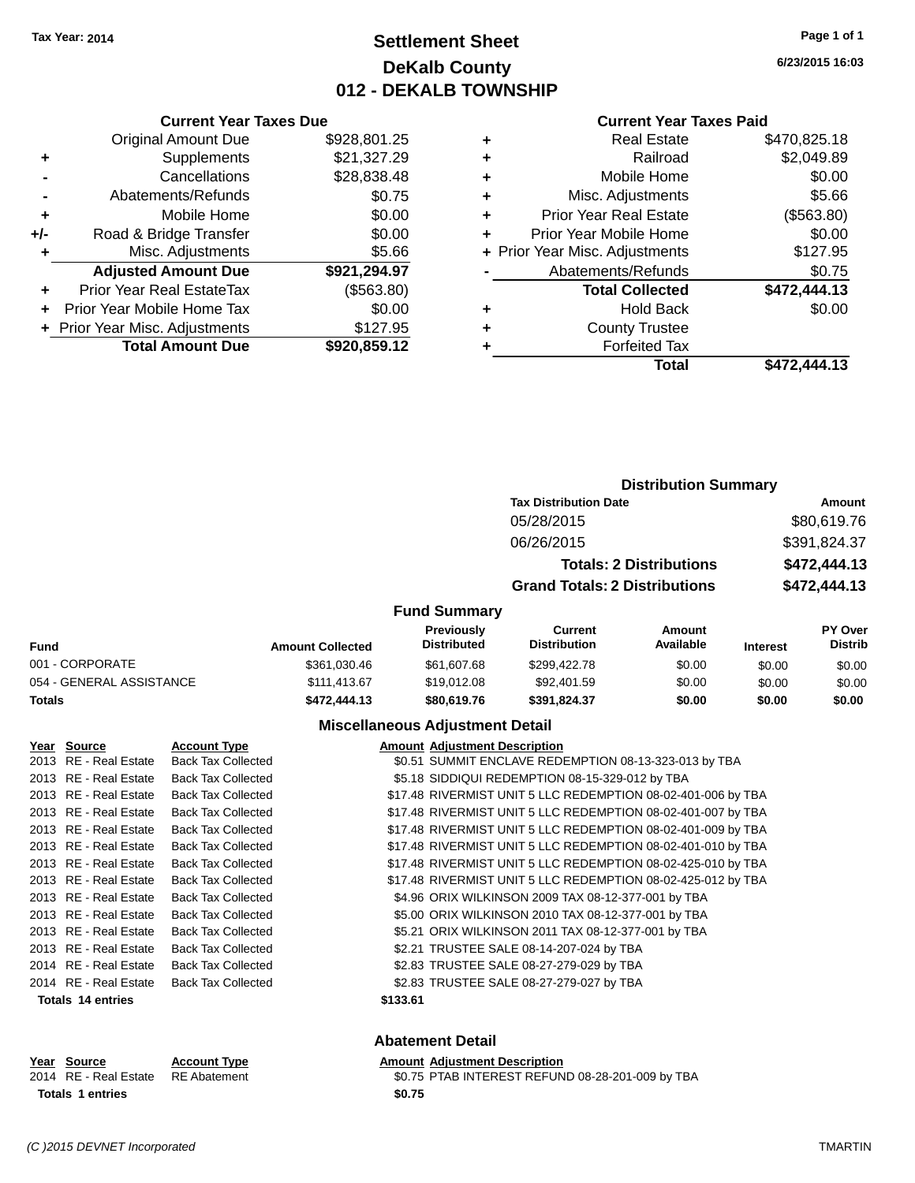Tax Year: 2014

# Settlement Sheet
## DeKalb County
## 012 - DEKALB TOWNSHIP

6/23/2015 16:03

### Current Year Taxes Due

| | | |
|---|---|---|
| | Original Amount Due | $928,801.25 |
| + | Supplements | $21,327.29 |
| - | Cancellations | $28,838.48 |
| - | Abatements/Refunds | $0.75 |
| + | Mobile Home | $0.00 |
| +/- | Road & Bridge Transfer | $0.00 |
| + | Misc. Adjustments | $5.66 |
| | **Adjusted Amount Due** | **$921,294.97** |
| + | Prior Year Real EstateTax | ($563.80) |
| + | Prior Year Mobile Home Tax | $0.00 |
| + | Prior Year Misc. Adjustments | $127.95 |
| | **Total Amount Due** | **$920,859.12** |

### Current Year Taxes Paid

| | | |
|---|---|---|
| + | Real Estate | $470,825.18 |
| + | Railroad | $2,049.89 |
| + | Mobile Home | $0.00 |
| + | Misc. Adjustments | $5.66 |
| + | Prior Year Real Estate | ($563.80) |
| + | Prior Year Mobile Home | $0.00 |
| + | Prior Year Misc. Adjustments | $127.95 |
| - | Abatements/Refunds | $0.75 |
| | **Total Collected** | **$472,444.13** |
| + | Hold Back | $0.00 |
| + | County Trustee | |
| + | Forfeited Tax | |
| | **Total** | **$472,444.13** |

### Distribution Summary

| Tax Distribution Date | Amount |
|---|---|
| 05/28/2015 | $80,619.76 |
| 06/26/2015 | $391,824.37 |
| **Totals: 2 Distributions** | **$472,444.13** |
| **Grand Totals: 2 Distributions** | **$472,444.13** |

### Fund Summary

| Fund | Amount Collected | Previously Distributed | Current Distribution | Amount Available | Interest | PY Over Distrib |
|---|---|---|---|---|---|---|
| 001 - CORPORATE | $361,030.46 | $61,607.68 | $299,422.78 | $0.00 | $0.00 | $0.00 |
| 054 - GENERAL ASSISTANCE | $111,413.67 | $19,012.08 | $92,401.59 | $0.00 | $0.00 | $0.00 |
| **Totals** | **$472,444.13** | **$80,619.76** | **$391,824.37** | **$0.00** | **$0.00** | **$0.00** |

### Miscellaneous Adjustment Detail

| Year | Source | Account Type | Amount | Adjustment Description |
|---|---|---|---|---|
| 2013 | RE - Real Estate | Back Tax Collected | $0.51 | SUMMIT ENCLAVE REDEMPTION 08-13-323-013 by TBA |
| 2013 | RE - Real Estate | Back Tax Collected | $5.18 | SIDDIQUI REDEMPTION 08-15-329-012 by TBA |
| 2013 | RE - Real Estate | Back Tax Collected | $17.48 | RIVERMIST UNIT 5 LLC REDEMPTION 08-02-401-006 by TBA |
| 2013 | RE - Real Estate | Back Tax Collected | $17.48 | RIVERMIST UNIT 5 LLC REDEMPTION 08-02-401-007 by TBA |
| 2013 | RE - Real Estate | Back Tax Collected | $17.48 | RIVERMIST UNIT 5 LLC REDEMPTION 08-02-401-009 by TBA |
| 2013 | RE - Real Estate | Back Tax Collected | $17.48 | RIVERMIST UNIT 5 LLC REDEMPTION 08-02-401-010 by TBA |
| 2013 | RE - Real Estate | Back Tax Collected | $17.48 | RIVERMIST UNIT 5 LLC REDEMPTION 08-02-425-010 by TBA |
| 2013 | RE - Real Estate | Back Tax Collected | $17.48 | RIVERMIST UNIT 5 LLC REDEMPTION 08-02-425-012 by TBA |
| 2013 | RE - Real Estate | Back Tax Collected | $4.96 | ORIX WILKINSON 2009 TAX 08-12-377-001 by TBA |
| 2013 | RE - Real Estate | Back Tax Collected | $5.00 | ORIX WILKINSON 2010 TAX 08-12-377-001 by TBA |
| 2013 | RE - Real Estate | Back Tax Collected | $5.21 | ORIX WILKINSON 2011 TAX 08-12-377-001 by TBA |
| 2013 | RE - Real Estate | Back Tax Collected | $2.21 | TRUSTEE SALE 08-14-207-024 by TBA |
| 2014 | RE - Real Estate | Back Tax Collected | $2.83 | TRUSTEE SALE 08-27-279-029 by TBA |
| 2014 | RE - Real Estate | Back Tax Collected | $2.83 | TRUSTEE SALE 08-27-279-027 by TBA |
| **Totals 14 entries** | | | **$133.61** | |

### Abatement Detail

| Year | Source | Account Type | Amount | Adjustment Description |
|---|---|---|---|---|
| 2014 | RE - Real Estate | RE Abatement | $0.75 | PTAB INTEREST REFUND 08-28-201-009 by TBA |
| **Totals 1 entries** | | | **$0.75** | |

(C )2015 DEVNET Incorporated — TMARTIN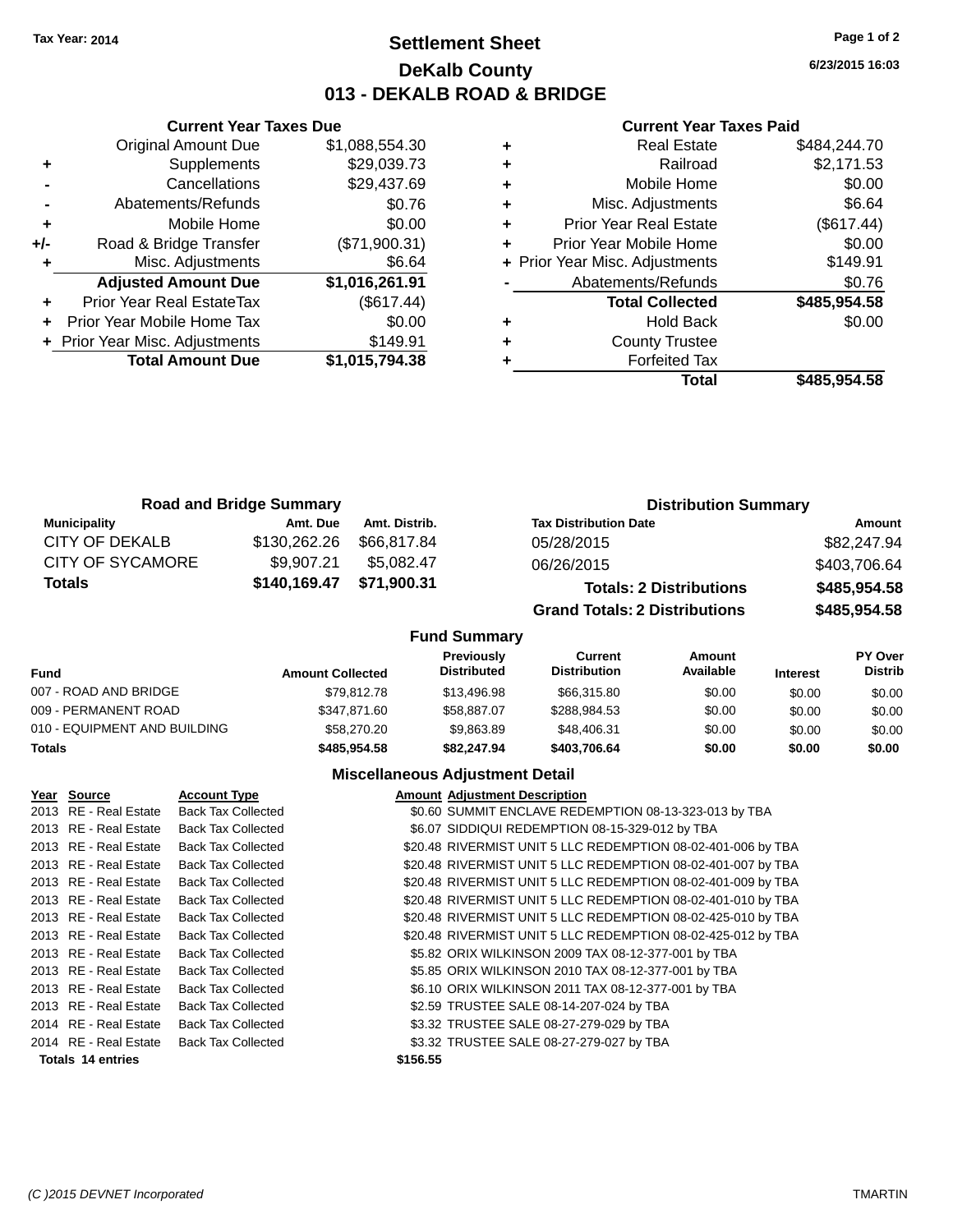Tax Year: 2014

# Settlement Sheet
## DeKalb County
## 013 - DEKALB ROAD & BRIDGE

6/23/2015 16:03

### Current Year Taxes Due

| | | |
|---|---|---|
| | Original Amount Due | $1,088,554.30 |
| + | Supplements | $29,039.73 |
| - | Cancellations | $29,437.69 |
| - | Abatements/Refunds | $0.76 |
| + | Mobile Home | $0.00 |
| +/- | Road & Bridge Transfer | ($71,900.31) |
| + | Misc. Adjustments | $6.64 |
| | **Adjusted Amount Due** | **$1,016,261.91** |
| + | Prior Year Real EstateTax | ($617.44) |
| + | Prior Year Mobile Home Tax | $0.00 |
| + | Prior Year Misc. Adjustments | $149.91 |
| | **Total Amount Due** | **$1,015,794.38** |

### Current Year Taxes Paid

| | | |
|---|---|---|
| + | Real Estate | $484,244.70 |
| + | Railroad | $2,171.53 |
| + | Mobile Home | $0.00 |
| + | Misc. Adjustments | $6.64 |
| + | Prior Year Real Estate | ($617.44) |
| + | Prior Year Mobile Home | $0.00 |
| + | Prior Year Misc. Adjustments | $149.91 |
| - | Abatements/Refunds | $0.76 |
| | **Total Collected** | **$485,954.58** |
| + | Hold Back | $0.00 |
| + | County Trustee | |
| + | Forfeited Tax | |
| | **Total** | **$485,954.58** |

### Road and Bridge Summary

| Municipality | Amt. Due | Amt. Distrib. |
|---|---|---|
| CITY OF DEKALB | $130,262.26 | $66,817.84 |
| CITY OF SYCAMORE | $9,907.21 | $5,082.47 |
| **Totals** | **$140,169.47** | **$71,900.31** |

### Distribution Summary

| Tax Distribution Date | Amount |
|---|---|
| 05/28/2015 | $82,247.94 |
| 06/26/2015 | $403,706.64 |
| **Totals: 2 Distributions** | **$485,954.58** |
| **Grand Totals: 2 Distributions** | **$485,954.58** |

### Fund Summary

| Fund | Amount Collected | Previously Distributed | Current Distribution | Amount Available | Interest | PY Over Distrib |
|---|---|---|---|---|---|---|
| 007 - ROAD AND BRIDGE | $79,812.78 | $13,496.98 | $66,315.80 | $0.00 | $0.00 | $0.00 |
| 009 - PERMANENT ROAD | $347,871.60 | $58,887.07 | $288,984.53 | $0.00 | $0.00 | $0.00 |
| 010 - EQUIPMENT AND BUILDING | $58,270.20 | $9,863.89 | $48,406.31 | $0.00 | $0.00 | $0.00 |
| **Totals** | **$485,954.58** | **$82,247.94** | **$403,706.64** | **$0.00** | **$0.00** | **$0.00** |

### Miscellaneous Adjustment Detail

| Year | Source | Account Type | Amount | Adjustment Description |
|---|---|---|---|---|
| 2013 | RE - Real Estate | Back Tax Collected | $0.60 | SUMMIT ENCLAVE REDEMPTION 08-13-323-013 by TBA |
| 2013 | RE - Real Estate | Back Tax Collected | $6.07 | SIDDIQUI REDEMPTION 08-15-329-012 by TBA |
| 2013 | RE - Real Estate | Back Tax Collected | $20.48 | RIVERMIST UNIT 5 LLC REDEMPTION 08-02-401-006 by TBA |
| 2013 | RE - Real Estate | Back Tax Collected | $20.48 | RIVERMIST UNIT 5 LLC REDEMPTION 08-02-401-007 by TBA |
| 2013 | RE - Real Estate | Back Tax Collected | $20.48 | RIVERMIST UNIT 5 LLC REDEMPTION 08-02-401-009 by TBA |
| 2013 | RE - Real Estate | Back Tax Collected | $20.48 | RIVERMIST UNIT 5 LLC REDEMPTION 08-02-401-010 by TBA |
| 2013 | RE - Real Estate | Back Tax Collected | $20.48 | RIVERMIST UNIT 5 LLC REDEMPTION 08-02-425-010 by TBA |
| 2013 | RE - Real Estate | Back Tax Collected | $20.48 | RIVERMIST UNIT 5 LLC REDEMPTION 08-02-425-012 by TBA |
| 2013 | RE - Real Estate | Back Tax Collected | $5.82 | ORIX WILKINSON 2009 TAX 08-12-377-001 by TBA |
| 2013 | RE - Real Estate | Back Tax Collected | $5.85 | ORIX WILKINSON 2010 TAX 08-12-377-001 by TBA |
| 2013 | RE - Real Estate | Back Tax Collected | $6.10 | ORIX WILKINSON 2011 TAX 08-12-377-001 by TBA |
| 2013 | RE - Real Estate | Back Tax Collected | $2.59 | TRUSTEE SALE 08-14-207-024 by TBA |
| 2014 | RE - Real Estate | Back Tax Collected | $3.32 | TRUSTEE SALE 08-27-279-029 by TBA |
| 2014 | RE - Real Estate | Back Tax Collected | $3.32 | TRUSTEE SALE 08-27-279-027 by TBA |
| **Totals 14 entries** | | | **$156.55** | |

(C )2015 DEVNET Incorporated TMARTIN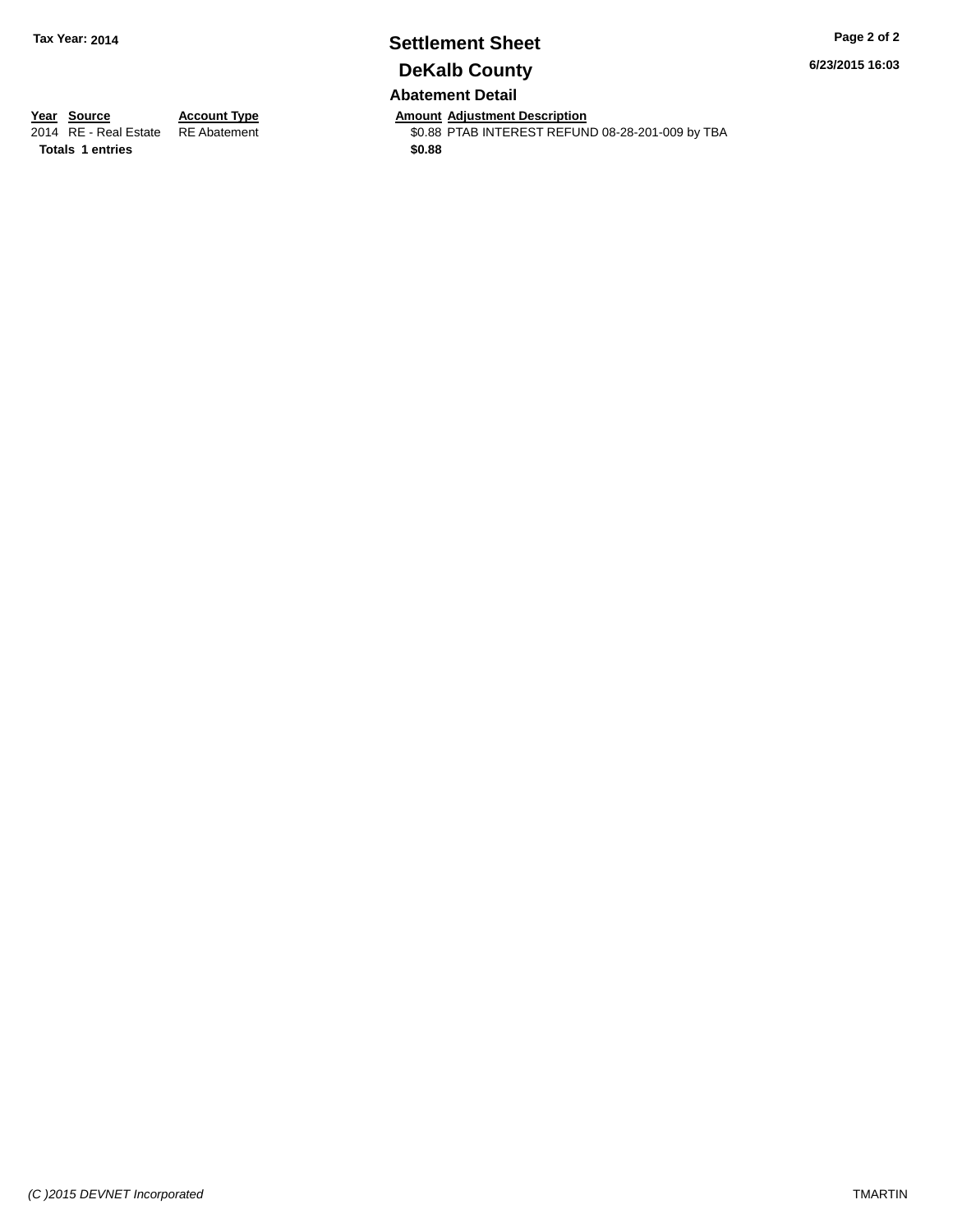**Tax Year: 2014**

# Settlement Sheet

## DeKalb County

### Abatement Detail

| Year | Source | Account Type | Amount | Adjustment Description |
|---|---|---|---|---|
| 2014 | RE - Real Estate | RE Abatement | $0.88 | PTAB INTEREST REFUND 08-28-201-009 by TBA |
| **Totals** | **1 entries** | | **$0.88** | |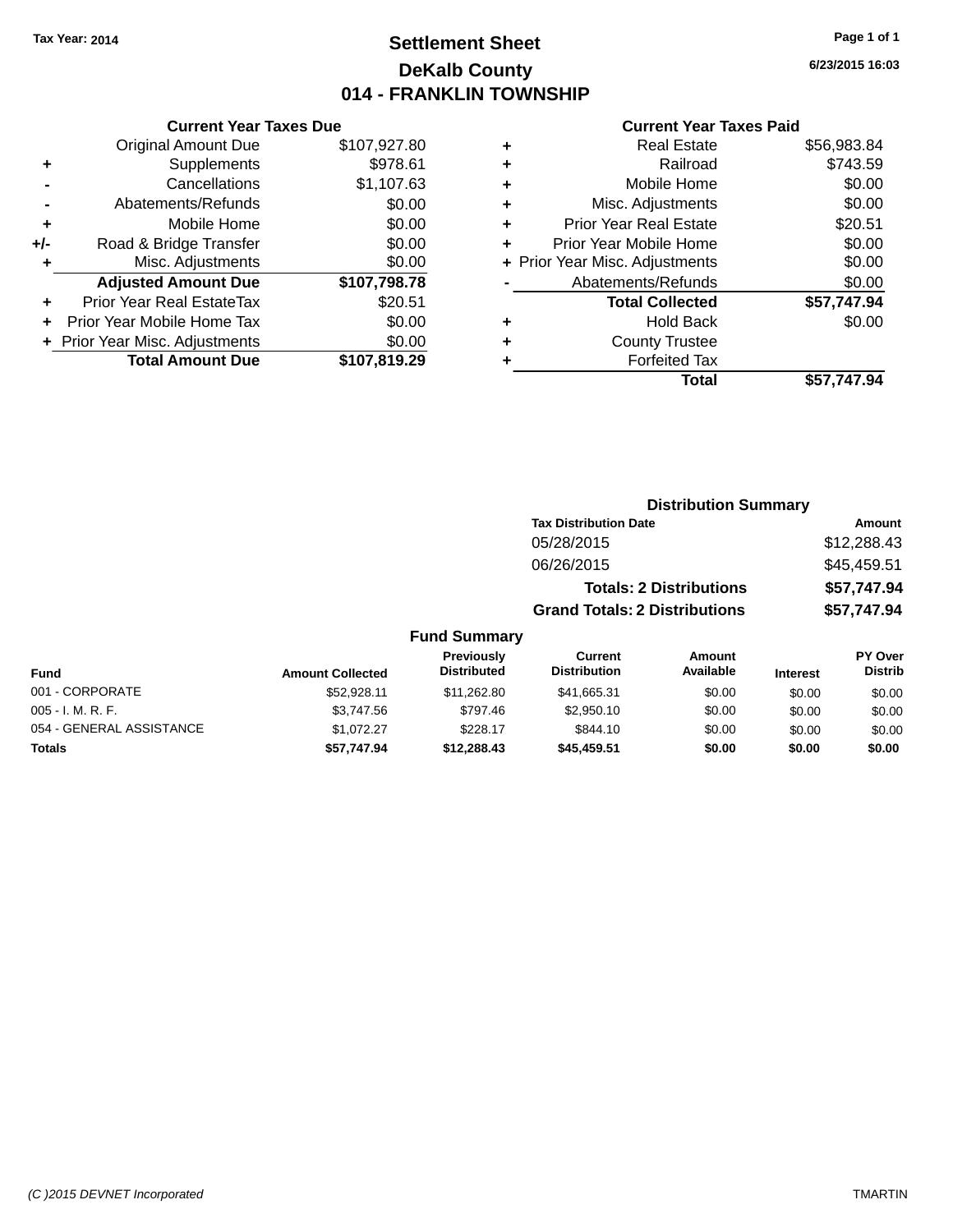Tax Year: 2014

# Settlement Sheet

## DeKalb County

## 014 - FRANKLIN TOWNSHIP

6/23/2015 16:03

### Current Year Taxes Due

| | | |
|---|---|---|
| | Original Amount Due | $107,927.80 |
| + | Supplements | $978.61 |
| - | Cancellations | $1,107.63 |
| - | Abatements/Refunds | $0.00 |
| + | Mobile Home | $0.00 |
| +/- | Road & Bridge Transfer | $0.00 |
| + | Misc. Adjustments | $0.00 |
| | **Adjusted Amount Due** | **$107,798.78** |
| + | Prior Year Real EstateTax | $20.51 |
| + | Prior Year Mobile Home Tax | $0.00 |
| + | Prior Year Misc. Adjustments | $0.00 |
| | **Total Amount Due** | **$107,819.29** |

### Current Year Taxes Paid

| | | |
|---|---|---|
| + | Real Estate | $56,983.84 |
| + | Railroad | $743.59 |
| + | Mobile Home | $0.00 |
| + | Misc. Adjustments | $0.00 |
| + | Prior Year Real Estate | $20.51 |
| + | Prior Year Mobile Home | $0.00 |
| + | Prior Year Misc. Adjustments | $0.00 |
| - | Abatements/Refunds | $0.00 |
| | **Total Collected** | **$57,747.94** |
| + | Hold Back | $0.00 |
| + | County Trustee | |
| + | Forfeited Tax | |
| | **Total** | **$57,747.94** |

### Distribution Summary

| Tax Distribution Date | Amount |
|---|---|
| 05/28/2015 | $12,288.43 |
| 06/26/2015 | $45,459.51 |
| **Totals: 2 Distributions** | **$57,747.94** |
| **Grand Totals: 2 Distributions** | **$57,747.94** |

### Fund Summary

| Fund | Amount Collected | Previously Distributed | Current Distribution | Amount Available | Interest | PY Over Distrib |
|---|---|---|---|---|---|---|
| 001 - CORPORATE | $52,928.11 | $11,262.80 | $41,665.31 | $0.00 | $0.00 | $0.00 |
| 005 - I. M. R. F. | $3,747.56 | $797.46 | $2,950.10 | $0.00 | $0.00 | $0.00 |
| 054 - GENERAL ASSISTANCE | $1,072.27 | $228.17 | $844.10 | $0.00 | $0.00 | $0.00 |
| **Totals** | **$57,747.94** | **$12,288.43** | **$45,459.51** | **$0.00** | **$0.00** | **$0.00** |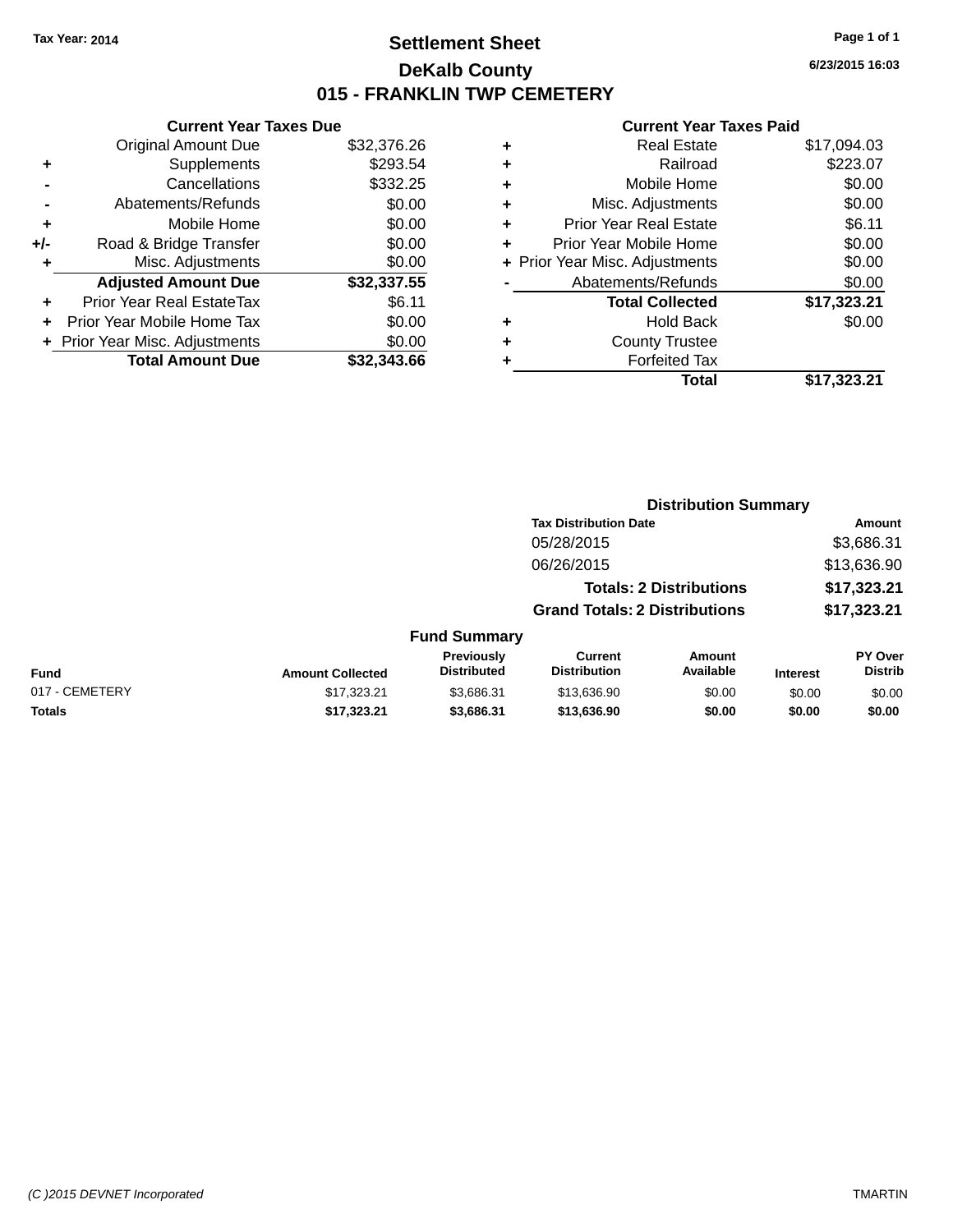Tax Year: 2014

# Settlement Sheet
## DeKalb County
## 015 - FRANKLIN TWP CEMETERY

6/23/2015 16:03

### Current Year Taxes Due

| | | |
|---|---|---|
| | Original Amount Due | $32,376.26 |
| + | Supplements | $293.54 |
| - | Cancellations | $332.25 |
| - | Abatements/Refunds | $0.00 |
| + | Mobile Home | $0.00 |
| +/- | Road & Bridge Transfer | $0.00 |
| + | Misc. Adjustments | $0.00 |
| | **Adjusted Amount Due** | **$32,337.55** |
| + | Prior Year Real EstateTax | $6.11 |
| + | Prior Year Mobile Home Tax | $0.00 |
| + | Prior Year Misc. Adjustments | $0.00 |
| | **Total Amount Due** | **$32,343.66** |

### Current Year Taxes Paid

| | | |
|---|---|---|
| + | Real Estate | $17,094.03 |
| + | Railroad | $223.07 |
| + | Mobile Home | $0.00 |
| + | Misc. Adjustments | $0.00 |
| + | Prior Year Real Estate | $6.11 |
| + | Prior Year Mobile Home | $0.00 |
| + | Prior Year Misc. Adjustments | $0.00 |
| - | Abatements/Refunds | $0.00 |
| | **Total Collected** | **$17,323.21** |
| + | Hold Back | $0.00 |
| + | County Trustee | |
| + | Forfeited Tax | |
| | **Total** | **$17,323.21** |

### Distribution Summary

| Tax Distribution Date | Amount |
|---|---|
| 05/28/2015 | $3,686.31 |
| 06/26/2015 | $13,636.90 |
| **Totals: 2 Distributions** | **$17,323.21** |
| **Grand Totals: 2 Distributions** | **$17,323.21** |

### Fund Summary

| Fund | Amount Collected | Previously Distributed | Current Distribution | Amount Available | Interest | PY Over Distrib |
|---|---|---|---|---|---|---|
| 017 - CEMETERY | $17,323.21 | $3,686.31 | $13,636.90 | $0.00 | $0.00 | $0.00 |
| **Totals** | **$17,323.21** | **$3,686.31** | **$13,636.90** | **$0.00** | **$0.00** | **$0.00** |

(C )2015 DEVNET Incorporated — TMARTIN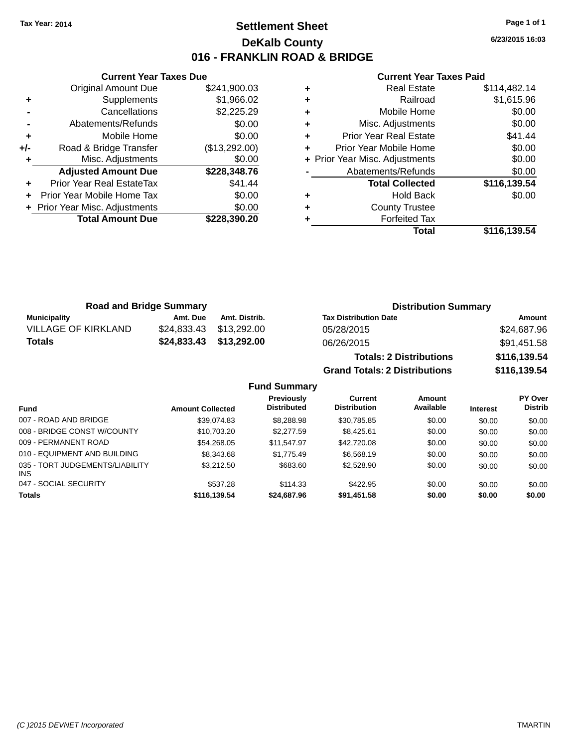Tax Year: 2014

# Settlement Sheet

## DeKalb County

## 016 - FRANKLIN ROAD & BRIDGE

6/23/2015 16:03

### Current Year Taxes Due

| | | |
|---|---|---|
| | Original Amount Due | $241,900.03 |
| + | Supplements | $1,966.02 |
| - | Cancellations | $2,225.29 |
| - | Abatements/Refunds | $0.00 |
| + | Mobile Home | $0.00 |
| +/- | Road & Bridge Transfer | ($13,292.00) |
| + | Misc. Adjustments | $0.00 |
| | **Adjusted Amount Due** | **$228,348.76** |
| + | Prior Year Real EstateTax | $41.44 |
| + | Prior Year Mobile Home Tax | $0.00 |
| + | Prior Year Misc. Adjustments | $0.00 |
| | **Total Amount Due** | **$228,390.20** |

### Current Year Taxes Paid

| | | |
|---|---|---|
| + | Real Estate | $114,482.14 |
| + | Railroad | $1,615.96 |
| + | Mobile Home | $0.00 |
| + | Misc. Adjustments | $0.00 |
| + | Prior Year Real Estate | $41.44 |
| + | Prior Year Mobile Home | $0.00 |
| + | Prior Year Misc. Adjustments | $0.00 |
| - | Abatements/Refunds | $0.00 |
| | **Total Collected** | **$116,139.54** |
| + | Hold Back | $0.00 |
| + | County Trustee | |
| + | Forfeited Tax | |
| | **Total** | **$116,139.54** |

### Road and Bridge Summary

| Municipality | Amt. Due | Amt. Distrib. |
|---|---|---|
| VILLAGE OF KIRKLAND | $24,833.43 | $13,292.00 |
| **Totals** | **$24,833.43** | **$13,292.00** |

### Distribution Summary

| Tax Distribution Date | Amount |
|---|---|
| 05/28/2015 | $24,687.96 |
| 06/26/2015 | $91,451.58 |
| **Totals: 2 Distributions** | **$116,139.54** |
| **Grand Totals: 2 Distributions** | **$116,139.54** |

### Fund Summary

| Fund | Amount Collected | Previously Distributed | Current Distribution | Amount Available | Interest | PY Over Distrib |
|---|---|---|---|---|---|---|
| 007 - ROAD AND BRIDGE | $39,074.83 | $8,288.98 | $30,785.85 | $0.00 | $0.00 | $0.00 |
| 008 - BRIDGE CONST W/COUNTY | $10,703.20 | $2,277.59 | $8,425.61 | $0.00 | $0.00 | $0.00 |
| 009 - PERMANENT ROAD | $54,268.05 | $11,547.97 | $42,720.08 | $0.00 | $0.00 | $0.00 |
| 010 - EQUIPMENT AND BUILDING | $8,343.68 | $1,775.49 | $6,568.19 | $0.00 | $0.00 | $0.00 |
| 035 - TORT JUDGEMENTS/LIABILITY INS | $3,212.50 | $683.60 | $2,528.90 | $0.00 | $0.00 | $0.00 |
| 047 - SOCIAL SECURITY | $537.28 | $114.33 | $422.95 | $0.00 | $0.00 | $0.00 |
| **Totals** | **$116,139.54** | **$24,687.96** | **$91,451.58** | **$0.00** | **$0.00** | **$0.00** |

(C )2015 DEVNET Incorporated TMARTIN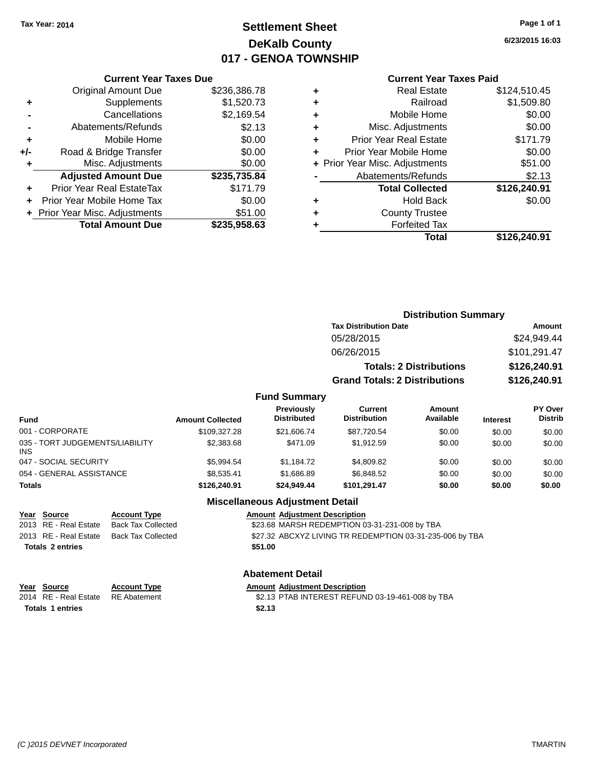Tax Year: 2014

# Settlement Sheet
## DeKalb County
## 017 - GENOA TOWNSHIP

6/23/2015 16:03

### Current Year Taxes Due

| | | |
|---|---|---|
| | Original Amount Due | $236,386.78 |
| + | Supplements | $1,520.73 |
| - | Cancellations | $2,169.54 |
| - | Abatements/Refunds | $2.13 |
| + | Mobile Home | $0.00 |
| +/- | Road & Bridge Transfer | $0.00 |
| + | Misc. Adjustments | $0.00 |
| | **Adjusted Amount Due** | **$235,735.84** |
| + | Prior Year Real EstateTax | $171.79 |
| + | Prior Year Mobile Home Tax | $0.00 |
| + | Prior Year Misc. Adjustments | $51.00 |
| | **Total Amount Due** | **$235,958.63** |

### Current Year Taxes Paid

| | | |
|---|---|---|
| + | Real Estate | $124,510.45 |
| + | Railroad | $1,509.80 |
| + | Mobile Home | $0.00 |
| + | Misc. Adjustments | $0.00 |
| + | Prior Year Real Estate | $171.79 |
| + | Prior Year Mobile Home | $0.00 |
| + | Prior Year Misc. Adjustments | $51.00 |
| - | Abatements/Refunds | $2.13 |
| | **Total Collected** | **$126,240.91** |
| + | Hold Back | $0.00 |
| + | County Trustee | |
| + | Forfeited Tax | |
| | **Total** | **$126,240.91** |

### Distribution Summary

| Tax Distribution Date | Amount |
|---|---|
| 05/28/2015 | $24,949.44 |
| 06/26/2015 | $101,291.47 |
| **Totals: 2 Distributions** | **$126,240.91** |
| **Grand Totals: 2 Distributions** | **$126,240.91** |

### Fund Summary

| Fund | Amount Collected | Previously Distributed | Current Distribution | Amount Available | Interest | PY Over Distrib |
|---|---|---|---|---|---|---|
| 001 - CORPORATE | $109,327.28 | $21,606.74 | $87,720.54 | $0.00 | $0.00 | $0.00 |
| 035 - TORT JUDGEMENTS/LIABILITY INS | $2,383.68 | $471.09 | $1,912.59 | $0.00 | $0.00 | $0.00 |
| 047 - SOCIAL SECURITY | $5,994.54 | $1,184.72 | $4,809.82 | $0.00 | $0.00 | $0.00 |
| 054 - GENERAL ASSISTANCE | $8,535.41 | $1,686.89 | $6,848.52 | $0.00 | $0.00 | $0.00 |
| **Totals** | **$126,240.91** | **$24,949.44** | **$101,291.47** | **$0.00** | **$0.00** | **$0.00** |

### Miscellaneous Adjustment Detail

| Year | Source | Account Type | Amount | Adjustment Description |
|---|---|---|---|---|
| 2013 | RE - Real Estate | Back Tax Collected | $23.68 | MARSH REDEMPTION 03-31-231-008 by TBA |
| 2013 | RE - Real Estate | Back Tax Collected | $27.32 | ABCXYZ LIVING TR REDEMPTION 03-31-235-006 by TBA |
| **Totals 2 entries** | | | **$51.00** | |

### Abatement Detail

| Year | Source | Account Type | Amount | Adjustment Description |
|---|---|---|---|---|
| 2014 | RE - Real Estate | RE Abatement | $2.13 | PTAB INTEREST REFUND 03-19-461-008 by TBA |
| **Totals 1 entries** | | | **$2.13** | |

(C )2015 DEVNET Incorporated TMARTIN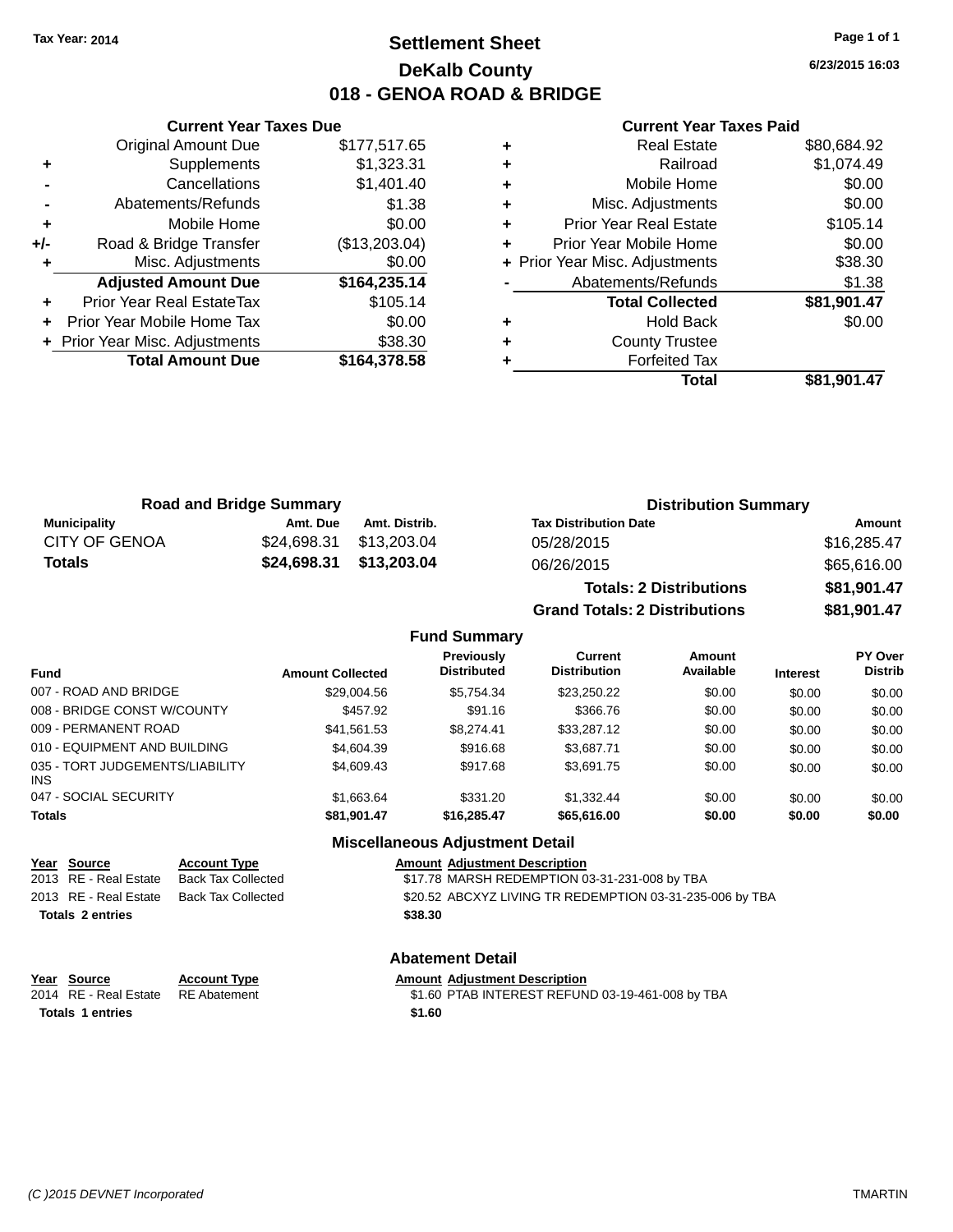Tax Year: 2014

# Settlement Sheet
## DeKalb County
## 018 - GENOA ROAD & BRIDGE

6/23/2015 16:03

### Current Year Taxes Due

| | | |
|---|---|---|
| | Original Amount Due | $177,517.65 |
| + | Supplements | $1,323.31 |
| - | Cancellations | $1,401.40 |
| - | Abatements/Refunds | $1.38 |
| + | Mobile Home | $0.00 |
| +/- | Road & Bridge Transfer | ($13,203.04) |
| + | Misc. Adjustments | $0.00 |
| | **Adjusted Amount Due** | **$164,235.14** |
| + | Prior Year Real EstateTax | $105.14 |
| + | Prior Year Mobile Home Tax | $0.00 |
| + | Prior Year Misc. Adjustments | $38.30 |
| | **Total Amount Due** | **$164,378.58** |

### Current Year Taxes Paid

| | | |
|---|---|---|
| + | Real Estate | $80,684.92 |
| + | Railroad | $1,074.49 |
| + | Mobile Home | $0.00 |
| + | Misc. Adjustments | $0.00 |
| + | Prior Year Real Estate | $105.14 |
| + | Prior Year Mobile Home | $0.00 |
| + | Prior Year Misc. Adjustments | $38.30 |
| - | Abatements/Refunds | $1.38 |
| | **Total Collected** | **$81,901.47** |
| + | Hold Back | $0.00 |
| + | County Trustee | |
| + | Forfeited Tax | |
| | **Total** | **$81,901.47** |

### Road and Bridge Summary

| Municipality | Amt. Due | Amt. Distrib. |
|---|---|---|
| CITY OF GENOA | $24,698.31 | $13,203.04 |
| **Totals** | **$24,698.31** | **$13,203.04** |

### Distribution Summary

| Tax Distribution Date | Amount |
|---|---|
| 05/28/2015 | $16,285.47 |
| 06/26/2015 | $65,616.00 |
| **Totals: 2 Distributions** | **$81,901.47** |
| **Grand Totals: 2 Distributions** | **$81,901.47** |

### Fund Summary

| Fund | Amount Collected | Previously Distributed | Current Distribution | Amount Available | Interest | PY Over Distrib |
|---|---|---|---|---|---|---|
| 007 - ROAD AND BRIDGE | $29,004.56 | $5,754.34 | $23,250.22 | $0.00 | $0.00 | $0.00 |
| 008 - BRIDGE CONST W/COUNTY | $457.92 | $91.16 | $366.76 | $0.00 | $0.00 | $0.00 |
| 009 - PERMANENT ROAD | $41,561.53 | $8,274.41 | $33,287.12 | $0.00 | $0.00 | $0.00 |
| 010 - EQUIPMENT AND BUILDING | $4,604.39 | $916.68 | $3,687.71 | $0.00 | $0.00 | $0.00 |
| 035 - TORT JUDGEMENTS/LIABILITY INS | $4,609.43 | $917.68 | $3,691.75 | $0.00 | $0.00 | $0.00 |
| 047 - SOCIAL SECURITY | $1,663.64 | $331.20 | $1,332.44 | $0.00 | $0.00 | $0.00 |
| **Totals** | **$81,901.47** | **$16,285.47** | **$65,616.00** | **$0.00** | **$0.00** | **$0.00** |

### Miscellaneous Adjustment Detail

| Year | Source | Account Type | Amount | Adjustment Description |
|---|---|---|---|---|
| 2013 | RE - Real Estate | Back Tax Collected | $17.78 | MARSH REDEMPTION 03-31-231-008 by TBA |
| 2013 | RE - Real Estate | Back Tax Collected | $20.52 | ABCXYZ LIVING TR REDEMPTION 03-31-235-006 by TBA |
| **Totals 2 entries** | | | **$38.30** | |

### Abatement Detail

| Year | Source | Account Type | Amount | Adjustment Description |
|---|---|---|---|---|
| 2014 | RE - Real Estate | RE Abatement | $1.60 | PTAB INTEREST REFUND 03-19-461-008 by TBA |
| **Totals 1 entries** | | | **$1.60** | |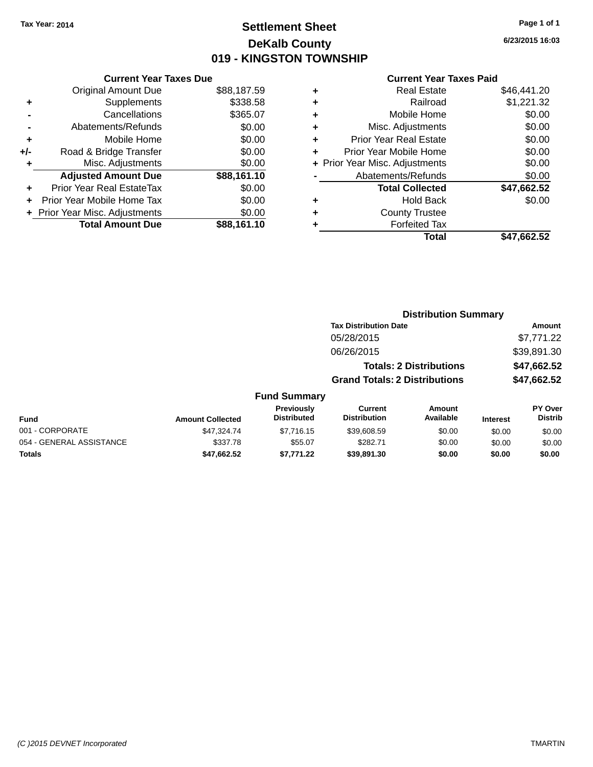Tax Year: 2014

# Settlement Sheet

## DeKalb County

## 019 - KINGSTON TOWNSHIP

6/23/2015 16:03

### Current Year Taxes Due

| | | |
|---|---|---|
| | Original Amount Due | $88,187.59 |
| + | Supplements | $338.58 |
| - | Cancellations | $365.07 |
| - | Abatements/Refunds | $0.00 |
| + | Mobile Home | $0.00 |
| +/- | Road & Bridge Transfer | $0.00 |
| + | Misc. Adjustments | $0.00 |
| | **Adjusted Amount Due** | **$88,161.10** |
| + | Prior Year Real EstateTax | $0.00 |
| + | Prior Year Mobile Home Tax | $0.00 |
| + | Prior Year Misc. Adjustments | $0.00 |
| | **Total Amount Due** | **$88,161.10** |

### Current Year Taxes Paid

| | | |
|---|---|---|
| + | Real Estate | $46,441.20 |
| + | Railroad | $1,221.32 |
| + | Mobile Home | $0.00 |
| + | Misc. Adjustments | $0.00 |
| + | Prior Year Real Estate | $0.00 |
| + | Prior Year Mobile Home | $0.00 |
| + | Prior Year Misc. Adjustments | $0.00 |
| - | Abatements/Refunds | $0.00 |
| | **Total Collected** | **$47,662.52** |
| + | Hold Back | $0.00 |
| + | County Trustee | |
| + | Forfeited Tax | |
| | **Total** | **$47,662.52** |

### Distribution Summary

| Tax Distribution Date | Amount |
|---|---|
| 05/28/2015 | $7,771.22 |
| 06/26/2015 | $39,891.30 |
| **Totals: 2 Distributions** | **$47,662.52** |
| **Grand Totals: 2 Distributions** | **$47,662.52** |

### Fund Summary

| Fund | Amount Collected | Previously Distributed | Current Distribution | Amount Available | Interest | PY Over Distrib |
|---|---|---|---|---|---|---|
| 001 - CORPORATE | $47,324.74 | $7,716.15 | $39,608.59 | $0.00 | $0.00 | $0.00 |
| 054 - GENERAL ASSISTANCE | $337.78 | $55.07 | $282.71 | $0.00 | $0.00 | $0.00 |
| **Totals** | **$47,662.52** | **$7,771.22** | **$39,891.30** | **$0.00** | **$0.00** | **$0.00** |

(C )2015 DEVNET Incorporated TMARTIN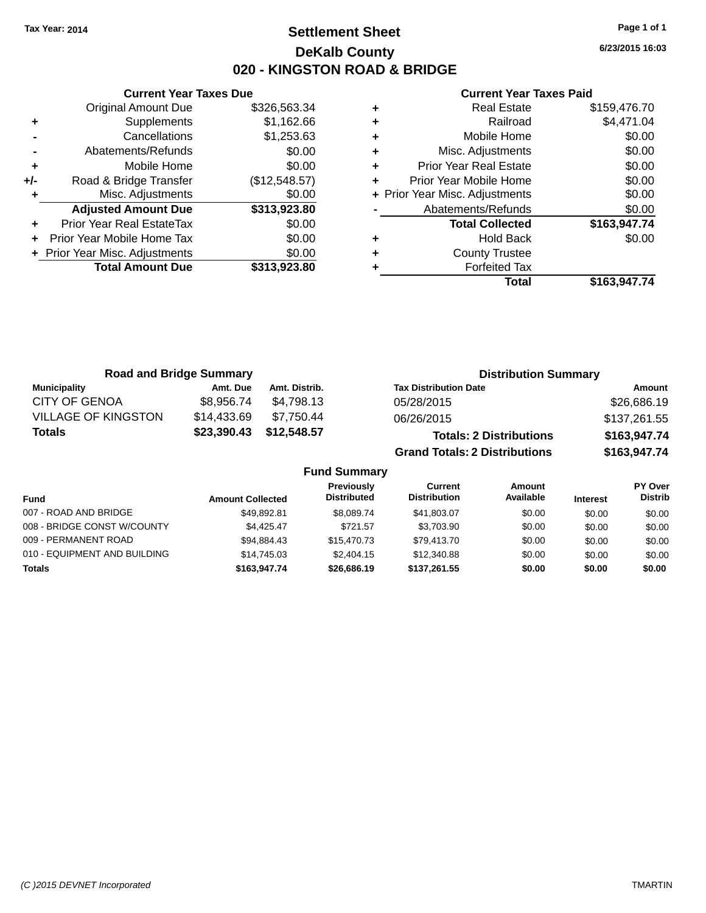Tax Year: 2014

# Settlement Sheet

## DeKalb County

## 020 - KINGSTON ROAD & BRIDGE

6/23/2015 16:03

### Current Year Taxes Due

| | | |
|---|---|---|
| | Original Amount Due | $326,563.34 |
| + | Supplements | $1,162.66 |
| - | Cancellations | $1,253.63 |
| - | Abatements/Refunds | $0.00 |
| + | Mobile Home | $0.00 |
| +/- | Road & Bridge Transfer | ($12,548.57) |
| + | Misc. Adjustments | $0.00 |
| | **Adjusted Amount Due** | **$313,923.80** |
| + | Prior Year Real EstateTax | $0.00 |
| + | Prior Year Mobile Home Tax | $0.00 |
| + | Prior Year Misc. Adjustments | $0.00 |
| | **Total Amount Due** | **$313,923.80** |

### Current Year Taxes Paid

| | | |
|---|---|---|
| + | Real Estate | $159,476.70 |
| + | Railroad | $4,471.04 |
| + | Mobile Home | $0.00 |
| + | Misc. Adjustments | $0.00 |
| + | Prior Year Real Estate | $0.00 |
| + | Prior Year Mobile Home | $0.00 |
| + | Prior Year Misc. Adjustments | $0.00 |
| - | Abatements/Refunds | $0.00 |
| | **Total Collected** | **$163,947.74** |
| + | Hold Back | $0.00 |
| + | County Trustee | |
| + | Forfeited Tax | |
| | **Total** | **$163,947.74** |

### Road and Bridge Summary

| Municipality | Amt. Due | Amt. Distrib. |
|---|---|---|
| CITY OF GENOA | $8,956.74 | $4,798.13 |
| VILLAGE OF KINGSTON | $14,433.69 | $7,750.44 |
| **Totals** | **$23,390.43** | **$12,548.57** |

### Distribution Summary

| Tax Distribution Date | Amount |
|---|---|
| 05/28/2015 | $26,686.19 |
| 06/26/2015 | $137,261.55 |
| **Totals: 2 Distributions** | **$163,947.74** |
| **Grand Totals: 2 Distributions** | **$163,947.74** |

### Fund Summary

| Fund | Amount Collected | Previously Distributed | Current Distribution | Amount Available | Interest | PY Over Distrib |
|---|---|---|---|---|---|---|
| 007 - ROAD AND BRIDGE | $49,892.81 | $8,089.74 | $41,803.07 | $0.00 | $0.00 | $0.00 |
| 008 - BRIDGE CONST W/COUNTY | $4,425.47 | $721.57 | $3,703.90 | $0.00 | $0.00 | $0.00 |
| 009 - PERMANENT ROAD | $94,884.43 | $15,470.73 | $79,413.70 | $0.00 | $0.00 | $0.00 |
| 010 - EQUIPMENT AND BUILDING | $14,745.03 | $2,404.15 | $12,340.88 | $0.00 | $0.00 | $0.00 |
| **Totals** | **$163,947.74** | **$26,686.19** | **$137,261.55** | **$0.00** | **$0.00** | **$0.00** |

(C )2015 DEVNET Incorporated TMARTIN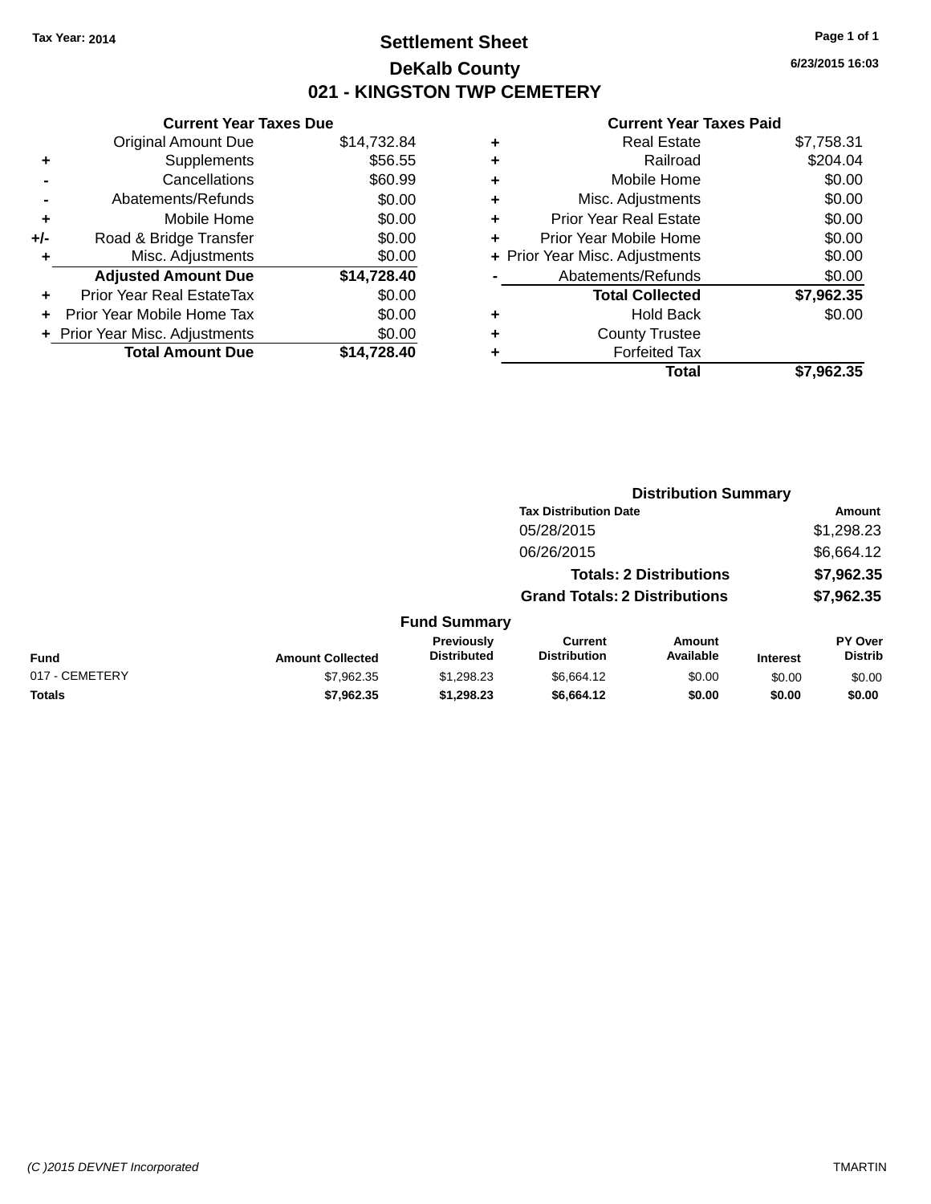Tax Year: 2014

# Settlement Sheet

## DeKalb County

## 021 - KINGSTON TWP CEMETERY

6/23/2015 16:03

### Current Year Taxes Due

| | | |
|---|---|---|
| | Original Amount Due | $14,732.84 |
| + | Supplements | $56.55 |
| - | Cancellations | $60.99 |
| - | Abatements/Refunds | $0.00 |
| + | Mobile Home | $0.00 |
| +/- | Road & Bridge Transfer | $0.00 |
| + | Misc. Adjustments | $0.00 |
| | **Adjusted Amount Due** | **$14,728.40** |
| + | Prior Year Real EstateTax | $0.00 |
| + | Prior Year Mobile Home Tax | $0.00 |
| + | Prior Year Misc. Adjustments | $0.00 |
| | **Total Amount Due** | **$14,728.40** |

### Current Year Taxes Paid

| | | |
|---|---|---|
| + | Real Estate | $7,758.31 |
| + | Railroad | $204.04 |
| + | Mobile Home | $0.00 |
| + | Misc. Adjustments | $0.00 |
| + | Prior Year Real Estate | $0.00 |
| + | Prior Year Mobile Home | $0.00 |
| + | Prior Year Misc. Adjustments | $0.00 |
| - | Abatements/Refunds | $0.00 |
| | **Total Collected** | **$7,962.35** |
| + | Hold Back | $0.00 |
| + | County Trustee | |
| + | Forfeited Tax | |
| | **Total** | **$7,962.35** |

### Distribution Summary

| Tax Distribution Date | Amount |
|---|---|
| 05/28/2015 | $1,298.23 |
| 06/26/2015 | $6,664.12 |
| **Totals: 2 Distributions** | **$7,962.35** |
| **Grand Totals: 2 Distributions** | **$7,962.35** |

### Fund Summary

| Fund | Amount Collected | Previously Distributed | Current Distribution | Amount Available | Interest | PY Over Distrib |
|---|---|---|---|---|---|---|
| 017 - CEMETERY | $7,962.35 | $1,298.23 | $6,664.12 | $0.00 | $0.00 | $0.00 |
| **Totals** | **$7,962.35** | **$1,298.23** | **$6,664.12** | **$0.00** | **$0.00** | **$0.00** |

(C )2015 DEVNET Incorporated TMARTIN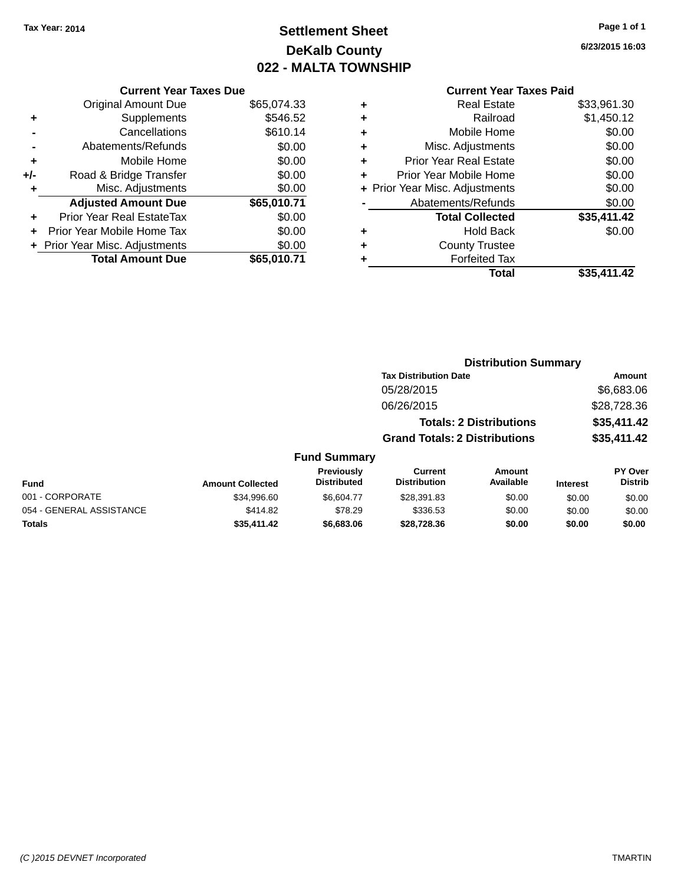**Tax Year: 2014**

# Settlement Sheet
## DeKalb County
## 022 - MALTA TOWNSHIP

6/23/2015 16:03

| | Current Year Taxes Due | |
|---|---|---|
| | Original Amount Due | $65,074.33 |
| + | Supplements | $546.52 |
| - | Cancellations | $610.14 |
| - | Abatements/Refunds | $0.00 |
| + | Mobile Home | $0.00 |
| +/- | Road & Bridge Transfer | $0.00 |
| + | Misc. Adjustments | $0.00 |
| | **Adjusted Amount Due** | **$65,010.71** |
| + | Prior Year Real EstateTax | $0.00 |
| + | Prior Year Mobile Home Tax | $0.00 |
| + | Prior Year Misc. Adjustments | $0.00 |
| | **Total Amount Due** | **$65,010.71** |

| | Current Year Taxes Paid | |
|---|---|---|
| + | Real Estate | $33,961.30 |
| + | Railroad | $1,450.12 |
| + | Mobile Home | $0.00 |
| + | Misc. Adjustments | $0.00 |
| + | Prior Year Real Estate | $0.00 |
| + | Prior Year Mobile Home | $0.00 |
| + | Prior Year Misc. Adjustments | $0.00 |
| - | Abatements/Refunds | $0.00 |
| | **Total Collected** | **$35,411.42** |
| + | Hold Back | $0.00 |
| + | County Trustee | |
| + | Forfeited Tax | |
| | **Total** | **$35,411.42** |

### Distribution Summary

| Tax Distribution Date | Amount |
|---|---|
| 05/28/2015 | $6,683.06 |
| 06/26/2015 | $28,728.36 |
| **Totals: 2 Distributions** | **$35,411.42** |
| **Grand Totals: 2 Distributions** | **$35,411.42** |

### Fund Summary

| Fund | Amount Collected | Previously Distributed | Current Distribution | Amount Available | Interest | PY Over Distrib |
|---|---|---|---|---|---|---|
| 001 - CORPORATE | $34,996.60 | $6,604.77 | $28,391.83 | $0.00 | $0.00 | $0.00 |
| 054 - GENERAL ASSISTANCE | $414.82 | $78.29 | $336.53 | $0.00 | $0.00 | $0.00 |
| **Totals** | **$35,411.42** | **$6,683.06** | **$28,728.36** | **$0.00** | **$0.00** | **$0.00** |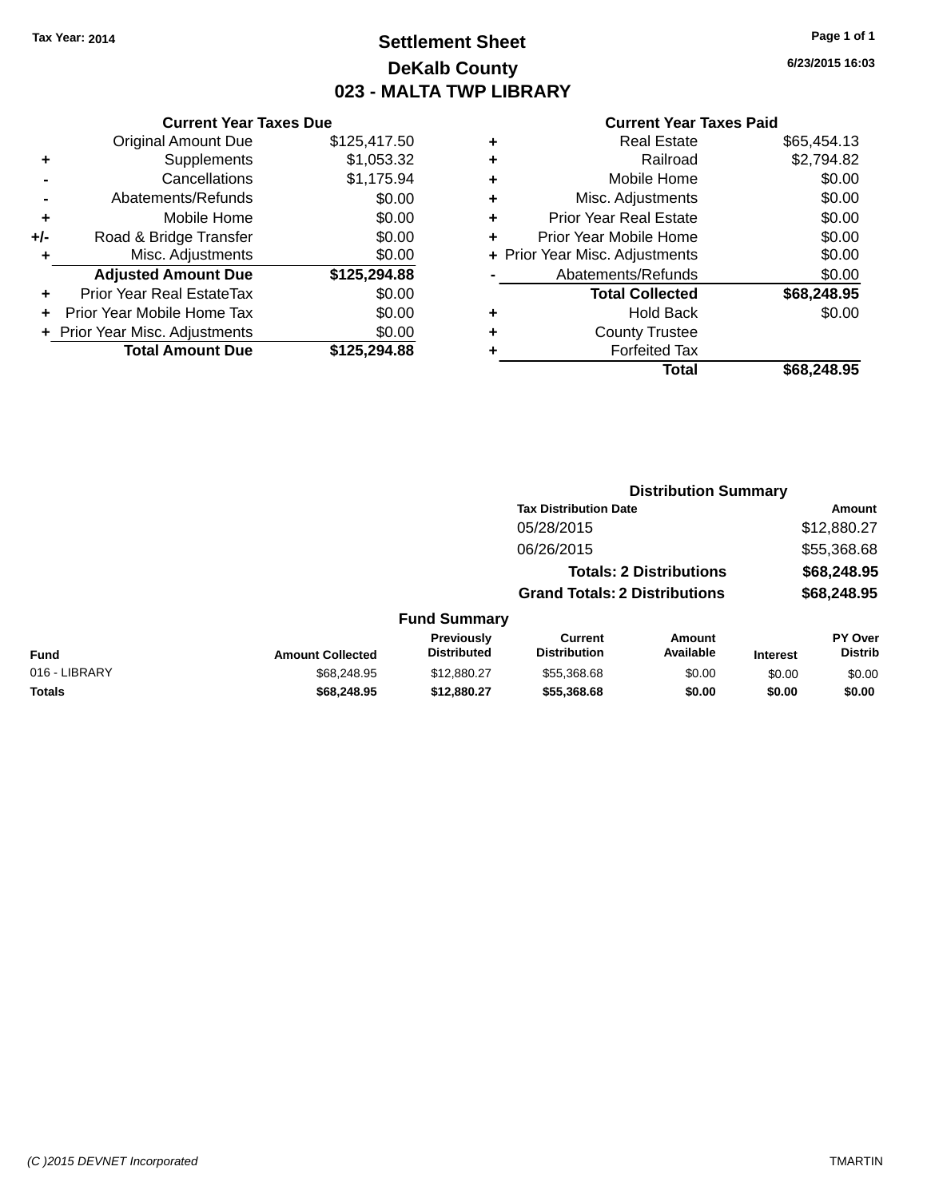Tax Year: 2014

# Settlement Sheet

## DeKalb County

## 023 - MALTA TWP LIBRARY

6/23/2015 16:03

### Current Year Taxes Due

| | | |
|---|---|---|
| | Original Amount Due | $125,417.50 |
| + | Supplements | $1,053.32 |
| - | Cancellations | $1,175.94 |
| - | Abatements/Refunds | $0.00 |
| + | Mobile Home | $0.00 |
| +/- | Road & Bridge Transfer | $0.00 |
| + | Misc. Adjustments | $0.00 |
| | **Adjusted Amount Due** | **$125,294.88** |
| + | Prior Year Real EstateTax | $0.00 |
| + | Prior Year Mobile Home Tax | $0.00 |
| + | Prior Year Misc. Adjustments | $0.00 |
| | **Total Amount Due** | **$125,294.88** |

### Current Year Taxes Paid

| | | |
|---|---|---|
| + | Real Estate | $65,454.13 |
| + | Railroad | $2,794.82 |
| + | Mobile Home | $0.00 |
| + | Misc. Adjustments | $0.00 |
| + | Prior Year Real Estate | $0.00 |
| + | Prior Year Mobile Home | $0.00 |
| + | Prior Year Misc. Adjustments | $0.00 |
| - | Abatements/Refunds | $0.00 |
| | **Total Collected** | **$68,248.95** |
| + | Hold Back | $0.00 |
| + | County Trustee | |
| + | Forfeited Tax | |
| | **Total** | **$68,248.95** |

### Distribution Summary

| Tax Distribution Date | Amount |
|---|---|
| 05/28/2015 | $12,880.27 |
| 06/26/2015 | $55,368.68 |
| **Totals: 2 Distributions** | **$68,248.95** |
| **Grand Totals: 2 Distributions** | **$68,248.95** |

### Fund Summary

| Fund | Amount Collected | Previously Distributed | Current Distribution | Amount Available | Interest | PY Over Distrib |
|---|---|---|---|---|---|---|
| 016 - LIBRARY | $68,248.95 | $12,880.27 | $55,368.68 | $0.00 | $0.00 | $0.00 |
| **Totals** | **$68,248.95** | **$12,880.27** | **$55,368.68** | **$0.00** | **$0.00** | **$0.00** |

(C )2015 DEVNET Incorporated TMARTIN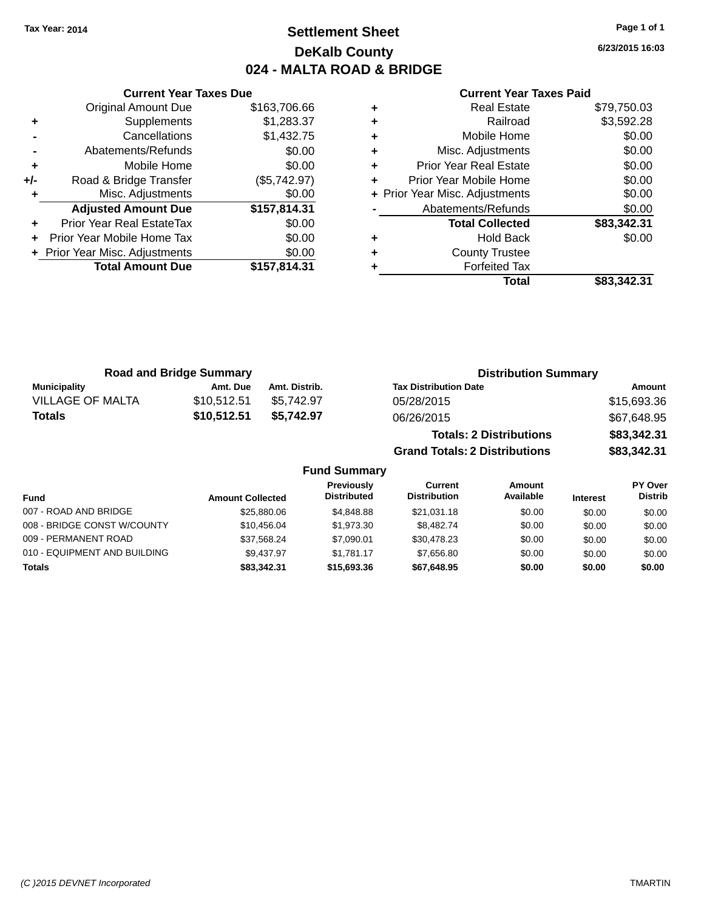Tax Year: 2014

# Settlement Sheet

## DeKalb County

## 024 - MALTA ROAD & BRIDGE

6/23/2015 16:03

### Current Year Taxes Due

| | | |
|---|---|---|
| | Original Amount Due | $163,706.66 |
| + | Supplements | $1,283.37 |
| - | Cancellations | $1,432.75 |
| - | Abatements/Refunds | $0.00 |
| + | Mobile Home | $0.00 |
| +/- | Road & Bridge Transfer | ($5,742.97) |
| + | Misc. Adjustments | $0.00 |
| | **Adjusted Amount Due** | **$157,814.31** |
| + | Prior Year Real EstateTax | $0.00 |
| + | Prior Year Mobile Home Tax | $0.00 |
| + | Prior Year Misc. Adjustments | $0.00 |
| | **Total Amount Due** | **$157,814.31** |

### Current Year Taxes Paid

| | | |
|---|---|---|
| + | Real Estate | $79,750.03 |
| + | Railroad | $3,592.28 |
| + | Mobile Home | $0.00 |
| + | Misc. Adjustments | $0.00 |
| + | Prior Year Real Estate | $0.00 |
| + | Prior Year Mobile Home | $0.00 |
| + | Prior Year Misc. Adjustments | $0.00 |
| - | Abatements/Refunds | $0.00 |
| | **Total Collected** | **$83,342.31** |
| + | Hold Back | $0.00 |
| + | County Trustee | |
| + | Forfeited Tax | |
| | **Total** | **$83,342.31** |

### Road and Bridge Summary

| Municipality | Amt. Due | Amt. Distrib. |
|---|---|---|
| VILLAGE OF MALTA | $10,512.51 | $5,742.97 |
| **Totals** | **$10,512.51** | **$5,742.97** |

### Distribution Summary

| Tax Distribution Date | Amount |
|---|---|
| 05/28/2015 | $15,693.36 |
| 06/26/2015 | $67,648.95 |
| **Totals: 2 Distributions** | **$83,342.31** |
| **Grand Totals: 2 Distributions** | **$83,342.31** |

### Fund Summary

| Fund | Amount Collected | Previously Distributed | Current Distribution | Amount Available | Interest | PY Over Distrib |
|---|---|---|---|---|---|---|
| 007 - ROAD AND BRIDGE | $25,880.06 | $4,848.88 | $21,031.18 | $0.00 | $0.00 | $0.00 |
| 008 - BRIDGE CONST W/COUNTY | $10,456.04 | $1,973.30 | $8,482.74 | $0.00 | $0.00 | $0.00 |
| 009 - PERMANENT ROAD | $37,568.24 | $7,090.01 | $30,478.23 | $0.00 | $0.00 | $0.00 |
| 010 - EQUIPMENT AND BUILDING | $9,437.97 | $1,781.17 | $7,656.80 | $0.00 | $0.00 | $0.00 |
| **Totals** | **$83,342.31** | **$15,693.36** | **$67,648.95** | **$0.00** | **$0.00** | **$0.00** |

(C )2015 DEVNET Incorporated TMARTIN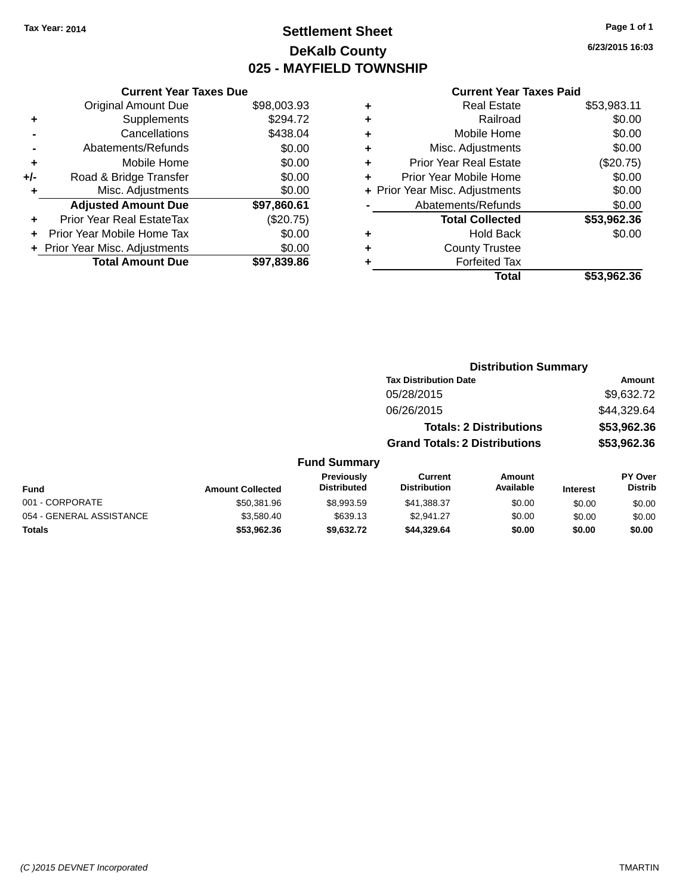Tax Year: 2014

# Settlement Sheet

## DeKalb County

## 025 - MAYFIELD TOWNSHIP

6/23/2015 16:03

### Current Year Taxes Due

| | | |
|---|---|---|
| | Original Amount Due | $98,003.93 |
| + | Supplements | $294.72 |
| - | Cancellations | $438.04 |
| - | Abatements/Refunds | $0.00 |
| + | Mobile Home | $0.00 |
| +/- | Road & Bridge Transfer | $0.00 |
| + | Misc. Adjustments | $0.00 |
| | **Adjusted Amount Due** | **$97,860.61** |
| + | Prior Year Real EstateTax | ($20.75) |
| + | Prior Year Mobile Home Tax | $0.00 |
| + | Prior Year Misc. Adjustments | $0.00 |
| | **Total Amount Due** | **$97,839.86** |

### Current Year Taxes Paid

| | | |
|---|---|---|
| + | Real Estate | $53,983.11 |
| + | Railroad | $0.00 |
| + | Mobile Home | $0.00 |
| + | Misc. Adjustments | $0.00 |
| + | Prior Year Real Estate | ($20.75) |
| + | Prior Year Mobile Home | $0.00 |
| + | Prior Year Misc. Adjustments | $0.00 |
| - | Abatements/Refunds | $0.00 |
| | **Total Collected** | **$53,962.36** |
| + | Hold Back | $0.00 |
| + | County Trustee | |
| + | Forfeited Tax | |
| | **Total** | **$53,962.36** |

### Distribution Summary

| Tax Distribution Date | Amount |
|---|---|
| 05/28/2015 | $9,632.72 |
| 06/26/2015 | $44,329.64 |
| **Totals: 2 Distributions** | **$53,962.36** |
| **Grand Totals: 2 Distributions** | **$53,962.36** |

### Fund Summary

| Fund | Amount Collected | Previously Distributed | Current Distribution | Amount Available | Interest | PY Over Distrib |
|---|---|---|---|---|---|---|
| 001 - CORPORATE | $50,381.96 | $8,993.59 | $41,388.37 | $0.00 | $0.00 | $0.00 |
| 054 - GENERAL ASSISTANCE | $3,580.40 | $639.13 | $2,941.27 | $0.00 | $0.00 | $0.00 |
| **Totals** | **$53,962.36** | **$9,632.72** | **$44,329.64** | **$0.00** | **$0.00** | **$0.00** |

(C )2015 DEVNET Incorporated TMARTIN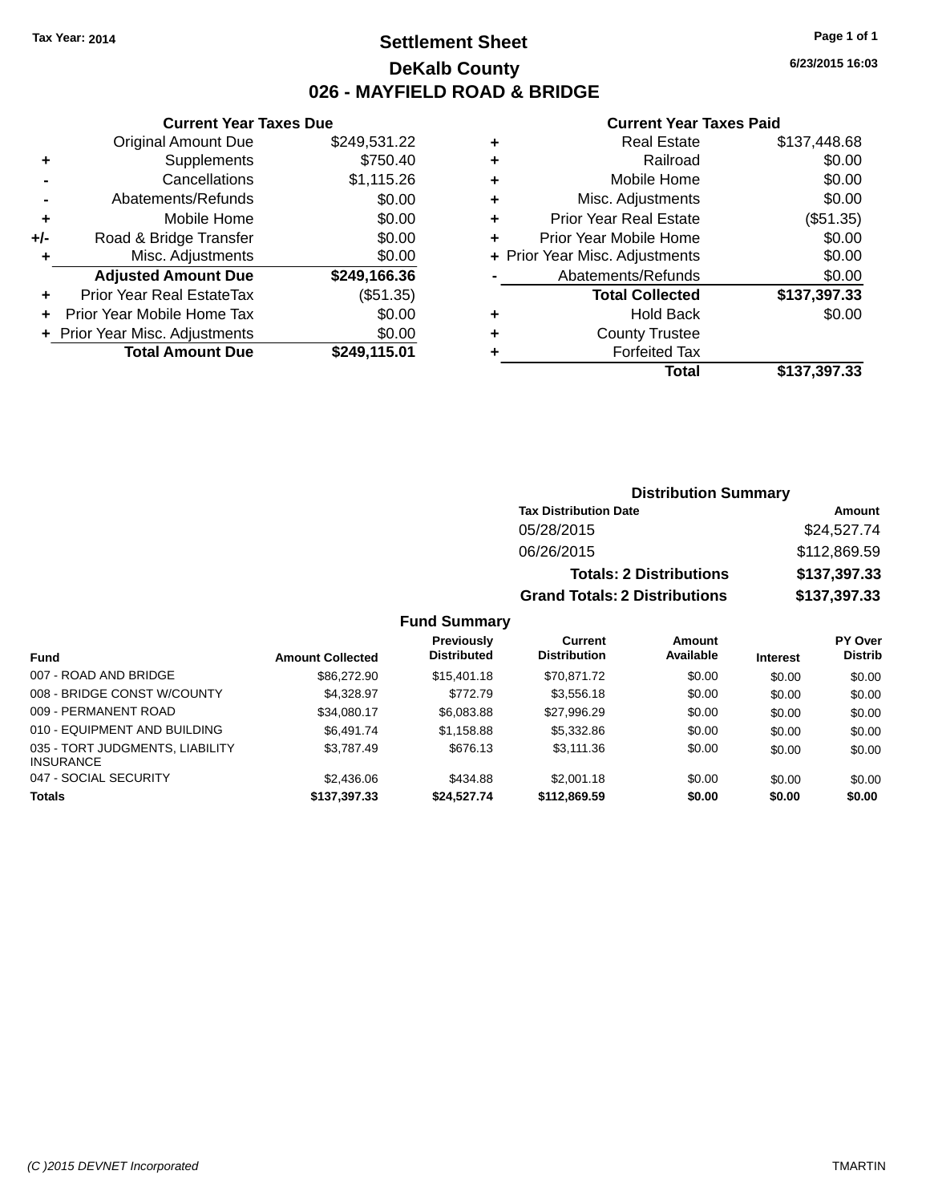Tax Year: 2014

# Settlement Sheet
## DeKalb County
## 026 - MAYFIELD ROAD & BRIDGE

6/23/2015 16:03

### Current Year Taxes Due

| | | |
|---|---|---|
| | Original Amount Due | $249,531.22 |
| + | Supplements | $750.40 |
| - | Cancellations | $1,115.26 |
| - | Abatements/Refunds | $0.00 |
| + | Mobile Home | $0.00 |
| +/- | Road & Bridge Transfer | $0.00 |
| + | Misc. Adjustments | $0.00 |
| | **Adjusted Amount Due** | **$249,166.36** |
| + | Prior Year Real EstateTax | ($51.35) |
| + | Prior Year Mobile Home Tax | $0.00 |
| + | Prior Year Misc. Adjustments | $0.00 |
| | **Total Amount Due** | **$249,115.01** |

### Current Year Taxes Paid

| | | |
|---|---|---|
| + | Real Estate | $137,448.68 |
| + | Railroad | $0.00 |
| + | Mobile Home | $0.00 |
| + | Misc. Adjustments | $0.00 |
| + | Prior Year Real Estate | ($51.35) |
| + | Prior Year Mobile Home | $0.00 |
| + | Prior Year Misc. Adjustments | $0.00 |
| - | Abatements/Refunds | $0.00 |
| | **Total Collected** | **$137,397.33** |
| + | Hold Back | $0.00 |
| + | County Trustee | |
| + | Forfeited Tax | |
| | **Total** | **$137,397.33** |

### Distribution Summary

| Tax Distribution Date | Amount |
|---|---|
| 05/28/2015 | $24,527.74 |
| 06/26/2015 | $112,869.59 |
| **Totals: 2 Distributions** | **$137,397.33** |
| **Grand Totals: 2 Distributions** | **$137,397.33** |

### Fund Summary

| Fund | Amount Collected | Previously Distributed | Current Distribution | Amount Available | Interest | PY Over Distrib |
|---|---|---|---|---|---|---|
| 007 - ROAD AND BRIDGE | $86,272.90 | $15,401.18 | $70,871.72 | $0.00 | $0.00 | $0.00 |
| 008 - BRIDGE CONST W/COUNTY | $4,328.97 | $772.79 | $3,556.18 | $0.00 | $0.00 | $0.00 |
| 009 - PERMANENT ROAD | $34,080.17 | $6,083.88 | $27,996.29 | $0.00 | $0.00 | $0.00 |
| 010 - EQUIPMENT AND BUILDING | $6,491.74 | $1,158.88 | $5,332.86 | $0.00 | $0.00 | $0.00 |
| 035 - TORT JUDGMENTS, LIABILITY INSURANCE | $3,787.49 | $676.13 | $3,111.36 | $0.00 | $0.00 | $0.00 |
| 047 - SOCIAL SECURITY | $2,436.06 | $434.88 | $2,001.18 | $0.00 | $0.00 | $0.00 |
| **Totals** | **$137,397.33** | **$24,527.74** | **$112,869.59** | **$0.00** | **$0.00** | **$0.00** |

(C )2015 DEVNET Incorporated TMARTIN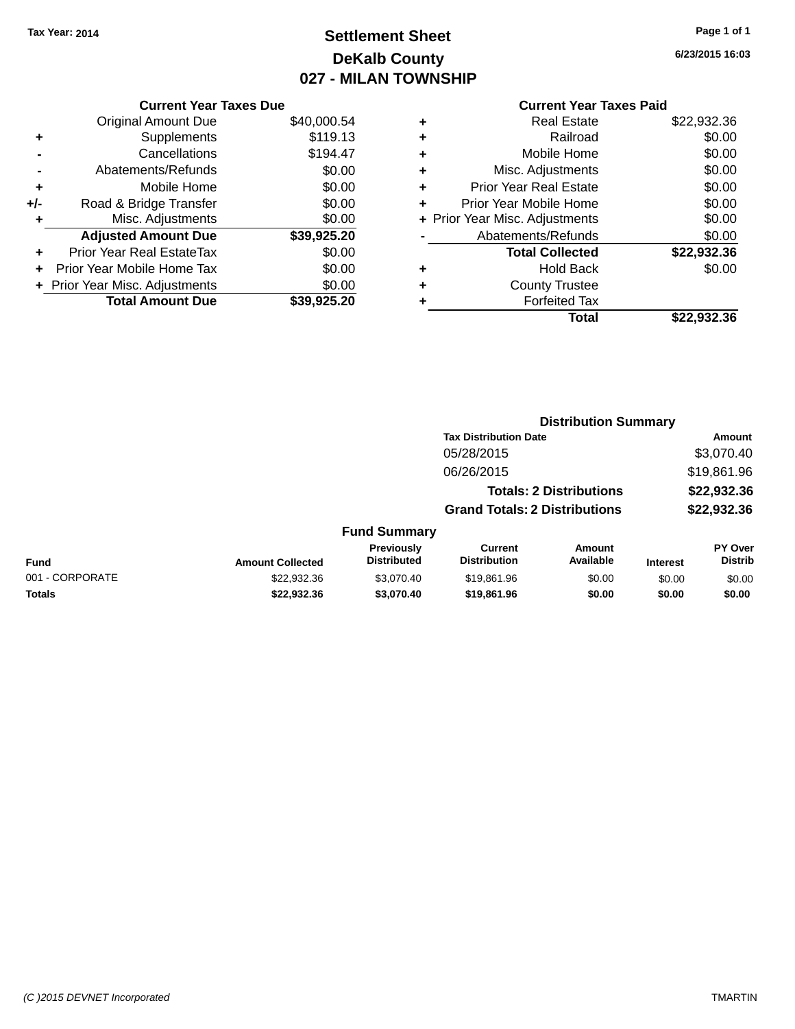Tax Year: 2014

# Settlement Sheet
## DeKalb County
## 027 - MILAN TOWNSHIP

6/23/2015 16:03

### Current Year Taxes Due

| | | |
|---|---|---|
| | Original Amount Due | $40,000.54 |
| + | Supplements | $119.13 |
| - | Cancellations | $194.47 |
| - | Abatements/Refunds | $0.00 |
| + | Mobile Home | $0.00 |
| +/- | Road & Bridge Transfer | $0.00 |
| + | Misc. Adjustments | $0.00 |
| | **Adjusted Amount Due** | **$39,925.20** |
| + | Prior Year Real EstateTax | $0.00 |
| + | Prior Year Mobile Home Tax | $0.00 |
| + | Prior Year Misc. Adjustments | $0.00 |
| | **Total Amount Due** | **$39,925.20** |

### Current Year Taxes Paid

| | | |
|---|---|---|
| + | Real Estate | $22,932.36 |
| + | Railroad | $0.00 |
| + | Mobile Home | $0.00 |
| + | Misc. Adjustments | $0.00 |
| + | Prior Year Real Estate | $0.00 |
| + | Prior Year Mobile Home | $0.00 |
| + | Prior Year Misc. Adjustments | $0.00 |
| - | Abatements/Refunds | $0.00 |
| | **Total Collected** | **$22,932.36** |
| + | Hold Back | $0.00 |
| + | County Trustee | |
| + | Forfeited Tax | |
| | **Total** | **$22,932.36** |

### Distribution Summary

| Tax Distribution Date | Amount |
|---|---|
| 05/28/2015 | $3,070.40 |
| 06/26/2015 | $19,861.96 |
| **Totals: 2 Distributions** | **$22,932.36** |
| **Grand Totals: 2 Distributions** | **$22,932.36** |

### Fund Summary

| Fund | Amount Collected | Previously Distributed | Current Distribution | Amount Available | Interest | PY Over Distrib |
|---|---|---|---|---|---|---|
| 001 - CORPORATE | $22,932.36 | $3,070.40 | $19,861.96 | $0.00 | $0.00 | $0.00 |
| **Totals** | **$22,932.36** | **$3,070.40** | **$19,861.96** | **$0.00** | **$0.00** | **$0.00** |

(C )2015 DEVNET Incorporated TMARTIN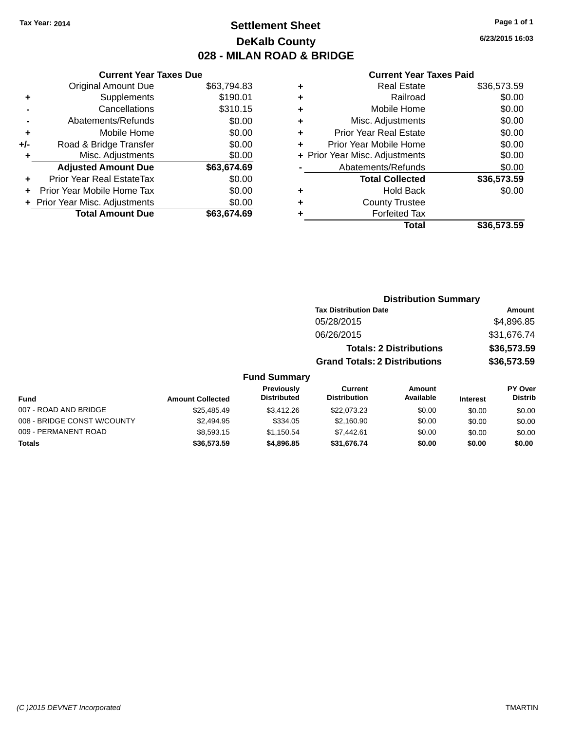Tax Year: 2014

# Settlement Sheet
## DeKalb County
## 028 - MILAN ROAD & BRIDGE

6/23/2015 16:03

### Current Year Taxes Due

| | | |
|---|---|---|
| | Original Amount Due | $63,794.83 |
| + | Supplements | $190.01 |
| - | Cancellations | $310.15 |
| - | Abatements/Refunds | $0.00 |
| + | Mobile Home | $0.00 |
| +/- | Road & Bridge Transfer | $0.00 |
| + | Misc. Adjustments | $0.00 |
| | **Adjusted Amount Due** | **$63,674.69** |
| + | Prior Year Real EstateTax | $0.00 |
| + | Prior Year Mobile Home Tax | $0.00 |
| + | Prior Year Misc. Adjustments | $0.00 |
| | **Total Amount Due** | **$63,674.69** |

### Current Year Taxes Paid

| | | |
|---|---|---|
| + | Real Estate | $36,573.59 |
| + | Railroad | $0.00 |
| + | Mobile Home | $0.00 |
| + | Misc. Adjustments | $0.00 |
| + | Prior Year Real Estate | $0.00 |
| + | Prior Year Mobile Home | $0.00 |
| + | Prior Year Misc. Adjustments | $0.00 |
| - | Abatements/Refunds | $0.00 |
| | **Total Collected** | **$36,573.59** |
| + | Hold Back | $0.00 |
| + | County Trustee | |
| + | Forfeited Tax | |
| | **Total** | **$36,573.59** |

### Distribution Summary

| Tax Distribution Date | Amount |
|---|---|
| 05/28/2015 | $4,896.85 |
| 06/26/2015 | $31,676.74 |
| **Totals: 2 Distributions** | **$36,573.59** |
| **Grand Totals: 2 Distributions** | **$36,573.59** |

### Fund Summary

| Fund | Amount Collected | Previously Distributed | Current Distribution | Amount Available | Interest | PY Over Distrib |
|---|---|---|---|---|---|---|
| 007 - ROAD AND BRIDGE | $25,485.49 | $3,412.26 | $22,073.23 | $0.00 | $0.00 | $0.00 |
| 008 - BRIDGE CONST W/COUNTY | $2,494.95 | $334.05 | $2,160.90 | $0.00 | $0.00 | $0.00 |
| 009 - PERMANENT ROAD | $8,593.15 | $1,150.54 | $7,442.61 | $0.00 | $0.00 | $0.00 |
| **Totals** | **$36,573.59** | **$4,896.85** | **$31,676.74** | **$0.00** | **$0.00** | **$0.00** |

(C )2015 DEVNET Incorporated TMARTIN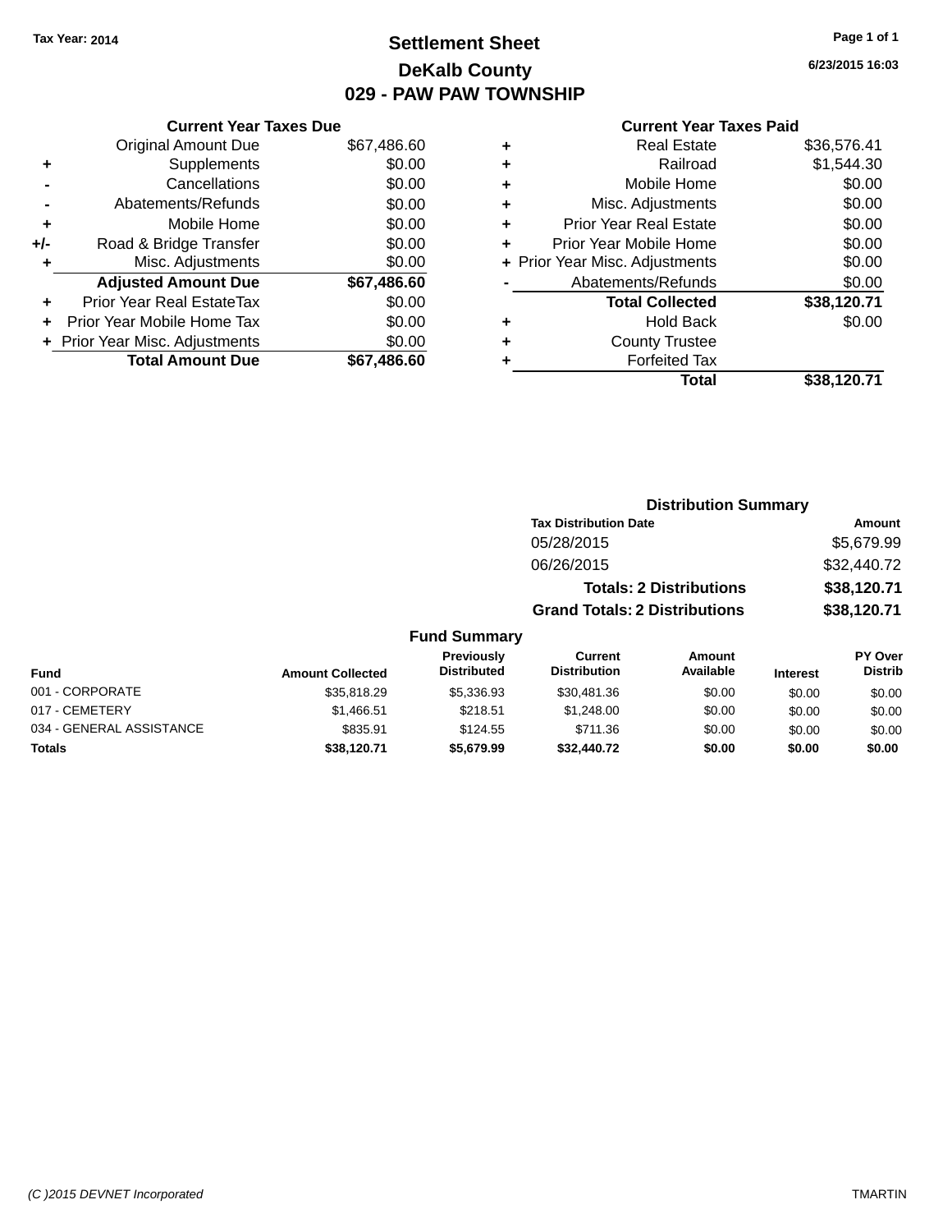Tax Year: 2014

# Settlement Sheet
## DeKalb County
## 029 - PAW PAW TOWNSHIP

6/23/2015 16:03

### Current Year Taxes Due

| | | |
|---|---|---|
| | Original Amount Due | $67,486.60 |
| + | Supplements | $0.00 |
| - | Cancellations | $0.00 |
| - | Abatements/Refunds | $0.00 |
| + | Mobile Home | $0.00 |
| +/- | Road & Bridge Transfer | $0.00 |
| + | Misc. Adjustments | $0.00 |
| | **Adjusted Amount Due** | **$67,486.60** |
| + | Prior Year Real EstateTax | $0.00 |
| + | Prior Year Mobile Home Tax | $0.00 |
| + | Prior Year Misc. Adjustments | $0.00 |
| | **Total Amount Due** | **$67,486.60** |

### Current Year Taxes Paid

| | | |
|---|---|---|
| + | Real Estate | $36,576.41 |
| + | Railroad | $1,544.30 |
| + | Mobile Home | $0.00 |
| + | Misc. Adjustments | $0.00 |
| + | Prior Year Real Estate | $0.00 |
| + | Prior Year Mobile Home | $0.00 |
| + | Prior Year Misc. Adjustments | $0.00 |
| - | Abatements/Refunds | $0.00 |
| | **Total Collected** | **$38,120.71** |
| + | Hold Back | $0.00 |
| + | County Trustee | |
| + | Forfeited Tax | |
| | **Total** | **$38,120.71** |

### Distribution Summary

| Tax Distribution Date | Amount |
|---|---|
| 05/28/2015 | $5,679.99 |
| 06/26/2015 | $32,440.72 |
| **Totals: 2 Distributions** | **$38,120.71** |
| **Grand Totals: 2 Distributions** | **$38,120.71** |

### Fund Summary

| Fund | Amount Collected | Previously Distributed | Current Distribution | Amount Available | Interest | PY Over Distrib |
|---|---|---|---|---|---|---|
| 001 - CORPORATE | $35,818.29 | $5,336.93 | $30,481.36 | $0.00 | $0.00 | $0.00 |
| 017 - CEMETERY | $1,466.51 | $218.51 | $1,248.00 | $0.00 | $0.00 | $0.00 |
| 034 - GENERAL ASSISTANCE | $835.91 | $124.55 | $711.36 | $0.00 | $0.00 | $0.00 |
| **Totals** | **$38,120.71** | **$5,679.99** | **$32,440.72** | **$0.00** | **$0.00** | **$0.00** |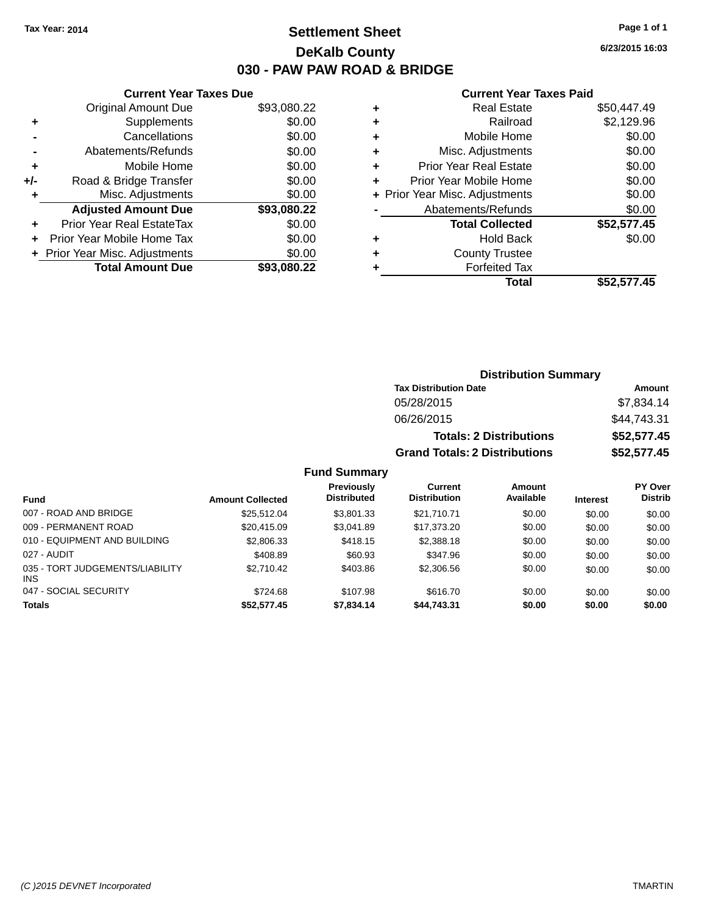Tax Year: 2014

# Settlement Sheet

## DeKalb County

## 030 - PAW PAW ROAD & BRIDGE

6/23/2015 16:03

### Current Year Taxes Due

| | | |
|---|---|---|
| | Original Amount Due | $93,080.22 |
| + | Supplements | $0.00 |
| - | Cancellations | $0.00 |
| - | Abatements/Refunds | $0.00 |
| + | Mobile Home | $0.00 |
| +/- | Road & Bridge Transfer | $0.00 |
| + | Misc. Adjustments | $0.00 |
| | **Adjusted Amount Due** | **$93,080.22** |
| + | Prior Year Real EstateTax | $0.00 |
| + | Prior Year Mobile Home Tax | $0.00 |
| + | Prior Year Misc. Adjustments | $0.00 |
| | **Total Amount Due** | **$93,080.22** |

### Current Year Taxes Paid

| | | |
|---|---|---|
| + | Real Estate | $50,447.49 |
| + | Railroad | $2,129.96 |
| + | Mobile Home | $0.00 |
| + | Misc. Adjustments | $0.00 |
| + | Prior Year Real Estate | $0.00 |
| + | Prior Year Mobile Home | $0.00 |
| + | Prior Year Misc. Adjustments | $0.00 |
| - | Abatements/Refunds | $0.00 |
| | **Total Collected** | **$52,577.45** |
| + | Hold Back | $0.00 |
| + | County Trustee | |
| + | Forfeited Tax | |
| | **Total** | **$52,577.45** |

### Distribution Summary

| Tax Distribution Date | Amount |
|---|---|
| 05/28/2015 | $7,834.14 |
| 06/26/2015 | $44,743.31 |
| **Totals: 2 Distributions** | **$52,577.45** |
| **Grand Totals: 2 Distributions** | **$52,577.45** |

### Fund Summary

| Fund | Amount Collected | Previously Distributed | Current Distribution | Amount Available | Interest | PY Over Distrib |
|---|---|---|---|---|---|---|
| 007 - ROAD AND BRIDGE | $25,512.04 | $3,801.33 | $21,710.71 | $0.00 | $0.00 | $0.00 |
| 009 - PERMANENT ROAD | $20,415.09 | $3,041.89 | $17,373.20 | $0.00 | $0.00 | $0.00 |
| 010 - EQUIPMENT AND BUILDING | $2,806.33 | $418.15 | $2,388.18 | $0.00 | $0.00 | $0.00 |
| 027 - AUDIT | $408.89 | $60.93 | $347.96 | $0.00 | $0.00 | $0.00 |
| 035 - TORT JUDGEMENTS/LIABILITY INS | $2,710.42 | $403.86 | $2,306.56 | $0.00 | $0.00 | $0.00 |
| 047 - SOCIAL SECURITY | $724.68 | $107.98 | $616.70 | $0.00 | $0.00 | $0.00 |
| **Totals** | **$52,577.45** | **$7,834.14** | **$44,743.31** | **$0.00** | **$0.00** | **$0.00** |

(C )2015 DEVNET Incorporated TMARTIN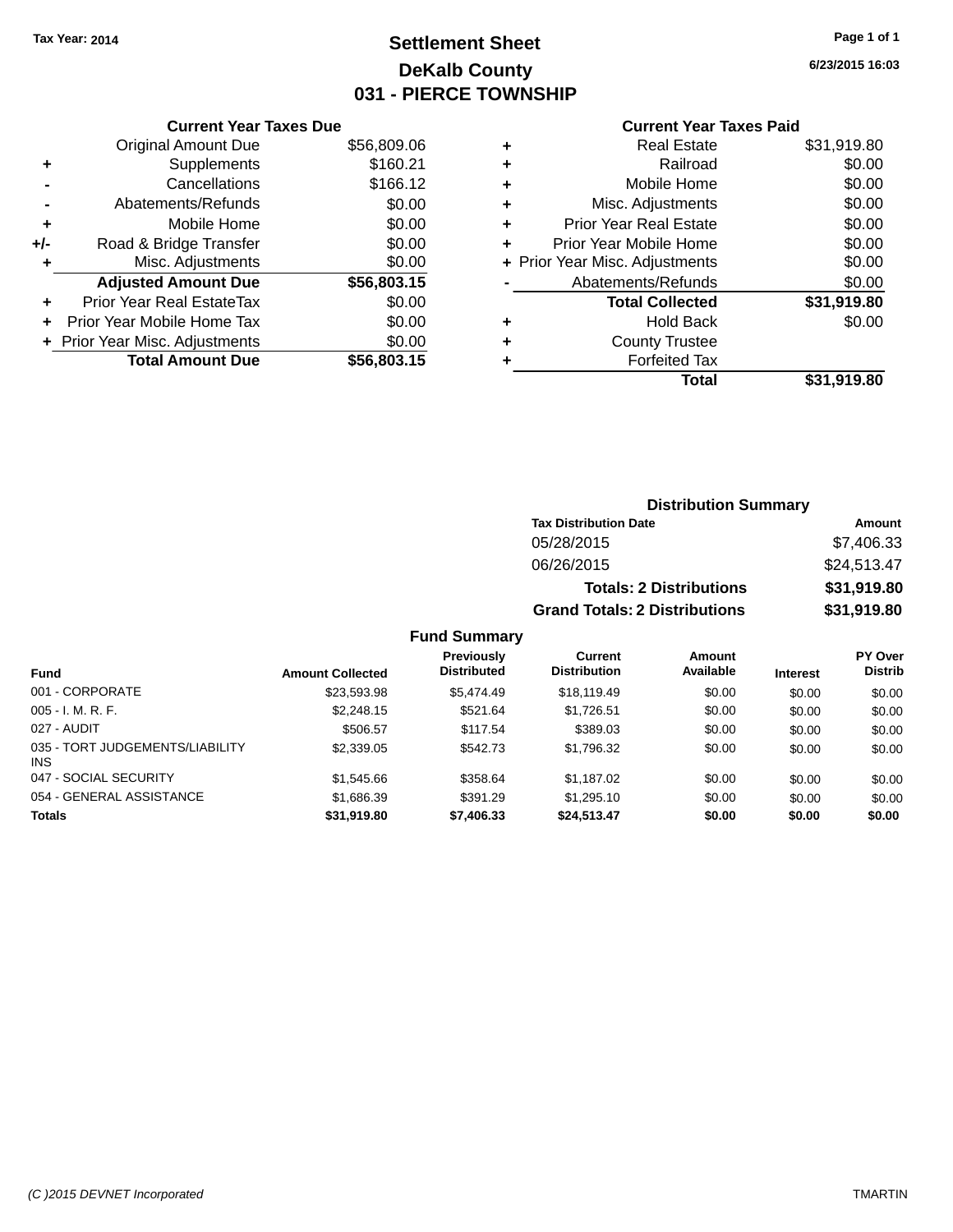Tax Year: 2014

# Settlement Sheet

## DeKalb County

## 031 - PIERCE TOWNSHIP

6/23/2015 16:03

### Current Year Taxes Due

| | | |
|---|---|---|
| | Original Amount Due | $56,809.06 |
| + | Supplements | $160.21 |
| - | Cancellations | $166.12 |
| - | Abatements/Refunds | $0.00 |
| + | Mobile Home | $0.00 |
| +/- | Road & Bridge Transfer | $0.00 |
| + | Misc. Adjustments | $0.00 |
| | **Adjusted Amount Due** | **$56,803.15** |
| + | Prior Year Real EstateTax | $0.00 |
| + | Prior Year Mobile Home Tax | $0.00 |
| + | Prior Year Misc. Adjustments | $0.00 |
| | **Total Amount Due** | **$56,803.15** |

### Current Year Taxes Paid

| | | |
|---|---|---|
| + | Real Estate | $31,919.80 |
| + | Railroad | $0.00 |
| + | Mobile Home | $0.00 |
| + | Misc. Adjustments | $0.00 |
| + | Prior Year Real Estate | $0.00 |
| + | Prior Year Mobile Home | $0.00 |
| + | Prior Year Misc. Adjustments | $0.00 |
| - | Abatements/Refunds | $0.00 |
| | **Total Collected** | **$31,919.80** |
| + | Hold Back | $0.00 |
| + | County Trustee | |
| + | Forfeited Tax | |
| | **Total** | **$31,919.80** |

### Distribution Summary

| Tax Distribution Date | Amount |
|---|---|
| 05/28/2015 | $7,406.33 |
| 06/26/2015 | $24,513.47 |
| **Totals: 2 Distributions** | **$31,919.80** |
| **Grand Totals: 2 Distributions** | **$31,919.80** |

### Fund Summary

| Fund | Amount Collected | Previously Distributed | Current Distribution | Amount Available | Interest | PY Over Distrib |
|---|---|---|---|---|---|---|
| 001 - CORPORATE | $23,593.98 | $5,474.49 | $18,119.49 | $0.00 | $0.00 | $0.00 |
| 005 - I. M. R. F. | $2,248.15 | $521.64 | $1,726.51 | $0.00 | $0.00 | $0.00 |
| 027 - AUDIT | $506.57 | $117.54 | $389.03 | $0.00 | $0.00 | $0.00 |
| 035 - TORT JUDGEMENTS/LIABILITY INS | $2,339.05 | $542.73 | $1,796.32 | $0.00 | $0.00 | $0.00 |
| 047 - SOCIAL SECURITY | $1,545.66 | $358.64 | $1,187.02 | $0.00 | $0.00 | $0.00 |
| 054 - GENERAL ASSISTANCE | $1,686.39 | $391.29 | $1,295.10 | $0.00 | $0.00 | $0.00 |
| **Totals** | **$31,919.80** | **$7,406.33** | **$24,513.47** | **$0.00** | **$0.00** | **$0.00** |

(C )2015 DEVNET Incorporated TMARTIN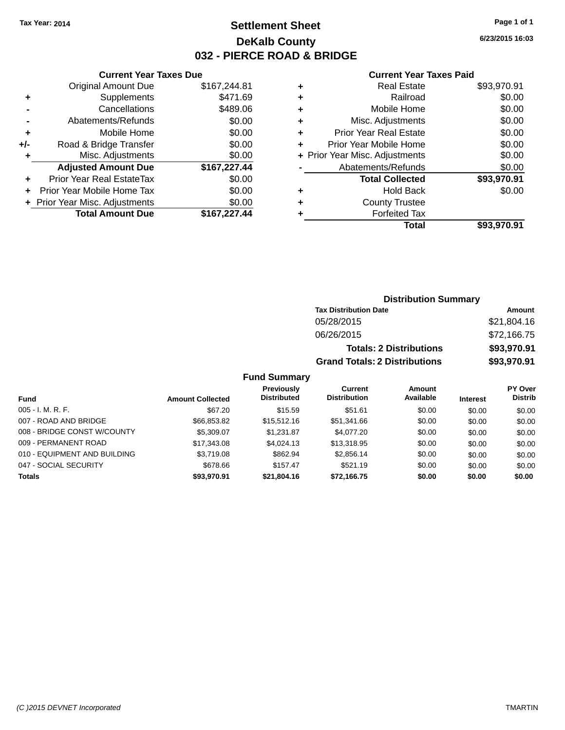Tax Year: 2014

# Settlement Sheet

## DeKalb County

## 032 - PIERCE ROAD & BRIDGE

6/23/2015 16:03

### Current Year Taxes Due

| | | |
|---|---|---|
| | Original Amount Due | $167,244.81 |
| + | Supplements | $471.69 |
| - | Cancellations | $489.06 |
| - | Abatements/Refunds | $0.00 |
| + | Mobile Home | $0.00 |
| +/- | Road & Bridge Transfer | $0.00 |
| + | Misc. Adjustments | $0.00 |
| | **Adjusted Amount Due** | **$167,227.44** |
| + | Prior Year Real EstateTax | $0.00 |
| + | Prior Year Mobile Home Tax | $0.00 |
| + | Prior Year Misc. Adjustments | $0.00 |
| | **Total Amount Due** | **$167,227.44** |

### Current Year Taxes Paid

| | | |
|---|---|---|
| + | Real Estate | $93,970.91 |
| + | Railroad | $0.00 |
| + | Mobile Home | $0.00 |
| + | Misc. Adjustments | $0.00 |
| + | Prior Year Real Estate | $0.00 |
| + | Prior Year Mobile Home | $0.00 |
| + | Prior Year Misc. Adjustments | $0.00 |
| - | Abatements/Refunds | $0.00 |
| | **Total Collected** | **$93,970.91** |
| + | Hold Back | $0.00 |
| + | County Trustee | |
| + | Forfeited Tax | |
| | **Total** | **$93,970.91** |

### Distribution Summary

| Tax Distribution Date | Amount |
|---|---|
| 05/28/2015 | $21,804.16 |
| 06/26/2015 | $72,166.75 |
| **Totals: 2 Distributions** | **$93,970.91** |
| **Grand Totals: 2 Distributions** | **$93,970.91** |

### Fund Summary

| Fund | Amount Collected | Previously Distributed | Current Distribution | Amount Available | Interest | PY Over Distrib |
|---|---|---|---|---|---|---|
| 005 - I. M. R. F. | $67.20 | $15.59 | $51.61 | $0.00 | $0.00 | $0.00 |
| 007 - ROAD AND BRIDGE | $66,853.82 | $15,512.16 | $51,341.66 | $0.00 | $0.00 | $0.00 |
| 008 - BRIDGE CONST W/COUNTY | $5,309.07 | $1,231.87 | $4,077.20 | $0.00 | $0.00 | $0.00 |
| 009 - PERMANENT ROAD | $17,343.08 | $4,024.13 | $13,318.95 | $0.00 | $0.00 | $0.00 |
| 010 - EQUIPMENT AND BUILDING | $3,719.08 | $862.94 | $2,856.14 | $0.00 | $0.00 | $0.00 |
| 047 - SOCIAL SECURITY | $678.66 | $157.47 | $521.19 | $0.00 | $0.00 | $0.00 |
| **Totals** | **$93,970.91** | **$21,804.16** | **$72,166.75** | **$0.00** | **$0.00** | **$0.00** |

(C )2015 DEVNET Incorporated TMARTIN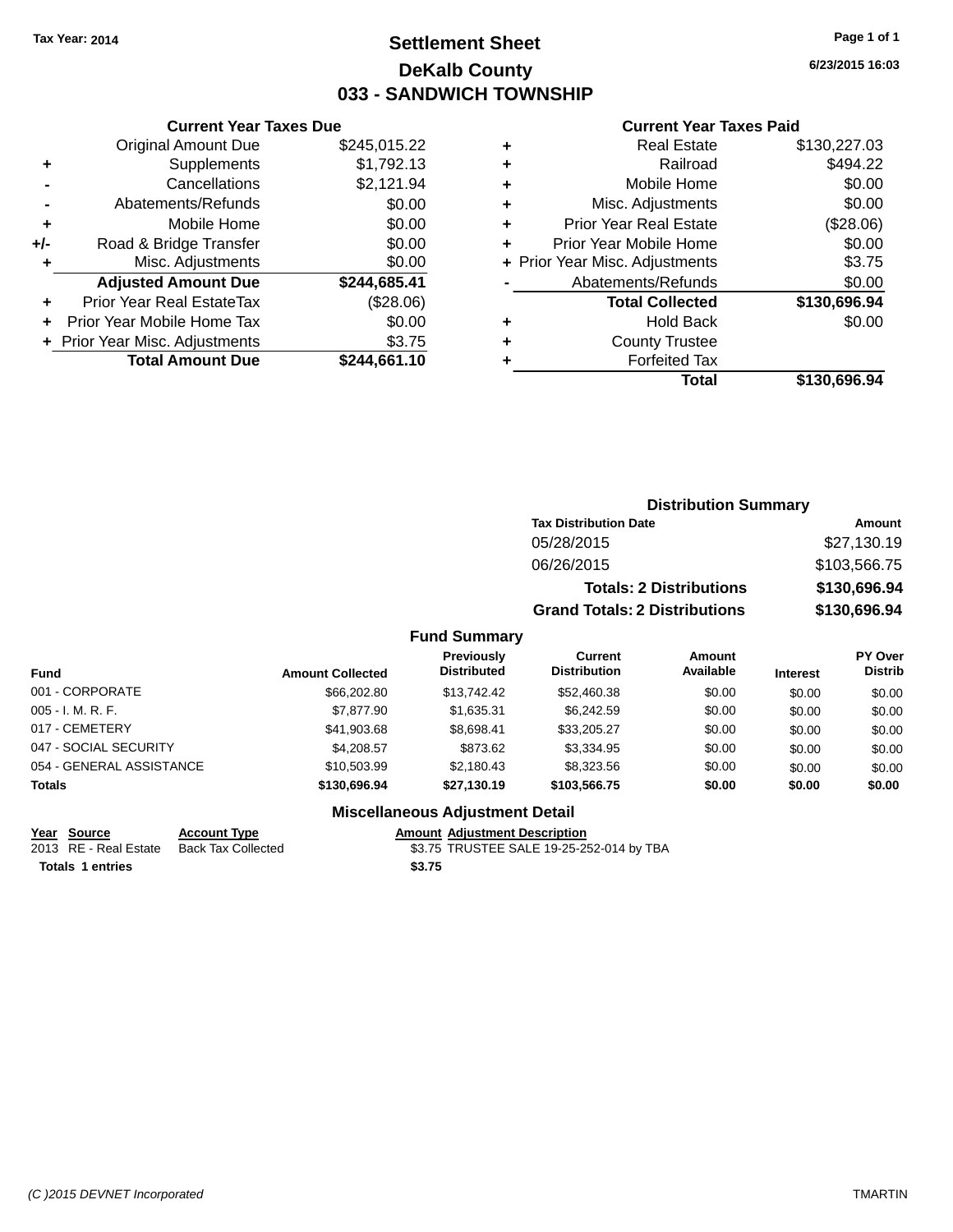Tax Year: 2014

# Settlement Sheet
## DeKalb County
## 033 - SANDWICH TOWNSHIP

6/23/2015 16:03

### Current Year Taxes Due

| | | |
|---|---|---|
| | Original Amount Due | $245,015.22 |
| + | Supplements | $1,792.13 |
| - | Cancellations | $2,121.94 |
| - | Abatements/Refunds | $0.00 |
| + | Mobile Home | $0.00 |
| +/- | Road & Bridge Transfer | $0.00 |
| + | Misc. Adjustments | $0.00 |
| | **Adjusted Amount Due** | **$244,685.41** |
| + | Prior Year Real EstateTax | ($28.06) |
| + | Prior Year Mobile Home Tax | $0.00 |
| + | Prior Year Misc. Adjustments | $3.75 |
| | **Total Amount Due** | **$244,661.10** |

### Current Year Taxes Paid

| | | |
|---|---|---|
| + | Real Estate | $130,227.03 |
| + | Railroad | $494.22 |
| + | Mobile Home | $0.00 |
| + | Misc. Adjustments | $0.00 |
| + | Prior Year Real Estate | ($28.06) |
| + | Prior Year Mobile Home | $0.00 |
| + | Prior Year Misc. Adjustments | $3.75 |
| - | Abatements/Refunds | $0.00 |
| | **Total Collected** | **$130,696.94** |
| + | Hold Back | $0.00 |
| + | County Trustee | |
| + | Forfeited Tax | |
| | **Total** | **$130,696.94** |

### Distribution Summary

| Tax Distribution Date | Amount |
|---|---|
| 05/28/2015 | $27,130.19 |
| 06/26/2015 | $103,566.75 |
| **Totals: 2 Distributions** | **$130,696.94** |
| **Grand Totals: 2 Distributions** | **$130,696.94** |

### Fund Summary

| Fund | Amount Collected | Previously Distributed | Current Distribution | Amount Available | Interest | PY Over Distrib |
|---|---|---|---|---|---|---|
| 001 - CORPORATE | $66,202.80 | $13,742.42 | $52,460.38 | $0.00 | $0.00 | $0.00 |
| 005 - I. M. R. F. | $7,877.90 | $1,635.31 | $6,242.59 | $0.00 | $0.00 | $0.00 |
| 017 - CEMETERY | $41,903.68 | $8,698.41 | $33,205.27 | $0.00 | $0.00 | $0.00 |
| 047 - SOCIAL SECURITY | $4,208.57 | $873.62 | $3,334.95 | $0.00 | $0.00 | $0.00 |
| 054 - GENERAL ASSISTANCE | $10,503.99 | $2,180.43 | $8,323.56 | $0.00 | $0.00 | $0.00 |
| **Totals** | **$130,696.94** | **$27,130.19** | **$103,566.75** | **$0.00** | **$0.00** | **$0.00** |

### Miscellaneous Adjustment Detail

| Year | Source | Account Type | Amount | Adjustment Description |
|---|---|---|---|---|
| 2013 | RE - Real Estate | Back Tax Collected | $3.75 | TRUSTEE SALE 19-25-252-014 by TBA |
| **Totals** | **1 entries** | | **$3.75** | |

(C )2015 DEVNET Incorporated — TMARTIN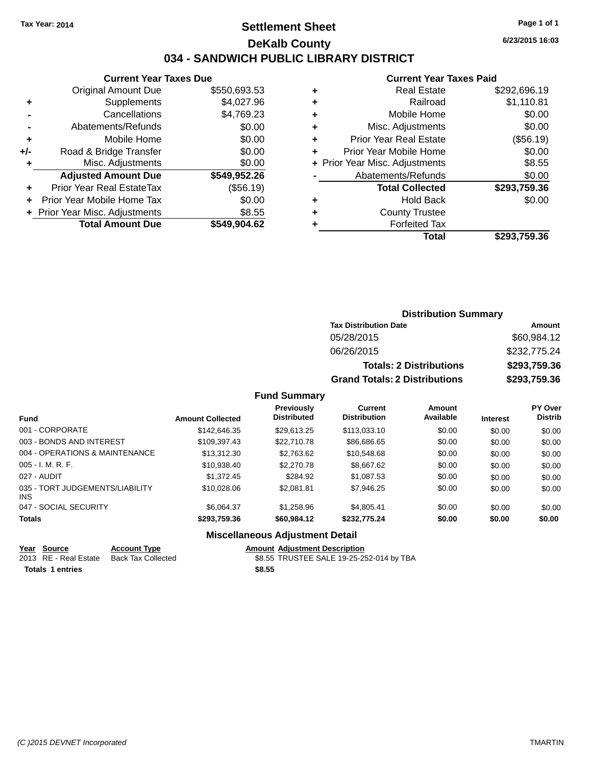Tax Year: 2014

# Settlement Sheet

## DeKalb County

## 034 - SANDWICH PUBLIC LIBRARY DISTRICT

6/23/2015 16:03

### Current Year Taxes Due

| | | |
|---|---|---|
| | Original Amount Due | $550,693.53 |
| + | Supplements | $4,027.96 |
| - | Cancellations | $4,769.23 |
| - | Abatements/Refunds | $0.00 |
| + | Mobile Home | $0.00 |
| +/- | Road & Bridge Transfer | $0.00 |
| + | Misc. Adjustments | $0.00 |
| | **Adjusted Amount Due** | **$549,952.26** |
| + | Prior Year Real EstateTax | ($56.19) |
| + | Prior Year Mobile Home Tax | $0.00 |
| + | Prior Year Misc. Adjustments | $8.55 |
| | **Total Amount Due** | **$549,904.62** |

### Current Year Taxes Paid

| | | |
|---|---|---|
| + | Real Estate | $292,696.19 |
| + | Railroad | $1,110.81 |
| + | Mobile Home | $0.00 |
| + | Misc. Adjustments | $0.00 |
| + | Prior Year Real Estate | ($56.19) |
| + | Prior Year Mobile Home | $0.00 |
| + | Prior Year Misc. Adjustments | $8.55 |
| - | Abatements/Refunds | $0.00 |
| | **Total Collected** | **$293,759.36** |
| + | Hold Back | $0.00 |
| + | County Trustee | |
| + | Forfeited Tax | |
| | **Total** | **$293,759.36** |

### Distribution Summary

| Tax Distribution Date | Amount |
|---|---|
| 05/28/2015 | $60,984.12 |
| 06/26/2015 | $232,775.24 |
| **Totals: 2 Distributions** | **$293,759.36** |
| **Grand Totals: 2 Distributions** | **$293,759.36** |

### Fund Summary

| Fund | Amount Collected | Previously Distributed | Current Distribution | Amount Available | Interest | PY Over Distrib |
|---|---|---|---|---|---|---|
| 001 - CORPORATE | $142,646.35 | $29,613.25 | $113,033.10 | $0.00 | $0.00 | $0.00 |
| 003 - BONDS AND INTEREST | $109,397.43 | $22,710.78 | $86,686.65 | $0.00 | $0.00 | $0.00 |
| 004 - OPERATIONS & MAINTENANCE | $13,312.30 | $2,763.62 | $10,548.68 | $0.00 | $0.00 | $0.00 |
| 005 - I. M. R. F. | $10,938.40 | $2,270.78 | $8,667.62 | $0.00 | $0.00 | $0.00 |
| 027 - AUDIT | $1,372.45 | $284.92 | $1,087.53 | $0.00 | $0.00 | $0.00 |
| 035 - TORT JUDGEMENTS/LIABILITY INS | $10,028.06 | $2,081.81 | $7,946.25 | $0.00 | $0.00 | $0.00 |
| 047 - SOCIAL SECURITY | $6,064.37 | $1,258.96 | $4,805.41 | $0.00 | $0.00 | $0.00 |
| **Totals** | **$293,759.36** | **$60,984.12** | **$232,775.24** | **$0.00** | **$0.00** | **$0.00** |

### Miscellaneous Adjustment Detail

| Year | Source | Account Type | Amount | Adjustment Description |
|---|---|---|---|---|
| 2013 | RE - Real Estate | Back Tax Collected | $8.55 | TRUSTEE SALE 19-25-252-014 by TBA |
| **Totals 1 entries** | | | **$8.55** | |

(C )2015 DEVNET Incorporated TMARTIN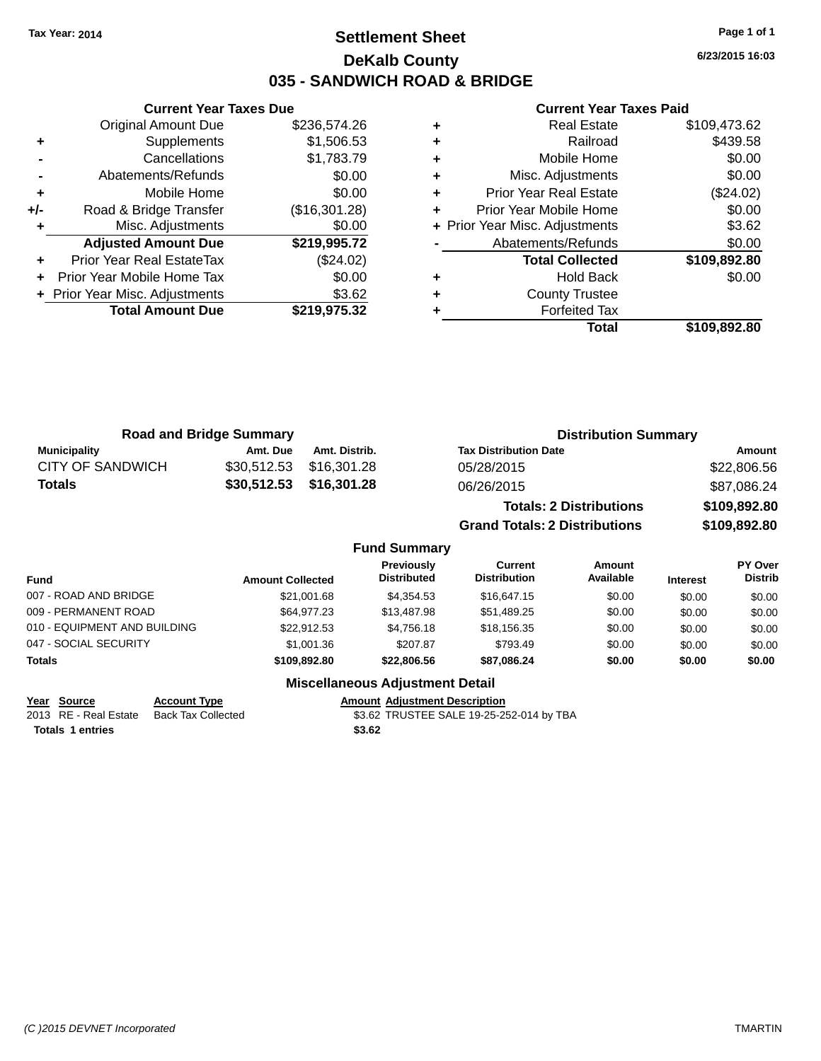Tax Year: 2014

# Settlement Sheet

## DeKalb County

## 035 - SANDWICH ROAD & BRIDGE

6/23/2015 16:03

### Current Year Taxes Due

| | | |
|---|---|---|
| | Original Amount Due | $236,574.26 |
| + | Supplements | $1,506.53 |
| - | Cancellations | $1,783.79 |
| - | Abatements/Refunds | $0.00 |
| + | Mobile Home | $0.00 |
| +/- | Road & Bridge Transfer | ($16,301.28) |
| + | Misc. Adjustments | $0.00 |
| | **Adjusted Amount Due** | **$219,995.72** |
| + | Prior Year Real EstateTax | ($24.02) |
| + | Prior Year Mobile Home Tax | $0.00 |
| + | Prior Year Misc. Adjustments | $3.62 |
| | **Total Amount Due** | **$219,975.32** |

### Current Year Taxes Paid

| | | |
|---|---|---|
| + | Real Estate | $109,473.62 |
| + | Railroad | $439.58 |
| + | Mobile Home | $0.00 |
| + | Misc. Adjustments | $0.00 |
| + | Prior Year Real Estate | ($24.02) |
| + | Prior Year Mobile Home | $0.00 |
| + | Prior Year Misc. Adjustments | $3.62 |
| - | Abatements/Refunds | $0.00 |
| | **Total Collected** | **$109,892.80** |
| + | Hold Back | $0.00 |
| + | County Trustee | |
| + | Forfeited Tax | |
| | **Total** | **$109,892.80** |

### Road and Bridge Summary

| Municipality | Amt. Due | Amt. Distrib. |
|---|---|---|
| CITY OF SANDWICH | $30,512.53 | $16,301.28 |
| **Totals** | **$30,512.53** | **$16,301.28** |

### Distribution Summary

| Tax Distribution Date | Amount |
|---|---|
| 05/28/2015 | $22,806.56 |
| 06/26/2015 | $87,086.24 |
| **Totals: 2 Distributions** | **$109,892.80** |
| **Grand Totals: 2 Distributions** | **$109,892.80** |

### Fund Summary

| Fund | Amount Collected | Previously Distributed | Current Distribution | Amount Available | Interest | PY Over Distrib |
|---|---|---|---|---|---|---|
| 007 - ROAD AND BRIDGE | $21,001.68 | $4,354.53 | $16,647.15 | $0.00 | $0.00 | $0.00 |
| 009 - PERMANENT ROAD | $64,977.23 | $13,487.98 | $51,489.25 | $0.00 | $0.00 | $0.00 |
| 010 - EQUIPMENT AND BUILDING | $22,912.53 | $4,756.18 | $18,156.35 | $0.00 | $0.00 | $0.00 |
| 047 - SOCIAL SECURITY | $1,001.36 | $207.87 | $793.49 | $0.00 | $0.00 | $0.00 |
| **Totals** | **$109,892.80** | **$22,806.56** | **$87,086.24** | **$0.00** | **$0.00** | **$0.00** |

### Miscellaneous Adjustment Detail

| Year | Source | Account Type | Amount | Adjustment Description |
|---|---|---|---|---|
| 2013 | RE - Real Estate | Back Tax Collected | $3.62 | TRUSTEE SALE 19-25-252-014 by TBA |
| **Totals 1 entries** | | | **$3.62** | |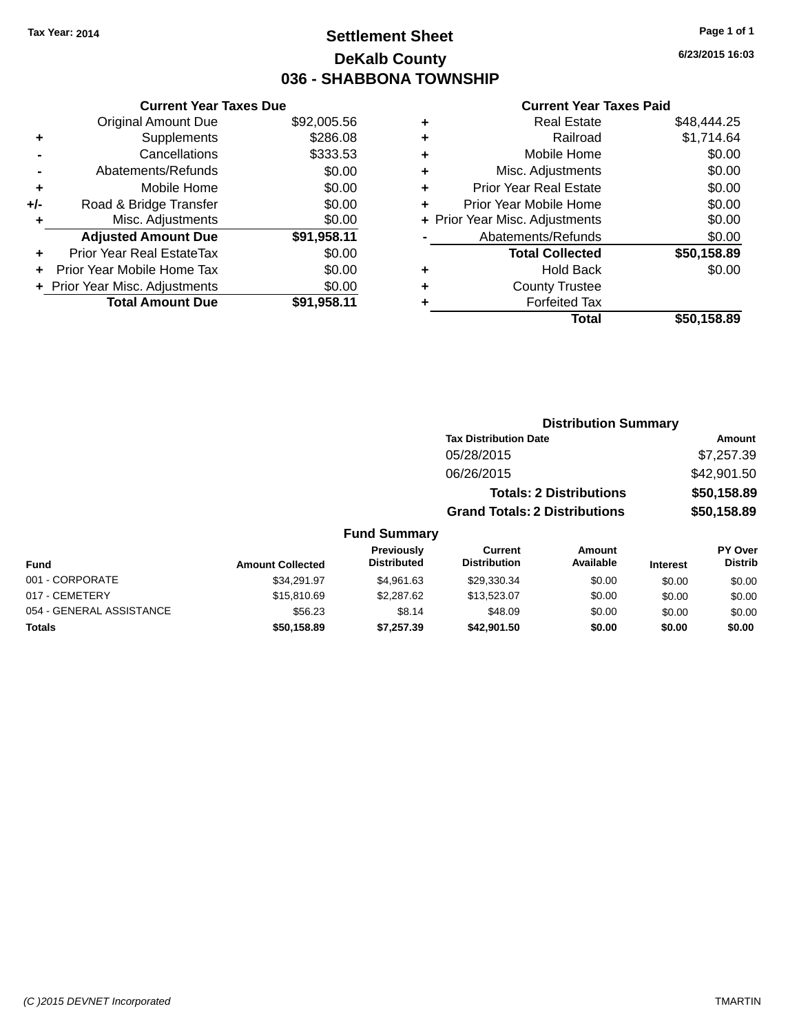Tax Year: 2014

# Settlement Sheet

## DeKalb County

## 036 - SHABBONA TOWNSHIP

6/23/2015 16:03

### Current Year Taxes Due

| | | |
|---|---|---|
| | Original Amount Due | $92,005.56 |
| + | Supplements | $286.08 |
| - | Cancellations | $333.53 |
| - | Abatements/Refunds | $0.00 |
| + | Mobile Home | $0.00 |
| +/- | Road & Bridge Transfer | $0.00 |
| + | Misc. Adjustments | $0.00 |
| | **Adjusted Amount Due** | **$91,958.11** |
| + | Prior Year Real EstateTax | $0.00 |
| + | Prior Year Mobile Home Tax | $0.00 |
| + | Prior Year Misc. Adjustments | $0.00 |
| | **Total Amount Due** | **$91,958.11** |

### Current Year Taxes Paid

| | | |
|---|---|---|
| + | Real Estate | $48,444.25 |
| + | Railroad | $1,714.64 |
| + | Mobile Home | $0.00 |
| + | Misc. Adjustments | $0.00 |
| + | Prior Year Real Estate | $0.00 |
| + | Prior Year Mobile Home | $0.00 |
| + | Prior Year Misc. Adjustments | $0.00 |
| - | Abatements/Refunds | $0.00 |
| | **Total Collected** | **$50,158.89** |
| + | Hold Back | $0.00 |
| + | County Trustee | |
| + | Forfeited Tax | |
| | **Total** | **$50,158.89** |

### Distribution Summary

| Tax Distribution Date | Amount |
|---|---|
| 05/28/2015 | $7,257.39 |
| 06/26/2015 | $42,901.50 |
| **Totals: 2 Distributions** | **$50,158.89** |
| **Grand Totals: 2 Distributions** | **$50,158.89** |

### Fund Summary

| Fund | Amount Collected | Previously Distributed | Current Distribution | Amount Available | Interest | PY Over Distrib |
|---|---|---|---|---|---|---|
| 001 - CORPORATE | $34,291.97 | $4,961.63 | $29,330.34 | $0.00 | $0.00 | $0.00 |
| 017 - CEMETERY | $15,810.69 | $2,287.62 | $13,523.07 | $0.00 | $0.00 | $0.00 |
| 054 - GENERAL ASSISTANCE | $56.23 | $8.14 | $48.09 | $0.00 | $0.00 | $0.00 |
| **Totals** | **$50,158.89** | **$7,257.39** | **$42,901.50** | **$0.00** | **$0.00** | **$0.00** |

(C )2015 DEVNET Incorporated — TMARTIN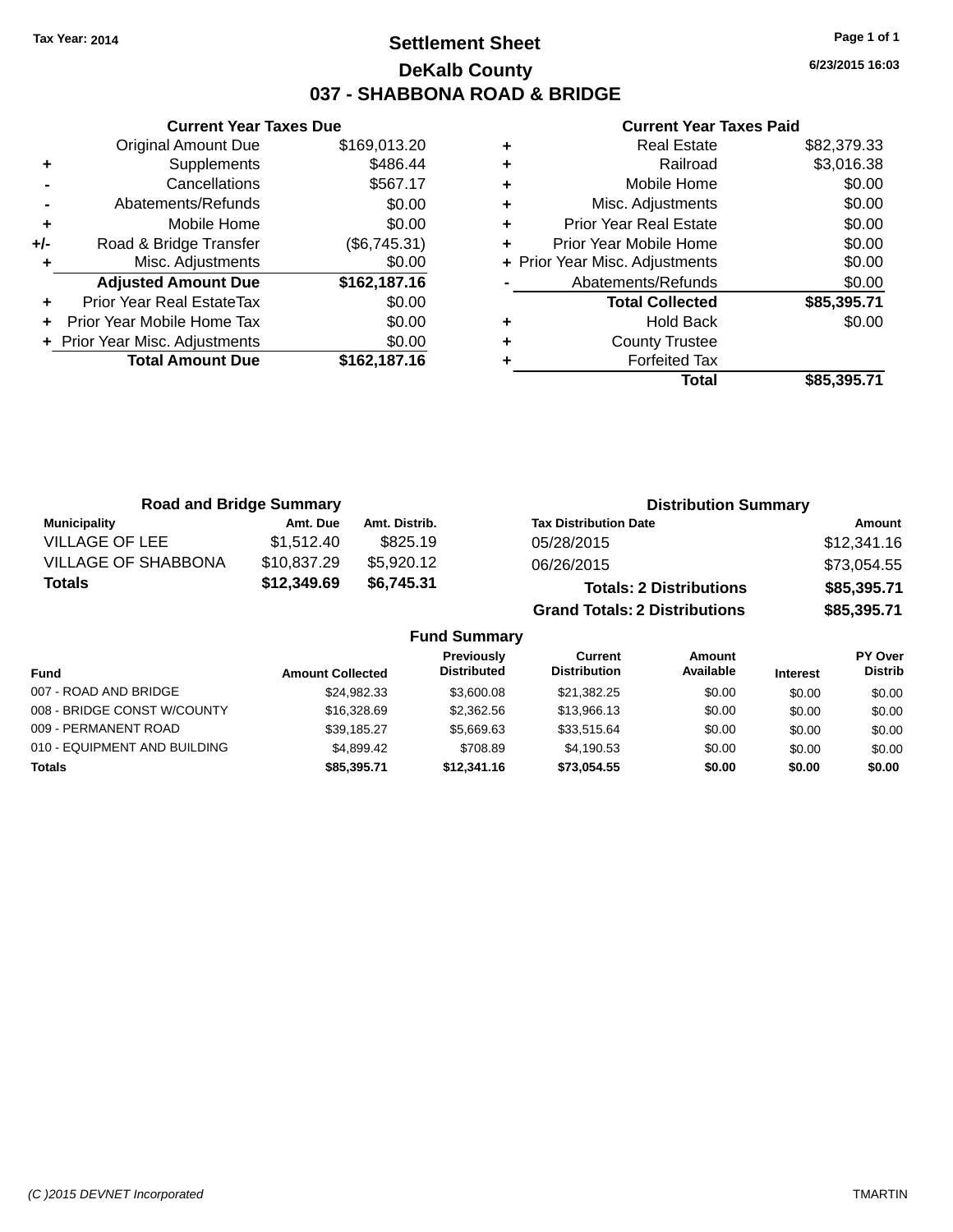Tax Year: 2014

# Settlement Sheet

## DeKalb County

## 037 - SHABBONA ROAD & BRIDGE

6/23/2015 16:03

### Current Year Taxes Due

| | | |
|---|---|---|
| | Original Amount Due | $169,013.20 |
| + | Supplements | $486.44 |
| - | Cancellations | $567.17 |
| - | Abatements/Refunds | $0.00 |
| + | Mobile Home | $0.00 |
| +/- | Road & Bridge Transfer | ($6,745.31) |
| + | Misc. Adjustments | $0.00 |
| | **Adjusted Amount Due** | **$162,187.16** |
| + | Prior Year Real EstateTax | $0.00 |
| + | Prior Year Mobile Home Tax | $0.00 |
| + | Prior Year Misc. Adjustments | $0.00 |
| | **Total Amount Due** | **$162,187.16** |

### Current Year Taxes Paid

| | | |
|---|---|---|
| + | Real Estate | $82,379.33 |
| + | Railroad | $3,016.38 |
| + | Mobile Home | $0.00 |
| + | Misc. Adjustments | $0.00 |
| + | Prior Year Real Estate | $0.00 |
| + | Prior Year Mobile Home | $0.00 |
| + | Prior Year Misc. Adjustments | $0.00 |
| - | Abatements/Refunds | $0.00 |
| | **Total Collected** | **$85,395.71** |
| + | Hold Back | $0.00 |
| + | County Trustee | |
| + | Forfeited Tax | |
| | **Total** | **$85,395.71** |

### Road and Bridge Summary

| Municipality | Amt. Due | Amt. Distrib. |
|---|---|---|
| VILLAGE OF LEE | $1,512.40 | $825.19 |
| VILLAGE OF SHABBONA | $10,837.29 | $5,920.12 |
| **Totals** | **$12,349.69** | **$6,745.31** |

### Distribution Summary

| Tax Distribution Date | Amount |
|---|---|
| 05/28/2015 | $12,341.16 |
| 06/26/2015 | $73,054.55 |
| **Totals: 2 Distributions** | **$85,395.71** |
| **Grand Totals: 2 Distributions** | **$85,395.71** |

### Fund Summary

| Fund | Amount Collected | Previously Distributed | Current Distribution | Amount Available | Interest | PY Over Distrib |
|---|---|---|---|---|---|---|
| 007 - ROAD AND BRIDGE | $24,982.33 | $3,600.08 | $21,382.25 | $0.00 | $0.00 | $0.00 |
| 008 - BRIDGE CONST W/COUNTY | $16,328.69 | $2,362.56 | $13,966.13 | $0.00 | $0.00 | $0.00 |
| 009 - PERMANENT ROAD | $39,185.27 | $5,669.63 | $33,515.64 | $0.00 | $0.00 | $0.00 |
| 010 - EQUIPMENT AND BUILDING | $4,899.42 | $708.89 | $4,190.53 | $0.00 | $0.00 | $0.00 |
| **Totals** | **$85,395.71** | **$12,341.16** | **$73,054.55** | **$0.00** | **$0.00** | **$0.00** |

(C )2015 DEVNET Incorporated — TMARTIN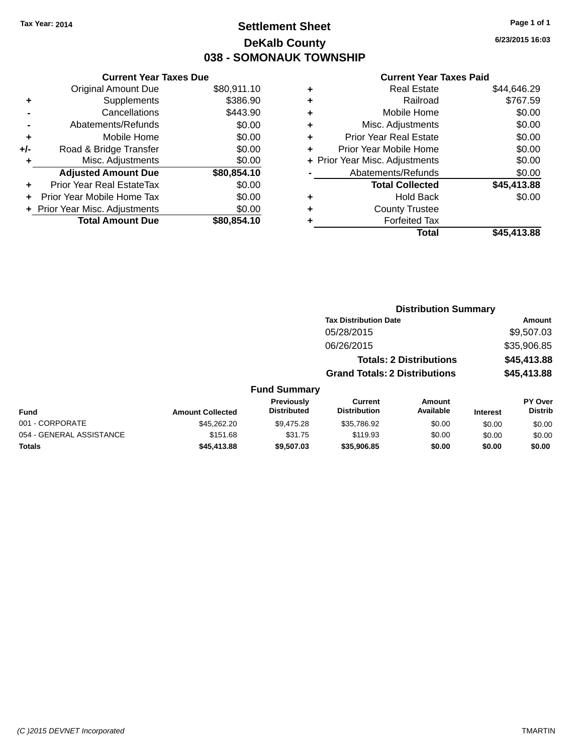Tax Year: 2014

# Settlement Sheet

## DeKalb County

## 038 - SOMONAUK TOWNSHIP

6/23/2015 16:03

### Current Year Taxes Due

| | | |
|---|---|---|
| | Original Amount Due | $80,911.10 |
| + | Supplements | $386.90 |
| - | Cancellations | $443.90 |
| - | Abatements/Refunds | $0.00 |
| + | Mobile Home | $0.00 |
| +/- | Road & Bridge Transfer | $0.00 |
| + | Misc. Adjustments | $0.00 |
| | **Adjusted Amount Due** | **$80,854.10** |
| + | Prior Year Real EstateTax | $0.00 |
| + | Prior Year Mobile Home Tax | $0.00 |
| + | Prior Year Misc. Adjustments | $0.00 |
| | **Total Amount Due** | **$80,854.10** |

### Current Year Taxes Paid

| | | |
|---|---|---|
| + | Real Estate | $44,646.29 |
| + | Railroad | $767.59 |
| + | Mobile Home | $0.00 |
| + | Misc. Adjustments | $0.00 |
| + | Prior Year Real Estate | $0.00 |
| + | Prior Year Mobile Home | $0.00 |
| + | Prior Year Misc. Adjustments | $0.00 |
| - | Abatements/Refunds | $0.00 |
| | **Total Collected** | **$45,413.88** |
| + | Hold Back | $0.00 |
| + | County Trustee | |
| + | Forfeited Tax | |
| | **Total** | **$45,413.88** |

### Distribution Summary

| Tax Distribution Date | Amount |
|---|---|
| 05/28/2015 | $9,507.03 |
| 06/26/2015 | $35,906.85 |
| **Totals: 2 Distributions** | **$45,413.88** |
| **Grand Totals: 2 Distributions** | **$45,413.88** |

### Fund Summary

| Fund | Amount Collected | Previously Distributed | Current Distribution | Amount Available | Interest | PY Over Distrib |
|---|---|---|---|---|---|---|
| 001 - CORPORATE | $45,262.20 | $9,475.28 | $35,786.92 | $0.00 | $0.00 | $0.00 |
| 054 - GENERAL ASSISTANCE | $151.68 | $31.75 | $119.93 | $0.00 | $0.00 | $0.00 |
| **Totals** | **$45,413.88** | **$9,507.03** | **$35,906.85** | **$0.00** | **$0.00** | **$0.00** |

(C )2015 DEVNET Incorporated TMARTIN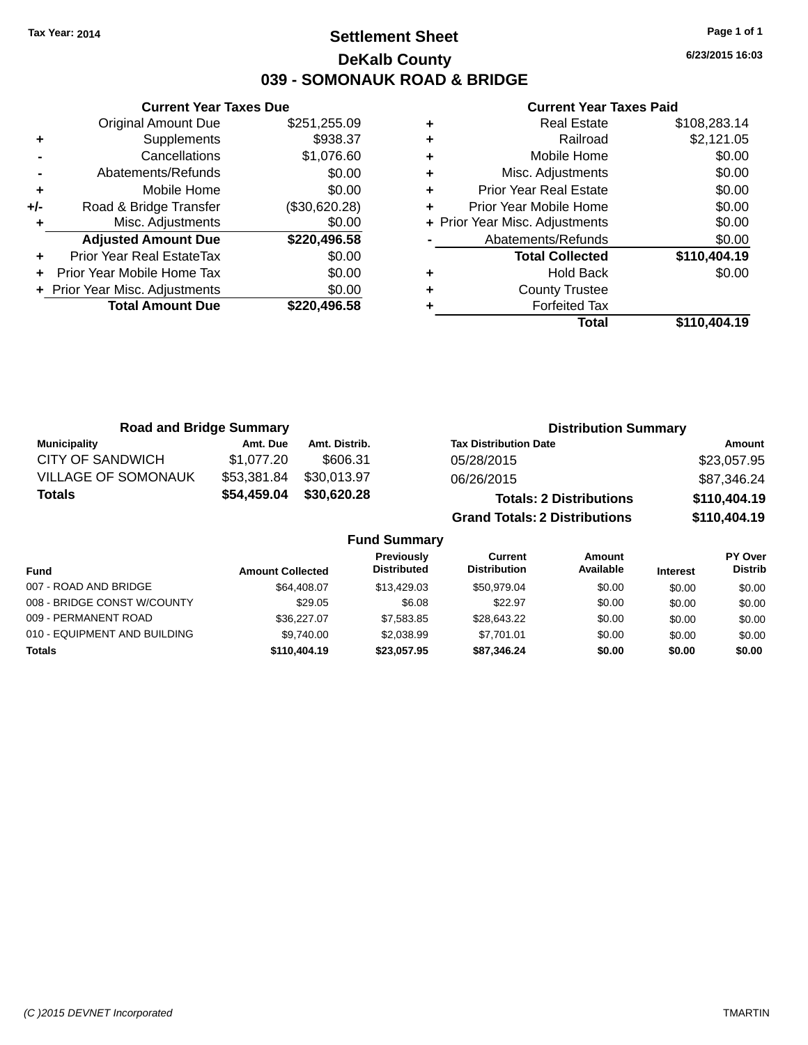Tax Year: 2014

# Settlement Sheet

# DeKalb County

# 039 - SOMONAUK ROAD & BRIDGE

6/23/2015 16:03

### Current Year Taxes Due

| | | |
|---|---|---|
| | Original Amount Due | $251,255.09 |
| + | Supplements | $938.37 |
| - | Cancellations | $1,076.60 |
| - | Abatements/Refunds | $0.00 |
| + | Mobile Home | $0.00 |
| +/- | Road & Bridge Transfer | ($30,620.28) |
| + | Misc. Adjustments | $0.00 |
| | **Adjusted Amount Due** | **$220,496.58** |
| + | Prior Year Real EstateTax | $0.00 |
| + | Prior Year Mobile Home Tax | $0.00 |
| + | Prior Year Misc. Adjustments | $0.00 |
| | **Total Amount Due** | **$220,496.58** |

### Current Year Taxes Paid

| | | |
|---|---|---|
| + | Real Estate | $108,283.14 |
| + | Railroad | $2,121.05 |
| + | Mobile Home | $0.00 |
| + | Misc. Adjustments | $0.00 |
| + | Prior Year Real Estate | $0.00 |
| + | Prior Year Mobile Home | $0.00 |
| + | Prior Year Misc. Adjustments | $0.00 |
| - | Abatements/Refunds | $0.00 |
| | **Total Collected** | **$110,404.19** |
| + | Hold Back | $0.00 |
| + | County Trustee | |
| + | Forfeited Tax | |
| | **Total** | **$110,404.19** |

### Road and Bridge Summary

| Municipality | Amt. Due | Amt. Distrib. |
|---|---|---|
| CITY OF SANDWICH | $1,077.20 | $606.31 |
| VILLAGE OF SOMONAUK | $53,381.84 | $30,013.97 |
| **Totals** | **$54,459.04** | **$30,620.28** |

### Distribution Summary

| Tax Distribution Date | Amount |
|---|---|
| 05/28/2015 | $23,057.95 |
| 06/26/2015 | $87,346.24 |
| **Totals: 2 Distributions** | **$110,404.19** |
| **Grand Totals: 2 Distributions** | **$110,404.19** |

### Fund Summary

| Fund | Amount Collected | Previously Distributed | Current Distribution | Amount Available | Interest | PY Over Distrib |
|---|---|---|---|---|---|---|
| 007 - ROAD AND BRIDGE | $64,408.07 | $13,429.03 | $50,979.04 | $0.00 | $0.00 | $0.00 |
| 008 - BRIDGE CONST W/COUNTY | $29.05 | $6.08 | $22.97 | $0.00 | $0.00 | $0.00 |
| 009 - PERMANENT ROAD | $36,227.07 | $7,583.85 | $28,643.22 | $0.00 | $0.00 | $0.00 |
| 010 - EQUIPMENT AND BUILDING | $9,740.00 | $2,038.99 | $7,701.01 | $0.00 | $0.00 | $0.00 |
| **Totals** | **$110,404.19** | **$23,057.95** | **$87,346.24** | **$0.00** | **$0.00** | **$0.00** |

(C )2015 DEVNET Incorporated TMARTIN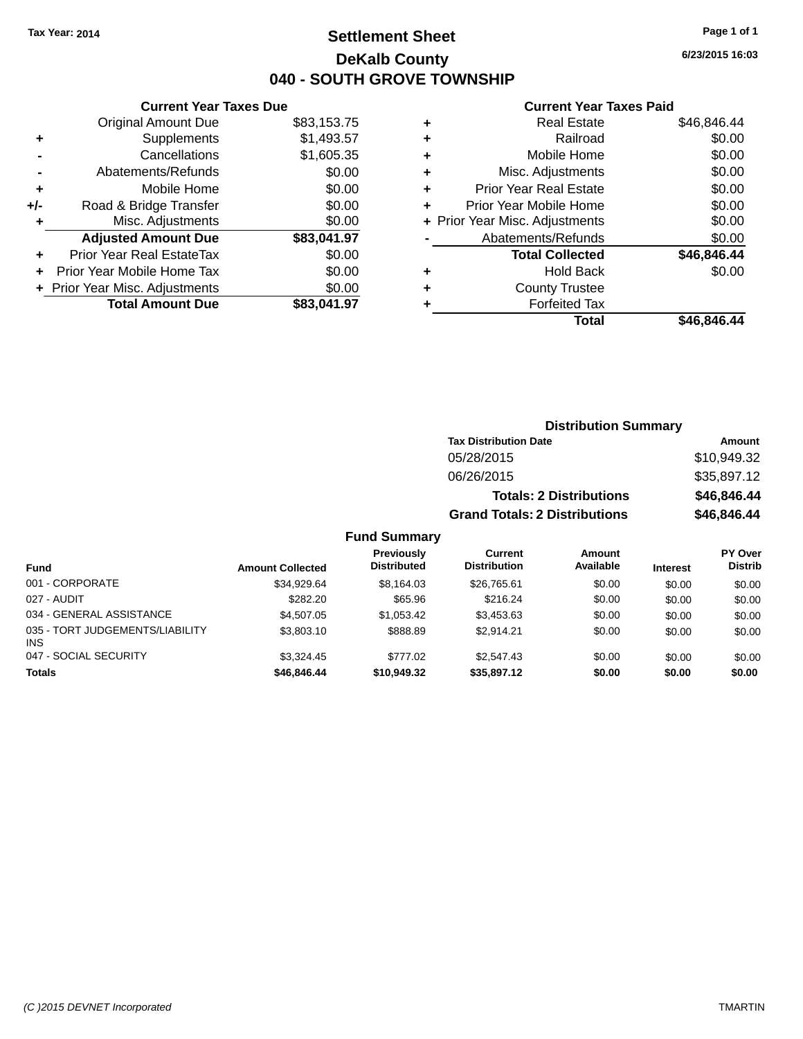Tax Year: 2014

# Settlement Sheet

## DeKalb County

## 040 - SOUTH GROVE TOWNSHIP

6/23/2015 16:03

### Current Year Taxes Due

| | | |
|---|---|---|
| | Original Amount Due | $83,153.75 |
| + | Supplements | $1,493.57 |
| - | Cancellations | $1,605.35 |
| - | Abatements/Refunds | $0.00 |
| + | Mobile Home | $0.00 |
| +/- | Road & Bridge Transfer | $0.00 |
| + | Misc. Adjustments | $0.00 |
| | **Adjusted Amount Due** | **$83,041.97** |
| + | Prior Year Real EstateTax | $0.00 |
| + | Prior Year Mobile Home Tax | $0.00 |
| + | Prior Year Misc. Adjustments | $0.00 |
| | **Total Amount Due** | **$83,041.97** |

### Current Year Taxes Paid

| | | |
|---|---|---|
| + | Real Estate | $46,846.44 |
| + | Railroad | $0.00 |
| + | Mobile Home | $0.00 |
| + | Misc. Adjustments | $0.00 |
| + | Prior Year Real Estate | $0.00 |
| + | Prior Year Mobile Home | $0.00 |
| + | Prior Year Misc. Adjustments | $0.00 |
| - | Abatements/Refunds | $0.00 |
| | **Total Collected** | **$46,846.44** |
| + | Hold Back | $0.00 |
| + | County Trustee | |
| + | Forfeited Tax | |
| | **Total** | **$46,846.44** |

### Distribution Summary

| Tax Distribution Date | Amount |
|---|---|
| 05/28/2015 | $10,949.32 |
| 06/26/2015 | $35,897.12 |
| **Totals: 2 Distributions** | **$46,846.44** |
| **Grand Totals: 2 Distributions** | **$46,846.44** |

### Fund Summary

| Fund | Amount Collected | Previously Distributed | Current Distribution | Amount Available | Interest | PY Over Distrib |
|---|---|---|---|---|---|---|
| 001 - CORPORATE | $34,929.64 | $8,164.03 | $26,765.61 | $0.00 | $0.00 | $0.00 |
| 027 - AUDIT | $282.20 | $65.96 | $216.24 | $0.00 | $0.00 | $0.00 |
| 034 - GENERAL ASSISTANCE | $4,507.05 | $1,053.42 | $3,453.63 | $0.00 | $0.00 | $0.00 |
| 035 - TORT JUDGEMENTS/LIABILITY INS | $3,803.10 | $888.89 | $2,914.21 | $0.00 | $0.00 | $0.00 |
| 047 - SOCIAL SECURITY | $3,324.45 | $777.02 | $2,547.43 | $0.00 | $0.00 | $0.00 |
| **Totals** | **$46,846.44** | **$10,949.32** | **$35,897.12** | **$0.00** | **$0.00** | **$0.00** |

(C )2015 DEVNET Incorporated    TMARTIN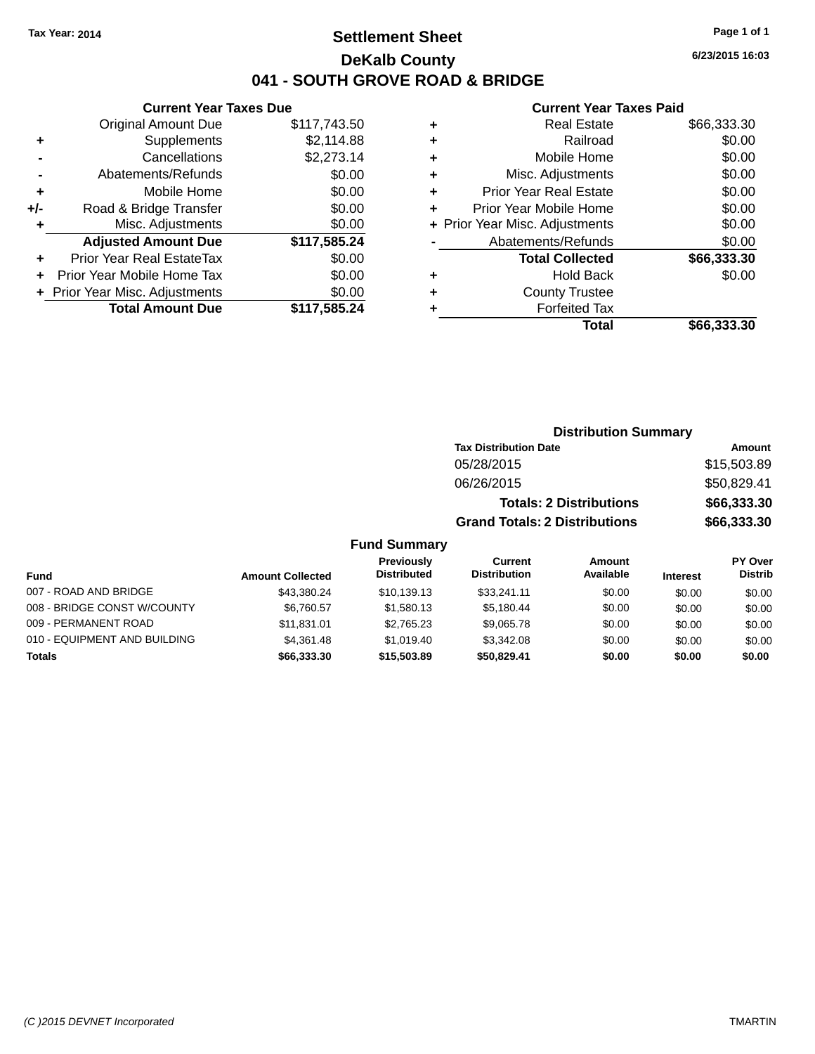Tax Year: 2014

# Settlement Sheet

## DeKalb County

## 041 - SOUTH GROVE ROAD & BRIDGE

6/23/2015 16:03

### Current Year Taxes Due

| | | |
|---|---|---|
| | Original Amount Due | $117,743.50 |
| + | Supplements | $2,114.88 |
| - | Cancellations | $2,273.14 |
| - | Abatements/Refunds | $0.00 |
| + | Mobile Home | $0.00 |
| +/- | Road & Bridge Transfer | $0.00 |
| + | Misc. Adjustments | $0.00 |
| | **Adjusted Amount Due** | **$117,585.24** |
| + | Prior Year Real EstateTax | $0.00 |
| + | Prior Year Mobile Home Tax | $0.00 |
| + | Prior Year Misc. Adjustments | $0.00 |
| | **Total Amount Due** | **$117,585.24** |

### Current Year Taxes Paid

| | | |
|---|---|---|
| + | Real Estate | $66,333.30 |
| + | Railroad | $0.00 |
| + | Mobile Home | $0.00 |
| + | Misc. Adjustments | $0.00 |
| + | Prior Year Real Estate | $0.00 |
| + | Prior Year Mobile Home | $0.00 |
| + | Prior Year Misc. Adjustments | $0.00 |
| - | Abatements/Refunds | $0.00 |
| | **Total Collected** | **$66,333.30** |
| + | Hold Back | $0.00 |
| + | County Trustee | |
| + | Forfeited Tax | |
| | **Total** | **$66,333.30** |

### Distribution Summary

| Tax Distribution Date | Amount |
|---|---|
| 05/28/2015 | $15,503.89 |
| 06/26/2015 | $50,829.41 |
| **Totals: 2 Distributions** | **$66,333.30** |
| **Grand Totals: 2 Distributions** | **$66,333.30** |

### Fund Summary

| Fund | Amount Collected | Previously Distributed | Current Distribution | Amount Available | Interest | PY Over Distrib |
|---|---|---|---|---|---|---|
| 007 - ROAD AND BRIDGE | $43,380.24 | $10,139.13 | $33,241.11 | $0.00 | $0.00 | $0.00 |
| 008 - BRIDGE CONST W/COUNTY | $6,760.57 | $1,580.13 | $5,180.44 | $0.00 | $0.00 | $0.00 |
| 009 - PERMANENT ROAD | $11,831.01 | $2,765.23 | $9,065.78 | $0.00 | $0.00 | $0.00 |
| 010 - EQUIPMENT AND BUILDING | $4,361.48 | $1,019.40 | $3,342.08 | $0.00 | $0.00 | $0.00 |
| **Totals** | **$66,333.30** | **$15,503.89** | **$50,829.41** | **$0.00** | **$0.00** | **$0.00** |

(C )2015 DEVNET Incorporated — TMARTIN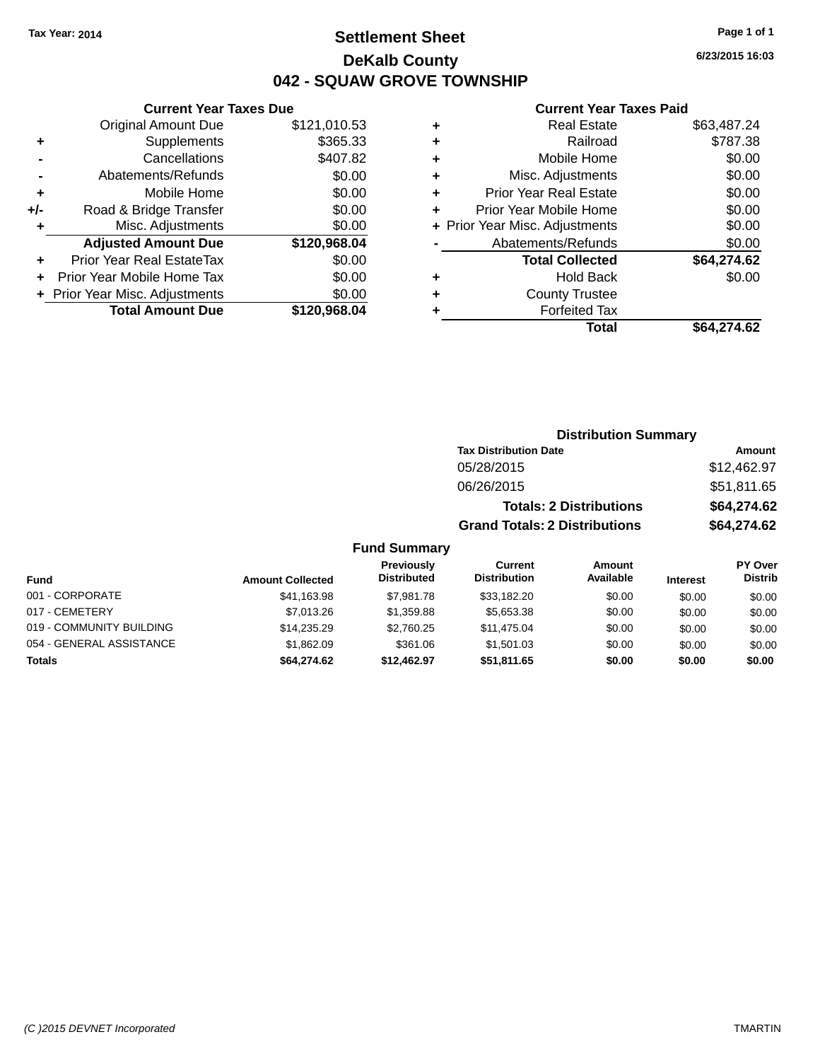Tax Year: 2014

# Settlement Sheet

## DeKalb County

## 042 - SQUAW GROVE TOWNSHIP

6/23/2015 16:03

### Current Year Taxes Due

| | | |
|---|---|---|
| | Original Amount Due | $121,010.53 |
| + | Supplements | $365.33 |
| - | Cancellations | $407.82 |
| - | Abatements/Refunds | $0.00 |
| + | Mobile Home | $0.00 |
| +/- | Road & Bridge Transfer | $0.00 |
| + | Misc. Adjustments | $0.00 |
| | **Adjusted Amount Due** | **$120,968.04** |
| + | Prior Year Real EstateTax | $0.00 |
| + | Prior Year Mobile Home Tax | $0.00 |
| + | Prior Year Misc. Adjustments | $0.00 |
| | **Total Amount Due** | **$120,968.04** |

### Current Year Taxes Paid

| | | |
|---|---|---|
| + | Real Estate | $63,487.24 |
| + | Railroad | $787.38 |
| + | Mobile Home | $0.00 |
| + | Misc. Adjustments | $0.00 |
| + | Prior Year Real Estate | $0.00 |
| + | Prior Year Mobile Home | $0.00 |
| + | Prior Year Misc. Adjustments | $0.00 |
| - | Abatements/Refunds | $0.00 |
| | **Total Collected** | **$64,274.62** |
| + | Hold Back | $0.00 |
| + | County Trustee | |
| + | Forfeited Tax | |
| | **Total** | **$64,274.62** |

### Distribution Summary

| Tax Distribution Date | Amount |
|---|---|
| 05/28/2015 | $12,462.97 |
| 06/26/2015 | $51,811.65 |
| **Totals: 2 Distributions** | **$64,274.62** |
| **Grand Totals: 2 Distributions** | **$64,274.62** |

### Fund Summary

| Fund | Amount Collected | Previously Distributed | Current Distribution | Amount Available | Interest | PY Over Distrib |
|---|---|---|---|---|---|---|
| 001 - CORPORATE | $41,163.98 | $7,981.78 | $33,182.20 | $0.00 | $0.00 | $0.00 |
| 017 - CEMETERY | $7,013.26 | $1,359.88 | $5,653.38 | $0.00 | $0.00 | $0.00 |
| 019 - COMMUNITY BUILDING | $14,235.29 | $2,760.25 | $11,475.04 | $0.00 | $0.00 | $0.00 |
| 054 - GENERAL ASSISTANCE | $1,862.09 | $361.06 | $1,501.03 | $0.00 | $0.00 | $0.00 |
| **Totals** | **$64,274.62** | **$12,462.97** | **$51,811.65** | **$0.00** | **$0.00** | **$0.00** |

(C )2015 DEVNET Incorporated　　TMARTIN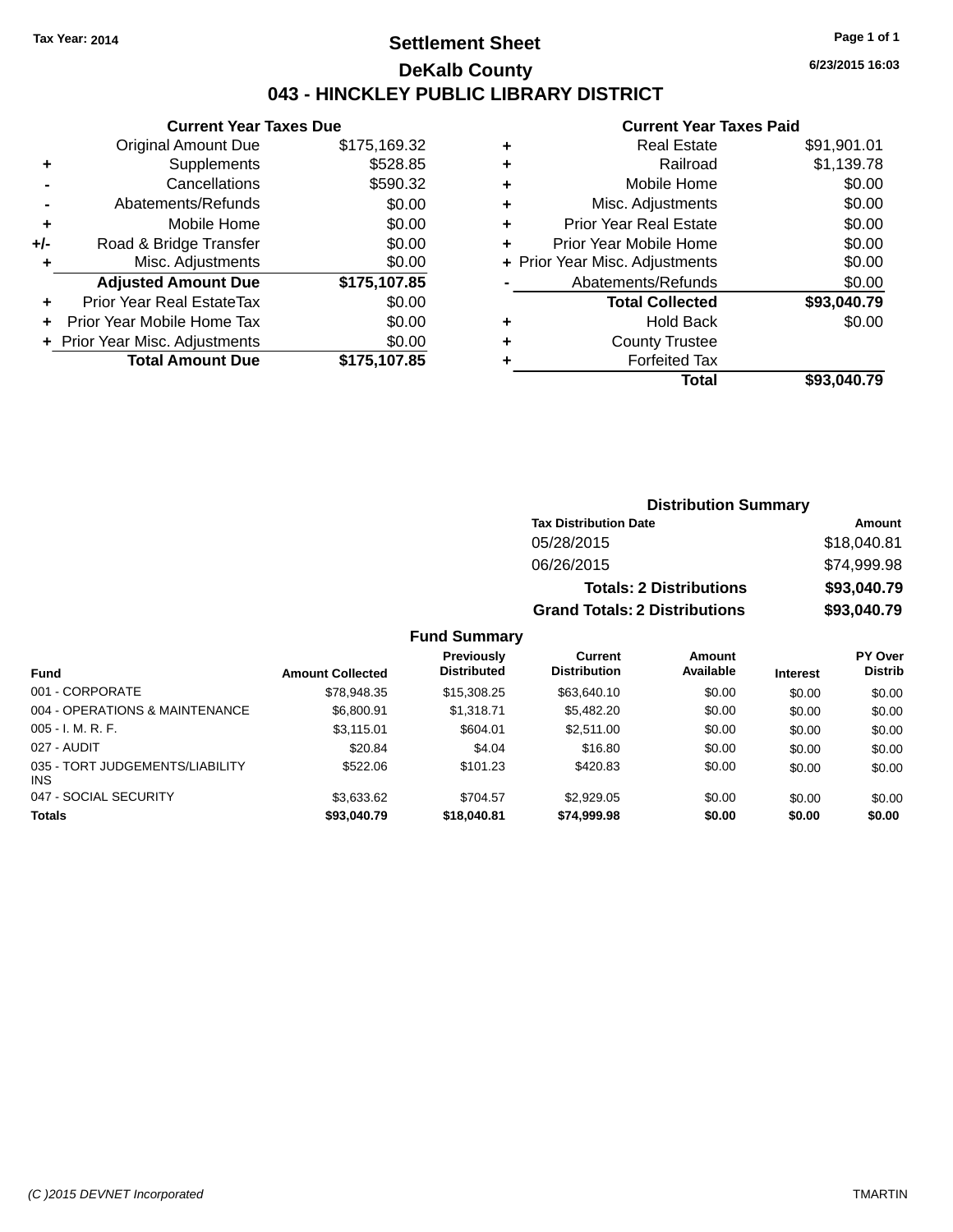Tax Year: 2014

# Settlement Sheet

## DeKalb County

## 043 - HINCKLEY PUBLIC LIBRARY DISTRICT

6/23/2015 16:03

### Current Year Taxes Due

| | | |
|---|---|---|
| | Original Amount Due | $175,169.32 |
| + | Supplements | $528.85 |
| - | Cancellations | $590.32 |
| - | Abatements/Refunds | $0.00 |
| + | Mobile Home | $0.00 |
| +/- | Road & Bridge Transfer | $0.00 |
| + | Misc. Adjustments | $0.00 |
| | **Adjusted Amount Due** | **$175,107.85** |
| + | Prior Year Real EstateTax | $0.00 |
| + | Prior Year Mobile Home Tax | $0.00 |
| + | Prior Year Misc. Adjustments | $0.00 |
| | **Total Amount Due** | **$175,107.85** |

### Current Year Taxes Paid

| | | |
|---|---|---|
| + | Real Estate | $91,901.01 |
| + | Railroad | $1,139.78 |
| + | Mobile Home | $0.00 |
| + | Misc. Adjustments | $0.00 |
| + | Prior Year Real Estate | $0.00 |
| + | Prior Year Mobile Home | $0.00 |
| + | Prior Year Misc. Adjustments | $0.00 |
| - | Abatements/Refunds | $0.00 |
| | **Total Collected** | **$93,040.79** |
| + | Hold Back | $0.00 |
| + | County Trustee | |
| + | Forfeited Tax | |
| | **Total** | **$93,040.79** |

### Distribution Summary

| Tax Distribution Date | Amount |
|---|---|
| 05/28/2015 | $18,040.81 |
| 06/26/2015 | $74,999.98 |
| **Totals: 2 Distributions** | **$93,040.79** |
| **Grand Totals: 2 Distributions** | **$93,040.79** |

### Fund Summary

| Fund | Amount Collected | Previously Distributed | Current Distribution | Amount Available | Interest | PY Over Distrib |
|---|---|---|---|---|---|---|
| 001 - CORPORATE | $78,948.35 | $15,308.25 | $63,640.10 | $0.00 | $0.00 | $0.00 |
| 004 - OPERATIONS & MAINTENANCE | $6,800.91 | $1,318.71 | $5,482.20 | $0.00 | $0.00 | $0.00 |
| 005 - I. M. R. F. | $3,115.01 | $604.01 | $2,511.00 | $0.00 | $0.00 | $0.00 |
| 027 - AUDIT | $20.84 | $4.04 | $16.80 | $0.00 | $0.00 | $0.00 |
| 035 - TORT JUDGEMENTS/LIABILITY INS | $522.06 | $101.23 | $420.83 | $0.00 | $0.00 | $0.00 |
| 047 - SOCIAL SECURITY | $3,633.62 | $704.57 | $2,929.05 | $0.00 | $0.00 | $0.00 |
| **Totals** | **$93,040.79** | **$18,040.81** | **$74,999.98** | **$0.00** | **$0.00** | **$0.00** |

(C )2015 DEVNET Incorporated TMARTIN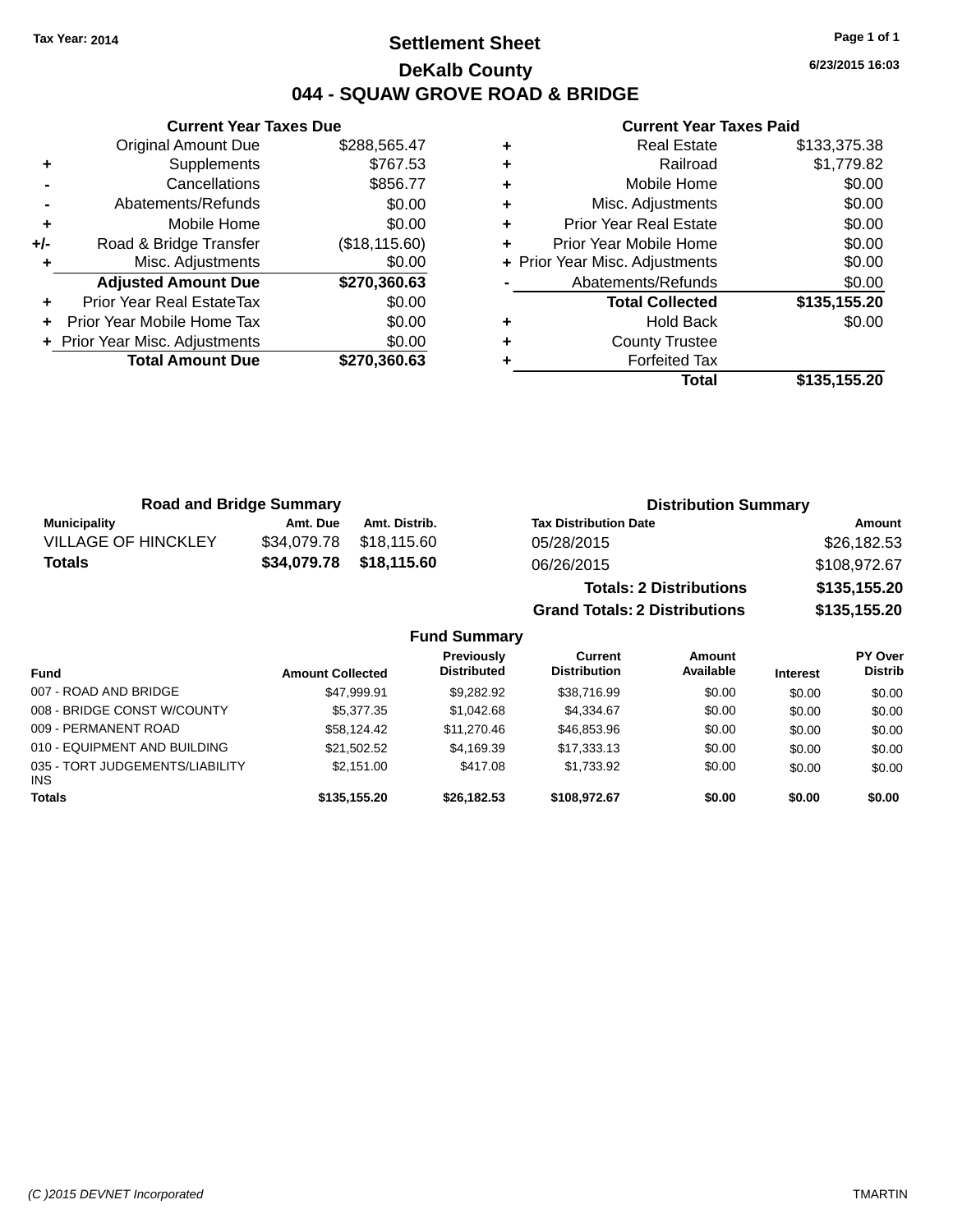Tax Year: 2014

# Settlement Sheet

## DeKalb County

## 044 - SQUAW GROVE ROAD & BRIDGE

6/23/2015 16:03

### Current Year Taxes Due

| | | |
|---|---|---|
| | Original Amount Due | $288,565.47 |
| + | Supplements | $767.53 |
| - | Cancellations | $856.77 |
| - | Abatements/Refunds | $0.00 |
| + | Mobile Home | $0.00 |
| +/- | Road & Bridge Transfer | ($18,115.60) |
| + | Misc. Adjustments | $0.00 |
| | **Adjusted Amount Due** | **$270,360.63** |
| + | Prior Year Real EstateTax | $0.00 |
| + | Prior Year Mobile Home Tax | $0.00 |
| + | Prior Year Misc. Adjustments | $0.00 |
| | **Total Amount Due** | **$270,360.63** |

### Current Year Taxes Paid

| | | |
|---|---|---|
| + | Real Estate | $133,375.38 |
| + | Railroad | $1,779.82 |
| + | Mobile Home | $0.00 |
| + | Misc. Adjustments | $0.00 |
| + | Prior Year Real Estate | $0.00 |
| + | Prior Year Mobile Home | $0.00 |
| + | Prior Year Misc. Adjustments | $0.00 |
| - | Abatements/Refunds | $0.00 |
| | **Total Collected** | **$135,155.20** |
| + | Hold Back | $0.00 |
| + | County Trustee | |
| + | Forfeited Tax | |
| | **Total** | **$135,155.20** |

### Road and Bridge Summary

| Municipality | Amt. Due | Amt. Distrib. |
|---|---|---|
| VILLAGE OF HINCKLEY | $34,079.78 | $18,115.60 |
| **Totals** | **$34,079.78** | **$18,115.60** |

### Distribution Summary

| Tax Distribution Date | Amount |
|---|---|
| 05/28/2015 | $26,182.53 |
| 06/26/2015 | $108,972.67 |
| **Totals: 2 Distributions** | **$135,155.20** |
| **Grand Totals: 2 Distributions** | **$135,155.20** |

### Fund Summary

| Fund | Amount Collected | Previously Distributed | Current Distribution | Amount Available | Interest | PY Over Distrib |
|---|---|---|---|---|---|---|
| 007 - ROAD AND BRIDGE | $47,999.91 | $9,282.92 | $38,716.99 | $0.00 | $0.00 | $0.00 |
| 008 - BRIDGE CONST W/COUNTY | $5,377.35 | $1,042.68 | $4,334.67 | $0.00 | $0.00 | $0.00 |
| 009 - PERMANENT ROAD | $58,124.42 | $11,270.46 | $46,853.96 | $0.00 | $0.00 | $0.00 |
| 010 - EQUIPMENT AND BUILDING | $21,502.52 | $4,169.39 | $17,333.13 | $0.00 | $0.00 | $0.00 |
| 035 - TORT JUDGEMENTS/LIABILITY INS | $2,151.00 | $417.08 | $1,733.92 | $0.00 | $0.00 | $0.00 |
| **Totals** | **$135,155.20** | **$26,182.53** | **$108,972.67** | **$0.00** | **$0.00** | **$0.00** |

(C )2015 DEVNET Incorporated TMARTIN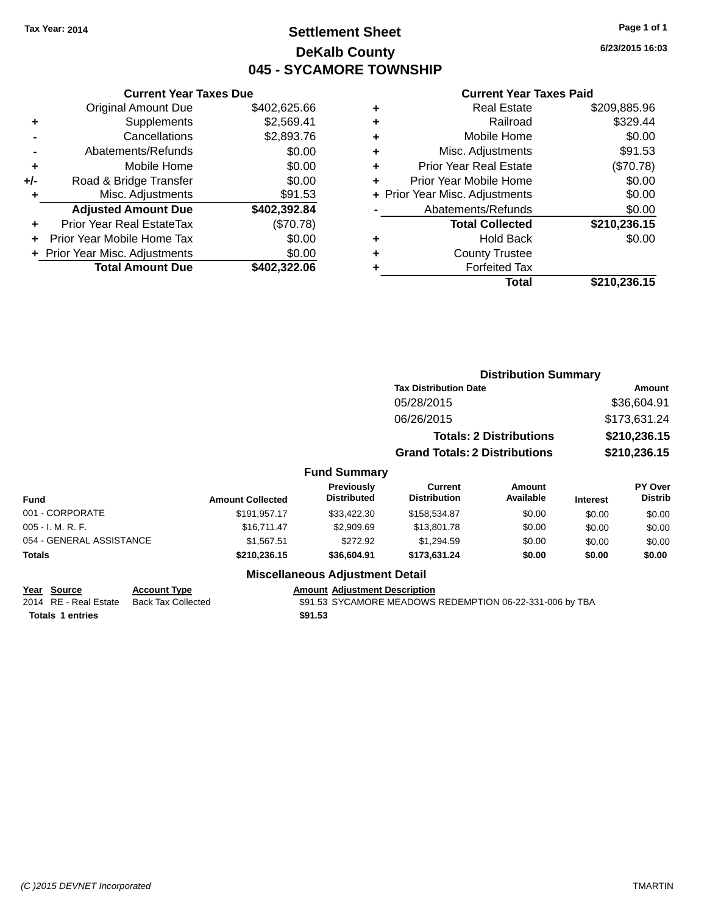Tax Year: 2014

# Settlement Sheet

## DeKalb County

## 045 - SYCAMORE TOWNSHIP

6/23/2015 16:03

### Current Year Taxes Due

| | | |
|---|---|---|
| | Original Amount Due | $402,625.66 |
| + | Supplements | $2,569.41 |
| - | Cancellations | $2,893.76 |
| - | Abatements/Refunds | $0.00 |
| + | Mobile Home | $0.00 |
| +/- | Road & Bridge Transfer | $0.00 |
| + | Misc. Adjustments | $91.53 |
| | **Adjusted Amount Due** | **$402,392.84** |
| + | Prior Year Real EstateTax | ($70.78) |
| + | Prior Year Mobile Home Tax | $0.00 |
| + | Prior Year Misc. Adjustments | $0.00 |
| | **Total Amount Due** | **$402,322.06** |

### Current Year Taxes Paid

| | | |
|---|---|---|
| + | Real Estate | $209,885.96 |
| + | Railroad | $329.44 |
| + | Mobile Home | $0.00 |
| + | Misc. Adjustments | $91.53 |
| + | Prior Year Real Estate | ($70.78) |
| + | Prior Year Mobile Home | $0.00 |
| + | Prior Year Misc. Adjustments | $0.00 |
| - | Abatements/Refunds | $0.00 |
| | **Total Collected** | **$210,236.15** |
| + | Hold Back | $0.00 |
| + | County Trustee | |
| + | Forfeited Tax | |
| | **Total** | **$210,236.15** |

### Distribution Summary

| Tax Distribution Date | Amount |
|---|---|
| 05/28/2015 | $36,604.91 |
| 06/26/2015 | $173,631.24 |
| **Totals: 2 Distributions** | **$210,236.15** |
| **Grand Totals: 2 Distributions** | **$210,236.15** |

### Fund Summary

| Fund | Amount Collected | Previously Distributed | Current Distribution | Amount Available | Interest | PY Over Distrib |
|---|---|---|---|---|---|---|
| 001 - CORPORATE | $191,957.17 | $33,422.30 | $158,534.87 | $0.00 | $0.00 | $0.00 |
| 005 - I. M. R. F. | $16,711.47 | $2,909.69 | $13,801.78 | $0.00 | $0.00 | $0.00 |
| 054 - GENERAL ASSISTANCE | $1,567.51 | $272.92 | $1,294.59 | $0.00 | $0.00 | $0.00 |
| **Totals** | **$210,236.15** | **$36,604.91** | **$173,631.24** | **$0.00** | **$0.00** | **$0.00** |

### Miscellaneous Adjustment Detail

| Year | Source | Account Type | Amount | Adjustment Description |
|---|---|---|---|---|
| 2014 | RE - Real Estate | Back Tax Collected | $91.53 | SYCAMORE MEADOWS REDEMPTION 06-22-331-006 by TBA |
| **Totals** | **1 entries** | | **$91.53** | |

(C )2015 DEVNET Incorporated TMARTIN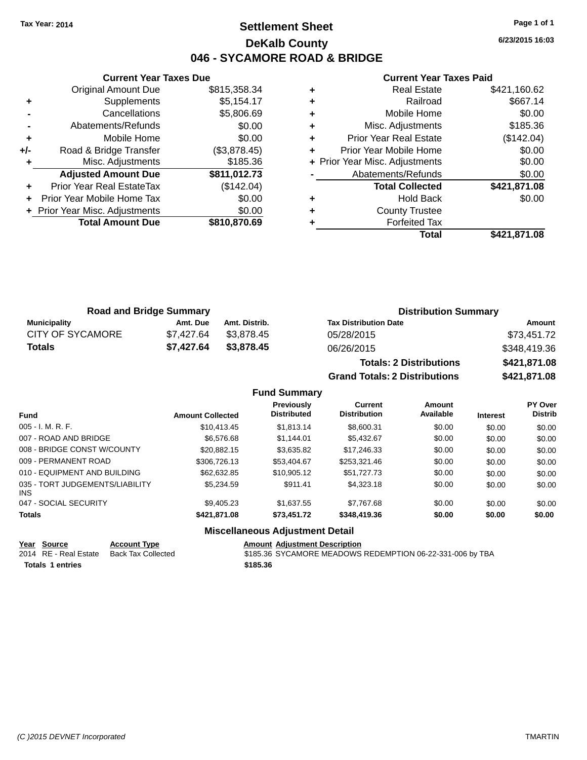Tax Year: 2014

# Settlement Sheet

## DeKalb County

## 046 - SYCAMORE ROAD & BRIDGE

6/23/2015 16:03

| | Current Year Taxes Due | |
|---|---|---|
| | Original Amount Due | $815,358.34 |
| + | Supplements | $5,154.17 |
| - | Cancellations | $5,806.69 |
| - | Abatements/Refunds | $0.00 |
| + | Mobile Home | $0.00 |
| +/- | Road & Bridge Transfer | ($3,878.45) |
| + | Misc. Adjustments | $185.36 |
| | **Adjusted Amount Due** | **$811,012.73** |
| + | Prior Year Real EstateTax | ($142.04) |
| + | Prior Year Mobile Home Tax | $0.00 |
| + | Prior Year Misc. Adjustments | $0.00 |
| | **Total Amount Due** | **$810,870.69** |

| | Current Year Taxes Paid | |
|---|---|---|
| + | Real Estate | $421,160.62 |
| + | Railroad | $667.14 |
| + | Mobile Home | $0.00 |
| + | Misc. Adjustments | $185.36 |
| + | Prior Year Real Estate | ($142.04) |
| + | Prior Year Mobile Home | $0.00 |
| + | Prior Year Misc. Adjustments | $0.00 |
| - | Abatements/Refunds | $0.00 |
| | **Total Collected** | **$421,871.08** |
| + | Hold Back | $0.00 |
| + | County Trustee | |
| + | Forfeited Tax | |
| | **Total** | **$421,871.08** |

### Road and Bridge Summary

| Municipality | Amt. Due | Amt. Distrib. |
|---|---|---|
| CITY OF SYCAMORE | $7,427.64 | $3,878.45 |
| **Totals** | **$7,427.64** | **$3,878.45** |

### Distribution Summary

| Tax Distribution Date | Amount |
|---|---|
| 05/28/2015 | $73,451.72 |
| 06/26/2015 | $348,419.36 |
| **Totals: 2 Distributions** | **$421,871.08** |
| **Grand Totals: 2 Distributions** | **$421,871.08** |

### Fund Summary

| Fund | Amount Collected | Previously Distributed | Current Distribution | Amount Available | Interest | PY Over Distrib |
|---|---|---|---|---|---|---|
| 005 - I. M. R. F. | $10,413.45 | $1,813.14 | $8,600.31 | $0.00 | $0.00 | $0.00 |
| 007 - ROAD AND BRIDGE | $6,576.68 | $1,144.01 | $5,432.67 | $0.00 | $0.00 | $0.00 |
| 008 - BRIDGE CONST W/COUNTY | $20,882.15 | $3,635.82 | $17,246.33 | $0.00 | $0.00 | $0.00 |
| 009 - PERMANENT ROAD | $306,726.13 | $53,404.67 | $253,321.46 | $0.00 | $0.00 | $0.00 |
| 010 - EQUIPMENT AND BUILDING | $62,632.85 | $10,905.12 | $51,727.73 | $0.00 | $0.00 | $0.00 |
| 035 - TORT JUDGEMENTS/LIABILITY INS | $5,234.59 | $911.41 | $4,323.18 | $0.00 | $0.00 | $0.00 |
| 047 - SOCIAL SECURITY | $9,405.23 | $1,637.55 | $7,767.68 | $0.00 | $0.00 | $0.00 |
| **Totals** | **$421,871.08** | **$73,451.72** | **$348,419.36** | **$0.00** | **$0.00** | **$0.00** |

### Miscellaneous Adjustment Detail

| Year | Source | Account Type | Amount | Adjustment Description |
|---|---|---|---|---|
| 2014 | RE - Real Estate | Back Tax Collected | $185.36 | SYCAMORE MEADOWS REDEMPTION 06-22-331-006 by TBA |
| **Totals** | **1 entries** | | **$185.36** | |

(C )2015 DEVNET Incorporated TMARTIN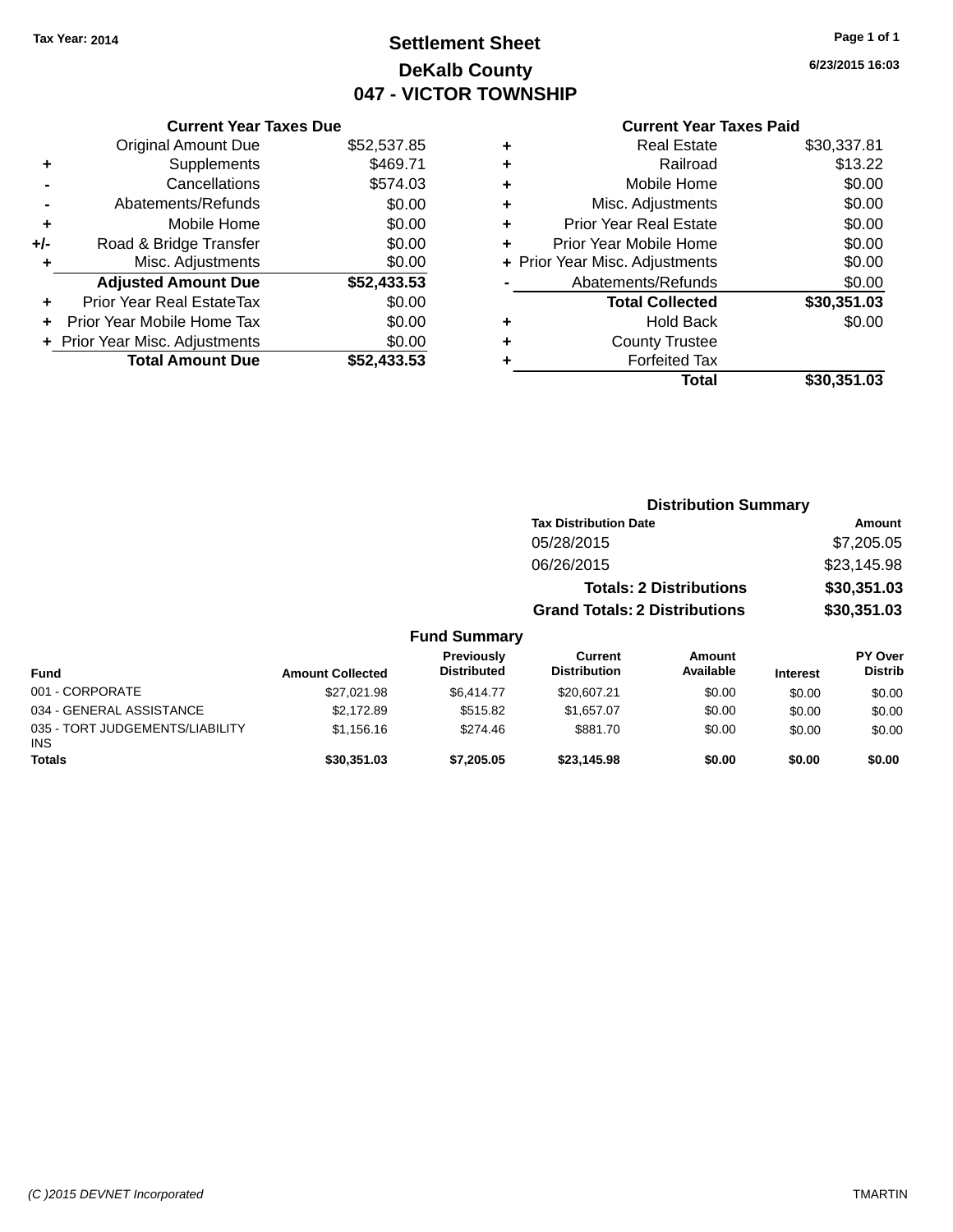Tax Year: 2014

# Settlement Sheet

## DeKalb County

## 047 - VICTOR TOWNSHIP

6/23/2015 16:03

### Current Year Taxes Due

| | | |
|---|---|---|
| | Original Amount Due | $52,537.85 |
| + | Supplements | $469.71 |
| - | Cancellations | $574.03 |
| - | Abatements/Refunds | $0.00 |
| + | Mobile Home | $0.00 |
| +/- | Road & Bridge Transfer | $0.00 |
| + | Misc. Adjustments | $0.00 |
| | **Adjusted Amount Due** | **$52,433.53** |
| + | Prior Year Real EstateTax | $0.00 |
| + | Prior Year Mobile Home Tax | $0.00 |
| + | Prior Year Misc. Adjustments | $0.00 |
| | **Total Amount Due** | **$52,433.53** |

### Current Year Taxes Paid

| | | |
|---|---|---|
| + | Real Estate | $30,337.81 |
| + | Railroad | $13.22 |
| + | Mobile Home | $0.00 |
| + | Misc. Adjustments | $0.00 |
| + | Prior Year Real Estate | $0.00 |
| + | Prior Year Mobile Home | $0.00 |
| + | Prior Year Misc. Adjustments | $0.00 |
| - | Abatements/Refunds | $0.00 |
| | **Total Collected** | **$30,351.03** |
| + | Hold Back | $0.00 |
| + | County Trustee | |
| + | Forfeited Tax | |
| | **Total** | **$30,351.03** |

### Distribution Summary

| Tax Distribution Date | Amount |
|---|---|
| 05/28/2015 | $7,205.05 |
| 06/26/2015 | $23,145.98 |
| **Totals: 2 Distributions** | **$30,351.03** |
| **Grand Totals: 2 Distributions** | **$30,351.03** |

### Fund Summary

| Fund | Amount Collected | Previously Distributed | Current Distribution | Amount Available | Interest | PY Over Distrib |
|---|---|---|---|---|---|---|
| 001 - CORPORATE | $27,021.98 | $6,414.77 | $20,607.21 | $0.00 | $0.00 | $0.00 |
| 034 - GENERAL ASSISTANCE | $2,172.89 | $515.82 | $1,657.07 | $0.00 | $0.00 | $0.00 |
| 035 - TORT JUDGEMENTS/LIABILITY INS | $1,156.16 | $274.46 | $881.70 | $0.00 | $0.00 | $0.00 |
| **Totals** | **$30,351.03** | **$7,205.05** | **$23,145.98** | **$0.00** | **$0.00** | **$0.00** |

(C )2015 DEVNET Incorporated TMARTIN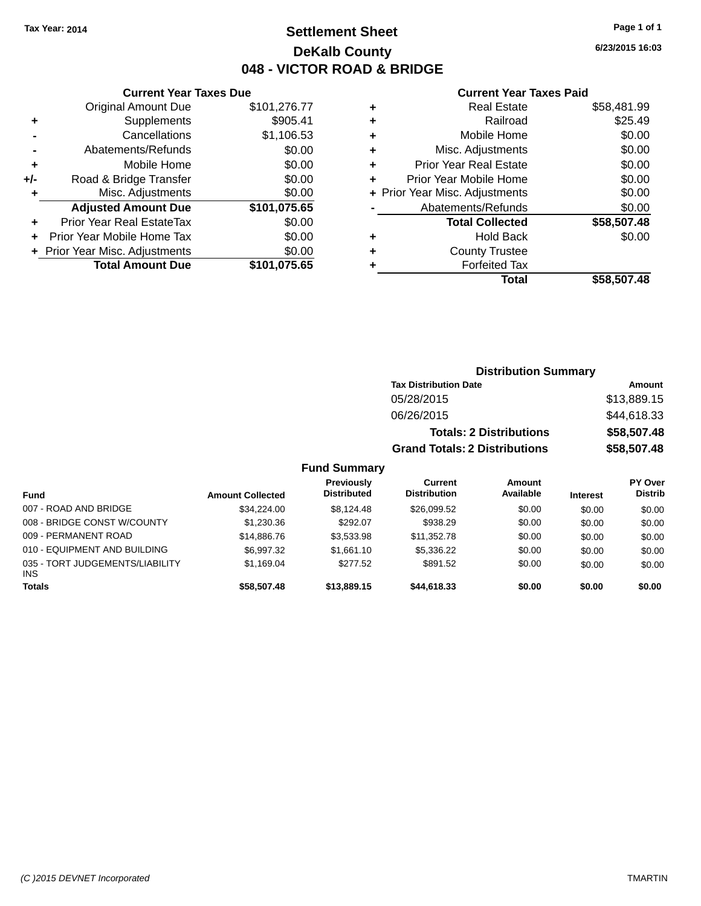Tax Year: 2014

# Settlement Sheet

## DeKalb County

## 048 - VICTOR ROAD & BRIDGE

6/23/2015 16:03

### Current Year Taxes Due

| | | |
|---|---|---|
| | Original Amount Due | $101,276.77 |
| + | Supplements | $905.41 |
| - | Cancellations | $1,106.53 |
| - | Abatements/Refunds | $0.00 |
| + | Mobile Home | $0.00 |
| +/- | Road & Bridge Transfer | $0.00 |
| + | Misc. Adjustments | $0.00 |
| | **Adjusted Amount Due** | **$101,075.65** |
| + | Prior Year Real EstateTax | $0.00 |
| + | Prior Year Mobile Home Tax | $0.00 |
| + | Prior Year Misc. Adjustments | $0.00 |
| | **Total Amount Due** | **$101,075.65** |

### Current Year Taxes Paid

| | | |
|---|---|---|
| + | Real Estate | $58,481.99 |
| + | Railroad | $25.49 |
| + | Mobile Home | $0.00 |
| + | Misc. Adjustments | $0.00 |
| + | Prior Year Real Estate | $0.00 |
| + | Prior Year Mobile Home | $0.00 |
| + | Prior Year Misc. Adjustments | $0.00 |
| - | Abatements/Refunds | $0.00 |
| | **Total Collected** | **$58,507.48** |
| + | Hold Back | $0.00 |
| + | County Trustee | |
| + | Forfeited Tax | |
| | **Total** | **$58,507.48** |

### Distribution Summary

| Tax Distribution Date | Amount |
|---|---|
| 05/28/2015 | $13,889.15 |
| 06/26/2015 | $44,618.33 |
| **Totals: 2 Distributions** | **$58,507.48** |
| **Grand Totals: 2 Distributions** | **$58,507.48** |

### Fund Summary

| Fund | Amount Collected | Previously Distributed | Current Distribution | Amount Available | Interest | PY Over Distrib |
|---|---|---|---|---|---|---|
| 007 - ROAD AND BRIDGE | $34,224.00 | $8,124.48 | $26,099.52 | $0.00 | $0.00 | $0.00 |
| 008 - BRIDGE CONST W/COUNTY | $1,230.36 | $292.07 | $938.29 | $0.00 | $0.00 | $0.00 |
| 009 - PERMANENT ROAD | $14,886.76 | $3,533.98 | $11,352.78 | $0.00 | $0.00 | $0.00 |
| 010 - EQUIPMENT AND BUILDING | $6,997.32 | $1,661.10 | $5,336.22 | $0.00 | $0.00 | $0.00 |
| 035 - TORT JUDGEMENTS/LIABILITY INS | $1,169.04 | $277.52 | $891.52 | $0.00 | $0.00 | $0.00 |
| **Totals** | **$58,507.48** | **$13,889.15** | **$44,618.33** | **$0.00** | **$0.00** | **$0.00** |

(C )2015 DEVNET Incorporated TMARTIN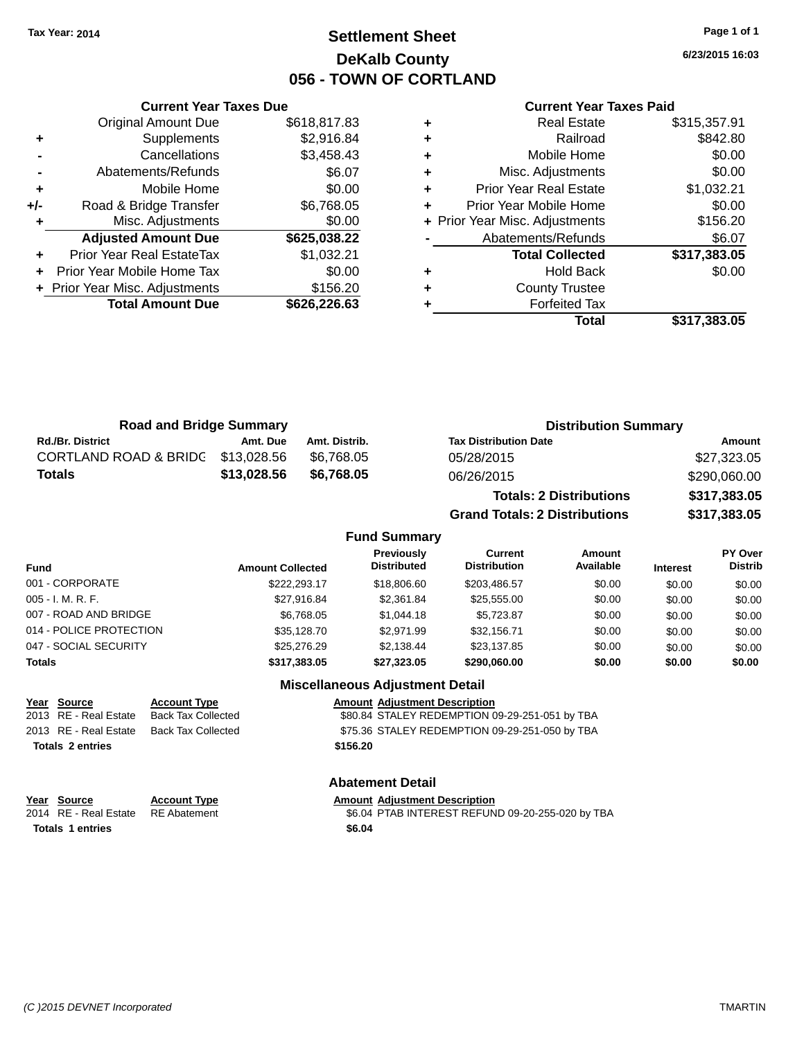Tax Year: 2014

# Settlement Sheet
## DeKalb County
## 056 - TOWN OF CORTLAND

6/23/2015 16:03

| | Current Year Taxes Due | |
|---|---|---|
| | Original Amount Due | $618,817.83 |
| + | Supplements | $2,916.84 |
| - | Cancellations | $3,458.43 |
| - | Abatements/Refunds | $6.07 |
| + | Mobile Home | $0.00 |
| +/- | Road & Bridge Transfer | $6,768.05 |
| + | Misc. Adjustments | $0.00 |
| | **Adjusted Amount Due** | **$625,038.22** |
| + | Prior Year Real EstateTax | $1,032.21 |
| + | Prior Year Mobile Home Tax | $0.00 |
| + | Prior Year Misc. Adjustments | $156.20 |
| | **Total Amount Due** | **$626,226.63** |

| | Current Year Taxes Paid | |
|---|---|---|
| + | Real Estate | $315,357.91 |
| + | Railroad | $842.80 |
| + | Mobile Home | $0.00 |
| + | Misc. Adjustments | $0.00 |
| + | Prior Year Real Estate | $1,032.21 |
| + | Prior Year Mobile Home | $0.00 |
| + | Prior Year Misc. Adjustments | $156.20 |
| - | Abatements/Refunds | $6.07 |
| | **Total Collected** | **$317,383.05** |
| + | Hold Back | $0.00 |
| + | County Trustee | |
| + | Forfeited Tax | |
| | **Total** | **$317,383.05** |

### Road and Bridge Summary

| Rd./Br. District | Amt. Due | Amt. Distrib. |
|---|---|---|
| CORTLAND ROAD & BRIDG | $13,028.56 | $6,768.05 |
| **Totals** | **$13,028.56** | **$6,768.05** |

### Distribution Summary

| Tax Distribution Date | Amount |
|---|---|
| 05/28/2015 | $27,323.05 |
| 06/26/2015 | $290,060.00 |
| **Totals: 2 Distributions** | **$317,383.05** |
| **Grand Totals: 2 Distributions** | **$317,383.05** |

### Fund Summary

| Fund | Amount Collected | Previously Distributed | Current Distribution | Amount Available | Interest | PY Over Distrib |
|---|---|---|---|---|---|---|
| 001 - CORPORATE | $222,293.17 | $18,806.60 | $203,486.57 | $0.00 | $0.00 | $0.00 |
| 005 - I. M. R. F. | $27,916.84 | $2,361.84 | $25,555.00 | $0.00 | $0.00 | $0.00 |
| 007 - ROAD AND BRIDGE | $6,768.05 | $1,044.18 | $5,723.87 | $0.00 | $0.00 | $0.00 |
| 014 - POLICE PROTECTION | $35,128.70 | $2,971.99 | $32,156.71 | $0.00 | $0.00 | $0.00 |
| 047 - SOCIAL SECURITY | $25,276.29 | $2,138.44 | $23,137.85 | $0.00 | $0.00 | $0.00 |
| **Totals** | **$317,383.05** | **$27,323.05** | **$290,060.00** | **$0.00** | **$0.00** | **$0.00** |

### Miscellaneous Adjustment Detail

| Year | Source | Account Type | Amount | Adjustment Description |
|---|---|---|---|---|
| 2013 | RE - Real Estate | Back Tax Collected | $80.84 | STALEY REDEMPTION 09-29-251-051 by TBA |
| 2013 | RE - Real Estate | Back Tax Collected | $75.36 | STALEY REDEMPTION 09-29-251-050 by TBA |
| **Totals 2 entries** | | | **$156.20** | |

### Abatement Detail

| Year | Source | Account Type | Amount | Adjustment Description |
|---|---|---|---|---|
| 2014 | RE - Real Estate | RE Abatement | $6.04 | PTAB INTEREST REFUND 09-20-255-020 by TBA |
| **Totals 1 entries** | | | **$6.04** | |

(C )2015 DEVNET Incorporated TMARTIN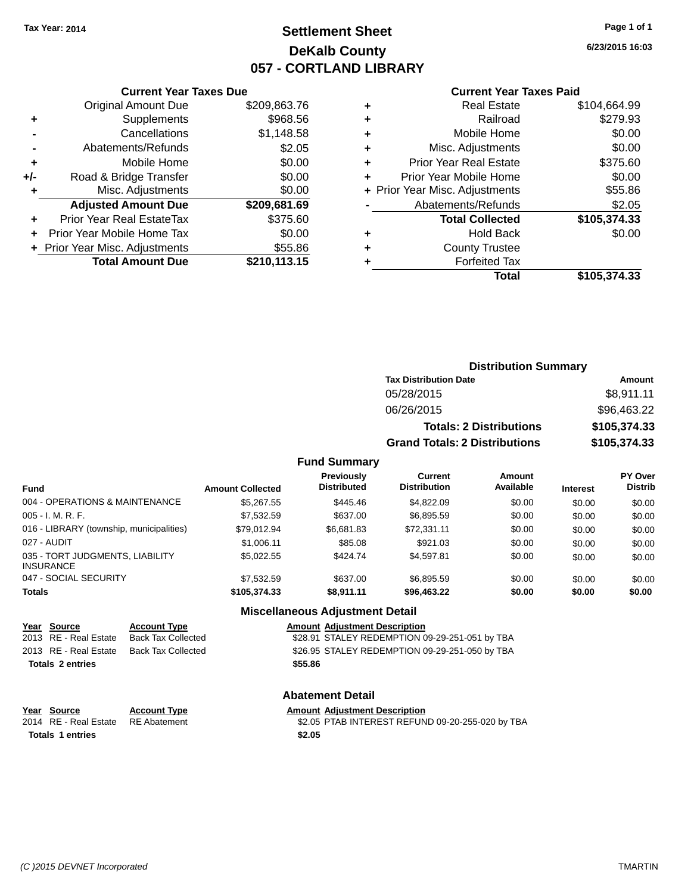Tax Year: 2014

# Settlement Sheet
## DeKalb County
## 057 - CORTLAND LIBRARY

6/23/2015 16:03

### Current Year Taxes Due

| | | |
|---|---|---|
| | Original Amount Due | $209,863.76 |
| + | Supplements | $968.56 |
| - | Cancellations | $1,148.58 |
| - | Abatements/Refunds | $2.05 |
| + | Mobile Home | $0.00 |
| +/- | Road & Bridge Transfer | $0.00 |
| + | Misc. Adjustments | $0.00 |
| | **Adjusted Amount Due** | **$209,681.69** |
| + | Prior Year Real EstateTax | $375.60 |
| + | Prior Year Mobile Home Tax | $0.00 |
| + | Prior Year Misc. Adjustments | $55.86 |
| | **Total Amount Due** | **$210,113.15** |

### Current Year Taxes Paid

| | | |
|---|---|---|
| + | Real Estate | $104,664.99 |
| + | Railroad | $279.93 |
| + | Mobile Home | $0.00 |
| + | Misc. Adjustments | $0.00 |
| + | Prior Year Real Estate | $375.60 |
| + | Prior Year Mobile Home | $0.00 |
| + | Prior Year Misc. Adjustments | $55.86 |
| - | Abatements/Refunds | $2.05 |
| | **Total Collected** | **$105,374.33** |
| + | Hold Back | $0.00 |
| + | County Trustee | |
| + | Forfeited Tax | |
| | **Total** | **$105,374.33** |

### Distribution Summary

| Tax Distribution Date | Amount |
|---|---|
| 05/28/2015 | $8,911.11 |
| 06/26/2015 | $96,463.22 |
| **Totals: 2 Distributions** | **$105,374.33** |
| **Grand Totals: 2 Distributions** | **$105,374.33** |

### Fund Summary

| Fund | Amount Collected | Previously Distributed | Current Distribution | Amount Available | Interest | PY Over Distrib |
|---|---|---|---|---|---|---|
| 004 - OPERATIONS & MAINTENANCE | $5,267.55 | $445.46 | $4,822.09 | $0.00 | $0.00 | $0.00 |
| 005 - I. M. R. F. | $7,532.59 | $637.00 | $6,895.59 | $0.00 | $0.00 | $0.00 |
| 016 - LIBRARY (township, municipalities) | $79,012.94 | $6,681.83 | $72,331.11 | $0.00 | $0.00 | $0.00 |
| 027 - AUDIT | $1,006.11 | $85.08 | $921.03 | $0.00 | $0.00 | $0.00 |
| 035 - TORT JUDGMENTS, LIABILITY INSURANCE | $5,022.55 | $424.74 | $4,597.81 | $0.00 | $0.00 | $0.00 |
| 047 - SOCIAL SECURITY | $7,532.59 | $637.00 | $6,895.59 | $0.00 | $0.00 | $0.00 |
| **Totals** | **$105,374.33** | **$8,911.11** | **$96,463.22** | **$0.00** | **$0.00** | **$0.00** |

### Miscellaneous Adjustment Detail

| Year | Source | Account Type | Amount | Adjustment Description |
|---|---|---|---|---|
| 2013 | RE - Real Estate | Back Tax Collected | $28.91 | STALEY REDEMPTION 09-29-251-051 by TBA |
| 2013 | RE - Real Estate | Back Tax Collected | $26.95 | STALEY REDEMPTION 09-29-251-050 by TBA |
| **Totals 2 entries** | | | **$55.86** | |

### Abatement Detail

| Year | Source | Account Type | Amount | Adjustment Description |
|---|---|---|---|---|
| 2014 | RE - Real Estate | RE Abatement | $2.05 | PTAB INTEREST REFUND 09-20-255-020 by TBA |
| **Totals 1 entries** | | | **$2.05** | |

(C )2015 DEVNET Incorporated TMARTIN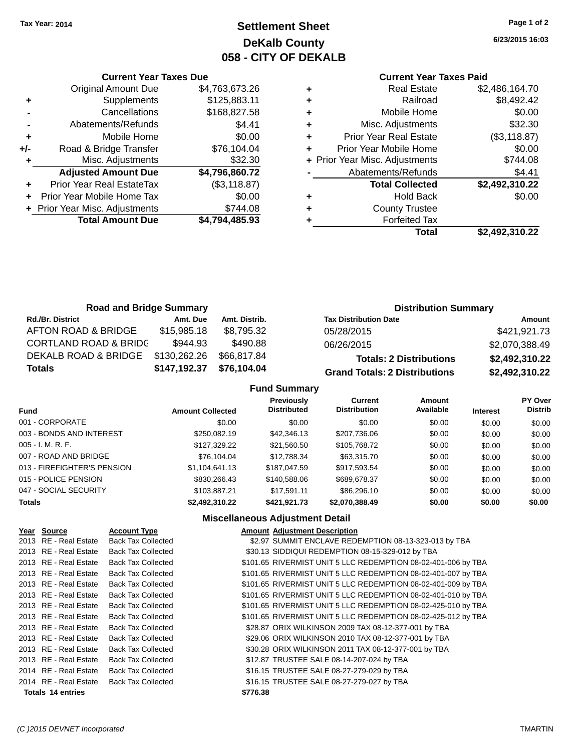Tax Year: 2014

# Settlement Sheet
## DeKalb County
## 058 - CITY OF DEKALB

6/23/2015 16:03

### Current Year Taxes Due

| | | |
|---|---|---|
| | Original Amount Due | $4,763,673.26 |
| + | Supplements | $125,883.11 |
| - | Cancellations | $168,827.58 |
| - | Abatements/Refunds | $4.41 |
| + | Mobile Home | $0.00 |
| +/- | Road & Bridge Transfer | $76,104.04 |
| + | Misc. Adjustments | $32.30 |
| | **Adjusted Amount Due** | **$4,796,860.72** |
| + | Prior Year Real EstateTax | ($3,118.87) |
| + | Prior Year Mobile Home Tax | $0.00 |
| + | Prior Year Misc. Adjustments | $744.08 |
| | **Total Amount Due** | **$4,794,485.93** |

### Current Year Taxes Paid

| | | |
|---|---|---|
| + | Real Estate | $2,486,164.70 |
| + | Railroad | $8,492.42 |
| + | Mobile Home | $0.00 |
| + | Misc. Adjustments | $32.30 |
| + | Prior Year Real Estate | ($3,118.87) |
| + | Prior Year Mobile Home | $0.00 |
| + | Prior Year Misc. Adjustments | $744.08 |
| - | Abatements/Refunds | $4.41 |
| | **Total Collected** | **$2,492,310.22** |
| + | Hold Back | $0.00 |
| + | County Trustee | |
| + | Forfeited Tax | |
| | **Total** | **$2,492,310.22** |

### Road and Bridge Summary

| Rd./Br. District | Amt. Due | Amt. Distrib. |
|---|---|---|
| AFTON ROAD & BRIDGE | $15,985.18 | $8,795.32 |
| CORTLAND ROAD & BRIDG | $944.93 | $490.88 |
| DEKALB ROAD & BRIDGE | $130,262.26 | $66,817.84 |
| **Totals** | **$147,192.37** | **$76,104.04** |

### Distribution Summary

| Tax Distribution Date | Amount |
|---|---|
| 05/28/2015 | $421,921.73 |
| 06/26/2015 | $2,070,388.49 |
| **Totals: 2 Distributions** | **$2,492,310.22** |
| **Grand Totals: 2 Distributions** | **$2,492,310.22** |

### Fund Summary

| Fund | Amount Collected | Previously Distributed | Current Distribution | Amount Available | Interest | PY Over Distrib |
|---|---|---|---|---|---|---|
| 001 - CORPORATE | $0.00 | $0.00 | $0.00 | $0.00 | $0.00 | $0.00 |
| 003 - BONDS AND INTEREST | $250,082.19 | $42,346.13 | $207,736.06 | $0.00 | $0.00 | $0.00 |
| 005 - I. M. R. F. | $127,329.22 | $21,560.50 | $105,768.72 | $0.00 | $0.00 | $0.00 |
| 007 - ROAD AND BRIDGE | $76,104.04 | $12,788.34 | $63,315.70 | $0.00 | $0.00 | $0.00 |
| 013 - FIREFIGHTER'S PENSION | $1,104,641.13 | $187,047.59 | $917,593.54 | $0.00 | $0.00 | $0.00 |
| 015 - POLICE PENSION | $830,266.43 | $140,588.06 | $689,678.37 | $0.00 | $0.00 | $0.00 |
| 047 - SOCIAL SECURITY | $103,887.21 | $17,591.11 | $86,296.10 | $0.00 | $0.00 | $0.00 |
| **Totals** | **$2,492,310.22** | **$421,921.73** | **$2,070,388.49** | **$0.00** | **$0.00** | **$0.00** |

### Miscellaneous Adjustment Detail

| Year | Source | Account Type | Amount | Adjustment Description |
|---|---|---|---|---|
| 2013 | RE - Real Estate | Back Tax Collected | $2.97 | SUMMIT ENCLAVE REDEMPTION 08-13-323-013 by TBA |
| 2013 | RE - Real Estate | Back Tax Collected | $30.13 | SIDDIQUI REDEMPTION 08-15-329-012 by TBA |
| 2013 | RE - Real Estate | Back Tax Collected | $101.65 | RIVERMIST UNIT 5 LLC REDEMPTION 08-02-401-006 by TBA |
| 2013 | RE - Real Estate | Back Tax Collected | $101.65 | RIVERMIST UNIT 5 LLC REDEMPTION 08-02-401-007 by TBA |
| 2013 | RE - Real Estate | Back Tax Collected | $101.65 | RIVERMIST UNIT 5 LLC REDEMPTION 08-02-401-009 by TBA |
| 2013 | RE - Real Estate | Back Tax Collected | $101.65 | RIVERMIST UNIT 5 LLC REDEMPTION 08-02-401-010 by TBA |
| 2013 | RE - Real Estate | Back Tax Collected | $101.65 | RIVERMIST UNIT 5 LLC REDEMPTION 08-02-425-010 by TBA |
| 2013 | RE - Real Estate | Back Tax Collected | $101.65 | RIVERMIST UNIT 5 LLC REDEMPTION 08-02-425-012 by TBA |
| 2013 | RE - Real Estate | Back Tax Collected | $28.87 | ORIX WILKINSON 2009 TAX 08-12-377-001 by TBA |
| 2013 | RE - Real Estate | Back Tax Collected | $29.06 | ORIX WILKINSON 2010 TAX 08-12-377-001 by TBA |
| 2013 | RE - Real Estate | Back Tax Collected | $30.28 | ORIX WILKINSON 2011 TAX 08-12-377-001 by TBA |
| 2013 | RE - Real Estate | Back Tax Collected | $12.87 | TRUSTEE SALE 08-14-207-024 by TBA |
| 2014 | RE - Real Estate | Back Tax Collected | $16.15 | TRUSTEE SALE 08-27-279-029 by TBA |
| 2014 | RE - Real Estate | Back Tax Collected | $16.15 | TRUSTEE SALE 08-27-279-027 by TBA |
| **Totals 14 entries** | | | **$776.38** | |

(C )2015 DEVNET Incorporated — TMARTIN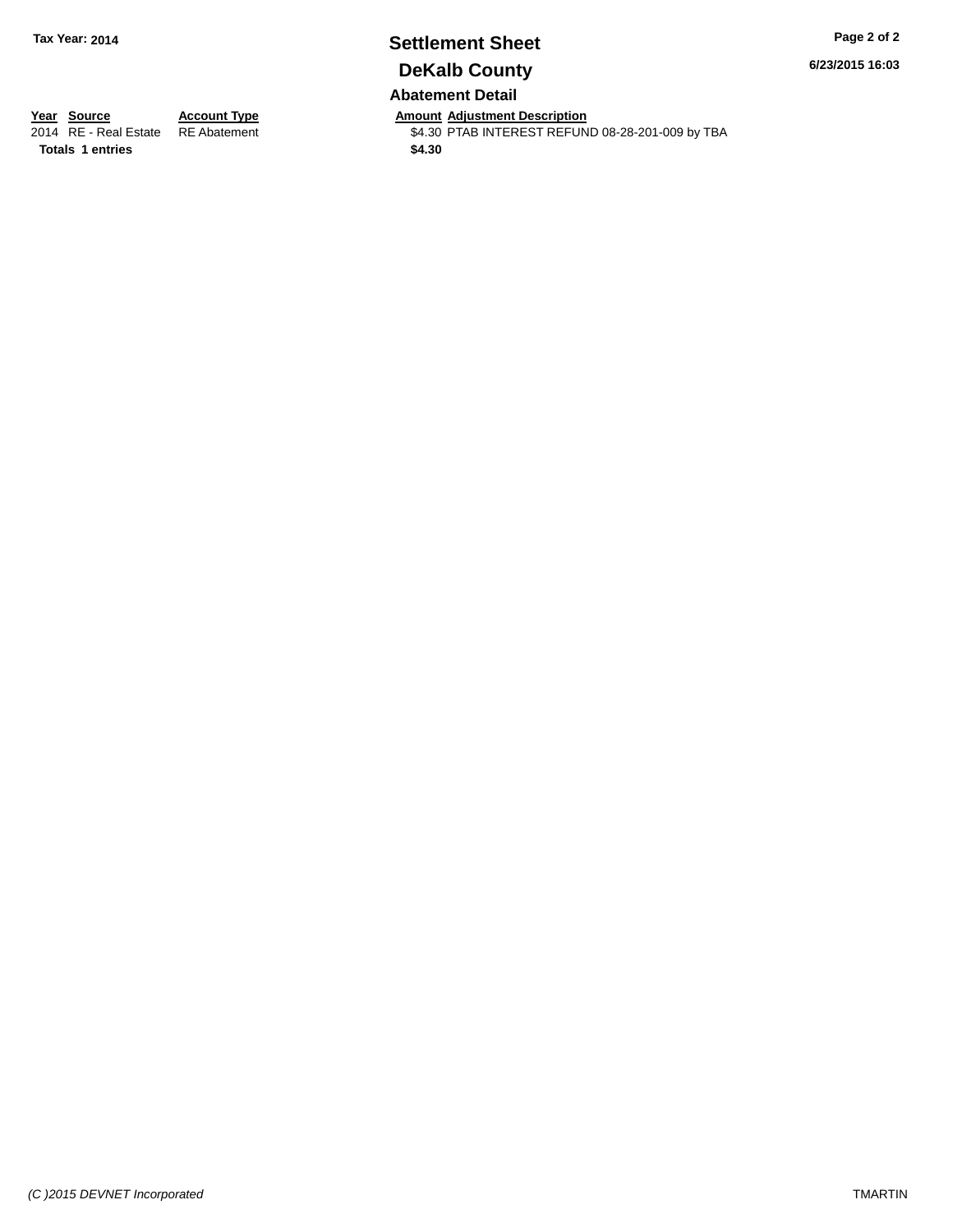Tax Year: 2014

# Settlement Sheet

## DeKalb County

6/23/2015 16:03

### Abatement Detail

| Year | Source | Account Type | Amount | Adjustment Description |
|---|---|---|---|---|
| 2014 | RE - Real Estate | RE Abatement | $4.30 | PTAB INTEREST REFUND 08-28-201-009 by TBA |
| **Totals** | **1 entries** | | **$4.30** | |

*(C )2015 DEVNET Incorporated*

TMARTIN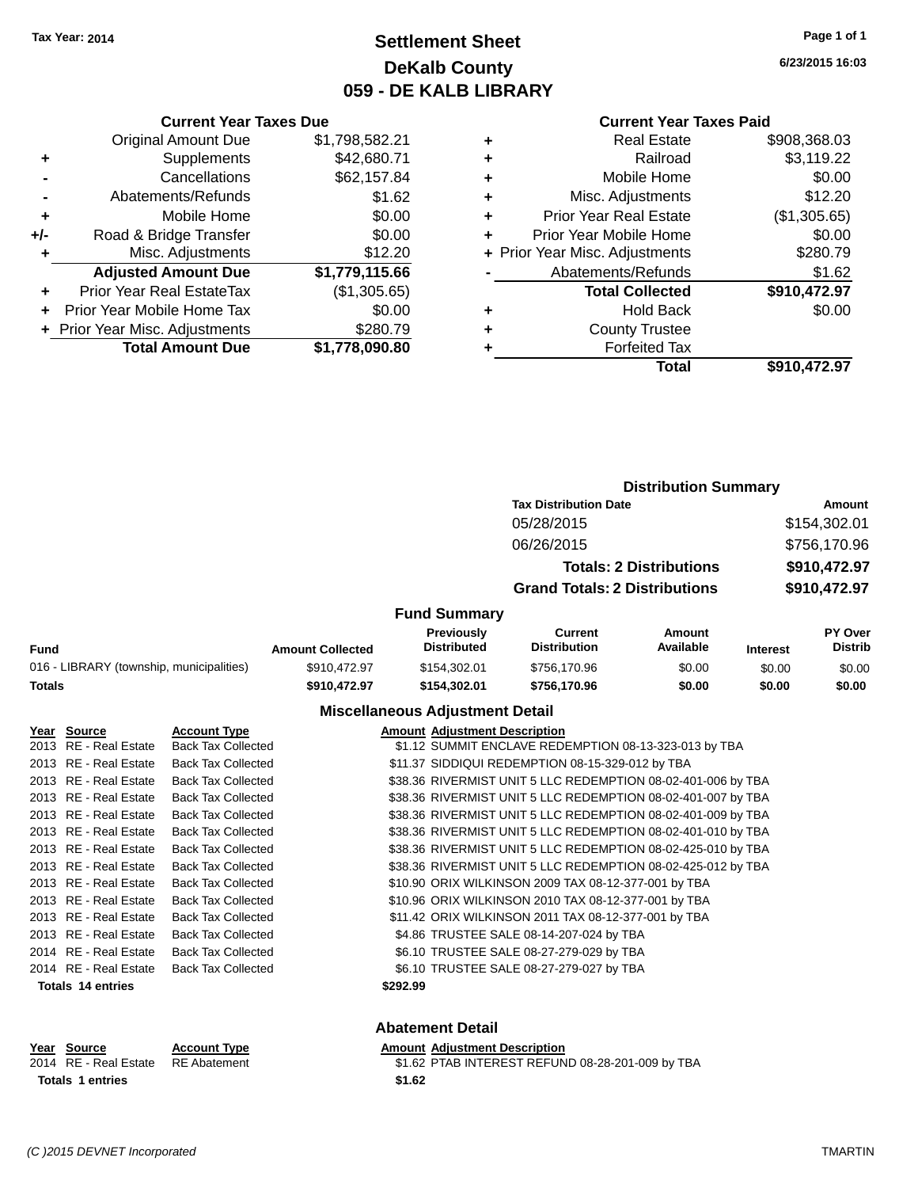Tax Year: 2014

# Settlement Sheet
## DeKalb County
## 059 - DE KALB LIBRARY

Page 1 of 1

6/23/2015 16:03

### Current Year Taxes Due

| | | |
|---|---|---|
| | Original Amount Due | $1,798,582.21 |
| + | Supplements | $42,680.71 |
| - | Cancellations | $62,157.84 |
| - | Abatements/Refunds | $1.62 |
| + | Mobile Home | $0.00 |
| +/- | Road & Bridge Transfer | $0.00 |
| + | Misc. Adjustments | $12.20 |
| | **Adjusted Amount Due** | **$1,779,115.66** |
| + | Prior Year Real EstateTax | ($1,305.65) |
| + | Prior Year Mobile Home Tax | $0.00 |
| + | Prior Year Misc. Adjustments | $280.79 |
| | **Total Amount Due** | **$1,778,090.80** |

### Current Year Taxes Paid

| | | |
|---|---|---|
| + | Real Estate | $908,368.03 |
| + | Railroad | $3,119.22 |
| + | Mobile Home | $0.00 |
| + | Misc. Adjustments | $12.20 |
| + | Prior Year Real Estate | ($1,305.65) |
| + | Prior Year Mobile Home | $0.00 |
| + | Prior Year Misc. Adjustments | $280.79 |
| - | Abatements/Refunds | $1.62 |
| | **Total Collected** | **$910,472.97** |
| + | Hold Back | $0.00 |
| + | County Trustee | |
| + | Forfeited Tax | |
| | **Total** | **$910,472.97** |

### Distribution Summary

| Tax Distribution Date | Amount |
|---|---|
| 05/28/2015 | $154,302.01 |
| 06/26/2015 | $756,170.96 |
| **Totals: 2 Distributions** | **$910,472.97** |
| **Grand Totals: 2 Distributions** | **$910,472.97** |

### Fund Summary

| Fund | Amount Collected | Previously Distributed | Current Distribution | Amount Available | Interest | PY Over Distrib |
|---|---|---|---|---|---|---|
| 016 - LIBRARY (township, municipalities) | $910,472.97 | $154,302.01 | $756,170.96 | $0.00 | $0.00 | $0.00 |
| **Totals** | **$910,472.97** | **$154,302.01** | **$756,170.96** | **$0.00** | **$0.00** | **$0.00** |

### Miscellaneous Adjustment Detail

| Year | Source | Account Type | Amount | Adjustment Description |
|---|---|---|---|---|
| 2013 | RE - Real Estate | Back Tax Collected | $1.12 | SUMMIT ENCLAVE REDEMPTION 08-13-323-013 by TBA |
| 2013 | RE - Real Estate | Back Tax Collected | $11.37 | SIDDIQUI REDEMPTION 08-15-329-012 by TBA |
| 2013 | RE - Real Estate | Back Tax Collected | $38.36 | RIVERMIST UNIT 5 LLC REDEMPTION 08-02-401-006 by TBA |
| 2013 | RE - Real Estate | Back Tax Collected | $38.36 | RIVERMIST UNIT 5 LLC REDEMPTION 08-02-401-007 by TBA |
| 2013 | RE - Real Estate | Back Tax Collected | $38.36 | RIVERMIST UNIT 5 LLC REDEMPTION 08-02-401-009 by TBA |
| 2013 | RE - Real Estate | Back Tax Collected | $38.36 | RIVERMIST UNIT 5 LLC REDEMPTION 08-02-401-010 by TBA |
| 2013 | RE - Real Estate | Back Tax Collected | $38.36 | RIVERMIST UNIT 5 LLC REDEMPTION 08-02-425-010 by TBA |
| 2013 | RE - Real Estate | Back Tax Collected | $38.36 | RIVERMIST UNIT 5 LLC REDEMPTION 08-02-425-012 by TBA |
| 2013 | RE - Real Estate | Back Tax Collected | $10.90 | ORIX WILKINSON 2009 TAX 08-12-377-001 by TBA |
| 2013 | RE - Real Estate | Back Tax Collected | $10.96 | ORIX WILKINSON 2010 TAX 08-12-377-001 by TBA |
| 2013 | RE - Real Estate | Back Tax Collected | $11.42 | ORIX WILKINSON 2011 TAX 08-12-377-001 by TBA |
| 2013 | RE - Real Estate | Back Tax Collected | $4.86 | TRUSTEE SALE 08-14-207-024 by TBA |
| 2014 | RE - Real Estate | Back Tax Collected | $6.10 | TRUSTEE SALE 08-27-279-029 by TBA |
| 2014 | RE - Real Estate | Back Tax Collected | $6.10 | TRUSTEE SALE 08-27-279-027 by TBA |
| **Totals 14 entries** | | | **$292.99** | |

### Abatement Detail

| Year | Source | Account Type | Amount | Adjustment Description |
|---|---|---|---|---|
| 2014 | RE - Real Estate | RE Abatement | $1.62 | PTAB INTEREST REFUND 08-28-201-009 by TBA |
| **Totals 1 entries** | | | **$1.62** | |

(C )2015 DEVNET Incorporated

TMARTIN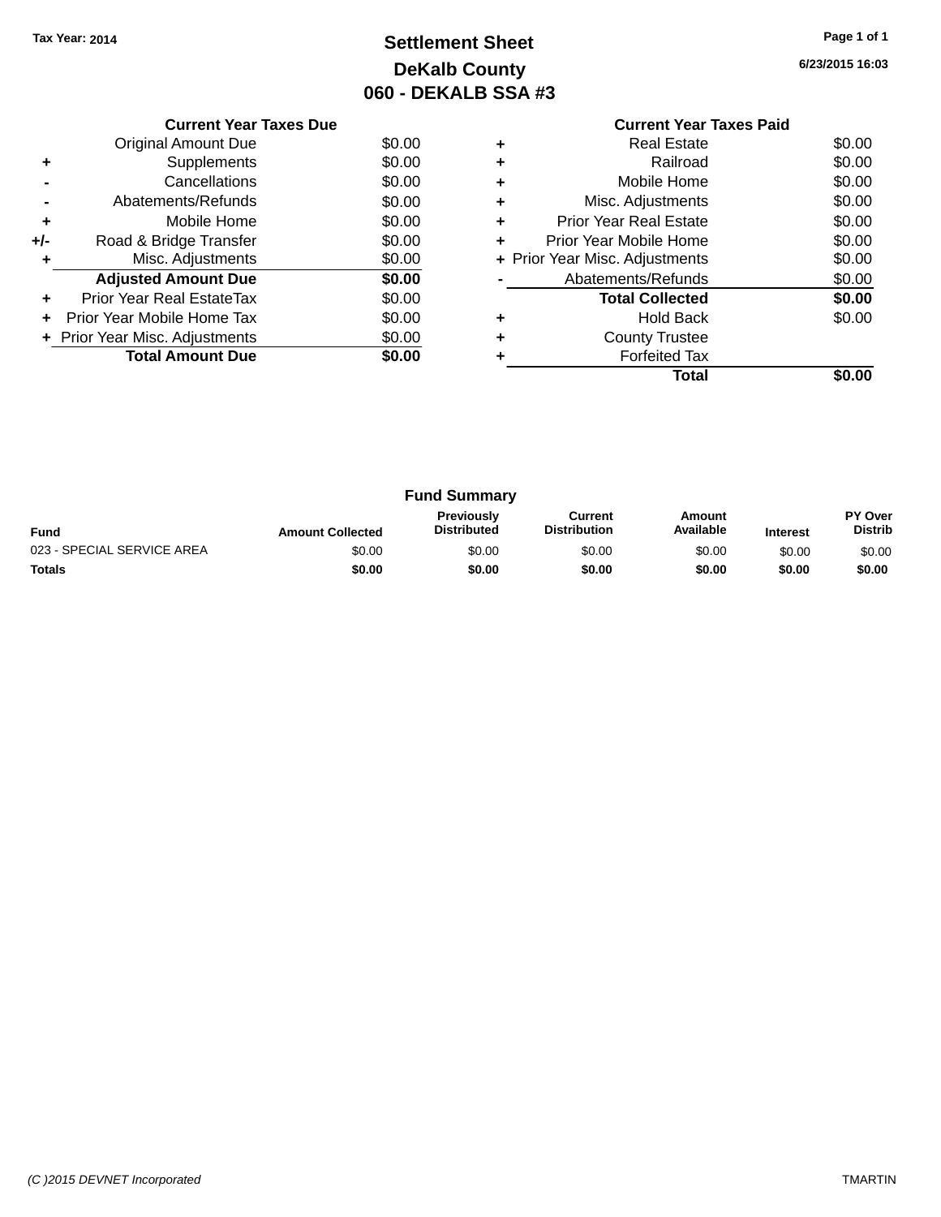Tax Year: 2014

# Settlement Sheet
## DeKalb County
## 060 - DEKALB SSA #3

6/23/2015 16:03

### Current Year Taxes Due

| | | |
|---|---|---|
| | Original Amount Due | $0.00 |
| + | Supplements | $0.00 |
| - | Cancellations | $0.00 |
| - | Abatements/Refunds | $0.00 |
| + | Mobile Home | $0.00 |
| +/- | Road & Bridge Transfer | $0.00 |
| + | Misc. Adjustments | $0.00 |
| | **Adjusted Amount Due** | **$0.00** |
| + | Prior Year Real EstateTax | $0.00 |
| + | Prior Year Mobile Home Tax | $0.00 |
| + | Prior Year Misc. Adjustments | $0.00 |
| | **Total Amount Due** | **$0.00** |

### Current Year Taxes Paid

| | | |
|---|---|---|
| + | Real Estate | $0.00 |
| + | Railroad | $0.00 |
| + | Mobile Home | $0.00 |
| + | Misc. Adjustments | $0.00 |
| + | Prior Year Real Estate | $0.00 |
| + | Prior Year Mobile Home | $0.00 |
| + | Prior Year Misc. Adjustments | $0.00 |
| - | Abatements/Refunds | $0.00 |
| | **Total Collected** | **$0.00** |
| + | Hold Back | $0.00 |
| + | County Trustee | |
| + | Forfeited Tax | |
| | **Total** | **$0.00** |

### Fund Summary

| Fund | Amount Collected | Previously Distributed | Current Distribution | Amount Available | Interest | PY Over Distrib |
|---|---|---|---|---|---|---|
| 023 - SPECIAL SERVICE AREA | $0.00 | $0.00 | $0.00 | $0.00 | $0.00 | $0.00 |
| **Totals** | **$0.00** | **$0.00** | **$0.00** | **$0.00** | **$0.00** | **$0.00** |

(C )2015 DEVNET Incorporated — TMARTIN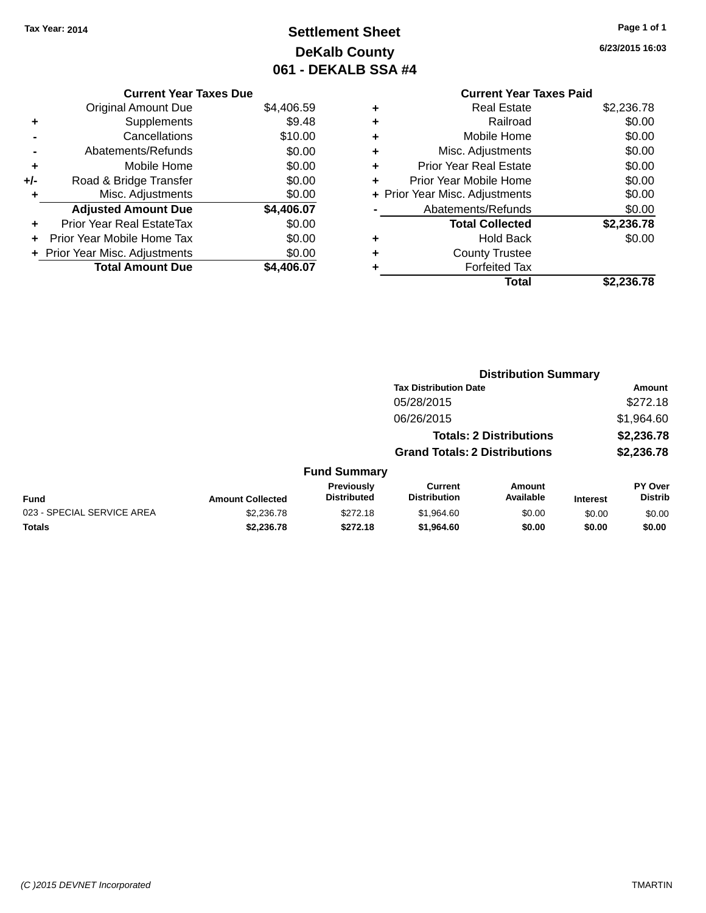Tax Year: 2014

# Settlement Sheet
## DeKalb County
## 061 - DEKALB SSA #4

6/23/2015 16:03

| | Current Year Taxes Due | |
|---|---|---|
| | Original Amount Due | $4,406.59 |
| + | Supplements | $9.48 |
| - | Cancellations | $10.00 |
| - | Abatements/Refunds | $0.00 |
| + | Mobile Home | $0.00 |
| +/- | Road & Bridge Transfer | $0.00 |
| + | Misc. Adjustments | $0.00 |
| | **Adjusted Amount Due** | **$4,406.07** |
| + | Prior Year Real EstateTax | $0.00 |
| + | Prior Year Mobile Home Tax | $0.00 |
| + | Prior Year Misc. Adjustments | $0.00 |
| | **Total Amount Due** | **$4,406.07** |

| | Current Year Taxes Paid | |
|---|---|---|
| + | Real Estate | $2,236.78 |
| + | Railroad | $0.00 |
| + | Mobile Home | $0.00 |
| + | Misc. Adjustments | $0.00 |
| + | Prior Year Real Estate | $0.00 |
| + | Prior Year Mobile Home | $0.00 |
| + | Prior Year Misc. Adjustments | $0.00 |
| - | Abatements/Refunds | $0.00 |
| | **Total Collected** | **$2,236.78** |
| + | Hold Back | $0.00 |
| + | County Trustee | |
| + | Forfeited Tax | |
| | **Total** | **$2,236.78** |

### Distribution Summary

| Tax Distribution Date | Amount |
|---|---|
| 05/28/2015 | $272.18 |
| 06/26/2015 | $1,964.60 |
| **Totals: 2 Distributions** | **$2,236.78** |
| **Grand Totals: 2 Distributions** | **$2,236.78** |

### Fund Summary

| Fund | Amount Collected | Previously Distributed | Current Distribution | Amount Available | Interest | PY Over Distrib |
|---|---|---|---|---|---|---|
| 023 - SPECIAL SERVICE AREA | $2,236.78 | $272.18 | $1,964.60 | $0.00 | $0.00 | $0.00 |
| **Totals** | **$2,236.78** | **$272.18** | **$1,964.60** | **$0.00** | **$0.00** | **$0.00** |

(C )2015 DEVNET Incorporated — TMARTIN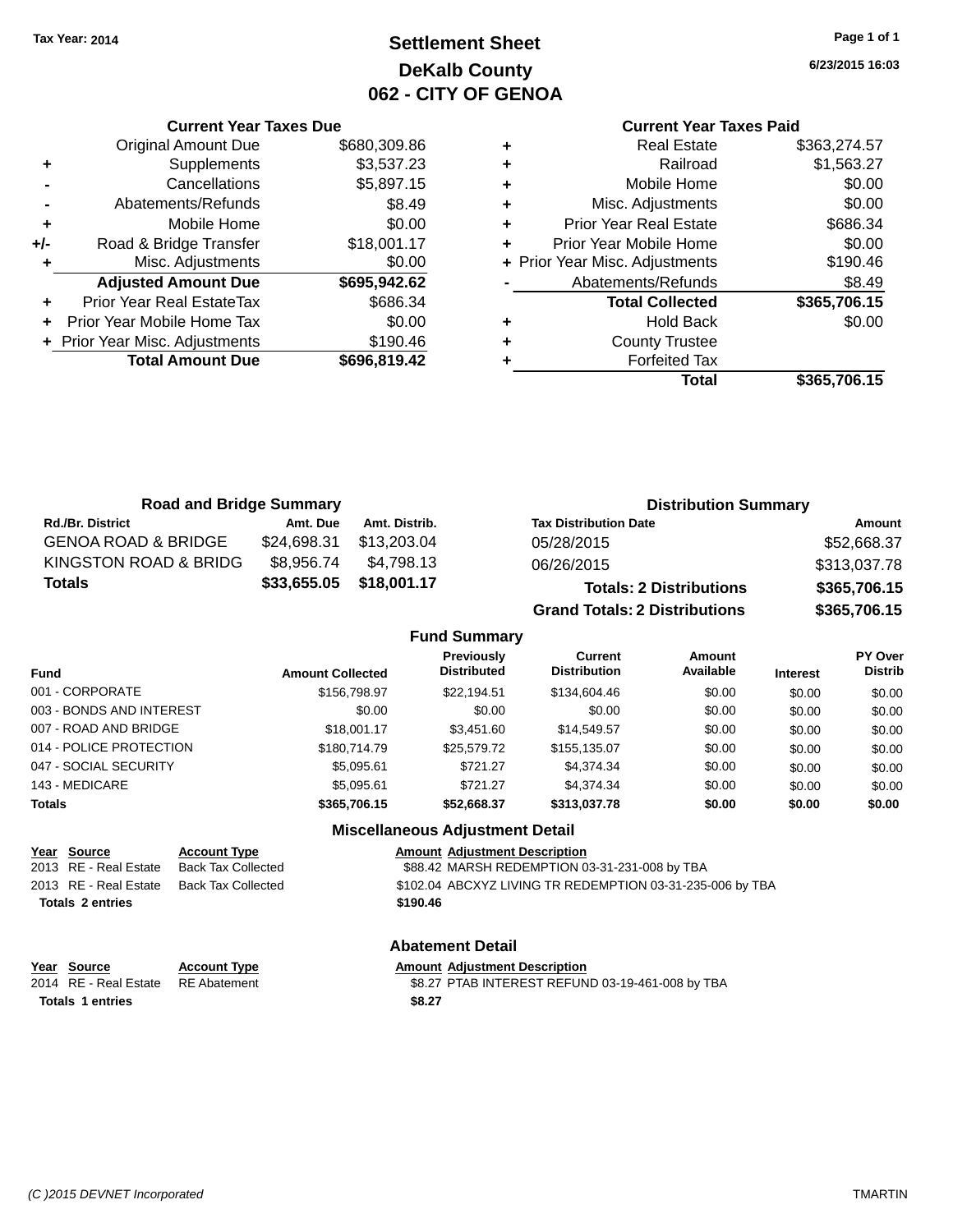Tax Year: 2014

# Settlement Sheet
## DeKalb County
## 062 - CITY OF GENOA

6/23/2015 16:03

### Current Year Taxes Due

| | | |
|---|---|---|
| | Original Amount Due | $680,309.86 |
| + | Supplements | $3,537.23 |
| - | Cancellations | $5,897.15 |
| - | Abatements/Refunds | $8.49 |
| + | Mobile Home | $0.00 |
| +/- | Road & Bridge Transfer | $18,001.17 |
| + | Misc. Adjustments | $0.00 |
| | **Adjusted Amount Due** | **$695,942.62** |
| + | Prior Year Real EstateTax | $686.34 |
| + | Prior Year Mobile Home Tax | $0.00 |
| + | Prior Year Misc. Adjustments | $190.46 |
| | **Total Amount Due** | **$696,819.42** |

### Current Year Taxes Paid

| | | |
|---|---|---|
| + | Real Estate | $363,274.57 |
| + | Railroad | $1,563.27 |
| + | Mobile Home | $0.00 |
| + | Misc. Adjustments | $0.00 |
| + | Prior Year Real Estate | $686.34 |
| + | Prior Year Mobile Home | $0.00 |
| + | Prior Year Misc. Adjustments | $190.46 |
| - | Abatements/Refunds | $8.49 |
| | **Total Collected** | **$365,706.15** |
| + | Hold Back | $0.00 |
| + | County Trustee | |
| + | Forfeited Tax | |
| | **Total** | **$365,706.15** |

### Road and Bridge Summary

| Rd./Br. District | Amt. Due | Amt. Distrib. |
|---|---|---|
| GENOA ROAD & BRIDGE | $24,698.31 | $13,203.04 |
| KINGSTON ROAD & BRIDG | $8,956.74 | $4,798.13 |
| **Totals** | **$33,655.05** | **$18,001.17** |

### Distribution Summary

| Tax Distribution Date | Amount |
|---|---|
| 05/28/2015 | $52,668.37 |
| 06/26/2015 | $313,037.78 |
| **Totals: 2 Distributions** | **$365,706.15** |
| **Grand Totals: 2 Distributions** | **$365,706.15** |

### Fund Summary

| Fund | Amount Collected | Previously Distributed | Current Distribution | Amount Available | Interest | PY Over Distrib |
|---|---|---|---|---|---|---|
| 001 - CORPORATE | $156,798.97 | $22,194.51 | $134,604.46 | $0.00 | $0.00 | $0.00 |
| 003 - BONDS AND INTEREST | $0.00 | $0.00 | $0.00 | $0.00 | $0.00 | $0.00 |
| 007 - ROAD AND BRIDGE | $18,001.17 | $3,451.60 | $14,549.57 | $0.00 | $0.00 | $0.00 |
| 014 - POLICE PROTECTION | $180,714.79 | $25,579.72 | $155,135.07 | $0.00 | $0.00 | $0.00 |
| 047 - SOCIAL SECURITY | $5,095.61 | $721.27 | $4,374.34 | $0.00 | $0.00 | $0.00 |
| 143 - MEDICARE | $5,095.61 | $721.27 | $4,374.34 | $0.00 | $0.00 | $0.00 |
| **Totals** | **$365,706.15** | **$52,668.37** | **$313,037.78** | **$0.00** | **$0.00** | **$0.00** |

### Miscellaneous Adjustment Detail

| Year | Source | Account Type | Amount | Adjustment Description |
|---|---|---|---|---|
| 2013 | RE - Real Estate | Back Tax Collected | $88.42 | MARSH REDEMPTION 03-31-231-008 by TBA |
| 2013 | RE - Real Estate | Back Tax Collected | $102.04 | ABCXYZ LIVING TR REDEMPTION 03-31-235-006 by TBA |
| **Totals 2 entries** | | | **$190.46** | |

### Abatement Detail

| Year | Source | Account Type | Amount | Adjustment Description |
|---|---|---|---|---|
| 2014 | RE - Real Estate | RE Abatement | $8.27 | PTAB INTEREST REFUND 03-19-461-008 by TBA |
| **Totals 1 entries** | | | **$8.27** | |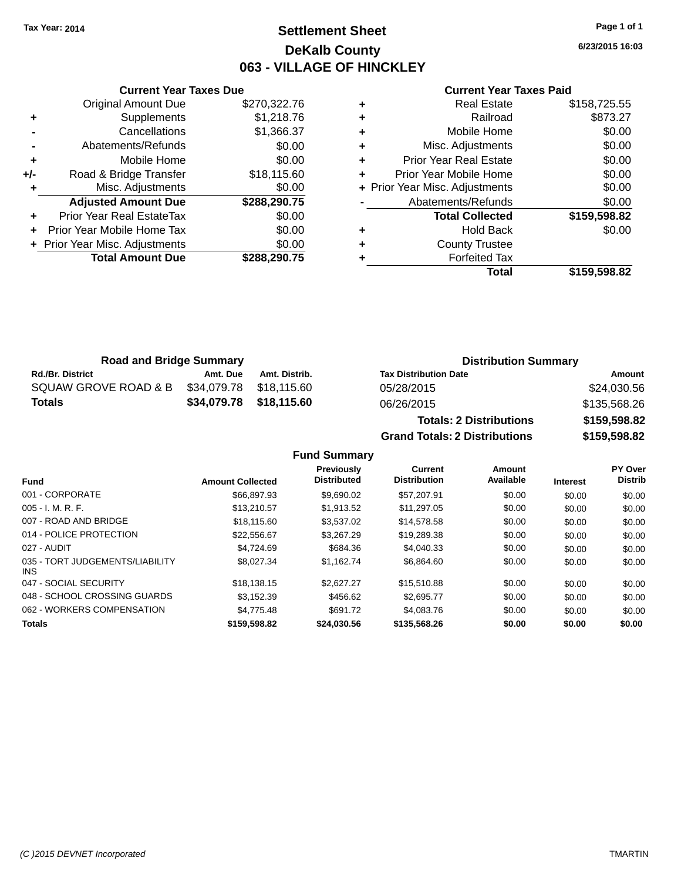Tax Year: 2014

# Settlement Sheet
## DeKalb County
## 063 - VILLAGE OF HINCKLEY

6/23/2015 16:03

### Current Year Taxes Due

| | | |
|---|---|---|
| | Original Amount Due | $270,322.76 |
| + | Supplements | $1,218.76 |
| - | Cancellations | $1,366.37 |
| - | Abatements/Refunds | $0.00 |
| + | Mobile Home | $0.00 |
| +/- | Road & Bridge Transfer | $18,115.60 |
| + | Misc. Adjustments | $0.00 |
| | **Adjusted Amount Due** | **$288,290.75** |
| + | Prior Year Real EstateTax | $0.00 |
| + | Prior Year Mobile Home Tax | $0.00 |
| + | Prior Year Misc. Adjustments | $0.00 |
| | **Total Amount Due** | **$288,290.75** |

### Current Year Taxes Paid

| | | |
|---|---|---|
| + | Real Estate | $158,725.55 |
| + | Railroad | $873.27 |
| + | Mobile Home | $0.00 |
| + | Misc. Adjustments | $0.00 |
| + | Prior Year Real Estate | $0.00 |
| + | Prior Year Mobile Home | $0.00 |
| + | Prior Year Misc. Adjustments | $0.00 |
| - | Abatements/Refunds | $0.00 |
| | **Total Collected** | **$159,598.82** |
| + | Hold Back | $0.00 |
| + | County Trustee | |
| + | Forfeited Tax | |
| | **Total** | **$159,598.82** |

### Road and Bridge Summary

| Rd./Br. District | Amt. Due | Amt. Distrib. |
|---|---|---|
| SQUAW GROVE ROAD & B | $34,079.78 | $18,115.60 |
| **Totals** | **$34,079.78** | **$18,115.60** |

### Distribution Summary

| Tax Distribution Date | Amount |
|---|---|
| 05/28/2015 | $24,030.56 |
| 06/26/2015 | $135,568.26 |
| **Totals: 2 Distributions** | **$159,598.82** |
| **Grand Totals: 2 Distributions** | **$159,598.82** |

### Fund Summary

| Fund | Amount Collected | Previously Distributed | Current Distribution | Amount Available | Interest | PY Over Distrib |
|---|---|---|---|---|---|---|
| 001 - CORPORATE | $66,897.93 | $9,690.02 | $57,207.91 | $0.00 | $0.00 | $0.00 |
| 005 - I. M. R. F. | $13,210.57 | $1,913.52 | $11,297.05 | $0.00 | $0.00 | $0.00 |
| 007 - ROAD AND BRIDGE | $18,115.60 | $3,537.02 | $14,578.58 | $0.00 | $0.00 | $0.00 |
| 014 - POLICE PROTECTION | $22,556.67 | $3,267.29 | $19,289.38 | $0.00 | $0.00 | $0.00 |
| 027 - AUDIT | $4,724.69 | $684.36 | $4,040.33 | $0.00 | $0.00 | $0.00 |
| 035 - TORT JUDGEMENTS/LIABILITY INS | $8,027.34 | $1,162.74 | $6,864.60 | $0.00 | $0.00 | $0.00 |
| 047 - SOCIAL SECURITY | $18,138.15 | $2,627.27 | $15,510.88 | $0.00 | $0.00 | $0.00 |
| 048 - SCHOOL CROSSING GUARDS | $3,152.39 | $456.62 | $2,695.77 | $0.00 | $0.00 | $0.00 |
| 062 - WORKERS COMPENSATION | $4,775.48 | $691.72 | $4,083.76 | $0.00 | $0.00 | $0.00 |
| **Totals** | **$159,598.82** | **$24,030.56** | **$135,568.26** | **$0.00** | **$0.00** | **$0.00** |

(C )2015 DEVNET Incorporated — TMARTIN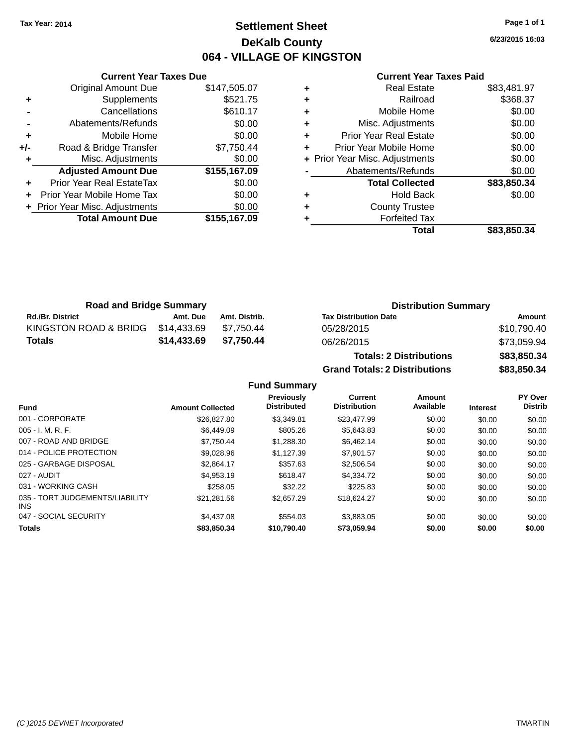Tax Year: 2014

# Settlement Sheet

## DeKalb County

## 064 - VILLAGE OF KINGSTON

6/23/2015 16:03

### Current Year Taxes Due

| | | |
|---|---|---|
| | Original Amount Due | $147,505.07 |
| + | Supplements | $521.75 |
| - | Cancellations | $610.17 |
| - | Abatements/Refunds | $0.00 |
| + | Mobile Home | $0.00 |
| +/- | Road & Bridge Transfer | $7,750.44 |
| + | Misc. Adjustments | $0.00 |
| | **Adjusted Amount Due** | **$155,167.09** |
| + | Prior Year Real EstateTax | $0.00 |
| + | Prior Year Mobile Home Tax | $0.00 |
| + | Prior Year Misc. Adjustments | $0.00 |
| | **Total Amount Due** | **$155,167.09** |

### Current Year Taxes Paid

| | | |
|---|---|---|
| + | Real Estate | $83,481.97 |
| + | Railroad | $368.37 |
| + | Mobile Home | $0.00 |
| + | Misc. Adjustments | $0.00 |
| + | Prior Year Real Estate | $0.00 |
| + | Prior Year Mobile Home | $0.00 |
| + | Prior Year Misc. Adjustments | $0.00 |
| - | Abatements/Refunds | $0.00 |
| | **Total Collected** | **$83,850.34** |
| + | Hold Back | $0.00 |
| + | County Trustee | |
| + | Forfeited Tax | |
| | **Total** | **$83,850.34** |

### Road and Bridge Summary

| Rd./Br. District | Amt. Due | Amt. Distrib. |
|---|---|---|
| KINGSTON ROAD & BRIDG | $14,433.69 | $7,750.44 |
| **Totals** | **$14,433.69** | **$7,750.44** |

### Distribution Summary

| Tax Distribution Date | Amount |
|---|---|
| 05/28/2015 | $10,790.40 |
| 06/26/2015 | $73,059.94 |
| **Totals: 2 Distributions** | **$83,850.34** |
| **Grand Totals: 2 Distributions** | **$83,850.34** |

### Fund Summary

| Fund | Amount Collected | Previously Distributed | Current Distribution | Amount Available | Interest | PY Over Distrib |
|---|---|---|---|---|---|---|
| 001 - CORPORATE | $26,827.80 | $3,349.81 | $23,477.99 | $0.00 | $0.00 | $0.00 |
| 005 - I. M. R. F. | $6,449.09 | $805.26 | $5,643.83 | $0.00 | $0.00 | $0.00 |
| 007 - ROAD AND BRIDGE | $7,750.44 | $1,288.30 | $6,462.14 | $0.00 | $0.00 | $0.00 |
| 014 - POLICE PROTECTION | $9,028.96 | $1,127.39 | $7,901.57 | $0.00 | $0.00 | $0.00 |
| 025 - GARBAGE DISPOSAL | $2,864.17 | $357.63 | $2,506.54 | $0.00 | $0.00 | $0.00 |
| 027 - AUDIT | $4,953.19 | $618.47 | $4,334.72 | $0.00 | $0.00 | $0.00 |
| 031 - WORKING CASH | $258.05 | $32.22 | $225.83 | $0.00 | $0.00 | $0.00 |
| 035 - TORT JUDGEMENTS/LIABILITY INS | $21,281.56 | $2,657.29 | $18,624.27 | $0.00 | $0.00 | $0.00 |
| 047 - SOCIAL SECURITY | $4,437.08 | $554.03 | $3,883.05 | $0.00 | $0.00 | $0.00 |
| **Totals** | **$83,850.34** | **$10,790.40** | **$73,059.94** | **$0.00** | **$0.00** | **$0.00** |

(C )2015 DEVNET Incorporated TMARTIN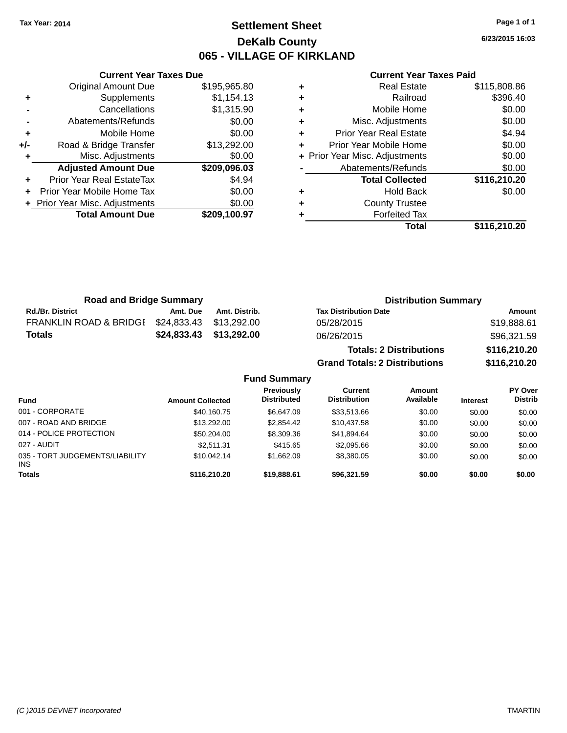Tax Year: 2014

# Settlement Sheet

## DeKalb County

## 065 - VILLAGE OF KIRKLAND

6/23/2015 16:03

### Current Year Taxes Due

| | | |
|---|---|---|
| | Original Amount Due | $195,965.80 |
| + | Supplements | $1,154.13 |
| - | Cancellations | $1,315.90 |
| - | Abatements/Refunds | $0.00 |
| + | Mobile Home | $0.00 |
| +/- | Road & Bridge Transfer | $13,292.00 |
| + | Misc. Adjustments | $0.00 |
| | **Adjusted Amount Due** | **$209,096.03** |
| + | Prior Year Real EstateTax | $4.94 |
| + | Prior Year Mobile Home Tax | $0.00 |
| + | Prior Year Misc. Adjustments | $0.00 |
| | **Total Amount Due** | **$209,100.97** |

### Current Year Taxes Paid

| | | |
|---|---|---|
| + | Real Estate | $115,808.86 |
| + | Railroad | $396.40 |
| + | Mobile Home | $0.00 |
| + | Misc. Adjustments | $0.00 |
| + | Prior Year Real Estate | $4.94 |
| + | Prior Year Mobile Home | $0.00 |
| + | Prior Year Misc. Adjustments | $0.00 |
| - | Abatements/Refunds | $0.00 |
| | **Total Collected** | **$116,210.20** |
| + | Hold Back | $0.00 |
| + | County Trustee | |
| + | Forfeited Tax | |
| | **Total** | **$116,210.20** |

### Road and Bridge Summary

| Rd./Br. District | Amt. Due | Amt. Distrib. |
|---|---|---|
| FRANKLIN ROAD & BRIDGE | $24,833.43 | $13,292.00 |
| **Totals** | **$24,833.43** | **$13,292.00** |

### Distribution Summary

| Tax Distribution Date | Amount |
|---|---|
| 05/28/2015 | $19,888.61 |
| 06/26/2015 | $96,321.59 |
| **Totals: 2 Distributions** | **$116,210.20** |
| **Grand Totals: 2 Distributions** | **$116,210.20** |

### Fund Summary

| Fund | Amount Collected | Previously Distributed | Current Distribution | Amount Available | Interest | PY Over Distrib |
|---|---|---|---|---|---|---|
| 001 - CORPORATE | $40,160.75 | $6,647.09 | $33,513.66 | $0.00 | $0.00 | $0.00 |
| 007 - ROAD AND BRIDGE | $13,292.00 | $2,854.42 | $10,437.58 | $0.00 | $0.00 | $0.00 |
| 014 - POLICE PROTECTION | $50,204.00 | $8,309.36 | $41,894.64 | $0.00 | $0.00 | $0.00 |
| 027 - AUDIT | $2,511.31 | $415.65 | $2,095.66 | $0.00 | $0.00 | $0.00 |
| 035 - TORT JUDGEMENTS/LIABILITY INS | $10,042.14 | $1,662.09 | $8,380.05 | $0.00 | $0.00 | $0.00 |
| **Totals** | **$116,210.20** | **$19,888.61** | **$96,321.59** | **$0.00** | **$0.00** | **$0.00** |

(C )2015 DEVNET Incorporated TMARTIN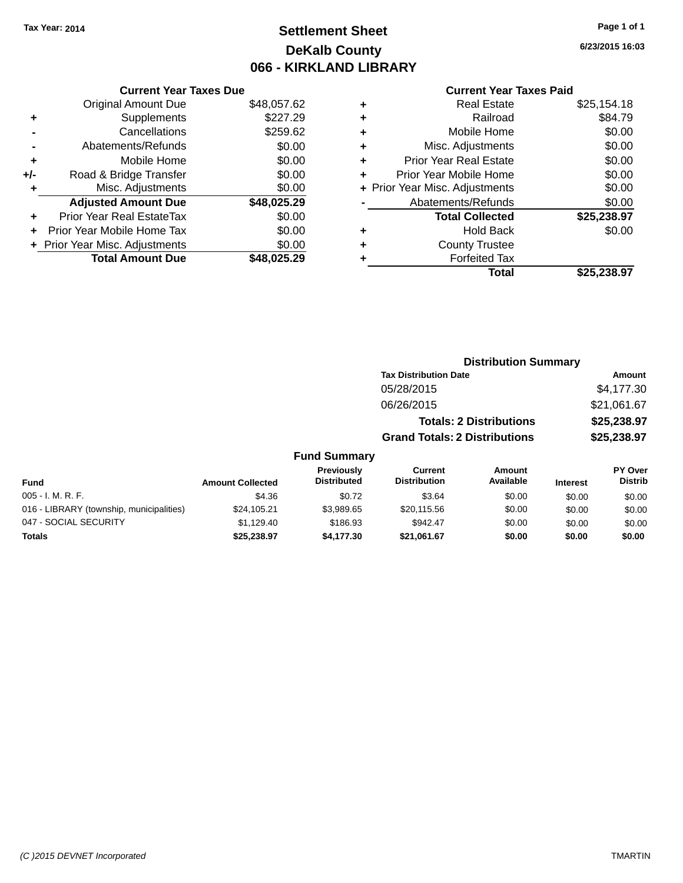Tax Year: 2014

# Settlement Sheet

## DeKalb County

## 066 - KIRKLAND LIBRARY

6/23/2015 16:03

### Current Year Taxes Due

| | | |
|---|---|---|
| | Original Amount Due | $48,057.62 |
| + | Supplements | $227.29 |
| - | Cancellations | $259.62 |
| - | Abatements/Refunds | $0.00 |
| + | Mobile Home | $0.00 |
| +/- | Road & Bridge Transfer | $0.00 |
| + | Misc. Adjustments | $0.00 |
| | **Adjusted Amount Due** | **$48,025.29** |
| + | Prior Year Real EstateTax | $0.00 |
| + | Prior Year Mobile Home Tax | $0.00 |
| + | Prior Year Misc. Adjustments | $0.00 |
| | **Total Amount Due** | **$48,025.29** |

### Current Year Taxes Paid

| | | |
|---|---|---|
| + | Real Estate | $25,154.18 |
| + | Railroad | $84.79 |
| + | Mobile Home | $0.00 |
| + | Misc. Adjustments | $0.00 |
| + | Prior Year Real Estate | $0.00 |
| + | Prior Year Mobile Home | $0.00 |
| + | Prior Year Misc. Adjustments | $0.00 |
| - | Abatements/Refunds | $0.00 |
| | **Total Collected** | **$25,238.97** |
| + | Hold Back | $0.00 |
| + | County Trustee | |
| + | Forfeited Tax | |
| | **Total** | **$25,238.97** |

### Distribution Summary

| Tax Distribution Date | Amount |
|---|---|
| 05/28/2015 | $4,177.30 |
| 06/26/2015 | $21,061.67 |
| **Totals: 2 Distributions** | **$25,238.97** |
| **Grand Totals: 2 Distributions** | **$25,238.97** |

### Fund Summary

| Fund | Amount Collected | Previously Distributed | Current Distribution | Amount Available | Interest | PY Over Distrib |
|---|---|---|---|---|---|---|
| 005 - I. M. R. F. | $4.36 | $0.72 | $3.64 | $0.00 | $0.00 | $0.00 |
| 016 - LIBRARY (township, municipalities) | $24,105.21 | $3,989.65 | $20,115.56 | $0.00 | $0.00 | $0.00 |
| 047 - SOCIAL SECURITY | $1,129.40 | $186.93 | $942.47 | $0.00 | $0.00 | $0.00 |
| **Totals** | **$25,238.97** | **$4,177.30** | **$21,061.67** | **$0.00** | **$0.00** | **$0.00** |

(C )2015 DEVNET Incorporated TMARTIN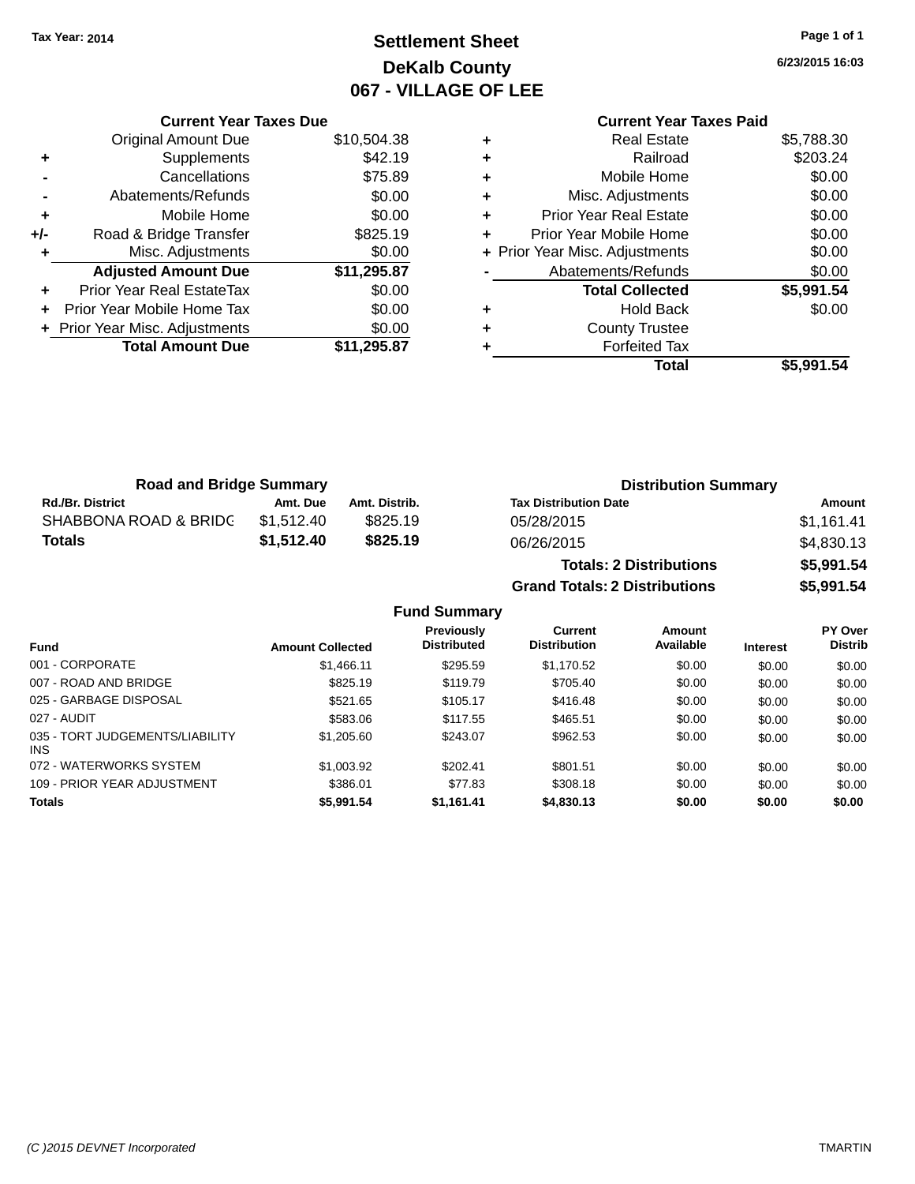Tax Year: 2014

# Settlement Sheet
## DeKalb County
## 067 - VILLAGE OF LEE

6/23/2015 16:03

### Current Year Taxes Due

| | | |
|---|---|---|
| | Original Amount Due | $10,504.38 |
| + | Supplements | $42.19 |
| - | Cancellations | $75.89 |
| - | Abatements/Refunds | $0.00 |
| + | Mobile Home | $0.00 |
| +/- | Road & Bridge Transfer | $825.19 |
| + | Misc. Adjustments | $0.00 |
| | **Adjusted Amount Due** | **$11,295.87** |
| + | Prior Year Real EstateTax | $0.00 |
| + | Prior Year Mobile Home Tax | $0.00 |
| + | Prior Year Misc. Adjustments | $0.00 |
| | **Total Amount Due** | **$11,295.87** |

### Current Year Taxes Paid

| | | |
|---|---|---|
| + | Real Estate | $5,788.30 |
| + | Railroad | $203.24 |
| + | Mobile Home | $0.00 |
| + | Misc. Adjustments | $0.00 |
| + | Prior Year Real Estate | $0.00 |
| + | Prior Year Mobile Home | $0.00 |
| + | Prior Year Misc. Adjustments | $0.00 |
| - | Abatements/Refunds | $0.00 |
| | **Total Collected** | **$5,991.54** |
| + | Hold Back | $0.00 |
| + | County Trustee | |
| + | Forfeited Tax | |
| | **Total** | **$5,991.54** |

### Road and Bridge Summary

| Rd./Br. District | Amt. Due | Amt. Distrib. |
|---|---|---|
| SHABBONA ROAD & BRIDG | $1,512.40 | $825.19 |
| **Totals** | **$1,512.40** | **$825.19** |

### Distribution Summary

| Tax Distribution Date | Amount |
|---|---|
| 05/28/2015 | $1,161.41 |
| 06/26/2015 | $4,830.13 |
| **Totals: 2 Distributions** | **$5,991.54** |
| **Grand Totals: 2 Distributions** | **$5,991.54** |

### Fund Summary

| Fund | Amount Collected | Previously Distributed | Current Distribution | Amount Available | Interest | PY Over Distrib |
|---|---|---|---|---|---|---|
| 001 - CORPORATE | $1,466.11 | $295.59 | $1,170.52 | $0.00 | $0.00 | $0.00 |
| 007 - ROAD AND BRIDGE | $825.19 | $119.79 | $705.40 | $0.00 | $0.00 | $0.00 |
| 025 - GARBAGE DISPOSAL | $521.65 | $105.17 | $416.48 | $0.00 | $0.00 | $0.00 |
| 027 - AUDIT | $583.06 | $117.55 | $465.51 | $0.00 | $0.00 | $0.00 |
| 035 - TORT JUDGEMENTS/LIABILITY INS | $1,205.60 | $243.07 | $962.53 | $0.00 | $0.00 | $0.00 |
| 072 - WATERWORKS SYSTEM | $1,003.92 | $202.41 | $801.51 | $0.00 | $0.00 | $0.00 |
| 109 - PRIOR YEAR ADJUSTMENT | $386.01 | $77.83 | $308.18 | $0.00 | $0.00 | $0.00 |
| **Totals** | **$5,991.54** | **$1,161.41** | **$4,830.13** | **$0.00** | **$0.00** | **$0.00** |

(C )2015 DEVNET Incorporated — TMARTIN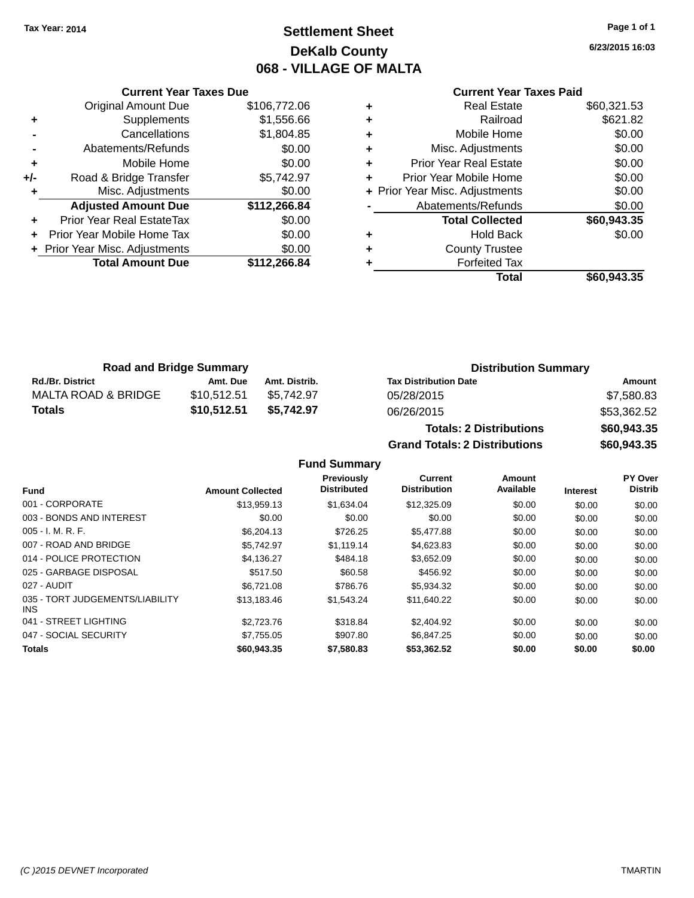Tax Year: 2014

# Settlement Sheet
## DeKalb County
## 068 - VILLAGE OF MALTA

6/23/2015 16:03

### Current Year Taxes Due

| | | |
|---|---|---|
| | Original Amount Due | $106,772.06 |
| + | Supplements | $1,556.66 |
| - | Cancellations | $1,804.85 |
| - | Abatements/Refunds | $0.00 |
| + | Mobile Home | $0.00 |
| +/- | Road & Bridge Transfer | $5,742.97 |
| + | Misc. Adjustments | $0.00 |
| | **Adjusted Amount Due** | **$112,266.84** |
| + | Prior Year Real EstateTax | $0.00 |
| + | Prior Year Mobile Home Tax | $0.00 |
| + | Prior Year Misc. Adjustments | $0.00 |
| | **Total Amount Due** | **$112,266.84** |

### Current Year Taxes Paid

| | | |
|---|---|---|
| + | Real Estate | $60,321.53 |
| + | Railroad | $621.82 |
| + | Mobile Home | $0.00 |
| + | Misc. Adjustments | $0.00 |
| + | Prior Year Real Estate | $0.00 |
| + | Prior Year Mobile Home | $0.00 |
| + | Prior Year Misc. Adjustments | $0.00 |
| - | Abatements/Refunds | $0.00 |
| | **Total Collected** | **$60,943.35** |
| + | Hold Back | $0.00 |
| + | County Trustee | |
| + | Forfeited Tax | |
| | **Total** | **$60,943.35** |

### Road and Bridge Summary

| Rd./Br. District | Amt. Due | Amt. Distrib. |
|---|---|---|
| MALTA ROAD & BRIDGE | $10,512.51 | $5,742.97 |
| **Totals** | **$10,512.51** | **$5,742.97** |

### Distribution Summary

| Tax Distribution Date | Amount |
|---|---|
| 05/28/2015 | $7,580.83 |
| 06/26/2015 | $53,362.52 |
| **Totals: 2 Distributions** | **$60,943.35** |
| **Grand Totals: 2 Distributions** | **$60,943.35** |

### Fund Summary

| Fund | Amount Collected | Previously Distributed | Current Distribution | Amount Available | Interest | PY Over Distrib |
|---|---|---|---|---|---|---|
| 001 - CORPORATE | $13,959.13 | $1,634.04 | $12,325.09 | $0.00 | $0.00 | $0.00 |
| 003 - BONDS AND INTEREST | $0.00 | $0.00 | $0.00 | $0.00 | $0.00 | $0.00 |
| 005 - I. M. R. F. | $6,204.13 | $726.25 | $5,477.88 | $0.00 | $0.00 | $0.00 |
| 007 - ROAD AND BRIDGE | $5,742.97 | $1,119.14 | $4,623.83 | $0.00 | $0.00 | $0.00 |
| 014 - POLICE PROTECTION | $4,136.27 | $484.18 | $3,652.09 | $0.00 | $0.00 | $0.00 |
| 025 - GARBAGE DISPOSAL | $517.50 | $60.58 | $456.92 | $0.00 | $0.00 | $0.00 |
| 027 - AUDIT | $6,721.08 | $786.76 | $5,934.32 | $0.00 | $0.00 | $0.00 |
| 035 - TORT JUDGEMENTS/LIABILITY INS | $13,183.46 | $1,543.24 | $11,640.22 | $0.00 | $0.00 | $0.00 |
| 041 - STREET LIGHTING | $2,723.76 | $318.84 | $2,404.92 | $0.00 | $0.00 | $0.00 |
| 047 - SOCIAL SECURITY | $7,755.05 | $907.80 | $6,847.25 | $0.00 | $0.00 | $0.00 |
| **Totals** | **$60,943.35** | **$7,580.83** | **$53,362.52** | **$0.00** | **$0.00** | **$0.00** |

(C )2015 DEVNET Incorporated TMARTIN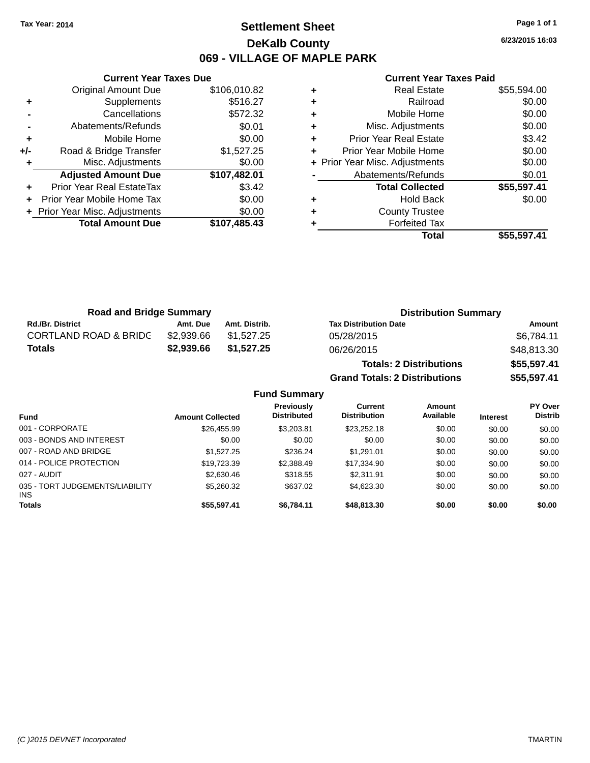Tax Year: 2014

# Settlement Sheet

## DeKalb County

## 069 - VILLAGE OF MAPLE PARK

6/23/2015 16:03

### Current Year Taxes Due

| | | |
|---|---|---|
| | Original Amount Due | $106,010.82 |
| + | Supplements | $516.27 |
| - | Cancellations | $572.32 |
| - | Abatements/Refunds | $0.01 |
| + | Mobile Home | $0.00 |
| +/- | Road & Bridge Transfer | $1,527.25 |
| + | Misc. Adjustments | $0.00 |
| | **Adjusted Amount Due** | **$107,482.01** |
| + | Prior Year Real EstateTax | $3.42 |
| + | Prior Year Mobile Home Tax | $0.00 |
| + | Prior Year Misc. Adjustments | $0.00 |
| | **Total Amount Due** | **$107,485.43** |

### Current Year Taxes Paid

| | | |
|---|---|---|
| + | Real Estate | $55,594.00 |
| + | Railroad | $0.00 |
| + | Mobile Home | $0.00 |
| + | Misc. Adjustments | $0.00 |
| + | Prior Year Real Estate | $3.42 |
| + | Prior Year Mobile Home | $0.00 |
| + | Prior Year Misc. Adjustments | $0.00 |
| - | Abatements/Refunds | $0.01 |
| | **Total Collected** | **$55,597.41** |
| + | Hold Back | $0.00 |
| + | County Trustee | |
| + | Forfeited Tax | |
| | **Total** | **$55,597.41** |

### Road and Bridge Summary

| Rd./Br. District | Amt. Due | Amt. Distrib. |
|---|---|---|
| CORTLAND ROAD & BRIDG | $2,939.66 | $1,527.25 |
| **Totals** | **$2,939.66** | **$1,527.25** |

### Distribution Summary

| Tax Distribution Date | Amount |
|---|---|
| 05/28/2015 | $6,784.11 |
| 06/26/2015 | $48,813.30 |
| **Totals: 2 Distributions** | **$55,597.41** |
| **Grand Totals: 2 Distributions** | **$55,597.41** |

### Fund Summary

| Fund | Amount Collected | Previously Distributed | Current Distribution | Amount Available | Interest | PY Over Distrib |
|---|---|---|---|---|---|---|
| 001 - CORPORATE | $26,455.99 | $3,203.81 | $23,252.18 | $0.00 | $0.00 | $0.00 |
| 003 - BONDS AND INTEREST | $0.00 | $0.00 | $0.00 | $0.00 | $0.00 | $0.00 |
| 007 - ROAD AND BRIDGE | $1,527.25 | $236.24 | $1,291.01 | $0.00 | $0.00 | $0.00 |
| 014 - POLICE PROTECTION | $19,723.39 | $2,388.49 | $17,334.90 | $0.00 | $0.00 | $0.00 |
| 027 - AUDIT | $2,630.46 | $318.55 | $2,311.91 | $0.00 | $0.00 | $0.00 |
| 035 - TORT JUDGEMENTS/LIABILITY INS | $5,260.32 | $637.02 | $4,623.30 | $0.00 | $0.00 | $0.00 |
| **Totals** | **$55,597.41** | **$6,784.11** | **$48,813.30** | **$0.00** | **$0.00** | **$0.00** |

(C )2015 DEVNET Incorporated TMARTIN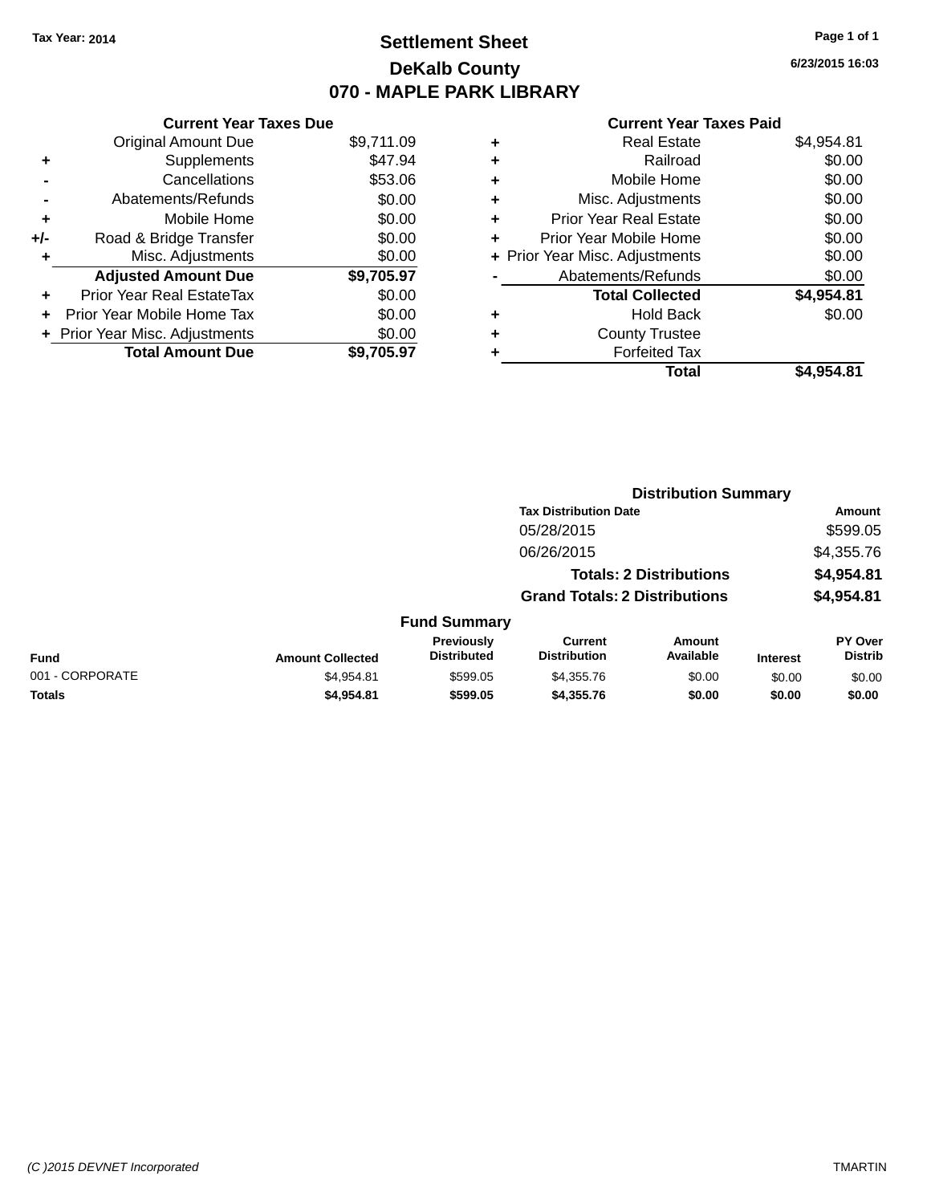Tax Year: 2014

# Settlement Sheet

## DeKalb County

## 070 - MAPLE PARK LIBRARY

6/23/2015 16:03

### Current Year Taxes Due

| | | |
|---|---|---|
| | Original Amount Due | $9,711.09 |
| + | Supplements | $47.94 |
| - | Cancellations | $53.06 |
| - | Abatements/Refunds | $0.00 |
| + | Mobile Home | $0.00 |
| +/- | Road & Bridge Transfer | $0.00 |
| + | Misc. Adjustments | $0.00 |
| | **Adjusted Amount Due** | **$9,705.97** |
| + | Prior Year Real EstateTax | $0.00 |
| + | Prior Year Mobile Home Tax | $0.00 |
| + | Prior Year Misc. Adjustments | $0.00 |
| | **Total Amount Due** | **$9,705.97** |

### Current Year Taxes Paid

| | | |
|---|---|---|
| + | Real Estate | $4,954.81 |
| + | Railroad | $0.00 |
| + | Mobile Home | $0.00 |
| + | Misc. Adjustments | $0.00 |
| + | Prior Year Real Estate | $0.00 |
| + | Prior Year Mobile Home | $0.00 |
| + | Prior Year Misc. Adjustments | $0.00 |
| - | Abatements/Refunds | $0.00 |
| | **Total Collected** | **$4,954.81** |
| + | Hold Back | $0.00 |
| + | County Trustee | |
| + | Forfeited Tax | |
| | **Total** | **$4,954.81** |

### Distribution Summary

| Tax Distribution Date | Amount |
|---|---|
| 05/28/2015 | $599.05 |
| 06/26/2015 | $4,355.76 |
| **Totals: 2 Distributions** | **$4,954.81** |
| **Grand Totals: 2 Distributions** | **$4,954.81** |

### Fund Summary

| Fund | Amount Collected | Previously Distributed | Current Distribution | Amount Available | Interest | PY Over Distrib |
|---|---|---|---|---|---|---|
| 001 - CORPORATE | $4,954.81 | $599.05 | $4,355.76 | $0.00 | $0.00 | $0.00 |
| **Totals** | **$4,954.81** | **$599.05** | **$4,355.76** | **$0.00** | **$0.00** | **$0.00** |

(C )2015 DEVNET Incorporated TMARTIN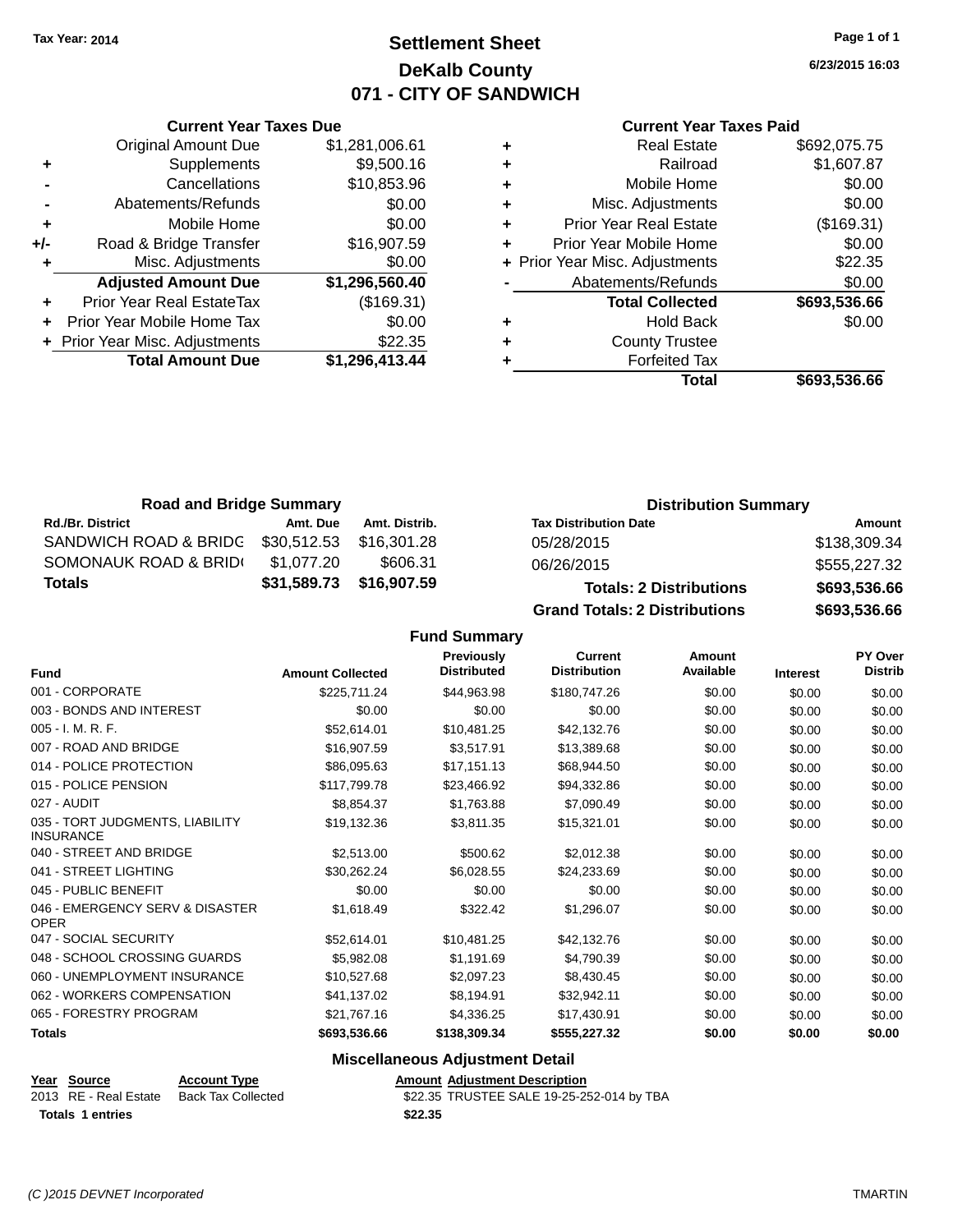Tax Year: 2014

# Settlement Sheet
## DeKalb County
## 071 - CITY OF SANDWICH

6/23/2015 16:03

### Current Year Taxes Due

| | | |
|---|---|---|
| | Original Amount Due | $1,281,006.61 |
| + | Supplements | $9,500.16 |
| - | Cancellations | $10,853.96 |
| - | Abatements/Refunds | $0.00 |
| + | Mobile Home | $0.00 |
| +/- | Road & Bridge Transfer | $16,907.59 |
| + | Misc. Adjustments | $0.00 |
| | **Adjusted Amount Due** | **$1,296,560.40** |
| + | Prior Year Real EstateTax | ($169.31) |
| + | Prior Year Mobile Home Tax | $0.00 |
| + | Prior Year Misc. Adjustments | $22.35 |
| | **Total Amount Due** | **$1,296,413.44** |

### Current Year Taxes Paid

| | | |
|---|---|---|
| + | Real Estate | $692,075.75 |
| + | Railroad | $1,607.87 |
| + | Mobile Home | $0.00 |
| + | Misc. Adjustments | $0.00 |
| + | Prior Year Real Estate | ($169.31) |
| + | Prior Year Mobile Home | $0.00 |
| + | Prior Year Misc. Adjustments | $22.35 |
| - | Abatements/Refunds | $0.00 |
| | **Total Collected** | **$693,536.66** |
| + | Hold Back | $0.00 |
| + | County Trustee | |
| + | Forfeited Tax | |
| | **Total** | **$693,536.66** |

### Road and Bridge Summary

| Rd./Br. District | Amt. Due | Amt. Distrib. |
|---|---|---|
| SANDWICH ROAD & BRIDG | $30,512.53 | $16,301.28 |
| SOMONAUK ROAD & BRID( | $1,077.20 | $606.31 |
| **Totals** | **$31,589.73** | **$16,907.59** |

### Distribution Summary

| Tax Distribution Date | Amount |
|---|---|
| 05/28/2015 | $138,309.34 |
| 06/26/2015 | $555,227.32 |
| **Totals: 2 Distributions** | **$693,536.66** |
| **Grand Totals: 2 Distributions** | **$693,536.66** |

### Fund Summary

| Fund | Amount Collected | Previously Distributed | Current Distribution | Amount Available | Interest | PY Over Distrib |
|---|---|---|---|---|---|---|
| 001 - CORPORATE | $225,711.24 | $44,963.98 | $180,747.26 | $0.00 | $0.00 | $0.00 |
| 003 - BONDS AND INTEREST | $0.00 | $0.00 | $0.00 | $0.00 | $0.00 | $0.00 |
| 005 - I. M. R. F. | $52,614.01 | $10,481.25 | $42,132.76 | $0.00 | $0.00 | $0.00 |
| 007 - ROAD AND BRIDGE | $16,907.59 | $3,517.91 | $13,389.68 | $0.00 | $0.00 | $0.00 |
| 014 - POLICE PROTECTION | $86,095.63 | $17,151.13 | $68,944.50 | $0.00 | $0.00 | $0.00 |
| 015 - POLICE PENSION | $117,799.78 | $23,466.92 | $94,332.86 | $0.00 | $0.00 | $0.00 |
| 027 - AUDIT | $8,854.37 | $1,763.88 | $7,090.49 | $0.00 | $0.00 | $0.00 |
| 035 - TORT JUDGMENTS, LIABILITY INSURANCE | $19,132.36 | $3,811.35 | $15,321.01 | $0.00 | $0.00 | $0.00 |
| 040 - STREET AND BRIDGE | $2,513.00 | $500.62 | $2,012.38 | $0.00 | $0.00 | $0.00 |
| 041 - STREET LIGHTING | $30,262.24 | $6,028.55 | $24,233.69 | $0.00 | $0.00 | $0.00 |
| 045 - PUBLIC BENEFIT | $0.00 | $0.00 | $0.00 | $0.00 | $0.00 | $0.00 |
| 046 - EMERGENCY SERV & DISASTER OPER | $1,618.49 | $322.42 | $1,296.07 | $0.00 | $0.00 | $0.00 |
| 047 - SOCIAL SECURITY | $52,614.01 | $10,481.25 | $42,132.76 | $0.00 | $0.00 | $0.00 |
| 048 - SCHOOL CROSSING GUARDS | $5,982.08 | $1,191.69 | $4,790.39 | $0.00 | $0.00 | $0.00 |
| 060 - UNEMPLOYMENT INSURANCE | $10,527.68 | $2,097.23 | $8,430.45 | $0.00 | $0.00 | $0.00 |
| 062 - WORKERS COMPENSATION | $41,137.02 | $8,194.91 | $32,942.11 | $0.00 | $0.00 | $0.00 |
| 065 - FORESTRY PROGRAM | $21,767.16 | $4,336.25 | $17,430.91 | $0.00 | $0.00 | $0.00 |
| **Totals** | **$693,536.66** | **$138,309.34** | **$555,227.32** | **$0.00** | **$0.00** | **$0.00** |

### Miscellaneous Adjustment Detail

| Year | Source | Account Type | Amount | Adjustment Description |
|---|---|---|---|---|
| 2013 | RE - Real Estate | Back Tax Collected | $22.35 | TRUSTEE SALE 19-25-252-014 by TBA |
| **Totals** | **1 entries** | | **$22.35** | |

(C )2015 DEVNET Incorporated TMARTIN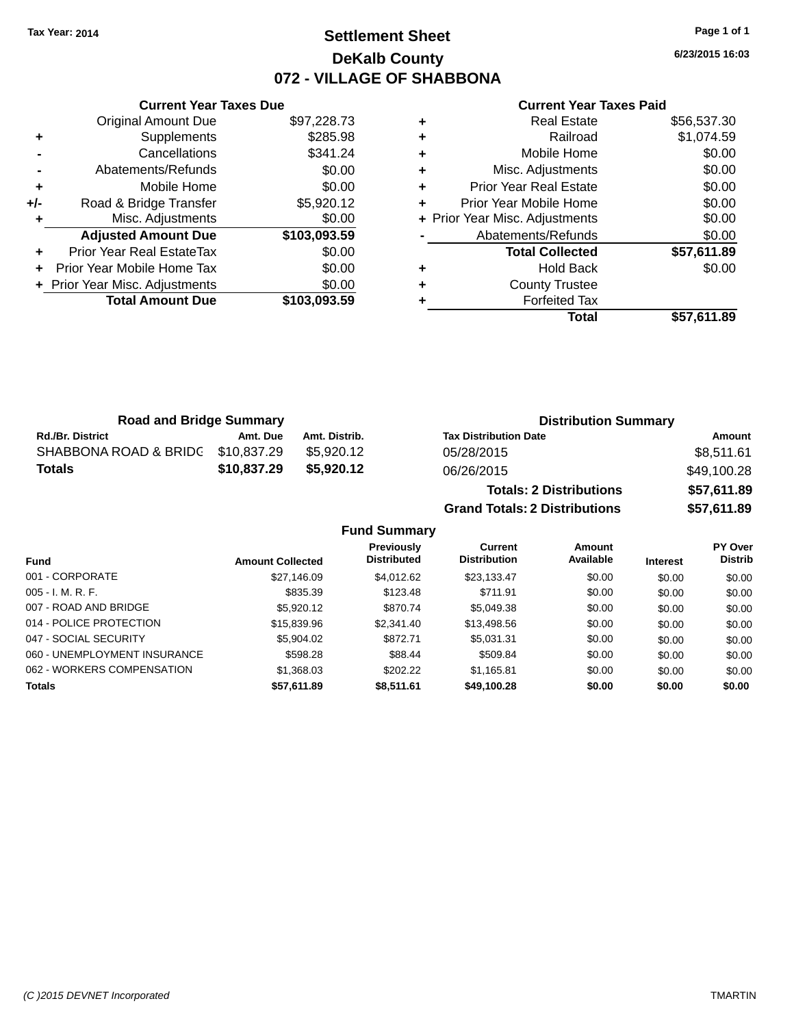Tax Year: 2014

# Settlement Sheet

## DeKalb County

## 072 - VILLAGE OF SHABBONA

6/23/2015 16:03

### Current Year Taxes Due

| | | |
|---|---|---|
| | Original Amount Due | $97,228.73 |
| + | Supplements | $285.98 |
| - | Cancellations | $341.24 |
| - | Abatements/Refunds | $0.00 |
| + | Mobile Home | $0.00 |
| +/- | Road & Bridge Transfer | $5,920.12 |
| + | Misc. Adjustments | $0.00 |
| | **Adjusted Amount Due** | **$103,093.59** |
| + | Prior Year Real EstateTax | $0.00 |
| + | Prior Year Mobile Home Tax | $0.00 |
| + | Prior Year Misc. Adjustments | $0.00 |
| | **Total Amount Due** | **$103,093.59** |

### Current Year Taxes Paid

| | | |
|---|---|---|
| + | Real Estate | $56,537.30 |
| + | Railroad | $1,074.59 |
| + | Mobile Home | $0.00 |
| + | Misc. Adjustments | $0.00 |
| + | Prior Year Real Estate | $0.00 |
| + | Prior Year Mobile Home | $0.00 |
| + | Prior Year Misc. Adjustments | $0.00 |
| - | Abatements/Refunds | $0.00 |
| | **Total Collected** | **$57,611.89** |
| + | Hold Back | $0.00 |
| + | County Trustee | |
| + | Forfeited Tax | |
| | **Total** | **$57,611.89** |

### Road and Bridge Summary

| Rd./Br. District | Amt. Due | Amt. Distrib. |
|---|---|---|
| SHABBONA ROAD & BRIDG | $10,837.29 | $5,920.12 |
| **Totals** | **$10,837.29** | **$5,920.12** |

### Distribution Summary

| Tax Distribution Date | Amount |
|---|---|
| 05/28/2015 | $8,511.61 |
| 06/26/2015 | $49,100.28 |
| **Totals: 2 Distributions** | **$57,611.89** |
| **Grand Totals: 2 Distributions** | **$57,611.89** |

### Fund Summary

| Fund | Amount Collected | Previously Distributed | Current Distribution | Amount Available | Interest | PY Over Distrib |
|---|---|---|---|---|---|---|
| 001 - CORPORATE | $27,146.09 | $4,012.62 | $23,133.47 | $0.00 | $0.00 | $0.00 |
| 005 - I. M. R. F. | $835.39 | $123.48 | $711.91 | $0.00 | $0.00 | $0.00 |
| 007 - ROAD AND BRIDGE | $5,920.12 | $870.74 | $5,049.38 | $0.00 | $0.00 | $0.00 |
| 014 - POLICE PROTECTION | $15,839.96 | $2,341.40 | $13,498.56 | $0.00 | $0.00 | $0.00 |
| 047 - SOCIAL SECURITY | $5,904.02 | $872.71 | $5,031.31 | $0.00 | $0.00 | $0.00 |
| 060 - UNEMPLOYMENT INSURANCE | $598.28 | $88.44 | $509.84 | $0.00 | $0.00 | $0.00 |
| 062 - WORKERS COMPENSATION | $1,368.03 | $202.22 | $1,165.81 | $0.00 | $0.00 | $0.00 |
| **Totals** | **$57,611.89** | **$8,511.61** | **$49,100.28** | **$0.00** | **$0.00** | **$0.00** |

(C )2015 DEVNET Incorporated — TMARTIN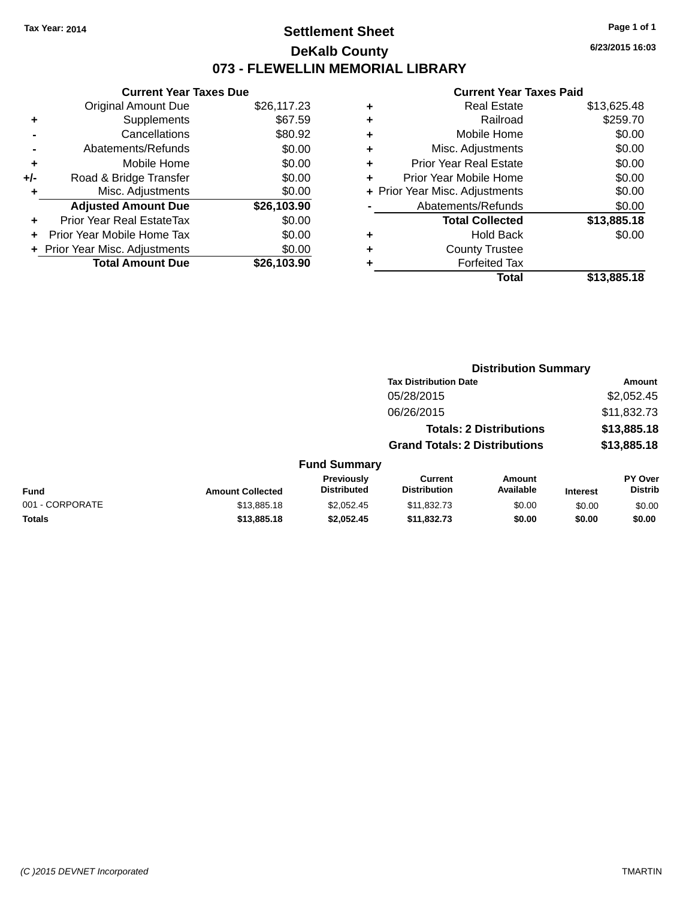Tax Year: 2014

# Settlement Sheet
## DeKalb County
## 073 - FLEWELLIN MEMORIAL LIBRARY

6/23/2015 16:03

### Current Year Taxes Due

| | | |
|---|---|---|
| | Original Amount Due | $26,117.23 |
| + | Supplements | $67.59 |
| - | Cancellations | $80.92 |
| - | Abatements/Refunds | $0.00 |
| + | Mobile Home | $0.00 |
| +/- | Road & Bridge Transfer | $0.00 |
| + | Misc. Adjustments | $0.00 |
| | **Adjusted Amount Due** | **$26,103.90** |
| + | Prior Year Real EstateTax | $0.00 |
| + | Prior Year Mobile Home Tax | $0.00 |
| + | Prior Year Misc. Adjustments | $0.00 |
| | **Total Amount Due** | **$26,103.90** |

### Current Year Taxes Paid

| | | |
|---|---|---|
| + | Real Estate | $13,625.48 |
| + | Railroad | $259.70 |
| + | Mobile Home | $0.00 |
| + | Misc. Adjustments | $0.00 |
| + | Prior Year Real Estate | $0.00 |
| + | Prior Year Mobile Home | $0.00 |
| + | Prior Year Misc. Adjustments | $0.00 |
| - | Abatements/Refunds | $0.00 |
| | **Total Collected** | **$13,885.18** |
| + | Hold Back | $0.00 |
| + | County Trustee | |
| + | Forfeited Tax | |
| | **Total** | **$13,885.18** |

### Distribution Summary

| Tax Distribution Date | Amount |
|---|---|
| 05/28/2015 | $2,052.45 |
| 06/26/2015 | $11,832.73 |
| **Totals: 2 Distributions** | **$13,885.18** |
| **Grand Totals: 2 Distributions** | **$13,885.18** |

### Fund Summary

| Fund | Amount Collected | Previously Distributed | Current Distribution | Amount Available | Interest | PY Over Distrib |
|---|---|---|---|---|---|---|
| 001 - CORPORATE | $13,885.18 | $2,052.45 | $11,832.73 | $0.00 | $0.00 | $0.00 |
| **Totals** | **$13,885.18** | **$2,052.45** | **$11,832.73** | **$0.00** | **$0.00** | **$0.00** |

(C )2015 DEVNET Incorporated TMARTIN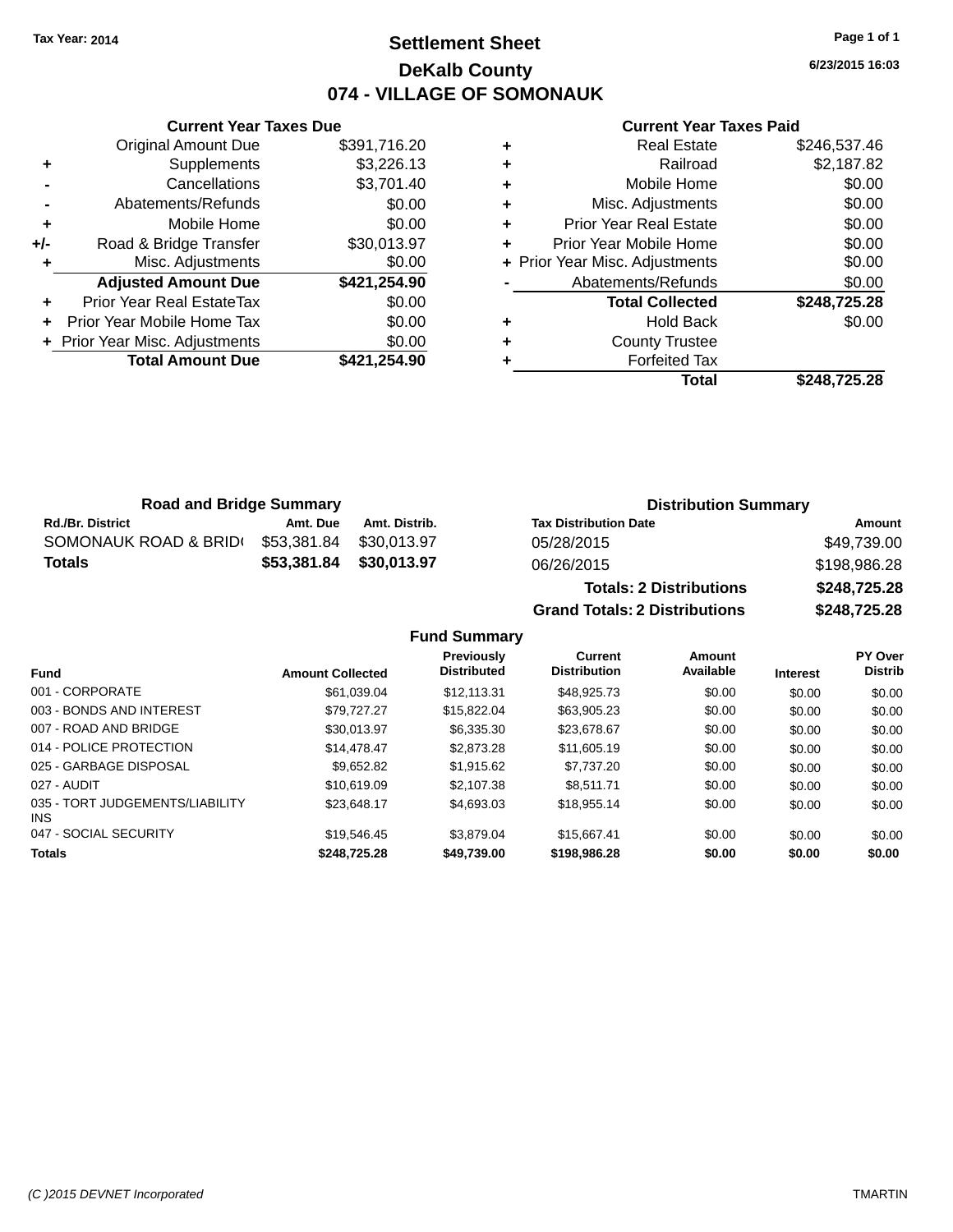Tax Year: 2014

# Settlement Sheet

## DeKalb County

## 074 - VILLAGE OF SOMONAUK

6/23/2015 16:03

### Current Year Taxes Due

| | | |
|---|---|---|
| | Original Amount Due | $391,716.20 |
| + | Supplements | $3,226.13 |
| - | Cancellations | $3,701.40 |
| - | Abatements/Refunds | $0.00 |
| + | Mobile Home | $0.00 |
| +/- | Road & Bridge Transfer | $30,013.97 |
| + | Misc. Adjustments | $0.00 |
| | **Adjusted Amount Due** | **$421,254.90** |
| + | Prior Year Real EstateTax | $0.00 |
| + | Prior Year Mobile Home Tax | $0.00 |
| + | Prior Year Misc. Adjustments | $0.00 |
| | **Total Amount Due** | **$421,254.90** |

### Current Year Taxes Paid

| | | |
|---|---|---|
| + | Real Estate | $246,537.46 |
| + | Railroad | $2,187.82 |
| + | Mobile Home | $0.00 |
| + | Misc. Adjustments | $0.00 |
| + | Prior Year Real Estate | $0.00 |
| + | Prior Year Mobile Home | $0.00 |
| + | Prior Year Misc. Adjustments | $0.00 |
| - | Abatements/Refunds | $0.00 |
| | **Total Collected** | **$248,725.28** |
| + | Hold Back | $0.00 |
| + | County Trustee | |
| + | Forfeited Tax | |
| | **Total** | **$248,725.28** |

### Road and Bridge Summary

| Rd./Br. District | Amt. Due | Amt. Distrib. |
|---|---|---|
| SOMONAUK ROAD & BRID( | $53,381.84 | $30,013.97 |
| **Totals** | **$53,381.84** | **$30,013.97** |

### Distribution Summary

| Tax Distribution Date | Amount |
|---|---|
| 05/28/2015 | $49,739.00 |
| 06/26/2015 | $198,986.28 |
| **Totals: 2 Distributions** | **$248,725.28** |
| **Grand Totals: 2 Distributions** | **$248,725.28** |

### Fund Summary

| Fund | Amount Collected | Previously Distributed | Current Distribution | Amount Available | Interest | PY Over Distrib |
|---|---|---|---|---|---|---|
| 001 - CORPORATE | $61,039.04 | $12,113.31 | $48,925.73 | $0.00 | $0.00 | $0.00 |
| 003 - BONDS AND INTEREST | $79,727.27 | $15,822.04 | $63,905.23 | $0.00 | $0.00 | $0.00 |
| 007 - ROAD AND BRIDGE | $30,013.97 | $6,335.30 | $23,678.67 | $0.00 | $0.00 | $0.00 |
| 014 - POLICE PROTECTION | $14,478.47 | $2,873.28 | $11,605.19 | $0.00 | $0.00 | $0.00 |
| 025 - GARBAGE DISPOSAL | $9,652.82 | $1,915.62 | $7,737.20 | $0.00 | $0.00 | $0.00 |
| 027 - AUDIT | $10,619.09 | $2,107.38 | $8,511.71 | $0.00 | $0.00 | $0.00 |
| 035 - TORT JUDGEMENTS/LIABILITY INS | $23,648.17 | $4,693.03 | $18,955.14 | $0.00 | $0.00 | $0.00 |
| 047 - SOCIAL SECURITY | $19,546.45 | $3,879.04 | $15,667.41 | $0.00 | $0.00 | $0.00 |
| **Totals** | **$248,725.28** | **$49,739.00** | **$198,986.28** | **$0.00** | **$0.00** | **$0.00** |

(C )2015 DEVNET Incorporated TMARTIN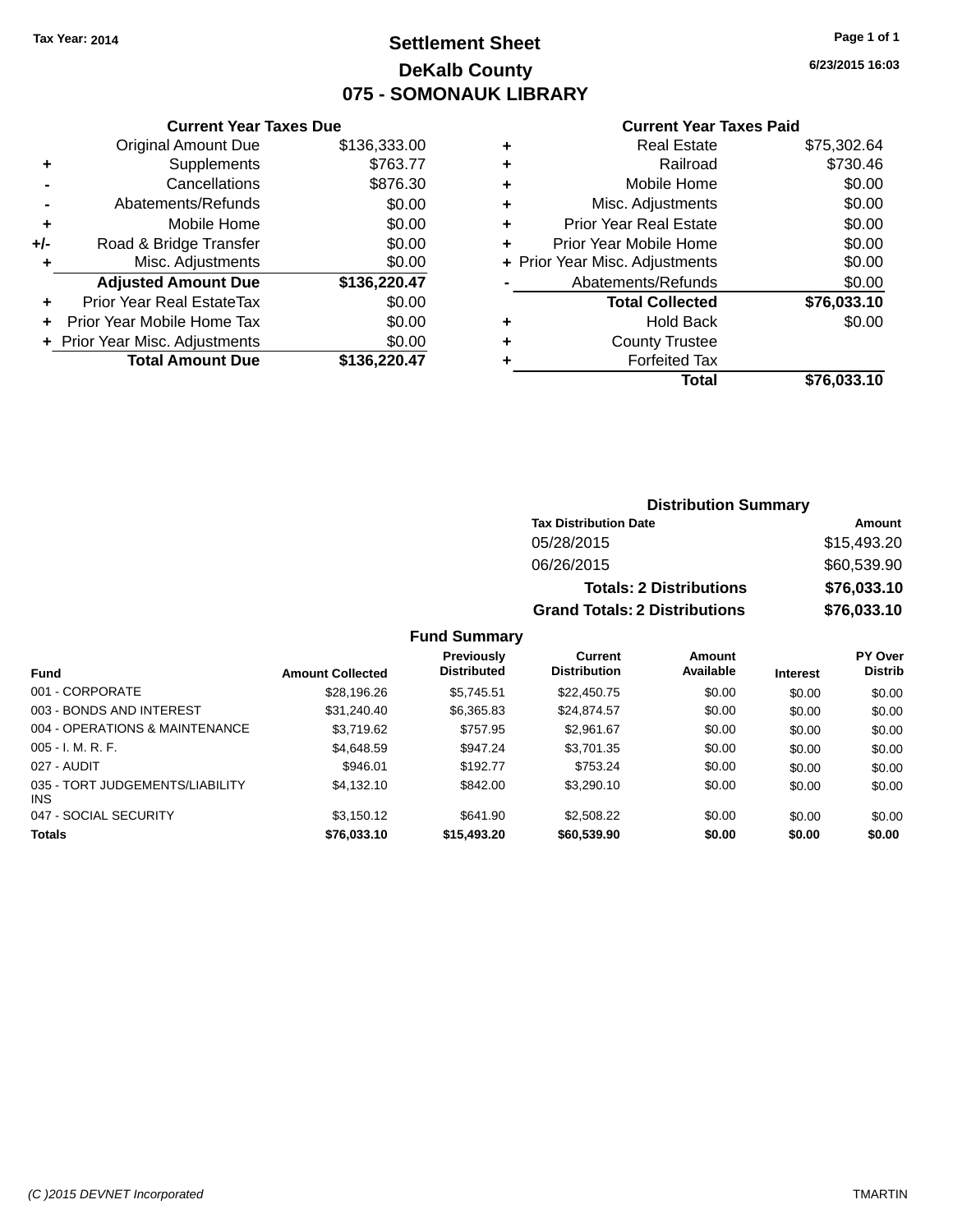Tax Year: 2014

# Settlement Sheet
## DeKalb County
## 075 - SOMONAUK LIBRARY

6/23/2015 16:03

### Current Year Taxes Due

| | | |
|---|---|---|
| | Original Amount Due | $136,333.00 |
| + | Supplements | $763.77 |
| - | Cancellations | $876.30 |
| - | Abatements/Refunds | $0.00 |
| + | Mobile Home | $0.00 |
| +/- | Road & Bridge Transfer | $0.00 |
| + | Misc. Adjustments | $0.00 |
| | **Adjusted Amount Due** | **$136,220.47** |
| + | Prior Year Real EstateTax | $0.00 |
| + | Prior Year Mobile Home Tax | $0.00 |
| + | Prior Year Misc. Adjustments | $0.00 |
| | **Total Amount Due** | **$136,220.47** |

### Current Year Taxes Paid

| | | |
|---|---|---|
| + | Real Estate | $75,302.64 |
| + | Railroad | $730.46 |
| + | Mobile Home | $0.00 |
| + | Misc. Adjustments | $0.00 |
| + | Prior Year Real Estate | $0.00 |
| + | Prior Year Mobile Home | $0.00 |
| + | Prior Year Misc. Adjustments | $0.00 |
| - | Abatements/Refunds | $0.00 |
| | **Total Collected** | **$76,033.10** |
| + | Hold Back | $0.00 |
| + | County Trustee | |
| + | Forfeited Tax | |
| | **Total** | **$76,033.10** |

### Distribution Summary

| Tax Distribution Date | Amount |
|---|---|
| 05/28/2015 | $15,493.20 |
| 06/26/2015 | $60,539.90 |
| **Totals: 2 Distributions** | **$76,033.10** |
| **Grand Totals: 2 Distributions** | **$76,033.10** |

### Fund Summary

| Fund | Amount Collected | Previously Distributed | Current Distribution | Amount Available | Interest | PY Over Distrib |
|---|---|---|---|---|---|---|
| 001 - CORPORATE | $28,196.26 | $5,745.51 | $22,450.75 | $0.00 | $0.00 | $0.00 |
| 003 - BONDS AND INTEREST | $31,240.40 | $6,365.83 | $24,874.57 | $0.00 | $0.00 | $0.00 |
| 004 - OPERATIONS & MAINTENANCE | $3,719.62 | $757.95 | $2,961.67 | $0.00 | $0.00 | $0.00 |
| 005 - I. M. R. F. | $4,648.59 | $947.24 | $3,701.35 | $0.00 | $0.00 | $0.00 |
| 027 - AUDIT | $946.01 | $192.77 | $753.24 | $0.00 | $0.00 | $0.00 |
| 035 - TORT JUDGEMENTS/LIABILITY INS | $4,132.10 | $842.00 | $3,290.10 | $0.00 | $0.00 | $0.00 |
| 047 - SOCIAL SECURITY | $3,150.12 | $641.90 | $2,508.22 | $0.00 | $0.00 | $0.00 |
| **Totals** | **$76,033.10** | **$15,493.20** | **$60,539.90** | **$0.00** | **$0.00** | **$0.00** |

(C )2015 DEVNET Incorporated TMARTIN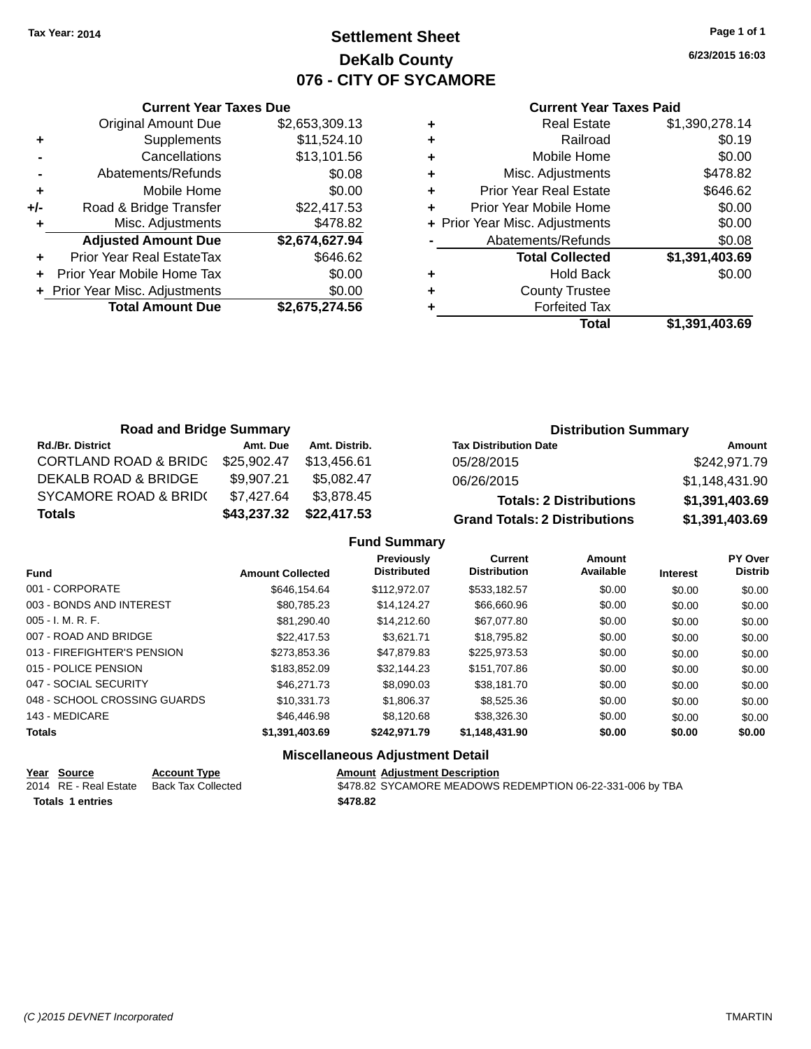Tax Year: 2014

# Settlement Sheet
## DeKalb County
## 076 - CITY OF SYCAMORE

6/23/2015 16:03

### Current Year Taxes Due

| | | |
|---|---|---|
| | Original Amount Due | $2,653,309.13 |
| + | Supplements | $11,524.10 |
| - | Cancellations | $13,101.56 |
| - | Abatements/Refunds | $0.08 |
| + | Mobile Home | $0.00 |
| +/- | Road & Bridge Transfer | $22,417.53 |
| + | Misc. Adjustments | $478.82 |
| | **Adjusted Amount Due** | **$2,674,627.94** |
| + | Prior Year Real EstateTax | $646.62 |
| + | Prior Year Mobile Home Tax | $0.00 |
| + | Prior Year Misc. Adjustments | $0.00 |
| | **Total Amount Due** | **$2,675,274.56** |

### Current Year Taxes Paid

| | | |
|---|---|---|
| + | Real Estate | $1,390,278.14 |
| + | Railroad | $0.19 |
| + | Mobile Home | $0.00 |
| + | Misc. Adjustments | $478.82 |
| + | Prior Year Real Estate | $646.62 |
| + | Prior Year Mobile Home | $0.00 |
| + | Prior Year Misc. Adjustments | $0.00 |
| - | Abatements/Refunds | $0.08 |
| | **Total Collected** | **$1,391,403.69** |
| + | Hold Back | $0.00 |
| + | County Trustee | |
| + | Forfeited Tax | |
| | **Total** | **$1,391,403.69** |

### Road and Bridge Summary

| Rd./Br. District | Amt. Due | Amt. Distrib. |
|---|---|---|
| CORTLAND ROAD & BRIDG | $25,902.47 | $13,456.61 |
| DEKALB ROAD & BRIDGE | $9,907.21 | $5,082.47 |
| SYCAMORE ROAD & BRID( | $7,427.64 | $3,878.45 |
| **Totals** | **$43,237.32** | **$22,417.53** |

### Distribution Summary

| Tax Distribution Date | Amount |
|---|---|
| 05/28/2015 | $242,971.79 |
| 06/26/2015 | $1,148,431.90 |
| **Totals: 2 Distributions** | **$1,391,403.69** |
| **Grand Totals: 2 Distributions** | **$1,391,403.69** |

### Fund Summary

| Fund | Amount Collected | Previously Distributed | Current Distribution | Amount Available | Interest | PY Over Distrib |
|---|---|---|---|---|---|---|
| 001 - CORPORATE | $646,154.64 | $112,972.07 | $533,182.57 | $0.00 | $0.00 | $0.00 |
| 003 - BONDS AND INTEREST | $80,785.23 | $14,124.27 | $66,660.96 | $0.00 | $0.00 | $0.00 |
| 005 - I. M. R. F. | $81,290.40 | $14,212.60 | $67,077.80 | $0.00 | $0.00 | $0.00 |
| 007 - ROAD AND BRIDGE | $22,417.53 | $3,621.71 | $18,795.82 | $0.00 | $0.00 | $0.00 |
| 013 - FIREFIGHTER'S PENSION | $273,853.36 | $47,879.83 | $225,973.53 | $0.00 | $0.00 | $0.00 |
| 015 - POLICE PENSION | $183,852.09 | $32,144.23 | $151,707.86 | $0.00 | $0.00 | $0.00 |
| 047 - SOCIAL SECURITY | $46,271.73 | $8,090.03 | $38,181.70 | $0.00 | $0.00 | $0.00 |
| 048 - SCHOOL CROSSING GUARDS | $10,331.73 | $1,806.37 | $8,525.36 | $0.00 | $0.00 | $0.00 |
| 143 - MEDICARE | $46,446.98 | $8,120.68 | $38,326.30 | $0.00 | $0.00 | $0.00 |
| **Totals** | **$1,391,403.69** | **$242,971.79** | **$1,148,431.90** | **$0.00** | **$0.00** | **$0.00** |

### Miscellaneous Adjustment Detail

| Year | Source | Account Type | Amount | Adjustment Description |
|---|---|---|---|---|
| 2014 | RE - Real Estate | Back Tax Collected | $478.82 | SYCAMORE MEADOWS REDEMPTION 06-22-331-006 by TBA |
| **Totals 1 entries** | | | **$478.82** | |

(C )2015 DEVNET Incorporated TMARTIN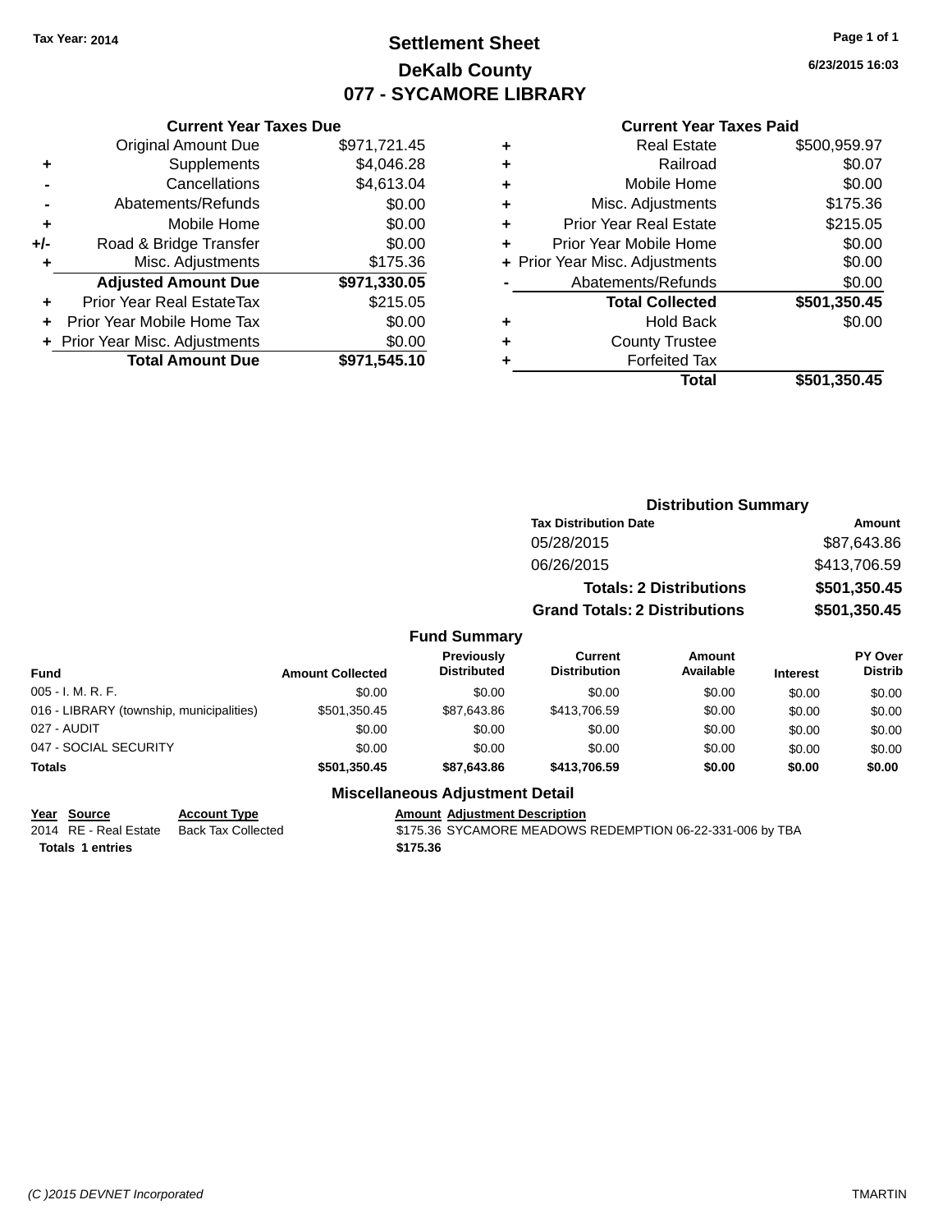Tax Year: 2014

# Settlement Sheet
## DeKalb County
## 077 - SYCAMORE LIBRARY

6/23/2015 16:03

### Current Year Taxes Due

| | | |
|---|---|---|
| | Original Amount Due | $971,721.45 |
| + | Supplements | $4,046.28 |
| - | Cancellations | $4,613.04 |
| - | Abatements/Refunds | $0.00 |
| + | Mobile Home | $0.00 |
| +/- | Road & Bridge Transfer | $0.00 |
| + | Misc. Adjustments | $175.36 |
| | **Adjusted Amount Due** | **$971,330.05** |
| + | Prior Year Real EstateTax | $215.05 |
| + | Prior Year Mobile Home Tax | $0.00 |
| + | Prior Year Misc. Adjustments | $0.00 |
| | **Total Amount Due** | **$971,545.10** |

### Current Year Taxes Paid

| | | |
|---|---|---|
| + | Real Estate | $500,959.97 |
| + | Railroad | $0.07 |
| + | Mobile Home | $0.00 |
| + | Misc. Adjustments | $175.36 |
| + | Prior Year Real Estate | $215.05 |
| + | Prior Year Mobile Home | $0.00 |
| + | Prior Year Misc. Adjustments | $0.00 |
| - | Abatements/Refunds | $0.00 |
| | **Total Collected** | **$501,350.45** |
| + | Hold Back | $0.00 |
| + | County Trustee | |
| + | Forfeited Tax | |
| | **Total** | **$501,350.45** |

### Distribution Summary

| Tax Distribution Date | Amount |
|---|---|
| 05/28/2015 | $87,643.86 |
| 06/26/2015 | $413,706.59 |
| **Totals: 2 Distributions** | **$501,350.45** |
| **Grand Totals: 2 Distributions** | **$501,350.45** |

### Fund Summary

| Fund | Amount Collected | Previously Distributed | Current Distribution | Amount Available | Interest | PY Over Distrib |
|---|---|---|---|---|---|---|
| 005 - I. M. R. F. | $0.00 | $0.00 | $0.00 | $0.00 | $0.00 | $0.00 |
| 016 - LIBRARY (township, municipalities) | $501,350.45 | $87,643.86 | $413,706.59 | $0.00 | $0.00 | $0.00 |
| 027 - AUDIT | $0.00 | $0.00 | $0.00 | $0.00 | $0.00 | $0.00 |
| 047 - SOCIAL SECURITY | $0.00 | $0.00 | $0.00 | $0.00 | $0.00 | $0.00 |
| **Totals** | **$501,350.45** | **$87,643.86** | **$413,706.59** | **$0.00** | **$0.00** | **$0.00** |

### Miscellaneous Adjustment Detail

| Year | Source | Account Type | Amount | Adjustment Description |
|---|---|---|---|---|
| 2014 | RE - Real Estate | Back Tax Collected | $175.36 | SYCAMORE MEADOWS REDEMPTION 06-22-331-006 by TBA |
| **Totals 1 entries** | | | **$175.36** | |

(C )2015 DEVNET Incorporated — TMARTIN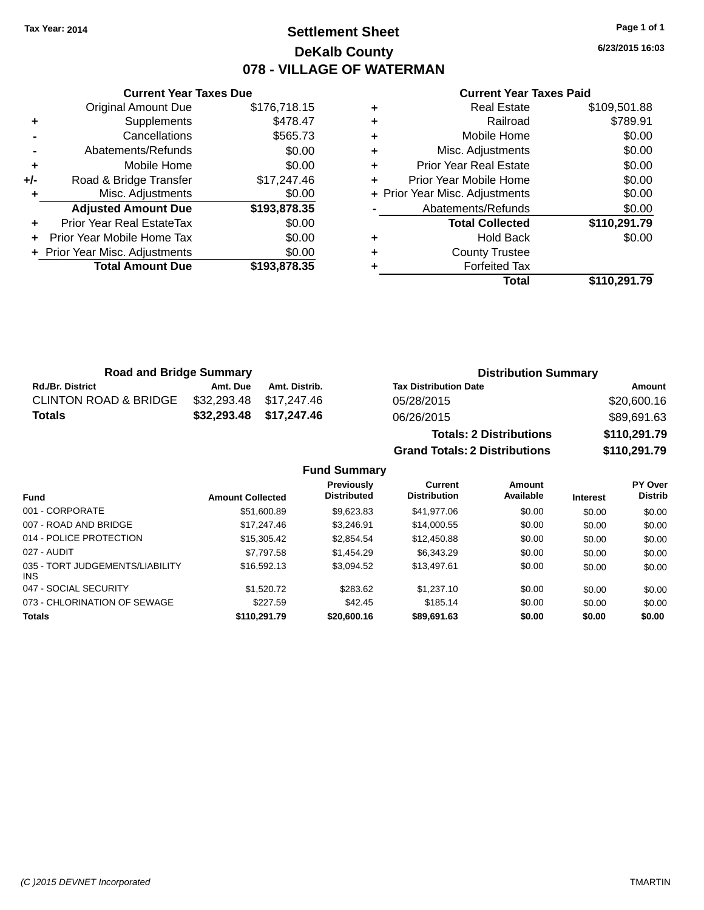**Tax Year: 2014**

# Settlement Sheet

## DeKalb County

## 078 - VILLAGE OF WATERMAN

6/23/2015 16:03

### Current Year Taxes Due

| | | |
|---|---|---|
| | Original Amount Due | $176,718.15 |
| + | Supplements | $478.47 |
| - | Cancellations | $565.73 |
| - | Abatements/Refunds | $0.00 |
| + | Mobile Home | $0.00 |
| +/- | Road & Bridge Transfer | $17,247.46 |
| + | Misc. Adjustments | $0.00 |
| | **Adjusted Amount Due** | **$193,878.35** |
| + | Prior Year Real EstateTax | $0.00 |
| + | Prior Year Mobile Home Tax | $0.00 |
| + | Prior Year Misc. Adjustments | $0.00 |
| | **Total Amount Due** | **$193,878.35** |

### Current Year Taxes Paid

| | | |
|---|---|---|
| + | Real Estate | $109,501.88 |
| + | Railroad | $789.91 |
| + | Mobile Home | $0.00 |
| + | Misc. Adjustments | $0.00 |
| + | Prior Year Real Estate | $0.00 |
| + | Prior Year Mobile Home | $0.00 |
| + | Prior Year Misc. Adjustments | $0.00 |
| - | Abatements/Refunds | $0.00 |
| | **Total Collected** | **$110,291.79** |
| + | Hold Back | $0.00 |
| + | County Trustee | |
| + | Forfeited Tax | |
| | **Total** | **$110,291.79** |

### Road and Bridge Summary

| Rd./Br. District | Amt. Due | Amt. Distrib. |
|---|---|---|
| CLINTON ROAD & BRIDGE | $32,293.48 | $17,247.46 |
| **Totals** | **$32,293.48** | **$17,247.46** |

### Distribution Summary

| Tax Distribution Date | Amount |
|---|---|
| 05/28/2015 | $20,600.16 |
| 06/26/2015 | $89,691.63 |
| **Totals: 2 Distributions** | **$110,291.79** |
| **Grand Totals: 2 Distributions** | **$110,291.79** |

### Fund Summary

| Fund | Amount Collected | Previously Distributed | Current Distribution | Amount Available | Interest | PY Over Distrib |
|---|---|---|---|---|---|---|
| 001 - CORPORATE | $51,600.89 | $9,623.83 | $41,977.06 | $0.00 | $0.00 | $0.00 |
| 007 - ROAD AND BRIDGE | $17,247.46 | $3,246.91 | $14,000.55 | $0.00 | $0.00 | $0.00 |
| 014 - POLICE PROTECTION | $15,305.42 | $2,854.54 | $12,450.88 | $0.00 | $0.00 | $0.00 |
| 027 - AUDIT | $7,797.58 | $1,454.29 | $6,343.29 | $0.00 | $0.00 | $0.00 |
| 035 - TORT JUDGEMENTS/LIABILITY INS | $16,592.13 | $3,094.52 | $13,497.61 | $0.00 | $0.00 | $0.00 |
| 047 - SOCIAL SECURITY | $1,520.72 | $283.62 | $1,237.10 | $0.00 | $0.00 | $0.00 |
| 073 - CHLORINATION OF SEWAGE | $227.59 | $42.45 | $185.14 | $0.00 | $0.00 | $0.00 |
| **Totals** | **$110,291.79** | **$20,600.16** | **$89,691.63** | **$0.00** | **$0.00** | **$0.00** |

(C )2015 DEVNET Incorporated — TMARTIN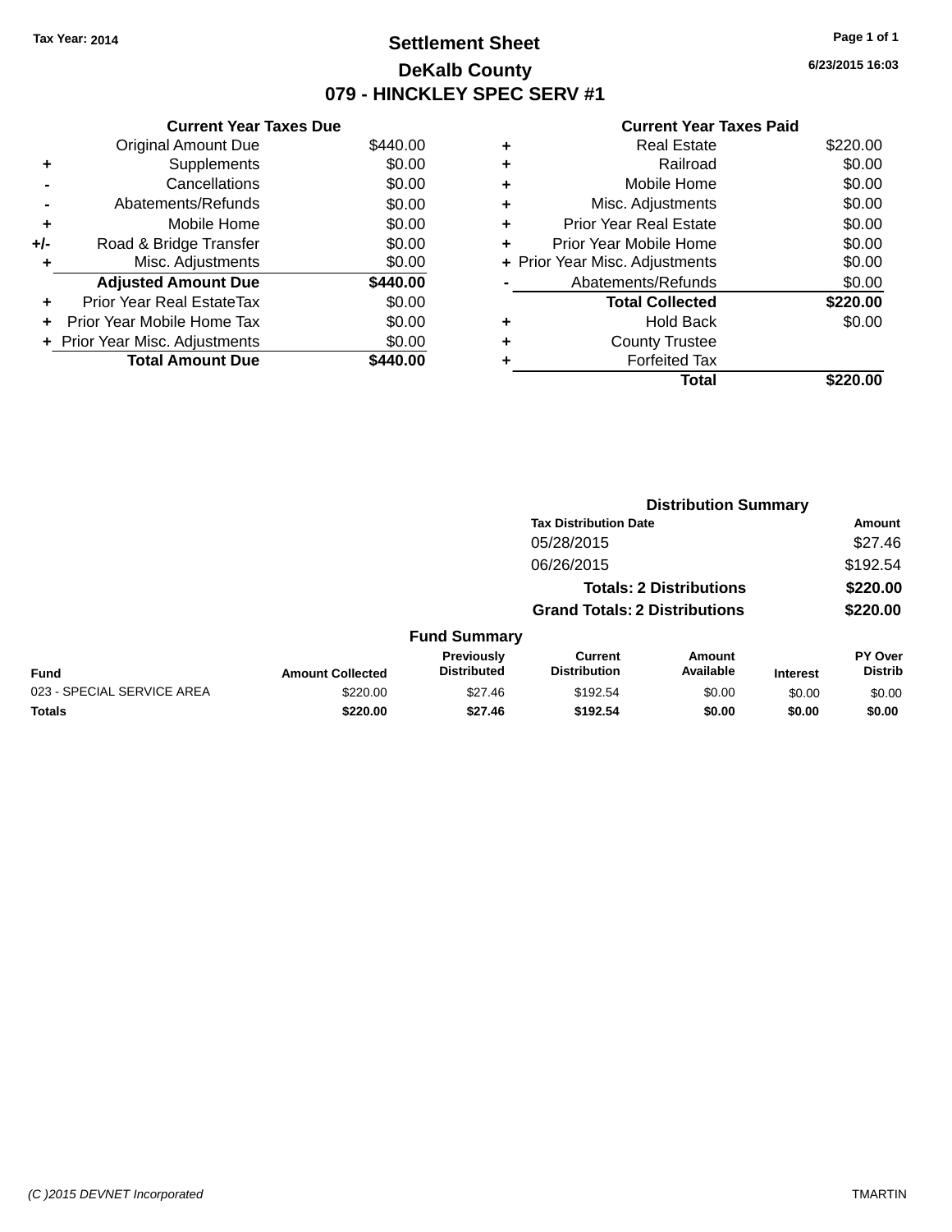Tax Year: 2014

# Settlement Sheet

## DeKalb County

## 079 - HINCKLEY SPEC SERV #1

6/23/2015 16:03

### Current Year Taxes Due

| | | |
|---|---|---|
| | Original Amount Due | $440.00 |
| + | Supplements | $0.00 |
| - | Cancellations | $0.00 |
| - | Abatements/Refunds | $0.00 |
| + | Mobile Home | $0.00 |
| +/- | Road & Bridge Transfer | $0.00 |
| + | Misc. Adjustments | $0.00 |
| | **Adjusted Amount Due** | **$440.00** |
| + | Prior Year Real EstateTax | $0.00 |
| + | Prior Year Mobile Home Tax | $0.00 |
| + | Prior Year Misc. Adjustments | $0.00 |
| | **Total Amount Due** | **$440.00** |

### Current Year Taxes Paid

| | | |
|---|---|---|
| + | Real Estate | $220.00 |
| + | Railroad | $0.00 |
| + | Mobile Home | $0.00 |
| + | Misc. Adjustments | $0.00 |
| + | Prior Year Real Estate | $0.00 |
| + | Prior Year Mobile Home | $0.00 |
| + | Prior Year Misc. Adjustments | $0.00 |
| - | Abatements/Refunds | $0.00 |
| | **Total Collected** | **$220.00** |
| + | Hold Back | $0.00 |
| + | County Trustee | |
| + | Forfeited Tax | |
| | **Total** | **$220.00** |

### Distribution Summary

| Tax Distribution Date | Amount |
|---|---|
| 05/28/2015 | $27.46 |
| 06/26/2015 | $192.54 |
| **Totals: 2 Distributions** | **$220.00** |
| **Grand Totals: 2 Distributions** | **$220.00** |

### Fund Summary

| Fund | Amount Collected | Previously Distributed | Current Distribution | Amount Available | Interest | PY Over Distrib |
|---|---|---|---|---|---|---|
| 023 - SPECIAL SERVICE AREA | $220.00 | $27.46 | $192.54 | $0.00 | $0.00 | $0.00 |
| **Totals** | **$220.00** | **$27.46** | **$192.54** | **$0.00** | **$0.00** | **$0.00** |

(C )2015 DEVNET Incorporated TMARTIN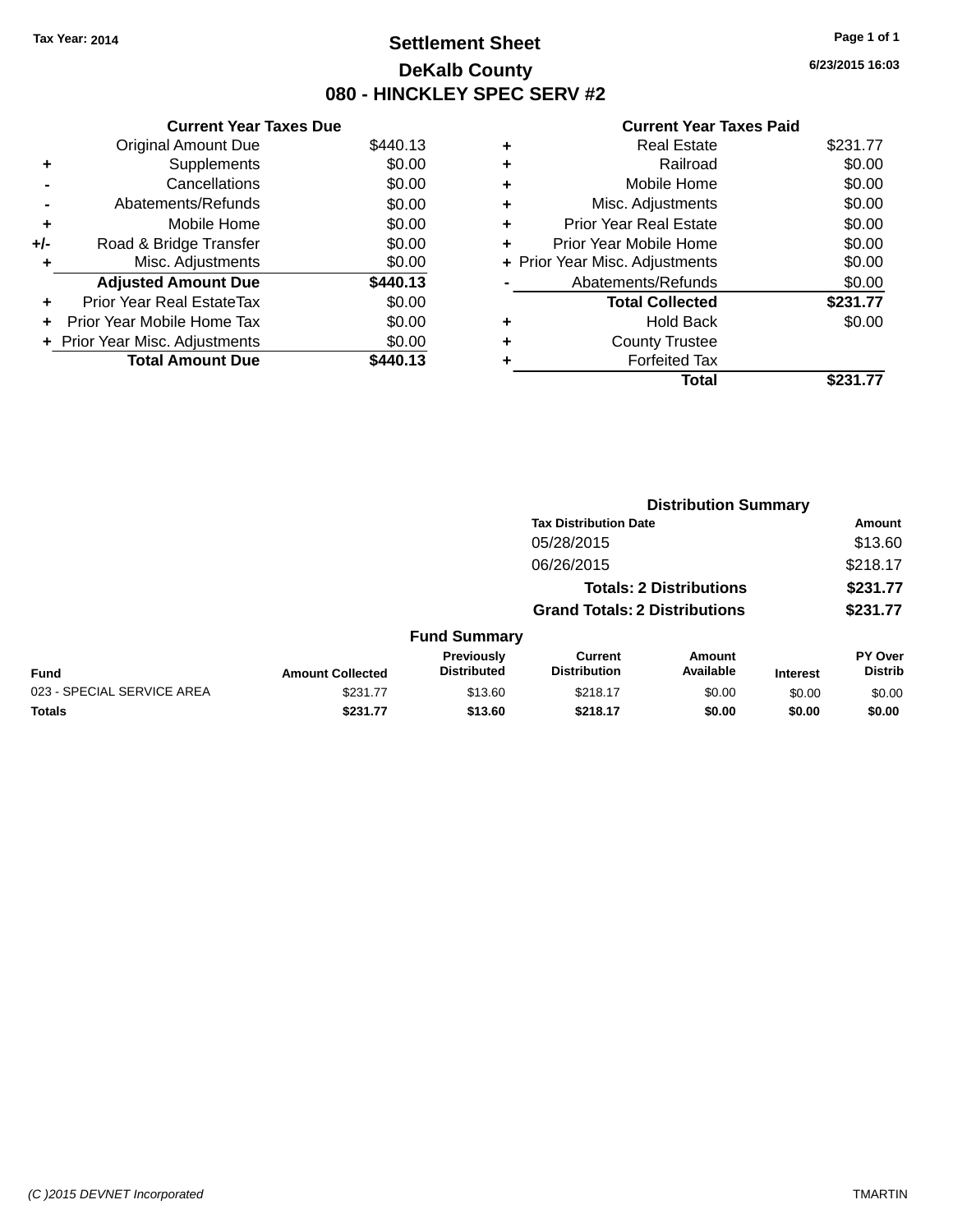Tax Year: 2014

# Settlement Sheet

## DeKalb County

## 080 - HINCKLEY SPEC SERV #2

6/23/2015 16:03

### Current Year Taxes Due

| | | |
|---|---|---|
| | Original Amount Due | $440.13 |
| + | Supplements | $0.00 |
| - | Cancellations | $0.00 |
| - | Abatements/Refunds | $0.00 |
| + | Mobile Home | $0.00 |
| +/- | Road & Bridge Transfer | $0.00 |
| + | Misc. Adjustments | $0.00 |
| | **Adjusted Amount Due** | **$440.13** |
| + | Prior Year Real EstateTax | $0.00 |
| + | Prior Year Mobile Home Tax | $0.00 |
| + | Prior Year Misc. Adjustments | $0.00 |
| | **Total Amount Due** | **$440.13** |

### Current Year Taxes Paid

| | | |
|---|---|---|
| + | Real Estate | $231.77 |
| + | Railroad | $0.00 |
| + | Mobile Home | $0.00 |
| + | Misc. Adjustments | $0.00 |
| + | Prior Year Real Estate | $0.00 |
| + | Prior Year Mobile Home | $0.00 |
| + | Prior Year Misc. Adjustments | $0.00 |
| - | Abatements/Refunds | $0.00 |
| | **Total Collected** | **$231.77** |
| + | Hold Back | $0.00 |
| + | County Trustee | |
| + | Forfeited Tax | |
| | **Total** | **$231.77** |

### Distribution Summary

| Tax Distribution Date | Amount |
|---|---|
| 05/28/2015 | $13.60 |
| 06/26/2015 | $218.17 |
| **Totals: 2 Distributions** | **$231.77** |
| **Grand Totals: 2 Distributions** | **$231.77** |

### Fund Summary

| Fund | Amount Collected | Previously Distributed | Current Distribution | Amount Available | Interest | PY Over Distrib |
|---|---|---|---|---|---|---|
| 023 - SPECIAL SERVICE AREA | $231.77 | $13.60 | $218.17 | $0.00 | $0.00 | $0.00 |
| **Totals** | **$231.77** | **$13.60** | **$218.17** | **$0.00** | **$0.00** | **$0.00** |

(C )2015 DEVNET Incorporated TMARTIN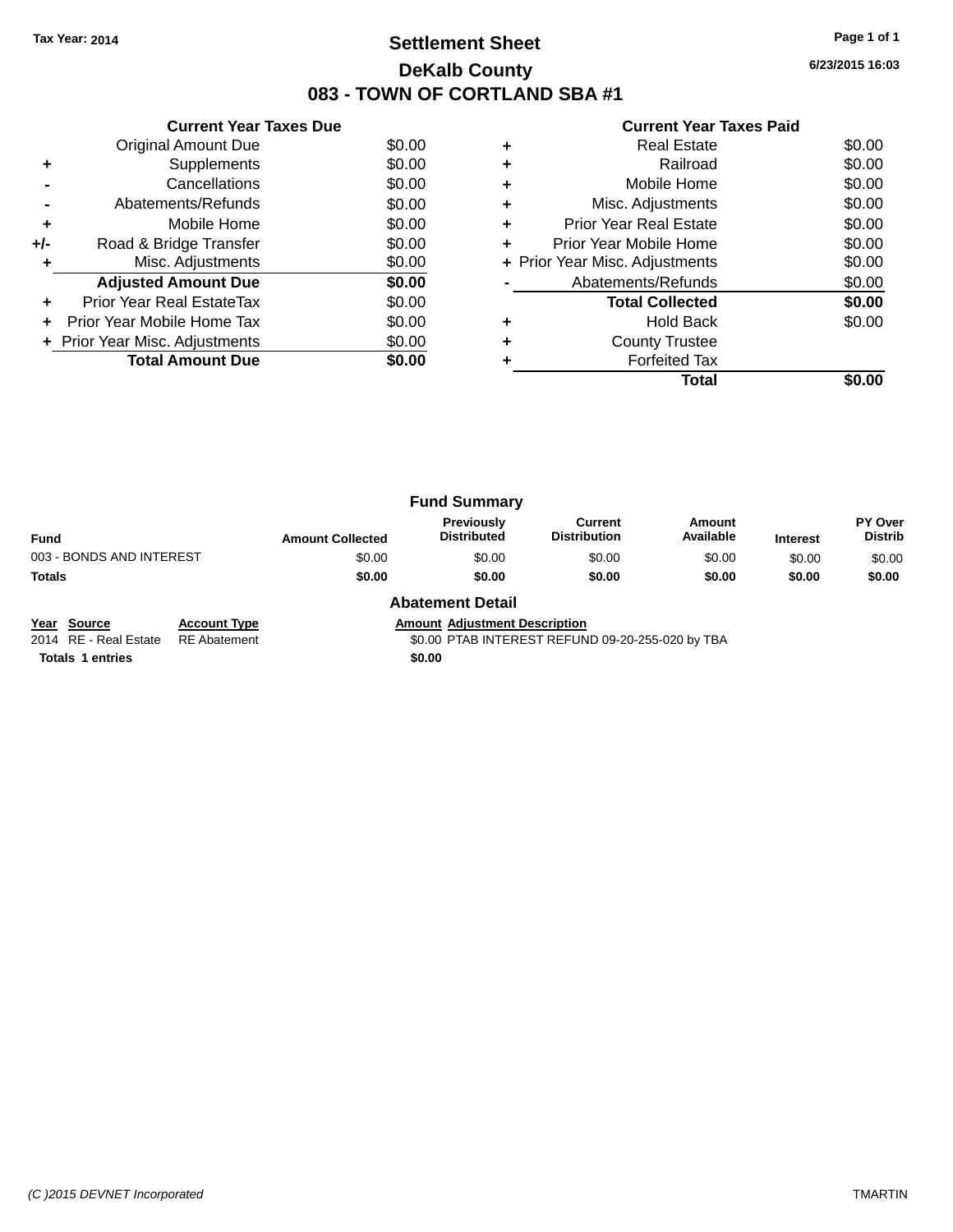Tax Year: 2014

# Settlement Sheet

## DeKalb County

## 083 - TOWN OF CORTLAND SBA #1

6/23/2015 16:03

### Current Year Taxes Due

| | | |
|---|---|---|
| | Original Amount Due | $0.00 |
| + | Supplements | $0.00 |
| - | Cancellations | $0.00 |
| - | Abatements/Refunds | $0.00 |
| + | Mobile Home | $0.00 |
| +/- | Road & Bridge Transfer | $0.00 |
| + | Misc. Adjustments | $0.00 |
| | **Adjusted Amount Due** | **$0.00** |
| + | Prior Year Real EstateTax | $0.00 |
| + | Prior Year Mobile Home Tax | $0.00 |
| + | Prior Year Misc. Adjustments | $0.00 |
| | **Total Amount Due** | **$0.00** |

### Current Year Taxes Paid

| | | |
|---|---|---|
| + | Real Estate | $0.00 |
| + | Railroad | $0.00 |
| + | Mobile Home | $0.00 |
| + | Misc. Adjustments | $0.00 |
| + | Prior Year Real Estate | $0.00 |
| + | Prior Year Mobile Home | $0.00 |
| + | Prior Year Misc. Adjustments | $0.00 |
| - | Abatements/Refunds | $0.00 |
| | **Total Collected** | **$0.00** |
| + | Hold Back | $0.00 |
| + | County Trustee | |
| + | Forfeited Tax | |
| | **Total** | **$0.00** |

### Fund Summary

| Fund | Amount Collected | Previously Distributed | Current Distribution | Amount Available | Interest | PY Over Distrib |
|---|---|---|---|---|---|---|
| 003 - BONDS AND INTEREST | $0.00 | $0.00 | $0.00 | $0.00 | $0.00 | $0.00 |
| **Totals** | **$0.00** | **$0.00** | **$0.00** | **$0.00** | **$0.00** | **$0.00** |

### Abatement Detail

| Year | Source | Account Type | Amount | Adjustment Description |
|---|---|---|---|---|
| 2014 | RE - Real Estate | RE Abatement | $0.00 | PTAB INTEREST REFUND 09-20-255-020 by TBA |
| **Totals** | **1 entries** | | **$0.00** | |

(C )2015 DEVNET Incorporated TMARTIN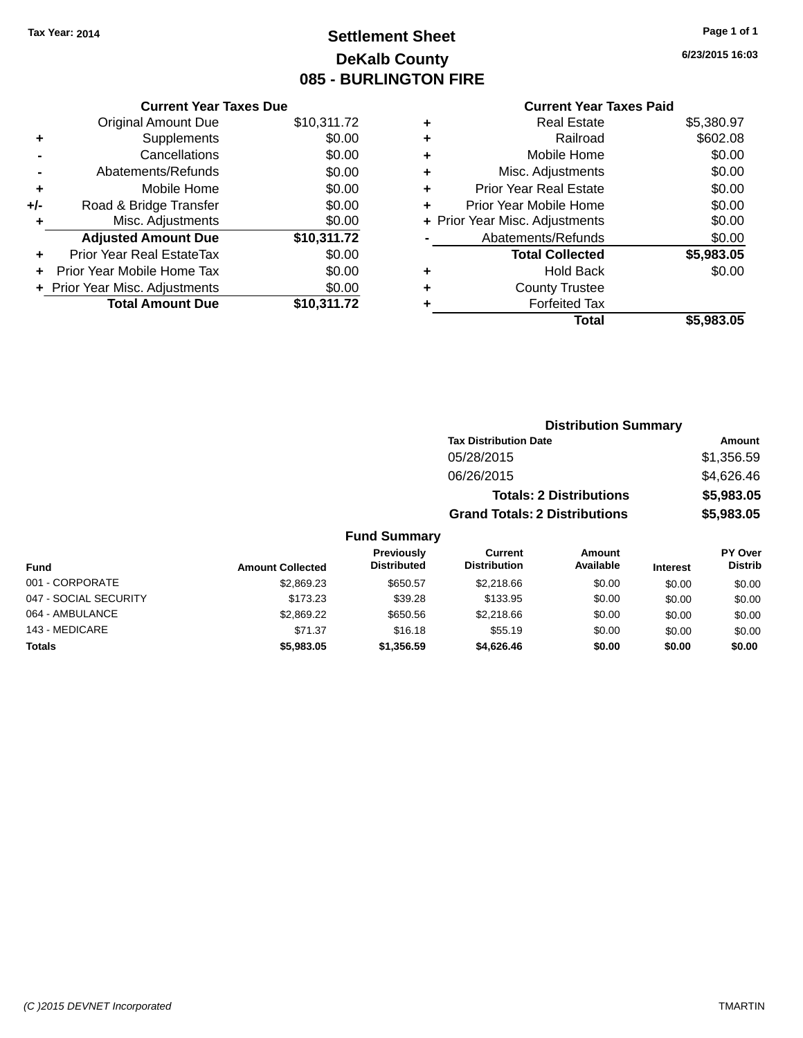Tax Year: 2014

# Settlement Sheet
## DeKalb County
## 085 - BURLINGTON FIRE

6/23/2015 16:03

### Current Year Taxes Due

| | | |
|---|---|---|
| | Original Amount Due | $10,311.72 |
| + | Supplements | $0.00 |
| - | Cancellations | $0.00 |
| - | Abatements/Refunds | $0.00 |
| + | Mobile Home | $0.00 |
| +/- | Road & Bridge Transfer | $0.00 |
| + | Misc. Adjustments | $0.00 |
| | **Adjusted Amount Due** | **$10,311.72** |
| + | Prior Year Real EstateTax | $0.00 |
| + | Prior Year Mobile Home Tax | $0.00 |
| + | Prior Year Misc. Adjustments | $0.00 |
| | **Total Amount Due** | **$10,311.72** |

### Current Year Taxes Paid

| | | |
|---|---|---|
| + | Real Estate | $5,380.97 |
| + | Railroad | $602.08 |
| + | Mobile Home | $0.00 |
| + | Misc. Adjustments | $0.00 |
| + | Prior Year Real Estate | $0.00 |
| + | Prior Year Mobile Home | $0.00 |
| + | Prior Year Misc. Adjustments | $0.00 |
| - | Abatements/Refunds | $0.00 |
| | **Total Collected** | **$5,983.05** |
| + | Hold Back | $0.00 |
| + | County Trustee | |
| + | Forfeited Tax | |
| | **Total** | **$5,983.05** |

### Distribution Summary

| Tax Distribution Date | Amount |
|---|---|
| 05/28/2015 | $1,356.59 |
| 06/26/2015 | $4,626.46 |
| **Totals: 2 Distributions** | **$5,983.05** |
| **Grand Totals: 2 Distributions** | **$5,983.05** |

### Fund Summary

| Fund | Amount Collected | Previously Distributed | Current Distribution | Amount Available | Interest | PY Over Distrib |
|---|---|---|---|---|---|---|
| 001 - CORPORATE | $2,869.23 | $650.57 | $2,218.66 | $0.00 | $0.00 | $0.00 |
| 047 - SOCIAL SECURITY | $173.23 | $39.28 | $133.95 | $0.00 | $0.00 | $0.00 |
| 064 - AMBULANCE | $2,869.22 | $650.56 | $2,218.66 | $0.00 | $0.00 | $0.00 |
| 143 - MEDICARE | $71.37 | $16.18 | $55.19 | $0.00 | $0.00 | $0.00 |
| **Totals** | **$5,983.05** | **$1,356.59** | **$4,626.46** | **$0.00** | **$0.00** | **$0.00** |

(C )2015 DEVNET Incorporated — TMARTIN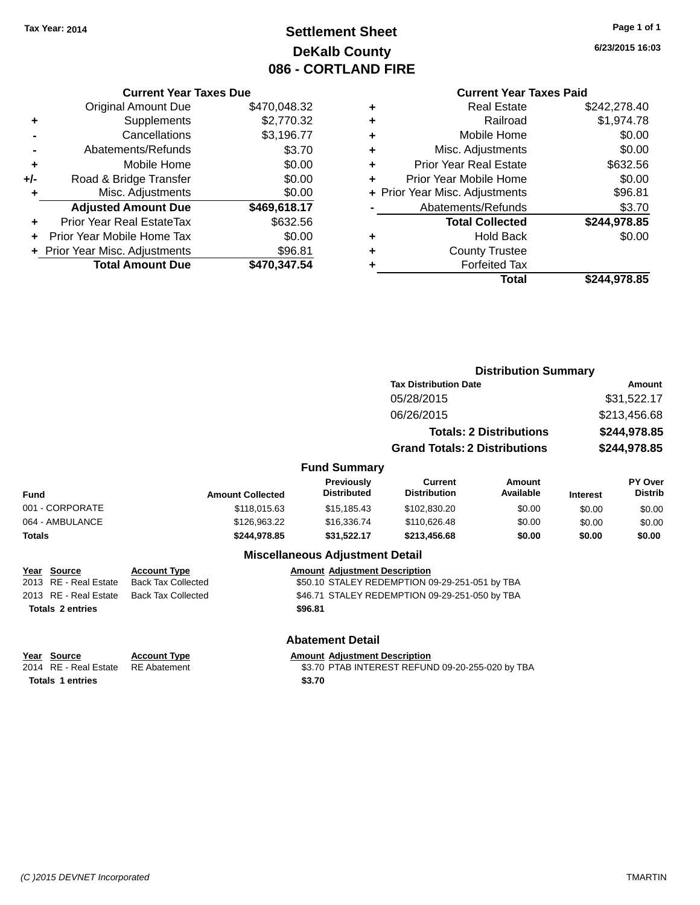Tax Year: 2014

# Settlement Sheet
## DeKalb County
## 086 - CORTLAND FIRE

6/23/2015 16:03

### Current Year Taxes Due

| | | |
|---|---|---|
| | Original Amount Due | $470,048.32 |
| + | Supplements | $2,770.32 |
| - | Cancellations | $3,196.77 |
| - | Abatements/Refunds | $3.70 |
| + | Mobile Home | $0.00 |
| +/- | Road & Bridge Transfer | $0.00 |
| + | Misc. Adjustments | $0.00 |
| | **Adjusted Amount Due** | **$469,618.17** |
| + | Prior Year Real EstateTax | $632.56 |
| + | Prior Year Mobile Home Tax | $0.00 |
| + | Prior Year Misc. Adjustments | $96.81 |
| | **Total Amount Due** | **$470,347.54** |

### Current Year Taxes Paid

| | | |
|---|---|---|
| + | Real Estate | $242,278.40 |
| + | Railroad | $1,974.78 |
| + | Mobile Home | $0.00 |
| + | Misc. Adjustments | $0.00 |
| + | Prior Year Real Estate | $632.56 |
| + | Prior Year Mobile Home | $0.00 |
| + | Prior Year Misc. Adjustments | $96.81 |
| - | Abatements/Refunds | $3.70 |
| | **Total Collected** | **$244,978.85** |
| + | Hold Back | $0.00 |
| + | County Trustee | |
| + | Forfeited Tax | |
| | **Total** | **$244,978.85** |

### Distribution Summary

| Tax Distribution Date | Amount |
|---|---|
| 05/28/2015 | $31,522.17 |
| 06/26/2015 | $213,456.68 |
| **Totals: 2 Distributions** | **$244,978.85** |
| **Grand Totals: 2 Distributions** | **$244,978.85** |

### Fund Summary

| Fund | Amount Collected | Previously Distributed | Current Distribution | Amount Available | Interest | PY Over Distrib |
|---|---|---|---|---|---|---|
| 001 - CORPORATE | $118,015.63 | $15,185.43 | $102,830.20 | $0.00 | $0.00 | $0.00 |
| 064 - AMBULANCE | $126,963.22 | $16,336.74 | $110,626.48 | $0.00 | $0.00 | $0.00 |
| **Totals** | **$244,978.85** | **$31,522.17** | **$213,456.68** | **$0.00** | **$0.00** | **$0.00** |

### Miscellaneous Adjustment Detail

| Year | Source | Account Type | Amount | Adjustment Description |
|---|---|---|---|---|
| 2013 | RE - Real Estate | Back Tax Collected | $50.10 | STALEY REDEMPTION 09-29-251-051 by TBA |
| 2013 | RE - Real Estate | Back Tax Collected | $46.71 | STALEY REDEMPTION 09-29-251-050 by TBA |
| **Totals 2 entries** | | | **$96.81** | |

### Abatement Detail

| Year | Source | Account Type | Amount | Adjustment Description |
|---|---|---|---|---|
| 2014 | RE - Real Estate | RE Abatement | $3.70 | PTAB INTEREST REFUND 09-20-255-020 by TBA |
| **Totals 1 entries** | | | **$3.70** | |

(C )2015 DEVNET Incorporated TMARTIN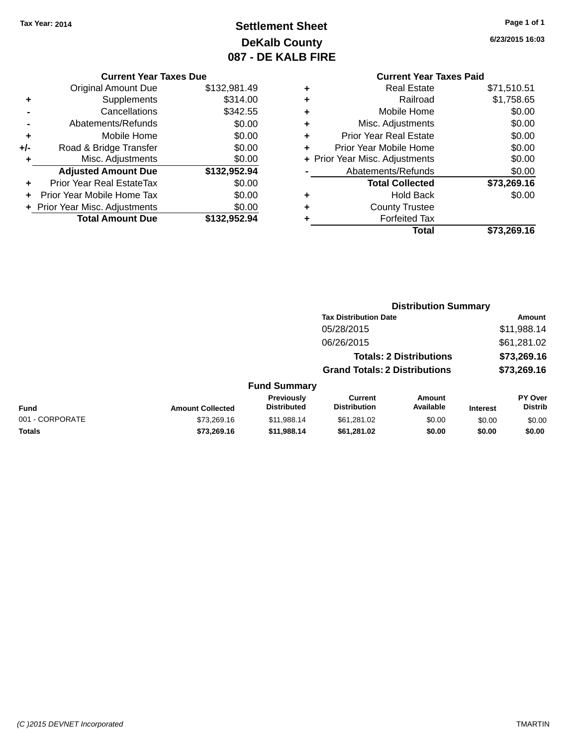Tax Year: 2014

# Settlement Sheet
## DeKalb County
## 087 - DE KALB FIRE

6/23/2015 16:03

### Current Year Taxes Due

| | | |
|---|---|---|
| | Original Amount Due | $132,981.49 |
| + | Supplements | $314.00 |
| - | Cancellations | $342.55 |
| - | Abatements/Refunds | $0.00 |
| + | Mobile Home | $0.00 |
| +/- | Road & Bridge Transfer | $0.00 |
| + | Misc. Adjustments | $0.00 |
| | **Adjusted Amount Due** | **$132,952.94** |
| + | Prior Year Real EstateTax | $0.00 |
| + | Prior Year Mobile Home Tax | $0.00 |
| + | Prior Year Misc. Adjustments | $0.00 |
| | **Total Amount Due** | **$132,952.94** |

### Current Year Taxes Paid

| | | |
|---|---|---|
| + | Real Estate | $71,510.51 |
| + | Railroad | $1,758.65 |
| + | Mobile Home | $0.00 |
| + | Misc. Adjustments | $0.00 |
| + | Prior Year Real Estate | $0.00 |
| + | Prior Year Mobile Home | $0.00 |
| + | Prior Year Misc. Adjustments | $0.00 |
| - | Abatements/Refunds | $0.00 |
| | **Total Collected** | **$73,269.16** |
| + | Hold Back | $0.00 |
| + | County Trustee | |
| + | Forfeited Tax | |
| | **Total** | **$73,269.16** |

### Distribution Summary

| Tax Distribution Date | Amount |
|---|---|
| 05/28/2015 | $11,988.14 |
| 06/26/2015 | $61,281.02 |
| **Totals: 2 Distributions** | **$73,269.16** |
| **Grand Totals: 2 Distributions** | **$73,269.16** |

### Fund Summary

| Fund | Amount Collected | Previously Distributed | Current Distribution | Amount Available | Interest | PY Over Distrib |
|---|---|---|---|---|---|---|
| 001 - CORPORATE | $73,269.16 | $11,988.14 | $61,281.02 | $0.00 | $0.00 | $0.00 |
| **Totals** | **$73,269.16** | **$11,988.14** | **$61,281.02** | **$0.00** | **$0.00** | **$0.00** |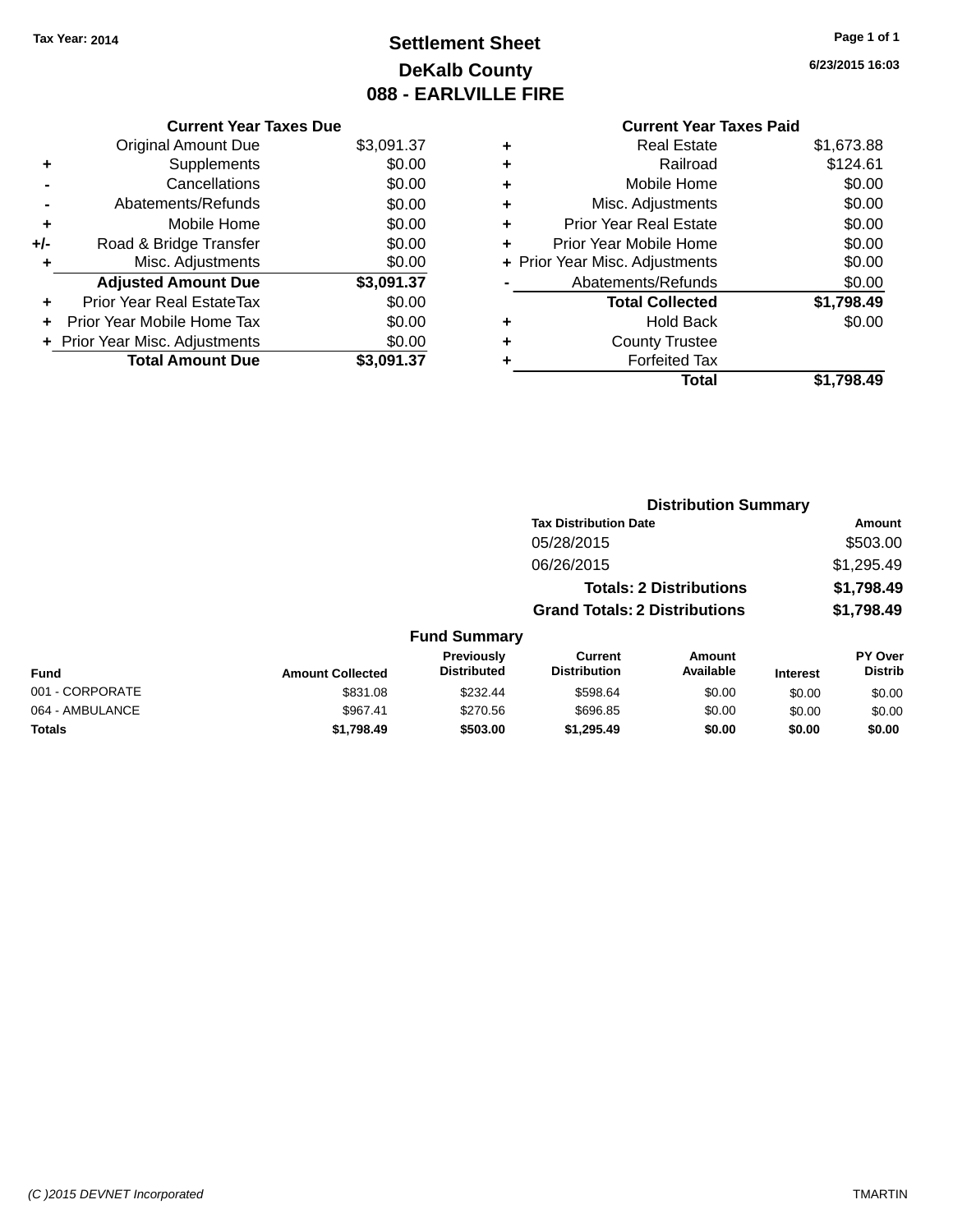Tax Year: 2014

# Settlement Sheet
## DeKalb County
## 088 - EARLVILLE FIRE

6/23/2015 16:03

### Current Year Taxes Due

| | | |
|---|---|---|
| | Original Amount Due | $3,091.37 |
| + | Supplements | $0.00 |
| - | Cancellations | $0.00 |
| - | Abatements/Refunds | $0.00 |
| + | Mobile Home | $0.00 |
| +/- | Road & Bridge Transfer | $0.00 |
| + | Misc. Adjustments | $0.00 |
| | **Adjusted Amount Due** | **$3,091.37** |
| + | Prior Year Real EstateTax | $0.00 |
| + | Prior Year Mobile Home Tax | $0.00 |
| + | Prior Year Misc. Adjustments | $0.00 |
| | **Total Amount Due** | **$3,091.37** |

### Current Year Taxes Paid

| | | |
|---|---|---|
| + | Real Estate | $1,673.88 |
| + | Railroad | $124.61 |
| + | Mobile Home | $0.00 |
| + | Misc. Adjustments | $0.00 |
| + | Prior Year Real Estate | $0.00 |
| + | Prior Year Mobile Home | $0.00 |
| + | Prior Year Misc. Adjustments | $0.00 |
| - | Abatements/Refunds | $0.00 |
| | **Total Collected** | **$1,798.49** |
| + | Hold Back | $0.00 |
| + | County Trustee | |
| + | Forfeited Tax | |
| | **Total** | **$1,798.49** |

### Distribution Summary

| Tax Distribution Date | Amount |
|---|---|
| 05/28/2015 | $503.00 |
| 06/26/2015 | $1,295.49 |
| **Totals: 2 Distributions** | **$1,798.49** |
| **Grand Totals: 2 Distributions** | **$1,798.49** |

### Fund Summary

| Fund | Amount Collected | Previously Distributed | Current Distribution | Amount Available | Interest | PY Over Distrib |
|---|---|---|---|---|---|---|
| 001 - CORPORATE | $831.08 | $232.44 | $598.64 | $0.00 | $0.00 | $0.00 |
| 064 - AMBULANCE | $967.41 | $270.56 | $696.85 | $0.00 | $0.00 | $0.00 |
| **Totals** | **$1,798.49** | **$503.00** | **$1,295.49** | **$0.00** | **$0.00** | **$0.00** |

(C )2015 DEVNET Incorporated — TMARTIN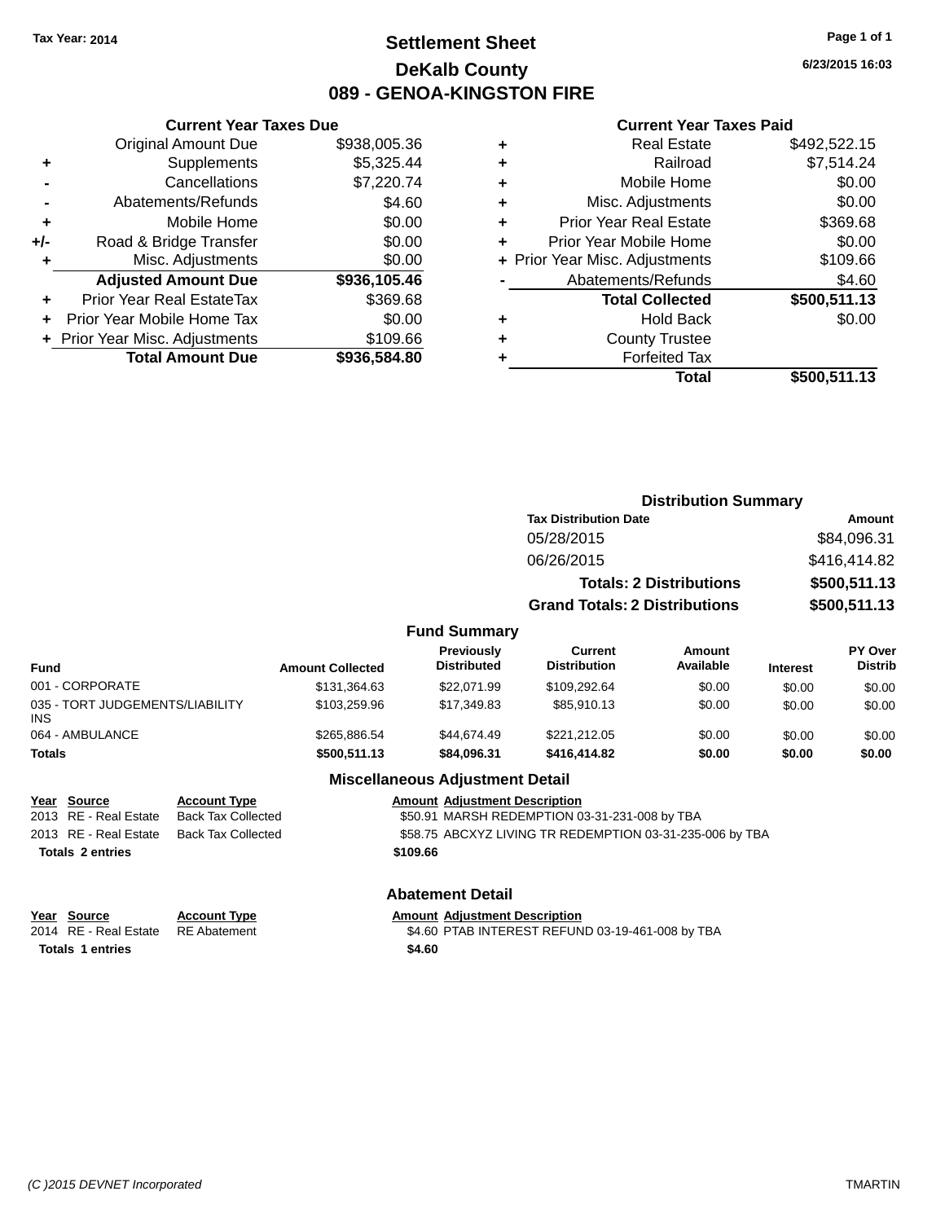Tax Year: 2014

# Settlement Sheet
## DeKalb County
## 089 - GENOA-KINGSTON FIRE

6/23/2015 16:03

### Current Year Taxes Due

| | | |
|---|---|---|
| | Original Amount Due | $938,005.36 |
| + | Supplements | $5,325.44 |
| - | Cancellations | $7,220.74 |
| - | Abatements/Refunds | $4.60 |
| + | Mobile Home | $0.00 |
| +/- | Road & Bridge Transfer | $0.00 |
| + | Misc. Adjustments | $0.00 |
| | **Adjusted Amount Due** | **$936,105.46** |
| + | Prior Year Real EstateTax | $369.68 |
| + | Prior Year Mobile Home Tax | $0.00 |
| + | Prior Year Misc. Adjustments | $109.66 |
| | **Total Amount Due** | **$936,584.80** |

### Current Year Taxes Paid

| | | |
|---|---|---|
| + | Real Estate | $492,522.15 |
| + | Railroad | $7,514.24 |
| + | Mobile Home | $0.00 |
| + | Misc. Adjustments | $0.00 |
| + | Prior Year Real Estate | $369.68 |
| + | Prior Year Mobile Home | $0.00 |
| + | Prior Year Misc. Adjustments | $109.66 |
| - | Abatements/Refunds | $4.60 |
| | **Total Collected** | **$500,511.13** |
| + | Hold Back | $0.00 |
| + | County Trustee | |
| + | Forfeited Tax | |
| | **Total** | **$500,511.13** |

### Distribution Summary

| Tax Distribution Date | Amount |
|---|---|
| 05/28/2015 | $84,096.31 |
| 06/26/2015 | $416,414.82 |
| **Totals: 2 Distributions** | **$500,511.13** |
| **Grand Totals: 2 Distributions** | **$500,511.13** |

### Fund Summary

| Fund | Amount Collected | Previously Distributed | Current Distribution | Amount Available | Interest | PY Over Distrib |
|---|---|---|---|---|---|---|
| 001 - CORPORATE | $131,364.63 | $22,071.99 | $109,292.64 | $0.00 | $0.00 | $0.00 |
| 035 - TORT JUDGEMENTS/LIABILITY INS | $103,259.96 | $17,349.83 | $85,910.13 | $0.00 | $0.00 | $0.00 |
| 064 - AMBULANCE | $265,886.54 | $44,674.49 | $221,212.05 | $0.00 | $0.00 | $0.00 |
| **Totals** | **$500,511.13** | **$84,096.31** | **$416,414.82** | **$0.00** | **$0.00** | **$0.00** |

### Miscellaneous Adjustment Detail

| Year | Source | Account Type | Amount | Adjustment Description |
|---|---|---|---|---|
| 2013 | RE - Real Estate | Back Tax Collected | $50.91 | MARSH REDEMPTION 03-31-231-008 by TBA |
| 2013 | RE - Real Estate | Back Tax Collected | $58.75 | ABCXYZ LIVING TR REDEMPTION 03-31-235-006 by TBA |
| **Totals 2 entries** | | | **$109.66** | |

### Abatement Detail

| Year | Source | Account Type | Amount | Adjustment Description |
|---|---|---|---|---|
| 2014 | RE - Real Estate | RE Abatement | $4.60 | PTAB INTEREST REFUND 03-19-461-008 by TBA |
| **Totals 1 entries** | | | **$4.60** | |

(C )2015 DEVNET Incorporated TMARTIN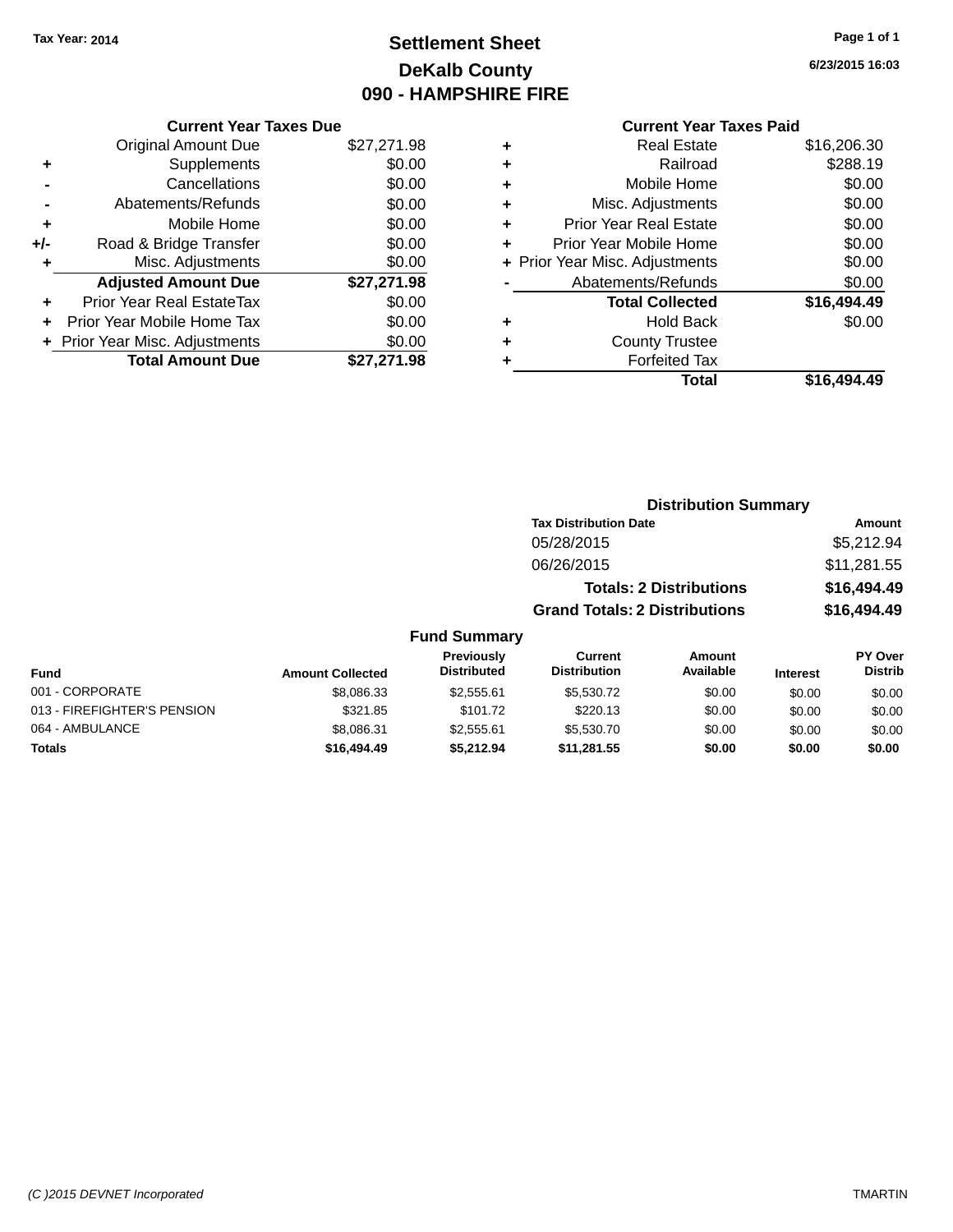Tax Year: 2014

# Settlement Sheet
## DeKalb County
## 090 - HAMPSHIRE FIRE

6/23/2015 16:03

### Current Year Taxes Due

| | | |
|---|---|---|
| | Original Amount Due | $27,271.98 |
| + | Supplements | $0.00 |
| - | Cancellations | $0.00 |
| - | Abatements/Refunds | $0.00 |
| + | Mobile Home | $0.00 |
| +/- | Road & Bridge Transfer | $0.00 |
| + | Misc. Adjustments | $0.00 |
| | **Adjusted Amount Due** | **$27,271.98** |
| + | Prior Year Real EstateTax | $0.00 |
| + | Prior Year Mobile Home Tax | $0.00 |
| + | Prior Year Misc. Adjustments | $0.00 |
| | **Total Amount Due** | **$27,271.98** |

### Current Year Taxes Paid

| | | |
|---|---|---|
| + | Real Estate | $16,206.30 |
| + | Railroad | $288.19 |
| + | Mobile Home | $0.00 |
| + | Misc. Adjustments | $0.00 |
| + | Prior Year Real Estate | $0.00 |
| + | Prior Year Mobile Home | $0.00 |
| + | Prior Year Misc. Adjustments | $0.00 |
| - | Abatements/Refunds | $0.00 |
| | **Total Collected** | **$16,494.49** |
| + | Hold Back | $0.00 |
| + | County Trustee | |
| + | Forfeited Tax | |
| | **Total** | **$16,494.49** |

### Distribution Summary

| Tax Distribution Date | Amount |
|---|---|
| 05/28/2015 | $5,212.94 |
| 06/26/2015 | $11,281.55 |
| **Totals: 2 Distributions** | **$16,494.49** |
| **Grand Totals: 2 Distributions** | **$16,494.49** |

### Fund Summary

| Fund | Amount Collected | Previously Distributed | Current Distribution | Amount Available | Interest | PY Over Distrib |
|---|---|---|---|---|---|---|
| 001 - CORPORATE | $8,086.33 | $2,555.61 | $5,530.72 | $0.00 | $0.00 | $0.00 |
| 013 - FIREFIGHTER'S PENSION | $321.85 | $101.72 | $220.13 | $0.00 | $0.00 | $0.00 |
| 064 - AMBULANCE | $8,086.31 | $2,555.61 | $5,530.70 | $0.00 | $0.00 | $0.00 |
| **Totals** | **$16,494.49** | **$5,212.94** | **$11,281.55** | **$0.00** | **$0.00** | **$0.00** |

(C )2015 DEVNET Incorporated TMARTIN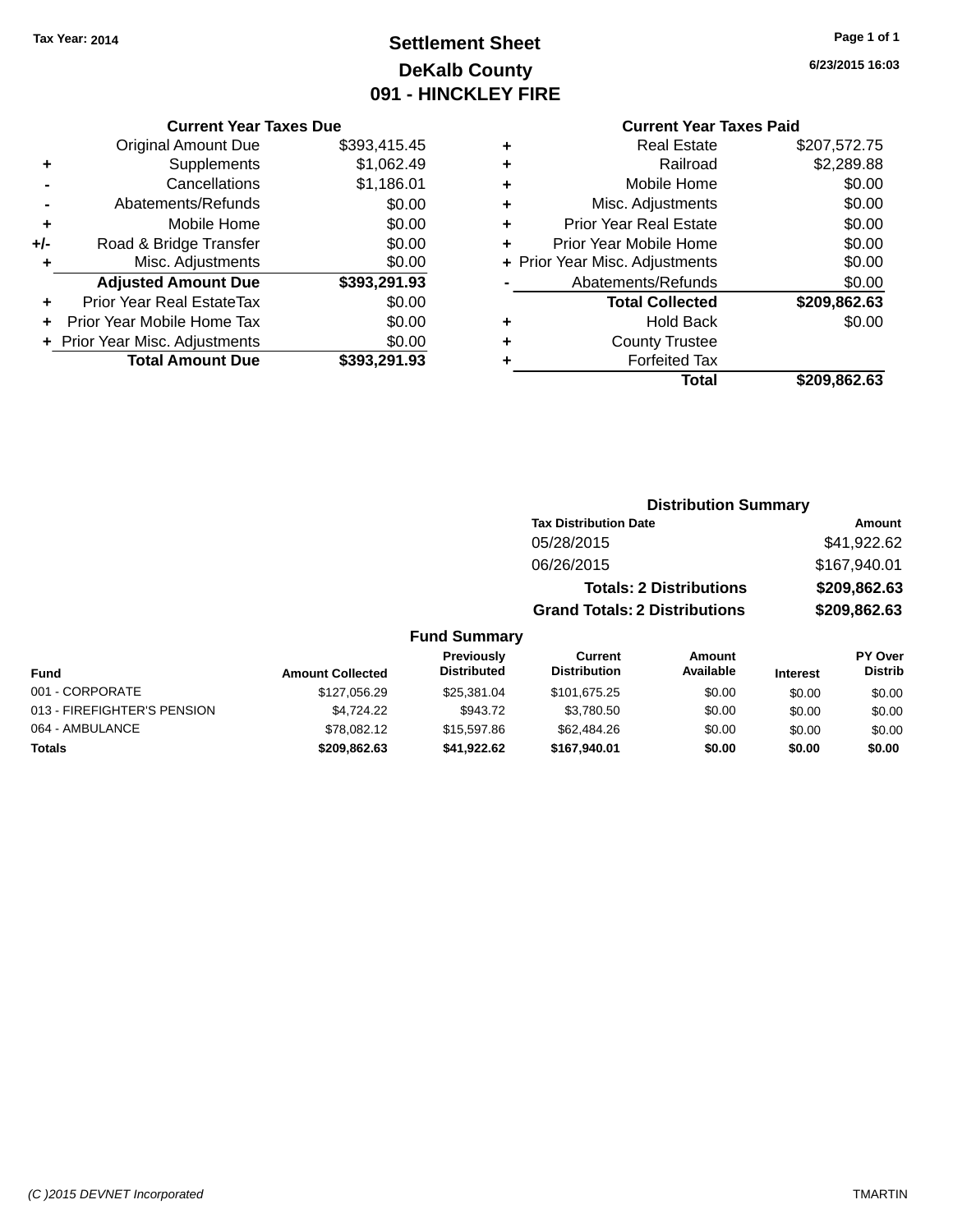Tax Year: 2014

# Settlement Sheet
## DeKalb County
## 091 - HINCKLEY FIRE

6/23/2015 16:03

### Current Year Taxes Due

| | | |
|---|---|---|
| | Original Amount Due | $393,415.45 |
| + | Supplements | $1,062.49 |
| - | Cancellations | $1,186.01 |
| - | Abatements/Refunds | $0.00 |
| + | Mobile Home | $0.00 |
| +/- | Road & Bridge Transfer | $0.00 |
| + | Misc. Adjustments | $0.00 |
| | **Adjusted Amount Due** | **$393,291.93** |
| + | Prior Year Real EstateTax | $0.00 |
| + | Prior Year Mobile Home Tax | $0.00 |
| + | Prior Year Misc. Adjustments | $0.00 |
| | **Total Amount Due** | **$393,291.93** |

### Current Year Taxes Paid

| | | |
|---|---|---|
| + | Real Estate | $207,572.75 |
| + | Railroad | $2,289.88 |
| + | Mobile Home | $0.00 |
| + | Misc. Adjustments | $0.00 |
| + | Prior Year Real Estate | $0.00 |
| + | Prior Year Mobile Home | $0.00 |
| + | Prior Year Misc. Adjustments | $0.00 |
| - | Abatements/Refunds | $0.00 |
| | **Total Collected** | **$209,862.63** |
| + | Hold Back | $0.00 |
| + | County Trustee | |
| + | Forfeited Tax | |
| | **Total** | **$209,862.63** |

### Distribution Summary

| Tax Distribution Date | Amount |
|---|---|
| 05/28/2015 | $41,922.62 |
| 06/26/2015 | $167,940.01 |
| **Totals: 2 Distributions** | **$209,862.63** |
| **Grand Totals: 2 Distributions** | **$209,862.63** |

### Fund Summary

| Fund | Amount Collected | Previously Distributed | Current Distribution | Amount Available | Interest | PY Over Distrib |
|---|---|---|---|---|---|---|
| 001 - CORPORATE | $127,056.29 | $25,381.04 | $101,675.25 | $0.00 | $0.00 | $0.00 |
| 013 - FIREFIGHTER'S PENSION | $4,724.22 | $943.72 | $3,780.50 | $0.00 | $0.00 | $0.00 |
| 064 - AMBULANCE | $78,082.12 | $15,597.86 | $62,484.26 | $0.00 | $0.00 | $0.00 |
| **Totals** | **$209,862.63** | **$41,922.62** | **$167,940.01** | **$0.00** | **$0.00** | **$0.00** |

(C )2015 DEVNET Incorporated TMARTIN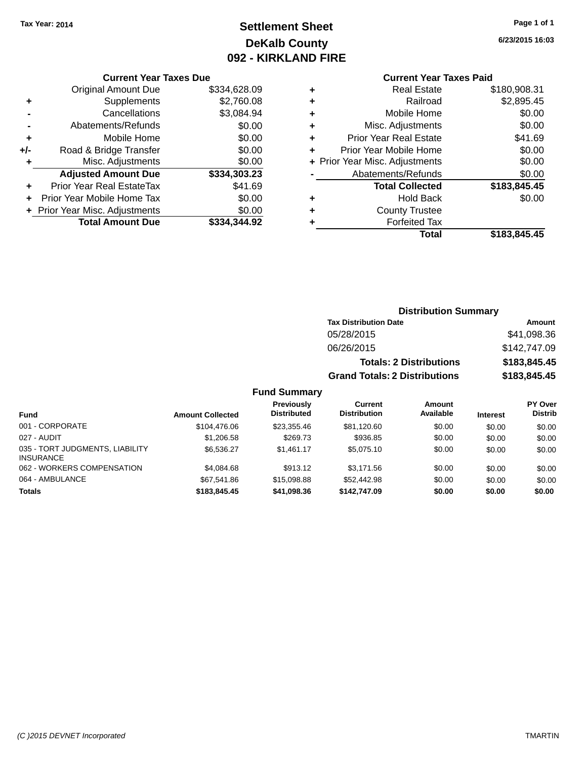Tax Year: 2014

# Settlement Sheet
## DeKalb County
## 092 - KIRKLAND FIRE

6/23/2015 16:03

### Current Year Taxes Due

| | | |
|---|---|---|
| | Original Amount Due | $334,628.09 |
| + | Supplements | $2,760.08 |
| - | Cancellations | $3,084.94 |
| - | Abatements/Refunds | $0.00 |
| + | Mobile Home | $0.00 |
| +/- | Road & Bridge Transfer | $0.00 |
| + | Misc. Adjustments | $0.00 |
| | **Adjusted Amount Due** | **$334,303.23** |
| + | Prior Year Real EstateTax | $41.69 |
| + | Prior Year Mobile Home Tax | $0.00 |
| + | Prior Year Misc. Adjustments | $0.00 |
| | **Total Amount Due** | **$334,344.92** |

### Current Year Taxes Paid

| | | |
|---|---|---|
| + | Real Estate | $180,908.31 |
| + | Railroad | $2,895.45 |
| + | Mobile Home | $0.00 |
| + | Misc. Adjustments | $0.00 |
| + | Prior Year Real Estate | $41.69 |
| + | Prior Year Mobile Home | $0.00 |
| + | Prior Year Misc. Adjustments | $0.00 |
| - | Abatements/Refunds | $0.00 |
| | **Total Collected** | **$183,845.45** |
| + | Hold Back | $0.00 |
| + | County Trustee | |
| + | Forfeited Tax | |
| | **Total** | **$183,845.45** |

### Distribution Summary

| Tax Distribution Date | Amount |
|---|---|
| 05/28/2015 | $41,098.36 |
| 06/26/2015 | $142,747.09 |
| **Totals: 2 Distributions** | **$183,845.45** |
| **Grand Totals: 2 Distributions** | **$183,845.45** |

### Fund Summary

| Fund | Amount Collected | Previously Distributed | Current Distribution | Amount Available | Interest | PY Over Distrib |
|---|---|---|---|---|---|---|
| 001 - CORPORATE | $104,476.06 | $23,355.46 | $81,120.60 | $0.00 | $0.00 | $0.00 |
| 027 - AUDIT | $1,206.58 | $269.73 | $936.85 | $0.00 | $0.00 | $0.00 |
| 035 - TORT JUDGMENTS, LIABILITY INSURANCE | $6,536.27 | $1,461.17 | $5,075.10 | $0.00 | $0.00 | $0.00 |
| 062 - WORKERS COMPENSATION | $4,084.68 | $913.12 | $3,171.56 | $0.00 | $0.00 | $0.00 |
| 064 - AMBULANCE | $67,541.86 | $15,098.88 | $52,442.98 | $0.00 | $0.00 | $0.00 |
| **Totals** | **$183,845.45** | **$41,098.36** | **$142,747.09** | **$0.00** | **$0.00** | **$0.00** |

(C )2015 DEVNET Incorporated TMARTIN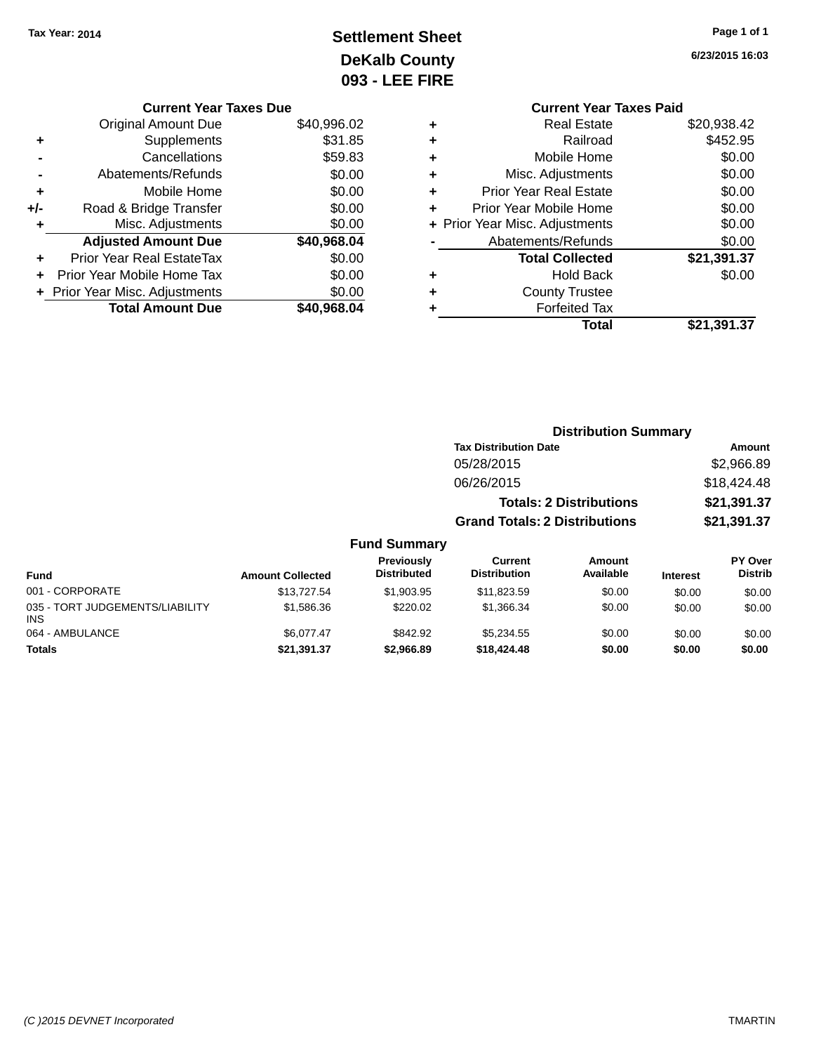Tax Year: 2014

# Settlement Sheet
## DeKalb County
## 093 - LEE FIRE

6/23/2015 16:03

### Current Year Taxes Due

| | | |
|---|---|---|
| | Original Amount Due | $40,996.02 |
| + | Supplements | $31.85 |
| - | Cancellations | $59.83 |
| - | Abatements/Refunds | $0.00 |
| + | Mobile Home | $0.00 |
| +/- | Road & Bridge Transfer | $0.00 |
| + | Misc. Adjustments | $0.00 |
| | **Adjusted Amount Due** | **$40,968.04** |
| + | Prior Year Real EstateTax | $0.00 |
| + | Prior Year Mobile Home Tax | $0.00 |
| + | Prior Year Misc. Adjustments | $0.00 |
| | **Total Amount Due** | **$40,968.04** |

### Current Year Taxes Paid

| | | |
|---|---|---|
| + | Real Estate | $20,938.42 |
| + | Railroad | $452.95 |
| + | Mobile Home | $0.00 |
| + | Misc. Adjustments | $0.00 |
| + | Prior Year Real Estate | $0.00 |
| + | Prior Year Mobile Home | $0.00 |
| + | Prior Year Misc. Adjustments | $0.00 |
| - | Abatements/Refunds | $0.00 |
| | **Total Collected** | **$21,391.37** |
| + | Hold Back | $0.00 |
| + | County Trustee | |
| + | Forfeited Tax | |
| | **Total** | **$21,391.37** |

### Distribution Summary

| Tax Distribution Date | Amount |
|---|---|
| 05/28/2015 | $2,966.89 |
| 06/26/2015 | $18,424.48 |
| **Totals: 2 Distributions** | **$21,391.37** |
| **Grand Totals: 2 Distributions** | **$21,391.37** |

### Fund Summary

| Fund | Amount Collected | Previously Distributed | Current Distribution | Amount Available | Interest | PY Over Distrib |
|---|---|---|---|---|---|---|
| 001 - CORPORATE | $13,727.54 | $1,903.95 | $11,823.59 | $0.00 | $0.00 | $0.00 |
| 035 - TORT JUDGEMENTS/LIABILITY INS | $1,586.36 | $220.02 | $1,366.34 | $0.00 | $0.00 | $0.00 |
| 064 - AMBULANCE | $6,077.47 | $842.92 | $5,234.55 | $0.00 | $0.00 | $0.00 |
| **Totals** | **$21,391.37** | **$2,966.89** | **$18,424.48** | **$0.00** | **$0.00** | **$0.00** |

(C )2015 DEVNET Incorporated TMARTIN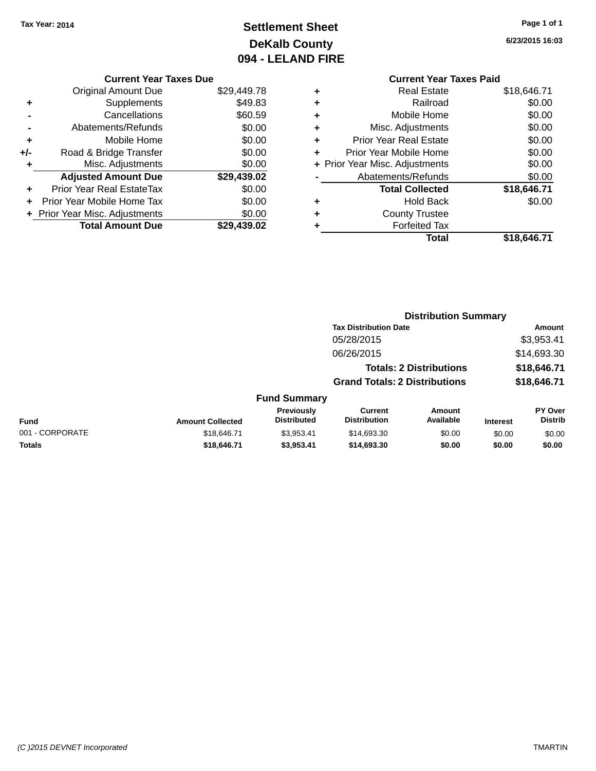**Tax Year: 2014**

# Settlement Sheet
## DeKalb County
## 094 - LELAND FIRE

6/23/2015 16:03

### Current Year Taxes Due

| | | Amount |
|---|---|---|
| | Original Amount Due | $29,449.78 |
| + | Supplements | $49.83 |
| - | Cancellations | $60.59 |
| - | Abatements/Refunds | $0.00 |
| + | Mobile Home | $0.00 |
| +/- | Road & Bridge Transfer | $0.00 |
| + | Misc. Adjustments | $0.00 |
| | **Adjusted Amount Due** | **$29,439.02** |
| + | Prior Year Real EstateTax | $0.00 |
| + | Prior Year Mobile Home Tax | $0.00 |
| + | Prior Year Misc. Adjustments | $0.00 |
| | **Total Amount Due** | **$29,439.02** |

### Current Year Taxes Paid

| | | Amount |
|---|---|---|
| + | Real Estate | $18,646.71 |
| + | Railroad | $0.00 |
| + | Mobile Home | $0.00 |
| + | Misc. Adjustments | $0.00 |
| + | Prior Year Real Estate | $0.00 |
| + | Prior Year Mobile Home | $0.00 |
| + | Prior Year Misc. Adjustments | $0.00 |
| - | Abatements/Refunds | $0.00 |
| | **Total Collected** | **$18,646.71** |
| + | Hold Back | $0.00 |
| + | County Trustee | |
| + | Forfeited Tax | |
| | **Total** | **$18,646.71** |

### Distribution Summary

| Tax Distribution Date | Amount |
|---|---|
| 05/28/2015 | $3,953.41 |
| 06/26/2015 | $14,693.30 |
| **Totals: 2 Distributions** | **$18,646.71** |
| **Grand Totals: 2 Distributions** | **$18,646.71** |

### Fund Summary

| Fund | Amount Collected | Previously Distributed | Current Distribution | Amount Available | Interest | PY Over Distrib |
|---|---|---|---|---|---|---|
| 001 - CORPORATE | $18,646.71 | $3,953.41 | $14,693.30 | $0.00 | $0.00 | $0.00 |
| **Totals** | **$18,646.71** | **$3,953.41** | **$14,693.30** | **$0.00** | **$0.00** | **$0.00** |

*(C )2015 DEVNET Incorporated* TMARTIN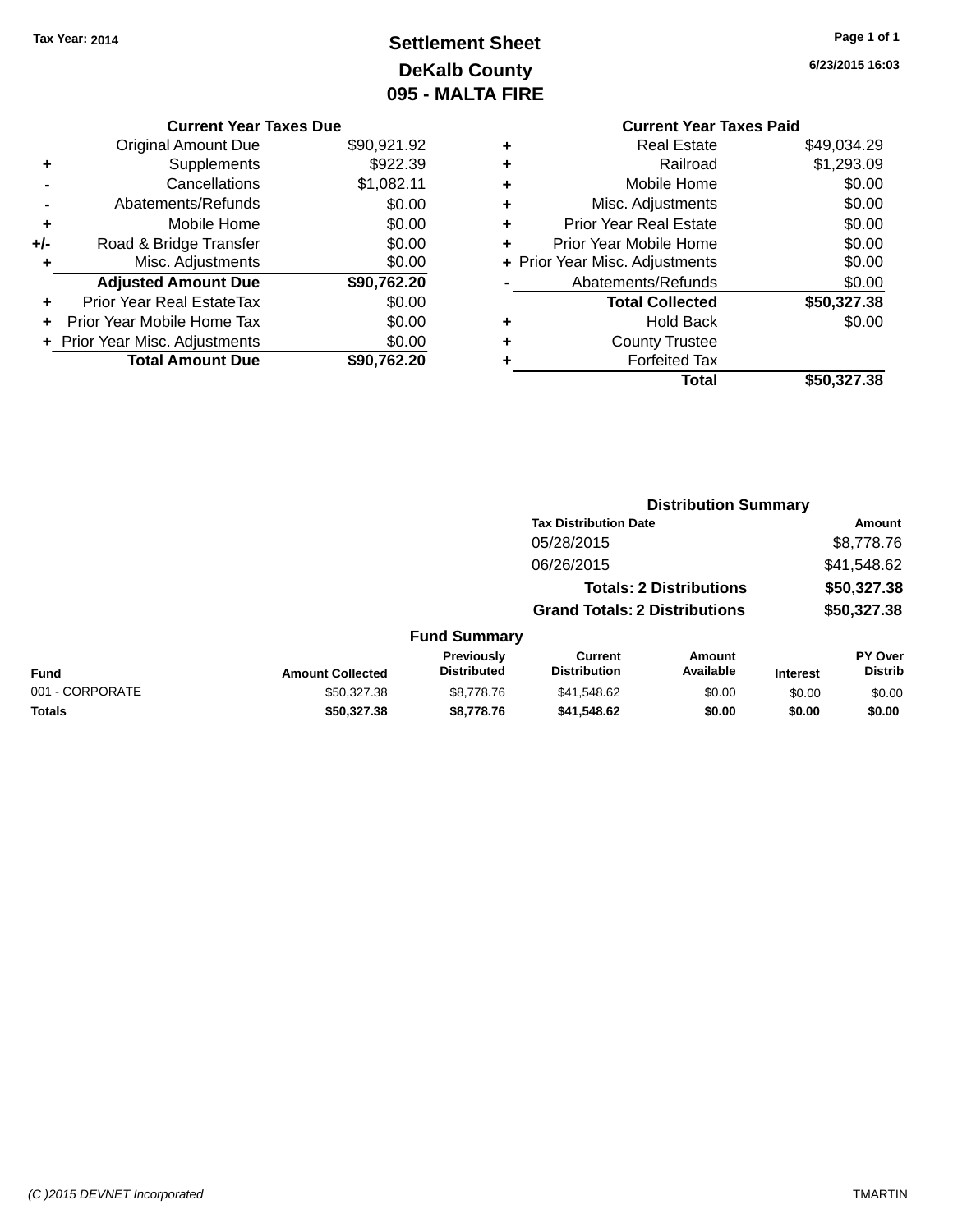Tax Year: 2014

# Settlement Sheet
## DeKalb County
## 095 - MALTA FIRE

6/23/2015 16:03

**Current Year Taxes Due**

| | | |
|---|---|---|
| | Original Amount Due | $90,921.92 |
| + | Supplements | $922.39 |
| - | Cancellations | $1,082.11 |
| - | Abatements/Refunds | $0.00 |
| + | Mobile Home | $0.00 |
| +/- | Road & Bridge Transfer | $0.00 |
| + | Misc. Adjustments | $0.00 |
| | **Adjusted Amount Due** | **$90,762.20** |
| + | Prior Year Real EstateTax | $0.00 |
| + | Prior Year Mobile Home Tax | $0.00 |
| + | Prior Year Misc. Adjustments | $0.00 |
| | **Total Amount Due** | **$90,762.20** |

**Current Year Taxes Paid**

| | | |
|---|---|---|
| + | Real Estate | $49,034.29 |
| + | Railroad | $1,293.09 |
| + | Mobile Home | $0.00 |
| + | Misc. Adjustments | $0.00 |
| + | Prior Year Real Estate | $0.00 |
| + | Prior Year Mobile Home | $0.00 |
| + | Prior Year Misc. Adjustments | $0.00 |
| - | Abatements/Refunds | $0.00 |
| | **Total Collected** | **$50,327.38** |
| + | Hold Back | $0.00 |
| + | County Trustee | |
| + | Forfeited Tax | |
| | **Total** | **$50,327.38** |

**Distribution Summary**

| Tax Distribution Date | Amount |
|---|---|
| 05/28/2015 | $8,778.76 |
| 06/26/2015 | $41,548.62 |
| **Totals: 2 Distributions** | **$50,327.38** |
| **Grand Totals: 2 Distributions** | **$50,327.38** |

**Fund Summary**

| Fund | Amount Collected | Previously Distributed | Current Distribution | Amount Available | Interest | PY Over Distrib |
|---|---|---|---|---|---|---|
| 001 - CORPORATE | $50,327.38 | $8,778.76 | $41,548.62 | $0.00 | $0.00 | $0.00 |
| **Totals** | **$50,327.38** | **$8,778.76** | **$41,548.62** | **$0.00** | **$0.00** | **$0.00** |

(C )2015 DEVNET Incorporated TMARTIN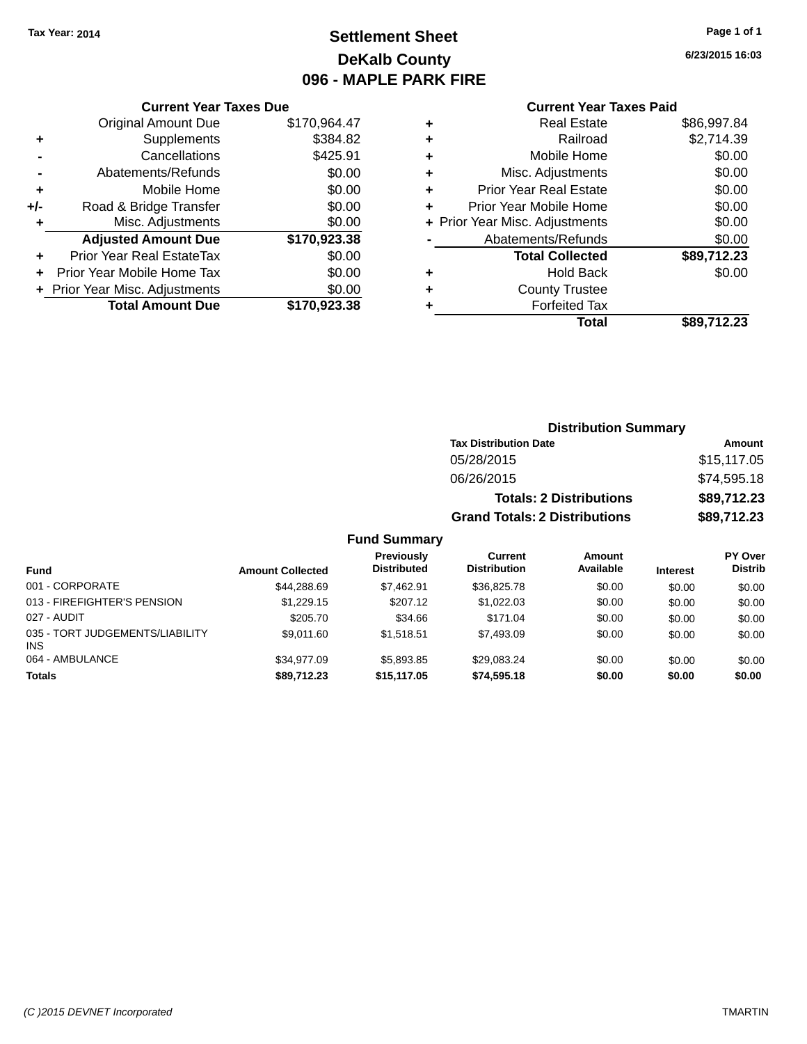Tax Year: 2014

# Settlement Sheet
## DeKalb County
## 096 - MAPLE PARK FIRE

6/23/2015 16:03

### Current Year Taxes Due

| | | |
|---|---|---|
| | Original Amount Due | $170,964.47 |
| + | Supplements | $384.82 |
| - | Cancellations | $425.91 |
| - | Abatements/Refunds | $0.00 |
| + | Mobile Home | $0.00 |
| +/- | Road & Bridge Transfer | $0.00 |
| + | Misc. Adjustments | $0.00 |
| | **Adjusted Amount Due** | **$170,923.38** |
| + | Prior Year Real EstateTax | $0.00 |
| + | Prior Year Mobile Home Tax | $0.00 |
| + | Prior Year Misc. Adjustments | $0.00 |
| | **Total Amount Due** | **$170,923.38** |

### Current Year Taxes Paid

| | | |
|---|---|---|
| + | Real Estate | $86,997.84 |
| + | Railroad | $2,714.39 |
| + | Mobile Home | $0.00 |
| + | Misc. Adjustments | $0.00 |
| + | Prior Year Real Estate | $0.00 |
| + | Prior Year Mobile Home | $0.00 |
| + | Prior Year Misc. Adjustments | $0.00 |
| - | Abatements/Refunds | $0.00 |
| | **Total Collected** | **$89,712.23** |
| + | Hold Back | $0.00 |
| + | County Trustee | |
| + | Forfeited Tax | |
| | **Total** | **$89,712.23** |

### Distribution Summary

| Tax Distribution Date | Amount |
|---|---|
| 05/28/2015 | $15,117.05 |
| 06/26/2015 | $74,595.18 |
| **Totals: 2 Distributions** | **$89,712.23** |
| **Grand Totals: 2 Distributions** | **$89,712.23** |

### Fund Summary

| Fund | Amount Collected | Previously Distributed | Current Distribution | Amount Available | Interest | PY Over Distrib |
|---|---|---|---|---|---|---|
| 001 - CORPORATE | $44,288.69 | $7,462.91 | $36,825.78 | $0.00 | $0.00 | $0.00 |
| 013 - FIREFIGHTER'S PENSION | $1,229.15 | $207.12 | $1,022.03 | $0.00 | $0.00 | $0.00 |
| 027 - AUDIT | $205.70 | $34.66 | $171.04 | $0.00 | $0.00 | $0.00 |
| 035 - TORT JUDGEMENTS/LIABILITY INS | $9,011.60 | $1,518.51 | $7,493.09 | $0.00 | $0.00 | $0.00 |
| 064 - AMBULANCE | $34,977.09 | $5,893.85 | $29,083.24 | $0.00 | $0.00 | $0.00 |
| **Totals** | **$89,712.23** | **$15,117.05** | **$74,595.18** | **$0.00** | **$0.00** | **$0.00** |

(C )2015 DEVNET Incorporated TMARTIN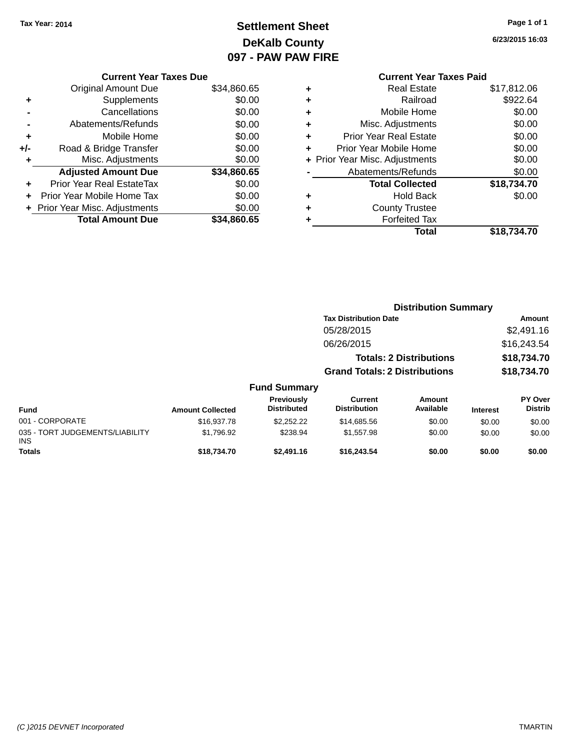Tax Year: 2014

# Settlement Sheet
## DeKalb County
## 097 - PAW PAW FIRE

6/23/2015 16:03

### Current Year Taxes Due

| | | |
|---|---|---|
| | Original Amount Due | $34,860.65 |
| + | Supplements | $0.00 |
| - | Cancellations | $0.00 |
| - | Abatements/Refunds | $0.00 |
| + | Mobile Home | $0.00 |
| +/- | Road & Bridge Transfer | $0.00 |
| + | Misc. Adjustments | $0.00 |
| | **Adjusted Amount Due** | **$34,860.65** |
| + | Prior Year Real EstateTax | $0.00 |
| + | Prior Year Mobile Home Tax | $0.00 |
| + | Prior Year Misc. Adjustments | $0.00 |
| | **Total Amount Due** | **$34,860.65** |

### Current Year Taxes Paid

| | | |
|---|---|---|
| + | Real Estate | $17,812.06 |
| + | Railroad | $922.64 |
| + | Mobile Home | $0.00 |
| + | Misc. Adjustments | $0.00 |
| + | Prior Year Real Estate | $0.00 |
| + | Prior Year Mobile Home | $0.00 |
| + | Prior Year Misc. Adjustments | $0.00 |
| - | Abatements/Refunds | $0.00 |
| | **Total Collected** | **$18,734.70** |
| + | Hold Back | $0.00 |
| + | County Trustee | |
| + | Forfeited Tax | |
| | **Total** | **$18,734.70** |

### Distribution Summary

| Tax Distribution Date | Amount |
|---|---|
| 05/28/2015 | $2,491.16 |
| 06/26/2015 | $16,243.54 |
| **Totals: 2 Distributions** | **$18,734.70** |
| **Grand Totals: 2 Distributions** | **$18,734.70** |

### Fund Summary

| Fund | Amount Collected | Previously Distributed | Current Distribution | Amount Available | Interest | PY Over Distrib |
|---|---|---|---|---|---|---|
| 001 - CORPORATE | $16,937.78 | $2,252.22 | $14,685.56 | $0.00 | $0.00 | $0.00 |
| 035 - TORT JUDGEMENTS/LIABILITY INS | $1,796.92 | $238.94 | $1,557.98 | $0.00 | $0.00 | $0.00 |
| **Totals** | **$18,734.70** | **$2,491.16** | **$16,243.54** | **$0.00** | **$0.00** | **$0.00** |

(C )2015 DEVNET Incorporated TMARTIN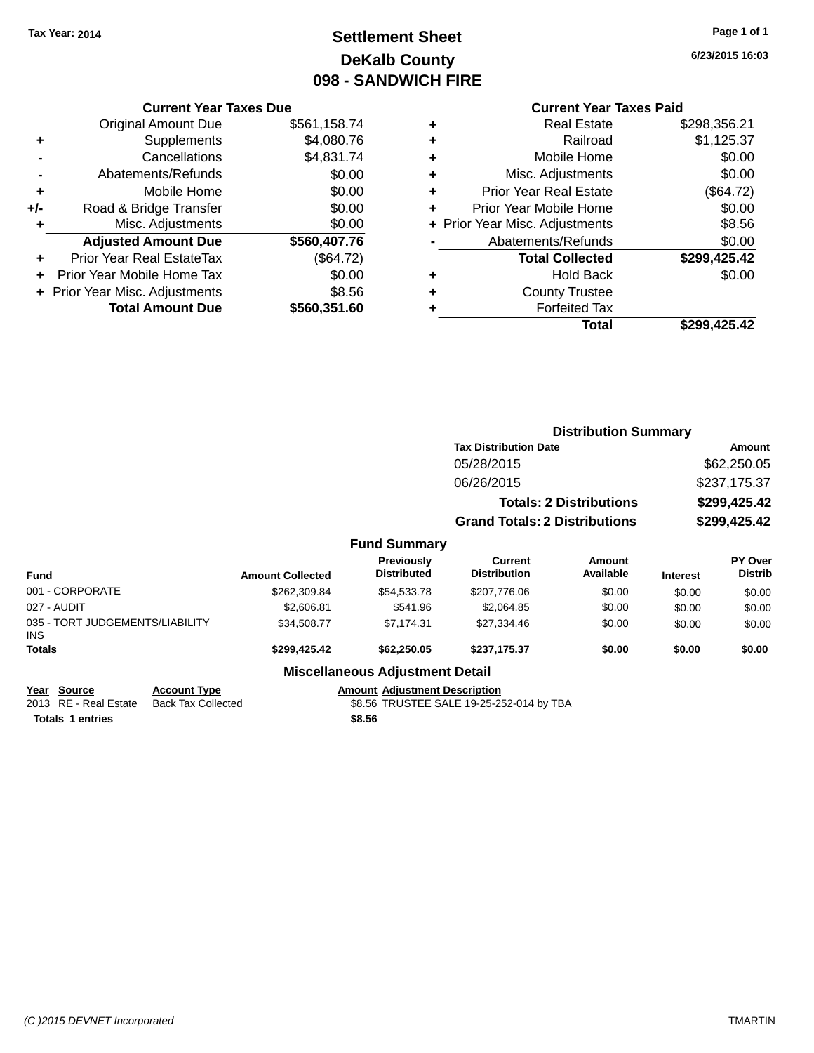Tax Year: 2014

# Settlement Sheet
## DeKalb County
## 098 - SANDWICH FIRE

6/23/2015 16:03

| | Current Year Taxes Due | |
|---|---|---|
| | Original Amount Due | $561,158.74 |
| + | Supplements | $4,080.76 |
| - | Cancellations | $4,831.74 |
| - | Abatements/Refunds | $0.00 |
| + | Mobile Home | $0.00 |
| +/- | Road & Bridge Transfer | $0.00 |
| + | Misc. Adjustments | $0.00 |
| | **Adjusted Amount Due** | **$560,407.76** |
| + | Prior Year Real EstateTax | ($64.72) |
| + | Prior Year Mobile Home Tax | $0.00 |
| + | Prior Year Misc. Adjustments | $8.56 |
| | **Total Amount Due** | **$560,351.60** |

| | Current Year Taxes Paid | |
|---|---|---|
| + | Real Estate | $298,356.21 |
| + | Railroad | $1,125.37 |
| + | Mobile Home | $0.00 |
| + | Misc. Adjustments | $0.00 |
| + | Prior Year Real Estate | ($64.72) |
| + | Prior Year Mobile Home | $0.00 |
| + | Prior Year Misc. Adjustments | $8.56 |
| - | Abatements/Refunds | $0.00 |
| | **Total Collected** | **$299,425.42** |
| + | Hold Back | $0.00 |
| + | County Trustee | |
| + | Forfeited Tax | |
| | **Total** | **$299,425.42** |

### Distribution Summary

| Tax Distribution Date | Amount |
|---|---|
| 05/28/2015 | $62,250.05 |
| 06/26/2015 | $237,175.37 |
| **Totals: 2 Distributions** | **$299,425.42** |
| **Grand Totals: 2 Distributions** | **$299,425.42** |

### Fund Summary

| Fund | Amount Collected | Previously Distributed | Current Distribution | Amount Available | Interest | PY Over Distrib |
|---|---|---|---|---|---|---|
| 001 - CORPORATE | $262,309.84 | $54,533.78 | $207,776.06 | $0.00 | $0.00 | $0.00 |
| 027 - AUDIT | $2,606.81 | $541.96 | $2,064.85 | $0.00 | $0.00 | $0.00 |
| 035 - TORT JUDGEMENTS/LIABILITY INS | $34,508.77 | $7,174.31 | $27,334.46 | $0.00 | $0.00 | $0.00 |
| **Totals** | **$299,425.42** | **$62,250.05** | **$237,175.37** | **$0.00** | **$0.00** | **$0.00** |

### Miscellaneous Adjustment Detail

| Year | Source | Account Type | Amount | Adjustment Description |
|---|---|---|---|---|
| 2013 | RE - Real Estate | Back Tax Collected | $8.56 | TRUSTEE SALE 19-25-252-014 by TBA |
| **Totals** | **1 entries** | | **$8.56** | |

(C )2015 DEVNET Incorporated TMARTIN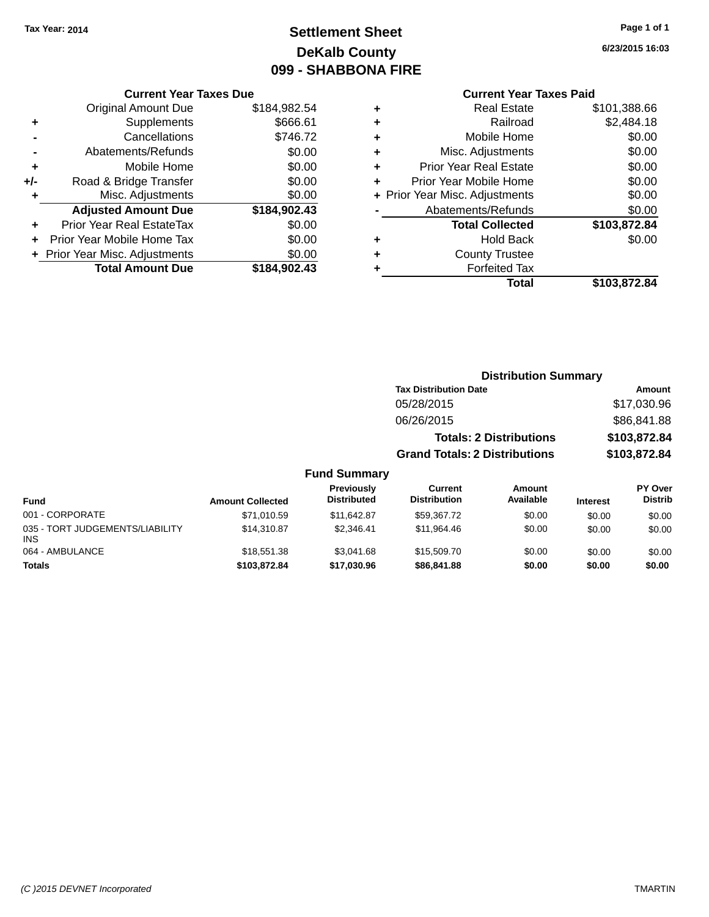Tax Year: 2014

# Settlement Sheet
## DeKalb County
## 099 - SHABBONA FIRE

6/23/2015 16:03

### Current Year Taxes Due

| | | |
|---|---|---|
| | Original Amount Due | $184,982.54 |
| + | Supplements | $666.61 |
| - | Cancellations | $746.72 |
| - | Abatements/Refunds | $0.00 |
| + | Mobile Home | $0.00 |
| +/- | Road & Bridge Transfer | $0.00 |
| + | Misc. Adjustments | $0.00 |
| | **Adjusted Amount Due** | **$184,902.43** |
| + | Prior Year Real EstateTax | $0.00 |
| + | Prior Year Mobile Home Tax | $0.00 |
| + | Prior Year Misc. Adjustments | $0.00 |
| | **Total Amount Due** | **$184,902.43** |

### Current Year Taxes Paid

| | | |
|---|---|---|
| + | Real Estate | $101,388.66 |
| + | Railroad | $2,484.18 |
| + | Mobile Home | $0.00 |
| + | Misc. Adjustments | $0.00 |
| + | Prior Year Real Estate | $0.00 |
| + | Prior Year Mobile Home | $0.00 |
| + | Prior Year Misc. Adjustments | $0.00 |
| - | Abatements/Refunds | $0.00 |
| | **Total Collected** | **$103,872.84** |
| + | Hold Back | $0.00 |
| + | County Trustee | |
| + | Forfeited Tax | |
| | **Total** | **$103,872.84** |

### Distribution Summary

| Tax Distribution Date | Amount |
|---|---|
| 05/28/2015 | $17,030.96 |
| 06/26/2015 | $86,841.88 |
| **Totals: 2 Distributions** | **$103,872.84** |
| **Grand Totals: 2 Distributions** | **$103,872.84** |

### Fund Summary

| Fund | Amount Collected | Previously Distributed | Current Distribution | Amount Available | Interest | PY Over Distrib |
|---|---|---|---|---|---|---|
| 001 - CORPORATE | $71,010.59 | $11,642.87 | $59,367.72 | $0.00 | $0.00 | $0.00 |
| 035 - TORT JUDGEMENTS/LIABILITY INS | $14,310.87 | $2,346.41 | $11,964.46 | $0.00 | $0.00 | $0.00 |
| 064 - AMBULANCE | $18,551.38 | $3,041.68 | $15,509.70 | $0.00 | $0.00 | $0.00 |
| **Totals** | **$103,872.84** | **$17,030.96** | **$86,841.88** | **$0.00** | **$0.00** | **$0.00** |

(C )2015 DEVNET Incorporated TMARTIN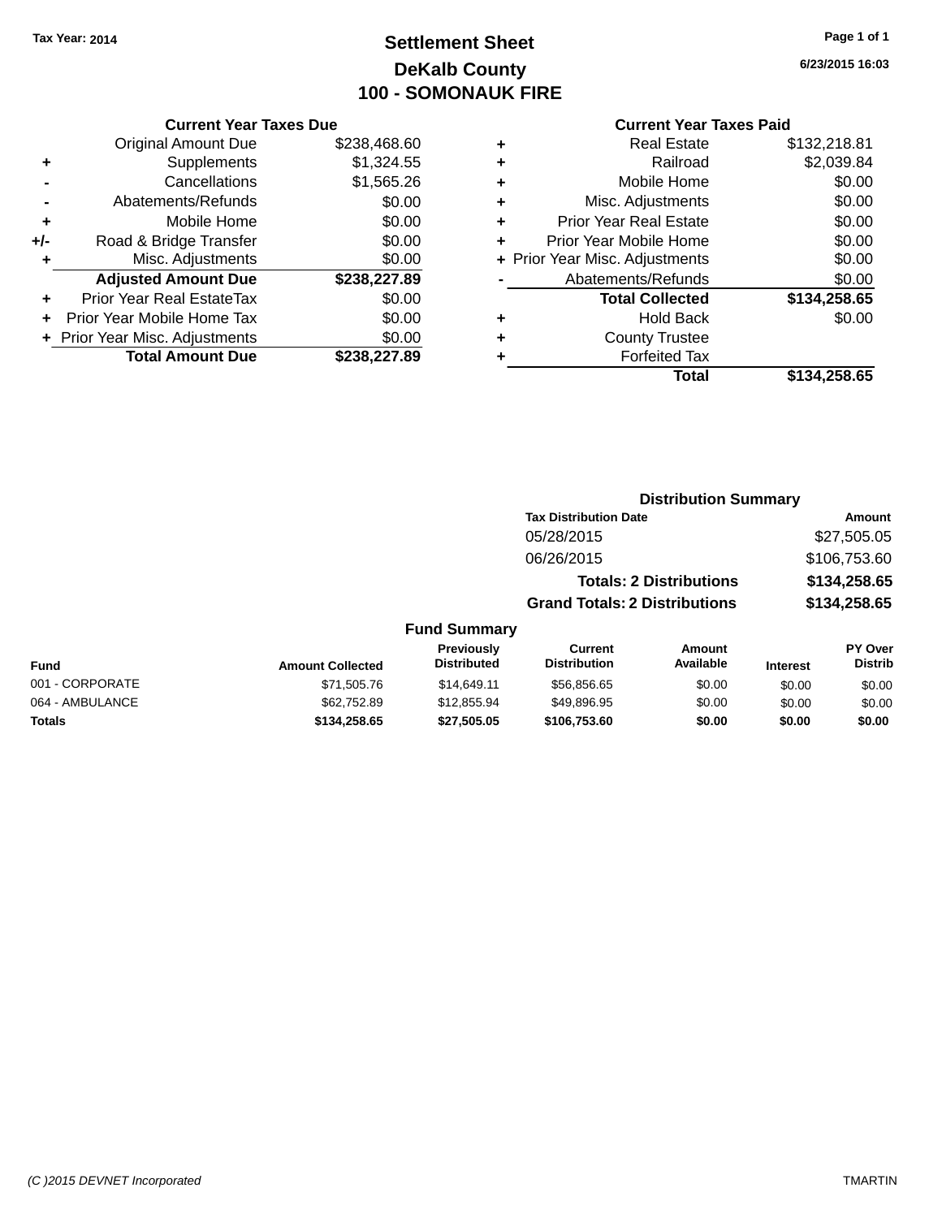Tax Year: 2014

# Settlement Sheet

## DeKalb County

## 100 - SOMONAUK FIRE

6/23/2015 16:03

### Current Year Taxes Due

| | | |
|---|---|---|
| | Original Amount Due | $238,468.60 |
| + | Supplements | $1,324.55 |
| - | Cancellations | $1,565.26 |
| - | Abatements/Refunds | $0.00 |
| + | Mobile Home | $0.00 |
| +/- | Road & Bridge Transfer | $0.00 |
| + | Misc. Adjustments | $0.00 |
| | **Adjusted Amount Due** | **$238,227.89** |
| + | Prior Year Real EstateTax | $0.00 |
| + | Prior Year Mobile Home Tax | $0.00 |
| + | Prior Year Misc. Adjustments | $0.00 |
| | **Total Amount Due** | **$238,227.89** |

### Current Year Taxes Paid

| | | |
|---|---|---|
| + | Real Estate | $132,218.81 |
| + | Railroad | $2,039.84 |
| + | Mobile Home | $0.00 |
| + | Misc. Adjustments | $0.00 |
| + | Prior Year Real Estate | $0.00 |
| + | Prior Year Mobile Home | $0.00 |
| + | Prior Year Misc. Adjustments | $0.00 |
| - | Abatements/Refunds | $0.00 |
| | **Total Collected** | **$134,258.65** |
| + | Hold Back | $0.00 |
| + | County Trustee | |
| + | Forfeited Tax | |
| | **Total** | **$134,258.65** |

### Distribution Summary

| Tax Distribution Date | Amount |
|---|---|
| 05/28/2015 | $27,505.05 |
| 06/26/2015 | $106,753.60 |
| **Totals: 2 Distributions** | **$134,258.65** |
| **Grand Totals: 2 Distributions** | **$134,258.65** |

### Fund Summary

| Fund | Amount Collected | Previously Distributed | Current Distribution | Amount Available | Interest | PY Over Distrib |
|---|---|---|---|---|---|---|
| 001 - CORPORATE | $71,505.76 | $14,649.11 | $56,856.65 | $0.00 | $0.00 | $0.00 |
| 064 - AMBULANCE | $62,752.89 | $12,855.94 | $49,896.95 | $0.00 | $0.00 | $0.00 |
| **Totals** | **$134,258.65** | **$27,505.05** | **$106,753.60** | **$0.00** | **$0.00** | **$0.00** |

(C )2015 DEVNET Incorporated — TMARTIN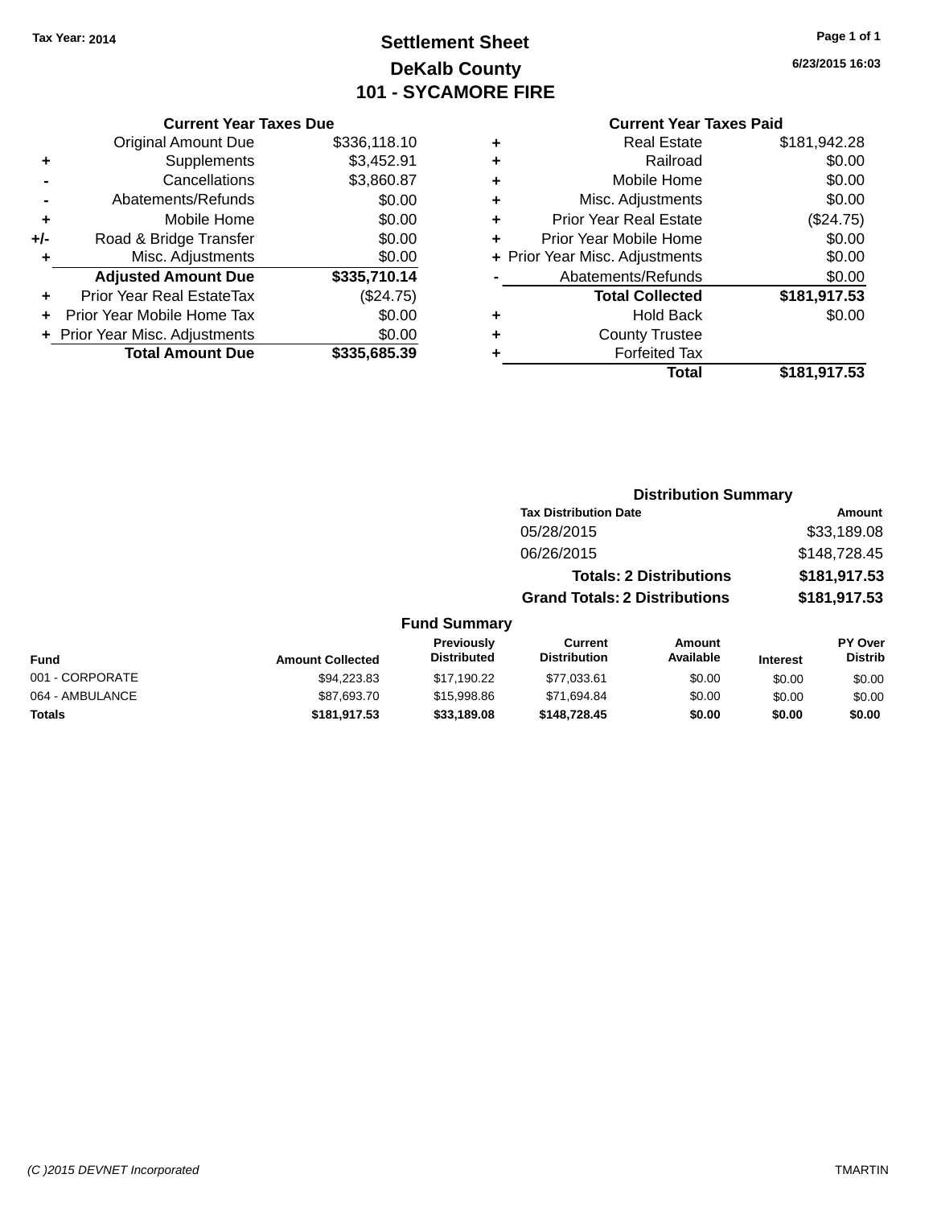Tax Year: 2014

# Settlement Sheet

## DeKalb County

## 101 - SYCAMORE FIRE

6/23/2015 16:03

### Current Year Taxes Due

| | | |
|---|---|---|
| | Original Amount Due | $336,118.10 |
| + | Supplements | $3,452.91 |
| - | Cancellations | $3,860.87 |
| - | Abatements/Refunds | $0.00 |
| + | Mobile Home | $0.00 |
| +/- | Road & Bridge Transfer | $0.00 |
| + | Misc. Adjustments | $0.00 |
| | **Adjusted Amount Due** | **$335,710.14** |
| + | Prior Year Real EstateTax | ($24.75) |
| + | Prior Year Mobile Home Tax | $0.00 |
| + | Prior Year Misc. Adjustments | $0.00 |
| | **Total Amount Due** | **$335,685.39** |

### Current Year Taxes Paid

| | | |
|---|---|---|
| + | Real Estate | $181,942.28 |
| + | Railroad | $0.00 |
| + | Mobile Home | $0.00 |
| + | Misc. Adjustments | $0.00 |
| + | Prior Year Real Estate | ($24.75) |
| + | Prior Year Mobile Home | $0.00 |
| + | Prior Year Misc. Adjustments | $0.00 |
| - | Abatements/Refunds | $0.00 |
| | **Total Collected** | **$181,917.53** |
| + | Hold Back | $0.00 |
| + | County Trustee | |
| + | Forfeited Tax | |
| | **Total** | **$181,917.53** |

### Distribution Summary

| Tax Distribution Date | Amount |
|---|---|
| 05/28/2015 | $33,189.08 |
| 06/26/2015 | $148,728.45 |
| **Totals: 2 Distributions** | **$181,917.53** |
| **Grand Totals: 2 Distributions** | **$181,917.53** |

### Fund Summary

| Fund | Amount Collected | Previously Distributed | Current Distribution | Amount Available | Interest | PY Over Distrib |
|---|---|---|---|---|---|---|
| 001 - CORPORATE | $94,223.83 | $17,190.22 | $77,033.61 | $0.00 | $0.00 | $0.00 |
| 064 - AMBULANCE | $87,693.70 | $15,998.86 | $71,694.84 | $0.00 | $0.00 | $0.00 |
| **Totals** | **$181,917.53** | **$33,189.08** | **$148,728.45** | **$0.00** | **$0.00** | **$0.00** |

(C )2015 DEVNET Incorporated TMARTIN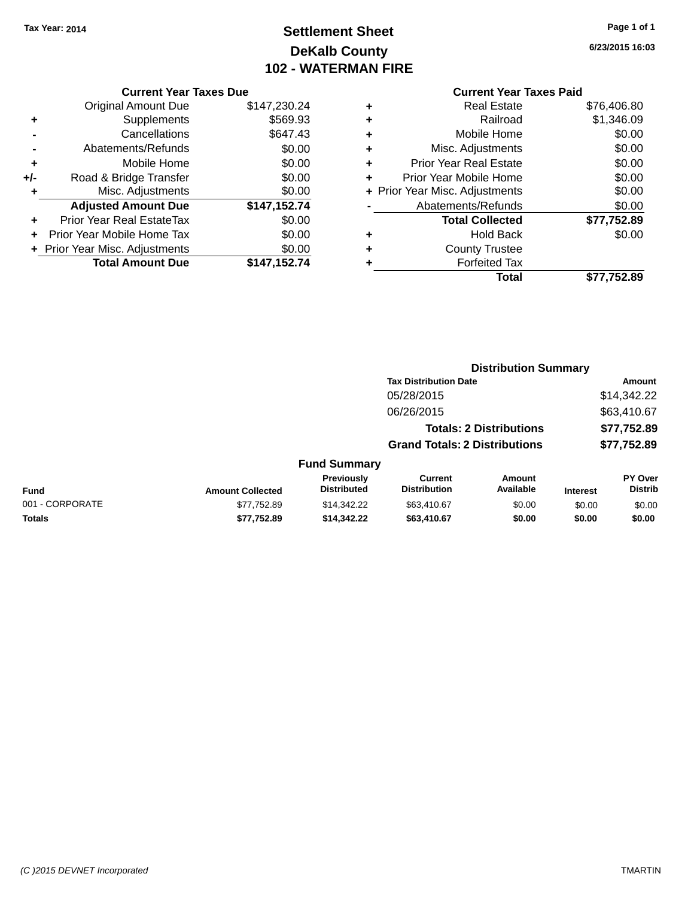Tax Year: 2014

# Settlement Sheet
## DeKalb County
## 102 - WATERMAN FIRE

6/23/2015 16:03

### Current Year Taxes Due

| | | |
|---|---|---|
| | Original Amount Due | $147,230.24 |
| + | Supplements | $569.93 |
| - | Cancellations | $647.43 |
| - | Abatements/Refunds | $0.00 |
| + | Mobile Home | $0.00 |
| +/- | Road & Bridge Transfer | $0.00 |
| + | Misc. Adjustments | $0.00 |
| | **Adjusted Amount Due** | **$147,152.74** |
| + | Prior Year Real EstateTax | $0.00 |
| + | Prior Year Mobile Home Tax | $0.00 |
| + | Prior Year Misc. Adjustments | $0.00 |
| | **Total Amount Due** | **$147,152.74** |

### Current Year Taxes Paid

| | | |
|---|---|---|
| + | Real Estate | $76,406.80 |
| + | Railroad | $1,346.09 |
| + | Mobile Home | $0.00 |
| + | Misc. Adjustments | $0.00 |
| + | Prior Year Real Estate | $0.00 |
| + | Prior Year Mobile Home | $0.00 |
| + | Prior Year Misc. Adjustments | $0.00 |
| - | Abatements/Refunds | $0.00 |
| | **Total Collected** | **$77,752.89** |
| + | Hold Back | $0.00 |
| + | County Trustee | |
| + | Forfeited Tax | |
| | **Total** | **$77,752.89** |

### Distribution Summary

| Tax Distribution Date | Amount |
|---|---|
| 05/28/2015 | $14,342.22 |
| 06/26/2015 | $63,410.67 |
| **Totals: 2 Distributions** | **$77,752.89** |
| **Grand Totals: 2 Distributions** | **$77,752.89** |

### Fund Summary

| Fund | Amount Collected | Previously Distributed | Current Distribution | Amount Available | Interest | PY Over Distrib |
|---|---|---|---|---|---|---|
| 001 - CORPORATE | $77,752.89 | $14,342.22 | $63,410.67 | $0.00 | $0.00 | $0.00 |
| **Totals** | **$77,752.89** | **$14,342.22** | **$63,410.67** | **$0.00** | **$0.00** | **$0.00** |

(C )2015 DEVNET Incorporated TMARTIN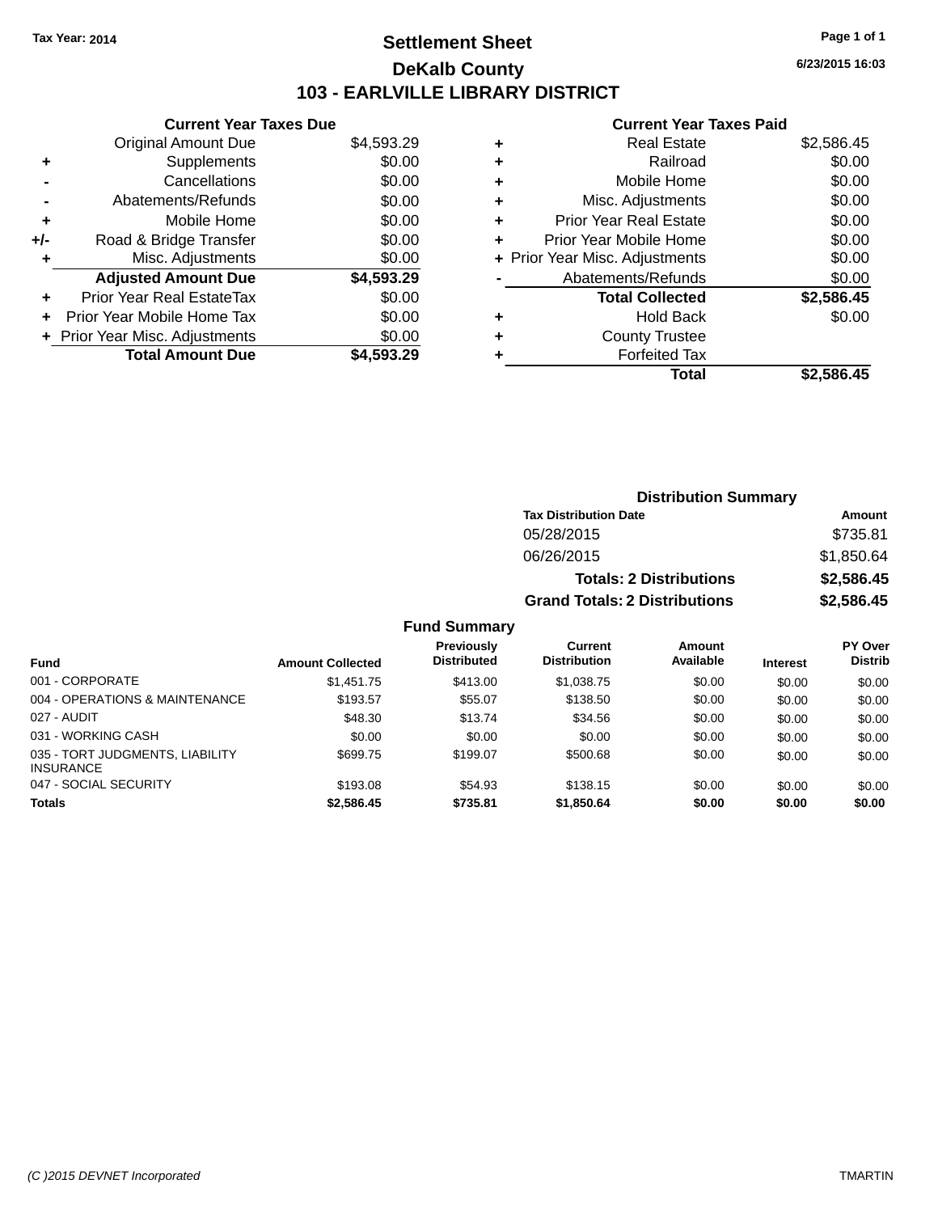**Tax Year: 2014**

# Settlement Sheet
## DeKalb County
## 103 - EARLVILLE LIBRARY DISTRICT

6/23/2015 16:03

### Current Year Taxes Due

| | | |
|---|---|---|
| | Original Amount Due | $4,593.29 |
| + | Supplements | $0.00 |
| - | Cancellations | $0.00 |
| - | Abatements/Refunds | $0.00 |
| + | Mobile Home | $0.00 |
| +/- | Road & Bridge Transfer | $0.00 |
| + | Misc. Adjustments | $0.00 |
| | **Adjusted Amount Due** | **$4,593.29** |
| + | Prior Year Real EstateTax | $0.00 |
| + | Prior Year Mobile Home Tax | $0.00 |
| + | Prior Year Misc. Adjustments | $0.00 |
| | **Total Amount Due** | **$4,593.29** |

### Current Year Taxes Paid

| | | |
|---|---|---|
| + | Real Estate | $2,586.45 |
| + | Railroad | $0.00 |
| + | Mobile Home | $0.00 |
| + | Misc. Adjustments | $0.00 |
| + | Prior Year Real Estate | $0.00 |
| + | Prior Year Mobile Home | $0.00 |
| + | Prior Year Misc. Adjustments | $0.00 |
| - | Abatements/Refunds | $0.00 |
| | **Total Collected** | **$2,586.45** |
| + | Hold Back | $0.00 |
| + | County Trustee | |
| + | Forfeited Tax | |
| | **Total** | **$2,586.45** |

### Distribution Summary

| Tax Distribution Date | Amount |
|---|---|
| 05/28/2015 | $735.81 |
| 06/26/2015 | $1,850.64 |
| **Totals: 2 Distributions** | **$2,586.45** |
| **Grand Totals: 2 Distributions** | **$2,586.45** |

### Fund Summary

| Fund | Amount Collected | Previously Distributed | Current Distribution | Amount Available | Interest | PY Over Distrib |
|---|---|---|---|---|---|---|
| 001 - CORPORATE | $1,451.75 | $413.00 | $1,038.75 | $0.00 | $0.00 | $0.00 |
| 004 - OPERATIONS & MAINTENANCE | $193.57 | $55.07 | $138.50 | $0.00 | $0.00 | $0.00 |
| 027 - AUDIT | $48.30 | $13.74 | $34.56 | $0.00 | $0.00 | $0.00 |
| 031 - WORKING CASH | $0.00 | $0.00 | $0.00 | $0.00 | $0.00 | $0.00 |
| 035 - TORT JUDGMENTS, LIABILITY INSURANCE | $699.75 | $199.07 | $500.68 | $0.00 | $0.00 | $0.00 |
| 047 - SOCIAL SECURITY | $193.08 | $54.93 | $138.15 | $0.00 | $0.00 | $0.00 |
| **Totals** | **$2,586.45** | **$735.81** | **$1,850.64** | **$0.00** | **$0.00** | **$0.00** |

(C )2015 DEVNET Incorporated — TMARTIN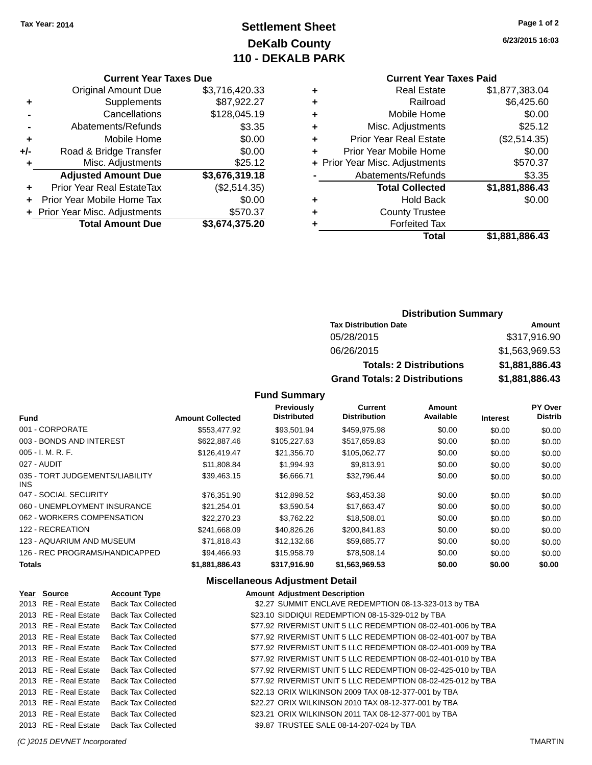Tax Year: 2014

# Settlement Sheet
## DeKalb County
## 110 - DEKALB PARK

6/23/2015 16:03

### Current Year Taxes Due

| | | |
|---|---|---|
| | Original Amount Due | $3,716,420.33 |
| + | Supplements | $87,922.27 |
| - | Cancellations | $128,045.19 |
| - | Abatements/Refunds | $3.35 |
| + | Mobile Home | $0.00 |
| +/- | Road & Bridge Transfer | $0.00 |
| + | Misc. Adjustments | $25.12 |
| | **Adjusted Amount Due** | **$3,676,319.18** |
| + | Prior Year Real EstateTax | ($2,514.35) |
| + | Prior Year Mobile Home Tax | $0.00 |
| + | Prior Year Misc. Adjustments | $570.37 |
| | **Total Amount Due** | **$3,674,375.20** |

### Current Year Taxes Paid

| | | |
|---|---|---|
| + | Real Estate | $1,877,383.04 |
| + | Railroad | $6,425.60 |
| + | Mobile Home | $0.00 |
| + | Misc. Adjustments | $25.12 |
| + | Prior Year Real Estate | ($2,514.35) |
| + | Prior Year Mobile Home | $0.00 |
| + | Prior Year Misc. Adjustments | $570.37 |
| - | Abatements/Refunds | $3.35 |
| | **Total Collected** | **$1,881,886.43** |
| + | Hold Back | $0.00 |
| + | County Trustee | |
| + | Forfeited Tax | |
| | **Total** | **$1,881,886.43** |

### Distribution Summary

| Tax Distribution Date | Amount |
|---|---|
| 05/28/2015 | $317,916.90 |
| 06/26/2015 | $1,563,969.53 |
| **Totals: 2 Distributions** | **$1,881,886.43** |
| **Grand Totals: 2 Distributions** | **$1,881,886.43** |

### Fund Summary

| Fund | Amount Collected | Previously Distributed | Current Distribution | Amount Available | Interest | PY Over Distrib |
|---|---|---|---|---|---|---|
| 001 - CORPORATE | $553,477.92 | $93,501.94 | $459,975.98 | $0.00 | $0.00 | $0.00 |
| 003 - BONDS AND INTEREST | $622,887.46 | $105,227.63 | $517,659.83 | $0.00 | $0.00 | $0.00 |
| 005 - I. M. R. F. | $126,419.47 | $21,356.70 | $105,062.77 | $0.00 | $0.00 | $0.00 |
| 027 - AUDIT | $11,808.84 | $1,994.93 | $9,813.91 | $0.00 | $0.00 | $0.00 |
| 035 - TORT JUDGEMENTS/LIABILITY INS | $39,463.15 | $6,666.71 | $32,796.44 | $0.00 | $0.00 | $0.00 |
| 047 - SOCIAL SECURITY | $76,351.90 | $12,898.52 | $63,453.38 | $0.00 | $0.00 | $0.00 |
| 060 - UNEMPLOYMENT INSURANCE | $21,254.01 | $3,590.54 | $17,663.47 | $0.00 | $0.00 | $0.00 |
| 062 - WORKERS COMPENSATION | $22,270.23 | $3,762.22 | $18,508.01 | $0.00 | $0.00 | $0.00 |
| 122 - RECREATION | $241,668.09 | $40,826.26 | $200,841.83 | $0.00 | $0.00 | $0.00 |
| 123 - AQUARIUM AND MUSEUM | $71,818.43 | $12,132.66 | $59,685.77 | $0.00 | $0.00 | $0.00 |
| 126 - REC PROGRAMS/HANDICAPPED | $94,466.93 | $15,958.79 | $78,508.14 | $0.00 | $0.00 | $0.00 |
| **Totals** | **$1,881,886.43** | **$317,916.90** | **$1,563,969.53** | **$0.00** | **$0.00** | **$0.00** |

### Miscellaneous Adjustment Detail

| Year | Source | Account Type | Amount | Adjustment Description |
|---|---|---|---|---|
| 2013 | RE - Real Estate | Back Tax Collected | $2.27 | SUMMIT ENCLAVE REDEMPTION 08-13-323-013 by TBA |
| 2013 | RE - Real Estate | Back Tax Collected | $23.10 | SIDDIQUI REDEMPTION 08-15-329-012 by TBA |
| 2013 | RE - Real Estate | Back Tax Collected | $77.92 | RIVERMIST UNIT 5 LLC REDEMPTION 08-02-401-006 by TBA |
| 2013 | RE - Real Estate | Back Tax Collected | $77.92 | RIVERMIST UNIT 5 LLC REDEMPTION 08-02-401-007 by TBA |
| 2013 | RE - Real Estate | Back Tax Collected | $77.92 | RIVERMIST UNIT 5 LLC REDEMPTION 08-02-401-009 by TBA |
| 2013 | RE - Real Estate | Back Tax Collected | $77.92 | RIVERMIST UNIT 5 LLC REDEMPTION 08-02-401-010 by TBA |
| 2013 | RE - Real Estate | Back Tax Collected | $77.92 | RIVERMIST UNIT 5 LLC REDEMPTION 08-02-425-010 by TBA |
| 2013 | RE - Real Estate | Back Tax Collected | $77.92 | RIVERMIST UNIT 5 LLC REDEMPTION 08-02-425-012 by TBA |
| 2013 | RE - Real Estate | Back Tax Collected | $22.13 | ORIX WILKINSON 2009 TAX 08-12-377-001 by TBA |
| 2013 | RE - Real Estate | Back Tax Collected | $22.27 | ORIX WILKINSON 2010 TAX 08-12-377-001 by TBA |
| 2013 | RE - Real Estate | Back Tax Collected | $23.21 | ORIX WILKINSON 2011 TAX 08-12-377-001 by TBA |
| 2013 | RE - Real Estate | Back Tax Collected | $9.87 | TRUSTEE SALE 08-14-207-024 by TBA |

(C )2015 DEVNET Incorporated — TMARTIN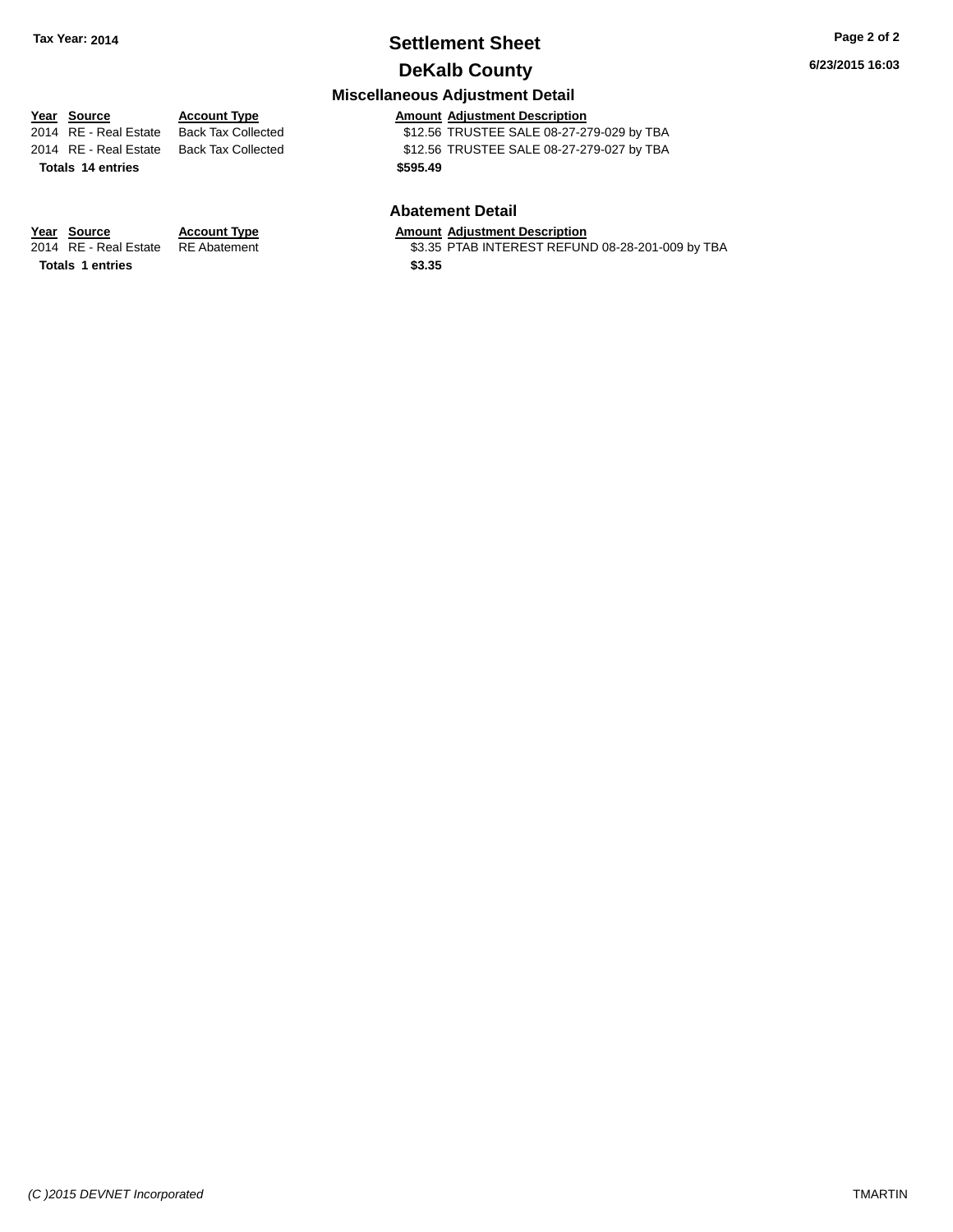**Tax Year: 2014**

# Settlement Sheet

## DeKalb County

**6/23/2015 16:03**

### Miscellaneous Adjustment Detail

| Year | Source | Account Type | Amount | Adjustment Description |
|---|---|---|---|---|
| 2014 | RE - Real Estate | Back Tax Collected | $12.56 | TRUSTEE SALE 08-27-279-029 by TBA |
| 2014 | RE - Real Estate | Back Tax Collected | $12.56 | TRUSTEE SALE 08-27-279-027 by TBA |
| **Totals 14 entries** | | | **$595.49** | |

### Abatement Detail

| Year | Source | Account Type | Amount | Adjustment Description |
|---|---|---|---|---|
| 2014 | RE - Real Estate | RE Abatement | $3.35 | PTAB INTEREST REFUND 08-28-201-009 by TBA |
| **Totals 1 entries** | | | **$3.35** | |

*(C )2015 DEVNET Incorporated* TMARTIN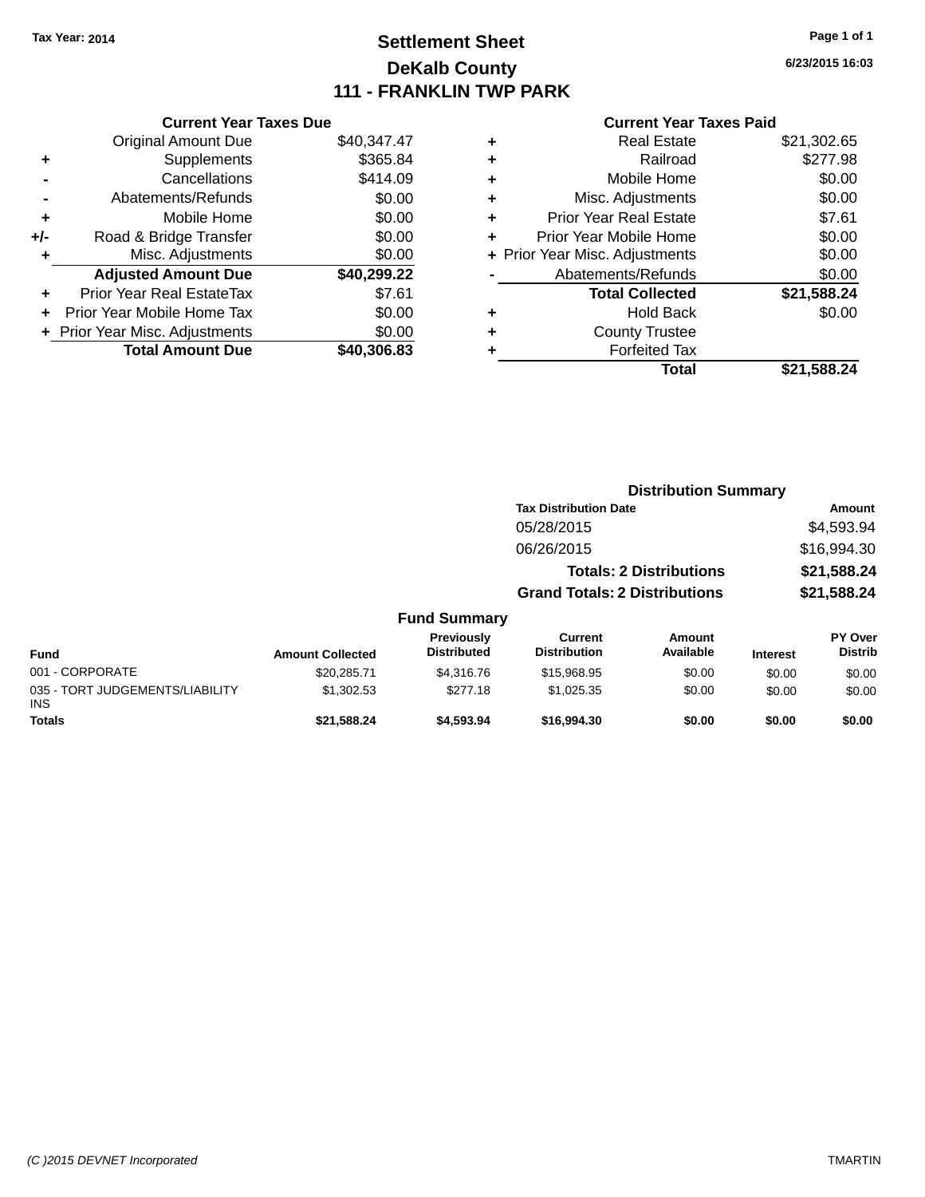Tax Year: 2014

# Settlement Sheet

## DeKalb County

## 111 - FRANKLIN TWP PARK

6/23/2015 16:03

### Current Year Taxes Due

| | | |
|---|---|---|
| | Original Amount Due | $40,347.47 |
| + | Supplements | $365.84 |
| - | Cancellations | $414.09 |
| - | Abatements/Refunds | $0.00 |
| + | Mobile Home | $0.00 |
| +/- | Road & Bridge Transfer | $0.00 |
| + | Misc. Adjustments | $0.00 |
| | **Adjusted Amount Due** | **$40,299.22** |
| + | Prior Year Real EstateTax | $7.61 |
| + | Prior Year Mobile Home Tax | $0.00 |
| + | Prior Year Misc. Adjustments | $0.00 |
| | **Total Amount Due** | **$40,306.83** |

### Current Year Taxes Paid

| | | |
|---|---|---|
| + | Real Estate | $21,302.65 |
| + | Railroad | $277.98 |
| + | Mobile Home | $0.00 |
| + | Misc. Adjustments | $0.00 |
| + | Prior Year Real Estate | $7.61 |
| + | Prior Year Mobile Home | $0.00 |
| + | Prior Year Misc. Adjustments | $0.00 |
| - | Abatements/Refunds | $0.00 |
| | **Total Collected** | **$21,588.24** |
| + | Hold Back | $0.00 |
| + | County Trustee | |
| + | Forfeited Tax | |
| | **Total** | **$21,588.24** |

### Distribution Summary

| Tax Distribution Date | Amount |
|---|---|
| 05/28/2015 | $4,593.94 |
| 06/26/2015 | $16,994.30 |
| **Totals: 2 Distributions** | **$21,588.24** |
| **Grand Totals: 2 Distributions** | **$21,588.24** |

### Fund Summary

| Fund | Amount Collected | Previously Distributed | Current Distribution | Amount Available | Interest | PY Over Distrib |
|---|---|---|---|---|---|---|
| 001 - CORPORATE | $20,285.71 | $4,316.76 | $15,968.95 | $0.00 | $0.00 | $0.00 |
| 035 - TORT JUDGEMENTS/LIABILITY INS | $1,302.53 | $277.18 | $1,025.35 | $0.00 | $0.00 | $0.00 |
| **Totals** | **$21,588.24** | **$4,593.94** | **$16,994.30** | **$0.00** | **$0.00** | **$0.00** |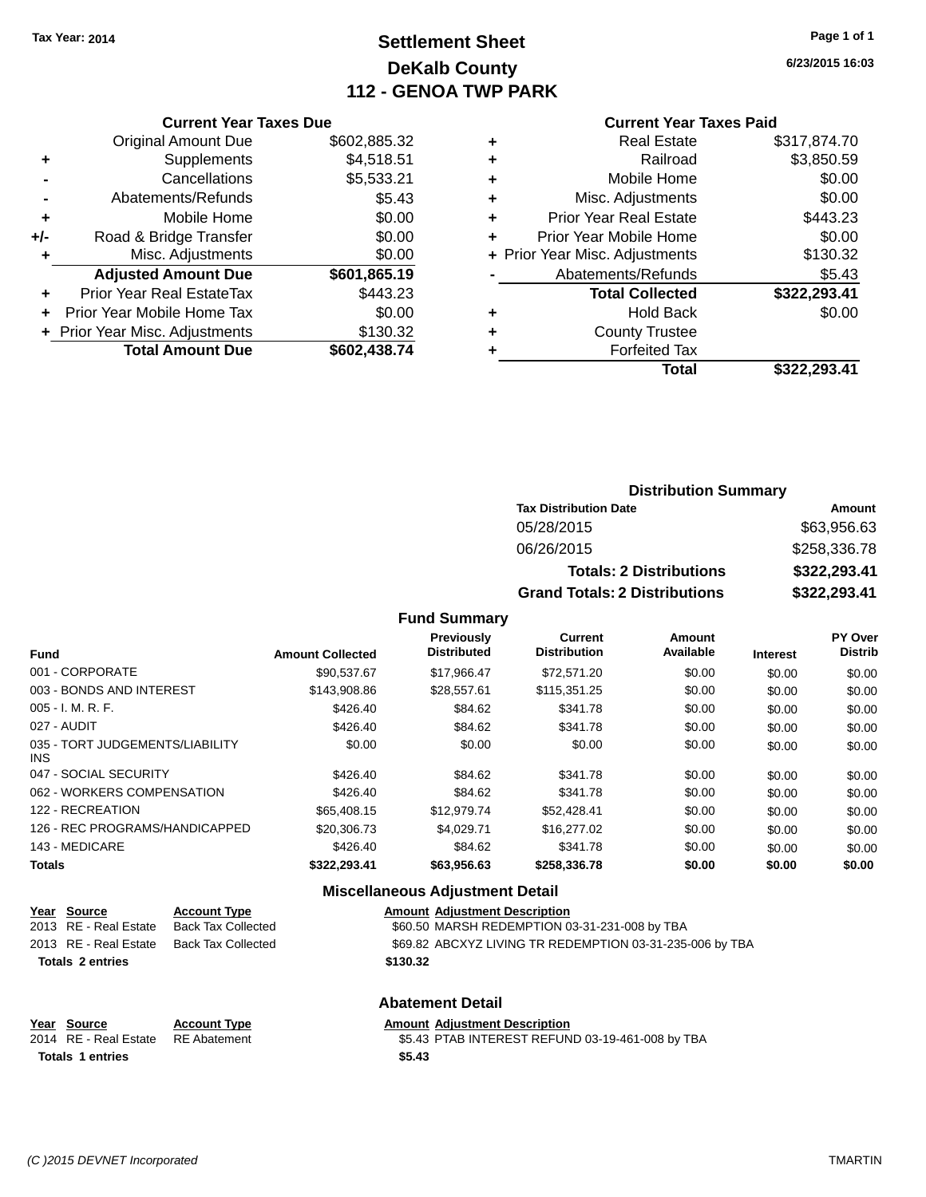Tax Year: 2014

# Settlement Sheet
## DeKalb County
## 112 - GENOA TWP PARK

6/23/2015 16:03

### Current Year Taxes Due

| | | |
|---|---|---|
| | Original Amount Due | $602,885.32 |
| + | Supplements | $4,518.51 |
| - | Cancellations | $5,533.21 |
| - | Abatements/Refunds | $5.43 |
| + | Mobile Home | $0.00 |
| +/- | Road & Bridge Transfer | $0.00 |
| + | Misc. Adjustments | $0.00 |
| | **Adjusted Amount Due** | **$601,865.19** |
| + | Prior Year Real EstateTax | $443.23 |
| + | Prior Year Mobile Home Tax | $0.00 |
| + | Prior Year Misc. Adjustments | $130.32 |
| | **Total Amount Due** | **$602,438.74** |

### Current Year Taxes Paid

| | | |
|---|---|---|
| + | Real Estate | $317,874.70 |
| + | Railroad | $3,850.59 |
| + | Mobile Home | $0.00 |
| + | Misc. Adjustments | $0.00 |
| + | Prior Year Real Estate | $443.23 |
| + | Prior Year Mobile Home | $0.00 |
| + | Prior Year Misc. Adjustments | $130.32 |
| - | Abatements/Refunds | $5.43 |
| | **Total Collected** | **$322,293.41** |
| + | Hold Back | $0.00 |
| + | County Trustee | |
| + | Forfeited Tax | |
| | **Total** | **$322,293.41** |

### Distribution Summary

| Tax Distribution Date | Amount |
|---|---|
| 05/28/2015 | $63,956.63 |
| 06/26/2015 | $258,336.78 |
| **Totals: 2 Distributions** | **$322,293.41** |
| **Grand Totals: 2 Distributions** | **$322,293.41** |

### Fund Summary

| Fund | Amount Collected | Previously Distributed | Current Distribution | Amount Available | Interest | PY Over Distrib |
|---|---|---|---|---|---|---|
| 001 - CORPORATE | $90,537.67 | $17,966.47 | $72,571.20 | $0.00 | $0.00 | $0.00 |
| 003 - BONDS AND INTEREST | $143,908.86 | $28,557.61 | $115,351.25 | $0.00 | $0.00 | $0.00 |
| 005 - I. M. R. F. | $426.40 | $84.62 | $341.78 | $0.00 | $0.00 | $0.00 |
| 027 - AUDIT | $426.40 | $84.62 | $341.78 | $0.00 | $0.00 | $0.00 |
| 035 - TORT JUDGEMENTS/LIABILITY INS | $0.00 | $0.00 | $0.00 | $0.00 | $0.00 | $0.00 |
| 047 - SOCIAL SECURITY | $426.40 | $84.62 | $341.78 | $0.00 | $0.00 | $0.00 |
| 062 - WORKERS COMPENSATION | $426.40 | $84.62 | $341.78 | $0.00 | $0.00 | $0.00 |
| 122 - RECREATION | $65,408.15 | $12,979.74 | $52,428.41 | $0.00 | $0.00 | $0.00 |
| 126 - REC PROGRAMS/HANDICAPPED | $20,306.73 | $4,029.71 | $16,277.02 | $0.00 | $0.00 | $0.00 |
| 143 - MEDICARE | $426.40 | $84.62 | $341.78 | $0.00 | $0.00 | $0.00 |
| **Totals** | **$322,293.41** | **$63,956.63** | **$258,336.78** | **$0.00** | **$0.00** | **$0.00** |

### Miscellaneous Adjustment Detail

| Year | Source | Account Type | Amount | Adjustment Description |
|---|---|---|---|---|
| 2013 | RE - Real Estate | Back Tax Collected | $60.50 | MARSH REDEMPTION 03-31-231-008 by TBA |
| 2013 | RE - Real Estate | Back Tax Collected | $69.82 | ABCXYZ LIVING TR REDEMPTION 03-31-235-006 by TBA |
| **Totals 2 entries** | | | **$130.32** | |

### Abatement Detail

| Year | Source | Account Type | Amount | Adjustment Description |
|---|---|---|---|---|
| 2014 | RE - Real Estate | RE Abatement | $5.43 | PTAB INTEREST REFUND 03-19-461-008 by TBA |
| **Totals 1 entries** | | | **$5.43** | |

(C )2015 DEVNET Incorporated TMARTIN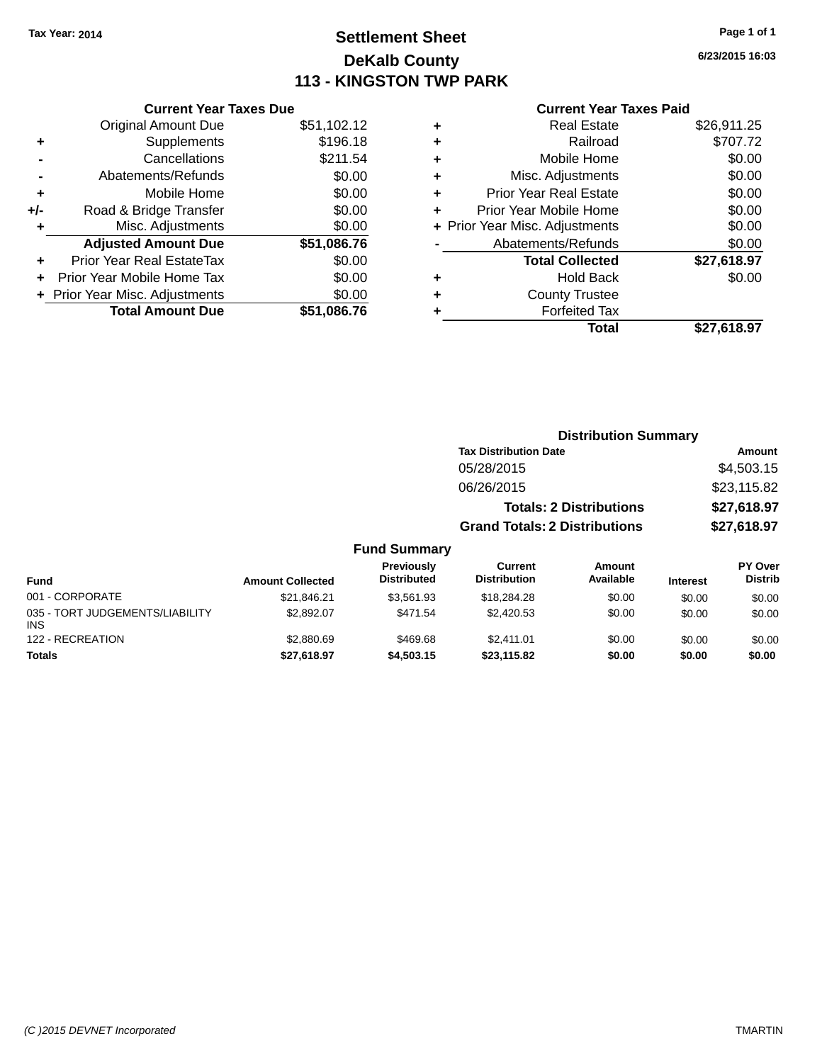**Tax Year: 2014**

# Settlement Sheet

## DeKalb County

## 113 - KINGSTON TWP PARK

6/23/2015 16:03

### Current Year Taxes Due

| | | |
|---|---|---|
| | Original Amount Due | $51,102.12 |
| + | Supplements | $196.18 |
| - | Cancellations | $211.54 |
| - | Abatements/Refunds | $0.00 |
| + | Mobile Home | $0.00 |
| +/- | Road & Bridge Transfer | $0.00 |
| + | Misc. Adjustments | $0.00 |
| | **Adjusted Amount Due** | **$51,086.76** |
| + | Prior Year Real EstateTax | $0.00 |
| + | Prior Year Mobile Home Tax | $0.00 |
| + | Prior Year Misc. Adjustments | $0.00 |
| | **Total Amount Due** | **$51,086.76** |

### Current Year Taxes Paid

| | | |
|---|---|---|
| + | Real Estate | $26,911.25 |
| + | Railroad | $707.72 |
| + | Mobile Home | $0.00 |
| + | Misc. Adjustments | $0.00 |
| + | Prior Year Real Estate | $0.00 |
| + | Prior Year Mobile Home | $0.00 |
| + | Prior Year Misc. Adjustments | $0.00 |
| - | Abatements/Refunds | $0.00 |
| | **Total Collected** | **$27,618.97** |
| + | Hold Back | $0.00 |
| + | County Trustee | |
| + | Forfeited Tax | |
| | **Total** | **$27,618.97** |

### Distribution Summary

| Tax Distribution Date | Amount |
|---|---|
| 05/28/2015 | $4,503.15 |
| 06/26/2015 | $23,115.82 |
| **Totals: 2 Distributions** | **$27,618.97** |
| **Grand Totals: 2 Distributions** | **$27,618.97** |

### Fund Summary

| Fund | Amount Collected | Previously Distributed | Current Distribution | Amount Available | Interest | PY Over Distrib |
|---|---|---|---|---|---|---|
| 001 - CORPORATE | $21,846.21 | $3,561.93 | $18,284.28 | $0.00 | $0.00 | $0.00 |
| 035 - TORT JUDGEMENTS/LIABILITY INS | $2,892.07 | $471.54 | $2,420.53 | $0.00 | $0.00 | $0.00 |
| 122 - RECREATION | $2,880.69 | $469.68 | $2,411.01 | $0.00 | $0.00 | $0.00 |
| **Totals** | **$27,618.97** | **$4,503.15** | **$23,115.82** | **$0.00** | **$0.00** | **$0.00** |

(C )2015 DEVNET Incorporated TMARTIN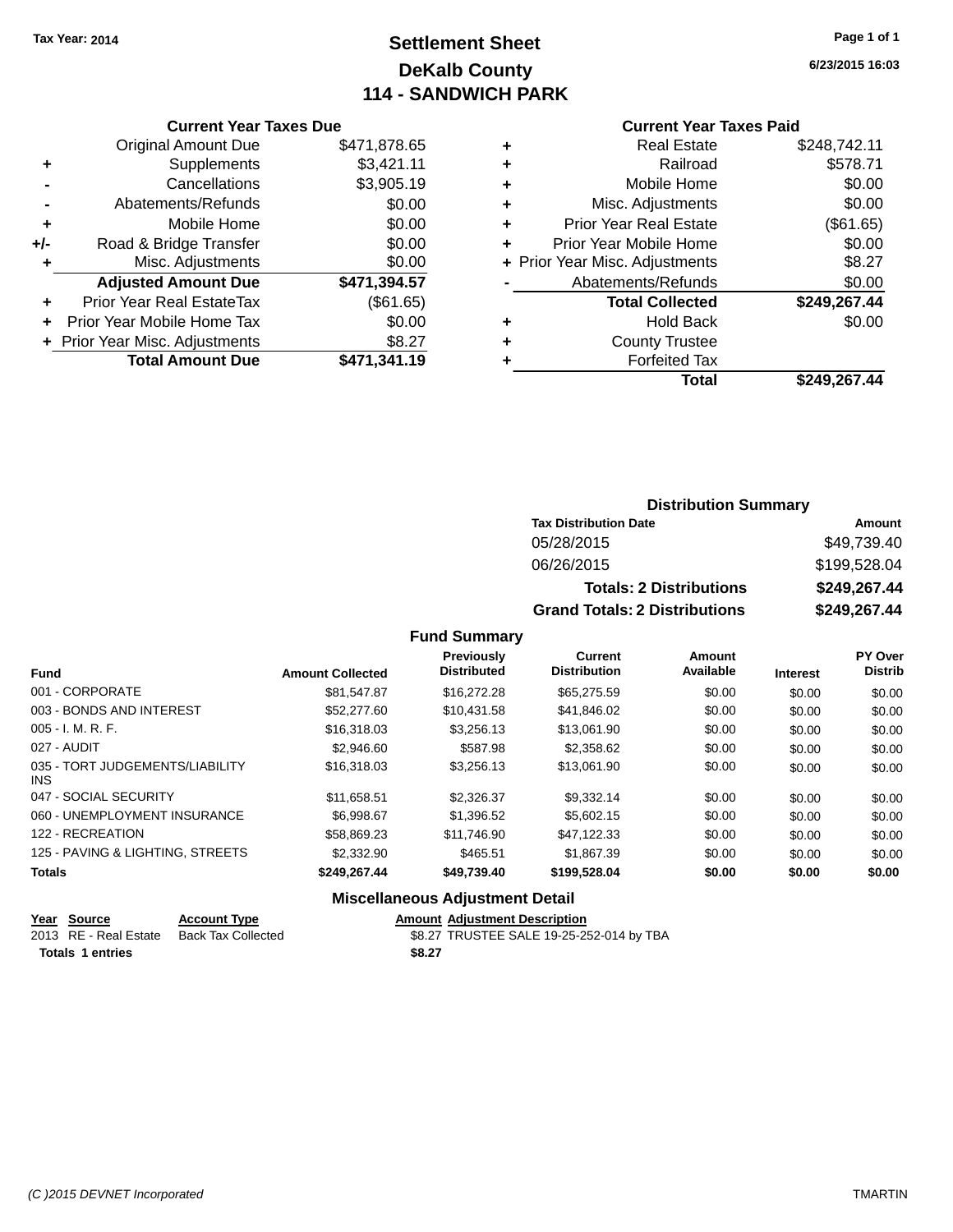Tax Year: 2014

# Settlement Sheet
## DeKalb County
## 114 - SANDWICH PARK

6/23/2015 16:03

### Current Year Taxes Due

| | | |
|---|---|---|
| | Original Amount Due | $471,878.65 |
| + | Supplements | $3,421.11 |
| - | Cancellations | $3,905.19 |
| - | Abatements/Refunds | $0.00 |
| + | Mobile Home | $0.00 |
| +/- | Road & Bridge Transfer | $0.00 |
| + | Misc. Adjustments | $0.00 |
| | **Adjusted Amount Due** | **$471,394.57** |
| + | Prior Year Real EstateTax | ($61.65) |
| + | Prior Year Mobile Home Tax | $0.00 |
| + | Prior Year Misc. Adjustments | $8.27 |
| | **Total Amount Due** | **$471,341.19** |

### Current Year Taxes Paid

| | | |
|---|---|---|
| + | Real Estate | $248,742.11 |
| + | Railroad | $578.71 |
| + | Mobile Home | $0.00 |
| + | Misc. Adjustments | $0.00 |
| + | Prior Year Real Estate | ($61.65) |
| + | Prior Year Mobile Home | $0.00 |
| + | Prior Year Misc. Adjustments | $8.27 |
| - | Abatements/Refunds | $0.00 |
| | **Total Collected** | **$249,267.44** |
| + | Hold Back | $0.00 |
| + | County Trustee | |
| + | Forfeited Tax | |
| | **Total** | **$249,267.44** |

### Distribution Summary

| Tax Distribution Date | Amount |
|---|---|
| 05/28/2015 | $49,739.40 |
| 06/26/2015 | $199,528.04 |
| **Totals: 2 Distributions** | **$249,267.44** |
| **Grand Totals: 2 Distributions** | **$249,267.44** |

### Fund Summary

| Fund | Amount Collected | Previously Distributed | Current Distribution | Amount Available | Interest | PY Over Distrib |
|---|---|---|---|---|---|---|
| 001 - CORPORATE | $81,547.87 | $16,272.28 | $65,275.59 | $0.00 | $0.00 | $0.00 |
| 003 - BONDS AND INTEREST | $52,277.60 | $10,431.58 | $41,846.02 | $0.00 | $0.00 | $0.00 |
| 005 - I. M. R. F. | $16,318.03 | $3,256.13 | $13,061.90 | $0.00 | $0.00 | $0.00 |
| 027 - AUDIT | $2,946.60 | $587.98 | $2,358.62 | $0.00 | $0.00 | $0.00 |
| 035 - TORT JUDGEMENTS/LIABILITY INS | $16,318.03 | $3,256.13 | $13,061.90 | $0.00 | $0.00 | $0.00 |
| 047 - SOCIAL SECURITY | $11,658.51 | $2,326.37 | $9,332.14 | $0.00 | $0.00 | $0.00 |
| 060 - UNEMPLOYMENT INSURANCE | $6,998.67 | $1,396.52 | $5,602.15 | $0.00 | $0.00 | $0.00 |
| 122 - RECREATION | $58,869.23 | $11,746.90 | $47,122.33 | $0.00 | $0.00 | $0.00 |
| 125 - PAVING & LIGHTING, STREETS | $2,332.90 | $465.51 | $1,867.39 | $0.00 | $0.00 | $0.00 |
| **Totals** | **$249,267.44** | **$49,739.40** | **$199,528.04** | **$0.00** | **$0.00** | **$0.00** |

### Miscellaneous Adjustment Detail

| Year | Source | Account Type | Amount | Adjustment Description |
|---|---|---|---|---|
| 2013 | RE - Real Estate | Back Tax Collected | $8.27 | TRUSTEE SALE 19-25-252-014 by TBA |
| **Totals** | **1 entries** | | **$8.27** | |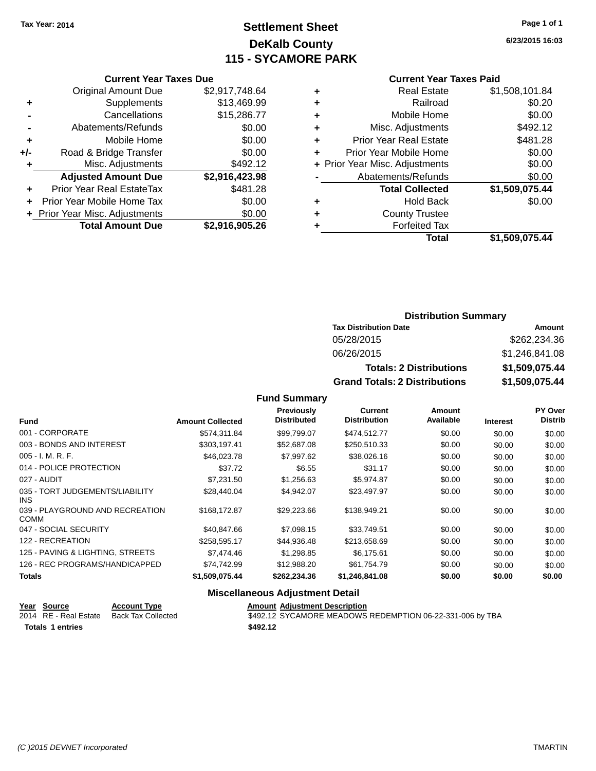Tax Year: 2014

# Settlement Sheet

## DeKalb County

## 115 - SYCAMORE PARK

6/23/2015 16:03

### Current Year Taxes Due

| | | |
|---|---|---|
| | Original Amount Due | $2,917,748.64 |
| + | Supplements | $13,469.99 |
| - | Cancellations | $15,286.77 |
| - | Abatements/Refunds | $0.00 |
| + | Mobile Home | $0.00 |
| +/- | Road & Bridge Transfer | $0.00 |
| + | Misc. Adjustments | $492.12 |
| | **Adjusted Amount Due** | **$2,916,423.98** |
| + | Prior Year Real EstateTax | $481.28 |
| + | Prior Year Mobile Home Tax | $0.00 |
| + | Prior Year Misc. Adjustments | $0.00 |
| | **Total Amount Due** | **$2,916,905.26** |

### Current Year Taxes Paid

| | | |
|---|---|---|
| + | Real Estate | $1,508,101.84 |
| + | Railroad | $0.20 |
| + | Mobile Home | $0.00 |
| + | Misc. Adjustments | $492.12 |
| + | Prior Year Real Estate | $481.28 |
| + | Prior Year Mobile Home | $0.00 |
| + | Prior Year Misc. Adjustments | $0.00 |
| - | Abatements/Refunds | $0.00 |
| | **Total Collected** | **$1,509,075.44** |
| + | Hold Back | $0.00 |
| + | County Trustee | |
| + | Forfeited Tax | |
| | **Total** | **$1,509,075.44** |

### Distribution Summary

| Tax Distribution Date | Amount |
|---|---|
| 05/28/2015 | $262,234.36 |
| 06/26/2015 | $1,246,841.08 |
| **Totals: 2 Distributions** | **$1,509,075.44** |
| **Grand Totals: 2 Distributions** | **$1,509,075.44** |

### Fund Summary

| Fund | Amount Collected | Previously Distributed | Current Distribution | Amount Available | Interest | PY Over Distrib |
|---|---|---|---|---|---|---|
| 001 - CORPORATE | $574,311.84 | $99,799.07 | $474,512.77 | $0.00 | $0.00 | $0.00 |
| 003 - BONDS AND INTEREST | $303,197.41 | $52,687.08 | $250,510.33 | $0.00 | $0.00 | $0.00 |
| 005 - I. M. R. F. | $46,023.78 | $7,997.62 | $38,026.16 | $0.00 | $0.00 | $0.00 |
| 014 - POLICE PROTECTION | $37.72 | $6.55 | $31.17 | $0.00 | $0.00 | $0.00 |
| 027 - AUDIT | $7,231.50 | $1,256.63 | $5,974.87 | $0.00 | $0.00 | $0.00 |
| 035 - TORT JUDGEMENTS/LIABILITY INS | $28,440.04 | $4,942.07 | $23,497.97 | $0.00 | $0.00 | $0.00 |
| 039 - PLAYGROUND AND RECREATION COMM | $168,172.87 | $29,223.66 | $138,949.21 | $0.00 | $0.00 | $0.00 |
| 047 - SOCIAL SECURITY | $40,847.66 | $7,098.15 | $33,749.51 | $0.00 | $0.00 | $0.00 |
| 122 - RECREATION | $258,595.17 | $44,936.48 | $213,658.69 | $0.00 | $0.00 | $0.00 |
| 125 - PAVING & LIGHTING, STREETS | $7,474.46 | $1,298.85 | $6,175.61 | $0.00 | $0.00 | $0.00 |
| 126 - REC PROGRAMS/HANDICAPPED | $74,742.99 | $12,988.20 | $61,754.79 | $0.00 | $0.00 | $0.00 |
| **Totals** | **$1,509,075.44** | **$262,234.36** | **$1,246,841.08** | **$0.00** | **$0.00** | **$0.00** |

### Miscellaneous Adjustment Detail

| Year | Source | Account Type | Amount | Adjustment Description |
|---|---|---|---|---|
| 2014 | RE - Real Estate | Back Tax Collected | $492.12 | SYCAMORE MEADOWS REDEMPTION 06-22-331-006 by TBA |
| **Totals** | **1 entries** | | **$492.12** | |

(C )2015 DEVNET Incorporated TMARTIN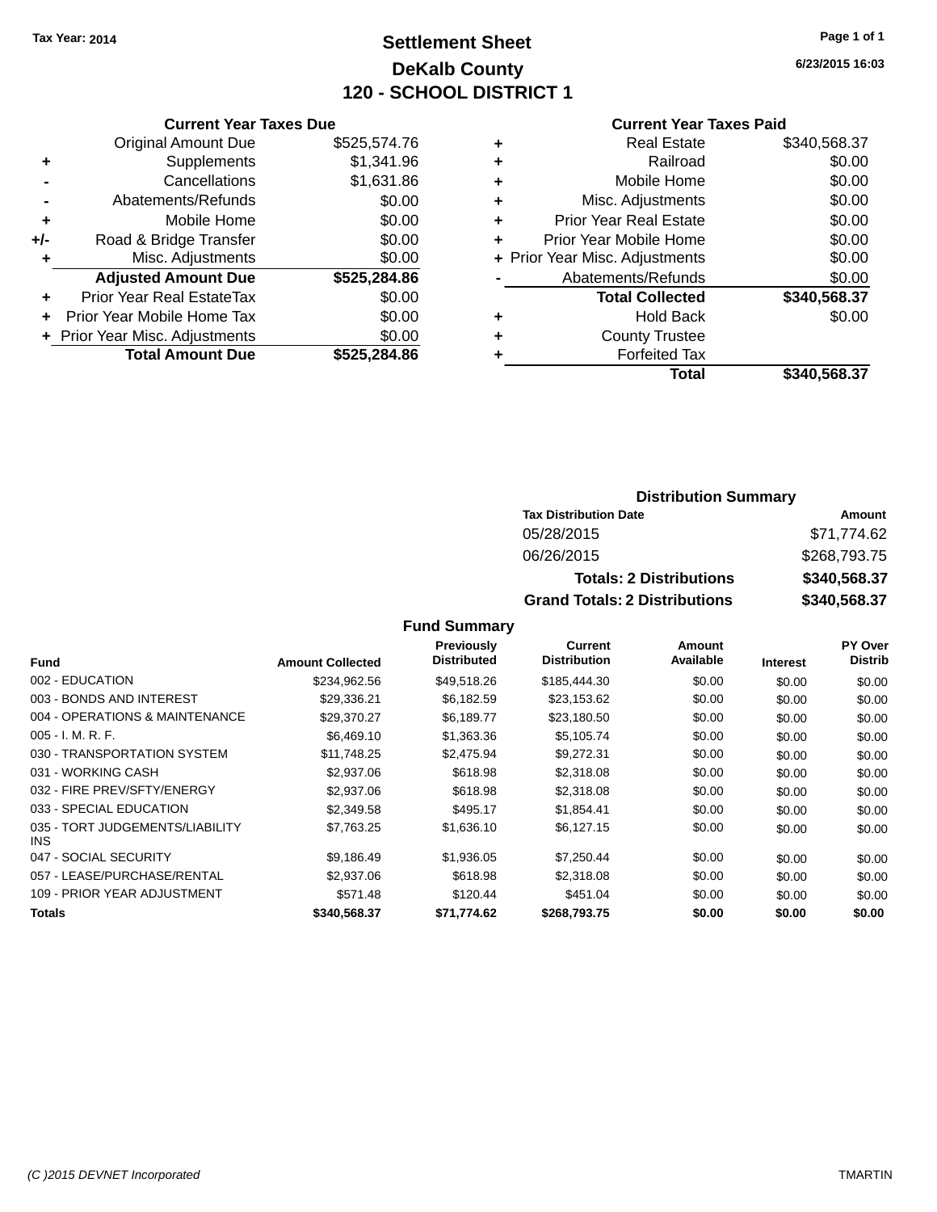**Tax Year: 2014**

# Settlement Sheet
## DeKalb County
## 120 - SCHOOL DISTRICT 1

6/23/2015 16:03

### Current Year Taxes Due

| | | |
|---|---|---|
| | Original Amount Due | $525,574.76 |
| + | Supplements | $1,341.96 |
| - | Cancellations | $1,631.86 |
| - | Abatements/Refunds | $0.00 |
| + | Mobile Home | $0.00 |
| +/- | Road & Bridge Transfer | $0.00 |
| + | Misc. Adjustments | $0.00 |
| | **Adjusted Amount Due** | **$525,284.86** |
| + | Prior Year Real EstateTax | $0.00 |
| + | Prior Year Mobile Home Tax | $0.00 |
| + | Prior Year Misc. Adjustments | $0.00 |
| | **Total Amount Due** | **$525,284.86** |

### Current Year Taxes Paid

| | | |
|---|---|---|
| + | Real Estate | $340,568.37 |
| + | Railroad | $0.00 |
| + | Mobile Home | $0.00 |
| + | Misc. Adjustments | $0.00 |
| + | Prior Year Real Estate | $0.00 |
| + | Prior Year Mobile Home | $0.00 |
| + | Prior Year Misc. Adjustments | $0.00 |
| - | Abatements/Refunds | $0.00 |
| | **Total Collected** | **$340,568.37** |
| + | Hold Back | $0.00 |
| + | County Trustee | |
| + | Forfeited Tax | |
| | **Total** | **$340,568.37** |

### Distribution Summary

| Tax Distribution Date | Amount |
|---|---|
| 05/28/2015 | $71,774.62 |
| 06/26/2015 | $268,793.75 |
| **Totals: 2 Distributions** | **$340,568.37** |
| **Grand Totals: 2 Distributions** | **$340,568.37** |

### Fund Summary

| Fund | Amount Collected | Previously Distributed | Current Distribution | Amount Available | Interest | PY Over Distrib |
|---|---|---|---|---|---|---|
| 002 - EDUCATION | $234,962.56 | $49,518.26 | $185,444.30 | $0.00 | $0.00 | $0.00 |
| 003 - BONDS AND INTEREST | $29,336.21 | $6,182.59 | $23,153.62 | $0.00 | $0.00 | $0.00 |
| 004 - OPERATIONS & MAINTENANCE | $29,370.27 | $6,189.77 | $23,180.50 | $0.00 | $0.00 | $0.00 |
| 005 - I. M. R. F. | $6,469.10 | $1,363.36 | $5,105.74 | $0.00 | $0.00 | $0.00 |
| 030 - TRANSPORTATION SYSTEM | $11,748.25 | $2,475.94 | $9,272.31 | $0.00 | $0.00 | $0.00 |
| 031 - WORKING CASH | $2,937.06 | $618.98 | $2,318.08 | $0.00 | $0.00 | $0.00 |
| 032 - FIRE PREV/SFTY/ENERGY | $2,937.06 | $618.98 | $2,318.08 | $0.00 | $0.00 | $0.00 |
| 033 - SPECIAL EDUCATION | $2,349.58 | $495.17 | $1,854.41 | $0.00 | $0.00 | $0.00 |
| 035 - TORT JUDGEMENTS/LIABILITY INS | $7,763.25 | $1,636.10 | $6,127.15 | $0.00 | $0.00 | $0.00 |
| 047 - SOCIAL SECURITY | $9,186.49 | $1,936.05 | $7,250.44 | $0.00 | $0.00 | $0.00 |
| 057 - LEASE/PURCHASE/RENTAL | $2,937.06 | $618.98 | $2,318.08 | $0.00 | $0.00 | $0.00 |
| 109 - PRIOR YEAR ADJUSTMENT | $571.48 | $120.44 | $451.04 | $0.00 | $0.00 | $0.00 |
| **Totals** | **$340,568.37** | **$71,774.62** | **$268,793.75** | **$0.00** | **$0.00** | **$0.00** |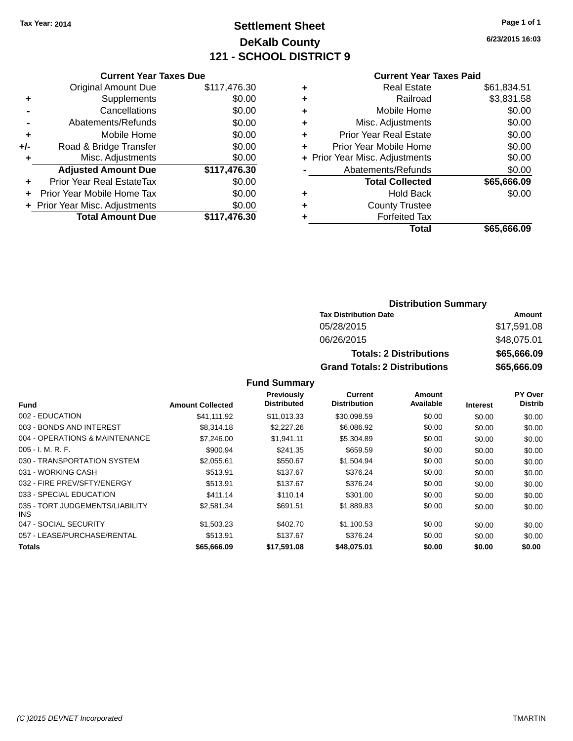Tax Year: 2014

# Settlement Sheet

## DeKalb County

## 121 - SCHOOL DISTRICT 9

6/23/2015 16:03

### Current Year Taxes Due

| | | |
|---|---|---|
| | Original Amount Due | $117,476.30 |
| + | Supplements | $0.00 |
| - | Cancellations | $0.00 |
| - | Abatements/Refunds | $0.00 |
| + | Mobile Home | $0.00 |
| +/- | Road & Bridge Transfer | $0.00 |
| + | Misc. Adjustments | $0.00 |
| | **Adjusted Amount Due** | **$117,476.30** |
| + | Prior Year Real EstateTax | $0.00 |
| + | Prior Year Mobile Home Tax | $0.00 |
| + | Prior Year Misc. Adjustments | $0.00 |
| | **Total Amount Due** | **$117,476.30** |

### Current Year Taxes Paid

| | | |
|---|---|---|
| + | Real Estate | $61,834.51 |
| + | Railroad | $3,831.58 |
| + | Mobile Home | $0.00 |
| + | Misc. Adjustments | $0.00 |
| + | Prior Year Real Estate | $0.00 |
| + | Prior Year Mobile Home | $0.00 |
| + | Prior Year Misc. Adjustments | $0.00 |
| - | Abatements/Refunds | $0.00 |
| | **Total Collected** | **$65,666.09** |
| + | Hold Back | $0.00 |
| + | County Trustee | |
| + | Forfeited Tax | |
| | **Total** | **$65,666.09** |

### Distribution Summary

| Tax Distribution Date | Amount |
|---|---|
| 05/28/2015 | $17,591.08 |
| 06/26/2015 | $48,075.01 |
| **Totals: 2 Distributions** | **$65,666.09** |
| **Grand Totals: 2 Distributions** | **$65,666.09** |

### Fund Summary

| Fund | Amount Collected | Previously Distributed | Current Distribution | Amount Available | Interest | PY Over Distrib |
|---|---|---|---|---|---|---|
| 002 - EDUCATION | $41,111.92 | $11,013.33 | $30,098.59 | $0.00 | $0.00 | $0.00 |
| 003 - BONDS AND INTEREST | $8,314.18 | $2,227.26 | $6,086.92 | $0.00 | $0.00 | $0.00 |
| 004 - OPERATIONS & MAINTENANCE | $7,246.00 | $1,941.11 | $5,304.89 | $0.00 | $0.00 | $0.00 |
| 005 - I. M. R. F. | $900.94 | $241.35 | $659.59 | $0.00 | $0.00 | $0.00 |
| 030 - TRANSPORTATION SYSTEM | $2,055.61 | $550.67 | $1,504.94 | $0.00 | $0.00 | $0.00 |
| 031 - WORKING CASH | $513.91 | $137.67 | $376.24 | $0.00 | $0.00 | $0.00 |
| 032 - FIRE PREV/SFTY/ENERGY | $513.91 | $137.67 | $376.24 | $0.00 | $0.00 | $0.00 |
| 033 - SPECIAL EDUCATION | $411.14 | $110.14 | $301.00 | $0.00 | $0.00 | $0.00 |
| 035 - TORT JUDGEMENTS/LIABILITY INS | $2,581.34 | $691.51 | $1,889.83 | $0.00 | $0.00 | $0.00 |
| 047 - SOCIAL SECURITY | $1,503.23 | $402.70 | $1,100.53 | $0.00 | $0.00 | $0.00 |
| 057 - LEASE/PURCHASE/RENTAL | $513.91 | $137.67 | $376.24 | $0.00 | $0.00 | $0.00 |
| **Totals** | **$65,666.09** | **$17,591.08** | **$48,075.01** | **$0.00** | **$0.00** | **$0.00** |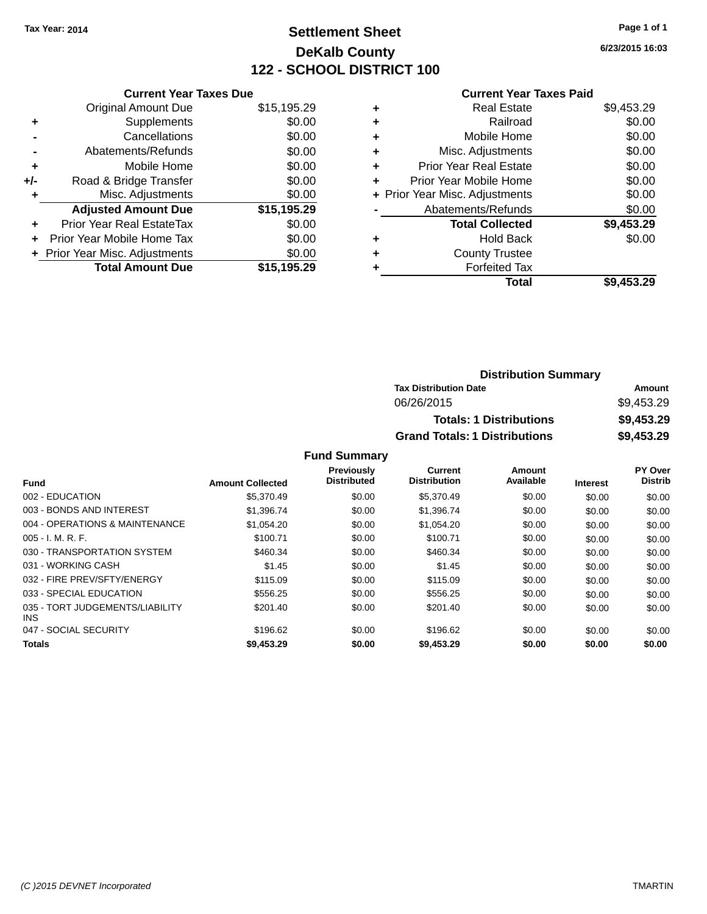Tax Year: 2014

# Settlement Sheet

## DeKalb County

## 122 - SCHOOL DISTRICT 100

6/23/2015 16:03

### Current Year Taxes Due

| | | |
|---|---|---|
| | Original Amount Due | $15,195.29 |
| + | Supplements | $0.00 |
| - | Cancellations | $0.00 |
| - | Abatements/Refunds | $0.00 |
| + | Mobile Home | $0.00 |
| +/- | Road & Bridge Transfer | $0.00 |
| + | Misc. Adjustments | $0.00 |
| | **Adjusted Amount Due** | **$15,195.29** |
| + | Prior Year Real EstateTax | $0.00 |
| + | Prior Year Mobile Home Tax | $0.00 |
| + | Prior Year Misc. Adjustments | $0.00 |
| | **Total Amount Due** | **$15,195.29** |

### Current Year Taxes Paid

| | | |
|---|---|---|
| + | Real Estate | $9,453.29 |
| + | Railroad | $0.00 |
| + | Mobile Home | $0.00 |
| + | Misc. Adjustments | $0.00 |
| + | Prior Year Real Estate | $0.00 |
| + | Prior Year Mobile Home | $0.00 |
| + | Prior Year Misc. Adjustments | $0.00 |
| - | Abatements/Refunds | $0.00 |
| | **Total Collected** | **$9,453.29** |
| + | Hold Back | $0.00 |
| + | County Trustee | |
| + | Forfeited Tax | |
| | **Total** | **$9,453.29** |

### Distribution Summary

| Tax Distribution Date | Amount |
|---|---|
| 06/26/2015 | $9,453.29 |
| **Totals: 1 Distributions** | **$9,453.29** |
| **Grand Totals: 1 Distributions** | **$9,453.29** |

### Fund Summary

| Fund | Amount Collected | Previously Distributed | Current Distribution | Amount Available | Interest | PY Over Distrib |
|---|---|---|---|---|---|---|
| 002 - EDUCATION | $5,370.49 | $0.00 | $5,370.49 | $0.00 | $0.00 | $0.00 |
| 003 - BONDS AND INTEREST | $1,396.74 | $0.00 | $1,396.74 | $0.00 | $0.00 | $0.00 |
| 004 - OPERATIONS & MAINTENANCE | $1,054.20 | $0.00 | $1,054.20 | $0.00 | $0.00 | $0.00 |
| 005 - I. M. R. F. | $100.71 | $0.00 | $100.71 | $0.00 | $0.00 | $0.00 |
| 030 - TRANSPORTATION SYSTEM | $460.34 | $0.00 | $460.34 | $0.00 | $0.00 | $0.00 |
| 031 - WORKING CASH | $1.45 | $0.00 | $1.45 | $0.00 | $0.00 | $0.00 |
| 032 - FIRE PREV/SFTY/ENERGY | $115.09 | $0.00 | $115.09 | $0.00 | $0.00 | $0.00 |
| 033 - SPECIAL EDUCATION | $556.25 | $0.00 | $556.25 | $0.00 | $0.00 | $0.00 |
| 035 - TORT JUDGEMENTS/LIABILITY INS | $201.40 | $0.00 | $201.40 | $0.00 | $0.00 | $0.00 |
| 047 - SOCIAL SECURITY | $196.62 | $0.00 | $196.62 | $0.00 | $0.00 | $0.00 |
| **Totals** | **$9,453.29** | **$0.00** | **$9,453.29** | **$0.00** | **$0.00** | **$0.00** |

(C )2015 DEVNET Incorporated TMARTIN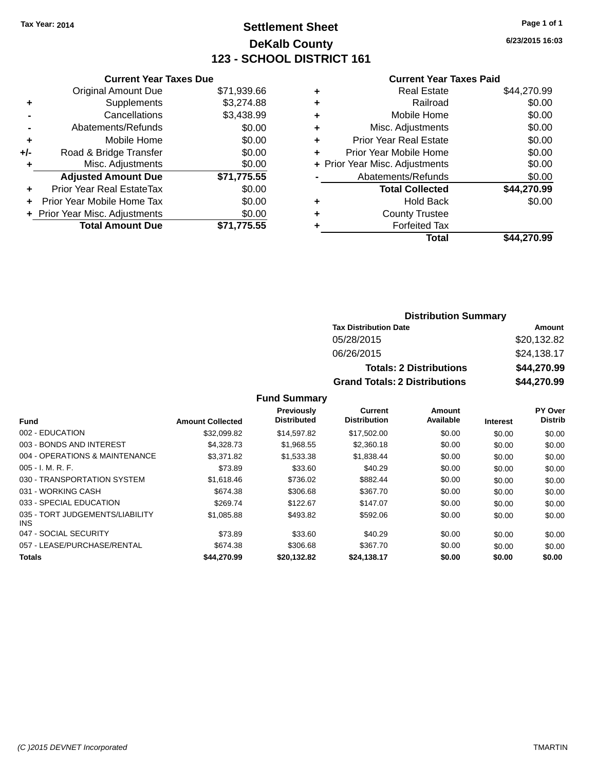Tax Year: 2014

# Settlement Sheet

## DeKalb County

## 123 - SCHOOL DISTRICT 161

6/23/2015 16:03

### Current Year Taxes Due

| | | |
|---|---|---|
| | Original Amount Due | $71,939.66 |
| + | Supplements | $3,274.88 |
| - | Cancellations | $3,438.99 |
| - | Abatements/Refunds | $0.00 |
| + | Mobile Home | $0.00 |
| +/- | Road & Bridge Transfer | $0.00 |
| + | Misc. Adjustments | $0.00 |
| | **Adjusted Amount Due** | **$71,775.55** |
| + | Prior Year Real EstateTax | $0.00 |
| + | Prior Year Mobile Home Tax | $0.00 |
| + | Prior Year Misc. Adjustments | $0.00 |
| | **Total Amount Due** | **$71,775.55** |

### Current Year Taxes Paid

| | | |
|---|---|---|
| + | Real Estate | $44,270.99 |
| + | Railroad | $0.00 |
| + | Mobile Home | $0.00 |
| + | Misc. Adjustments | $0.00 |
| + | Prior Year Real Estate | $0.00 |
| + | Prior Year Mobile Home | $0.00 |
| + | Prior Year Misc. Adjustments | $0.00 |
| - | Abatements/Refunds | $0.00 |
| | **Total Collected** | **$44,270.99** |
| + | Hold Back | $0.00 |
| + | County Trustee | |
| + | Forfeited Tax | |
| | **Total** | **$44,270.99** |

### Distribution Summary

| Tax Distribution Date | Amount |
|---|---|
| 05/28/2015 | $20,132.82 |
| 06/26/2015 | $24,138.17 |
| **Totals: 2 Distributions** | **$44,270.99** |
| **Grand Totals: 2 Distributions** | **$44,270.99** |

### Fund Summary

| Fund | Amount Collected | Previously Distributed | Current Distribution | Amount Available | Interest | PY Over Distrib |
|---|---|---|---|---|---|---|
| 002 - EDUCATION | $32,099.82 | $14,597.82 | $17,502.00 | $0.00 | $0.00 | $0.00 |
| 003 - BONDS AND INTEREST | $4,328.73 | $1,968.55 | $2,360.18 | $0.00 | $0.00 | $0.00 |
| 004 - OPERATIONS & MAINTENANCE | $3,371.82 | $1,533.38 | $1,838.44 | $0.00 | $0.00 | $0.00 |
| 005 - I. M. R. F. | $73.89 | $33.60 | $40.29 | $0.00 | $0.00 | $0.00 |
| 030 - TRANSPORTATION SYSTEM | $1,618.46 | $736.02 | $882.44 | $0.00 | $0.00 | $0.00 |
| 031 - WORKING CASH | $674.38 | $306.68 | $367.70 | $0.00 | $0.00 | $0.00 |
| 033 - SPECIAL EDUCATION | $269.74 | $122.67 | $147.07 | $0.00 | $0.00 | $0.00 |
| 035 - TORT JUDGEMENTS/LIABILITY INS | $1,085.88 | $493.82 | $592.06 | $0.00 | $0.00 | $0.00 |
| 047 - SOCIAL SECURITY | $73.89 | $33.60 | $40.29 | $0.00 | $0.00 | $0.00 |
| 057 - LEASE/PURCHASE/RENTAL | $674.38 | $306.68 | $367.70 | $0.00 | $0.00 | $0.00 |
| **Totals** | **$44,270.99** | **$20,132.82** | **$24,138.17** | **$0.00** | **$0.00** | **$0.00** |

(C )2015 DEVNET Incorporated TMARTIN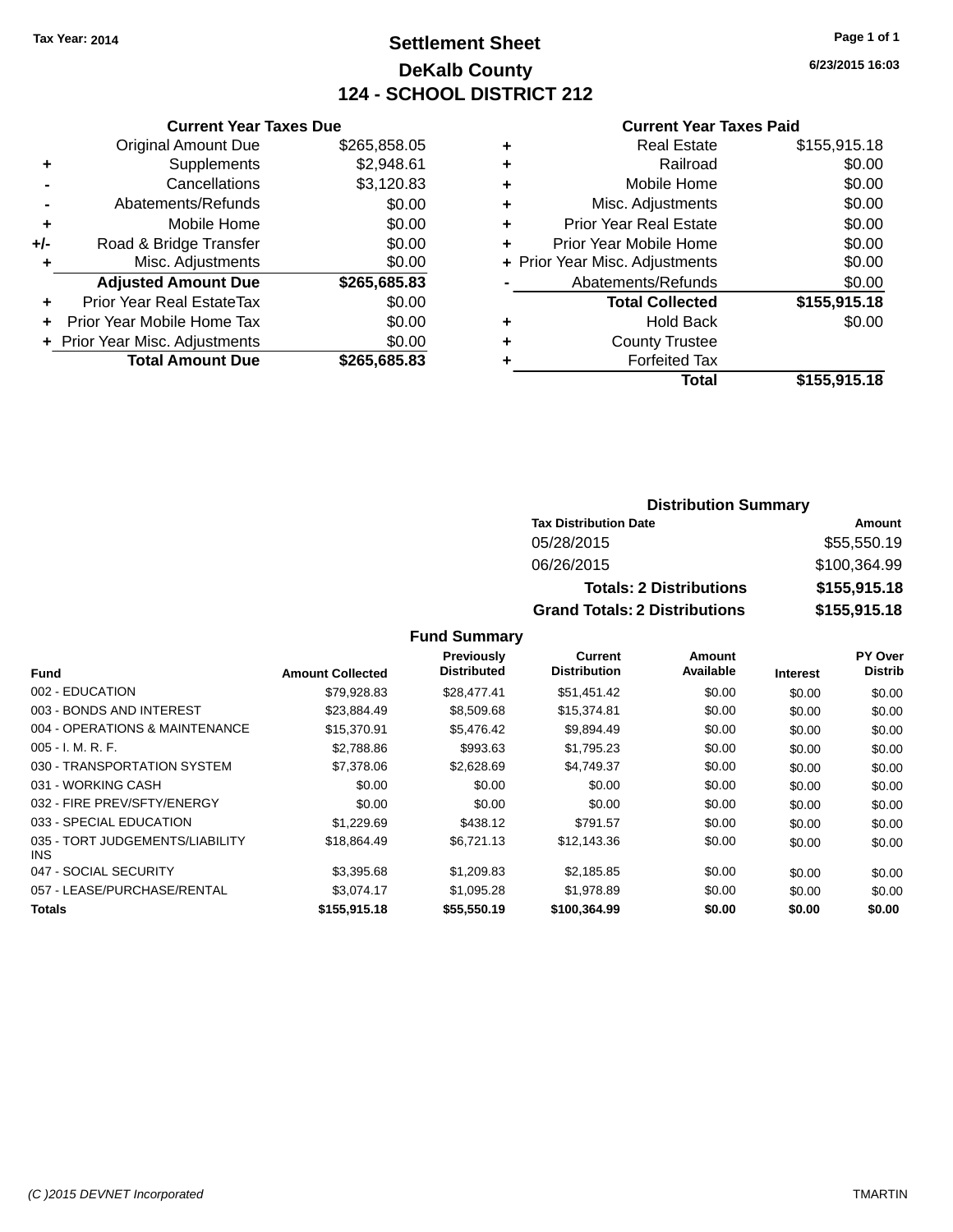Tax Year: 2014

# Settlement Sheet

## DeKalb County

## 124 - SCHOOL DISTRICT 212

6/23/2015 16:03

### Current Year Taxes Due

| | | |
|---|---|---|
| | Original Amount Due | $265,858.05 |
| + | Supplements | $2,948.61 |
| - | Cancellations | $3,120.83 |
| - | Abatements/Refunds | $0.00 |
| + | Mobile Home | $0.00 |
| +/- | Road & Bridge Transfer | $0.00 |
| + | Misc. Adjustments | $0.00 |
| | **Adjusted Amount Due** | **$265,685.83** |
| + | Prior Year Real EstateTax | $0.00 |
| + | Prior Year Mobile Home Tax | $0.00 |
| + | Prior Year Misc. Adjustments | $0.00 |
| | **Total Amount Due** | **$265,685.83** |

### Current Year Taxes Paid

| | | |
|---|---|---|
| + | Real Estate | $155,915.18 |
| + | Railroad | $0.00 |
| + | Mobile Home | $0.00 |
| + | Misc. Adjustments | $0.00 |
| + | Prior Year Real Estate | $0.00 |
| + | Prior Year Mobile Home | $0.00 |
| + | Prior Year Misc. Adjustments | $0.00 |
| - | Abatements/Refunds | $0.00 |
| | **Total Collected** | **$155,915.18** |
| + | Hold Back | $0.00 |
| + | County Trustee | |
| + | Forfeited Tax | |
| | **Total** | **$155,915.18** |

### Distribution Summary

| Tax Distribution Date | Amount |
|---|---|
| 05/28/2015 | $55,550.19 |
| 06/26/2015 | $100,364.99 |
| **Totals: 2 Distributions** | **$155,915.18** |
| **Grand Totals: 2 Distributions** | **$155,915.18** |

### Fund Summary

| Fund | Amount Collected | Previously Distributed | Current Distribution | Amount Available | Interest | PY Over Distrib |
|---|---|---|---|---|---|---|
| 002 - EDUCATION | $79,928.83 | $28,477.41 | $51,451.42 | $0.00 | $0.00 | $0.00 |
| 003 - BONDS AND INTEREST | $23,884.49 | $8,509.68 | $15,374.81 | $0.00 | $0.00 | $0.00 |
| 004 - OPERATIONS & MAINTENANCE | $15,370.91 | $5,476.42 | $9,894.49 | $0.00 | $0.00 | $0.00 |
| 005 - I. M. R. F. | $2,788.86 | $993.63 | $1,795.23 | $0.00 | $0.00 | $0.00 |
| 030 - TRANSPORTATION SYSTEM | $7,378.06 | $2,628.69 | $4,749.37 | $0.00 | $0.00 | $0.00 |
| 031 - WORKING CASH | $0.00 | $0.00 | $0.00 | $0.00 | $0.00 | $0.00 |
| 032 - FIRE PREV/SFTY/ENERGY | $0.00 | $0.00 | $0.00 | $0.00 | $0.00 | $0.00 |
| 033 - SPECIAL EDUCATION | $1,229.69 | $438.12 | $791.57 | $0.00 | $0.00 | $0.00 |
| 035 - TORT JUDGEMENTS/LIABILITY INS | $18,864.49 | $6,721.13 | $12,143.36 | $0.00 | $0.00 | $0.00 |
| 047 - SOCIAL SECURITY | $3,395.68 | $1,209.83 | $2,185.85 | $0.00 | $0.00 | $0.00 |
| 057 - LEASE/PURCHASE/RENTAL | $3,074.17 | $1,095.28 | $1,978.89 | $0.00 | $0.00 | $0.00 |
| **Totals** | **$155,915.18** | **$55,550.19** | **$100,364.99** | **$0.00** | **$0.00** | **$0.00** |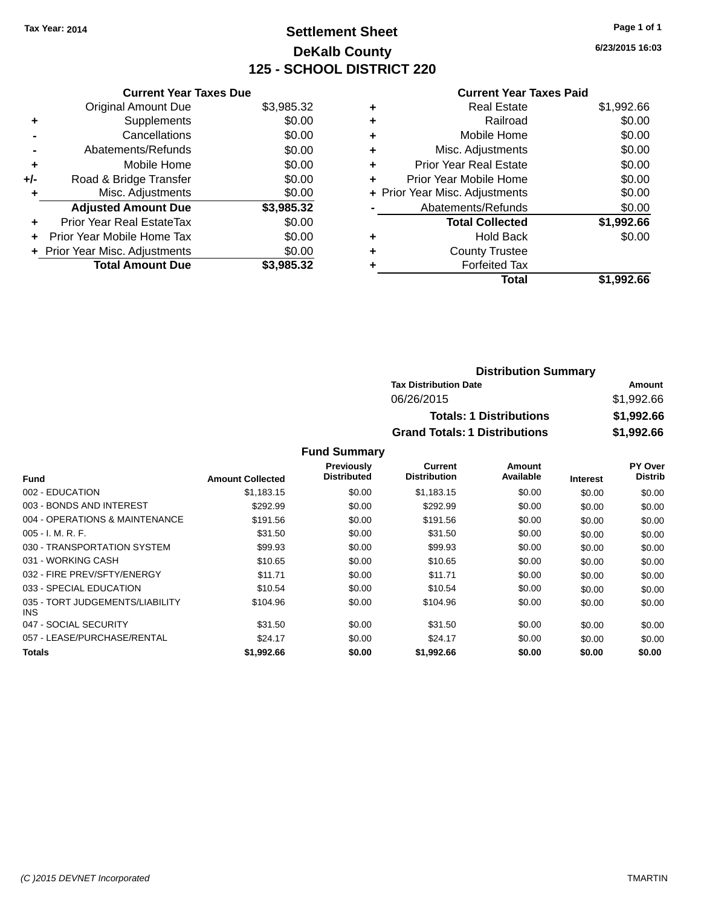Tax Year: 2014

# Settlement Sheet
## DeKalb County
## 125 - SCHOOL DISTRICT 220

6/23/2015 16:03

### Current Year Taxes Due

| | | |
|---|---|---|
| | Original Amount Due | $3,985.32 |
| + | Supplements | $0.00 |
| - | Cancellations | $0.00 |
| - | Abatements/Refunds | $0.00 |
| + | Mobile Home | $0.00 |
| +/- | Road & Bridge Transfer | $0.00 |
| + | Misc. Adjustments | $0.00 |
| | **Adjusted Amount Due** | **$3,985.32** |
| + | Prior Year Real EstateTax | $0.00 |
| + | Prior Year Mobile Home Tax | $0.00 |
| + | Prior Year Misc. Adjustments | $0.00 |
| | **Total Amount Due** | **$3,985.32** |

### Current Year Taxes Paid

| | | |
|---|---|---|
| + | Real Estate | $1,992.66 |
| + | Railroad | $0.00 |
| + | Mobile Home | $0.00 |
| + | Misc. Adjustments | $0.00 |
| + | Prior Year Real Estate | $0.00 |
| + | Prior Year Mobile Home | $0.00 |
| + | Prior Year Misc. Adjustments | $0.00 |
| - | Abatements/Refunds | $0.00 |
| | **Total Collected** | **$1,992.66** |
| + | Hold Back | $0.00 |
| + | County Trustee | |
| + | Forfeited Tax | |
| | **Total** | **$1,992.66** |

### Distribution Summary

| Tax Distribution Date | Amount |
|---|---|
| 06/26/2015 | $1,992.66 |
| **Totals: 1 Distributions** | **$1,992.66** |
| **Grand Totals: 1 Distributions** | **$1,992.66** |

### Fund Summary

| Fund | Amount Collected | Previously Distributed | Current Distribution | Amount Available | Interest | PY Over Distrib |
|---|---|---|---|---|---|---|
| 002 - EDUCATION | $1,183.15 | $0.00 | $1,183.15 | $0.00 | $0.00 | $0.00 |
| 003 - BONDS AND INTEREST | $292.99 | $0.00 | $292.99 | $0.00 | $0.00 | $0.00 |
| 004 - OPERATIONS & MAINTENANCE | $191.56 | $0.00 | $191.56 | $0.00 | $0.00 | $0.00 |
| 005 - I. M. R. F. | $31.50 | $0.00 | $31.50 | $0.00 | $0.00 | $0.00 |
| 030 - TRANSPORTATION SYSTEM | $99.93 | $0.00 | $99.93 | $0.00 | $0.00 | $0.00 |
| 031 - WORKING CASH | $10.65 | $0.00 | $10.65 | $0.00 | $0.00 | $0.00 |
| 032 - FIRE PREV/SFTY/ENERGY | $11.71 | $0.00 | $11.71 | $0.00 | $0.00 | $0.00 |
| 033 - SPECIAL EDUCATION | $10.54 | $0.00 | $10.54 | $0.00 | $0.00 | $0.00 |
| 035 - TORT JUDGEMENTS/LIABILITY INS | $104.96 | $0.00 | $104.96 | $0.00 | $0.00 | $0.00 |
| 047 - SOCIAL SECURITY | $31.50 | $0.00 | $31.50 | $0.00 | $0.00 | $0.00 |
| 057 - LEASE/PURCHASE/RENTAL | $24.17 | $0.00 | $24.17 | $0.00 | $0.00 | $0.00 |
| **Totals** | **$1,992.66** | **$0.00** | **$1,992.66** | **$0.00** | **$0.00** | **$0.00** |

(C )2015 DEVNET Incorporated TMARTIN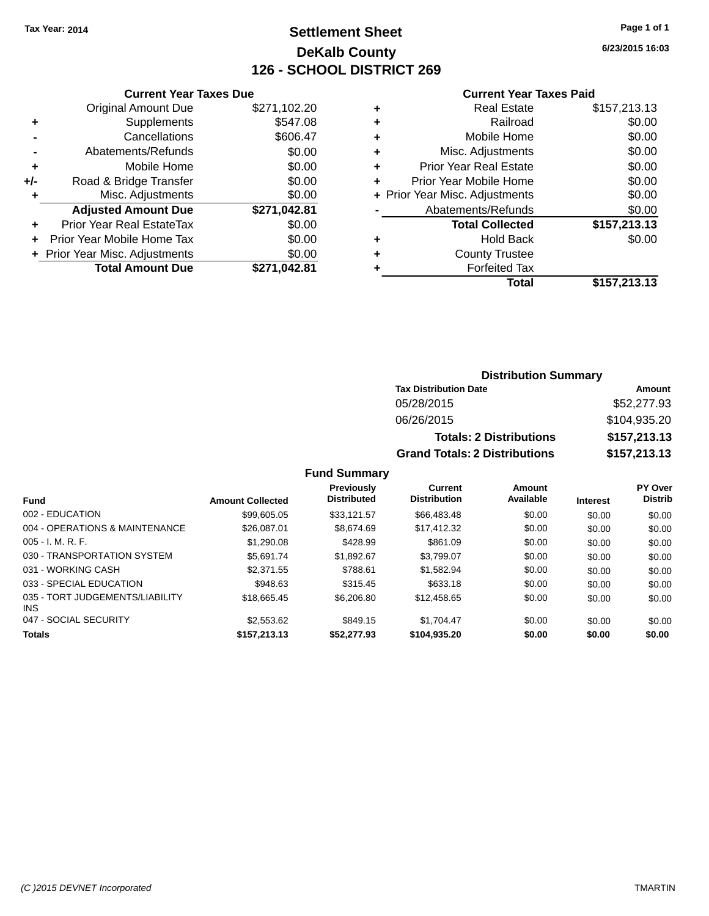Tax Year: 2014

# Settlement Sheet

## DeKalb County

## 126 - SCHOOL DISTRICT 269

6/23/2015 16:03

### Current Year Taxes Due

| | | |
|---|---|---|
| | Original Amount Due | $271,102.20 |
| + | Supplements | $547.08 |
| - | Cancellations | $606.47 |
| - | Abatements/Refunds | $0.00 |
| + | Mobile Home | $0.00 |
| +/- | Road & Bridge Transfer | $0.00 |
| + | Misc. Adjustments | $0.00 |
| | **Adjusted Amount Due** | **$271,042.81** |
| + | Prior Year Real EstateTax | $0.00 |
| + | Prior Year Mobile Home Tax | $0.00 |
| + | Prior Year Misc. Adjustments | $0.00 |
| | **Total Amount Due** | **$271,042.81** |

### Current Year Taxes Paid

| | | |
|---|---|---|
| + | Real Estate | $157,213.13 |
| + | Railroad | $0.00 |
| + | Mobile Home | $0.00 |
| + | Misc. Adjustments | $0.00 |
| + | Prior Year Real Estate | $0.00 |
| + | Prior Year Mobile Home | $0.00 |
| + | Prior Year Misc. Adjustments | $0.00 |
| - | Abatements/Refunds | $0.00 |
| | **Total Collected** | **$157,213.13** |
| + | Hold Back | $0.00 |
| + | County Trustee | |
| + | Forfeited Tax | |
| | **Total** | **$157,213.13** |

### Distribution Summary

| Tax Distribution Date | Amount |
|---|---|
| 05/28/2015 | $52,277.93 |
| 06/26/2015 | $104,935.20 |
| **Totals: 2 Distributions** | **$157,213.13** |
| **Grand Totals: 2 Distributions** | **$157,213.13** |

### Fund Summary

| Fund | Amount Collected | Previously Distributed | Current Distribution | Amount Available | Interest | PY Over Distrib |
|---|---|---|---|---|---|---|
| 002 - EDUCATION | $99,605.05 | $33,121.57 | $66,483.48 | $0.00 | $0.00 | $0.00 |
| 004 - OPERATIONS & MAINTENANCE | $26,087.01 | $8,674.69 | $17,412.32 | $0.00 | $0.00 | $0.00 |
| 005 - I. M. R. F. | $1,290.08 | $428.99 | $861.09 | $0.00 | $0.00 | $0.00 |
| 030 - TRANSPORTATION SYSTEM | $5,691.74 | $1,892.67 | $3,799.07 | $0.00 | $0.00 | $0.00 |
| 031 - WORKING CASH | $2,371.55 | $788.61 | $1,582.94 | $0.00 | $0.00 | $0.00 |
| 033 - SPECIAL EDUCATION | $948.63 | $315.45 | $633.18 | $0.00 | $0.00 | $0.00 |
| 035 - TORT JUDGEMENTS/LIABILITY INS | $18,665.45 | $6,206.80 | $12,458.65 | $0.00 | $0.00 | $0.00 |
| 047 - SOCIAL SECURITY | $2,553.62 | $849.15 | $1,704.47 | $0.00 | $0.00 | $0.00 |
| **Totals** | **$157,213.13** | **$52,277.93** | **$104,935.20** | **$0.00** | **$0.00** | **$0.00** |

(C )2015 DEVNET Incorporated TMARTIN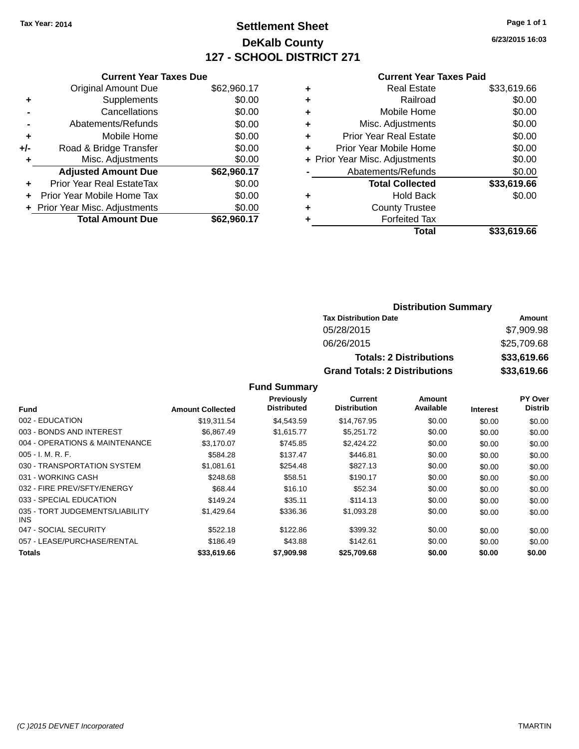Tax Year: 2014

# Settlement Sheet
## DeKalb County
## 127 - SCHOOL DISTRICT 271

6/23/2015 16:03

### Current Year Taxes Due

| | | |
|---|---|---|
| | Original Amount Due | $62,960.17 |
| + | Supplements | $0.00 |
| - | Cancellations | $0.00 |
| - | Abatements/Refunds | $0.00 |
| + | Mobile Home | $0.00 |
| +/- | Road & Bridge Transfer | $0.00 |
| + | Misc. Adjustments | $0.00 |
| | **Adjusted Amount Due** | **$62,960.17** |
| + | Prior Year Real EstateTax | $0.00 |
| + | Prior Year Mobile Home Tax | $0.00 |
| + | Prior Year Misc. Adjustments | $0.00 |
| | **Total Amount Due** | **$62,960.17** |

### Current Year Taxes Paid

| | | |
|---|---|---|
| + | Real Estate | $33,619.66 |
| + | Railroad | $0.00 |
| + | Mobile Home | $0.00 |
| + | Misc. Adjustments | $0.00 |
| + | Prior Year Real Estate | $0.00 |
| + | Prior Year Mobile Home | $0.00 |
| + | Prior Year Misc. Adjustments | $0.00 |
| - | Abatements/Refunds | $0.00 |
| | **Total Collected** | **$33,619.66** |
| + | Hold Back | $0.00 |
| + | County Trustee | |
| + | Forfeited Tax | |
| | **Total** | **$33,619.66** |

### Distribution Summary

| Tax Distribution Date | Amount |
|---|---|
| 05/28/2015 | $7,909.98 |
| 06/26/2015 | $25,709.68 |
| **Totals: 2 Distributions** | **$33,619.66** |
| **Grand Totals: 2 Distributions** | **$33,619.66** |

### Fund Summary

| Fund | Amount Collected | Previously Distributed | Current Distribution | Amount Available | Interest | PY Over Distrib |
|---|---|---|---|---|---|---|
| 002 - EDUCATION | $19,311.54 | $4,543.59 | $14,767.95 | $0.00 | $0.00 | $0.00 |
| 003 - BONDS AND INTEREST | $6,867.49 | $1,615.77 | $5,251.72 | $0.00 | $0.00 | $0.00 |
| 004 - OPERATIONS & MAINTENANCE | $3,170.07 | $745.85 | $2,424.22 | $0.00 | $0.00 | $0.00 |
| 005 - I. M. R. F. | $584.28 | $137.47 | $446.81 | $0.00 | $0.00 | $0.00 |
| 030 - TRANSPORTATION SYSTEM | $1,081.61 | $254.48 | $827.13 | $0.00 | $0.00 | $0.00 |
| 031 - WORKING CASH | $248.68 | $58.51 | $190.17 | $0.00 | $0.00 | $0.00 |
| 032 - FIRE PREV/SFTY/ENERGY | $68.44 | $16.10 | $52.34 | $0.00 | $0.00 | $0.00 |
| 033 - SPECIAL EDUCATION | $149.24 | $35.11 | $114.13 | $0.00 | $0.00 | $0.00 |
| 035 - TORT JUDGEMENTS/LIABILITY INS | $1,429.64 | $336.36 | $1,093.28 | $0.00 | $0.00 | $0.00 |
| 047 - SOCIAL SECURITY | $522.18 | $122.86 | $399.32 | $0.00 | $0.00 | $0.00 |
| 057 - LEASE/PURCHASE/RENTAL | $186.49 | $43.88 | $142.61 | $0.00 | $0.00 | $0.00 |
| **Totals** | **$33,619.66** | **$7,909.98** | **$25,709.68** | **$0.00** | **$0.00** | **$0.00** |

(C )2015 DEVNET Incorporated — TMARTIN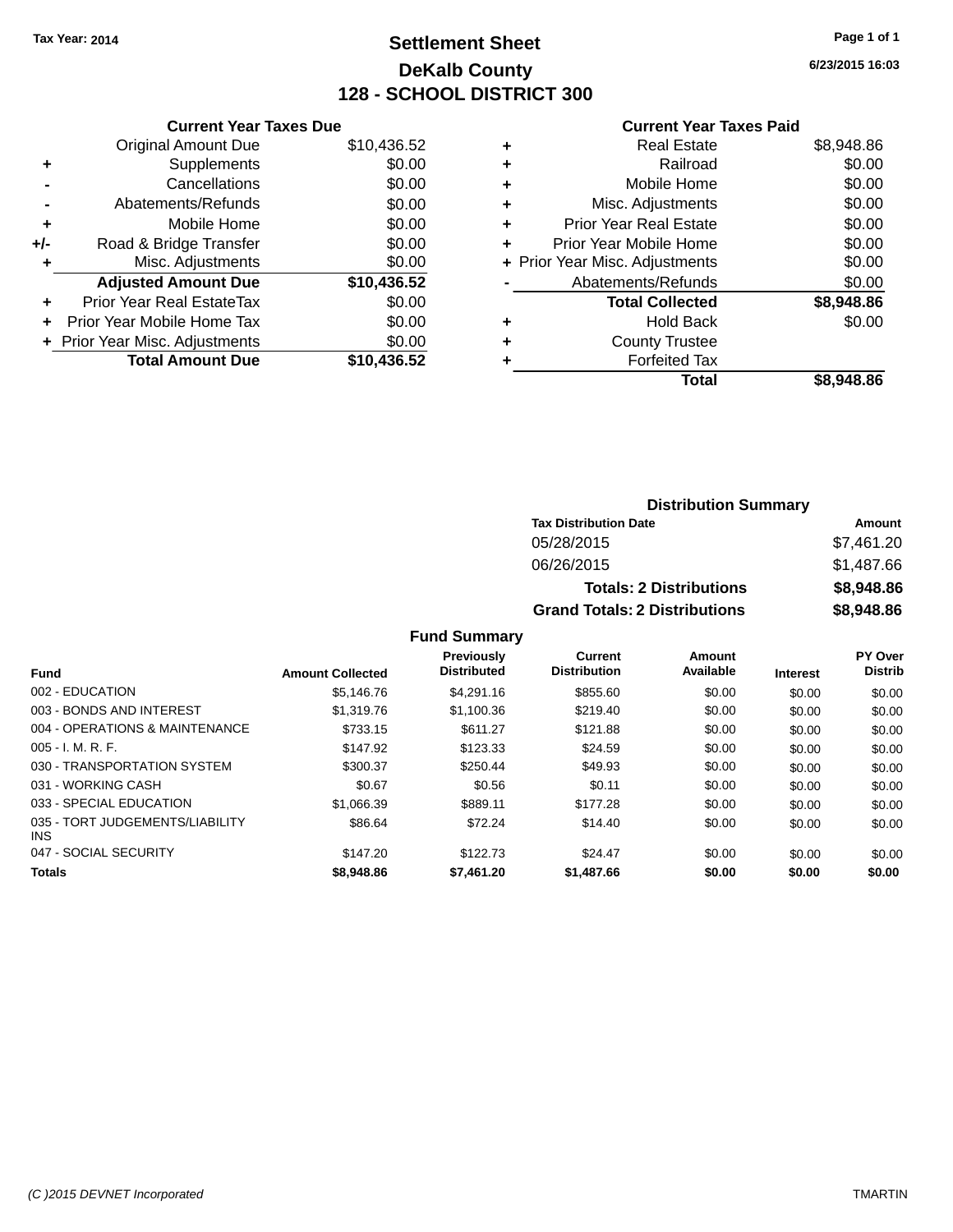Tax Year: 2014

# Settlement Sheet

## DeKalb County

## 128 - SCHOOL DISTRICT 300

6/23/2015 16:03

### Current Year Taxes Due

| | | |
|---|---|---|
| | Original Amount Due | $10,436.52 |
| + | Supplements | $0.00 |
| - | Cancellations | $0.00 |
| - | Abatements/Refunds | $0.00 |
| + | Mobile Home | $0.00 |
| +/- | Road & Bridge Transfer | $0.00 |
| + | Misc. Adjustments | $0.00 |
| | **Adjusted Amount Due** | **$10,436.52** |
| + | Prior Year Real EstateTax | $0.00 |
| + | Prior Year Mobile Home Tax | $0.00 |
| + | Prior Year Misc. Adjustments | $0.00 |
| | **Total Amount Due** | **$10,436.52** |

### Current Year Taxes Paid

| | | |
|---|---|---|
| + | Real Estate | $8,948.86 |
| + | Railroad | $0.00 |
| + | Mobile Home | $0.00 |
| + | Misc. Adjustments | $0.00 |
| + | Prior Year Real Estate | $0.00 |
| + | Prior Year Mobile Home | $0.00 |
| + | Prior Year Misc. Adjustments | $0.00 |
| - | Abatements/Refunds | $0.00 |
| | **Total Collected** | **$8,948.86** |
| + | Hold Back | $0.00 |
| + | County Trustee | |
| + | Forfeited Tax | |
| | **Total** | **$8,948.86** |

### Distribution Summary

| Tax Distribution Date | Amount |
|---|---|
| 05/28/2015 | $7,461.20 |
| 06/26/2015 | $1,487.66 |
| **Totals: 2 Distributions** | **$8,948.86** |
| **Grand Totals: 2 Distributions** | **$8,948.86** |

### Fund Summary

| Fund | Amount Collected | Previously Distributed | Current Distribution | Amount Available | Interest | PY Over Distrib |
|---|---|---|---|---|---|---|
| 002 - EDUCATION | $5,146.76 | $4,291.16 | $855.60 | $0.00 | $0.00 | $0.00 |
| 003 - BONDS AND INTEREST | $1,319.76 | $1,100.36 | $219.40 | $0.00 | $0.00 | $0.00 |
| 004 - OPERATIONS & MAINTENANCE | $733.15 | $611.27 | $121.88 | $0.00 | $0.00 | $0.00 |
| 005 - I. M. R. F. | $147.92 | $123.33 | $24.59 | $0.00 | $0.00 | $0.00 |
| 030 - TRANSPORTATION SYSTEM | $300.37 | $250.44 | $49.93 | $0.00 | $0.00 | $0.00 |
| 031 - WORKING CASH | $0.67 | $0.56 | $0.11 | $0.00 | $0.00 | $0.00 |
| 033 - SPECIAL EDUCATION | $1,066.39 | $889.11 | $177.28 | $0.00 | $0.00 | $0.00 |
| 035 - TORT JUDGEMENTS/LIABILITY INS | $86.64 | $72.24 | $14.40 | $0.00 | $0.00 | $0.00 |
| 047 - SOCIAL SECURITY | $147.20 | $122.73 | $24.47 | $0.00 | $0.00 | $0.00 |
| **Totals** | **$8,948.86** | **$7,461.20** | **$1,487.66** | **$0.00** | **$0.00** | **$0.00** |

(C )2015 DEVNET Incorporated — TMARTIN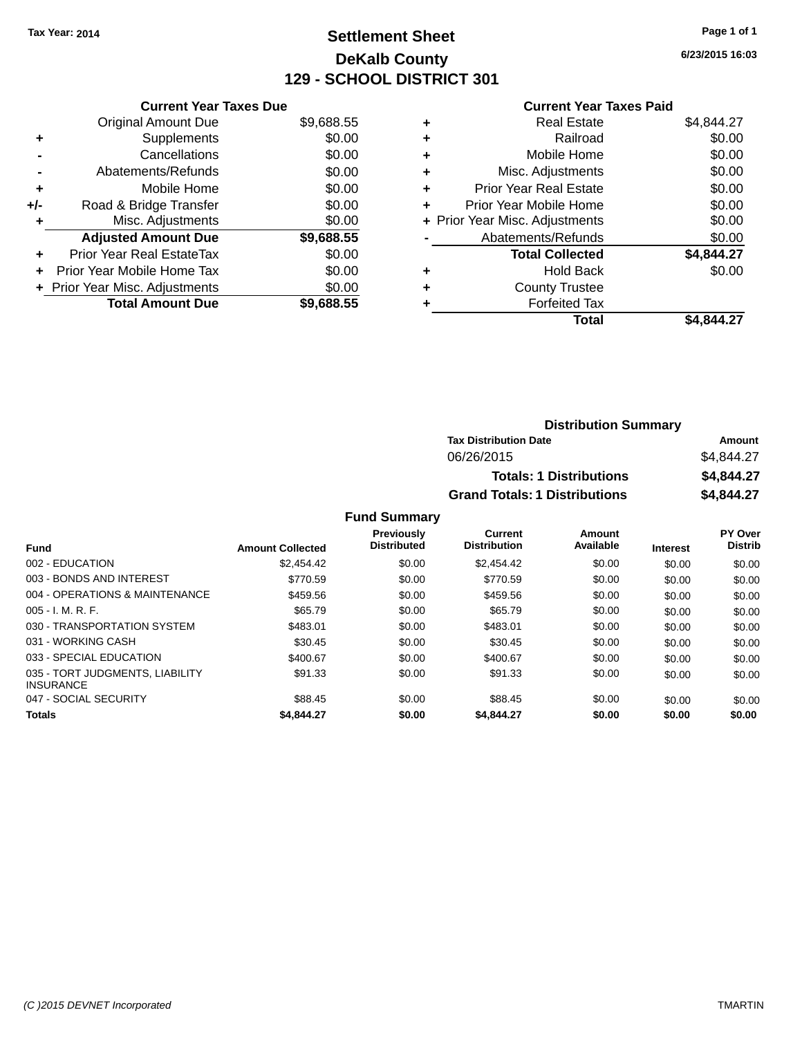Tax Year: 2014

# Settlement Sheet
## DeKalb County
## 129 - SCHOOL DISTRICT 301

6/23/2015 16:03

### Current Year Taxes Due

| | | Amount |
|---|---|---|
| | Original Amount Due | $9,688.55 |
| + | Supplements | $0.00 |
| - | Cancellations | $0.00 |
| - | Abatements/Refunds | $0.00 |
| + | Mobile Home | $0.00 |
| +/- | Road & Bridge Transfer | $0.00 |
| + | Misc. Adjustments | $0.00 |
| | **Adjusted Amount Due** | **$9,688.55** |
| + | Prior Year Real EstateTax | $0.00 |
| + | Prior Year Mobile Home Tax | $0.00 |
| + | Prior Year Misc. Adjustments | $0.00 |
| | **Total Amount Due** | **$9,688.55** |

### Current Year Taxes Paid

| | | Amount |
|---|---|---|
| + | Real Estate | $4,844.27 |
| + | Railroad | $0.00 |
| + | Mobile Home | $0.00 |
| + | Misc. Adjustments | $0.00 |
| + | Prior Year Real Estate | $0.00 |
| + | Prior Year Mobile Home | $0.00 |
| + | Prior Year Misc. Adjustments | $0.00 |
| - | Abatements/Refunds | $0.00 |
| | **Total Collected** | **$4,844.27** |
| + | Hold Back | $0.00 |
| + | County Trustee | |
| + | Forfeited Tax | |
| | **Total** | **$4,844.27** |

### Distribution Summary

| Tax Distribution Date | Amount |
|---|---|
| 06/26/2015 | $4,844.27 |
| **Totals: 1 Distributions** | **$4,844.27** |
| **Grand Totals: 1 Distributions** | **$4,844.27** |

### Fund Summary

| Fund | Amount Collected | Previously Distributed | Current Distribution | Amount Available | Interest | PY Over Distrib |
|---|---|---|---|---|---|---|
| 002 - EDUCATION | $2,454.42 | $0.00 | $2,454.42 | $0.00 | $0.00 | $0.00 |
| 003 - BONDS AND INTEREST | $770.59 | $0.00 | $770.59 | $0.00 | $0.00 | $0.00 |
| 004 - OPERATIONS & MAINTENANCE | $459.56 | $0.00 | $459.56 | $0.00 | $0.00 | $0.00 |
| 005 - I. M. R. F. | $65.79 | $0.00 | $65.79 | $0.00 | $0.00 | $0.00 |
| 030 - TRANSPORTATION SYSTEM | $483.01 | $0.00 | $483.01 | $0.00 | $0.00 | $0.00 |
| 031 - WORKING CASH | $30.45 | $0.00 | $30.45 | $0.00 | $0.00 | $0.00 |
| 033 - SPECIAL EDUCATION | $400.67 | $0.00 | $400.67 | $0.00 | $0.00 | $0.00 |
| 035 - TORT JUDGMENTS, LIABILITY INSURANCE | $91.33 | $0.00 | $91.33 | $0.00 | $0.00 | $0.00 |
| 047 - SOCIAL SECURITY | $88.45 | $0.00 | $88.45 | $0.00 | $0.00 | $0.00 |
| **Totals** | **$4,844.27** | **$0.00** | **$4,844.27** | **$0.00** | **$0.00** | **$0.00** |

(C )2015 DEVNET Incorporated TMARTIN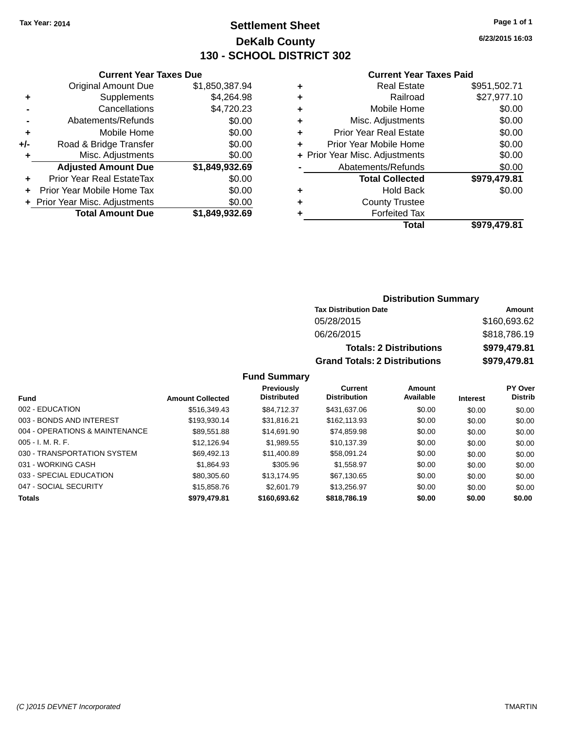Tax Year: 2014

# Settlement Sheet

## DeKalb County

## 130 - SCHOOL DISTRICT 302

6/23/2015 16:03

### Current Year Taxes Due

| | | |
|---|---|---|
| | Original Amount Due | $1,850,387.94 |
| + | Supplements | $4,264.98 |
| - | Cancellations | $4,720.23 |
| - | Abatements/Refunds | $0.00 |
| + | Mobile Home | $0.00 |
| +/- | Road & Bridge Transfer | $0.00 |
| + | Misc. Adjustments | $0.00 |
| | **Adjusted Amount Due** | **$1,849,932.69** |
| + | Prior Year Real EstateTax | $0.00 |
| + | Prior Year Mobile Home Tax | $0.00 |
| + | Prior Year Misc. Adjustments | $0.00 |
| | **Total Amount Due** | **$1,849,932.69** |

### Current Year Taxes Paid

| | | |
|---|---|---|
| + | Real Estate | $951,502.71 |
| + | Railroad | $27,977.10 |
| + | Mobile Home | $0.00 |
| + | Misc. Adjustments | $0.00 |
| + | Prior Year Real Estate | $0.00 |
| + | Prior Year Mobile Home | $0.00 |
| + | Prior Year Misc. Adjustments | $0.00 |
| - | Abatements/Refunds | $0.00 |
| | **Total Collected** | **$979,479.81** |
| + | Hold Back | $0.00 |
| + | County Trustee | |
| + | Forfeited Tax | |
| | **Total** | **$979,479.81** |

### Distribution Summary

| Tax Distribution Date | Amount |
|---|---|
| 05/28/2015 | $160,693.62 |
| 06/26/2015 | $818,786.19 |
| **Totals: 2 Distributions** | **$979,479.81** |
| **Grand Totals: 2 Distributions** | **$979,479.81** |

### Fund Summary

| Fund | Amount Collected | Previously Distributed | Current Distribution | Amount Available | Interest | PY Over Distrib |
|---|---|---|---|---|---|---|
| 002 - EDUCATION | $516,349.43 | $84,712.37 | $431,637.06 | $0.00 | $0.00 | $0.00 |
| 003 - BONDS AND INTEREST | $193,930.14 | $31,816.21 | $162,113.93 | $0.00 | $0.00 | $0.00 |
| 004 - OPERATIONS & MAINTENANCE | $89,551.88 | $14,691.90 | $74,859.98 | $0.00 | $0.00 | $0.00 |
| 005 - I. M. R. F. | $12,126.94 | $1,989.55 | $10,137.39 | $0.00 | $0.00 | $0.00 |
| 030 - TRANSPORTATION SYSTEM | $69,492.13 | $11,400.89 | $58,091.24 | $0.00 | $0.00 | $0.00 |
| 031 - WORKING CASH | $1,864.93 | $305.96 | $1,558.97 | $0.00 | $0.00 | $0.00 |
| 033 - SPECIAL EDUCATION | $80,305.60 | $13,174.95 | $67,130.65 | $0.00 | $0.00 | $0.00 |
| 047 - SOCIAL SECURITY | $15,858.76 | $2,601.79 | $13,256.97 | $0.00 | $0.00 | $0.00 |
| **Totals** | **$979,479.81** | **$160,693.62** | **$818,786.19** | **$0.00** | **$0.00** | **$0.00** |

(C )2015 DEVNET Incorporated — TMARTIN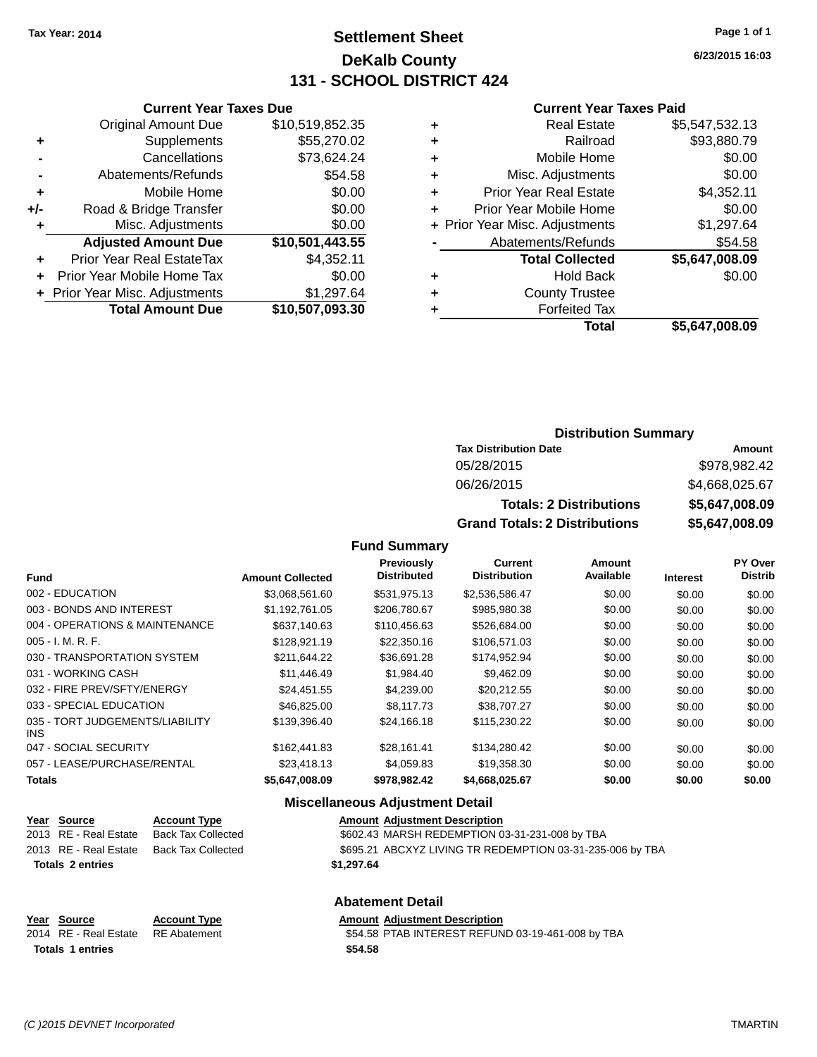**Tax Year: 2014**

# Settlement Sheet
## DeKalb County
## 131 - SCHOOL DISTRICT 424

6/23/2015 16:03

### Current Year Taxes Due

| | | |
|---|---|---|
| | Original Amount Due | $10,519,852.35 |
| + | Supplements | $55,270.02 |
| - | Cancellations | $73,624.24 |
| - | Abatements/Refunds | $54.58 |
| + | Mobile Home | $0.00 |
| +/- | Road & Bridge Transfer | $0.00 |
| + | Misc. Adjustments | $0.00 |
| | **Adjusted Amount Due** | **$10,501,443.55** |
| + | Prior Year Real EstateTax | $4,352.11 |
| + | Prior Year Mobile Home Tax | $0.00 |
| + | Prior Year Misc. Adjustments | $1,297.64 |
| | **Total Amount Due** | **$10,507,093.30** |

### Current Year Taxes Paid

| | | |
|---|---|---|
| + | Real Estate | $5,547,532.13 |
| + | Railroad | $93,880.79 |
| + | Mobile Home | $0.00 |
| + | Misc. Adjustments | $0.00 |
| + | Prior Year Real Estate | $4,352.11 |
| + | Prior Year Mobile Home | $0.00 |
| + | Prior Year Misc. Adjustments | $1,297.64 |
| - | Abatements/Refunds | $54.58 |
| | **Total Collected** | **$5,647,008.09** |
| + | Hold Back | $0.00 |
| + | County Trustee | |
| + | Forfeited Tax | |
| | **Total** | **$5,647,008.09** |

### Distribution Summary

| Tax Distribution Date | Amount |
|---|---|
| 05/28/2015 | $978,982.42 |
| 06/26/2015 | $4,668,025.67 |
| **Totals: 2 Distributions** | **$5,647,008.09** |
| **Grand Totals: 2 Distributions** | **$5,647,008.09** |

### Fund Summary

| Fund | Amount Collected | Previously Distributed | Current Distribution | Amount Available | Interest | PY Over Distrib |
|---|---|---|---|---|---|---|
| 002 - EDUCATION | $3,068,561.60 | $531,975.13 | $2,536,586.47 | $0.00 | $0.00 | $0.00 |
| 003 - BONDS AND INTEREST | $1,192,761.05 | $206,780.67 | $985,980.38 | $0.00 | $0.00 | $0.00 |
| 004 - OPERATIONS & MAINTENANCE | $637,140.63 | $110,456.63 | $526,684.00 | $0.00 | $0.00 | $0.00 |
| 005 - I. M. R. F. | $128,921.19 | $22,350.16 | $106,571.03 | $0.00 | $0.00 | $0.00 |
| 030 - TRANSPORTATION SYSTEM | $211,644.22 | $36,691.28 | $174,952.94 | $0.00 | $0.00 | $0.00 |
| 031 - WORKING CASH | $11,446.49 | $1,984.40 | $9,462.09 | $0.00 | $0.00 | $0.00 |
| 032 - FIRE PREV/SFTY/ENERGY | $24,451.55 | $4,239.00 | $20,212.55 | $0.00 | $0.00 | $0.00 |
| 033 - SPECIAL EDUCATION | $46,825.00 | $8,117.73 | $38,707.27 | $0.00 | $0.00 | $0.00 |
| 035 - TORT JUDGEMENTS/LIABILITY INS | $139,396.40 | $24,166.18 | $115,230.22 | $0.00 | $0.00 | $0.00 |
| 047 - SOCIAL SECURITY | $162,441.83 | $28,161.41 | $134,280.42 | $0.00 | $0.00 | $0.00 |
| 057 - LEASE/PURCHASE/RENTAL | $23,418.13 | $4,059.83 | $19,358.30 | $0.00 | $0.00 | $0.00 |
| **Totals** | **$5,647,008.09** | **$978,982.42** | **$4,668,025.67** | **$0.00** | **$0.00** | **$0.00** |

### Miscellaneous Adjustment Detail

| Year | Source | Account Type | Amount | Adjustment Description |
|---|---|---|---|---|
| 2013 | RE - Real Estate | Back Tax Collected | $602.43 | MARSH REDEMPTION 03-31-231-008 by TBA |
| 2013 | RE - Real Estate | Back Tax Collected | $695.21 | ABCXYZ LIVING TR REDEMPTION 03-31-235-006 by TBA |
| **Totals 2 entries** | | | **$1,297.64** | |

### Abatement Detail

| Year | Source | Account Type | Amount | Adjustment Description |
|---|---|---|---|---|
| 2014 | RE - Real Estate | RE Abatement | $54.58 | PTAB INTEREST REFUND 03-19-461-008 by TBA |
| **Totals 1 entries** | | | **$54.58** | |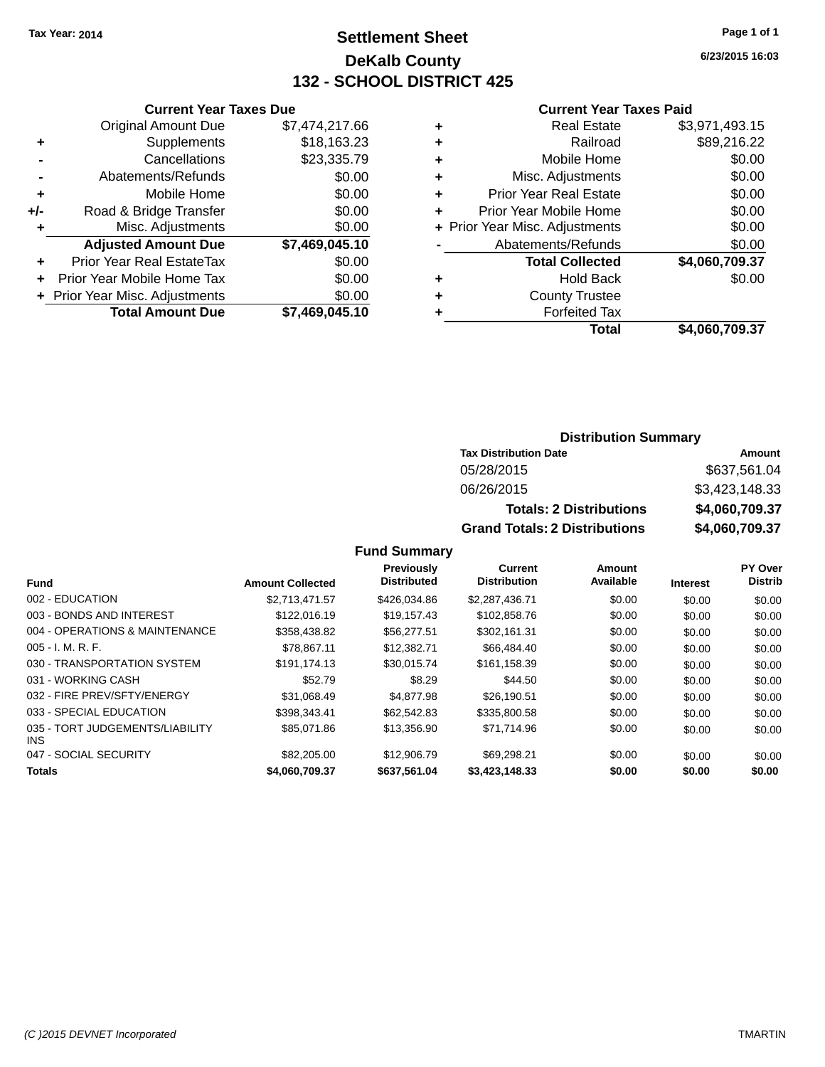Tax Year: 2014

# Settlement Sheet
## DeKalb County
## 132 - SCHOOL DISTRICT 425

6/23/2015 16:03

### Current Year Taxes Due

| | | |
|---|---|---|
| | Original Amount Due | $7,474,217.66 |
| + | Supplements | $18,163.23 |
| - | Cancellations | $23,335.79 |
| - | Abatements/Refunds | $0.00 |
| + | Mobile Home | $0.00 |
| +/- | Road & Bridge Transfer | $0.00 |
| + | Misc. Adjustments | $0.00 |
| | **Adjusted Amount Due** | **$7,469,045.10** |
| + | Prior Year Real EstateTax | $0.00 |
| + | Prior Year Mobile Home Tax | $0.00 |
| + | Prior Year Misc. Adjustments | $0.00 |
| | **Total Amount Due** | **$7,469,045.10** |

### Current Year Taxes Paid

| | | |
|---|---|---|
| + | Real Estate | $3,971,493.15 |
| + | Railroad | $89,216.22 |
| + | Mobile Home | $0.00 |
| + | Misc. Adjustments | $0.00 |
| + | Prior Year Real Estate | $0.00 |
| + | Prior Year Mobile Home | $0.00 |
| + | Prior Year Misc. Adjustments | $0.00 |
| - | Abatements/Refunds | $0.00 |
| | **Total Collected** | **$4,060,709.37** |
| + | Hold Back | $0.00 |
| + | County Trustee | |
| + | Forfeited Tax | |
| | **Total** | **$4,060,709.37** |

### Distribution Summary

| Tax Distribution Date | Amount |
|---|---|
| 05/28/2015 | $637,561.04 |
| 06/26/2015 | $3,423,148.33 |
| **Totals: 2 Distributions** | **$4,060,709.37** |
| **Grand Totals: 2 Distributions** | **$4,060,709.37** |

### Fund Summary

| Fund | Amount Collected | Previously Distributed | Current Distribution | Amount Available | Interest | PY Over Distrib |
|---|---|---|---|---|---|---|
| 002 - EDUCATION | $2,713,471.57 | $426,034.86 | $2,287,436.71 | $0.00 | $0.00 | $0.00 |
| 003 - BONDS AND INTEREST | $122,016.19 | $19,157.43 | $102,858.76 | $0.00 | $0.00 | $0.00 |
| 004 - OPERATIONS & MAINTENANCE | $358,438.82 | $56,277.51 | $302,161.31 | $0.00 | $0.00 | $0.00 |
| 005 - I. M. R. F. | $78,867.11 | $12,382.71 | $66,484.40 | $0.00 | $0.00 | $0.00 |
| 030 - TRANSPORTATION SYSTEM | $191,174.13 | $30,015.74 | $161,158.39 | $0.00 | $0.00 | $0.00 |
| 031 - WORKING CASH | $52.79 | $8.29 | $44.50 | $0.00 | $0.00 | $0.00 |
| 032 - FIRE PREV/SFTY/ENERGY | $31,068.49 | $4,877.98 | $26,190.51 | $0.00 | $0.00 | $0.00 |
| 033 - SPECIAL EDUCATION | $398,343.41 | $62,542.83 | $335,800.58 | $0.00 | $0.00 | $0.00 |
| 035 - TORT JUDGEMENTS/LIABILITY INS | $85,071.86 | $13,356.90 | $71,714.96 | $0.00 | $0.00 | $0.00 |
| 047 - SOCIAL SECURITY | $82,205.00 | $12,906.79 | $69,298.21 | $0.00 | $0.00 | $0.00 |
| **Totals** | **$4,060,709.37** | **$637,561.04** | **$3,423,148.33** | **$0.00** | **$0.00** | **$0.00** |

(C )2015 DEVNET Incorporated

TMARTIN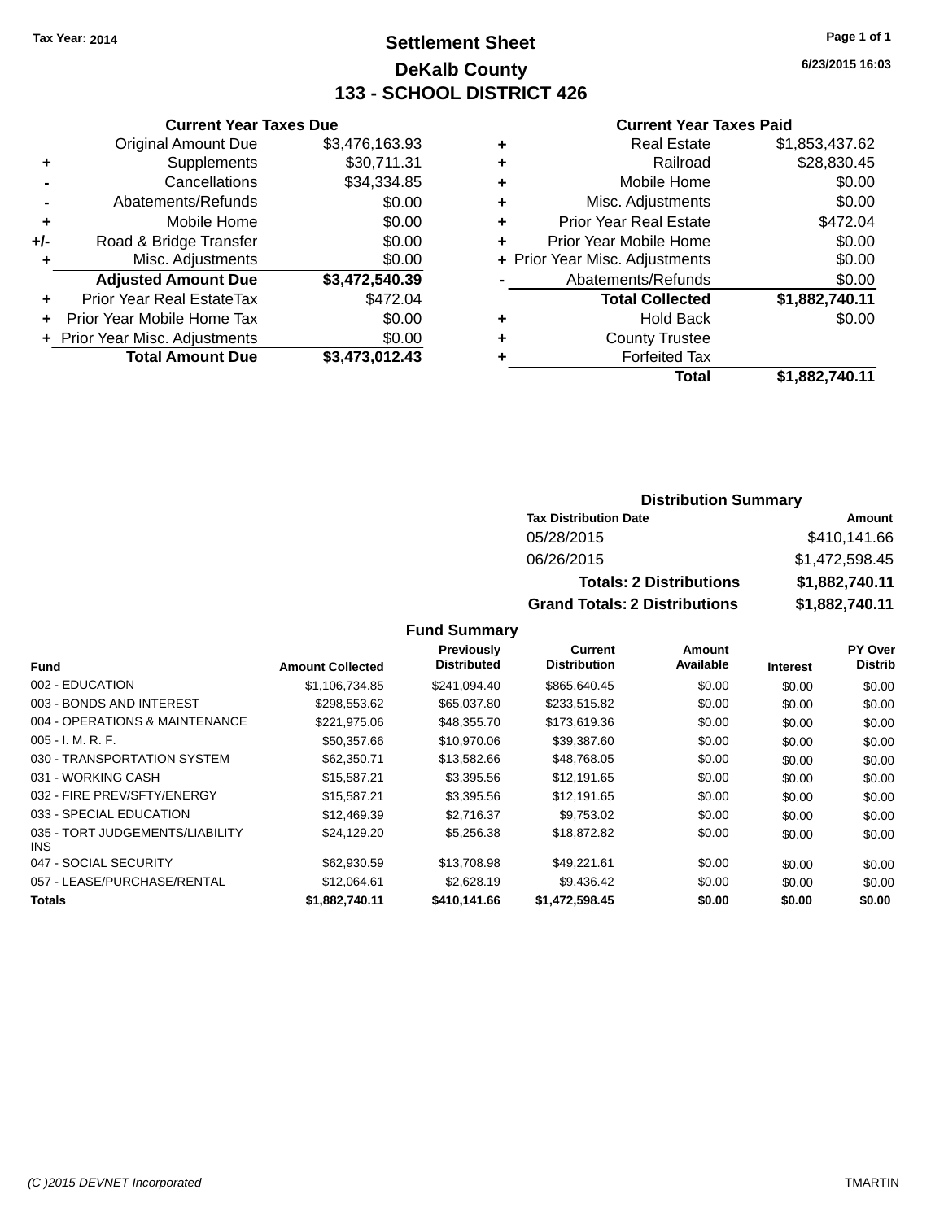Tax Year: 2014

# Settlement Sheet

## DeKalb County

## 133 - SCHOOL DISTRICT 426

6/23/2015 16:03

### Current Year Taxes Due

| | | |
|---|---|---|
| | Original Amount Due | $3,476,163.93 |
| + | Supplements | $30,711.31 |
| - | Cancellations | $34,334.85 |
| - | Abatements/Refunds | $0.00 |
| + | Mobile Home | $0.00 |
| +/- | Road & Bridge Transfer | $0.00 |
| + | Misc. Adjustments | $0.00 |
| | **Adjusted Amount Due** | **$3,472,540.39** |
| + | Prior Year Real EstateTax | $472.04 |
| + | Prior Year Mobile Home Tax | $0.00 |
| + | Prior Year Misc. Adjustments | $0.00 |
| | **Total Amount Due** | **$3,473,012.43** |

### Current Year Taxes Paid

| | | |
|---|---|---|
| + | Real Estate | $1,853,437.62 |
| + | Railroad | $28,830.45 |
| + | Mobile Home | $0.00 |
| + | Misc. Adjustments | $0.00 |
| + | Prior Year Real Estate | $472.04 |
| + | Prior Year Mobile Home | $0.00 |
| + | Prior Year Misc. Adjustments | $0.00 |
| - | Abatements/Refunds | $0.00 |
| | **Total Collected** | **$1,882,740.11** |
| + | Hold Back | $0.00 |
| + | County Trustee | |
| + | Forfeited Tax | |
| | **Total** | **$1,882,740.11** |

### Distribution Summary

| Tax Distribution Date | Amount |
|---|---|
| 05/28/2015 | $410,141.66 |
| 06/26/2015 | $1,472,598.45 |
| **Totals: 2 Distributions** | **$1,882,740.11** |
| **Grand Totals: 2 Distributions** | **$1,882,740.11** |

### Fund Summary

| Fund | Amount Collected | Previously Distributed | Current Distribution | Amount Available | Interest | PY Over Distrib |
|---|---|---|---|---|---|---|
| 002 - EDUCATION | $1,106,734.85 | $241,094.40 | $865,640.45 | $0.00 | $0.00 | $0.00 |
| 003 - BONDS AND INTEREST | $298,553.62 | $65,037.80 | $233,515.82 | $0.00 | $0.00 | $0.00 |
| 004 - OPERATIONS & MAINTENANCE | $221,975.06 | $48,355.70 | $173,619.36 | $0.00 | $0.00 | $0.00 |
| 005 - I. M. R. F. | $50,357.66 | $10,970.06 | $39,387.60 | $0.00 | $0.00 | $0.00 |
| 030 - TRANSPORTATION SYSTEM | $62,350.71 | $13,582.66 | $48,768.05 | $0.00 | $0.00 | $0.00 |
| 031 - WORKING CASH | $15,587.21 | $3,395.56 | $12,191.65 | $0.00 | $0.00 | $0.00 |
| 032 - FIRE PREV/SFTY/ENERGY | $15,587.21 | $3,395.56 | $12,191.65 | $0.00 | $0.00 | $0.00 |
| 033 - SPECIAL EDUCATION | $12,469.39 | $2,716.37 | $9,753.02 | $0.00 | $0.00 | $0.00 |
| 035 - TORT JUDGEMENTS/LIABILITY INS | $24,129.20 | $5,256.38 | $18,872.82 | $0.00 | $0.00 | $0.00 |
| 047 - SOCIAL SECURITY | $62,930.59 | $13,708.98 | $49,221.61 | $0.00 | $0.00 | $0.00 |
| 057 - LEASE/PURCHASE/RENTAL | $12,064.61 | $2,628.19 | $9,436.42 | $0.00 | $0.00 | $0.00 |
| **Totals** | **$1,882,740.11** | **$410,141.66** | **$1,472,598.45** | **$0.00** | **$0.00** | **$0.00** |

(C )2015 DEVNET Incorporated TMARTIN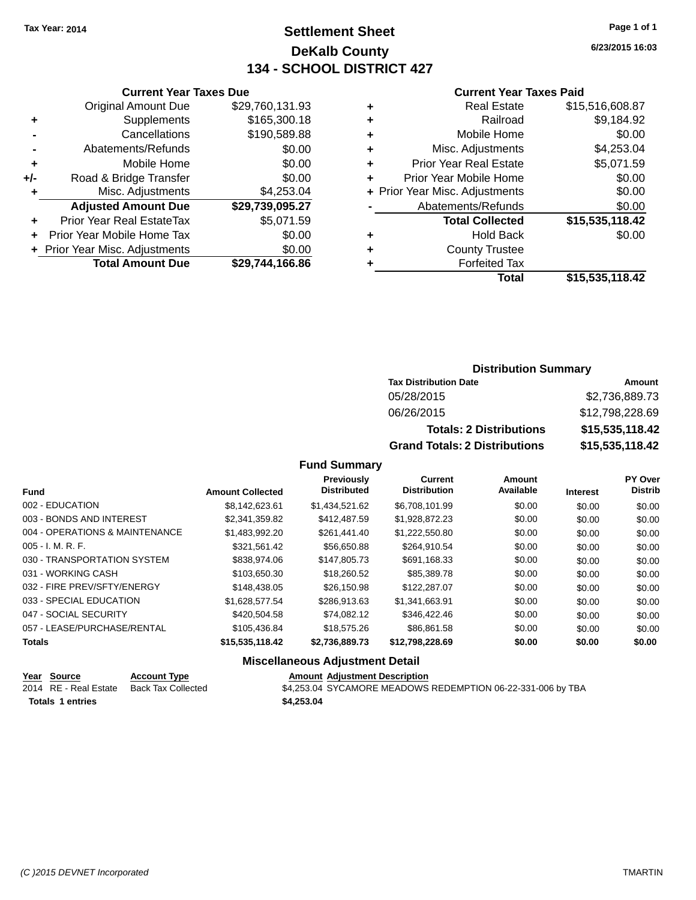Tax Year: 2014

# Settlement Sheet

## DeKalb County

## 134 - SCHOOL DISTRICT 427

6/23/2015 16:03

### Current Year Taxes Due

| | | |
|---|---|---|
| | Original Amount Due | $29,760,131.93 |
| + | Supplements | $165,300.18 |
| - | Cancellations | $190,589.88 |
| - | Abatements/Refunds | $0.00 |
| + | Mobile Home | $0.00 |
| +/- | Road & Bridge Transfer | $0.00 |
| + | Misc. Adjustments | $4,253.04 |
| | **Adjusted Amount Due** | **$29,739,095.27** |
| + | Prior Year Real EstateTax | $5,071.59 |
| + | Prior Year Mobile Home Tax | $0.00 |
| + | Prior Year Misc. Adjustments | $0.00 |
| | **Total Amount Due** | **$29,744,166.86** |

### Current Year Taxes Paid

| | | |
|---|---|---|
| + | Real Estate | $15,516,608.87 |
| + | Railroad | $9,184.92 |
| + | Mobile Home | $0.00 |
| + | Misc. Adjustments | $4,253.04 |
| + | Prior Year Real Estate | $5,071.59 |
| + | Prior Year Mobile Home | $0.00 |
| + | Prior Year Misc. Adjustments | $0.00 |
| - | Abatements/Refunds | $0.00 |
| | **Total Collected** | **$15,535,118.42** |
| + | Hold Back | $0.00 |
| + | County Trustee | |
| + | Forfeited Tax | |
| | **Total** | **$15,535,118.42** |

### Distribution Summary

| Tax Distribution Date | Amount |
|---|---|
| 05/28/2015 | $2,736,889.73 |
| 06/26/2015 | $12,798,228.69 |
| **Totals: 2 Distributions** | **$15,535,118.42** |
| **Grand Totals: 2 Distributions** | **$15,535,118.42** |

### Fund Summary

| Fund | Amount Collected | Previously Distributed | Current Distribution | Amount Available | Interest | PY Over Distrib |
|---|---|---|---|---|---|---|
| 002 - EDUCATION | $8,142,623.61 | $1,434,521.62 | $6,708,101.99 | $0.00 | $0.00 | $0.00 |
| 003 - BONDS AND INTEREST | $2,341,359.82 | $412,487.59 | $1,928,872.23 | $0.00 | $0.00 | $0.00 |
| 004 - OPERATIONS & MAINTENANCE | $1,483,992.20 | $261,441.40 | $1,222,550.80 | $0.00 | $0.00 | $0.00 |
| 005 - I. M. R. F. | $321,561.42 | $56,650.88 | $264,910.54 | $0.00 | $0.00 | $0.00 |
| 030 - TRANSPORTATION SYSTEM | $838,974.06 | $147,805.73 | $691,168.33 | $0.00 | $0.00 | $0.00 |
| 031 - WORKING CASH | $103,650.30 | $18,260.52 | $85,389.78 | $0.00 | $0.00 | $0.00 |
| 032 - FIRE PREV/SFTY/ENERGY | $148,438.05 | $26,150.98 | $122,287.07 | $0.00 | $0.00 | $0.00 |
| 033 - SPECIAL EDUCATION | $1,628,577.54 | $286,913.63 | $1,341,663.91 | $0.00 | $0.00 | $0.00 |
| 047 - SOCIAL SECURITY | $420,504.58 | $74,082.12 | $346,422.46 | $0.00 | $0.00 | $0.00 |
| 057 - LEASE/PURCHASE/RENTAL | $105,436.84 | $18,575.26 | $86,861.58 | $0.00 | $0.00 | $0.00 |
| **Totals** | **$15,535,118.42** | **$2,736,889.73** | **$12,798,228.69** | **$0.00** | **$0.00** | **$0.00** |

### Miscellaneous Adjustment Detail

| Year | Source | Account Type | Amount | Adjustment Description |
|---|---|---|---|---|
| 2014 | RE - Real Estate | Back Tax Collected | $4,253.04 | SYCAMORE MEADOWS REDEMPTION 06-22-331-006 by TBA |
| **Totals** | **1 entries** | | **$4,253.04** | |

(C )2015 DEVNET Incorporated TMARTIN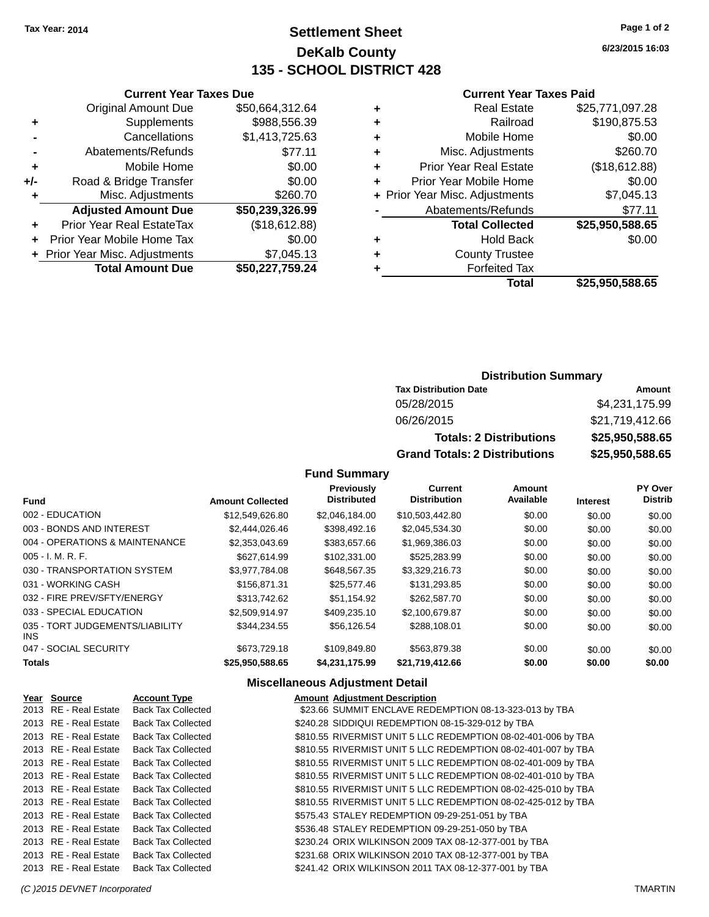**Tax Year: 2014**

# Settlement Sheet

## DeKalb County

## 135 - SCHOOL DISTRICT 428

6/23/2015 16:03

### Current Year Taxes Due

| | | |
|---|---|---|
| | Original Amount Due | $50,664,312.64 |
| + | Supplements | $988,556.39 |
| - | Cancellations | $1,413,725.63 |
| - | Abatements/Refunds | $77.11 |
| + | Mobile Home | $0.00 |
| +/- | Road & Bridge Transfer | $0.00 |
| + | Misc. Adjustments | $260.70 |
| | **Adjusted Amount Due** | **$50,239,326.99** |
| + | Prior Year Real EstateTax | ($18,612.88) |
| + | Prior Year Mobile Home Tax | $0.00 |
| + | Prior Year Misc. Adjustments | $7,045.13 |
| | **Total Amount Due** | **$50,227,759.24** |

### Current Year Taxes Paid

| | | |
|---|---|---|
| + | Real Estate | $25,771,097.28 |
| + | Railroad | $190,875.53 |
| + | Mobile Home | $0.00 |
| + | Misc. Adjustments | $260.70 |
| + | Prior Year Real Estate | ($18,612.88) |
| + | Prior Year Mobile Home | $0.00 |
| + | Prior Year Misc. Adjustments | $7,045.13 |
| - | Abatements/Refunds | $77.11 |
| | **Total Collected** | **$25,950,588.65** |
| + | Hold Back | $0.00 |
| + | County Trustee | |
| + | Forfeited Tax | |
| | **Total** | **$25,950,588.65** |

### Distribution Summary

| Tax Distribution Date | Amount |
|---|---|
| 05/28/2015 | $4,231,175.99 |
| 06/26/2015 | $21,719,412.66 |
| **Totals: 2 Distributions** | **$25,950,588.65** |
| **Grand Totals: 2 Distributions** | **$25,950,588.65** |

### Fund Summary

| Fund | Amount Collected | Previously Distributed | Current Distribution | Amount Available | Interest | PY Over Distrib |
|---|---|---|---|---|---|---|
| 002 - EDUCATION | $12,549,626.80 | $2,046,184.00 | $10,503,442.80 | $0.00 | $0.00 | $0.00 |
| 003 - BONDS AND INTEREST | $2,444,026.46 | $398,492.16 | $2,045,534.30 | $0.00 | $0.00 | $0.00 |
| 004 - OPERATIONS & MAINTENANCE | $2,353,043.69 | $383,657.66 | $1,969,386.03 | $0.00 | $0.00 | $0.00 |
| 005 - I. M. R. F. | $627,614.99 | $102,331.00 | $525,283.99 | $0.00 | $0.00 | $0.00 |
| 030 - TRANSPORTATION SYSTEM | $3,977,784.08 | $648,567.35 | $3,329,216.73 | $0.00 | $0.00 | $0.00 |
| 031 - WORKING CASH | $156,871.31 | $25,577.46 | $131,293.85 | $0.00 | $0.00 | $0.00 |
| 032 - FIRE PREV/SFTY/ENERGY | $313,742.62 | $51,154.92 | $262,587.70 | $0.00 | $0.00 | $0.00 |
| 033 - SPECIAL EDUCATION | $2,509,914.97 | $409,235.10 | $2,100,679.87 | $0.00 | $0.00 | $0.00 |
| 035 - TORT JUDGEMENTS/LIABILITY INS | $344,234.55 | $56,126.54 | $288,108.01 | $0.00 | $0.00 | $0.00 |
| 047 - SOCIAL SECURITY | $673,729.18 | $109,849.80 | $563,879.38 | $0.00 | $0.00 | $0.00 |
| **Totals** | **$25,950,588.65** | **$4,231,175.99** | **$21,719,412.66** | **$0.00** | **$0.00** | **$0.00** |

### Miscellaneous Adjustment Detail

| Year | Source | Account Type | Amount | Adjustment Description |
|---|---|---|---|---|
| 2013 | RE - Real Estate | Back Tax Collected | $23.66 | SUMMIT ENCLAVE REDEMPTION 08-13-323-013 by TBA |
| 2013 | RE - Real Estate | Back Tax Collected | $240.28 | SIDDIQUI REDEMPTION 08-15-329-012 by TBA |
| 2013 | RE - Real Estate | Back Tax Collected | $810.55 | RIVERMIST UNIT 5 LLC REDEMPTION 08-02-401-006 by TBA |
| 2013 | RE - Real Estate | Back Tax Collected | $810.55 | RIVERMIST UNIT 5 LLC REDEMPTION 08-02-401-007 by TBA |
| 2013 | RE - Real Estate | Back Tax Collected | $810.55 | RIVERMIST UNIT 5 LLC REDEMPTION 08-02-401-009 by TBA |
| 2013 | RE - Real Estate | Back Tax Collected | $810.55 | RIVERMIST UNIT 5 LLC REDEMPTION 08-02-401-010 by TBA |
| 2013 | RE - Real Estate | Back Tax Collected | $810.55 | RIVERMIST UNIT 5 LLC REDEMPTION 08-02-425-010 by TBA |
| 2013 | RE - Real Estate | Back Tax Collected | $810.55 | RIVERMIST UNIT 5 LLC REDEMPTION 08-02-425-012 by TBA |
| 2013 | RE - Real Estate | Back Tax Collected | $575.43 | STALEY REDEMPTION 09-29-251-051 by TBA |
| 2013 | RE - Real Estate | Back Tax Collected | $536.48 | STALEY REDEMPTION 09-29-251-050 by TBA |
| 2013 | RE - Real Estate | Back Tax Collected | $230.24 | ORIX WILKINSON 2009 TAX 08-12-377-001 by TBA |
| 2013 | RE - Real Estate | Back Tax Collected | $231.68 | ORIX WILKINSON 2010 TAX 08-12-377-001 by TBA |
| 2013 | RE - Real Estate | Back Tax Collected | $241.42 | ORIX WILKINSON 2011 TAX 08-12-377-001 by TBA |

*(C )2015 DEVNET Incorporated* TMARTIN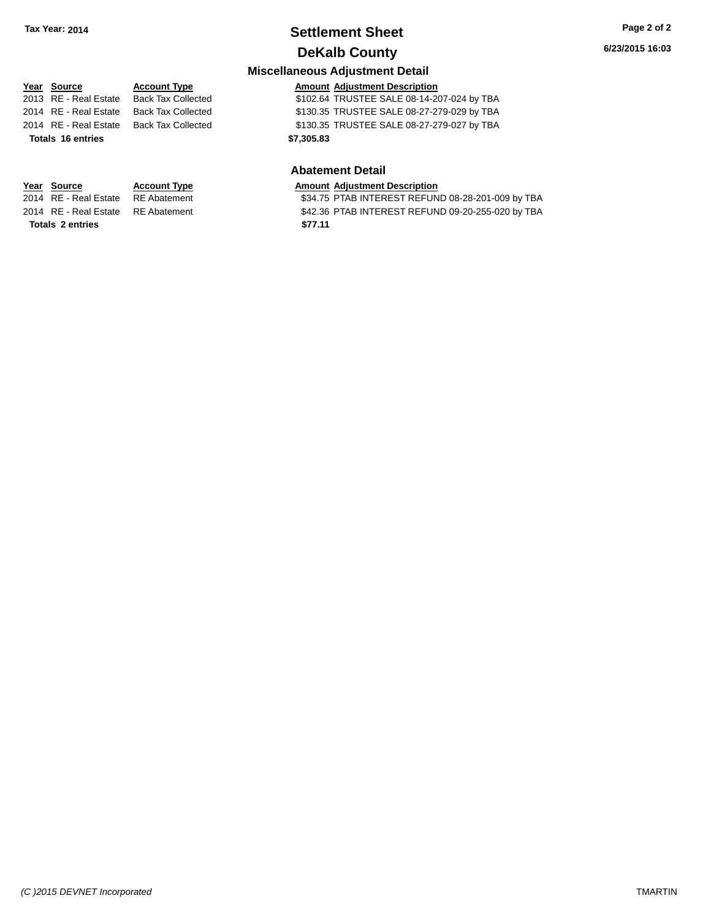# Settlement Sheet

## DeKalb County

### Miscellaneous Adjustment Detail

| Year | Source | Account Type | Amount | Adjustment Description |
|---|---|---|---|---|
| 2013 | RE - Real Estate | Back Tax Collected | $102.64 | TRUSTEE SALE 08-14-207-024 by TBA |
| 2014 | RE - Real Estate | Back Tax Collected | $130.35 | TRUSTEE SALE 08-27-279-029 by TBA |
| 2014 | RE - Real Estate | Back Tax Collected | $130.35 | TRUSTEE SALE 08-27-279-027 by TBA |
| **Totals** | **16 entries** | | **$7,305.83** | |

### Abatement Detail

| Year | Source | Account Type | Amount | Adjustment Description |
|---|---|---|---|---|
| 2014 | RE - Real Estate | RE Abatement | $34.75 | PTAB INTEREST REFUND 08-28-201-009 by TBA |
| 2014 | RE - Real Estate | RE Abatement | $42.36 | PTAB INTEREST REFUND 09-20-255-020 by TBA |
| **Totals** | **2 entries** | | **$77.11** | |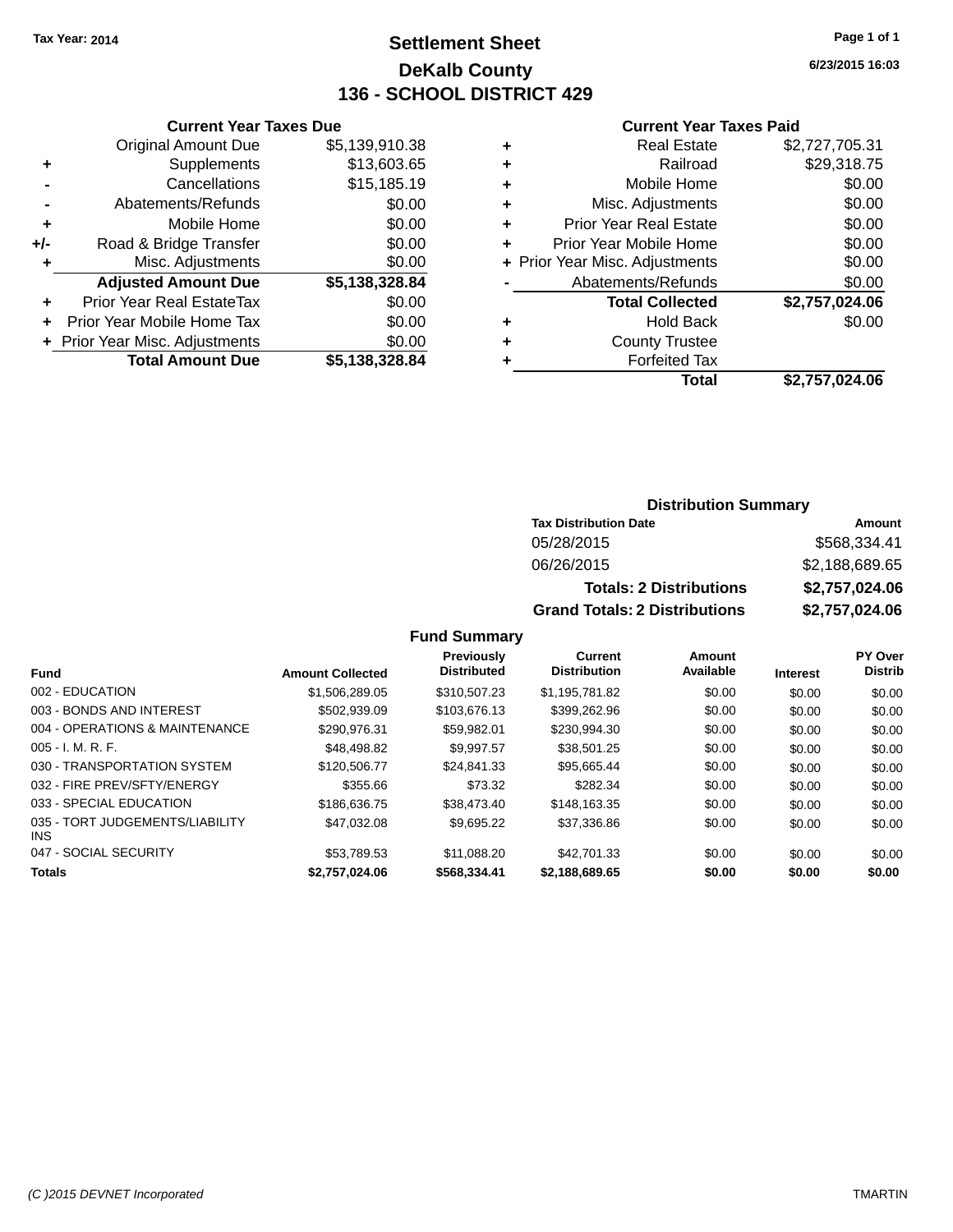Tax Year: 2014

# Settlement Sheet
## DeKalb County
## 136 - SCHOOL DISTRICT 429

6/23/2015 16:03

### Current Year Taxes Due

| | | |
|---|---|---|
| | Original Amount Due | $5,139,910.38 |
| + | Supplements | $13,603.65 |
| - | Cancellations | $15,185.19 |
| - | Abatements/Refunds | $0.00 |
| + | Mobile Home | $0.00 |
| +/- | Road & Bridge Transfer | $0.00 |
| + | Misc. Adjustments | $0.00 |
| | **Adjusted Amount Due** | **$5,138,328.84** |
| + | Prior Year Real EstateTax | $0.00 |
| + | Prior Year Mobile Home Tax | $0.00 |
| + | Prior Year Misc. Adjustments | $0.00 |
| | **Total Amount Due** | **$5,138,328.84** |

### Current Year Taxes Paid

| | | |
|---|---|---|
| + | Real Estate | $2,727,705.31 |
| + | Railroad | $29,318.75 |
| + | Mobile Home | $0.00 |
| + | Misc. Adjustments | $0.00 |
| + | Prior Year Real Estate | $0.00 |
| + | Prior Year Mobile Home | $0.00 |
| + | Prior Year Misc. Adjustments | $0.00 |
| - | Abatements/Refunds | $0.00 |
| | **Total Collected** | **$2,757,024.06** |
| + | Hold Back | $0.00 |
| + | County Trustee | |
| + | Forfeited Tax | |
| | **Total** | **$2,757,024.06** |

### Distribution Summary

| Tax Distribution Date | Amount |
|---|---|
| 05/28/2015 | $568,334.41 |
| 06/26/2015 | $2,188,689.65 |
| **Totals: 2 Distributions** | **$2,757,024.06** |
| **Grand Totals: 2 Distributions** | **$2,757,024.06** |

### Fund Summary

| Fund | Amount Collected | Previously Distributed | Current Distribution | Amount Available | Interest | PY Over Distrib |
|---|---|---|---|---|---|---|
| 002 - EDUCATION | $1,506,289.05 | $310,507.23 | $1,195,781.82 | $0.00 | $0.00 | $0.00 |
| 003 - BONDS AND INTEREST | $502,939.09 | $103,676.13 | $399,262.96 | $0.00 | $0.00 | $0.00 |
| 004 - OPERATIONS & MAINTENANCE | $290,976.31 | $59,982.01 | $230,994.30 | $0.00 | $0.00 | $0.00 |
| 005 - I. M. R. F. | $48,498.82 | $9,997.57 | $38,501.25 | $0.00 | $0.00 | $0.00 |
| 030 - TRANSPORTATION SYSTEM | $120,506.77 | $24,841.33 | $95,665.44 | $0.00 | $0.00 | $0.00 |
| 032 - FIRE PREV/SFTY/ENERGY | $355.66 | $73.32 | $282.34 | $0.00 | $0.00 | $0.00 |
| 033 - SPECIAL EDUCATION | $186,636.75 | $38,473.40 | $148,163.35 | $0.00 | $0.00 | $0.00 |
| 035 - TORT JUDGEMENTS/LIABILITY INS | $47,032.08 | $9,695.22 | $37,336.86 | $0.00 | $0.00 | $0.00 |
| 047 - SOCIAL SECURITY | $53,789.53 | $11,088.20 | $42,701.33 | $0.00 | $0.00 | $0.00 |
| **Totals** | **$2,757,024.06** | **$568,334.41** | **$2,188,689.65** | **$0.00** | **$0.00** | **$0.00** |

(C )2015 DEVNET Incorporated — TMARTIN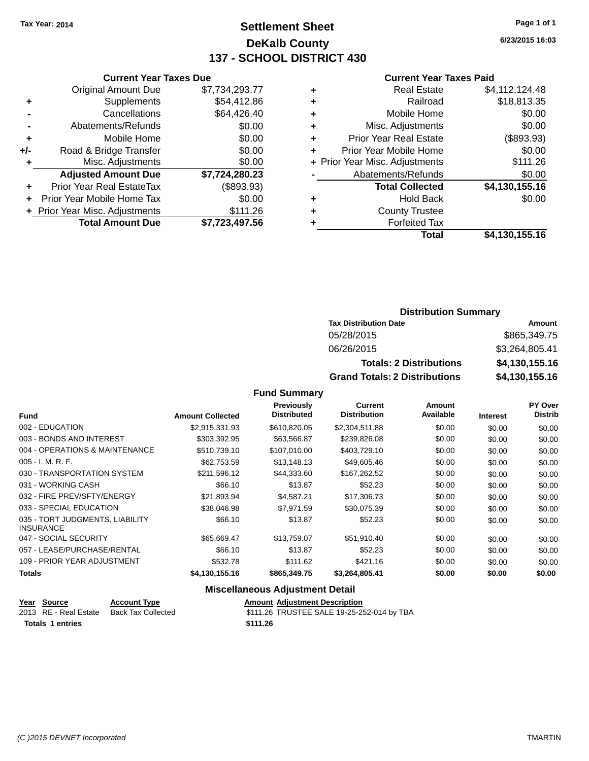Tax Year: 2014

# Settlement Sheet

## DeKalb County

## 137 - SCHOOL DISTRICT 430

6/23/2015 16:03

### Current Year Taxes Due

| | | |
|---|---|---|
| | Original Amount Due | $7,734,293.77 |
| + | Supplements | $54,412.86 |
| - | Cancellations | $64,426.40 |
| - | Abatements/Refunds | $0.00 |
| + | Mobile Home | $0.00 |
| +/- | Road & Bridge Transfer | $0.00 |
| + | Misc. Adjustments | $0.00 |
| | **Adjusted Amount Due** | **$7,724,280.23** |
| + | Prior Year Real EstateTax | ($893.93) |
| + | Prior Year Mobile Home Tax | $0.00 |
| + | Prior Year Misc. Adjustments | $111.26 |
| | **Total Amount Due** | **$7,723,497.56** |

### Current Year Taxes Paid

| | | |
|---|---|---|
| + | Real Estate | $4,112,124.48 |
| + | Railroad | $18,813.35 |
| + | Mobile Home | $0.00 |
| + | Misc. Adjustments | $0.00 |
| + | Prior Year Real Estate | ($893.93) |
| + | Prior Year Mobile Home | $0.00 |
| + | Prior Year Misc. Adjustments | $111.26 |
| - | Abatements/Refunds | $0.00 |
| | **Total Collected** | **$4,130,155.16** |
| + | Hold Back | $0.00 |
| + | County Trustee | |
| + | Forfeited Tax | |
| | **Total** | **$4,130,155.16** |

### Distribution Summary

| Tax Distribution Date | Amount |
|---|---|
| 05/28/2015 | $865,349.75 |
| 06/26/2015 | $3,264,805.41 |
| **Totals: 2 Distributions** | **$4,130,155.16** |
| **Grand Totals: 2 Distributions** | **$4,130,155.16** |

### Fund Summary

| Fund | Amount Collected | Previously Distributed | Current Distribution | Amount Available | Interest | PY Over Distrib |
|---|---|---|---|---|---|---|
| 002 - EDUCATION | $2,915,331.93 | $610,820.05 | $2,304,511.88 | $0.00 | $0.00 | $0.00 |
| 003 - BONDS AND INTEREST | $303,392.95 | $63,566.87 | $239,826.08 | $0.00 | $0.00 | $0.00 |
| 004 - OPERATIONS & MAINTENANCE | $510,739.10 | $107,010.00 | $403,729.10 | $0.00 | $0.00 | $0.00 |
| 005 - I. M. R. F. | $62,753.59 | $13,148.13 | $49,605.46 | $0.00 | $0.00 | $0.00 |
| 030 - TRANSPORTATION SYSTEM | $211,596.12 | $44,333.60 | $167,262.52 | $0.00 | $0.00 | $0.00 |
| 031 - WORKING CASH | $66.10 | $13.87 | $52.23 | $0.00 | $0.00 | $0.00 |
| 032 - FIRE PREV/SFTY/ENERGY | $21,893.94 | $4,587.21 | $17,306.73 | $0.00 | $0.00 | $0.00 |
| 033 - SPECIAL EDUCATION | $38,046.98 | $7,971.59 | $30,075.39 | $0.00 | $0.00 | $0.00 |
| 035 - TORT JUDGMENTS, LIABILITY INSURANCE | $66.10 | $13.87 | $52.23 | $0.00 | $0.00 | $0.00 |
| 047 - SOCIAL SECURITY | $65,669.47 | $13,759.07 | $51,910.40 | $0.00 | $0.00 | $0.00 |
| 057 - LEASE/PURCHASE/RENTAL | $66.10 | $13.87 | $52.23 | $0.00 | $0.00 | $0.00 |
| 109 - PRIOR YEAR ADJUSTMENT | $532.78 | $111.62 | $421.16 | $0.00 | $0.00 | $0.00 |
| **Totals** | **$4,130,155.16** | **$865,349.75** | **$3,264,805.41** | **$0.00** | **$0.00** | **$0.00** |

### Miscellaneous Adjustment Detail

| Year | Source | Account Type | Amount | Adjustment Description |
|---|---|---|---|---|
| 2013 | RE - Real Estate | Back Tax Collected | $111.26 | TRUSTEE SALE 19-25-252-014 by TBA |
| **Totals 1 entries** | | | **$111.26** | |

(C )2015 DEVNET Incorporated TMARTIN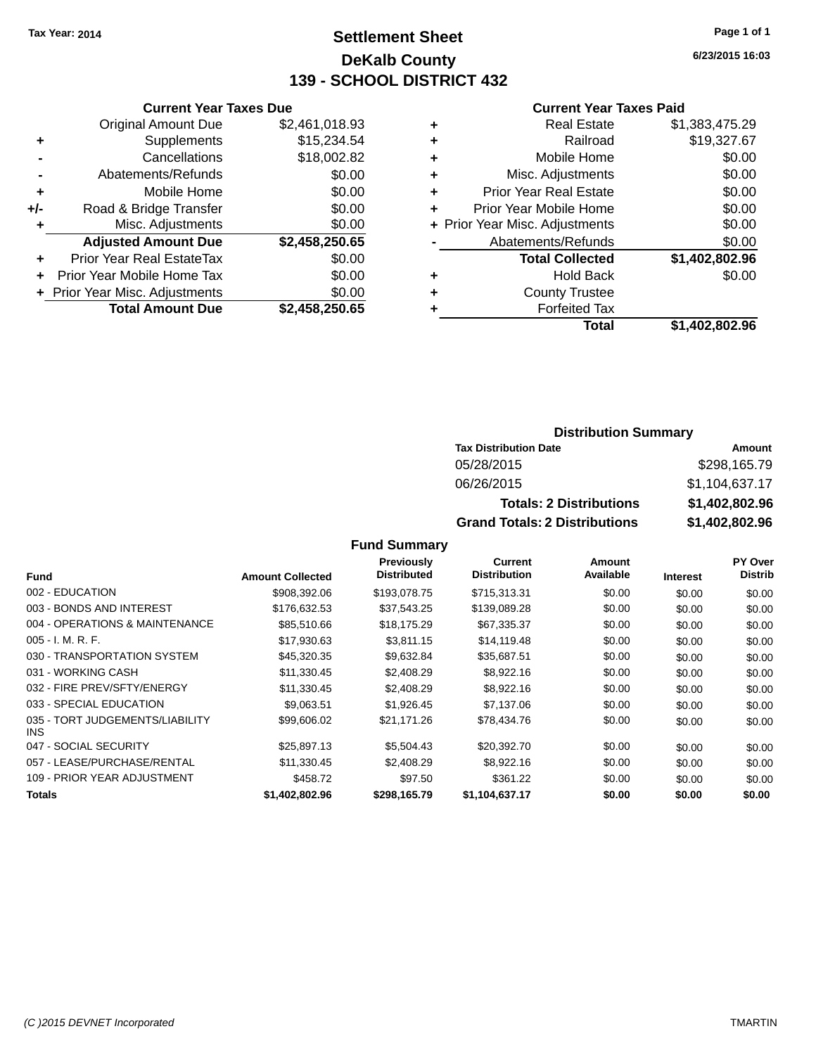Tax Year: 2014

# Settlement Sheet
## DeKalb County
## 139 - SCHOOL DISTRICT 432

6/23/2015 16:03

### Current Year Taxes Due

| | | |
|---|---|---|
| | Original Amount Due | $2,461,018.93 |
| + | Supplements | $15,234.54 |
| - | Cancellations | $18,002.82 |
| - | Abatements/Refunds | $0.00 |
| + | Mobile Home | $0.00 |
| +/- | Road & Bridge Transfer | $0.00 |
| + | Misc. Adjustments | $0.00 |
| | **Adjusted Amount Due** | **$2,458,250.65** |
| + | Prior Year Real EstateTax | $0.00 |
| + | Prior Year Mobile Home Tax | $0.00 |
| + | Prior Year Misc. Adjustments | $0.00 |
| | **Total Amount Due** | **$2,458,250.65** |

### Current Year Taxes Paid

| | | |
|---|---|---|
| + | Real Estate | $1,383,475.29 |
| + | Railroad | $19,327.67 |
| + | Mobile Home | $0.00 |
| + | Misc. Adjustments | $0.00 |
| + | Prior Year Real Estate | $0.00 |
| + | Prior Year Mobile Home | $0.00 |
| + | Prior Year Misc. Adjustments | $0.00 |
| - | Abatements/Refunds | $0.00 |
| | **Total Collected** | **$1,402,802.96** |
| + | Hold Back | $0.00 |
| + | County Trustee | |
| + | Forfeited Tax | |
| | **Total** | **$1,402,802.96** |

### Distribution Summary

| Tax Distribution Date | Amount |
|---|---|
| 05/28/2015 | $298,165.79 |
| 06/26/2015 | $1,104,637.17 |
| **Totals: 2 Distributions** | **$1,402,802.96** |
| **Grand Totals: 2 Distributions** | **$1,402,802.96** |

### Fund Summary

| Fund | Amount Collected | Previously Distributed | Current Distribution | Amount Available | Interest | PY Over Distrib |
|---|---|---|---|---|---|---|
| 002 - EDUCATION | $908,392.06 | $193,078.75 | $715,313.31 | $0.00 | $0.00 | $0.00 |
| 003 - BONDS AND INTEREST | $176,632.53 | $37,543.25 | $139,089.28 | $0.00 | $0.00 | $0.00 |
| 004 - OPERATIONS & MAINTENANCE | $85,510.66 | $18,175.29 | $67,335.37 | $0.00 | $0.00 | $0.00 |
| 005 - I. M. R. F. | $17,930.63 | $3,811.15 | $14,119.48 | $0.00 | $0.00 | $0.00 |
| 030 - TRANSPORTATION SYSTEM | $45,320.35 | $9,632.84 | $35,687.51 | $0.00 | $0.00 | $0.00 |
| 031 - WORKING CASH | $11,330.45 | $2,408.29 | $8,922.16 | $0.00 | $0.00 | $0.00 |
| 032 - FIRE PREV/SFTY/ENERGY | $11,330.45 | $2,408.29 | $8,922.16 | $0.00 | $0.00 | $0.00 |
| 033 - SPECIAL EDUCATION | $9,063.51 | $1,926.45 | $7,137.06 | $0.00 | $0.00 | $0.00 |
| 035 - TORT JUDGEMENTS/LIABILITY INS | $99,606.02 | $21,171.26 | $78,434.76 | $0.00 | $0.00 | $0.00 |
| 047 - SOCIAL SECURITY | $25,897.13 | $5,504.43 | $20,392.70 | $0.00 | $0.00 | $0.00 |
| 057 - LEASE/PURCHASE/RENTAL | $11,330.45 | $2,408.29 | $8,922.16 | $0.00 | $0.00 | $0.00 |
| 109 - PRIOR YEAR ADJUSTMENT | $458.72 | $97.50 | $361.22 | $0.00 | $0.00 | $0.00 |
| **Totals** | **$1,402,802.96** | **$298,165.79** | **$1,104,637.17** | **$0.00** | **$0.00** | **$0.00** |

(C )2015 DEVNET Incorporated TMARTIN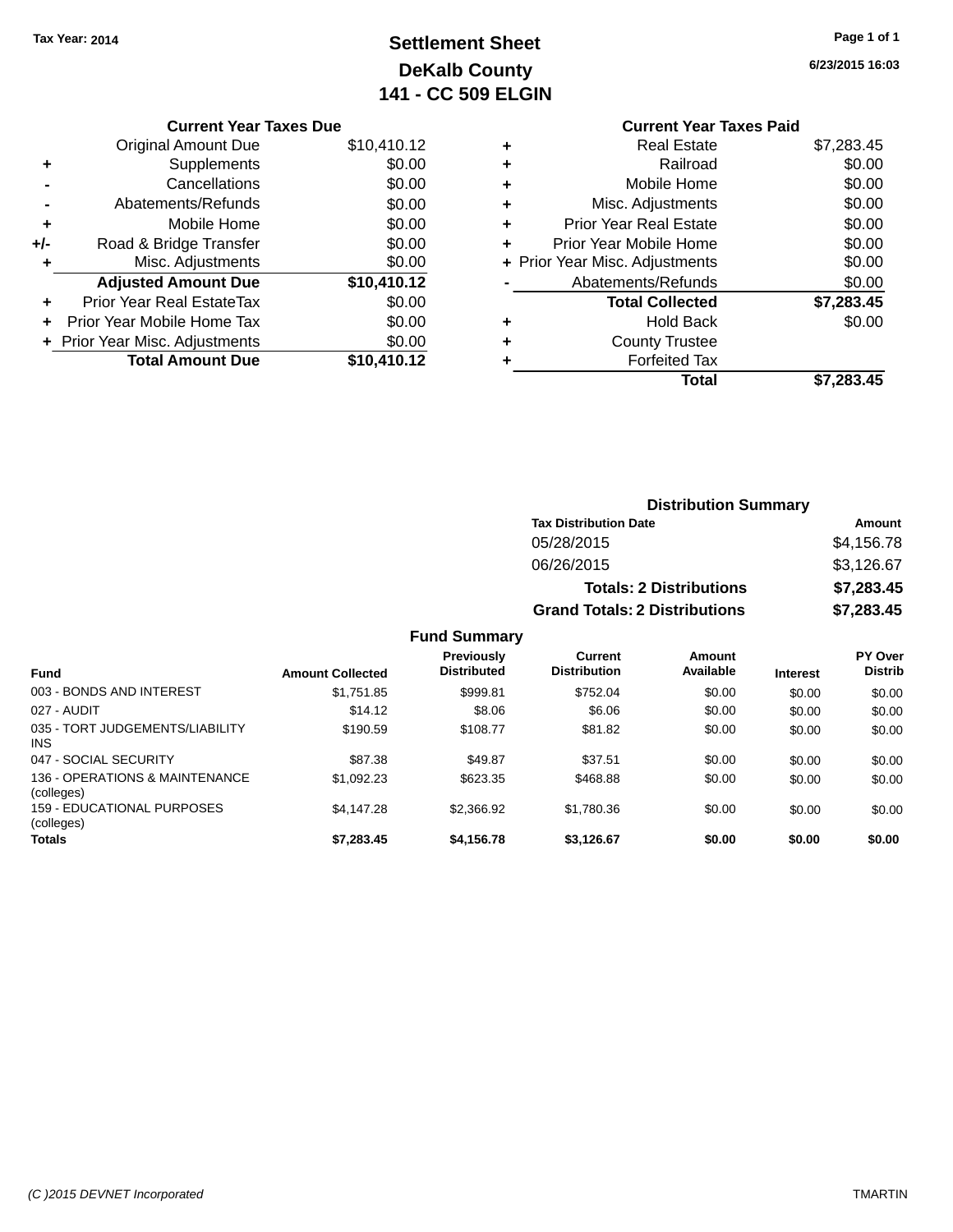Tax Year: 2014

# Settlement Sheet
## DeKalb County
## 141 - CC 509 ELGIN

6/23/2015 16:03

| | Current Year Taxes Due | |
|---|---|---|
| | Original Amount Due | $10,410.12 |
| + | Supplements | $0.00 |
| - | Cancellations | $0.00 |
| - | Abatements/Refunds | $0.00 |
| + | Mobile Home | $0.00 |
| +/- | Road & Bridge Transfer | $0.00 |
| + | Misc. Adjustments | $0.00 |
| | **Adjusted Amount Due** | **$10,410.12** |
| + | Prior Year Real EstateTax | $0.00 |
| + | Prior Year Mobile Home Tax | $0.00 |
| + | Prior Year Misc. Adjustments | $0.00 |
| | **Total Amount Due** | **$10,410.12** |

| | Current Year Taxes Paid | |
|---|---|---|
| + | Real Estate | $7,283.45 |
| + | Railroad | $0.00 |
| + | Mobile Home | $0.00 |
| + | Misc. Adjustments | $0.00 |
| + | Prior Year Real Estate | $0.00 |
| + | Prior Year Mobile Home | $0.00 |
| + | Prior Year Misc. Adjustments | $0.00 |
| - | Abatements/Refunds | $0.00 |
| | **Total Collected** | **$7,283.45** |
| + | Hold Back | $0.00 |
| + | County Trustee | |
| + | Forfeited Tax | |
| | **Total** | **$7,283.45** |

### Distribution Summary

| Tax Distribution Date | Amount |
|---|---|
| 05/28/2015 | $4,156.78 |
| 06/26/2015 | $3,126.67 |
| **Totals: 2 Distributions** | **$7,283.45** |
| **Grand Totals: 2 Distributions** | **$7,283.45** |

### Fund Summary

| Fund | Amount Collected | Previously Distributed | Current Distribution | Amount Available | Interest | PY Over Distrib |
|---|---|---|---|---|---|---|
| 003 - BONDS AND INTEREST | $1,751.85 | $999.81 | $752.04 | $0.00 | $0.00 | $0.00 |
| 027 - AUDIT | $14.12 | $8.06 | $6.06 | $0.00 | $0.00 | $0.00 |
| 035 - TORT JUDGEMENTS/LIABILITY INS | $190.59 | $108.77 | $81.82 | $0.00 | $0.00 | $0.00 |
| 047 - SOCIAL SECURITY | $87.38 | $49.87 | $37.51 | $0.00 | $0.00 | $0.00 |
| 136 - OPERATIONS & MAINTENANCE (colleges) | $1,092.23 | $623.35 | $468.88 | $0.00 | $0.00 | $0.00 |
| 159 - EDUCATIONAL PURPOSES (colleges) | $4,147.28 | $2,366.92 | $1,780.36 | $0.00 | $0.00 | $0.00 |
| **Totals** | **$7,283.45** | **$4,156.78** | **$3,126.67** | **$0.00** | **$0.00** | **$0.00** |

(C )2015 DEVNET Incorporated TMARTIN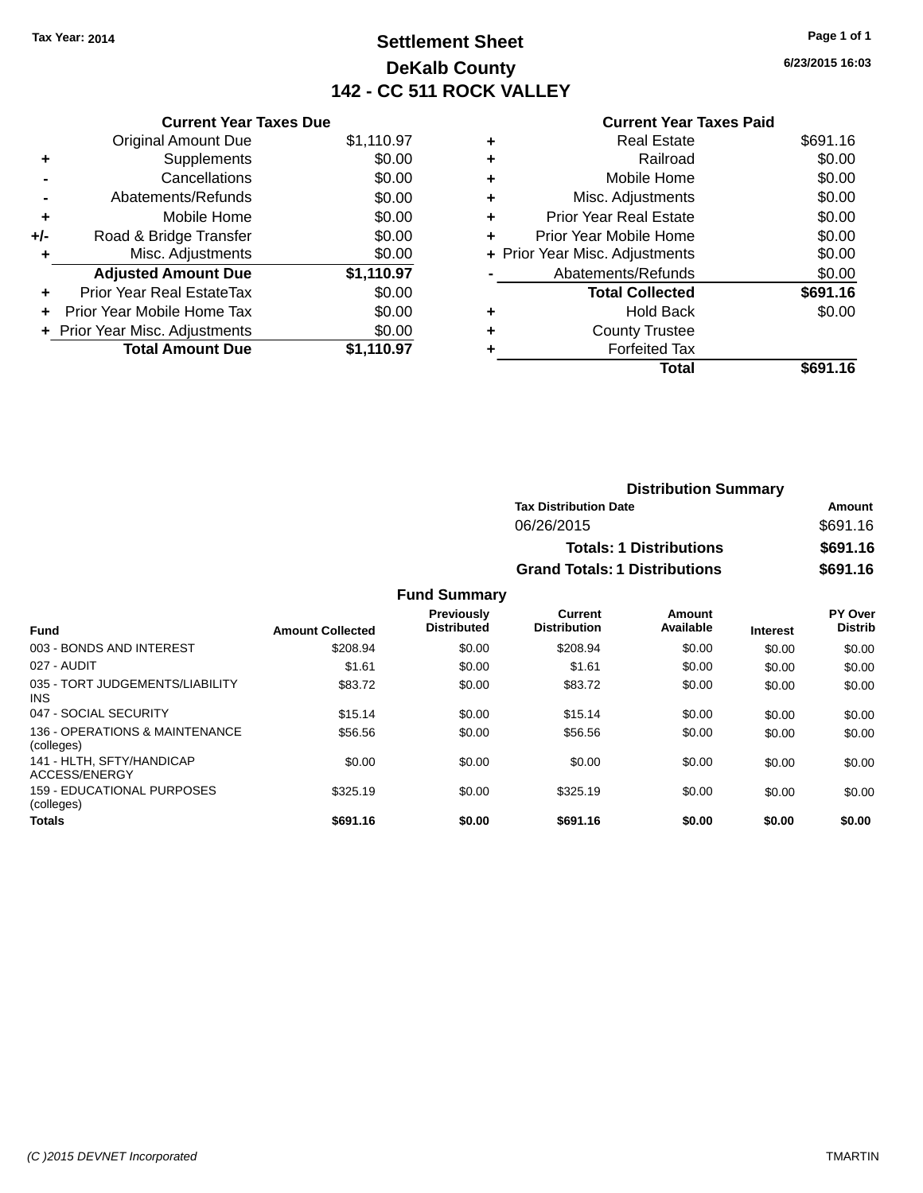Tax Year: 2014

# Settlement Sheet
## DeKalb County
## 142 - CC 511 ROCK VALLEY

6/23/2015 16:03

### Current Year Taxes Due

| | | |
|---|---|---|
| | Original Amount Due | $1,110.97 |
| + | Supplements | $0.00 |
| - | Cancellations | $0.00 |
| - | Abatements/Refunds | $0.00 |
| + | Mobile Home | $0.00 |
| +/- | Road & Bridge Transfer | $0.00 |
| + | Misc. Adjustments | $0.00 |
| | **Adjusted Amount Due** | **$1,110.97** |
| + | Prior Year Real EstateTax | $0.00 |
| + | Prior Year Mobile Home Tax | $0.00 |
| + | Prior Year Misc. Adjustments | $0.00 |
| | **Total Amount Due** | **$1,110.97** |

### Current Year Taxes Paid

| | | |
|---|---|---|
| + | Real Estate | $691.16 |
| + | Railroad | $0.00 |
| + | Mobile Home | $0.00 |
| + | Misc. Adjustments | $0.00 |
| + | Prior Year Real Estate | $0.00 |
| + | Prior Year Mobile Home | $0.00 |
| + | Prior Year Misc. Adjustments | $0.00 |
| - | Abatements/Refunds | $0.00 |
| | **Total Collected** | **$691.16** |
| + | Hold Back | $0.00 |
| + | County Trustee | |
| + | Forfeited Tax | |
| | **Total** | **$691.16** |

### Distribution Summary

| Tax Distribution Date | Amount |
|---|---|
| 06/26/2015 | $691.16 |
| **Totals: 1 Distributions** | **$691.16** |
| **Grand Totals: 1 Distributions** | **$691.16** |

### Fund Summary

| Fund | Amount Collected | Previously Distributed | Current Distribution | Amount Available | Interest | PY Over Distrib |
|---|---|---|---|---|---|---|
| 003 - BONDS AND INTEREST | $208.94 | $0.00 | $208.94 | $0.00 | $0.00 | $0.00 |
| 027 - AUDIT | $1.61 | $0.00 | $1.61 | $0.00 | $0.00 | $0.00 |
| 035 - TORT JUDGEMENTS/LIABILITY INS | $83.72 | $0.00 | $83.72 | $0.00 | $0.00 | $0.00 |
| 047 - SOCIAL SECURITY | $15.14 | $0.00 | $15.14 | $0.00 | $0.00 | $0.00 |
| 136 - OPERATIONS & MAINTENANCE (colleges) | $56.56 | $0.00 | $56.56 | $0.00 | $0.00 | $0.00 |
| 141 - HLTH, SFTY/HANDICAP ACCESS/ENERGY | $0.00 | $0.00 | $0.00 | $0.00 | $0.00 | $0.00 |
| 159 - EDUCATIONAL PURPOSES (colleges) | $325.19 | $0.00 | $325.19 | $0.00 | $0.00 | $0.00 |
| **Totals** | **$691.16** | **$0.00** | **$691.16** | **$0.00** | **$0.00** | **$0.00** |

(C )2015 DEVNET Incorporated TMARTIN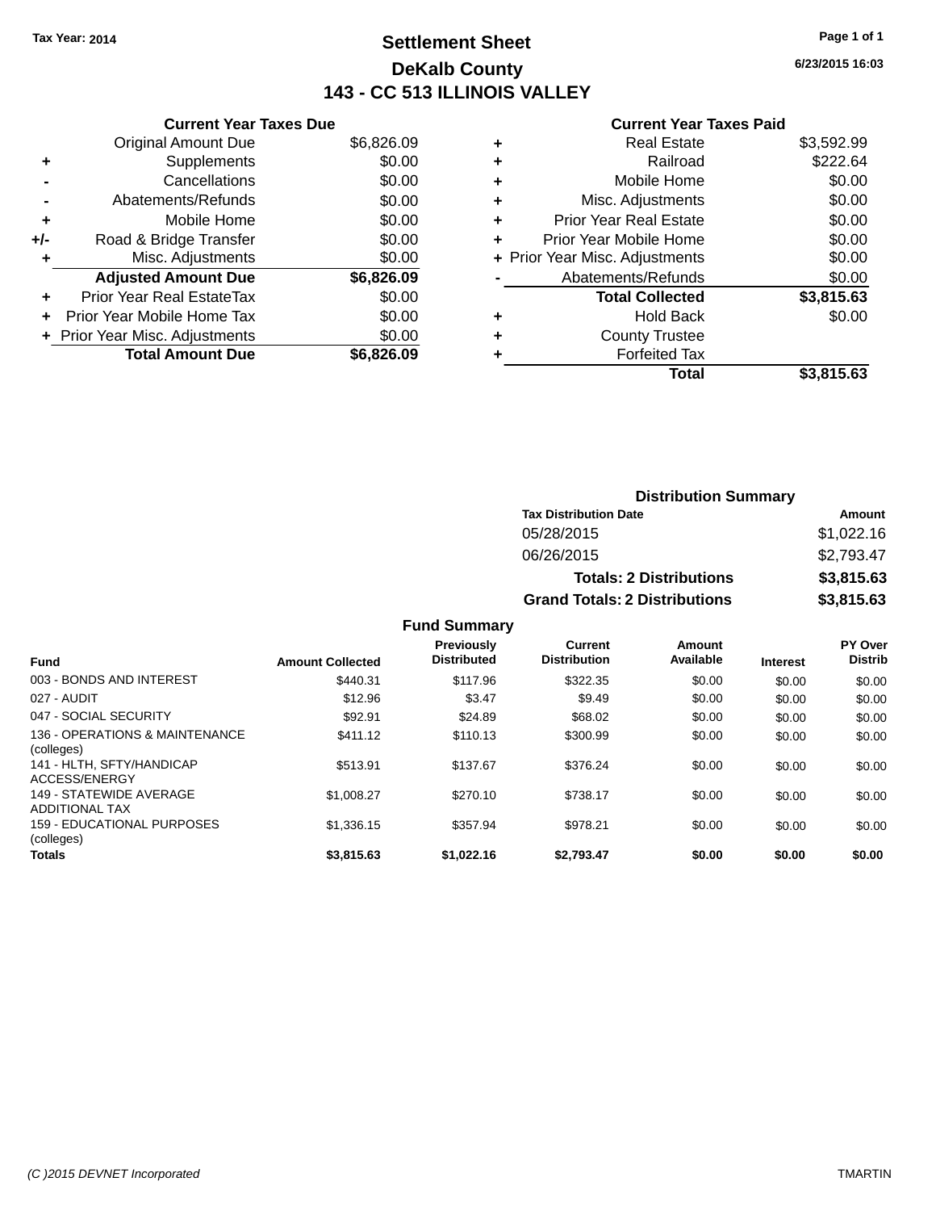Tax Year: 2014

# Settlement Sheet

## DeKalb County

## 143 - CC 513 ILLINOIS VALLEY

6/23/2015 16:03

### Current Year Taxes Due

| | | |
|---|---|---|
| | Original Amount Due | $6,826.09 |
| + | Supplements | $0.00 |
| - | Cancellations | $0.00 |
| - | Abatements/Refunds | $0.00 |
| + | Mobile Home | $0.00 |
| +/- | Road & Bridge Transfer | $0.00 |
| + | Misc. Adjustments | $0.00 |
| | **Adjusted Amount Due** | **$6,826.09** |
| + | Prior Year Real EstateTax | $0.00 |
| + | Prior Year Mobile Home Tax | $0.00 |
| + | Prior Year Misc. Adjustments | $0.00 |
| | **Total Amount Due** | **$6,826.09** |

### Current Year Taxes Paid

| | | |
|---|---|---|
| + | Real Estate | $3,592.99 |
| + | Railroad | $222.64 |
| + | Mobile Home | $0.00 |
| + | Misc. Adjustments | $0.00 |
| + | Prior Year Real Estate | $0.00 |
| + | Prior Year Mobile Home | $0.00 |
| + | Prior Year Misc. Adjustments | $0.00 |
| - | Abatements/Refunds | $0.00 |
| | **Total Collected** | **$3,815.63** |
| + | Hold Back | $0.00 |
| + | County Trustee | |
| + | Forfeited Tax | |
| | **Total** | **$3,815.63** |

### Distribution Summary

| Tax Distribution Date | Amount |
|---|---|
| 05/28/2015 | $1,022.16 |
| 06/26/2015 | $2,793.47 |
| **Totals: 2 Distributions** | **$3,815.63** |
| **Grand Totals: 2 Distributions** | **$3,815.63** |

### Fund Summary

| Fund | Amount Collected | Previously Distributed | Current Distribution | Amount Available | Interest | PY Over Distrib |
|---|---|---|---|---|---|---|
| 003 - BONDS AND INTEREST | $440.31 | $117.96 | $322.35 | $0.00 | $0.00 | $0.00 |
| 027 - AUDIT | $12.96 | $3.47 | $9.49 | $0.00 | $0.00 | $0.00 |
| 047 - SOCIAL SECURITY | $92.91 | $24.89 | $68.02 | $0.00 | $0.00 | $0.00 |
| 136 - OPERATIONS & MAINTENANCE (colleges) | $411.12 | $110.13 | $300.99 | $0.00 | $0.00 | $0.00 |
| 141 - HLTH, SFTY/HANDICAP ACCESS/ENERGY | $513.91 | $137.67 | $376.24 | $0.00 | $0.00 | $0.00 |
| 149 - STATEWIDE AVERAGE ADDITIONAL TAX | $1,008.27 | $270.10 | $738.17 | $0.00 | $0.00 | $0.00 |
| 159 - EDUCATIONAL PURPOSES (colleges) | $1,336.15 | $357.94 | $978.21 | $0.00 | $0.00 | $0.00 |
| **Totals** | **$3,815.63** | **$1,022.16** | **$2,793.47** | **$0.00** | **$0.00** | **$0.00** |

(C )2015 DEVNET Incorporated TMARTIN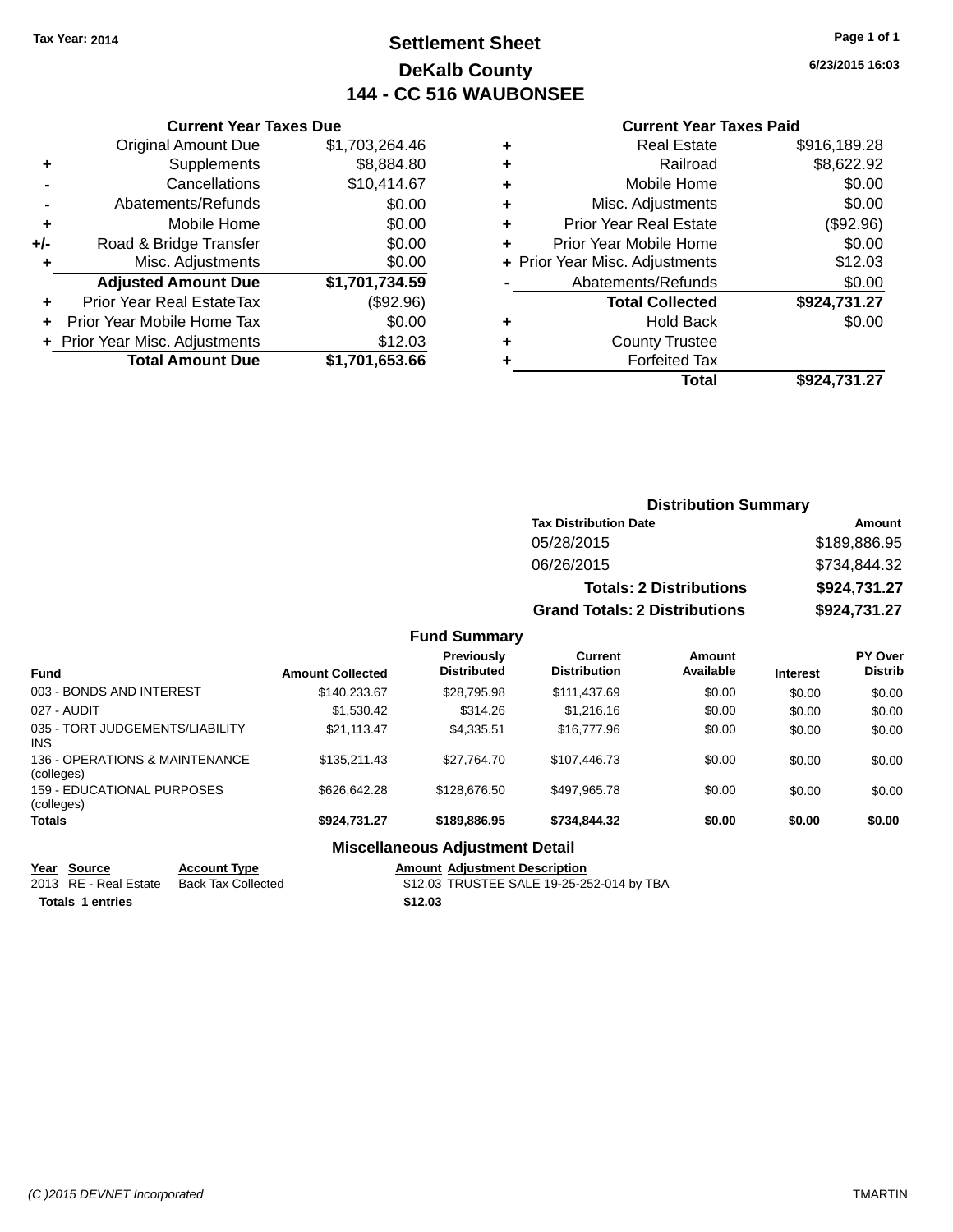Tax Year: 2014

# Settlement Sheet
## DeKalb County
## 144 - CC 516 WAUBONSEE

6/23/2015 16:03

### Current Year Taxes Due

| | | |
|---|---|---|
| | Original Amount Due | $1,703,264.46 |
| + | Supplements | $8,884.80 |
| - | Cancellations | $10,414.67 |
| - | Abatements/Refunds | $0.00 |
| + | Mobile Home | $0.00 |
| +/- | Road & Bridge Transfer | $0.00 |
| + | Misc. Adjustments | $0.00 |
| | **Adjusted Amount Due** | **$1,701,734.59** |
| + | Prior Year Real EstateTax | ($92.96) |
| + | Prior Year Mobile Home Tax | $0.00 |
| + | Prior Year Misc. Adjustments | $12.03 |
| | **Total Amount Due** | **$1,701,653.66** |

### Current Year Taxes Paid

| | | |
|---|---|---|
| + | Real Estate | $916,189.28 |
| + | Railroad | $8,622.92 |
| + | Mobile Home | $0.00 |
| + | Misc. Adjustments | $0.00 |
| + | Prior Year Real Estate | ($92.96) |
| + | Prior Year Mobile Home | $0.00 |
| + | Prior Year Misc. Adjustments | $12.03 |
| - | Abatements/Refunds | $0.00 |
| | **Total Collected** | **$924,731.27** |
| + | Hold Back | $0.00 |
| + | County Trustee | |
| + | Forfeited Tax | |
| | **Total** | **$924,731.27** |

### Distribution Summary

| Tax Distribution Date | Amount |
|---|---|
| 05/28/2015 | $189,886.95 |
| 06/26/2015 | $734,844.32 |
| **Totals: 2 Distributions** | **$924,731.27** |
| **Grand Totals: 2 Distributions** | **$924,731.27** |

### Fund Summary

| Fund | Amount Collected | Previously Distributed | Current Distribution | Amount Available | Interest | PY Over Distrib |
|---|---|---|---|---|---|---|
| 003 - BONDS AND INTEREST | $140,233.67 | $28,795.98 | $111,437.69 | $0.00 | $0.00 | $0.00 |
| 027 - AUDIT | $1,530.42 | $314.26 | $1,216.16 | $0.00 | $0.00 | $0.00 |
| 035 - TORT JUDGEMENTS/LIABILITY INS | $21,113.47 | $4,335.51 | $16,777.96 | $0.00 | $0.00 | $0.00 |
| 136 - OPERATIONS & MAINTENANCE (colleges) | $135,211.43 | $27,764.70 | $107,446.73 | $0.00 | $0.00 | $0.00 |
| 159 - EDUCATIONAL PURPOSES (colleges) | $626,642.28 | $128,676.50 | $497,965.78 | $0.00 | $0.00 | $0.00 |
| **Totals** | **$924,731.27** | **$189,886.95** | **$734,844.32** | **$0.00** | **$0.00** | **$0.00** |

### Miscellaneous Adjustment Detail

| Year | Source | Account Type | Amount | Adjustment Description |
|---|---|---|---|---|
| 2013 | RE - Real Estate | Back Tax Collected | $12.03 | TRUSTEE SALE 19-25-252-014 by TBA |
| **Totals** | **1 entries** | | **$12.03** | |

(C )2015 DEVNET Incorporated — TMARTIN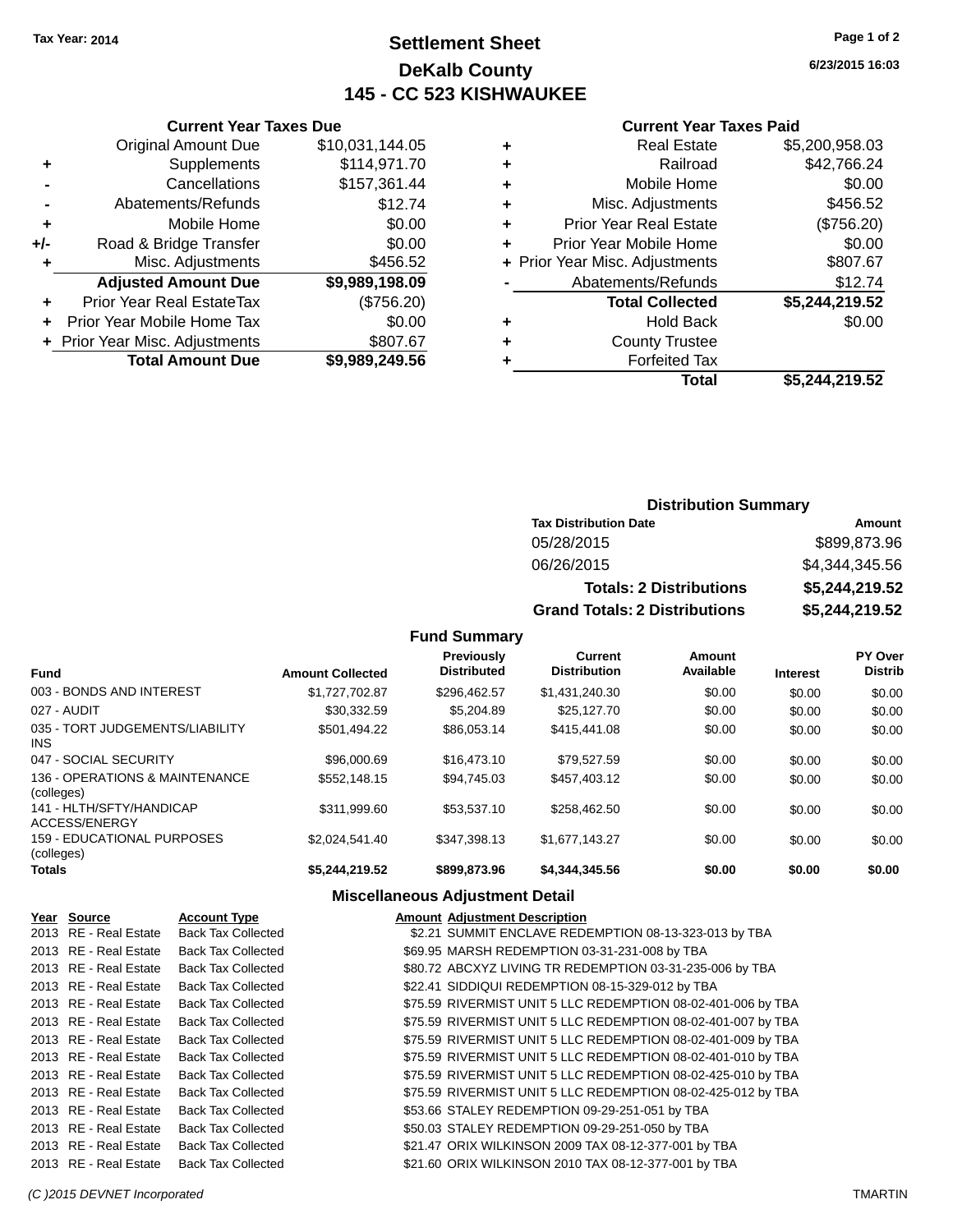Tax Year: 2014

# Settlement Sheet

## DeKalb County

## 145 - CC 523 KISHWAUKEE

6/23/2015 16:03

### Current Year Taxes Due

| | | |
|---|---|---|
| | Original Amount Due | $10,031,144.05 |
| + | Supplements | $114,971.70 |
| - | Cancellations | $157,361.44 |
| - | Abatements/Refunds | $12.74 |
| + | Mobile Home | $0.00 |
| +/- | Road & Bridge Transfer | $0.00 |
| + | Misc. Adjustments | $456.52 |
| | **Adjusted Amount Due** | **$9,989,198.09** |
| + | Prior Year Real EstateTax | ($756.20) |
| + | Prior Year Mobile Home Tax | $0.00 |
| + | Prior Year Misc. Adjustments | $807.67 |
| | **Total Amount Due** | **$9,989,249.56** |

### Current Year Taxes Paid

| | | |
|---|---|---|
| + | Real Estate | $5,200,958.03 |
| + | Railroad | $42,766.24 |
| + | Mobile Home | $0.00 |
| + | Misc. Adjustments | $456.52 |
| + | Prior Year Real Estate | ($756.20) |
| + | Prior Year Mobile Home | $0.00 |
| + | Prior Year Misc. Adjustments | $807.67 |
| - | Abatements/Refunds | $12.74 |
| | **Total Collected** | **$5,244,219.52** |
| + | Hold Back | $0.00 |
| + | County Trustee | |
| + | Forfeited Tax | |
| | **Total** | **$5,244,219.52** |

### Distribution Summary

| Tax Distribution Date | Amount |
|---|---|
| 05/28/2015 | $899,873.96 |
| 06/26/2015 | $4,344,345.56 |
| **Totals: 2 Distributions** | **$5,244,219.52** |
| **Grand Totals: 2 Distributions** | **$5,244,219.52** |

### Fund Summary

| Fund | Amount Collected | Previously Distributed | Current Distribution | Amount Available | Interest | PY Over Distrib |
|---|---|---|---|---|---|---|
| 003 - BONDS AND INTEREST | $1,727,702.87 | $296,462.57 | $1,431,240.30 | $0.00 | $0.00 | $0.00 |
| 027 - AUDIT | $30,332.59 | $5,204.89 | $25,127.70 | $0.00 | $0.00 | $0.00 |
| 035 - TORT JUDGEMENTS/LIABILITY INS | $501,494.22 | $86,053.14 | $415,441.08 | $0.00 | $0.00 | $0.00 |
| 047 - SOCIAL SECURITY | $96,000.69 | $16,473.10 | $79,527.59 | $0.00 | $0.00 | $0.00 |
| 136 - OPERATIONS & MAINTENANCE (colleges) | $552,148.15 | $94,745.03 | $457,403.12 | $0.00 | $0.00 | $0.00 |
| 141 - HLTH/SFTY/HANDICAP ACCESS/ENERGY | $311,999.60 | $53,537.10 | $258,462.50 | $0.00 | $0.00 | $0.00 |
| 159 - EDUCATIONAL PURPOSES (colleges) | $2,024,541.40 | $347,398.13 | $1,677,143.27 | $0.00 | $0.00 | $0.00 |
| **Totals** | **$5,244,219.52** | **$899,873.96** | **$4,344,345.56** | **$0.00** | **$0.00** | **$0.00** |

### Miscellaneous Adjustment Detail

| Year | Source | Account Type | Amount | Adjustment Description |
|---|---|---|---|---|
| 2013 | RE - Real Estate | Back Tax Collected | $2.21 | SUMMIT ENCLAVE REDEMPTION 08-13-323-013 by TBA |
| 2013 | RE - Real Estate | Back Tax Collected | $69.95 | MARSH REDEMPTION 03-31-231-008 by TBA |
| 2013 | RE - Real Estate | Back Tax Collected | $80.72 | ABCXYZ LIVING TR REDEMPTION 03-31-235-006 by TBA |
| 2013 | RE - Real Estate | Back Tax Collected | $22.41 | SIDDIQUI REDEMPTION 08-15-329-012 by TBA |
| 2013 | RE - Real Estate | Back Tax Collected | $75.59 | RIVERMIST UNIT 5 LLC REDEMPTION 08-02-401-006 by TBA |
| 2013 | RE - Real Estate | Back Tax Collected | $75.59 | RIVERMIST UNIT 5 LLC REDEMPTION 08-02-401-007 by TBA |
| 2013 | RE - Real Estate | Back Tax Collected | $75.59 | RIVERMIST UNIT 5 LLC REDEMPTION 08-02-401-009 by TBA |
| 2013 | RE - Real Estate | Back Tax Collected | $75.59 | RIVERMIST UNIT 5 LLC REDEMPTION 08-02-401-010 by TBA |
| 2013 | RE - Real Estate | Back Tax Collected | $75.59 | RIVERMIST UNIT 5 LLC REDEMPTION 08-02-425-010 by TBA |
| 2013 | RE - Real Estate | Back Tax Collected | $75.59 | RIVERMIST UNIT 5 LLC REDEMPTION 08-02-425-012 by TBA |
| 2013 | RE - Real Estate | Back Tax Collected | $53.66 | STALEY REDEMPTION 09-29-251-051 by TBA |
| 2013 | RE - Real Estate | Back Tax Collected | $50.03 | STALEY REDEMPTION 09-29-251-050 by TBA |
| 2013 | RE - Real Estate | Back Tax Collected | $21.47 | ORIX WILKINSON 2009 TAX 08-12-377-001 by TBA |
| 2013 | RE - Real Estate | Back Tax Collected | $21.60 | ORIX WILKINSON 2010 TAX 08-12-377-001 by TBA |

(C )2015 DEVNET Incorporated TMARTIN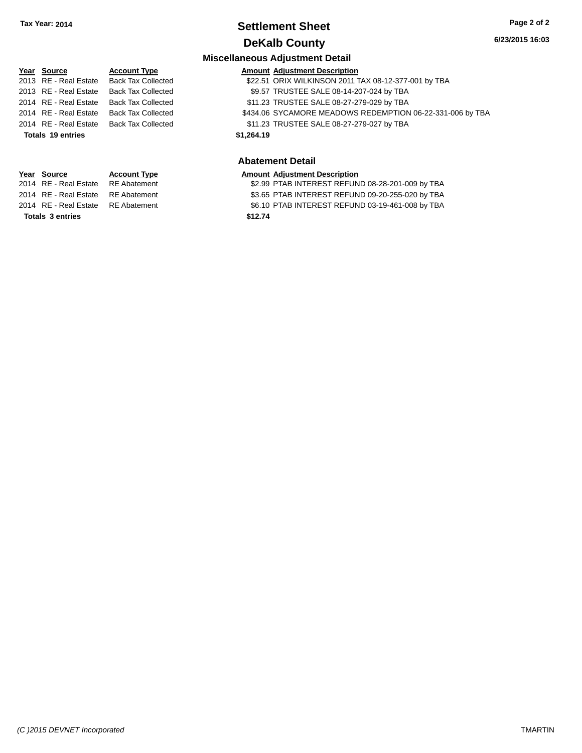Tax Year: 2014

# Settlement Sheet

## DeKalb County

### Miscellaneous Adjustment Detail

| Year | Source | Account Type | Amount | Adjustment Description |
|---|---|---|---|---|
| 2013 | RE - Real Estate | Back Tax Collected | $22.51 | ORIX WILKINSON 2011 TAX 08-12-377-001 by TBA |
| 2013 | RE - Real Estate | Back Tax Collected | $9.57 | TRUSTEE SALE 08-14-207-024 by TBA |
| 2014 | RE - Real Estate | Back Tax Collected | $11.23 | TRUSTEE SALE 08-27-279-029 by TBA |
| 2014 | RE - Real Estate | Back Tax Collected | $434.06 | SYCAMORE MEADOWS REDEMPTION 06-22-331-006 by TBA |
| 2014 | RE - Real Estate | Back Tax Collected | $11.23 | TRUSTEE SALE 08-27-279-027 by TBA |
| **Totals 19 entries** | | | **$1,264.19** | |

### Abatement Detail

| Year | Source | Account Type | Amount | Adjustment Description |
|---|---|---|---|---|
| 2014 | RE - Real Estate | RE Abatement | $2.99 | PTAB INTEREST REFUND 08-28-201-009 by TBA |
| 2014 | RE - Real Estate | RE Abatement | $3.65 | PTAB INTEREST REFUND 09-20-255-020 by TBA |
| 2014 | RE - Real Estate | RE Abatement | $6.10 | PTAB INTEREST REFUND 03-19-461-008 by TBA |
| **Totals 3 entries** | | | **$12.74** | |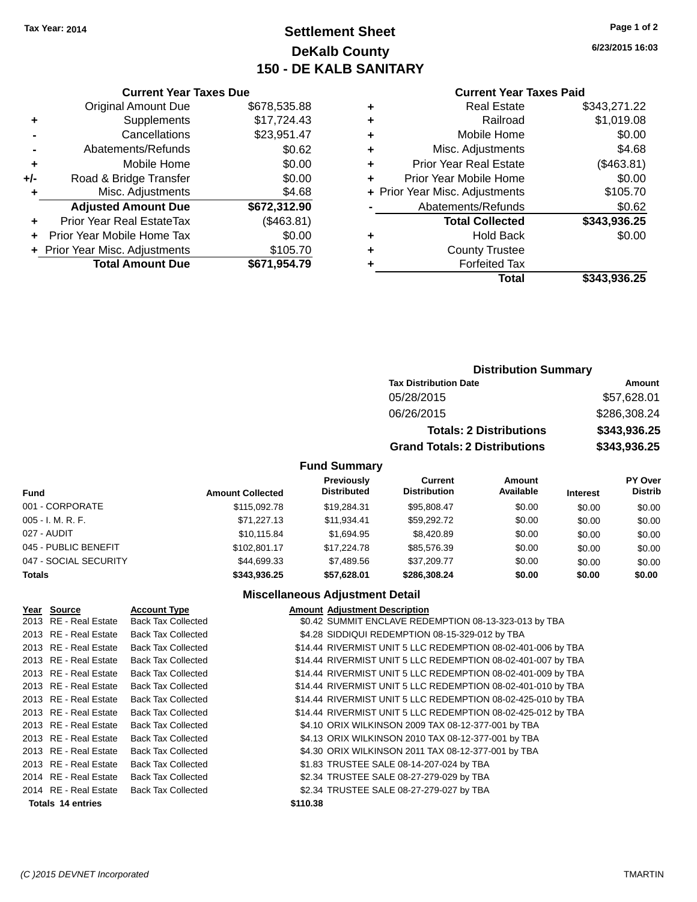Tax Year: 2014

# Settlement Sheet
## DeKalb County
## 150 - DE KALB SANITARY

6/23/2015 16:03

### Current Year Taxes Due

| | | |
|---|---|---|
| | Original Amount Due | $678,535.88 |
| + | Supplements | $17,724.43 |
| - | Cancellations | $23,951.47 |
| - | Abatements/Refunds | $0.62 |
| + | Mobile Home | $0.00 |
| +/- | Road & Bridge Transfer | $0.00 |
| + | Misc. Adjustments | $4.68 |
| | **Adjusted Amount Due** | **$672,312.90** |
| + | Prior Year Real EstateTax | ($463.81) |
| + | Prior Year Mobile Home Tax | $0.00 |
| + | Prior Year Misc. Adjustments | $105.70 |
| | **Total Amount Due** | **$671,954.79** |

### Current Year Taxes Paid

| | | |
|---|---|---|
| + | Real Estate | $343,271.22 |
| + | Railroad | $1,019.08 |
| + | Mobile Home | $0.00 |
| + | Misc. Adjustments | $4.68 |
| + | Prior Year Real Estate | ($463.81) |
| + | Prior Year Mobile Home | $0.00 |
| + | Prior Year Misc. Adjustments | $105.70 |
| - | Abatements/Refunds | $0.62 |
| | **Total Collected** | **$343,936.25** |
| + | Hold Back | $0.00 |
| + | County Trustee | |
| + | Forfeited Tax | |
| | **Total** | **$343,936.25** |

### Distribution Summary

| Tax Distribution Date | Amount |
|---|---|
| 05/28/2015 | $57,628.01 |
| 06/26/2015 | $286,308.24 |
| **Totals: 2 Distributions** | **$343,936.25** |
| **Grand Totals: 2 Distributions** | **$343,936.25** |

### Fund Summary

| Fund | Amount Collected | Previously Distributed | Current Distribution | Amount Available | Interest | PY Over Distrib |
|---|---|---|---|---|---|---|
| 001 - CORPORATE | $115,092.78 | $19,284.31 | $95,808.47 | $0.00 | $0.00 | $0.00 |
| 005 - I. M. R. F. | $71,227.13 | $11,934.41 | $59,292.72 | $0.00 | $0.00 | $0.00 |
| 027 - AUDIT | $10,115.84 | $1,694.95 | $8,420.89 | $0.00 | $0.00 | $0.00 |
| 045 - PUBLIC BENEFIT | $102,801.17 | $17,224.78 | $85,576.39 | $0.00 | $0.00 | $0.00 |
| 047 - SOCIAL SECURITY | $44,699.33 | $7,489.56 | $37,209.77 | $0.00 | $0.00 | $0.00 |
| **Totals** | **$343,936.25** | **$57,628.01** | **$286,308.24** | **$0.00** | **$0.00** | **$0.00** |

### Miscellaneous Adjustment Detail

| Year | Source | Account Type | Amount | Adjustment Description |
|---|---|---|---|---|
| 2013 | RE - Real Estate | Back Tax Collected | $0.42 | SUMMIT ENCLAVE REDEMPTION 08-13-323-013 by TBA |
| 2013 | RE - Real Estate | Back Tax Collected | $4.28 | SIDDIQUI REDEMPTION 08-15-329-012 by TBA |
| 2013 | RE - Real Estate | Back Tax Collected | $14.44 | RIVERMIST UNIT 5 LLC REDEMPTION 08-02-401-006 by TBA |
| 2013 | RE - Real Estate | Back Tax Collected | $14.44 | RIVERMIST UNIT 5 LLC REDEMPTION 08-02-401-007 by TBA |
| 2013 | RE - Real Estate | Back Tax Collected | $14.44 | RIVERMIST UNIT 5 LLC REDEMPTION 08-02-401-009 by TBA |
| 2013 | RE - Real Estate | Back Tax Collected | $14.44 | RIVERMIST UNIT 5 LLC REDEMPTION 08-02-401-010 by TBA |
| 2013 | RE - Real Estate | Back Tax Collected | $14.44 | RIVERMIST UNIT 5 LLC REDEMPTION 08-02-425-010 by TBA |
| 2013 | RE - Real Estate | Back Tax Collected | $14.44 | RIVERMIST UNIT 5 LLC REDEMPTION 08-02-425-012 by TBA |
| 2013 | RE - Real Estate | Back Tax Collected | $4.10 | ORIX WILKINSON 2009 TAX 08-12-377-001 by TBA |
| 2013 | RE - Real Estate | Back Tax Collected | $4.13 | ORIX WILKINSON 2010 TAX 08-12-377-001 by TBA |
| 2013 | RE - Real Estate | Back Tax Collected | $4.30 | ORIX WILKINSON 2011 TAX 08-12-377-001 by TBA |
| 2013 | RE - Real Estate | Back Tax Collected | $1.83 | TRUSTEE SALE 08-14-207-024 by TBA |
| 2014 | RE - Real Estate | Back Tax Collected | $2.34 | TRUSTEE SALE 08-27-279-029 by TBA |
| 2014 | RE - Real Estate | Back Tax Collected | $2.34 | TRUSTEE SALE 08-27-279-027 by TBA |
| **Totals** | **14 entries** | | **$110.38** | |

(C )2015 DEVNET Incorporated — TMARTIN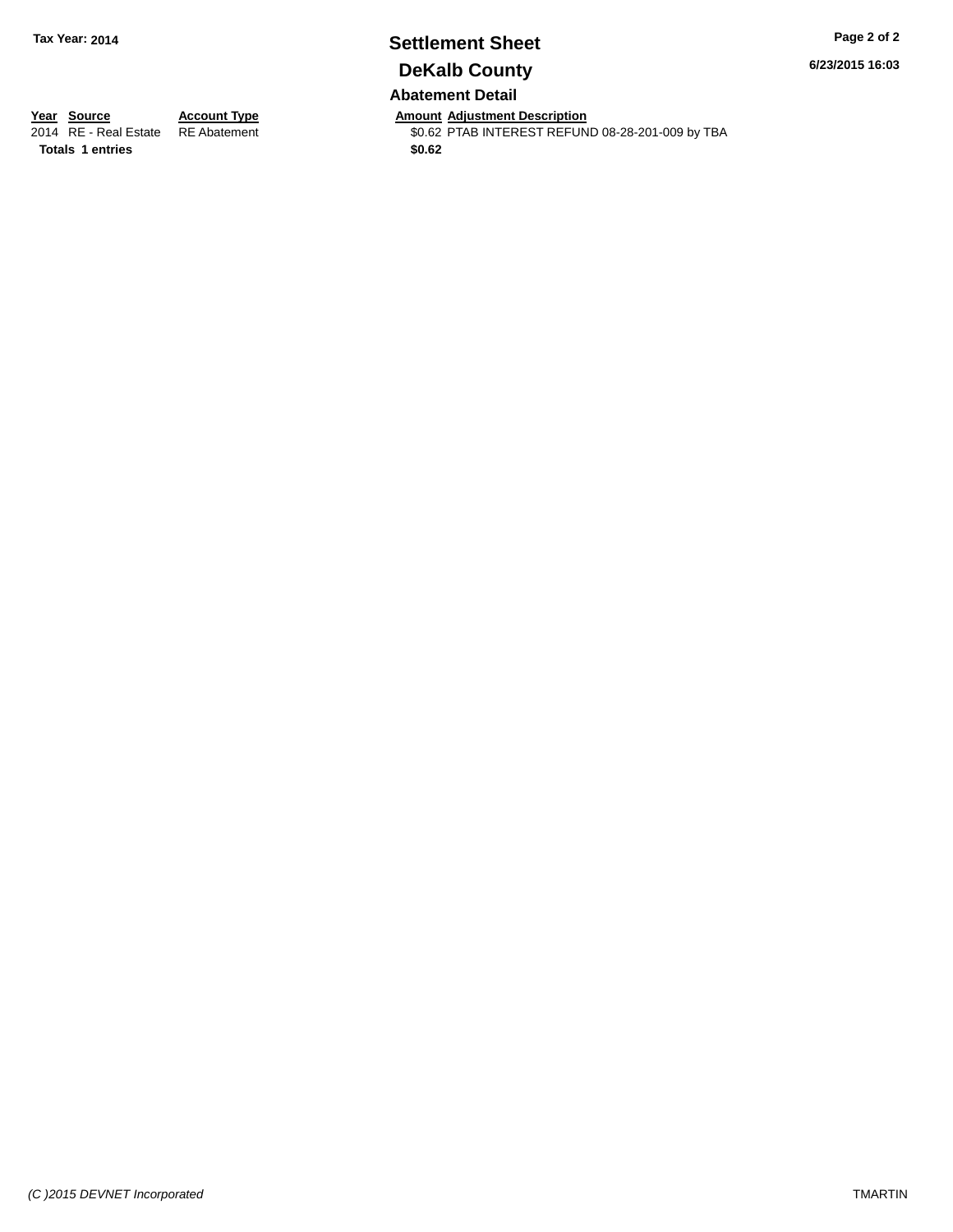Tax Year: 2014

# Settlement Sheet

## DeKalb County

6/23/2015 16:03

### Abatement Detail

| Year | Source | Account Type | Amount | Adjustment Description |
|---|---|---|---|---|
| 2014 | RE - Real Estate | RE Abatement | $0.62 | PTAB INTEREST REFUND 08-28-201-009 by TBA |
| **Totals** | **1 entries** | | **$0.62** | |

*(C )2015 DEVNET Incorporated*

TMARTIN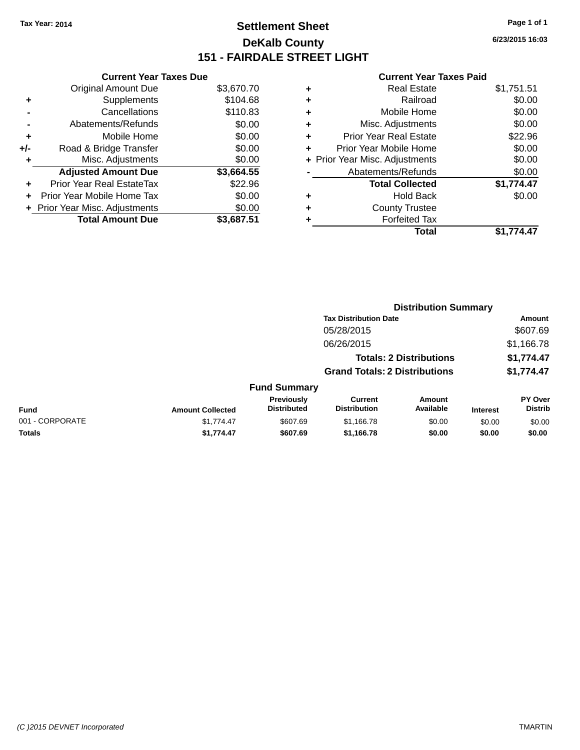Tax Year: 2014

# Settlement Sheet

## DeKalb County

## 151 - FAIRDALE STREET LIGHT

6/23/2015 16:03

### Current Year Taxes Due

| | | |
|---|---|---|
| | Original Amount Due | $3,670.70 |
| + | Supplements | $104.68 |
| - | Cancellations | $110.83 |
| - | Abatements/Refunds | $0.00 |
| + | Mobile Home | $0.00 |
| +/- | Road & Bridge Transfer | $0.00 |
| + | Misc. Adjustments | $0.00 |
| | **Adjusted Amount Due** | **$3,664.55** |
| + | Prior Year Real EstateTax | $22.96 |
| + | Prior Year Mobile Home Tax | $0.00 |
| + | Prior Year Misc. Adjustments | $0.00 |
| | **Total Amount Due** | **$3,687.51** |

### Current Year Taxes Paid

| | | |
|---|---|---|
| + | Real Estate | $1,751.51 |
| + | Railroad | $0.00 |
| + | Mobile Home | $0.00 |
| + | Misc. Adjustments | $0.00 |
| + | Prior Year Real Estate | $22.96 |
| + | Prior Year Mobile Home | $0.00 |
| + | Prior Year Misc. Adjustments | $0.00 |
| - | Abatements/Refunds | $0.00 |
| | **Total Collected** | **$1,774.47** |
| + | Hold Back | $0.00 |
| + | County Trustee | |
| + | Forfeited Tax | |
| | **Total** | **$1,774.47** |

### Distribution Summary

| Tax Distribution Date | Amount |
|---|---|
| 05/28/2015 | $607.69 |
| 06/26/2015 | $1,166.78 |
| **Totals: 2 Distributions** | **$1,774.47** |
| **Grand Totals: 2 Distributions** | **$1,774.47** |

### Fund Summary

| Fund | Amount Collected | Previously Distributed | Current Distribution | Amount Available | Interest | PY Over Distrib |
|---|---|---|---|---|---|---|
| 001 - CORPORATE | $1,774.47 | $607.69 | $1,166.78 | $0.00 | $0.00 | $0.00 |
| **Totals** | **$1,774.47** | **$607.69** | **$1,166.78** | **$0.00** | **$0.00** | **$0.00** |

(C )2015 DEVNET Incorporated TMARTIN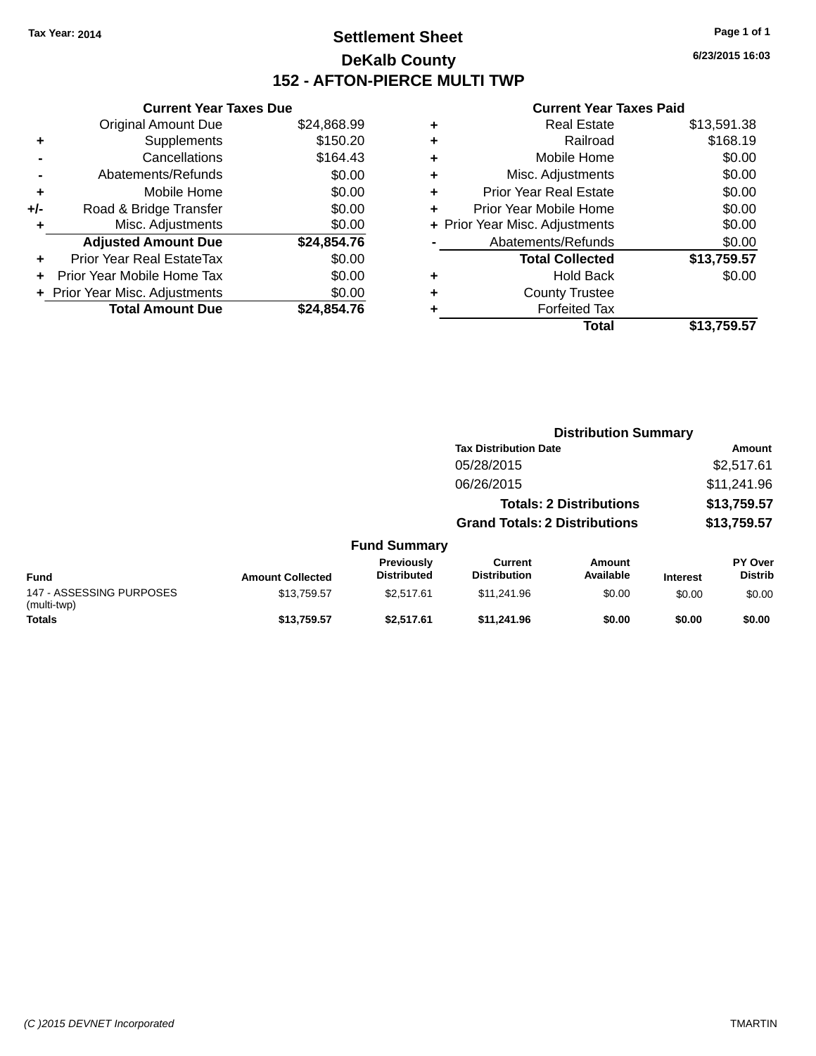Tax Year: 2014

# Settlement Sheet

## DeKalb County

## 152 - AFTON-PIERCE MULTI TWP

6/23/2015 16:03

### Current Year Taxes Due

| | | |
|---|---|---|
| | Original Amount Due | $24,868.99 |
| + | Supplements | $150.20 |
| - | Cancellations | $164.43 |
| - | Abatements/Refunds | $0.00 |
| + | Mobile Home | $0.00 |
| +/- | Road & Bridge Transfer | $0.00 |
| + | Misc. Adjustments | $0.00 |
| | **Adjusted Amount Due** | **$24,854.76** |
| + | Prior Year Real EstateTax | $0.00 |
| + | Prior Year Mobile Home Tax | $0.00 |
| + | Prior Year Misc. Adjustments | $0.00 |
| | **Total Amount Due** | **$24,854.76** |

### Current Year Taxes Paid

| | | |
|---|---|---|
| + | Real Estate | $13,591.38 |
| + | Railroad | $168.19 |
| + | Mobile Home | $0.00 |
| + | Misc. Adjustments | $0.00 |
| + | Prior Year Real Estate | $0.00 |
| + | Prior Year Mobile Home | $0.00 |
| + | Prior Year Misc. Adjustments | $0.00 |
| - | Abatements/Refunds | $0.00 |
| | **Total Collected** | **$13,759.57** |
| + | Hold Back | $0.00 |
| + | County Trustee | |
| + | Forfeited Tax | |
| | **Total** | **$13,759.57** |

### Distribution Summary

| Tax Distribution Date | Amount |
|---|---|
| 05/28/2015 | $2,517.61 |
| 06/26/2015 | $11,241.96 |
| **Totals: 2 Distributions** | **$13,759.57** |
| **Grand Totals: 2 Distributions** | **$13,759.57** |

### Fund Summary

| Fund | Amount Collected | Previously Distributed | Current Distribution | Amount Available | Interest | PY Over Distrib |
|---|---|---|---|---|---|---|
| 147 - ASSESSING PURPOSES (multi-twp) | $13,759.57 | $2,517.61 | $11,241.96 | $0.00 | $0.00 | $0.00 |
| **Totals** | **$13,759.57** | **$2,517.61** | **$11,241.96** | **$0.00** | **$0.00** | **$0.00** |

(C )2015 DEVNET Incorporated TMARTIN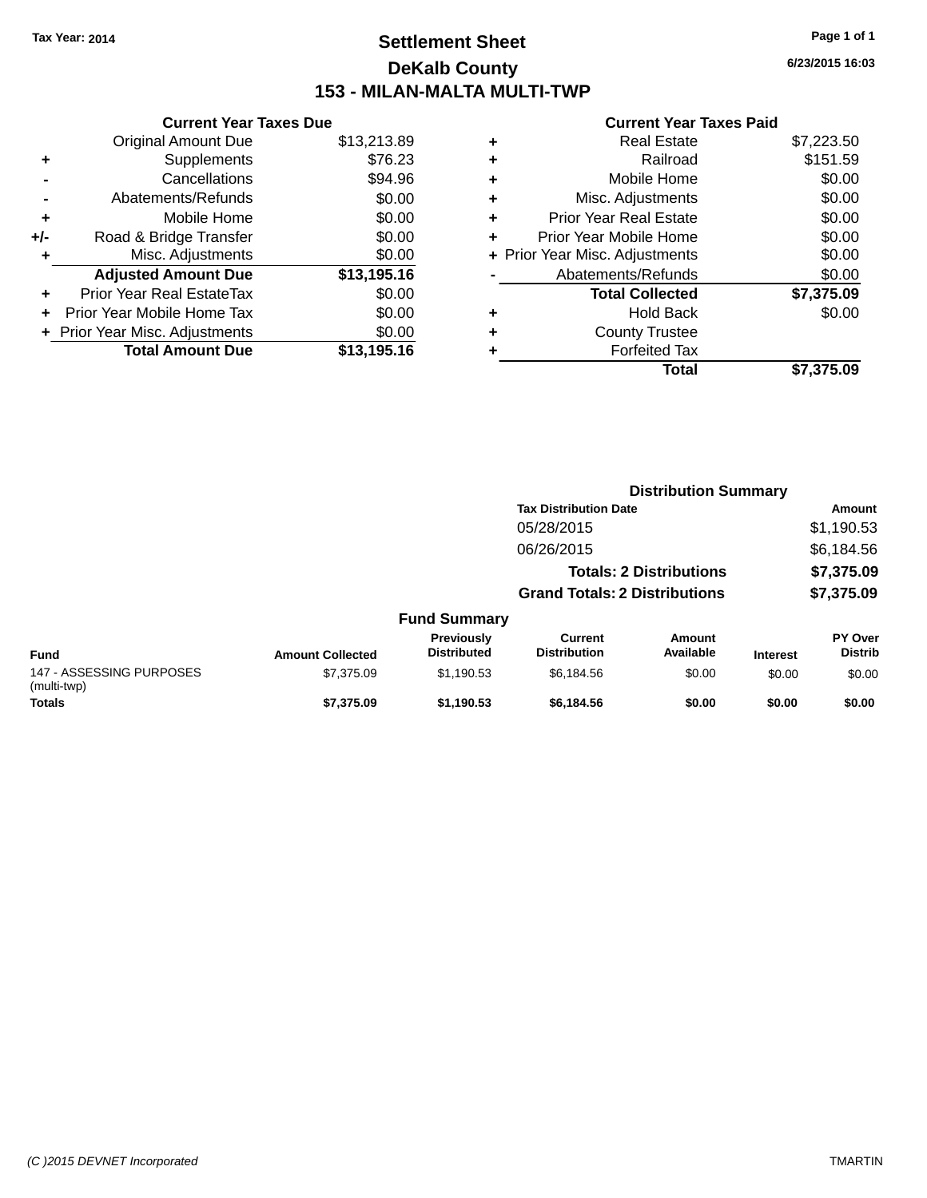Tax Year: 2014

# Settlement Sheet

## DeKalb County

## 153 - MILAN-MALTA MULTI-TWP

6/23/2015 16:03

### Current Year Taxes Due

| | | |
|---|---|---|
| | Original Amount Due | $13,213.89 |
| + | Supplements | $76.23 |
| - | Cancellations | $94.96 |
| - | Abatements/Refunds | $0.00 |
| + | Mobile Home | $0.00 |
| +/- | Road & Bridge Transfer | $0.00 |
| + | Misc. Adjustments | $0.00 |
| | **Adjusted Amount Due** | **$13,195.16** |
| + | Prior Year Real EstateTax | $0.00 |
| + | Prior Year Mobile Home Tax | $0.00 |
| + | Prior Year Misc. Adjustments | $0.00 |
| | **Total Amount Due** | **$13,195.16** |

### Current Year Taxes Paid

| | | |
|---|---|---|
| + | Real Estate | $7,223.50 |
| + | Railroad | $151.59 |
| + | Mobile Home | $0.00 |
| + | Misc. Adjustments | $0.00 |
| + | Prior Year Real Estate | $0.00 |
| + | Prior Year Mobile Home | $0.00 |
| + | Prior Year Misc. Adjustments | $0.00 |
| - | Abatements/Refunds | $0.00 |
| | **Total Collected** | **$7,375.09** |
| + | Hold Back | $0.00 |
| + | County Trustee | |
| + | Forfeited Tax | |
| | **Total** | **$7,375.09** |

### Distribution Summary

| Tax Distribution Date | Amount |
|---|---|
| 05/28/2015 | $1,190.53 |
| 06/26/2015 | $6,184.56 |
| **Totals: 2 Distributions** | **$7,375.09** |
| **Grand Totals: 2 Distributions** | **$7,375.09** |

### Fund Summary

| Fund | Amount Collected | Previously Distributed | Current Distribution | Amount Available | Interest | PY Over Distrib |
|---|---|---|---|---|---|---|
| 147 - ASSESSING PURPOSES (multi-twp) | $7,375.09 | $1,190.53 | $6,184.56 | $0.00 | $0.00 | $0.00 |
| **Totals** | **$7,375.09** | **$1,190.53** | **$6,184.56** | **$0.00** | **$0.00** | **$0.00** |

(C )2015 DEVNET Incorporated TMARTIN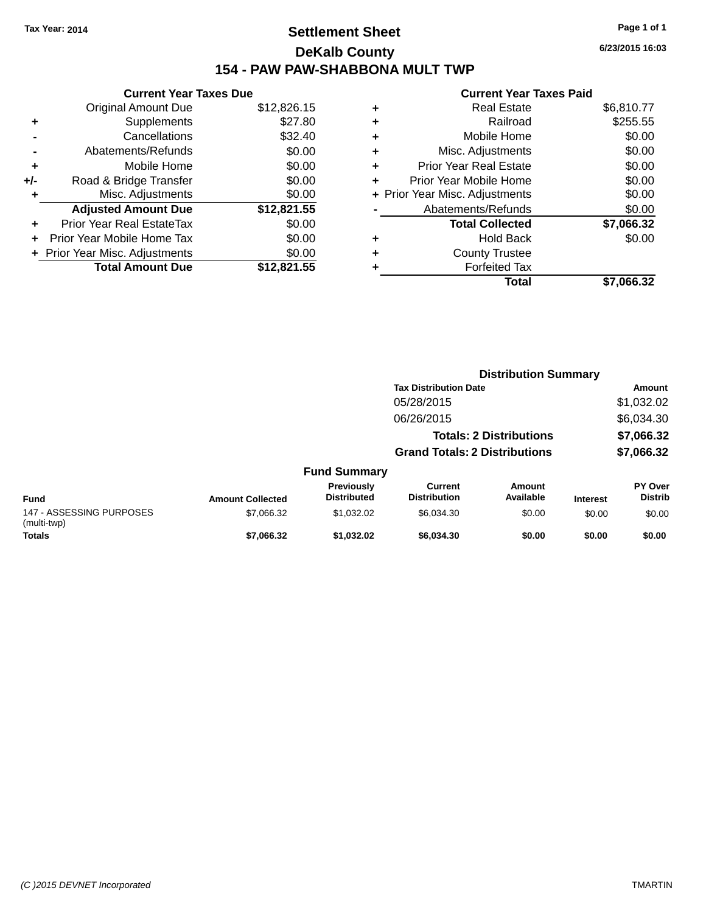Tax Year: 2014

# Settlement Sheet

## DeKalb County

## 154 - PAW PAW-SHABBONA MULT TWP

6/23/2015 16:03

### Current Year Taxes Due

| | | |
|---|---|---|
| | Original Amount Due | $12,826.15 |
| + | Supplements | $27.80 |
| - | Cancellations | $32.40 |
| - | Abatements/Refunds | $0.00 |
| + | Mobile Home | $0.00 |
| +/- | Road & Bridge Transfer | $0.00 |
| + | Misc. Adjustments | $0.00 |
| | **Adjusted Amount Due** | **$12,821.55** |
| + | Prior Year Real EstateTax | $0.00 |
| + | Prior Year Mobile Home Tax | $0.00 |
| + | Prior Year Misc. Adjustments | $0.00 |
| | **Total Amount Due** | **$12,821.55** |

### Current Year Taxes Paid

| | | |
|---|---|---|
| + | Real Estate | $6,810.77 |
| + | Railroad | $255.55 |
| + | Mobile Home | $0.00 |
| + | Misc. Adjustments | $0.00 |
| + | Prior Year Real Estate | $0.00 |
| + | Prior Year Mobile Home | $0.00 |
| + | Prior Year Misc. Adjustments | $0.00 |
| - | Abatements/Refunds | $0.00 |
| | **Total Collected** | **$7,066.32** |
| + | Hold Back | $0.00 |
| + | County Trustee | |
| + | Forfeited Tax | |
| | **Total** | **$7,066.32** |

### Distribution Summary

| Tax Distribution Date | Amount |
|---|---|
| 05/28/2015 | $1,032.02 |
| 06/26/2015 | $6,034.30 |
| **Totals: 2 Distributions** | **$7,066.32** |
| **Grand Totals: 2 Distributions** | **$7,066.32** |

### Fund Summary

| Fund | Amount Collected | Previously Distributed | Current Distribution | Amount Available | Interest | PY Over Distrib |
|---|---|---|---|---|---|---|
| 147 - ASSESSING PURPOSES (multi-twp) | $7,066.32 | $1,032.02 | $6,034.30 | $0.00 | $0.00 | $0.00 |
| **Totals** | **$7,066.32** | **$1,032.02** | **$6,034.30** | **$0.00** | **$0.00** | **$0.00** |

(C )2015 DEVNET Incorporated TMARTIN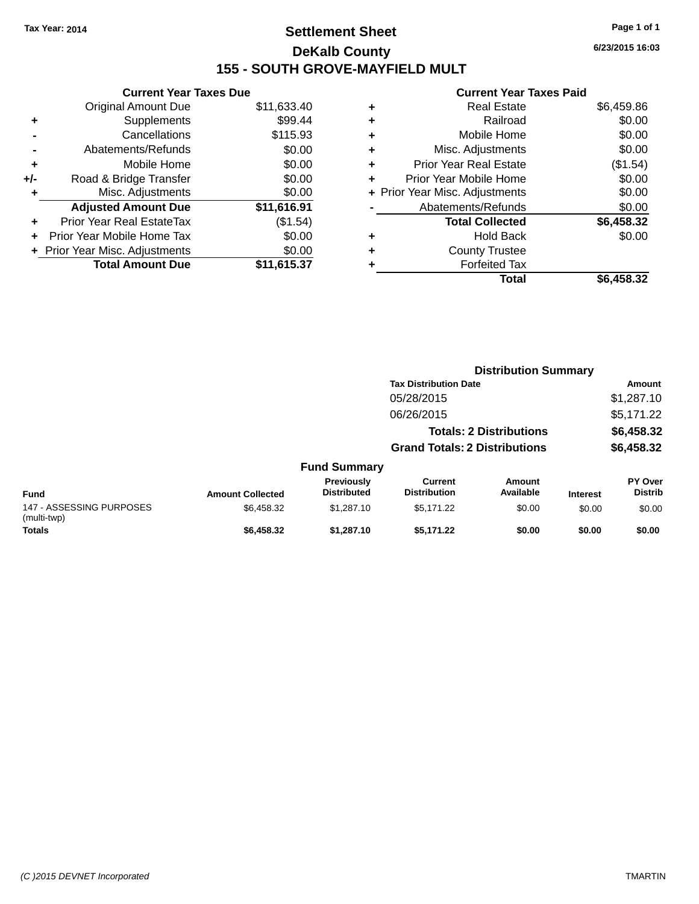Tax Year: 2014

# Settlement Sheet

## DeKalb County

## 155 - SOUTH GROVE-MAYFIELD MULT

6/23/2015 16:03

### Current Year Taxes Due

| | | |
|---|---|---|
| | Original Amount Due | $11,633.40 |
| + | Supplements | $99.44 |
| - | Cancellations | $115.93 |
| - | Abatements/Refunds | $0.00 |
| + | Mobile Home | $0.00 |
| +/- | Road & Bridge Transfer | $0.00 |
| + | Misc. Adjustments | $0.00 |
| | **Adjusted Amount Due** | **$11,616.91** |
| + | Prior Year Real EstateTax | ($1.54) |
| + | Prior Year Mobile Home Tax | $0.00 |
| + | Prior Year Misc. Adjustments | $0.00 |
| | **Total Amount Due** | **$11,615.37** |

### Current Year Taxes Paid

| | | |
|---|---|---|
| + | Real Estate | $6,459.86 |
| + | Railroad | $0.00 |
| + | Mobile Home | $0.00 |
| + | Misc. Adjustments | $0.00 |
| + | Prior Year Real Estate | ($1.54) |
| + | Prior Year Mobile Home | $0.00 |
| + | Prior Year Misc. Adjustments | $0.00 |
| - | Abatements/Refunds | $0.00 |
| | **Total Collected** | **$6,458.32** |
| + | Hold Back | $0.00 |
| + | County Trustee | |
| + | Forfeited Tax | |
| | **Total** | **$6,458.32** |

### Distribution Summary

| Tax Distribution Date | Amount |
|---|---|
| 05/28/2015 | $1,287.10 |
| 06/26/2015 | $5,171.22 |
| **Totals: 2 Distributions** | **$6,458.32** |
| **Grand Totals: 2 Distributions** | **$6,458.32** |

### Fund Summary

| Fund | Amount Collected | Previously Distributed | Current Distribution | Amount Available | Interest | PY Over Distrib |
|---|---|---|---|---|---|---|
| 147 - ASSESSING PURPOSES (multi-twp) | $6,458.32 | $1,287.10 | $5,171.22 | $0.00 | $0.00 | $0.00 |
| **Totals** | **$6,458.32** | **$1,287.10** | **$5,171.22** | **$0.00** | **$0.00** | **$0.00** |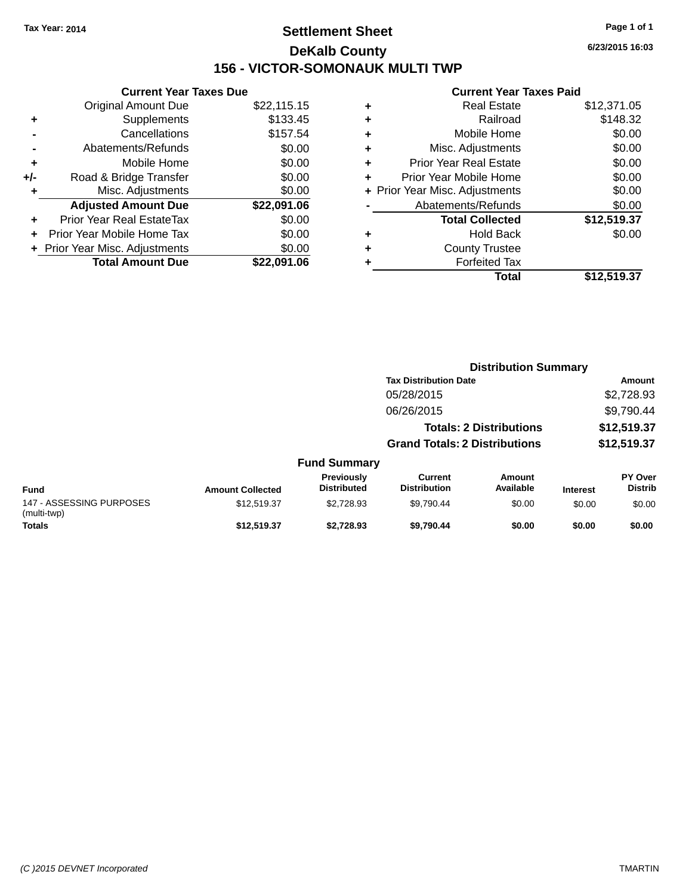Tax Year: 2014

# Settlement Sheet

## DeKalb County

## 156 - VICTOR-SOMONAUK MULTI TWP

6/23/2015 16:03

### Current Year Taxes Due

| | | |
|---|---|---|
| | Original Amount Due | $22,115.15 |
| + | Supplements | $133.45 |
| - | Cancellations | $157.54 |
| - | Abatements/Refunds | $0.00 |
| + | Mobile Home | $0.00 |
| +/- | Road & Bridge Transfer | $0.00 |
| + | Misc. Adjustments | $0.00 |
| | **Adjusted Amount Due** | **$22,091.06** |
| + | Prior Year Real EstateTax | $0.00 |
| + | Prior Year Mobile Home Tax | $0.00 |
| + | Prior Year Misc. Adjustments | $0.00 |
| | **Total Amount Due** | **$22,091.06** |

### Current Year Taxes Paid

| | | |
|---|---|---|
| + | Real Estate | $12,371.05 |
| + | Railroad | $148.32 |
| + | Mobile Home | $0.00 |
| + | Misc. Adjustments | $0.00 |
| + | Prior Year Real Estate | $0.00 |
| + | Prior Year Mobile Home | $0.00 |
| + | Prior Year Misc. Adjustments | $0.00 |
| - | Abatements/Refunds | $0.00 |
| | **Total Collected** | **$12,519.37** |
| + | Hold Back | $0.00 |
| + | County Trustee | |
| + | Forfeited Tax | |
| | **Total** | **$12,519.37** |

### Distribution Summary

| Tax Distribution Date | Amount |
|---|---|
| 05/28/2015 | $2,728.93 |
| 06/26/2015 | $9,790.44 |
| **Totals: 2 Distributions** | **$12,519.37** |
| **Grand Totals: 2 Distributions** | **$12,519.37** |

### Fund Summary

| Fund | Amount Collected | Previously Distributed | Current Distribution | Amount Available | Interest | PY Over Distrib |
|---|---|---|---|---|---|---|
| 147 - ASSESSING PURPOSES (multi-twp) | $12,519.37 | $2,728.93 | $9,790.44 | $0.00 | $0.00 | $0.00 |
| **Totals** | **$12,519.37** | **$2,728.93** | **$9,790.44** | **$0.00** | **$0.00** | **$0.00** |

(C )2015 DEVNET Incorporated TMARTIN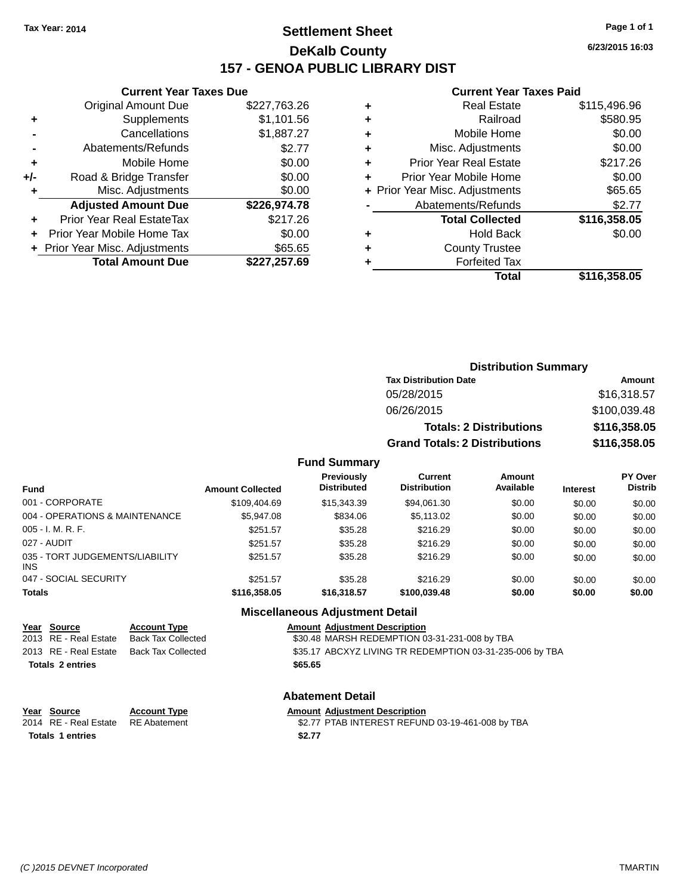**Tax Year: 2014**

# Settlement Sheet
## DeKalb County
## 157 - GENOA PUBLIC LIBRARY DIST

6/23/2015 16:03

### Current Year Taxes Due

| | | |
|---|---|---|
| | Original Amount Due | $227,763.26 |
| + | Supplements | $1,101.56 |
| - | Cancellations | $1,887.27 |
| - | Abatements/Refunds | $2.77 |
| + | Mobile Home | $0.00 |
| +/- | Road & Bridge Transfer | $0.00 |
| + | Misc. Adjustments | $0.00 |
| | **Adjusted Amount Due** | **$226,974.78** |
| + | Prior Year Real EstateTax | $217.26 |
| + | Prior Year Mobile Home Tax | $0.00 |
| + | Prior Year Misc. Adjustments | $65.65 |
| | **Total Amount Due** | **$227,257.69** |

### Current Year Taxes Paid

| | | |
|---|---|---|
| + | Real Estate | $115,496.96 |
| + | Railroad | $580.95 |
| + | Mobile Home | $0.00 |
| + | Misc. Adjustments | $0.00 |
| + | Prior Year Real Estate | $217.26 |
| + | Prior Year Mobile Home | $0.00 |
| + | Prior Year Misc. Adjustments | $65.65 |
| - | Abatements/Refunds | $2.77 |
| | **Total Collected** | **$116,358.05** |
| + | Hold Back | $0.00 |
| + | County Trustee | |
| + | Forfeited Tax | |
| | **Total** | **$116,358.05** |

### Distribution Summary

| Tax Distribution Date | Amount |
|---|---|
| 05/28/2015 | $16,318.57 |
| 06/26/2015 | $100,039.48 |
| **Totals: 2 Distributions** | **$116,358.05** |
| **Grand Totals: 2 Distributions** | **$116,358.05** |

### Fund Summary

| Fund | Amount Collected | Previously Distributed | Current Distribution | Amount Available | Interest | PY Over Distrib |
|---|---|---|---|---|---|---|
| 001 - CORPORATE | $109,404.69 | $15,343.39 | $94,061.30 | $0.00 | $0.00 | $0.00 |
| 004 - OPERATIONS & MAINTENANCE | $5,947.08 | $834.06 | $5,113.02 | $0.00 | $0.00 | $0.00 |
| 005 - I. M. R. F. | $251.57 | $35.28 | $216.29 | $0.00 | $0.00 | $0.00 |
| 027 - AUDIT | $251.57 | $35.28 | $216.29 | $0.00 | $0.00 | $0.00 |
| 035 - TORT JUDGEMENTS/LIABILITY INS | $251.57 | $35.28 | $216.29 | $0.00 | $0.00 | $0.00 |
| 047 - SOCIAL SECURITY | $251.57 | $35.28 | $216.29 | $0.00 | $0.00 | $0.00 |
| **Totals** | **$116,358.05** | **$16,318.57** | **$100,039.48** | **$0.00** | **$0.00** | **$0.00** |

### Miscellaneous Adjustment Detail

| Year | Source | Account Type | Amount | Adjustment Description |
|---|---|---|---|---|
| 2013 | RE - Real Estate | Back Tax Collected | $30.48 | MARSH REDEMPTION 03-31-231-008 by TBA |
| 2013 | RE - Real Estate | Back Tax Collected | $35.17 | ABCXYZ LIVING TR REDEMPTION 03-31-235-006 by TBA |
| **Totals** | **2 entries** | | **$65.65** | |

### Abatement Detail

| Year | Source | Account Type | Amount | Adjustment Description |
|---|---|---|---|---|
| 2014 | RE - Real Estate | RE Abatement | $2.77 | PTAB INTEREST REFUND 03-19-461-008 by TBA |
| **Totals** | **1 entries** | | **$2.77** | |

(C )2015 DEVNET Incorporated — TMARTIN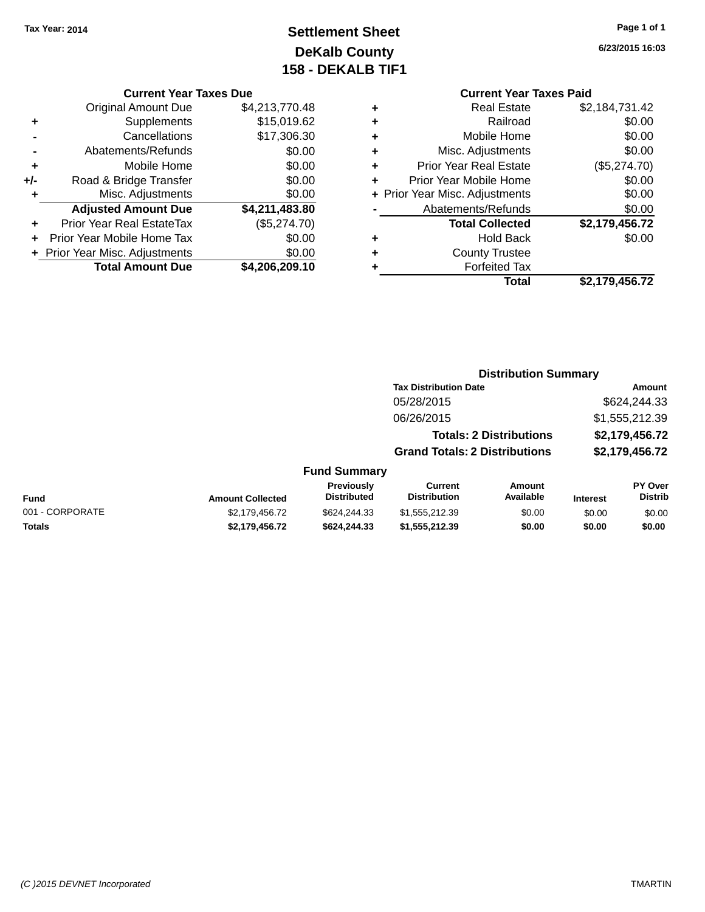Tax Year: 2014

# Settlement Sheet
## DeKalb County
## 158 - DEKALB TIF1

6/23/2015 16:03

### Current Year Taxes Due

| | | Amount |
|---|---|---|
| | Original Amount Due | $4,213,770.48 |
| + | Supplements | $15,019.62 |
| - | Cancellations | $17,306.30 |
| - | Abatements/Refunds | $0.00 |
| + | Mobile Home | $0.00 |
| +/- | Road & Bridge Transfer | $0.00 |
| + | Misc. Adjustments | $0.00 |
| | **Adjusted Amount Due** | **$4,211,483.80** |
| + | Prior Year Real EstateTax | ($5,274.70) |
| + | Prior Year Mobile Home Tax | $0.00 |
| + | Prior Year Misc. Adjustments | $0.00 |
| | **Total Amount Due** | **$4,206,209.10** |

### Current Year Taxes Paid

| | | Amount |
|---|---|---|
| + | Real Estate | $2,184,731.42 |
| + | Railroad | $0.00 |
| + | Mobile Home | $0.00 |
| + | Misc. Adjustments | $0.00 |
| + | Prior Year Real Estate | ($5,274.70) |
| + | Prior Year Mobile Home | $0.00 |
| + | Prior Year Misc. Adjustments | $0.00 |
| - | Abatements/Refunds | $0.00 |
| | **Total Collected** | **$2,179,456.72** |
| + | Hold Back | $0.00 |
| + | County Trustee | |
| + | Forfeited Tax | |
| | **Total** | **$2,179,456.72** |

### Distribution Summary

| Tax Distribution Date | Amount |
|---|---|
| 05/28/2015 | $624,244.33 |
| 06/26/2015 | $1,555,212.39 |
| **Totals: 2 Distributions** | **$2,179,456.72** |
| **Grand Totals: 2 Distributions** | **$2,179,456.72** |

### Fund Summary

| Fund | Amount Collected | Previously Distributed | Current Distribution | Amount Available | Interest | PY Over Distrib |
|---|---|---|---|---|---|---|
| 001 - CORPORATE | $2,179,456.72 | $624,244.33 | $1,555,212.39 | $0.00 | $0.00 | $0.00 |
| **Totals** | **$2,179,456.72** | **$624,244.33** | **$1,555,212.39** | **$0.00** | **$0.00** | **$0.00** |

(C )2015 DEVNET Incorporated TMARTIN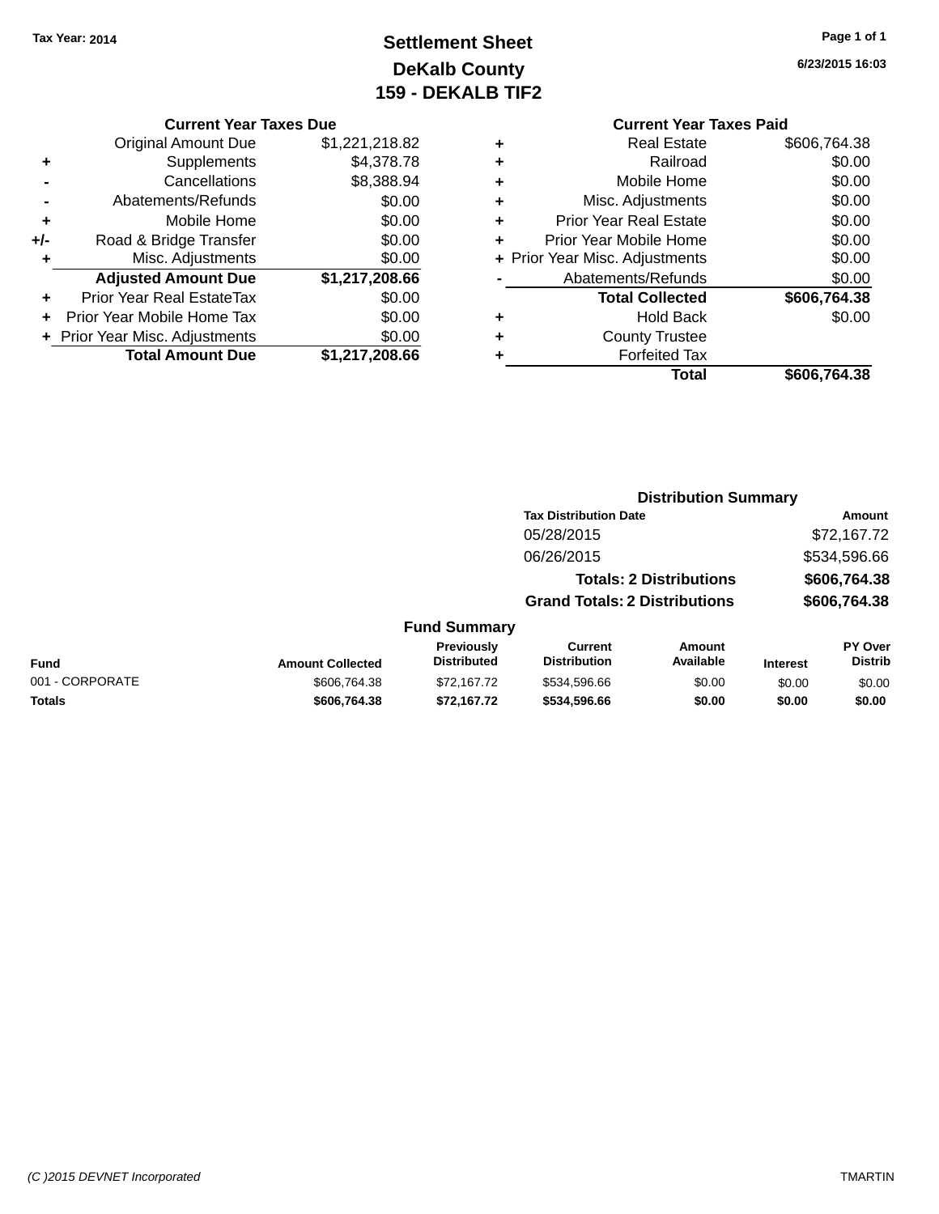Tax Year: 2014

# Settlement Sheet
## DeKalb County
## 159 - DEKALB TIF2

6/23/2015 16:03

### Current Year Taxes Due

| | | |
|---|---|---|
| | Original Amount Due | $1,221,218.82 |
| + | Supplements | $4,378.78 |
| - | Cancellations | $8,388.94 |
| - | Abatements/Refunds | $0.00 |
| + | Mobile Home | $0.00 |
| +/- | Road & Bridge Transfer | $0.00 |
| + | Misc. Adjustments | $0.00 |
| | **Adjusted Amount Due** | **$1,217,208.66** |
| + | Prior Year Real EstateTax | $0.00 |
| + | Prior Year Mobile Home Tax | $0.00 |
| + | Prior Year Misc. Adjustments | $0.00 |
| | **Total Amount Due** | **$1,217,208.66** |

### Current Year Taxes Paid

| | | |
|---|---|---|
| + | Real Estate | $606,764.38 |
| + | Railroad | $0.00 |
| + | Mobile Home | $0.00 |
| + | Misc. Adjustments | $0.00 |
| + | Prior Year Real Estate | $0.00 |
| + | Prior Year Mobile Home | $0.00 |
| + | Prior Year Misc. Adjustments | $0.00 |
| - | Abatements/Refunds | $0.00 |
| | **Total Collected** | **$606,764.38** |
| + | Hold Back | $0.00 |
| + | County Trustee | |
| + | Forfeited Tax | |
| | **Total** | **$606,764.38** |

### Distribution Summary

| Tax Distribution Date | Amount |
|---|---|
| 05/28/2015 | $72,167.72 |
| 06/26/2015 | $534,596.66 |
| **Totals: 2 Distributions** | **$606,764.38** |
| **Grand Totals: 2 Distributions** | **$606,764.38** |

### Fund Summary

| Fund | Amount Collected | Previously Distributed | Current Distribution | Amount Available | Interest | PY Over Distrib |
|---|---|---|---|---|---|---|
| 001 - CORPORATE | $606,764.38 | $72,167.72 | $534,596.66 | $0.00 | $0.00 | $0.00 |
| **Totals** | **$606,764.38** | **$72,167.72** | **$534,596.66** | **$0.00** | **$0.00** | **$0.00** |

(C )2015 DEVNET Incorporated TMARTIN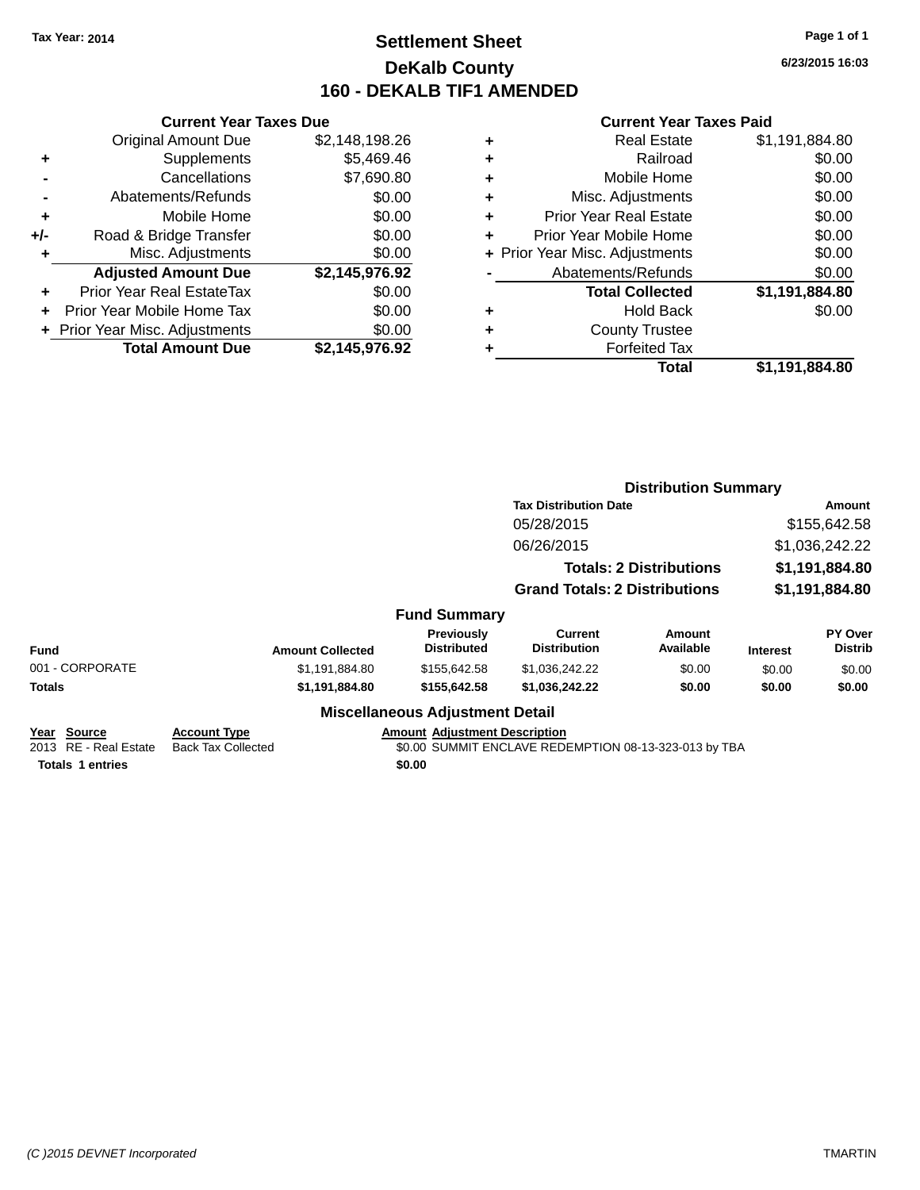Tax Year: 2014

# Settlement Sheet

## DeKalb County

## 160 - DEKALB TIF1 AMENDED

6/23/2015 16:03

### Current Year Taxes Due

| | | |
|---|---|---|
| | Original Amount Due | $2,148,198.26 |
| + | Supplements | $5,469.46 |
| - | Cancellations | $7,690.80 |
| - | Abatements/Refunds | $0.00 |
| + | Mobile Home | $0.00 |
| +/- | Road & Bridge Transfer | $0.00 |
| + | Misc. Adjustments | $0.00 |
| | **Adjusted Amount Due** | **$2,145,976.92** |
| + | Prior Year Real EstateTax | $0.00 |
| + | Prior Year Mobile Home Tax | $0.00 |
| + | Prior Year Misc. Adjustments | $0.00 |
| | **Total Amount Due** | **$2,145,976.92** |

### Current Year Taxes Paid

| | | |
|---|---|---|
| + | Real Estate | $1,191,884.80 |
| + | Railroad | $0.00 |
| + | Mobile Home | $0.00 |
| + | Misc. Adjustments | $0.00 |
| + | Prior Year Real Estate | $0.00 |
| + | Prior Year Mobile Home | $0.00 |
| + | Prior Year Misc. Adjustments | $0.00 |
| - | Abatements/Refunds | $0.00 |
| | **Total Collected** | **$1,191,884.80** |
| + | Hold Back | $0.00 |
| + | County Trustee | |
| + | Forfeited Tax | |
| | **Total** | **$1,191,884.80** |

### Distribution Summary

| Tax Distribution Date | Amount |
|---|---|
| 05/28/2015 | $155,642.58 |
| 06/26/2015 | $1,036,242.22 |
| **Totals: 2 Distributions** | **$1,191,884.80** |
| **Grand Totals: 2 Distributions** | **$1,191,884.80** |

### Fund Summary

| Fund | Amount Collected | Previously Distributed | Current Distribution | Amount Available | Interest | PY Over Distrib |
|---|---|---|---|---|---|---|
| 001 - CORPORATE | $1,191,884.80 | $155,642.58 | $1,036,242.22 | $0.00 | $0.00 | $0.00 |
| **Totals** | **$1,191,884.80** | **$155,642.58** | **$1,036,242.22** | **$0.00** | **$0.00** | **$0.00** |

### Miscellaneous Adjustment Detail

| Year | Source | Account Type | Amount | Adjustment Description |
|---|---|---|---|---|
| 2013 | RE - Real Estate | Back Tax Collected | $0.00 | SUMMIT ENCLAVE REDEMPTION 08-13-323-013 by TBA |
| **Totals** | **1 entries** | | **$0.00** | |

(C )2015 DEVNET Incorporated TMARTIN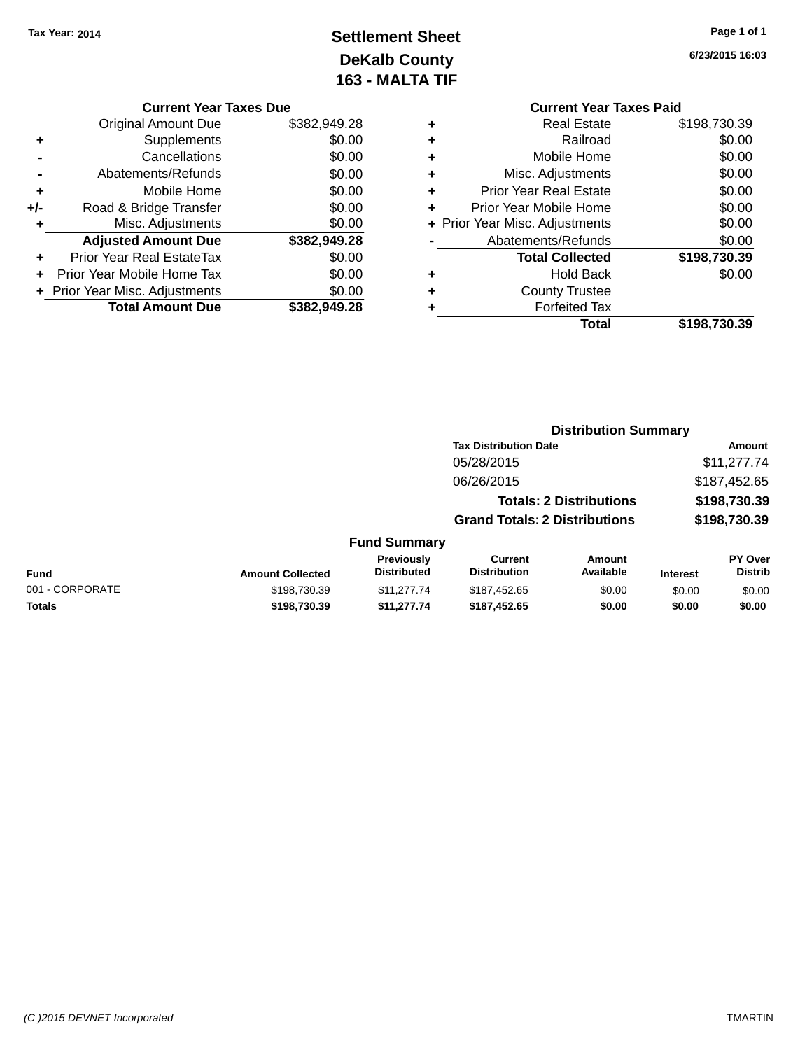Tax Year: 2014

# Settlement Sheet

## DeKalb County

## 163 - MALTA TIF

6/23/2015 16:03

### Current Year Taxes Due

| | | |
|---|---|---|
| | Original Amount Due | $382,949.28 |
| + | Supplements | $0.00 |
| - | Cancellations | $0.00 |
| - | Abatements/Refunds | $0.00 |
| + | Mobile Home | $0.00 |
| +/- | Road & Bridge Transfer | $0.00 |
| + | Misc. Adjustments | $0.00 |
| | **Adjusted Amount Due** | **$382,949.28** |
| + | Prior Year Real EstateTax | $0.00 |
| + | Prior Year Mobile Home Tax | $0.00 |
| + | Prior Year Misc. Adjustments | $0.00 |
| | **Total Amount Due** | **$382,949.28** |

### Current Year Taxes Paid

| | | |
|---|---|---|
| + | Real Estate | $198,730.39 |
| + | Railroad | $0.00 |
| + | Mobile Home | $0.00 |
| + | Misc. Adjustments | $0.00 |
| + | Prior Year Real Estate | $0.00 |
| + | Prior Year Mobile Home | $0.00 |
| + | Prior Year Misc. Adjustments | $0.00 |
| - | Abatements/Refunds | $0.00 |
| | **Total Collected** | **$198,730.39** |
| + | Hold Back | $0.00 |
| + | County Trustee | |
| + | Forfeited Tax | |
| | **Total** | **$198,730.39** |

### Distribution Summary

| Tax Distribution Date | Amount |
|---|---|
| 05/28/2015 | $11,277.74 |
| 06/26/2015 | $187,452.65 |
| **Totals: 2 Distributions** | **$198,730.39** |
| **Grand Totals: 2 Distributions** | **$198,730.39** |

### Fund Summary

| Fund | Amount Collected | Previously Distributed | Current Distribution | Amount Available | Interest | PY Over Distrib |
|---|---|---|---|---|---|---|
| 001 - CORPORATE | $198,730.39 | $11,277.74 | $187,452.65 | $0.00 | $0.00 | $0.00 |
| **Totals** | **$198,730.39** | **$11,277.74** | **$187,452.65** | **$0.00** | **$0.00** | **$0.00** |

(C )2015 DEVNET Incorporated TMARTIN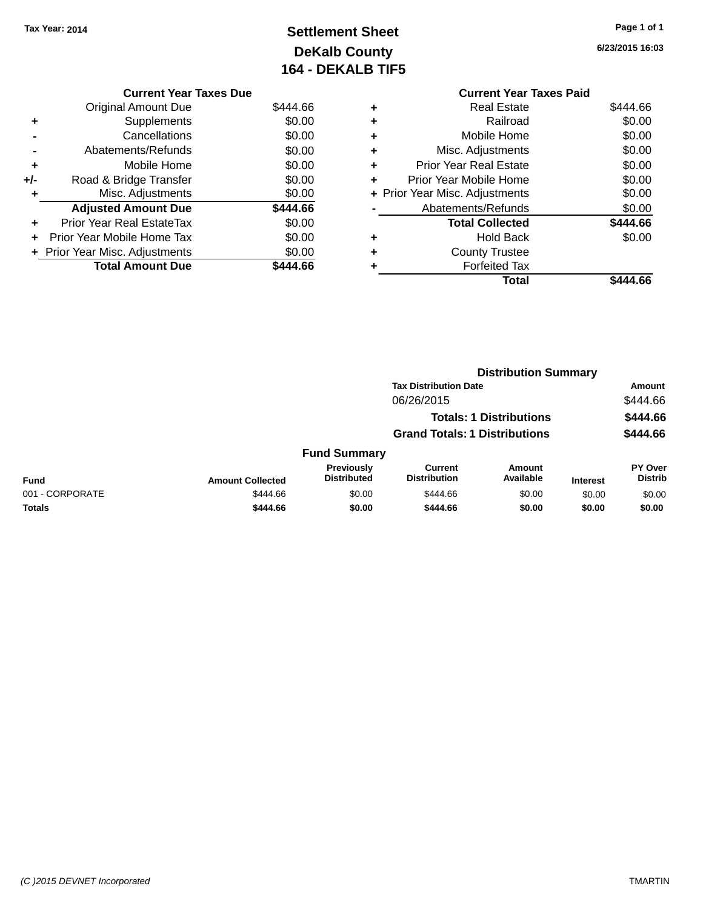Tax Year: 2014

# Settlement Sheet
## DeKalb County
## 164 - DEKALB TIF5

6/23/2015 16:03

### Current Year Taxes Due

| | | |
|---|---|---|
| | Original Amount Due | $444.66 |
| + | Supplements | $0.00 |
| - | Cancellations | $0.00 |
| - | Abatements/Refunds | $0.00 |
| + | Mobile Home | $0.00 |
| +/- | Road & Bridge Transfer | $0.00 |
| + | Misc. Adjustments | $0.00 |
| | **Adjusted Amount Due** | **$444.66** |
| + | Prior Year Real EstateTax | $0.00 |
| + | Prior Year Mobile Home Tax | $0.00 |
| + | Prior Year Misc. Adjustments | $0.00 |
| | **Total Amount Due** | **$444.66** |

### Current Year Taxes Paid

| | | |
|---|---|---|
| + | Real Estate | $444.66 |
| + | Railroad | $0.00 |
| + | Mobile Home | $0.00 |
| + | Misc. Adjustments | $0.00 |
| + | Prior Year Real Estate | $0.00 |
| + | Prior Year Mobile Home | $0.00 |
| + | Prior Year Misc. Adjustments | $0.00 |
| - | Abatements/Refunds | $0.00 |
| | **Total Collected** | **$444.66** |
| + | Hold Back | $0.00 |
| + | County Trustee | |
| + | Forfeited Tax | |
| | **Total** | **$444.66** |

### Distribution Summary

| Tax Distribution Date | Amount |
|---|---|
| 06/26/2015 | $444.66 |
| **Totals: 1 Distributions** | **$444.66** |
| **Grand Totals: 1 Distributions** | **$444.66** |

### Fund Summary

| Fund | Amount Collected | Previously Distributed | Current Distribution | Amount Available | Interest | PY Over Distrib |
|---|---|---|---|---|---|---|
| 001 - CORPORATE | $444.66 | $0.00 | $444.66 | $0.00 | $0.00 | $0.00 |
| **Totals** | **$444.66** | **$0.00** | **$444.66** | **$0.00** | **$0.00** | **$0.00** |

(C )2015 DEVNET Incorporated — TMARTIN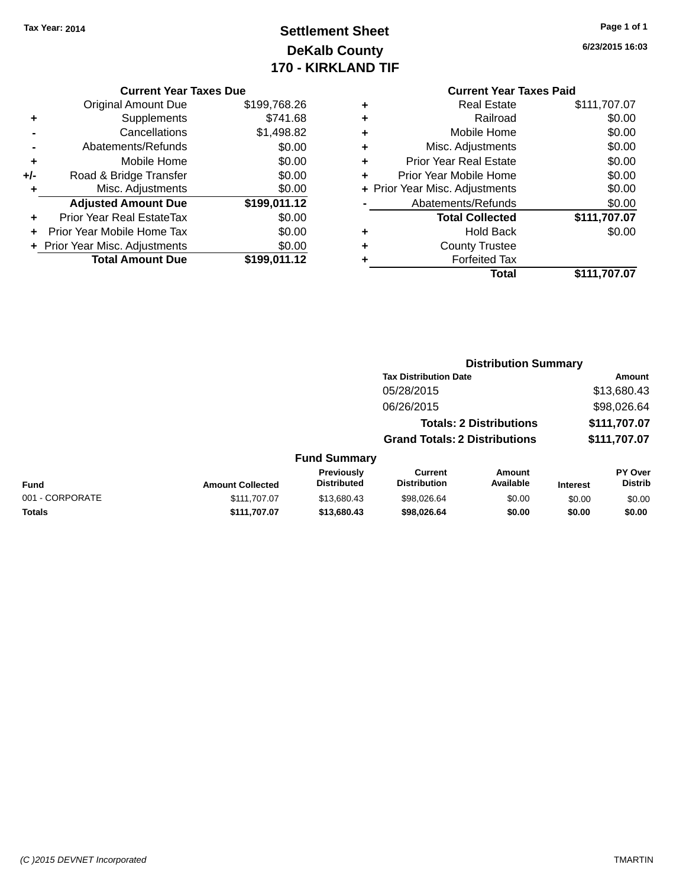Tax Year: 2014

# Settlement Sheet
## DeKalb County
## 170 - KIRKLAND TIF

6/23/2015 16:03

### Current Year Taxes Due

| | | |
|---|---|---|
| | Original Amount Due | $199,768.26 |
| + | Supplements | $741.68 |
| - | Cancellations | $1,498.82 |
| - | Abatements/Refunds | $0.00 |
| + | Mobile Home | $0.00 |
| +/- | Road & Bridge Transfer | $0.00 |
| + | Misc. Adjustments | $0.00 |
| | **Adjusted Amount Due** | **$199,011.12** |
| + | Prior Year Real EstateTax | $0.00 |
| + | Prior Year Mobile Home Tax | $0.00 |
| + | Prior Year Misc. Adjustments | $0.00 |
| | **Total Amount Due** | **$199,011.12** |

### Current Year Taxes Paid

| | | |
|---|---|---|
| + | Real Estate | $111,707.07 |
| + | Railroad | $0.00 |
| + | Mobile Home | $0.00 |
| + | Misc. Adjustments | $0.00 |
| + | Prior Year Real Estate | $0.00 |
| + | Prior Year Mobile Home | $0.00 |
| + | Prior Year Misc. Adjustments | $0.00 |
| - | Abatements/Refunds | $0.00 |
| | **Total Collected** | **$111,707.07** |
| + | Hold Back | $0.00 |
| + | County Trustee | |
| + | Forfeited Tax | |
| | **Total** | **$111,707.07** |

### Distribution Summary

| Tax Distribution Date | Amount |
|---|---|
| 05/28/2015 | $13,680.43 |
| 06/26/2015 | $98,026.64 |
| **Totals: 2 Distributions** | **$111,707.07** |
| **Grand Totals: 2 Distributions** | **$111,707.07** |

### Fund Summary

| Fund | Amount Collected | Previously Distributed | Current Distribution | Amount Available | Interest | PY Over Distrib |
|---|---|---|---|---|---|---|
| 001 - CORPORATE | $111,707.07 | $13,680.43 | $98,026.64 | $0.00 | $0.00 | $0.00 |
| **Totals** | **$111,707.07** | **$13,680.43** | **$98,026.64** | **$0.00** | **$0.00** | **$0.00** |

(C )2015 DEVNET Incorporated TMARTIN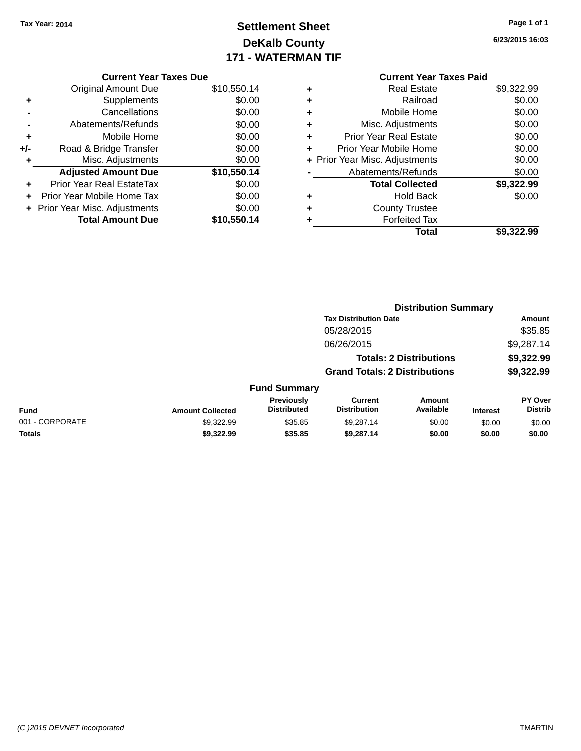Tax Year: 2014

# Settlement Sheet
## DeKalb County
## 171 - WATERMAN TIF

6/23/2015 16:03

### Current Year Taxes Due

| | | |
|---|---|---|
| | Original Amount Due | $10,550.14 |
| + | Supplements | $0.00 |
| - | Cancellations | $0.00 |
| - | Abatements/Refunds | $0.00 |
| + | Mobile Home | $0.00 |
| +/- | Road & Bridge Transfer | $0.00 |
| + | Misc. Adjustments | $0.00 |
| | **Adjusted Amount Due** | **$10,550.14** |
| + | Prior Year Real EstateTax | $0.00 |
| + | Prior Year Mobile Home Tax | $0.00 |
| + | Prior Year Misc. Adjustments | $0.00 |
| | **Total Amount Due** | **$10,550.14** |

### Current Year Taxes Paid

| | | |
|---|---|---|
| + | Real Estate | $9,322.99 |
| + | Railroad | $0.00 |
| + | Mobile Home | $0.00 |
| + | Misc. Adjustments | $0.00 |
| + | Prior Year Real Estate | $0.00 |
| + | Prior Year Mobile Home | $0.00 |
| + | Prior Year Misc. Adjustments | $0.00 |
| - | Abatements/Refunds | $0.00 |
| | **Total Collected** | **$9,322.99** |
| + | Hold Back | $0.00 |
| + | County Trustee | |
| + | Forfeited Tax | |
| | **Total** | **$9,322.99** |

### Distribution Summary

| Tax Distribution Date | Amount |
|---|---|
| 05/28/2015 | $35.85 |
| 06/26/2015 | $9,287.14 |
| **Totals: 2 Distributions** | **$9,322.99** |
| **Grand Totals: 2 Distributions** | **$9,322.99** |

### Fund Summary

| Fund | Amount Collected | Previously Distributed | Current Distribution | Amount Available | Interest | PY Over Distrib |
|---|---|---|---|---|---|---|
| 001 - CORPORATE | $9,322.99 | $35.85 | $9,287.14 | $0.00 | $0.00 | $0.00 |
| **Totals** | **$9,322.99** | **$35.85** | **$9,287.14** | **$0.00** | **$0.00** | **$0.00** |

(C )2015 DEVNET Incorporated TMARTIN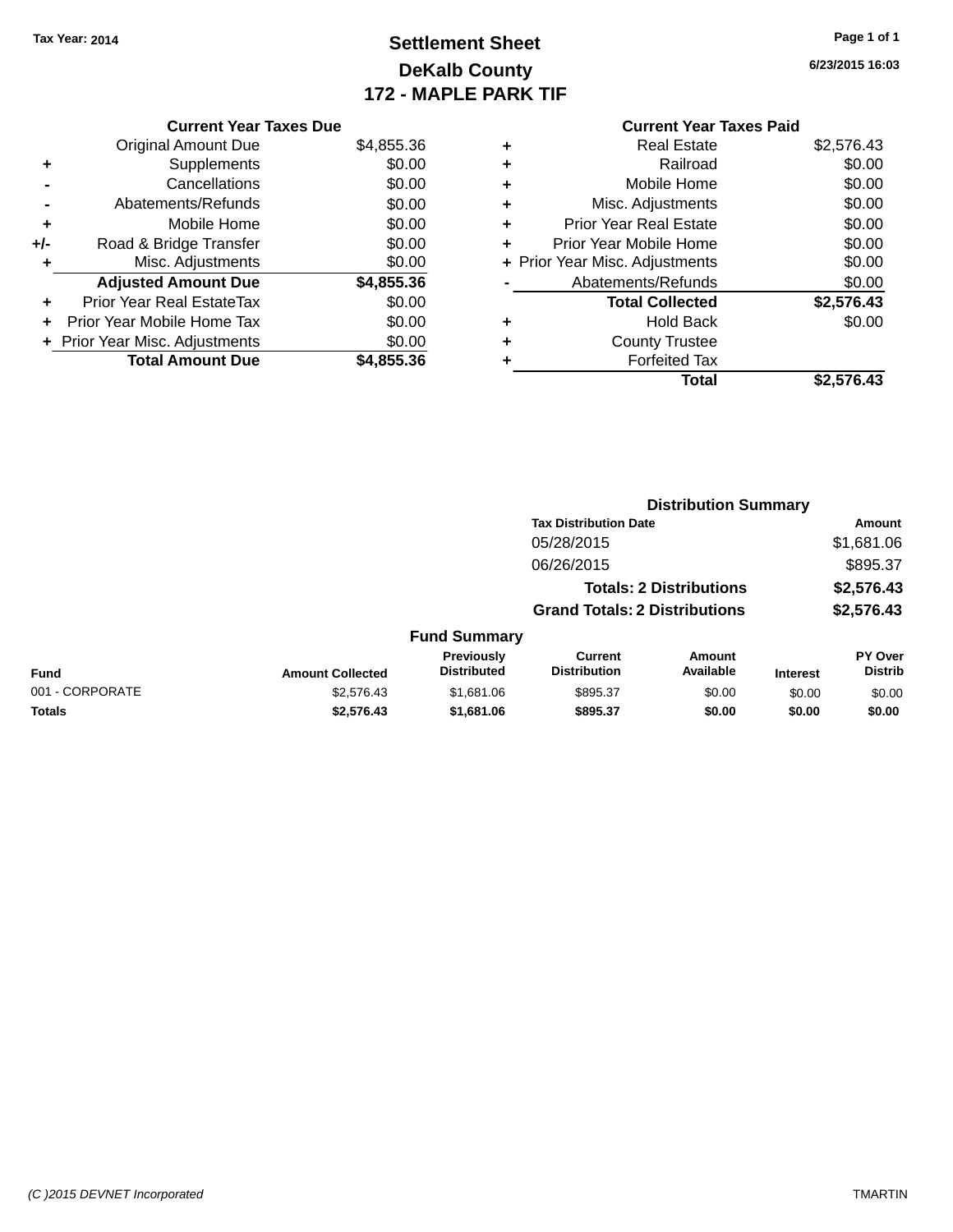Tax Year: 2014

# Settlement Sheet

## DeKalb County

## 172 - MAPLE PARK TIF

6/23/2015 16:03

### Current Year Taxes Due

| | | |
|---|---|---|
| | Original Amount Due | $4,855.36 |
| + | Supplements | $0.00 |
| - | Cancellations | $0.00 |
| - | Abatements/Refunds | $0.00 |
| + | Mobile Home | $0.00 |
| +/- | Road & Bridge Transfer | $0.00 |
| + | Misc. Adjustments | $0.00 |
| | **Adjusted Amount Due** | **$4,855.36** |
| + | Prior Year Real EstateTax | $0.00 |
| + | Prior Year Mobile Home Tax | $0.00 |
| + | Prior Year Misc. Adjustments | $0.00 |
| | **Total Amount Due** | **$4,855.36** |

### Current Year Taxes Paid

| | | |
|---|---|---|
| + | Real Estate | $2,576.43 |
| + | Railroad | $0.00 |
| + | Mobile Home | $0.00 |
| + | Misc. Adjustments | $0.00 |
| + | Prior Year Real Estate | $0.00 |
| + | Prior Year Mobile Home | $0.00 |
| + | Prior Year Misc. Adjustments | $0.00 |
| - | Abatements/Refunds | $0.00 |
| | **Total Collected** | **$2,576.43** |
| + | Hold Back | $0.00 |
| + | County Trustee | |
| + | Forfeited Tax | |
| | **Total** | **$2,576.43** |

### Distribution Summary

| Tax Distribution Date | Amount |
|---|---|
| 05/28/2015 | $1,681.06 |
| 06/26/2015 | $895.37 |
| **Totals: 2 Distributions** | **$2,576.43** |
| **Grand Totals: 2 Distributions** | **$2,576.43** |

### Fund Summary

| Fund | Amount Collected | Previously Distributed | Current Distribution | Amount Available | Interest | PY Over Distrib |
|---|---|---|---|---|---|---|
| 001 - CORPORATE | $2,576.43 | $1,681.06 | $895.37 | $0.00 | $0.00 | $0.00 |
| **Totals** | **$2,576.43** | **$1,681.06** | **$895.37** | **$0.00** | **$0.00** | **$0.00** |

(C )2015 DEVNET Incorporated TMARTIN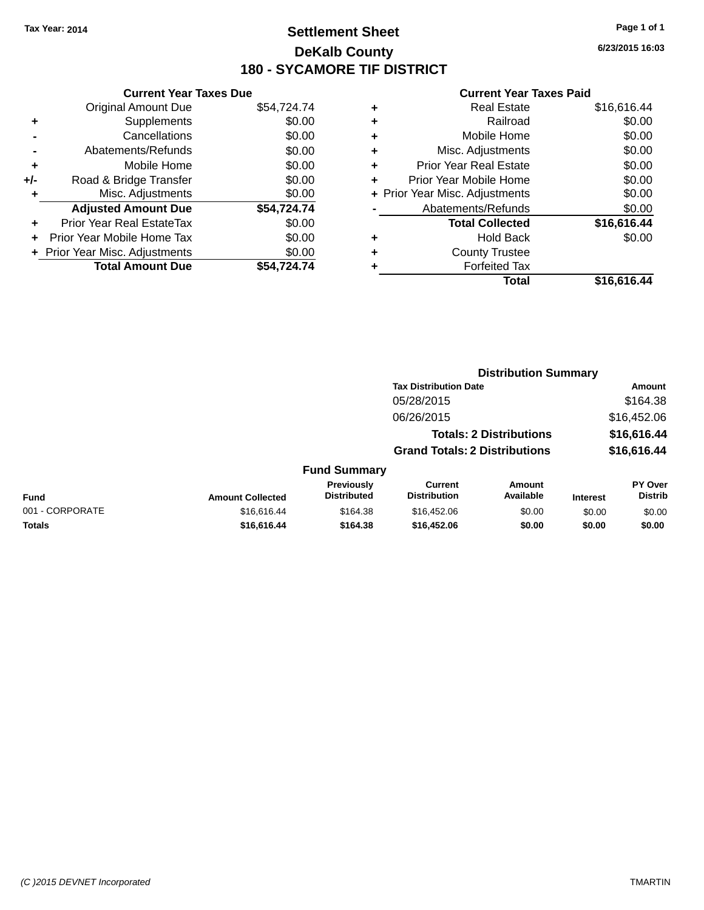Tax Year: 2014

# Settlement Sheet

## DeKalb County

## 180 - SYCAMORE TIF DISTRICT

6/23/2015 16:03

### Current Year Taxes Due

| | | |
|---|---|---|
| | Original Amount Due | $54,724.74 |
| + | Supplements | $0.00 |
| - | Cancellations | $0.00 |
| - | Abatements/Refunds | $0.00 |
| + | Mobile Home | $0.00 |
| +/- | Road & Bridge Transfer | $0.00 |
| + | Misc. Adjustments | $0.00 |
| | **Adjusted Amount Due** | **$54,724.74** |
| + | Prior Year Real EstateTax | $0.00 |
| + | Prior Year Mobile Home Tax | $0.00 |
| + | Prior Year Misc. Adjustments | $0.00 |
| | **Total Amount Due** | **$54,724.74** |

### Current Year Taxes Paid

| | | |
|---|---|---|
| + | Real Estate | $16,616.44 |
| + | Railroad | $0.00 |
| + | Mobile Home | $0.00 |
| + | Misc. Adjustments | $0.00 |
| + | Prior Year Real Estate | $0.00 |
| + | Prior Year Mobile Home | $0.00 |
| + | Prior Year Misc. Adjustments | $0.00 |
| - | Abatements/Refunds | $0.00 |
| | **Total Collected** | **$16,616.44** |
| + | Hold Back | $0.00 |
| + | County Trustee | |
| + | Forfeited Tax | |
| | **Total** | **$16,616.44** |

### Distribution Summary

| Tax Distribution Date | Amount |
|---|---|
| 05/28/2015 | $164.38 |
| 06/26/2015 | $16,452.06 |
| **Totals: 2 Distributions** | **$16,616.44** |
| **Grand Totals: 2 Distributions** | **$16,616.44** |

### Fund Summary

| Fund | Amount Collected | Previously Distributed | Current Distribution | Amount Available | Interest | PY Over Distrib |
|---|---|---|---|---|---|---|
| 001 - CORPORATE | $16,616.44 | $164.38 | $16,452.06 | $0.00 | $0.00 | $0.00 |
| **Totals** | **$16,616.44** | **$164.38** | **$16,452.06** | **$0.00** | **$0.00** | **$0.00** |

(C )2015 DEVNET Incorporated TMARTIN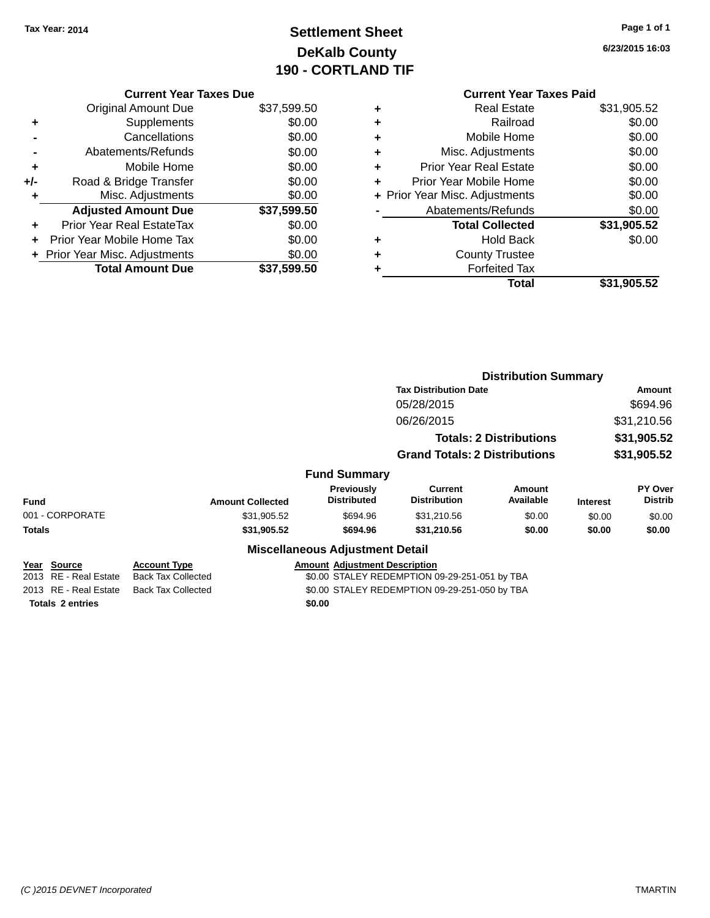Tax Year: 2014

# Settlement Sheet
## DeKalb County
## 190 - CORTLAND TIF

6/23/2015 16:03

### Current Year Taxes Due

| | | |
|---|---|---|
| | Original Amount Due | $37,599.50 |
| + | Supplements | $0.00 |
| - | Cancellations | $0.00 |
| - | Abatements/Refunds | $0.00 |
| + | Mobile Home | $0.00 |
| +/- | Road & Bridge Transfer | $0.00 |
| + | Misc. Adjustments | $0.00 |
| | **Adjusted Amount Due** | **$37,599.50** |
| + | Prior Year Real EstateTax | $0.00 |
| + | Prior Year Mobile Home Tax | $0.00 |
| + | Prior Year Misc. Adjustments | $0.00 |
| | **Total Amount Due** | **$37,599.50** |

### Current Year Taxes Paid

| | | |
|---|---|---|
| + | Real Estate | $31,905.52 |
| + | Railroad | $0.00 |
| + | Mobile Home | $0.00 |
| + | Misc. Adjustments | $0.00 |
| + | Prior Year Real Estate | $0.00 |
| + | Prior Year Mobile Home | $0.00 |
| + | Prior Year Misc. Adjustments | $0.00 |
| - | Abatements/Refunds | $0.00 |
| | **Total Collected** | **$31,905.52** |
| + | Hold Back | $0.00 |
| + | County Trustee | |
| + | Forfeited Tax | |
| | **Total** | **$31,905.52** |

### Distribution Summary

| Tax Distribution Date | Amount |
|---|---|
| 05/28/2015 | $694.96 |
| 06/26/2015 | $31,210.56 |
| **Totals: 2 Distributions** | **$31,905.52** |
| **Grand Totals: 2 Distributions** | **$31,905.52** |

### Fund Summary

| Fund | Amount Collected | Previously Distributed | Current Distribution | Amount Available | Interest | PY Over Distrib |
|---|---|---|---|---|---|---|
| 001 - CORPORATE | $31,905.52 | $694.96 | $31,210.56 | $0.00 | $0.00 | $0.00 |
| **Totals** | **$31,905.52** | **$694.96** | **$31,210.56** | **$0.00** | **$0.00** | **$0.00** |

### Miscellaneous Adjustment Detail

| Year | Source | Account Type | Amount | Adjustment Description |
|---|---|---|---|---|
| 2013 | RE - Real Estate | Back Tax Collected | $0.00 | STALEY REDEMPTION 09-29-251-051 by TBA |
| 2013 | RE - Real Estate | Back Tax Collected | $0.00 | STALEY REDEMPTION 09-29-251-050 by TBA |
| **Totals 2 entries** | | | **$0.00** | |

(C )2015 DEVNET Incorporated

TMARTIN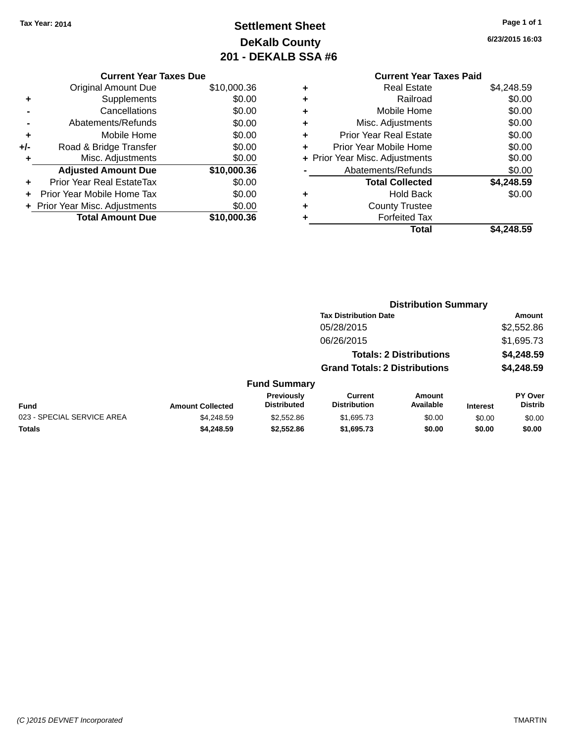Tax Year: 2014

# Settlement Sheet
## DeKalb County
## 201 - DEKALB SSA #6

6/23/2015 16:03

### Current Year Taxes Due

| | | |
|---|---|---|
| | Original Amount Due | $10,000.36 |
| + | Supplements | $0.00 |
| - | Cancellations | $0.00 |
| - | Abatements/Refunds | $0.00 |
| + | Mobile Home | $0.00 |
| +/- | Road & Bridge Transfer | $0.00 |
| + | Misc. Adjustments | $0.00 |
| | **Adjusted Amount Due** | **$10,000.36** |
| + | Prior Year Real EstateTax | $0.00 |
| + | Prior Year Mobile Home Tax | $0.00 |
| + | Prior Year Misc. Adjustments | $0.00 |
| | **Total Amount Due** | **$10,000.36** |

### Current Year Taxes Paid

| | | |
|---|---|---|
| + | Real Estate | $4,248.59 |
| + | Railroad | $0.00 |
| + | Mobile Home | $0.00 |
| + | Misc. Adjustments | $0.00 |
| + | Prior Year Real Estate | $0.00 |
| + | Prior Year Mobile Home | $0.00 |
| + | Prior Year Misc. Adjustments | $0.00 |
| - | Abatements/Refunds | $0.00 |
| | **Total Collected** | **$4,248.59** |
| + | Hold Back | $0.00 |
| + | County Trustee | |
| + | Forfeited Tax | |
| | **Total** | **$4,248.59** |

### Distribution Summary

| Tax Distribution Date | Amount |
|---|---|
| 05/28/2015 | $2,552.86 |
| 06/26/2015 | $1,695.73 |
| **Totals: 2 Distributions** | **$4,248.59** |
| **Grand Totals: 2 Distributions** | **$4,248.59** |

### Fund Summary

| Fund | Amount Collected | Previously Distributed | Current Distribution | Amount Available | Interest | PY Over Distrib |
|---|---|---|---|---|---|---|
| 023 - SPECIAL SERVICE AREA | $4,248.59 | $2,552.86 | $1,695.73 | $0.00 | $0.00 | $0.00 |
| **Totals** | **$4,248.59** | **$2,552.86** | **$1,695.73** | **$0.00** | **$0.00** | **$0.00** |

(C )2015 DEVNET Incorporated — TMARTIN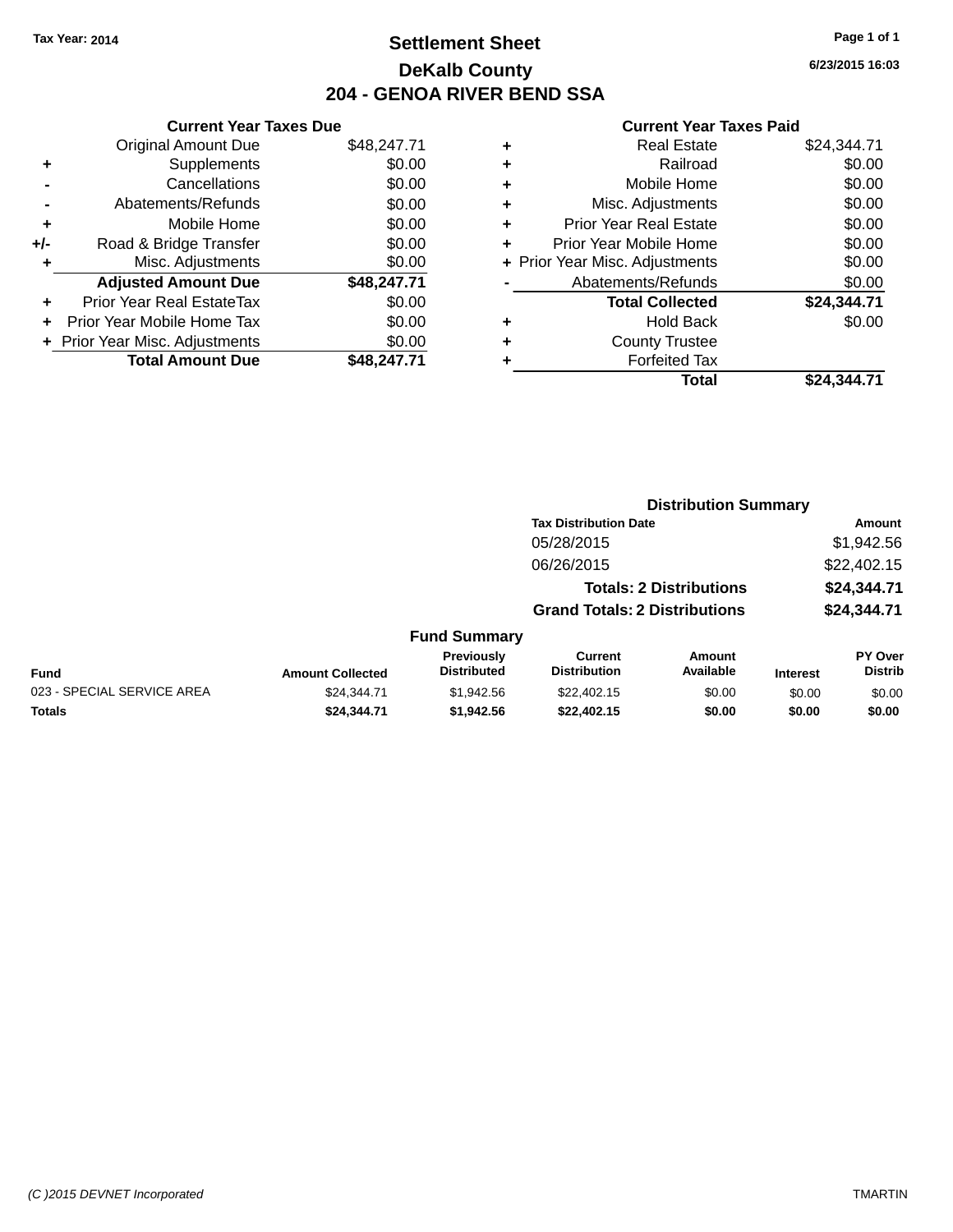Tax Year: 2014

# Settlement Sheet

## DeKalb County

## 204 - GENOA RIVER BEND SSA

6/23/2015 16:03

### Current Year Taxes Due

| | | |
|---|---|---|
| | Original Amount Due | $48,247.71 |
| + | Supplements | $0.00 |
| - | Cancellations | $0.00 |
| - | Abatements/Refunds | $0.00 |
| + | Mobile Home | $0.00 |
| +/- | Road & Bridge Transfer | $0.00 |
| + | Misc. Adjustments | $0.00 |
| | **Adjusted Amount Due** | **$48,247.71** |
| + | Prior Year Real EstateTax | $0.00 |
| + | Prior Year Mobile Home Tax | $0.00 |
| + | Prior Year Misc. Adjustments | $0.00 |
| | **Total Amount Due** | **$48,247.71** |

### Current Year Taxes Paid

| | | |
|---|---|---|
| + | Real Estate | $24,344.71 |
| + | Railroad | $0.00 |
| + | Mobile Home | $0.00 |
| + | Misc. Adjustments | $0.00 |
| + | Prior Year Real Estate | $0.00 |
| + | Prior Year Mobile Home | $0.00 |
| + | Prior Year Misc. Adjustments | $0.00 |
| - | Abatements/Refunds | $0.00 |
| | **Total Collected** | **$24,344.71** |
| + | Hold Back | $0.00 |
| + | County Trustee | |
| + | Forfeited Tax | |
| | **Total** | **$24,344.71** |

### Distribution Summary

| Tax Distribution Date | Amount |
|---|---|
| 05/28/2015 | $1,942.56 |
| 06/26/2015 | $22,402.15 |
| **Totals: 2 Distributions** | **$24,344.71** |
| **Grand Totals: 2 Distributions** | **$24,344.71** |

### Fund Summary

| Fund | Amount Collected | Previously Distributed | Current Distribution | Amount Available | Interest | PY Over Distrib |
|---|---|---|---|---|---|---|
| 023 - SPECIAL SERVICE AREA | $24,344.71 | $1,942.56 | $22,402.15 | $0.00 | $0.00 | $0.00 |
| **Totals** | **$24,344.71** | **$1,942.56** | **$22,402.15** | **$0.00** | **$0.00** | **$0.00** |

(C )2015 DEVNET Incorporated TMARTIN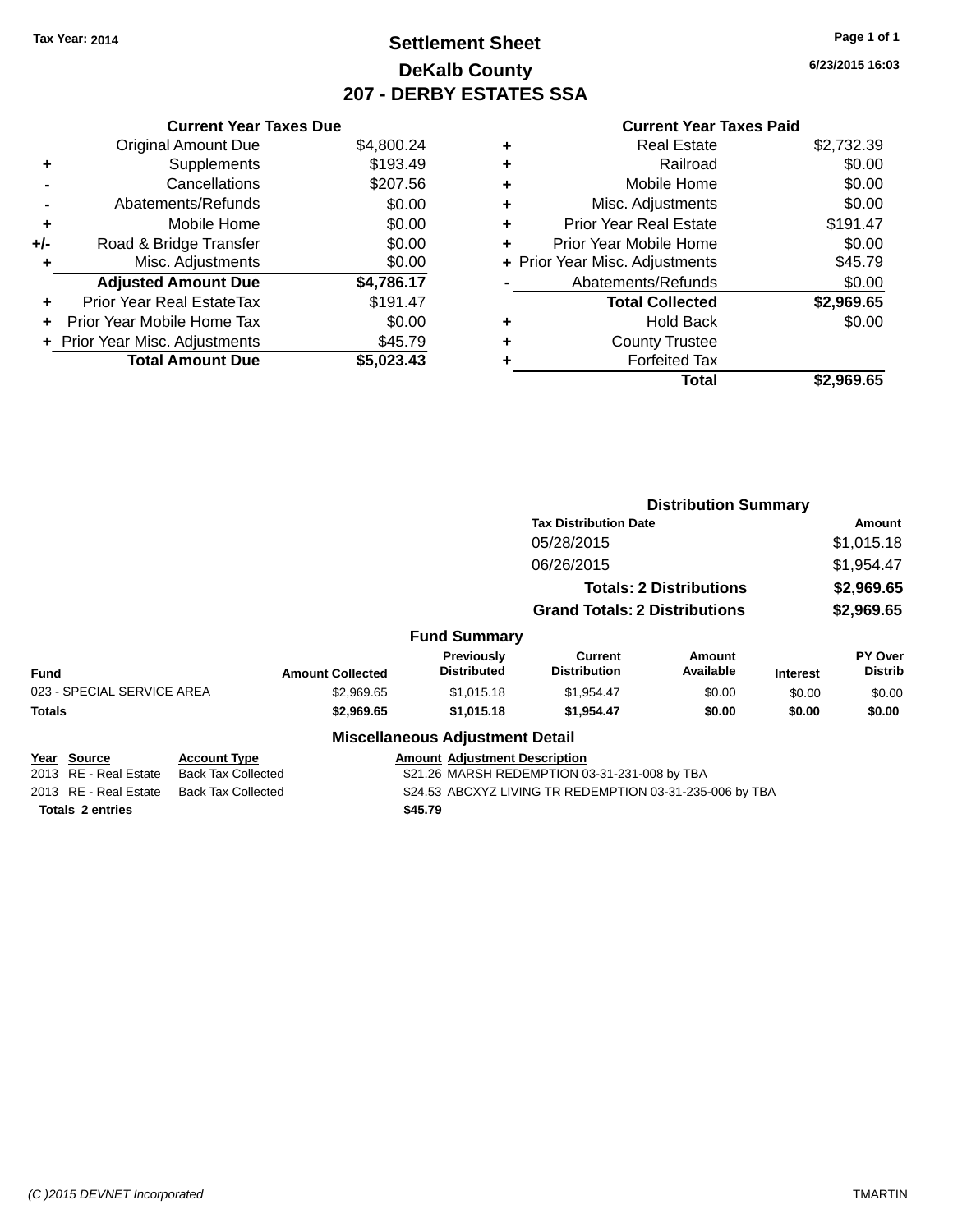Tax Year: 2014

# Settlement Sheet
## DeKalb County
## 207 - DERBY ESTATES SSA

6/23/2015 16:03

### Current Year Taxes Due

| | | |
|---|---|---|
| | Original Amount Due | $4,800.24 |
| + | Supplements | $193.49 |
| - | Cancellations | $207.56 |
| - | Abatements/Refunds | $0.00 |
| + | Mobile Home | $0.00 |
| +/- | Road & Bridge Transfer | $0.00 |
| + | Misc. Adjustments | $0.00 |
| | **Adjusted Amount Due** | **$4,786.17** |
| + | Prior Year Real EstateTax | $191.47 |
| + | Prior Year Mobile Home Tax | $0.00 |
| + | Prior Year Misc. Adjustments | $45.79 |
| | **Total Amount Due** | **$5,023.43** |

### Current Year Taxes Paid

| | | |
|---|---|---|
| + | Real Estate | $2,732.39 |
| + | Railroad | $0.00 |
| + | Mobile Home | $0.00 |
| + | Misc. Adjustments | $0.00 |
| + | Prior Year Real Estate | $191.47 |
| + | Prior Year Mobile Home | $0.00 |
| + | Prior Year Misc. Adjustments | $45.79 |
| - | Abatements/Refunds | $0.00 |
| | **Total Collected** | **$2,969.65** |
| + | Hold Back | $0.00 |
| + | County Trustee | |
| + | Forfeited Tax | |
| | **Total** | **$2,969.65** |

### Distribution Summary

| Tax Distribution Date | Amount |
|---|---|
| 05/28/2015 | $1,015.18 |
| 06/26/2015 | $1,954.47 |
| **Totals: 2 Distributions** | **$2,969.65** |
| **Grand Totals: 2 Distributions** | **$2,969.65** |

### Fund Summary

| Fund | Amount Collected | Previously Distributed | Current Distribution | Amount Available | Interest | PY Over Distrib |
|---|---|---|---|---|---|---|
| 023 - SPECIAL SERVICE AREA | $2,969.65 | $1,015.18 | $1,954.47 | $0.00 | $0.00 | $0.00 |
| **Totals** | **$2,969.65** | **$1,015.18** | **$1,954.47** | **$0.00** | **$0.00** | **$0.00** |

### Miscellaneous Adjustment Detail

| Year | Source | Account Type | Amount | Adjustment Description |
|---|---|---|---|---|
| 2013 | RE - Real Estate | Back Tax Collected | $21.26 | MARSH REDEMPTION 03-31-231-008 by TBA |
| 2013 | RE - Real Estate | Back Tax Collected | $24.53 | ABCXYZ LIVING TR REDEMPTION 03-31-235-006 by TBA |
| **Totals 2 entries** | | | **$45.79** | |

(C )2015 DEVNET Incorporated — TMARTIN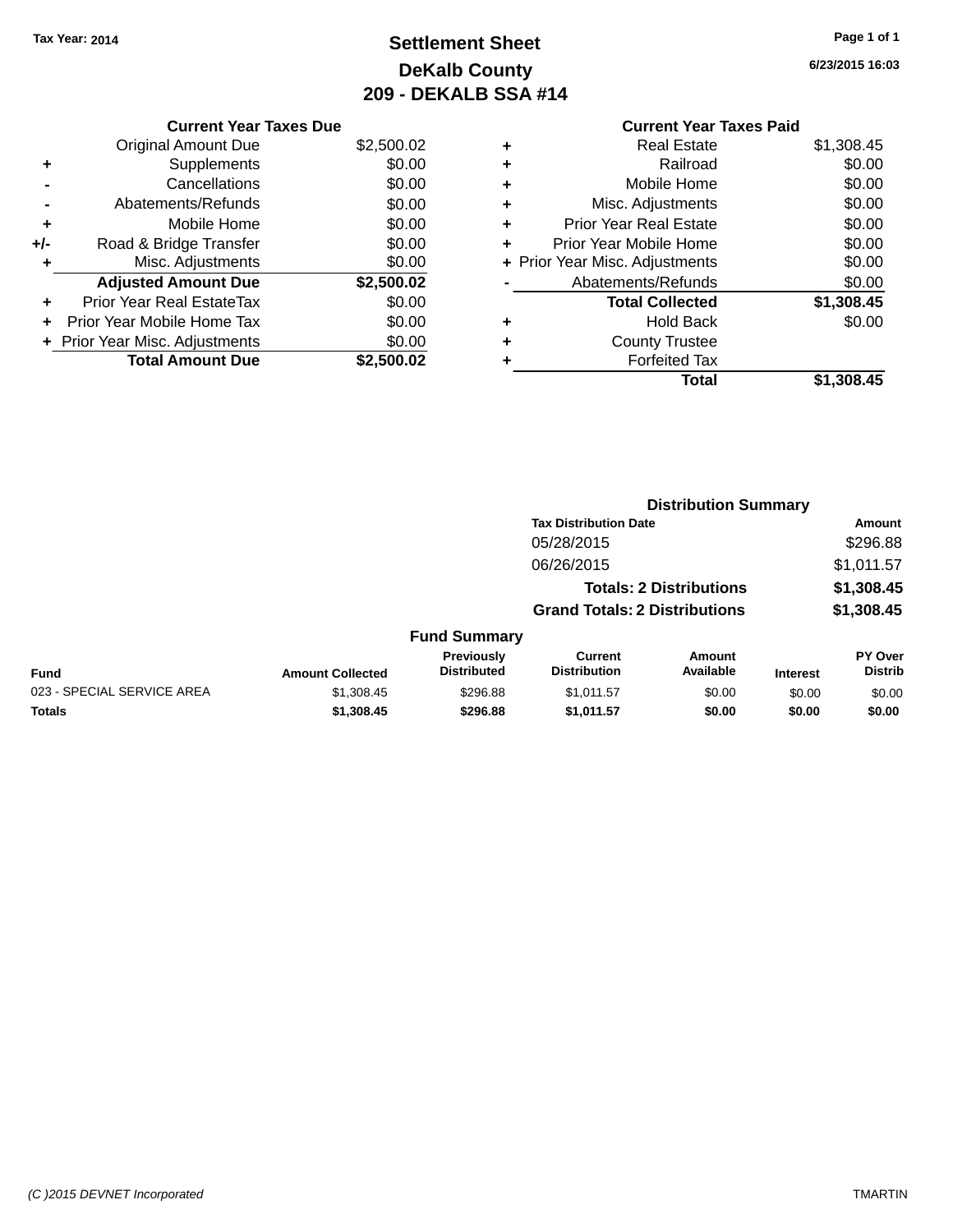Tax Year: 2014

# Settlement Sheet
## DeKalb County
## 209 - DEKALB SSA #14

6/23/2015 16:03

### Current Year Taxes Due

| | | |
|---|---|---|
| | Original Amount Due | $2,500.02 |
| + | Supplements | $0.00 |
| - | Cancellations | $0.00 |
| - | Abatements/Refunds | $0.00 |
| + | Mobile Home | $0.00 |
| +/- | Road & Bridge Transfer | $0.00 |
| + | Misc. Adjustments | $0.00 |
| | **Adjusted Amount Due** | **$2,500.02** |
| + | Prior Year Real EstateTax | $0.00 |
| + | Prior Year Mobile Home Tax | $0.00 |
| + | Prior Year Misc. Adjustments | $0.00 |
| | **Total Amount Due** | **$2,500.02** |

### Current Year Taxes Paid

| | | |
|---|---|---|
| + | Real Estate | $1,308.45 |
| + | Railroad | $0.00 |
| + | Mobile Home | $0.00 |
| + | Misc. Adjustments | $0.00 |
| + | Prior Year Real Estate | $0.00 |
| + | Prior Year Mobile Home | $0.00 |
| + | Prior Year Misc. Adjustments | $0.00 |
| - | Abatements/Refunds | $0.00 |
| | **Total Collected** | **$1,308.45** |
| + | Hold Back | $0.00 |
| + | County Trustee | |
| + | Forfeited Tax | |
| | **Total** | **$1,308.45** |

### Distribution Summary

| Tax Distribution Date | Amount |
|---|---|
| 05/28/2015 | $296.88 |
| 06/26/2015 | $1,011.57 |
| **Totals: 2 Distributions** | **$1,308.45** |
| **Grand Totals: 2 Distributions** | **$1,308.45** |

### Fund Summary

| Fund | Amount Collected | Previously Distributed | Current Distribution | Amount Available | Interest | PY Over Distrib |
|---|---|---|---|---|---|---|
| 023 - SPECIAL SERVICE AREA | $1,308.45 | $296.88 | $1,011.57 | $0.00 | $0.00 | $0.00 |
| **Totals** | **$1,308.45** | **$296.88** | **$1,011.57** | **$0.00** | **$0.00** | **$0.00** |

(C )2015 DEVNET Incorporated TMARTIN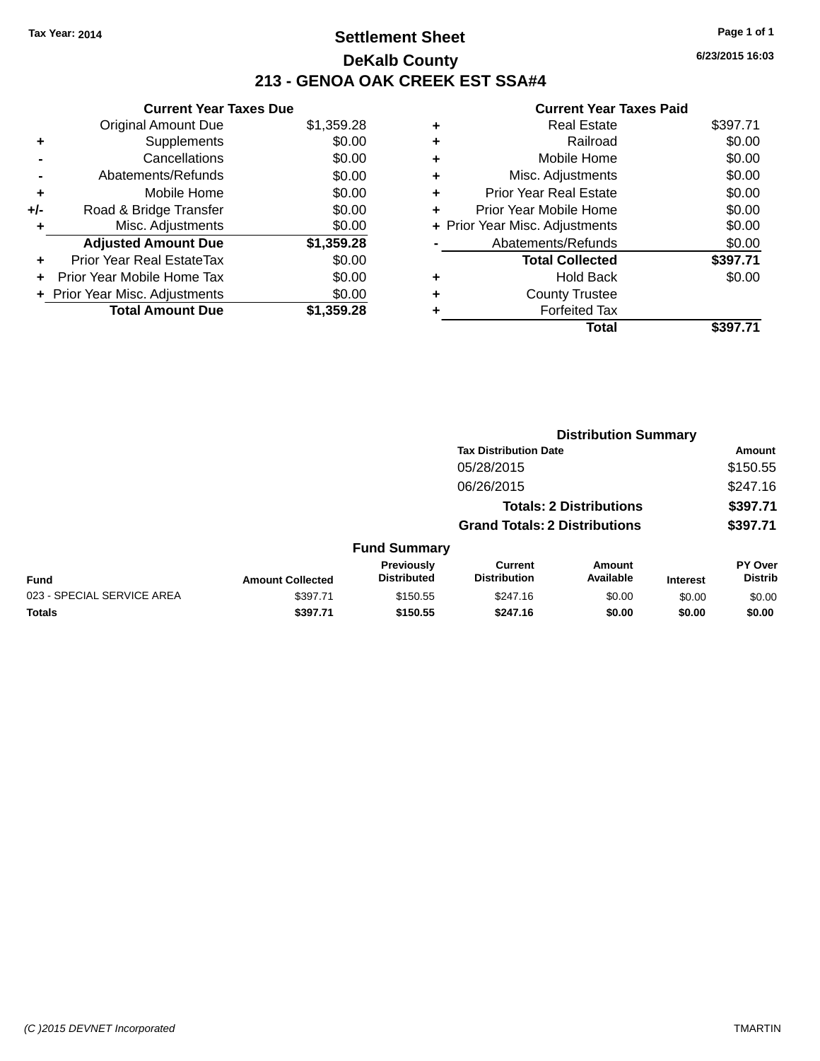Tax Year: 2014

# Settlement Sheet

## DeKalb County

## 213 - GENOA OAK CREEK EST SSA#4

6/23/2015 16:03

**Current Year Taxes Due**

| | | |
|---|---|---|
| | Original Amount Due | $1,359.28 |
| + | Supplements | $0.00 |
| - | Cancellations | $0.00 |
| - | Abatements/Refunds | $0.00 |
| + | Mobile Home | $0.00 |
| +/- | Road & Bridge Transfer | $0.00 |
| + | Misc. Adjustments | $0.00 |
| | **Adjusted Amount Due** | **$1,359.28** |
| + | Prior Year Real EstateTax | $0.00 |
| + | Prior Year Mobile Home Tax | $0.00 |
| + | Prior Year Misc. Adjustments | $0.00 |
| | **Total Amount Due** | **$1,359.28** |

**Current Year Taxes Paid**

| | | |
|---|---|---|
| + | Real Estate | $397.71 |
| + | Railroad | $0.00 |
| + | Mobile Home | $0.00 |
| + | Misc. Adjustments | $0.00 |
| + | Prior Year Real Estate | $0.00 |
| + | Prior Year Mobile Home | $0.00 |
| + | Prior Year Misc. Adjustments | $0.00 |
| - | Abatements/Refunds | $0.00 |
| | **Total Collected** | **$397.71** |
| + | Hold Back | $0.00 |
| + | County Trustee | |
| + | Forfeited Tax | |
| | **Total** | **$397.71** |

**Distribution Summary**

| Tax Distribution Date | Amount |
|---|---|
| 05/28/2015 | $150.55 |
| 06/26/2015 | $247.16 |
| **Totals: 2 Distributions** | **$397.71** |
| **Grand Totals: 2 Distributions** | **$397.71** |

**Fund Summary**

| Fund | Amount Collected | Previously Distributed | Current Distribution | Amount Available | Interest | PY Over Distrib |
|---|---|---|---|---|---|---|
| 023 - SPECIAL SERVICE AREA | $397.71 | $150.55 | $247.16 | $0.00 | $0.00 | $0.00 |
| **Totals** | **$397.71** | **$150.55** | **$247.16** | **$0.00** | **$0.00** | **$0.00** |

(C )2015 DEVNET Incorporated TMARTIN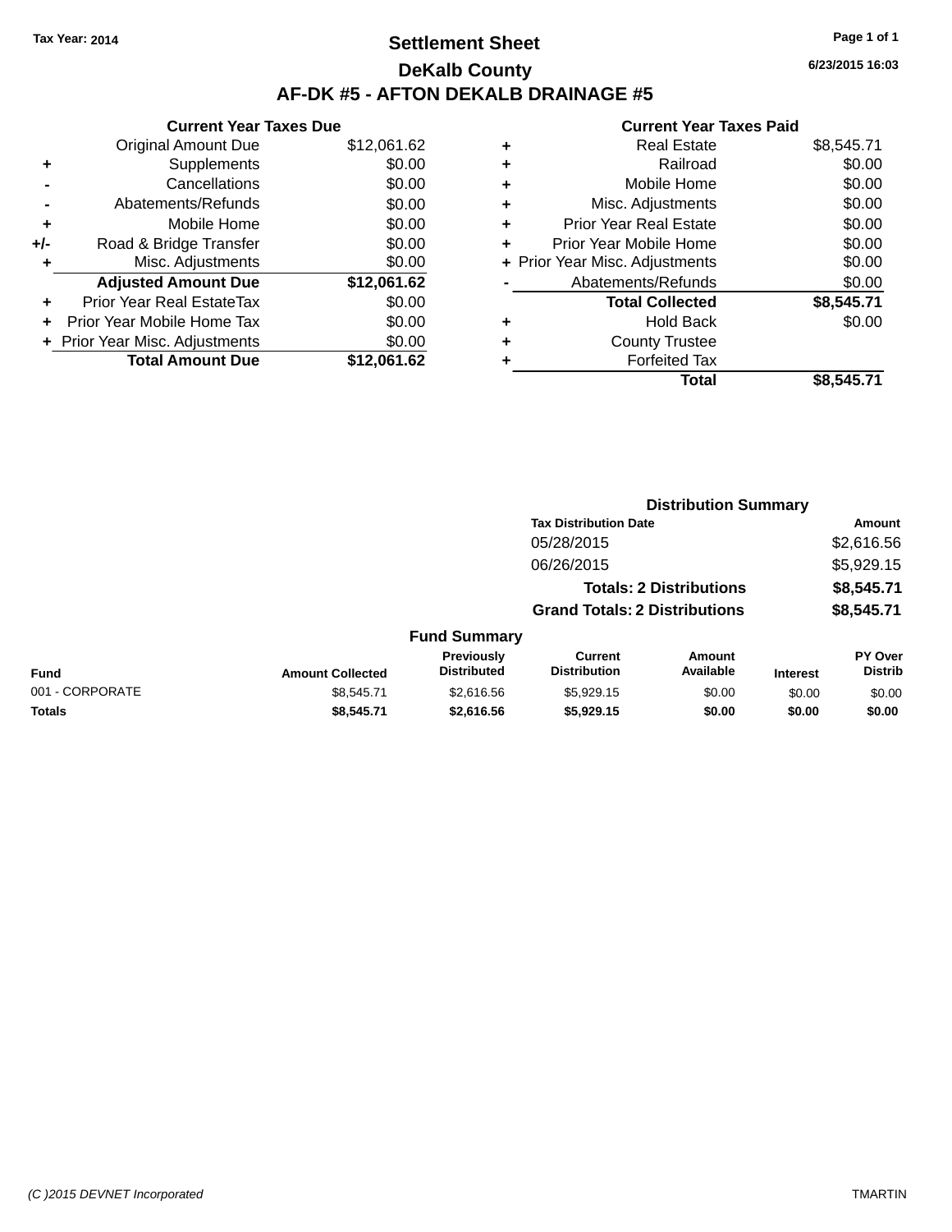Tax Year: 2014

# Settlement Sheet

## DeKalb County

## AF-DK #5 - AFTON DEKALB DRAINAGE #5

6/23/2015 16:03

### Current Year Taxes Due

| | | |
|---|---|---|
| | Original Amount Due | $12,061.62 |
| + | Supplements | $0.00 |
| - | Cancellations | $0.00 |
| - | Abatements/Refunds | $0.00 |
| + | Mobile Home | $0.00 |
| +/- | Road & Bridge Transfer | $0.00 |
| + | Misc. Adjustments | $0.00 |
| | **Adjusted Amount Due** | **$12,061.62** |
| + | Prior Year Real EstateTax | $0.00 |
| + | Prior Year Mobile Home Tax | $0.00 |
| + | Prior Year Misc. Adjustments | $0.00 |
| | **Total Amount Due** | **$12,061.62** |

### Current Year Taxes Paid

| | | |
|---|---|---|
| + | Real Estate | $8,545.71 |
| + | Railroad | $0.00 |
| + | Mobile Home | $0.00 |
| + | Misc. Adjustments | $0.00 |
| + | Prior Year Real Estate | $0.00 |
| + | Prior Year Mobile Home | $0.00 |
| + | Prior Year Misc. Adjustments | $0.00 |
| - | Abatements/Refunds | $0.00 |
| | **Total Collected** | **$8,545.71** |
| + | Hold Back | $0.00 |
| + | County Trustee | |
| + | Forfeited Tax | |
| | **Total** | **$8,545.71** |

### Distribution Summary

| Tax Distribution Date | Amount |
|---|---|
| 05/28/2015 | $2,616.56 |
| 06/26/2015 | $5,929.15 |
| **Totals: 2 Distributions** | **$8,545.71** |
| **Grand Totals: 2 Distributions** | **$8,545.71** |

### Fund Summary

| Fund | Amount Collected | Previously Distributed | Current Distribution | Amount Available | Interest | PY Over Distrib |
|---|---|---|---|---|---|---|
| 001 - CORPORATE | $8,545.71 | $2,616.56 | $5,929.15 | $0.00 | $0.00 | $0.00 |
| **Totals** | **$8,545.71** | **$2,616.56** | **$5,929.15** | **$0.00** | **$0.00** | **$0.00** |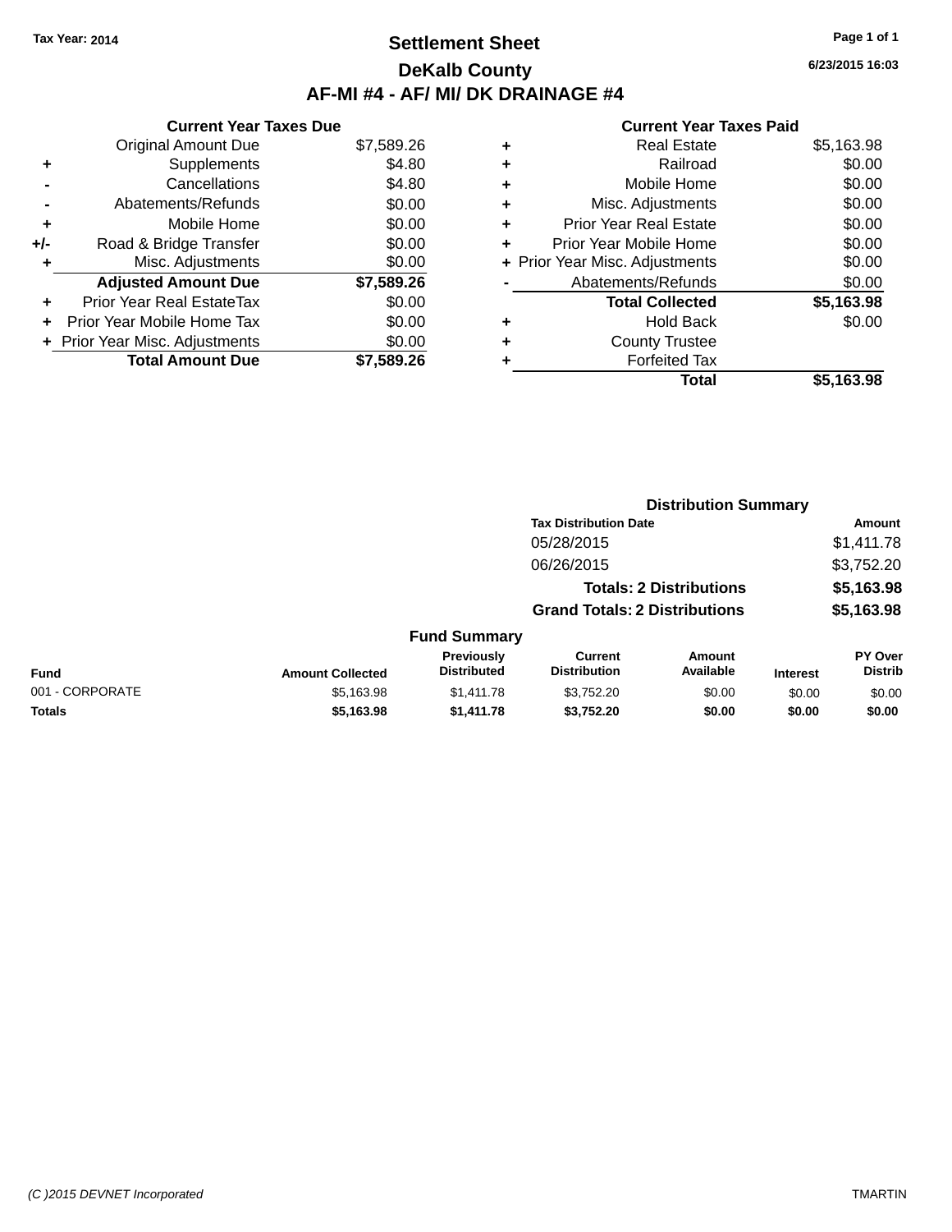Tax Year: 2014

# Settlement Sheet

## DeKalb County

## AF-MI #4 - AF/ MI/ DK DRAINAGE #4

6/23/2015 16:03

| | Current Year Taxes Due | |
|---|---|---|
| | Original Amount Due | $7,589.26 |
| + | Supplements | $4.80 |
| - | Cancellations | $4.80 |
| - | Abatements/Refunds | $0.00 |
| + | Mobile Home | $0.00 |
| +/- | Road & Bridge Transfer | $0.00 |
| + | Misc. Adjustments | $0.00 |
| | **Adjusted Amount Due** | **$7,589.26** |
| + | Prior Year Real EstateTax | $0.00 |
| + | Prior Year Mobile Home Tax | $0.00 |
| + | Prior Year Misc. Adjustments | $0.00 |
| | **Total Amount Due** | **$7,589.26** |

| | Current Year Taxes Paid | |
|---|---|---|
| + | Real Estate | $5,163.98 |
| + | Railroad | $0.00 |
| + | Mobile Home | $0.00 |
| + | Misc. Adjustments | $0.00 |
| + | Prior Year Real Estate | $0.00 |
| + | Prior Year Mobile Home | $0.00 |
| + | Prior Year Misc. Adjustments | $0.00 |
| - | Abatements/Refunds | $0.00 |
| | **Total Collected** | **$5,163.98** |
| + | Hold Back | $0.00 |
| + | County Trustee | |
| + | Forfeited Tax | |
| | **Total** | **$5,163.98** |

### Distribution Summary

| Tax Distribution Date | Amount |
|---|---|
| 05/28/2015 | $1,411.78 |
| 06/26/2015 | $3,752.20 |
| **Totals: 2 Distributions** | **$5,163.98** |
| **Grand Totals: 2 Distributions** | **$5,163.98** |

### Fund Summary

| Fund | Amount Collected | Previously Distributed | Current Distribution | Amount Available | Interest | PY Over Distrib |
|---|---|---|---|---|---|---|
| 001 - CORPORATE | $5,163.98 | $1,411.78 | $3,752.20 | $0.00 | $0.00 | $0.00 |
| **Totals** | **$5,163.98** | **$1,411.78** | **$3,752.20** | **$0.00** | **$0.00** | **$0.00** |

(C )2015 DEVNET Incorporated — TMARTIN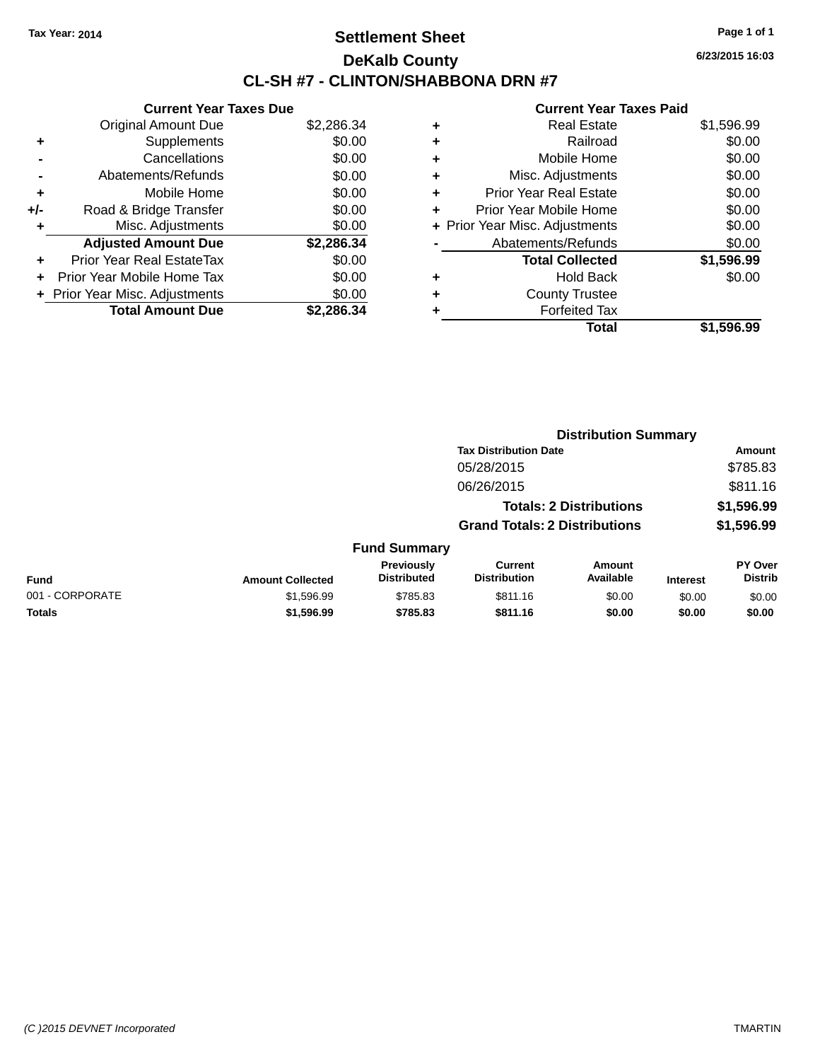Tax Year: 2014

# Settlement Sheet

## DeKalb County

## CL-SH #7 - CLINTON/SHABBONA DRN #7

6/23/2015 16:03

### Current Year Taxes Due

| | | |
|---|---|---|
| | Original Amount Due | $2,286.34 |
| + | Supplements | $0.00 |
| - | Cancellations | $0.00 |
| - | Abatements/Refunds | $0.00 |
| + | Mobile Home | $0.00 |
| +/- | Road & Bridge Transfer | $0.00 |
| + | Misc. Adjustments | $0.00 |
| | **Adjusted Amount Due** | **$2,286.34** |
| + | Prior Year Real EstateTax | $0.00 |
| + | Prior Year Mobile Home Tax | $0.00 |
| + | Prior Year Misc. Adjustments | $0.00 |
| | **Total Amount Due** | **$2,286.34** |

### Current Year Taxes Paid

| | | |
|---|---|---|
| + | Real Estate | $1,596.99 |
| + | Railroad | $0.00 |
| + | Mobile Home | $0.00 |
| + | Misc. Adjustments | $0.00 |
| + | Prior Year Real Estate | $0.00 |
| + | Prior Year Mobile Home | $0.00 |
| + | Prior Year Misc. Adjustments | $0.00 |
| - | Abatements/Refunds | $0.00 |
| | **Total Collected** | **$1,596.99** |
| + | Hold Back | $0.00 |
| + | County Trustee | |
| + | Forfeited Tax | |
| | **Total** | **$1,596.99** |

### Distribution Summary

| Tax Distribution Date | Amount |
|---|---|
| 05/28/2015 | $785.83 |
| 06/26/2015 | $811.16 |
| **Totals: 2 Distributions** | **$1,596.99** |
| **Grand Totals: 2 Distributions** | **$1,596.99** |

### Fund Summary

| Fund | Amount Collected | Previously Distributed | Current Distribution | Amount Available | Interest | PY Over Distrib |
|---|---|---|---|---|---|---|
| 001 - CORPORATE | $1,596.99 | $785.83 | $811.16 | $0.00 | $0.00 | $0.00 |
| **Totals** | **$1,596.99** | **$785.83** | **$811.16** | **$0.00** | **$0.00** | **$0.00** |

(C )2015 DEVNET Incorporated TMARTIN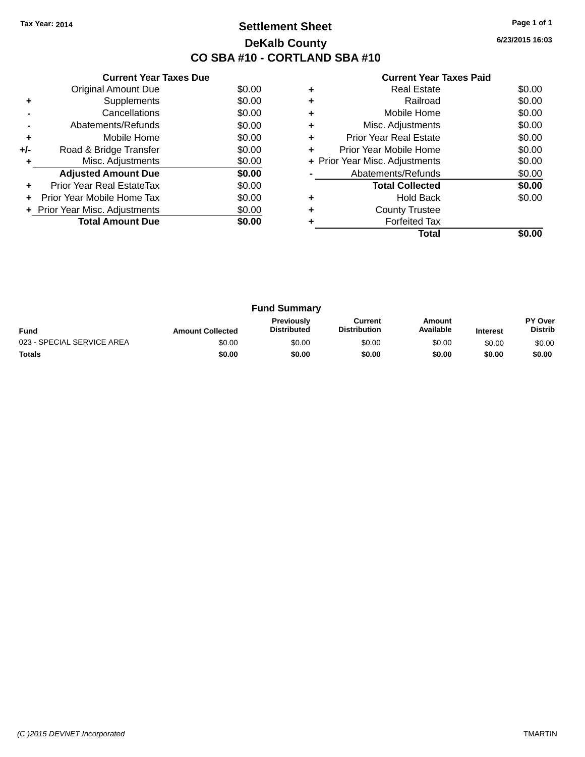Tax Year: 2014

# Settlement Sheet

## DeKalb County

## CO SBA #10 - CORTLAND SBA #10

6/23/2015 16:03

### Current Year Taxes Due

| | | |
|---|---|---|
| | Original Amount Due | $0.00 |
| + | Supplements | $0.00 |
| - | Cancellations | $0.00 |
| - | Abatements/Refunds | $0.00 |
| + | Mobile Home | $0.00 |
| +/- | Road & Bridge Transfer | $0.00 |
| + | Misc. Adjustments | $0.00 |
| | **Adjusted Amount Due** | **$0.00** |
| + | Prior Year Real EstateTax | $0.00 |
| + | Prior Year Mobile Home Tax | $0.00 |
| + | Prior Year Misc. Adjustments | $0.00 |
| | **Total Amount Due** | **$0.00** |

### Current Year Taxes Paid

| | | |
|---|---|---|
| + | Real Estate | $0.00 |
| + | Railroad | $0.00 |
| + | Mobile Home | $0.00 |
| + | Misc. Adjustments | $0.00 |
| + | Prior Year Real Estate | $0.00 |
| + | Prior Year Mobile Home | $0.00 |
| + | Prior Year Misc. Adjustments | $0.00 |
| - | Abatements/Refunds | $0.00 |
| | **Total Collected** | **$0.00** |
| + | Hold Back | $0.00 |
| + | County Trustee | |
| + | Forfeited Tax | |
| | **Total** | **$0.00** |

### Fund Summary

| Fund | Amount Collected | Previously Distributed | Current Distribution | Amount Available | Interest | PY Over Distrib |
|---|---|---|---|---|---|---|
| 023 - SPECIAL SERVICE AREA | $0.00 | $0.00 | $0.00 | $0.00 | $0.00 | $0.00 |
| **Totals** | **$0.00** | **$0.00** | **$0.00** | **$0.00** | **$0.00** | **$0.00** |

(C )2015 DEVNET Incorporated — TMARTIN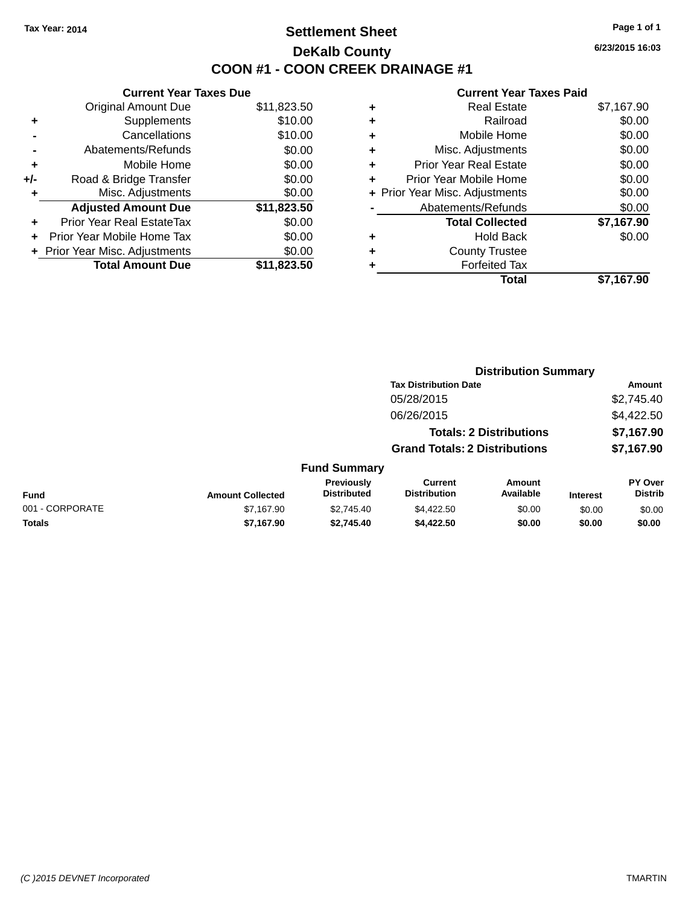Tax Year: 2014

# Settlement Sheet

## DeKalb County

## COON #1 - COON CREEK DRAINAGE #1

6/23/2015 16:03

### Current Year Taxes Due

| | | |
|---|---|---|
| | Original Amount Due | $11,823.50 |
| + | Supplements | $10.00 |
| - | Cancellations | $10.00 |
| - | Abatements/Refunds | $0.00 |
| + | Mobile Home | $0.00 |
| +/- | Road & Bridge Transfer | $0.00 |
| + | Misc. Adjustments | $0.00 |
| | **Adjusted Amount Due** | **$11,823.50** |
| + | Prior Year Real EstateTax | $0.00 |
| + | Prior Year Mobile Home Tax | $0.00 |
| + | Prior Year Misc. Adjustments | $0.00 |
| | **Total Amount Due** | **$11,823.50** |

### Current Year Taxes Paid

| | | |
|---|---|---|
| + | Real Estate | $7,167.90 |
| + | Railroad | $0.00 |
| + | Mobile Home | $0.00 |
| + | Misc. Adjustments | $0.00 |
| + | Prior Year Real Estate | $0.00 |
| + | Prior Year Mobile Home | $0.00 |
| + | Prior Year Misc. Adjustments | $0.00 |
| - | Abatements/Refunds | $0.00 |
| | **Total Collected** | **$7,167.90** |
| + | Hold Back | $0.00 |
| + | County Trustee | |
| + | Forfeited Tax | |
| | **Total** | **$7,167.90** |

### Distribution Summary

| Tax Distribution Date | Amount |
|---|---|
| 05/28/2015 | $2,745.40 |
| 06/26/2015 | $4,422.50 |
| **Totals: 2 Distributions** | **$7,167.90** |
| **Grand Totals: 2 Distributions** | **$7,167.90** |

### Fund Summary

| Fund | Amount Collected | Previously Distributed | Current Distribution | Amount Available | Interest | PY Over Distrib |
|---|---|---|---|---|---|---|
| 001 - CORPORATE | $7,167.90 | $2,745.40 | $4,422.50 | $0.00 | $0.00 | $0.00 |
| **Totals** | **$7,167.90** | **$2,745.40** | **$4,422.50** | **$0.00** | **$0.00** | **$0.00** |

(C )2015 DEVNET Incorporated TMARTIN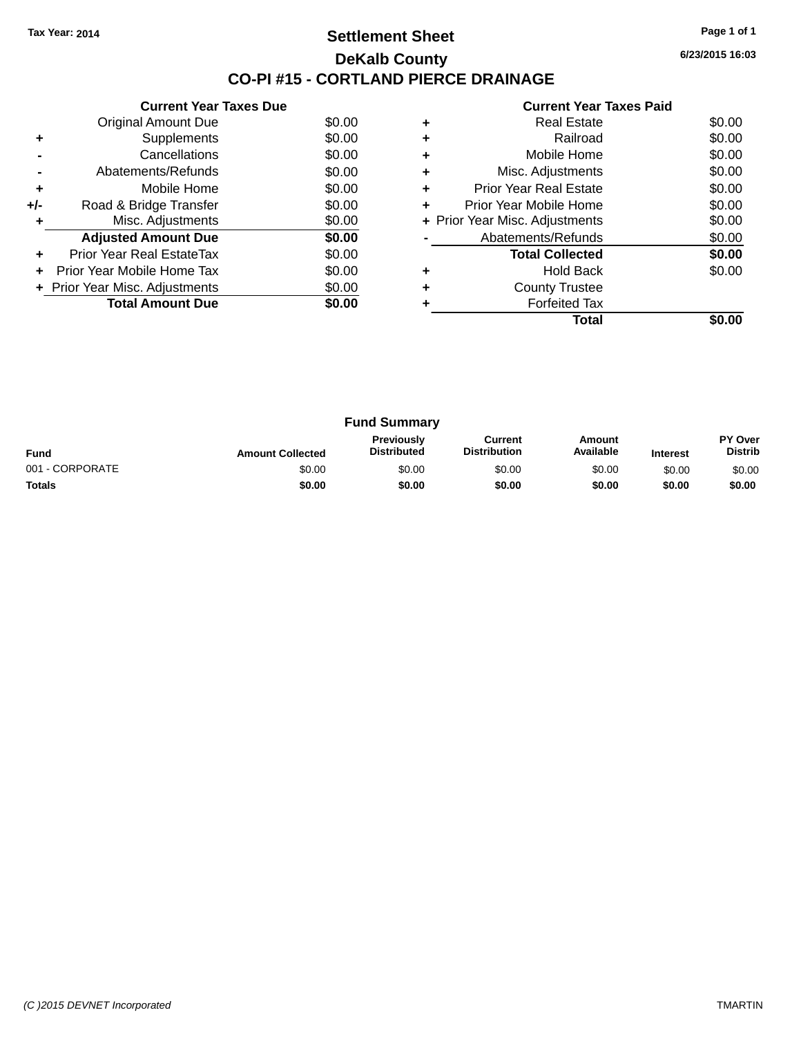Tax Year: 2014

# Settlement Sheet

## DeKalb County

## CO-PI #15 - CORTLAND PIERCE DRAINAGE

6/23/2015 16:03

### Current Year Taxes Due

| | | |
|---|---|---|
| | Original Amount Due | $0.00 |
| + | Supplements | $0.00 |
| - | Cancellations | $0.00 |
| - | Abatements/Refunds | $0.00 |
| + | Mobile Home | $0.00 |
| +/- | Road & Bridge Transfer | $0.00 |
| + | Misc. Adjustments | $0.00 |
| | **Adjusted Amount Due** | **$0.00** |
| + | Prior Year Real EstateTax | $0.00 |
| + | Prior Year Mobile Home Tax | $0.00 |
| + | Prior Year Misc. Adjustments | $0.00 |
| | **Total Amount Due** | **$0.00** |

### Current Year Taxes Paid

| | | |
|---|---|---|
| + | Real Estate | $0.00 |
| + | Railroad | $0.00 |
| + | Mobile Home | $0.00 |
| + | Misc. Adjustments | $0.00 |
| + | Prior Year Real Estate | $0.00 |
| + | Prior Year Mobile Home | $0.00 |
| + | Prior Year Misc. Adjustments | $0.00 |
| - | Abatements/Refunds | $0.00 |
| | **Total Collected** | **$0.00** |
| + | Hold Back | $0.00 |
| + | County Trustee | |
| + | Forfeited Tax | |
| | **Total** | **$0.00** |

### Fund Summary

| Fund | Amount Collected | Previously Distributed | Current Distribution | Amount Available | Interest | PY Over Distrib |
|---|---|---|---|---|---|---|
| 001 - CORPORATE | $0.00 | $0.00 | $0.00 | $0.00 | $0.00 | $0.00 |
| **Totals** | **$0.00** | **$0.00** | **$0.00** | **$0.00** | **$0.00** | **$0.00** |

(C )2015 DEVNET Incorporated — TMARTIN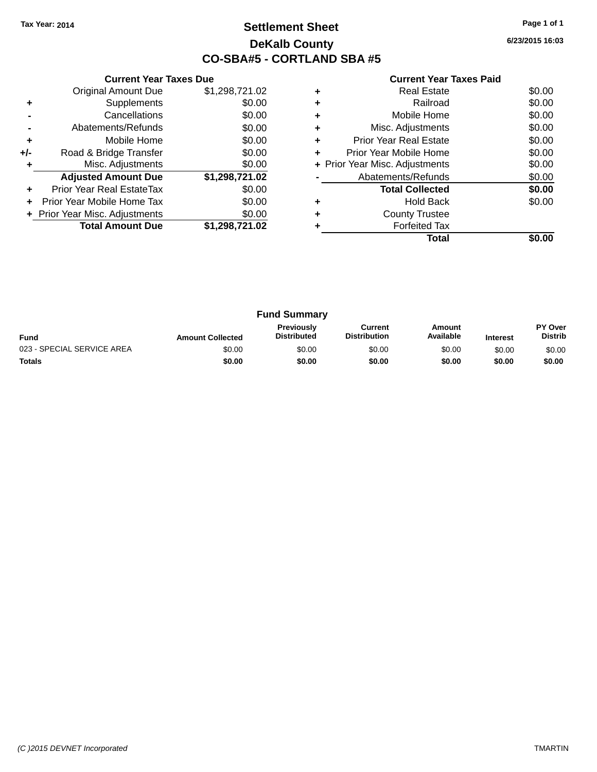Tax Year: 2014

# Settlement Sheet

## DeKalb County

## CO-SBA#5 - CORTLAND SBA #5

6/23/2015 16:03

### Current Year Taxes Due

| | | |
|---|---|---|
| | Original Amount Due | $1,298,721.02 |
| + | Supplements | $0.00 |
| - | Cancellations | $0.00 |
| - | Abatements/Refunds | $0.00 |
| + | Mobile Home | $0.00 |
| +/- | Road & Bridge Transfer | $0.00 |
| + | Misc. Adjustments | $0.00 |
| | **Adjusted Amount Due** | **$1,298,721.02** |
| + | Prior Year Real EstateTax | $0.00 |
| + | Prior Year Mobile Home Tax | $0.00 |
| + | Prior Year Misc. Adjustments | $0.00 |
| | **Total Amount Due** | **$1,298,721.02** |

### Current Year Taxes Paid

| | | |
|---|---|---|
| + | Real Estate | $0.00 |
| + | Railroad | $0.00 |
| + | Mobile Home | $0.00 |
| + | Misc. Adjustments | $0.00 |
| + | Prior Year Real Estate | $0.00 |
| + | Prior Year Mobile Home | $0.00 |
| + | Prior Year Misc. Adjustments | $0.00 |
| - | Abatements/Refunds | $0.00 |
| | **Total Collected** | **$0.00** |
| + | Hold Back | $0.00 |
| + | County Trustee | |
| + | Forfeited Tax | |
| | **Total** | **$0.00** |

### Fund Summary

| Fund | Amount Collected | Previously Distributed | Current Distribution | Amount Available | Interest | PY Over Distrib |
|---|---|---|---|---|---|---|
| 023 - SPECIAL SERVICE AREA | $0.00 | $0.00 | $0.00 | $0.00 | $0.00 | $0.00 |
| **Totals** | **$0.00** | **$0.00** | **$0.00** | **$0.00** | **$0.00** | **$0.00** |

(C )2015 DEVNET Incorporated TMARTIN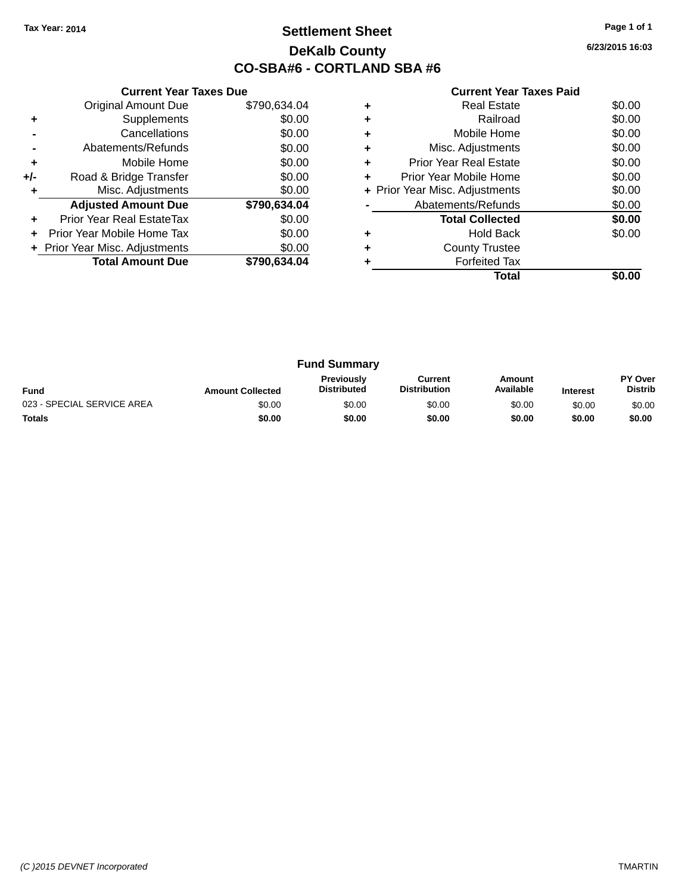Tax Year: 2014

# Settlement Sheet

## DeKalb County

## CO-SBA#6 - CORTLAND SBA #6

6/23/2015 16:03

### Current Year Taxes Due

| | | |
|---|---|---|
| | Original Amount Due | $790,634.04 |
| + | Supplements | $0.00 |
| - | Cancellations | $0.00 |
| - | Abatements/Refunds | $0.00 |
| + | Mobile Home | $0.00 |
| +/- | Road & Bridge Transfer | $0.00 |
| + | Misc. Adjustments | $0.00 |
| | **Adjusted Amount Due** | **$790,634.04** |
| + | Prior Year Real EstateTax | $0.00 |
| + | Prior Year Mobile Home Tax | $0.00 |
| + | Prior Year Misc. Adjustments | $0.00 |
| | **Total Amount Due** | **$790,634.04** |

### Current Year Taxes Paid

| | | |
|---|---|---|
| + | Real Estate | $0.00 |
| + | Railroad | $0.00 |
| + | Mobile Home | $0.00 |
| + | Misc. Adjustments | $0.00 |
| + | Prior Year Real Estate | $0.00 |
| + | Prior Year Mobile Home | $0.00 |
| + | Prior Year Misc. Adjustments | $0.00 |
| - | Abatements/Refunds | $0.00 |
| | **Total Collected** | **$0.00** |
| + | Hold Back | $0.00 |
| + | County Trustee | |
| + | Forfeited Tax | |
| | **Total** | **$0.00** |

### Fund Summary

| Fund | Amount Collected | Previously Distributed | Current Distribution | Amount Available | Interest | PY Over Distrib |
|---|---|---|---|---|---|---|
| 023 - SPECIAL SERVICE AREA | $0.00 | $0.00 | $0.00 | $0.00 | $0.00 | $0.00 |
| **Totals** | **$0.00** | **$0.00** | **$0.00** | **$0.00** | **$0.00** | **$0.00** |

(C )2015 DEVNET Incorporated TMARTIN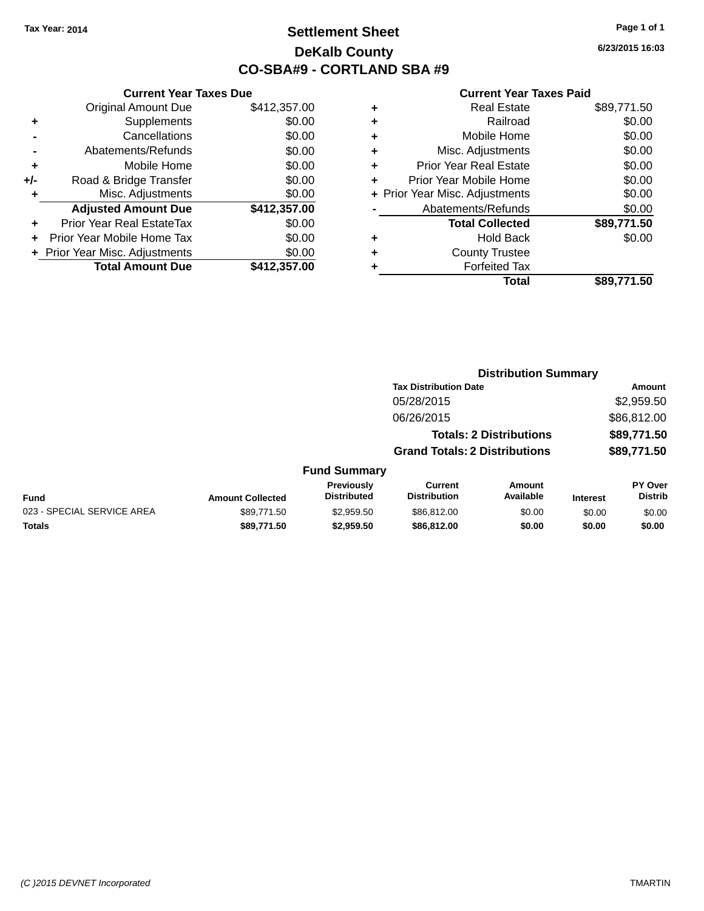Tax Year: 2014

# Settlement Sheet

## DeKalb County

## CO-SBA#9 - CORTLAND SBA #9

6/23/2015 16:03

### Current Year Taxes Due

| | | |
|---|---|---|
| | Original Amount Due | $412,357.00 |
| + | Supplements | $0.00 |
| - | Cancellations | $0.00 |
| - | Abatements/Refunds | $0.00 |
| + | Mobile Home | $0.00 |
| +/- | Road & Bridge Transfer | $0.00 |
| + | Misc. Adjustments | $0.00 |
| | **Adjusted Amount Due** | **$412,357.00** |
| + | Prior Year Real EstateTax | $0.00 |
| + | Prior Year Mobile Home Tax | $0.00 |
| + | Prior Year Misc. Adjustments | $0.00 |
| | **Total Amount Due** | **$412,357.00** |

### Current Year Taxes Paid

| | | |
|---|---|---|
| + | Real Estate | $89,771.50 |
| + | Railroad | $0.00 |
| + | Mobile Home | $0.00 |
| + | Misc. Adjustments | $0.00 |
| + | Prior Year Real Estate | $0.00 |
| + | Prior Year Mobile Home | $0.00 |
| + | Prior Year Misc. Adjustments | $0.00 |
| - | Abatements/Refunds | $0.00 |
| | **Total Collected** | **$89,771.50** |
| + | Hold Back | $0.00 |
| + | County Trustee | |
| + | Forfeited Tax | |
| | **Total** | **$89,771.50** |

### Distribution Summary

| Tax Distribution Date | Amount |
|---|---|
| 05/28/2015 | $2,959.50 |
| 06/26/2015 | $86,812.00 |
| **Totals: 2 Distributions** | **$89,771.50** |
| **Grand Totals: 2 Distributions** | **$89,771.50** |

### Fund Summary

| Fund | Amount Collected | Previously Distributed | Current Distribution | Amount Available | Interest | PY Over Distrib |
|---|---|---|---|---|---|---|
| 023 - SPECIAL SERVICE AREA | $89,771.50 | $2,959.50 | $86,812.00 | $0.00 | $0.00 | $0.00 |
| **Totals** | **$89,771.50** | **$2,959.50** | **$86,812.00** | **$0.00** | **$0.00** | **$0.00** |

(C )2015 DEVNET Incorporated TMARTIN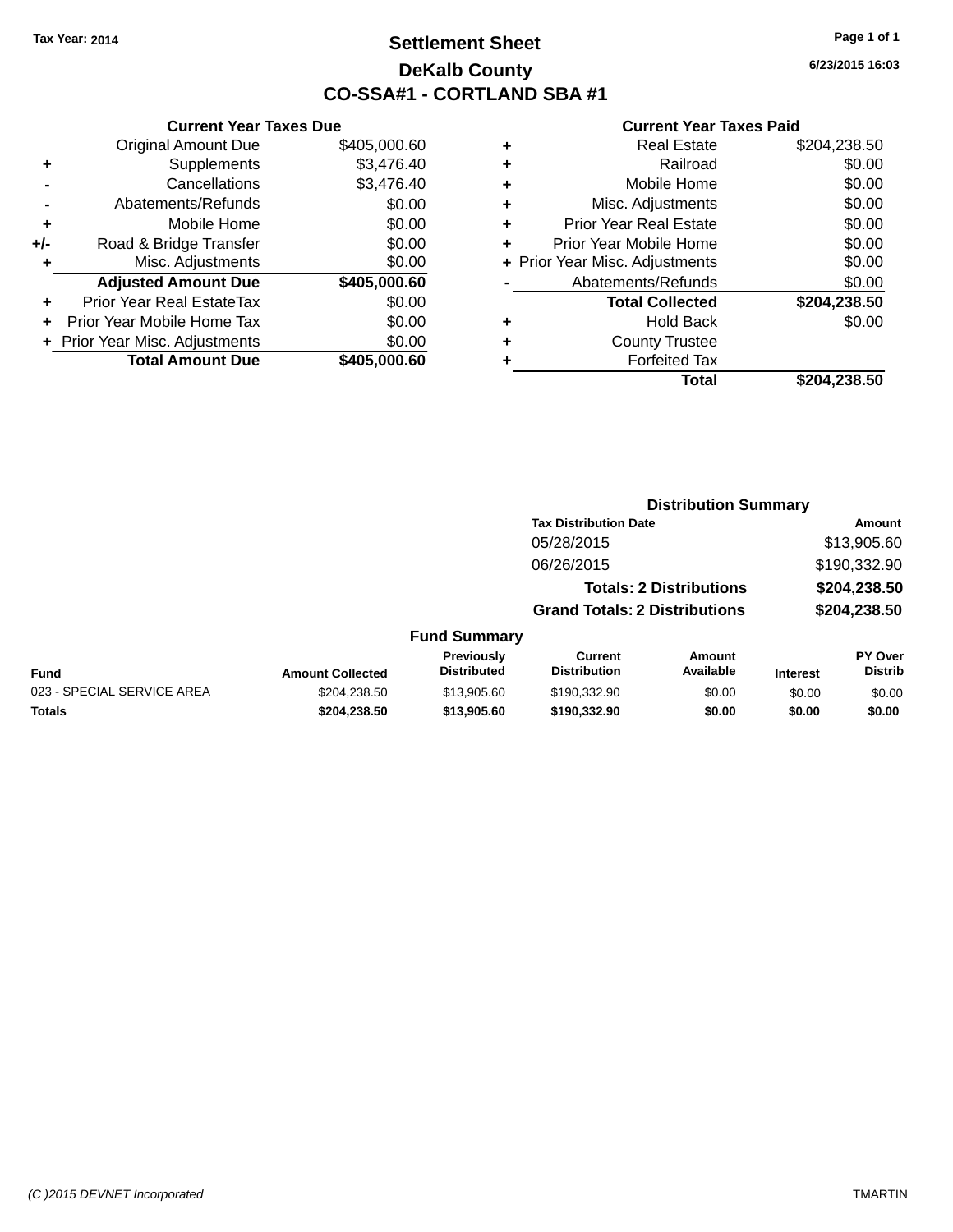Tax Year: 2014

# Settlement Sheet

## DeKalb County

## CO-SSA#1 - CORTLAND SBA #1

6/23/2015 16:03

### Current Year Taxes Due

| | | |
|---|---|---|
| | Original Amount Due | $405,000.60 |
| + | Supplements | $3,476.40 |
| - | Cancellations | $3,476.40 |
| - | Abatements/Refunds | $0.00 |
| + | Mobile Home | $0.00 |
| +/- | Road & Bridge Transfer | $0.00 |
| + | Misc. Adjustments | $0.00 |
| | **Adjusted Amount Due** | **$405,000.60** |
| + | Prior Year Real EstateTax | $0.00 |
| + | Prior Year Mobile Home Tax | $0.00 |
| + | Prior Year Misc. Adjustments | $0.00 |
| | **Total Amount Due** | **$405,000.60** |

### Current Year Taxes Paid

| | | |
|---|---|---|
| + | Real Estate | $204,238.50 |
| + | Railroad | $0.00 |
| + | Mobile Home | $0.00 |
| + | Misc. Adjustments | $0.00 |
| + | Prior Year Real Estate | $0.00 |
| + | Prior Year Mobile Home | $0.00 |
| + | Prior Year Misc. Adjustments | $0.00 |
| - | Abatements/Refunds | $0.00 |
| | **Total Collected** | **$204,238.50** |
| + | Hold Back | $0.00 |
| + | County Trustee | |
| + | Forfeited Tax | |
| | **Total** | **$204,238.50** |

### Distribution Summary

| Tax Distribution Date | Amount |
|---|---|
| 05/28/2015 | $13,905.60 |
| 06/26/2015 | $190,332.90 |
| **Totals: 2 Distributions** | **$204,238.50** |
| **Grand Totals: 2 Distributions** | **$204,238.50** |

### Fund Summary

| Fund | Amount Collected | Previously Distributed | Current Distribution | Amount Available | Interest | PY Over Distrib |
|---|---|---|---|---|---|---|
| 023 - SPECIAL SERVICE AREA | $204,238.50 | $13,905.60 | $190,332.90 | $0.00 | $0.00 | $0.00 |
| **Totals** | **$204,238.50** | **$13,905.60** | **$190,332.90** | **$0.00** | **$0.00** | **$0.00** |

(C )2015 DEVNET Incorporated TMARTIN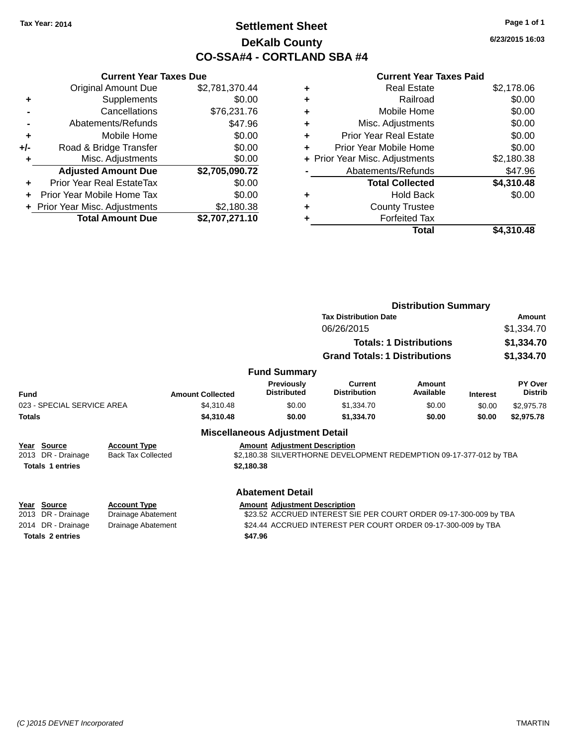Tax Year: 2014

# Settlement Sheet
## DeKalb County
## CO-SSA#4 - CORTLAND SBA #4

6/23/2015 16:03

**Current Year Taxes Due**

| | | |
|---|---|---|
| | Original Amount Due | $2,781,370.44 |
| + | Supplements | $0.00 |
| - | Cancellations | $76,231.76 |
| - | Abatements/Refunds | $47.96 |
| + | Mobile Home | $0.00 |
| +/- | Road & Bridge Transfer | $0.00 |
| + | Misc. Adjustments | $0.00 |
| | **Adjusted Amount Due** | **$2,705,090.72** |
| + | Prior Year Real EstateTax | $0.00 |
| + | Prior Year Mobile Home Tax | $0.00 |
| + | Prior Year Misc. Adjustments | $2,180.38 |
| | **Total Amount Due** | **$2,707,271.10** |

**Current Year Taxes Paid**

| | | |
|---|---|---|
| + | Real Estate | $2,178.06 |
| + | Railroad | $0.00 |
| + | Mobile Home | $0.00 |
| + | Misc. Adjustments | $0.00 |
| + | Prior Year Real Estate | $0.00 |
| + | Prior Year Mobile Home | $0.00 |
| + | Prior Year Misc. Adjustments | $2,180.38 |
| - | Abatements/Refunds | $47.96 |
| | **Total Collected** | **$4,310.48** |
| + | Hold Back | $0.00 |
| + | County Trustee | |
| + | Forfeited Tax | |
| | **Total** | **$4,310.48** |

**Distribution Summary**

| Tax Distribution Date | Amount |
|---|---|
| 06/26/2015 | $1,334.70 |
| **Totals: 1 Distributions** | **$1,334.70** |
| **Grand Totals: 1 Distributions** | **$1,334.70** |

**Fund Summary**

| Fund | Amount Collected | Previously Distributed | Current Distribution | Amount Available | Interest | PY Over Distrib |
|---|---|---|---|---|---|---|
| 023 - SPECIAL SERVICE AREA | $4,310.48 | $0.00 | $1,334.70 | $0.00 | $0.00 | $2,975.78 |
| **Totals** | **$4,310.48** | **$0.00** | **$1,334.70** | **$0.00** | **$0.00** | **$2,975.78** |

**Miscellaneous Adjustment Detail**

| Year | Source | Account Type | Amount | Adjustment Description |
|---|---|---|---|---|
| 2013 | DR - Drainage | Back Tax Collected | $2,180.38 | SILVERTHORNE DEVELOPMENT REDEMPTION 09-17-377-012 by TBA |
| **Totals 1 entries** | | | **$2,180.38** | |

**Abatement Detail**

| Year | Source | Account Type | Amount | Adjustment Description |
|---|---|---|---|---|
| 2013 | DR - Drainage | Drainage Abatement | $23.52 | ACCRUED INTEREST SIE PER COURT ORDER 09-17-300-009 by TBA |
| 2014 | DR - Drainage | Drainage Abatement | $24.44 | ACCRUED INTEREST PER COURT ORDER 09-17-300-009 by TBA |
| **Totals 2 entries** | | | **$47.96** | |

(C )2015 DEVNET Incorporated TMARTIN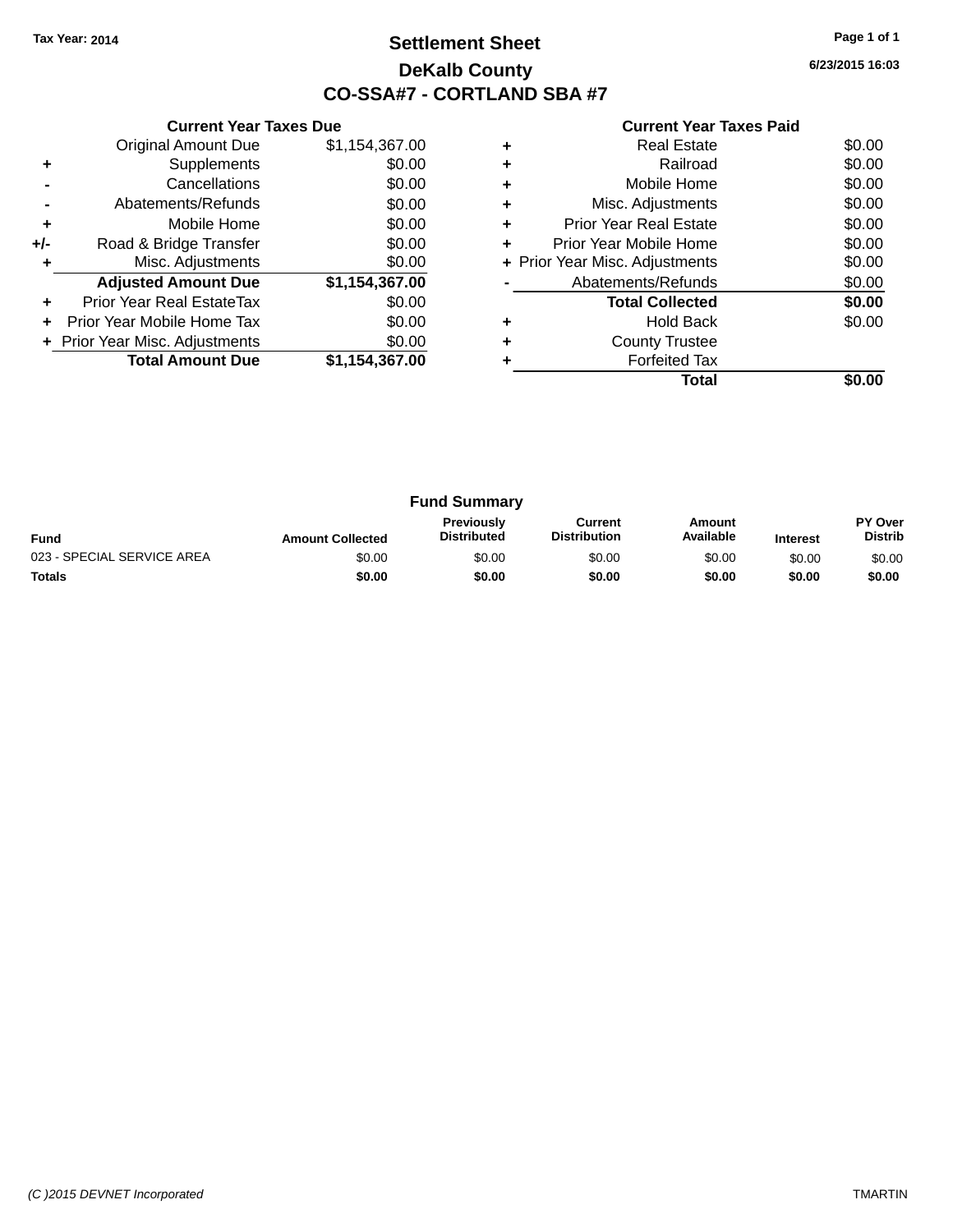Tax Year: 2014

# Settlement Sheet

## DeKalb County

## CO-SSA#7 - CORTLAND SBA #7

6/23/2015 16:03

### Current Year Taxes Due

| | | |
|---|---|---|
| | Original Amount Due | $1,154,367.00 |
| + | Supplements | $0.00 |
| - | Cancellations | $0.00 |
| - | Abatements/Refunds | $0.00 |
| + | Mobile Home | $0.00 |
| +/- | Road & Bridge Transfer | $0.00 |
| + | Misc. Adjustments | $0.00 |
| | **Adjusted Amount Due** | **$1,154,367.00** |
| + | Prior Year Real EstateTax | $0.00 |
| + | Prior Year Mobile Home Tax | $0.00 |
| + | Prior Year Misc. Adjustments | $0.00 |
| | **Total Amount Due** | **$1,154,367.00** |

### Current Year Taxes Paid

| | | |
|---|---|---|
| + | Real Estate | $0.00 |
| + | Railroad | $0.00 |
| + | Mobile Home | $0.00 |
| + | Misc. Adjustments | $0.00 |
| + | Prior Year Real Estate | $0.00 |
| + | Prior Year Mobile Home | $0.00 |
| + | Prior Year Misc. Adjustments | $0.00 |
| - | Abatements/Refunds | $0.00 |
| | **Total Collected** | **$0.00** |
| + | Hold Back | $0.00 |
| + | County Trustee | |
| + | Forfeited Tax | |
| | **Total** | **$0.00** |

### Fund Summary

| Fund | Amount Collected | Previously Distributed | Current Distribution | Amount Available | Interest | PY Over Distrib |
|---|---|---|---|---|---|---|
| 023 - SPECIAL SERVICE AREA | $0.00 | $0.00 | $0.00 | $0.00 | $0.00 | $0.00 |
| **Totals** | **$0.00** | **$0.00** | **$0.00** | **$0.00** | **$0.00** | **$0.00** |

*(C )2015 DEVNET Incorporated* TMARTIN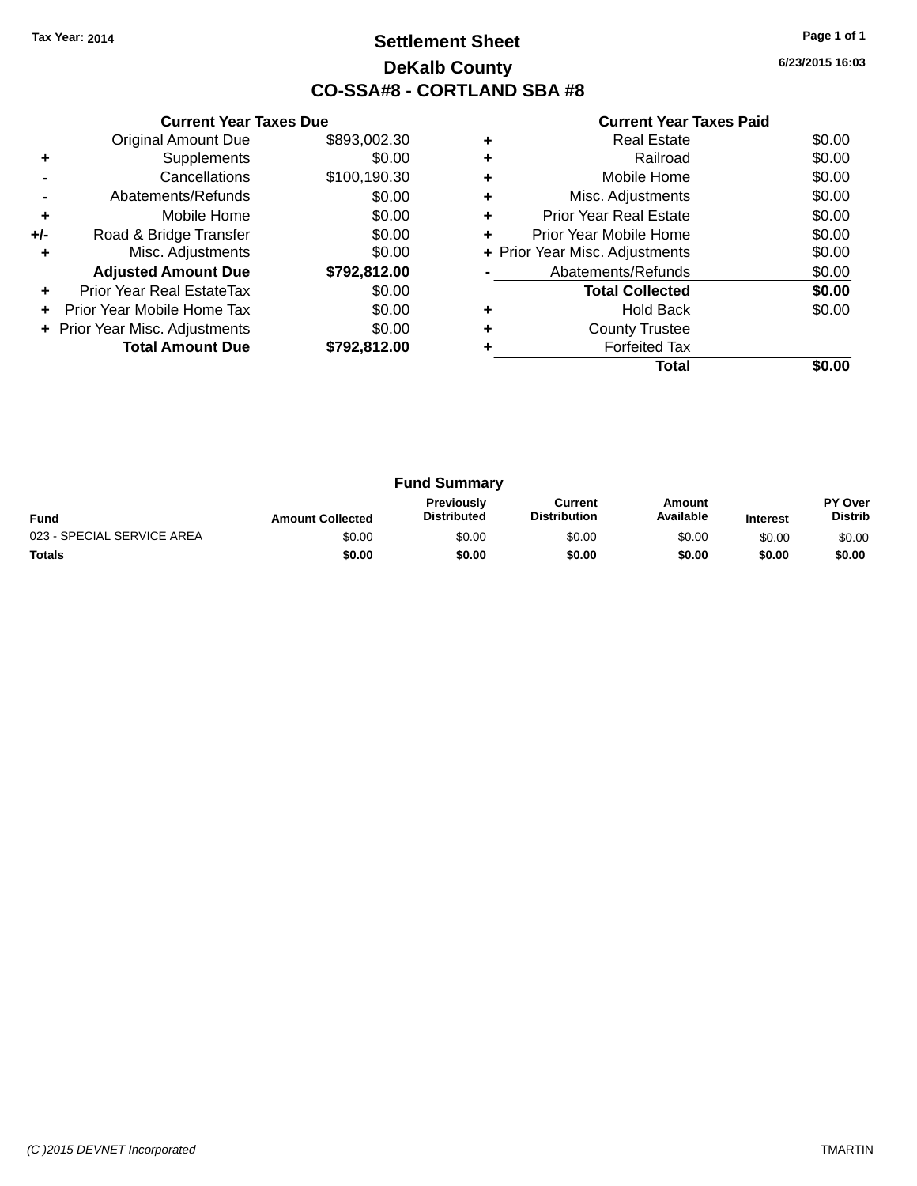Tax Year: 2014

# Settlement Sheet

## DeKalb County

## CO-SSA#8 - CORTLAND SBA #8

6/23/2015 16:03

### Current Year Taxes Due

| | | |
|---|---|---|
| | Original Amount Due | $893,002.30 |
| + | Supplements | $0.00 |
| - | Cancellations | $100,190.30 |
| - | Abatements/Refunds | $0.00 |
| + | Mobile Home | $0.00 |
| +/- | Road & Bridge Transfer | $0.00 |
| + | Misc. Adjustments | $0.00 |
| | **Adjusted Amount Due** | **$792,812.00** |
| + | Prior Year Real EstateTax | $0.00 |
| + | Prior Year Mobile Home Tax | $0.00 |
| + | Prior Year Misc. Adjustments | $0.00 |
| | **Total Amount Due** | **$792,812.00** |

### Current Year Taxes Paid

| | | |
|---|---|---|
| + | Real Estate | $0.00 |
| + | Railroad | $0.00 |
| + | Mobile Home | $0.00 |
| + | Misc. Adjustments | $0.00 |
| + | Prior Year Real Estate | $0.00 |
| + | Prior Year Mobile Home | $0.00 |
| + | Prior Year Misc. Adjustments | $0.00 |
| - | Abatements/Refunds | $0.00 |
| | **Total Collected** | **$0.00** |
| + | Hold Back | $0.00 |
| + | County Trustee | |
| + | Forfeited Tax | |
| | **Total** | **$0.00** |

### Fund Summary

| Fund | Amount Collected | Previously Distributed | Current Distribution | Amount Available | Interest | PY Over Distrib |
|---|---|---|---|---|---|---|
| 023 - SPECIAL SERVICE AREA | $0.00 | $0.00 | $0.00 | $0.00 | $0.00 | $0.00 |
| **Totals** | **$0.00** | **$0.00** | **$0.00** | **$0.00** | **$0.00** | **$0.00** |

(C )2015 DEVNET Incorporated TMARTIN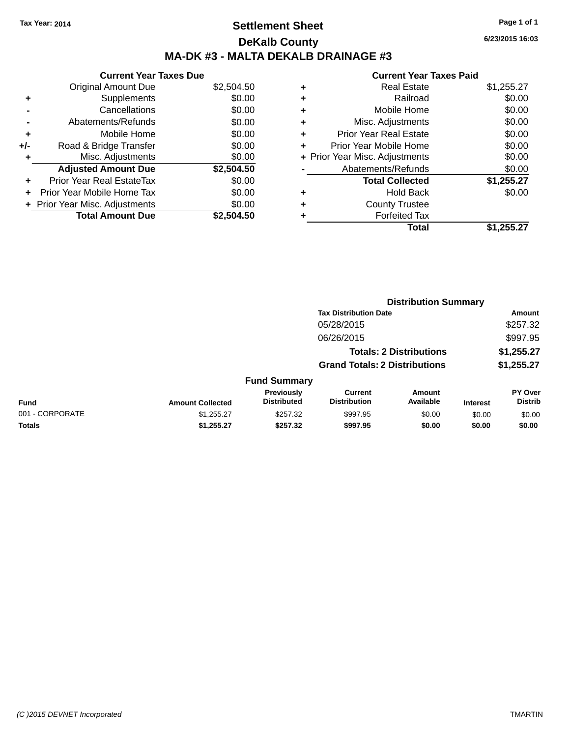Tax Year: 2014

# Settlement Sheet

## DeKalb County

## MA-DK #3 - MALTA DEKALB DRAINAGE #3

6/23/2015 16:03

### Current Year Taxes Due

| | | |
|---|---|---|
| | Original Amount Due | $2,504.50 |
| + | Supplements | $0.00 |
| - | Cancellations | $0.00 |
| - | Abatements/Refunds | $0.00 |
| + | Mobile Home | $0.00 |
| +/- | Road & Bridge Transfer | $0.00 |
| + | Misc. Adjustments | $0.00 |
| | **Adjusted Amount Due** | **$2,504.50** |
| + | Prior Year Real EstateTax | $0.00 |
| + | Prior Year Mobile Home Tax | $0.00 |
| + | Prior Year Misc. Adjustments | $0.00 |
| | **Total Amount Due** | **$2,504.50** |

### Current Year Taxes Paid

| | | |
|---|---|---|
| + | Real Estate | $1,255.27 |
| + | Railroad | $0.00 |
| + | Mobile Home | $0.00 |
| + | Misc. Adjustments | $0.00 |
| + | Prior Year Real Estate | $0.00 |
| + | Prior Year Mobile Home | $0.00 |
| + | Prior Year Misc. Adjustments | $0.00 |
| - | Abatements/Refunds | $0.00 |
| | **Total Collected** | **$1,255.27** |
| + | Hold Back | $0.00 |
| + | County Trustee | |
| + | Forfeited Tax | |
| | **Total** | **$1,255.27** |

### Distribution Summary

| Tax Distribution Date | Amount |
|---|---|
| 05/28/2015 | $257.32 |
| 06/26/2015 | $997.95 |
| **Totals: 2 Distributions** | **$1,255.27** |
| **Grand Totals: 2 Distributions** | **$1,255.27** |

### Fund Summary

| Fund | Amount Collected | Previously Distributed | Current Distribution | Amount Available | Interest | PY Over Distrib |
|---|---|---|---|---|---|---|
| 001 - CORPORATE | $1,255.27 | $257.32 | $997.95 | $0.00 | $0.00 | $0.00 |
| **Totals** | **$1,255.27** | **$257.32** | **$997.95** | **$0.00** | **$0.00** | **$0.00** |

(C )2015 DEVNET Incorporated TMARTIN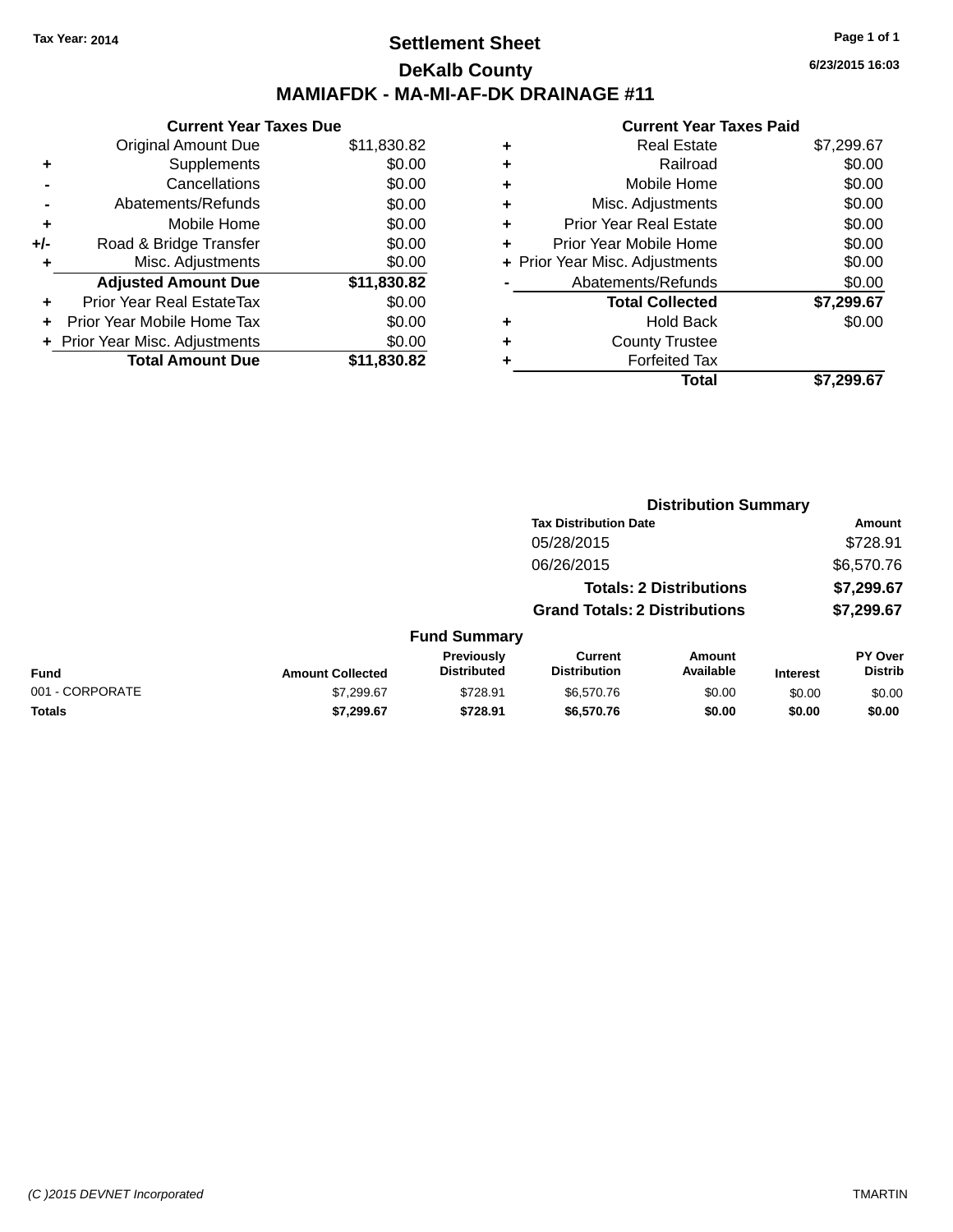Tax Year: 2014

# Settlement Sheet

## DeKalb County

## MAMIAFDK - MA-MI-AF-DK DRAINAGE #11

6/23/2015 16:03

### Current Year Taxes Due

| | | |
|---|---|---|
| | Original Amount Due | $11,830.82 |
| + | Supplements | $0.00 |
| - | Cancellations | $0.00 |
| - | Abatements/Refunds | $0.00 |
| + | Mobile Home | $0.00 |
| +/- | Road & Bridge Transfer | $0.00 |
| + | Misc. Adjustments | $0.00 |
| | **Adjusted Amount Due** | **$11,830.82** |
| + | Prior Year Real EstateTax | $0.00 |
| + | Prior Year Mobile Home Tax | $0.00 |
| + | Prior Year Misc. Adjustments | $0.00 |
| | **Total Amount Due** | **$11,830.82** |

### Current Year Taxes Paid

| | | |
|---|---|---|
| + | Real Estate | $7,299.67 |
| + | Railroad | $0.00 |
| + | Mobile Home | $0.00 |
| + | Misc. Adjustments | $0.00 |
| + | Prior Year Real Estate | $0.00 |
| + | Prior Year Mobile Home | $0.00 |
| + | Prior Year Misc. Adjustments | $0.00 |
| - | Abatements/Refunds | $0.00 |
| | **Total Collected** | **$7,299.67** |
| + | Hold Back | $0.00 |
| + | County Trustee | |
| + | Forfeited Tax | |
| | **Total** | **$7,299.67** |

### Distribution Summary

| Tax Distribution Date | Amount |
|---|---|
| 05/28/2015 | $728.91 |
| 06/26/2015 | $6,570.76 |
| **Totals: 2 Distributions** | **$7,299.67** |
| **Grand Totals: 2 Distributions** | **$7,299.67** |

### Fund Summary

| Fund | Amount Collected | Previously Distributed | Current Distribution | Amount Available | Interest | PY Over Distrib |
|---|---|---|---|---|---|---|
| 001 - CORPORATE | $7,299.67 | $728.91 | $6,570.76 | $0.00 | $0.00 | $0.00 |
| **Totals** | **$7,299.67** | **$728.91** | **$6,570.76** | **$0.00** | **$0.00** | **$0.00** |

(C )2015 DEVNET Incorporated TMARTIN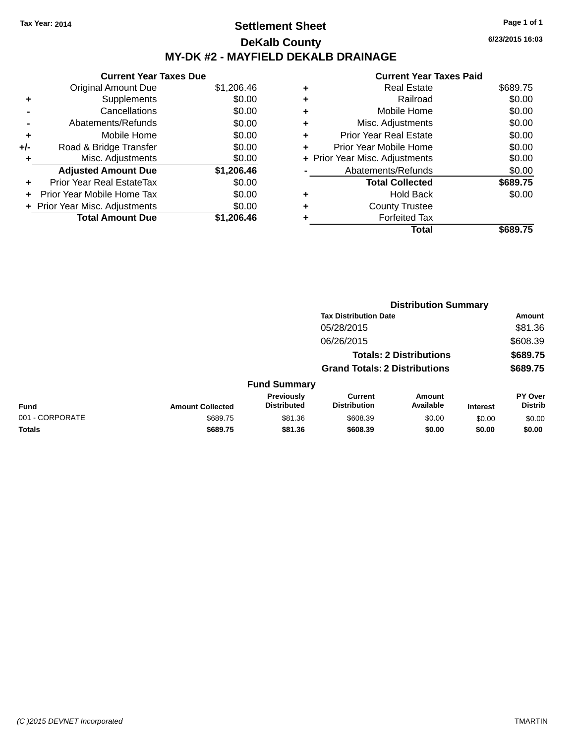Tax Year: 2014

# Settlement Sheet

## DeKalb County

## MY-DK #2 - MAYFIELD DEKALB DRAINAGE

6/23/2015 16:03

### Current Year Taxes Due

| | | |
|---|---|---|
| | Original Amount Due | $1,206.46 |
| + | Supplements | $0.00 |
| - | Cancellations | $0.00 |
| - | Abatements/Refunds | $0.00 |
| + | Mobile Home | $0.00 |
| +/- | Road & Bridge Transfer | $0.00 |
| + | Misc. Adjustments | $0.00 |
| | **Adjusted Amount Due** | **$1,206.46** |
| + | Prior Year Real EstateTax | $0.00 |
| + | Prior Year Mobile Home Tax | $0.00 |
| + | Prior Year Misc. Adjustments | $0.00 |
| | **Total Amount Due** | **$1,206.46** |

### Current Year Taxes Paid

| | | |
|---|---|---|
| + | Real Estate | $689.75 |
| + | Railroad | $0.00 |
| + | Mobile Home | $0.00 |
| + | Misc. Adjustments | $0.00 |
| + | Prior Year Real Estate | $0.00 |
| + | Prior Year Mobile Home | $0.00 |
| + | Prior Year Misc. Adjustments | $0.00 |
| - | Abatements/Refunds | $0.00 |
| | **Total Collected** | **$689.75** |
| + | Hold Back | $0.00 |
| + | County Trustee | |
| + | Forfeited Tax | |
| | **Total** | **$689.75** |

### Distribution Summary

| Tax Distribution Date | Amount |
|---|---|
| 05/28/2015 | $81.36 |
| 06/26/2015 | $608.39 |
| **Totals: 2 Distributions** | **$689.75** |
| **Grand Totals: 2 Distributions** | **$689.75** |

### Fund Summary

| Fund | Amount Collected | Previously Distributed | Current Distribution | Amount Available | Interest | PY Over Distrib |
|---|---|---|---|---|---|---|
| 001 - CORPORATE | $689.75 | $81.36 | $608.39 | $0.00 | $0.00 | $0.00 |
| **Totals** | **$689.75** | **$81.36** | **$608.39** | **$0.00** | **$0.00** | **$0.00** |

(C )2015 DEVNET Incorporated TMARTIN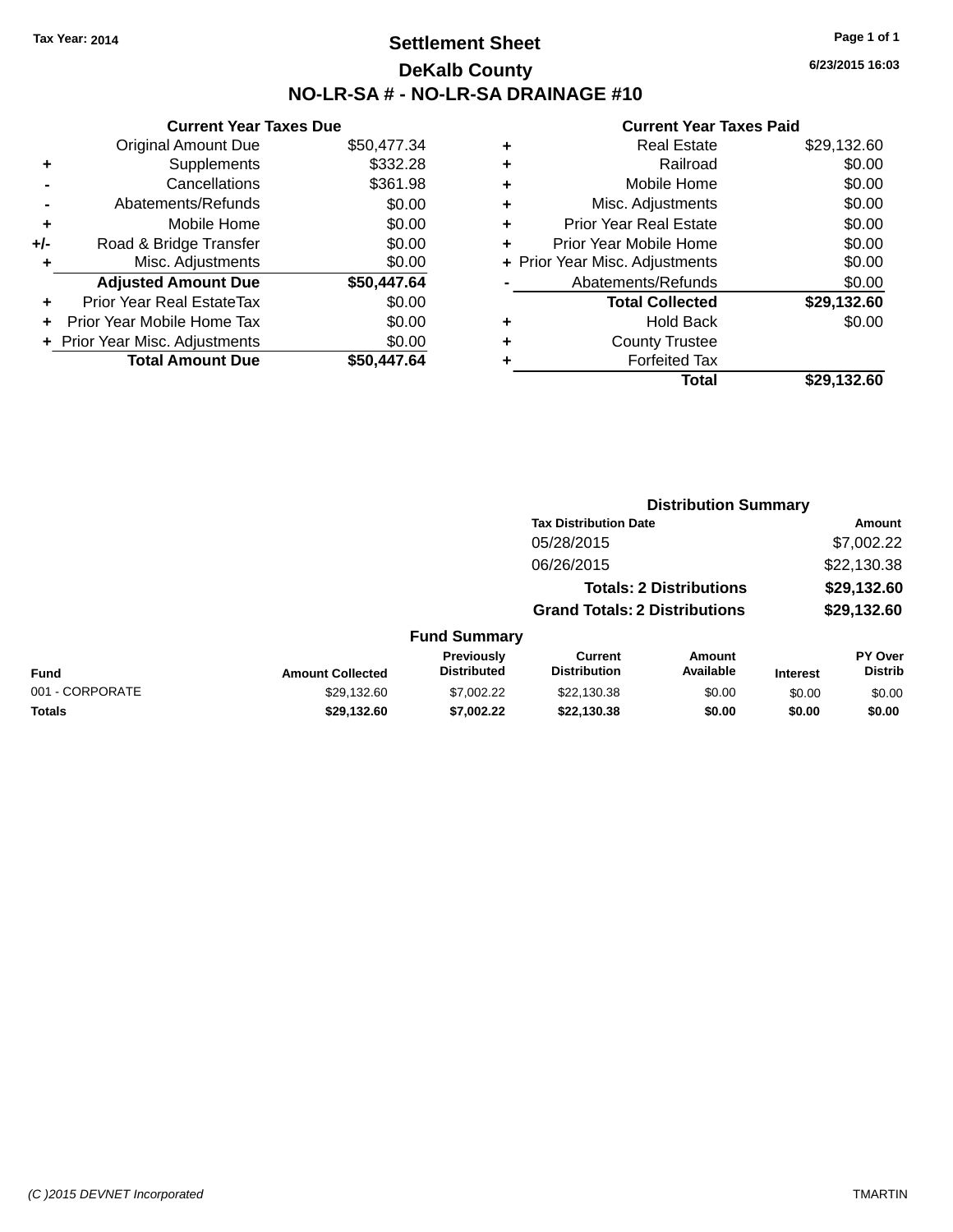Tax Year: 2014

# Settlement Sheet

## DeKalb County

## NO-LR-SA # - NO-LR-SA DRAINAGE #10

6/23/2015 16:03

### Current Year Taxes Due

| | | Amount |
|---|---|---|
| | Original Amount Due | $50,477.34 |
| + | Supplements | $332.28 |
| - | Cancellations | $361.98 |
| - | Abatements/Refunds | $0.00 |
| + | Mobile Home | $0.00 |
| +/- | Road & Bridge Transfer | $0.00 |
| + | Misc. Adjustments | $0.00 |
| | **Adjusted Amount Due** | **$50,447.64** |
| + | Prior Year Real EstateTax | $0.00 |
| + | Prior Year Mobile Home Tax | $0.00 |
| + | Prior Year Misc. Adjustments | $0.00 |
| | **Total Amount Due** | **$50,447.64** |

### Current Year Taxes Paid

| | | Amount |
|---|---|---|
| + | Real Estate | $29,132.60 |
| + | Railroad | $0.00 |
| + | Mobile Home | $0.00 |
| + | Misc. Adjustments | $0.00 |
| + | Prior Year Real Estate | $0.00 |
| + | Prior Year Mobile Home | $0.00 |
| + | Prior Year Misc. Adjustments | $0.00 |
| - | Abatements/Refunds | $0.00 |
| | **Total Collected** | **$29,132.60** |
| + | Hold Back | $0.00 |
| + | County Trustee | |
| + | Forfeited Tax | |
| | **Total** | **$29,132.60** |

### Distribution Summary

| Tax Distribution Date | Amount |
|---|---|
| 05/28/2015 | $7,002.22 |
| 06/26/2015 | $22,130.38 |
| **Totals: 2 Distributions** | **$29,132.60** |
| **Grand Totals: 2 Distributions** | **$29,132.60** |

### Fund Summary

| Fund | Amount Collected | Previously Distributed | Current Distribution | Amount Available | Interest | PY Over Distrib |
|---|---|---|---|---|---|---|
| 001 - CORPORATE | $29,132.60 | $7,002.22 | $22,130.38 | $0.00 | $0.00 | $0.00 |
| **Totals** | **$29,132.60** | **$7,002.22** | **$22,130.38** | **$0.00** | **$0.00** | **$0.00** |

(C )2015 DEVNET Incorporated TMARTIN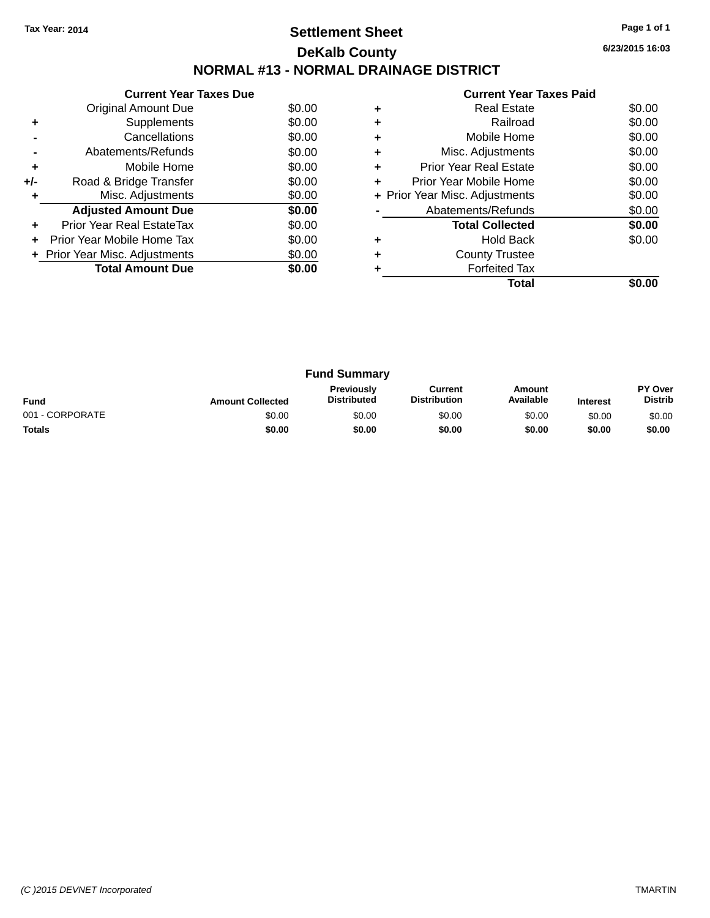Tax Year: 2014

# Settlement Sheet

## DeKalb County

6/23/2015 16:03

## NORMAL #13 - NORMAL DRAINAGE DISTRICT

### Current Year Taxes Due

| | | |
|---|---|---|
| | Original Amount Due | $0.00 |
| + | Supplements | $0.00 |
| - | Cancellations | $0.00 |
| - | Abatements/Refunds | $0.00 |
| + | Mobile Home | $0.00 |
| +/- | Road & Bridge Transfer | $0.00 |
| + | Misc. Adjustments | $0.00 |
| | **Adjusted Amount Due** | **$0.00** |
| + | Prior Year Real EstateTax | $0.00 |
| + | Prior Year Mobile Home Tax | $0.00 |
| + | Prior Year Misc. Adjustments | $0.00 |
| | **Total Amount Due** | **$0.00** |

### Current Year Taxes Paid

| | | |
|---|---|---|
| + | Real Estate | $0.00 |
| + | Railroad | $0.00 |
| + | Mobile Home | $0.00 |
| + | Misc. Adjustments | $0.00 |
| + | Prior Year Real Estate | $0.00 |
| + | Prior Year Mobile Home | $0.00 |
| + | Prior Year Misc. Adjustments | $0.00 |
| - | Abatements/Refunds | $0.00 |
| | **Total Collected** | **$0.00** |
| + | Hold Back | $0.00 |
| + | County Trustee | |
| + | Forfeited Tax | |
| | **Total** | **$0.00** |

### Fund Summary

| Fund | Amount Collected | Previously Distributed | Current Distribution | Amount Available | Interest | PY Over Distrib |
|---|---|---|---|---|---|---|
| 001 - CORPORATE | $0.00 | $0.00 | $0.00 | $0.00 | $0.00 | $0.00 |
| **Totals** | **$0.00** | **$0.00** | **$0.00** | **$0.00** | **$0.00** | **$0.00** |

(C )2015 DEVNET Incorporated TMARTIN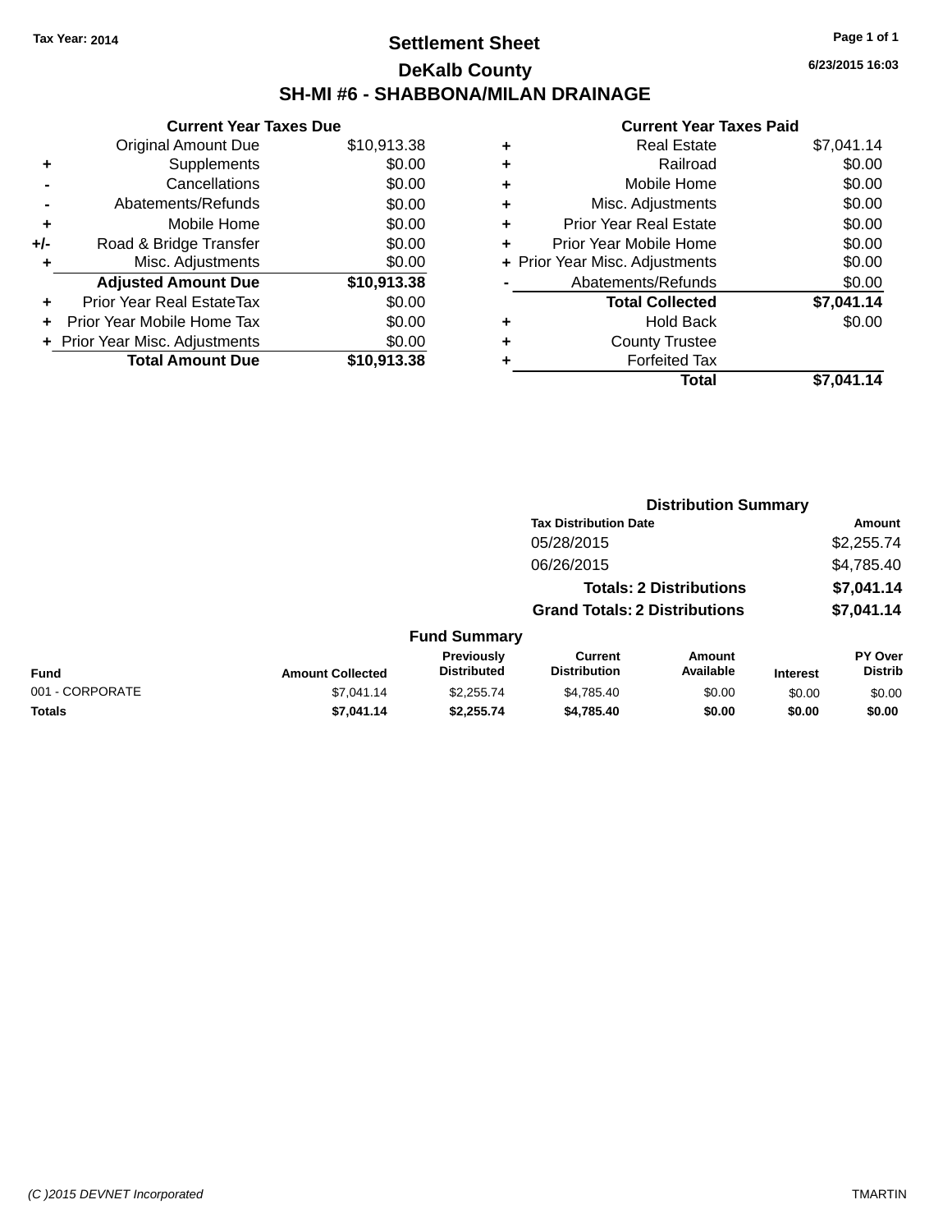Tax Year: 2014

# Settlement Sheet

## DeKalb County

## SH-MI #6 - SHABBONA/MILAN DRAINAGE

6/23/2015 16:03

### Current Year Taxes Due

| | | |
|---|---|---|
| | Original Amount Due | $10,913.38 |
| + | Supplements | $0.00 |
| - | Cancellations | $0.00 |
| - | Abatements/Refunds | $0.00 |
| + | Mobile Home | $0.00 |
| +/- | Road & Bridge Transfer | $0.00 |
| + | Misc. Adjustments | $0.00 |
| | **Adjusted Amount Due** | **$10,913.38** |
| + | Prior Year Real EstateTax | $0.00 |
| + | Prior Year Mobile Home Tax | $0.00 |
| + | Prior Year Misc. Adjustments | $0.00 |
| | **Total Amount Due** | **$10,913.38** |

### Current Year Taxes Paid

| | | |
|---|---|---|
| + | Real Estate | $7,041.14 |
| + | Railroad | $0.00 |
| + | Mobile Home | $0.00 |
| + | Misc. Adjustments | $0.00 |
| + | Prior Year Real Estate | $0.00 |
| + | Prior Year Mobile Home | $0.00 |
| + | Prior Year Misc. Adjustments | $0.00 |
| - | Abatements/Refunds | $0.00 |
| | **Total Collected** | **$7,041.14** |
| + | Hold Back | $0.00 |
| + | County Trustee | |
| + | Forfeited Tax | |
| | **Total** | **$7,041.14** |

### Distribution Summary

| Tax Distribution Date | Amount |
|---|---|
| 05/28/2015 | $2,255.74 |
| 06/26/2015 | $4,785.40 |
| **Totals: 2 Distributions** | **$7,041.14** |
| **Grand Totals: 2 Distributions** | **$7,041.14** |

### Fund Summary

| Fund | Amount Collected | Previously Distributed | Current Distribution | Amount Available | Interest | PY Over Distrib |
|---|---|---|---|---|---|---|
| 001 - CORPORATE | $7,041.14 | $2,255.74 | $4,785.40 | $0.00 | $0.00 | $0.00 |
| **Totals** | **$7,041.14** | **$2,255.74** | **$4,785.40** | **$0.00** | **$0.00** | **$0.00** |

(C )2015 DEVNET Incorporated TMARTIN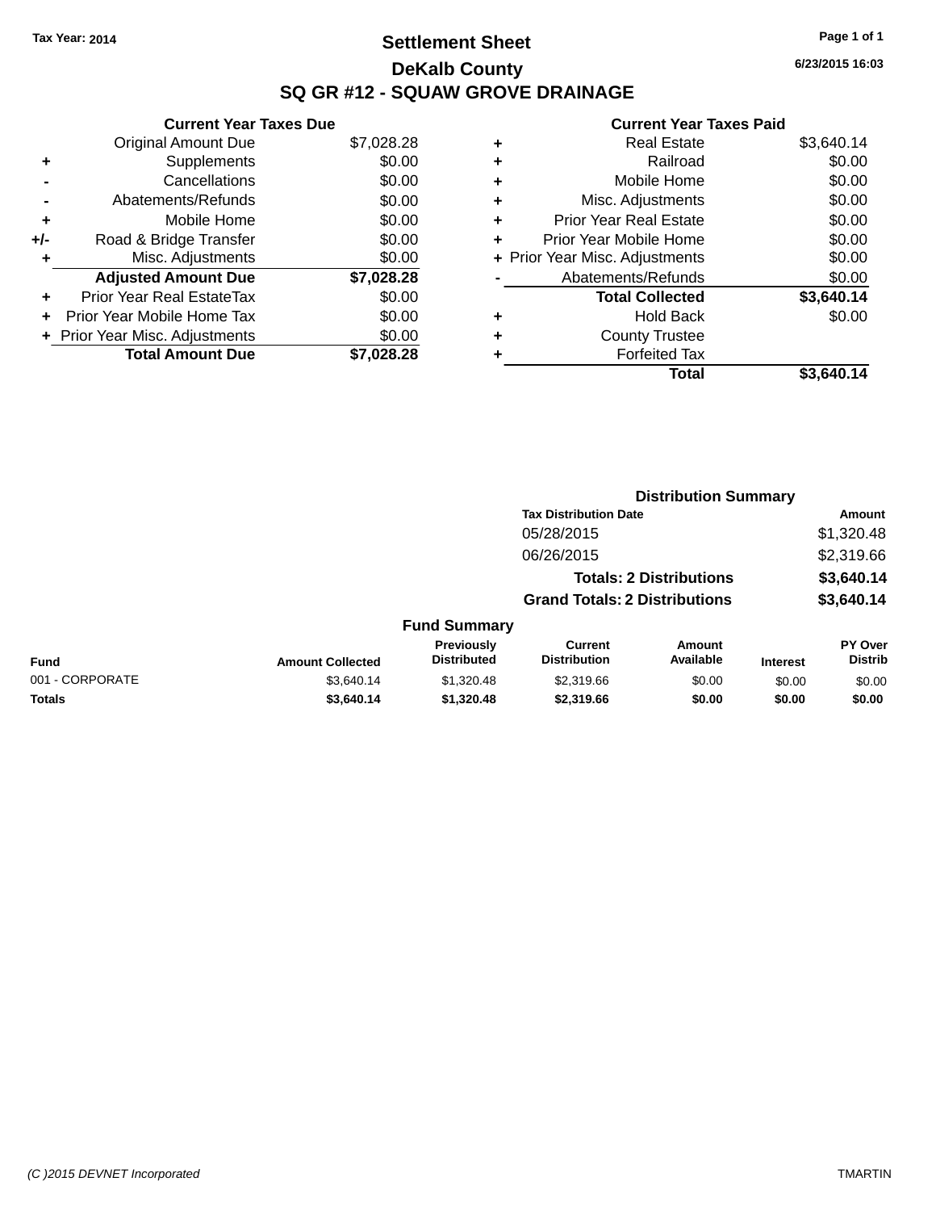Tax Year: 2014

# Settlement Sheet

## DeKalb County

## SQ GR #12 - SQUAW GROVE DRAINAGE

6/23/2015 16:03

### Current Year Taxes Due

| | | |
|---|---|---|
| | Original Amount Due | $7,028.28 |
| + | Supplements | $0.00 |
| - | Cancellations | $0.00 |
| - | Abatements/Refunds | $0.00 |
| + | Mobile Home | $0.00 |
| +/- | Road & Bridge Transfer | $0.00 |
| + | Misc. Adjustments | $0.00 |
| | **Adjusted Amount Due** | **$7,028.28** |
| + | Prior Year Real EstateTax | $0.00 |
| + | Prior Year Mobile Home Tax | $0.00 |
| + | Prior Year Misc. Adjustments | $0.00 |
| | **Total Amount Due** | **$7,028.28** |

### Current Year Taxes Paid

| | | |
|---|---|---|
| + | Real Estate | $3,640.14 |
| + | Railroad | $0.00 |
| + | Mobile Home | $0.00 |
| + | Misc. Adjustments | $0.00 |
| + | Prior Year Real Estate | $0.00 |
| + | Prior Year Mobile Home | $0.00 |
| + | Prior Year Misc. Adjustments | $0.00 |
| - | Abatements/Refunds | $0.00 |
| | **Total Collected** | **$3,640.14** |
| + | Hold Back | $0.00 |
| + | County Trustee | |
| + | Forfeited Tax | |
| | **Total** | **$3,640.14** |

### Distribution Summary

| Tax Distribution Date | Amount |
|---|---|
| 05/28/2015 | $1,320.48 |
| 06/26/2015 | $2,319.66 |
| **Totals: 2 Distributions** | **$3,640.14** |
| **Grand Totals: 2 Distributions** | **$3,640.14** |

### Fund Summary

| Fund | Amount Collected | Previously Distributed | Current Distribution | Amount Available | Interest | PY Over Distrib |
|---|---|---|---|---|---|---|
| 001 - CORPORATE | $3,640.14 | $1,320.48 | $2,319.66 | $0.00 | $0.00 | $0.00 |
| **Totals** | **$3,640.14** | **$1,320.48** | **$2,319.66** | **$0.00** | **$0.00** | **$0.00** |

(C )2015 DEVNET Incorporated TMARTIN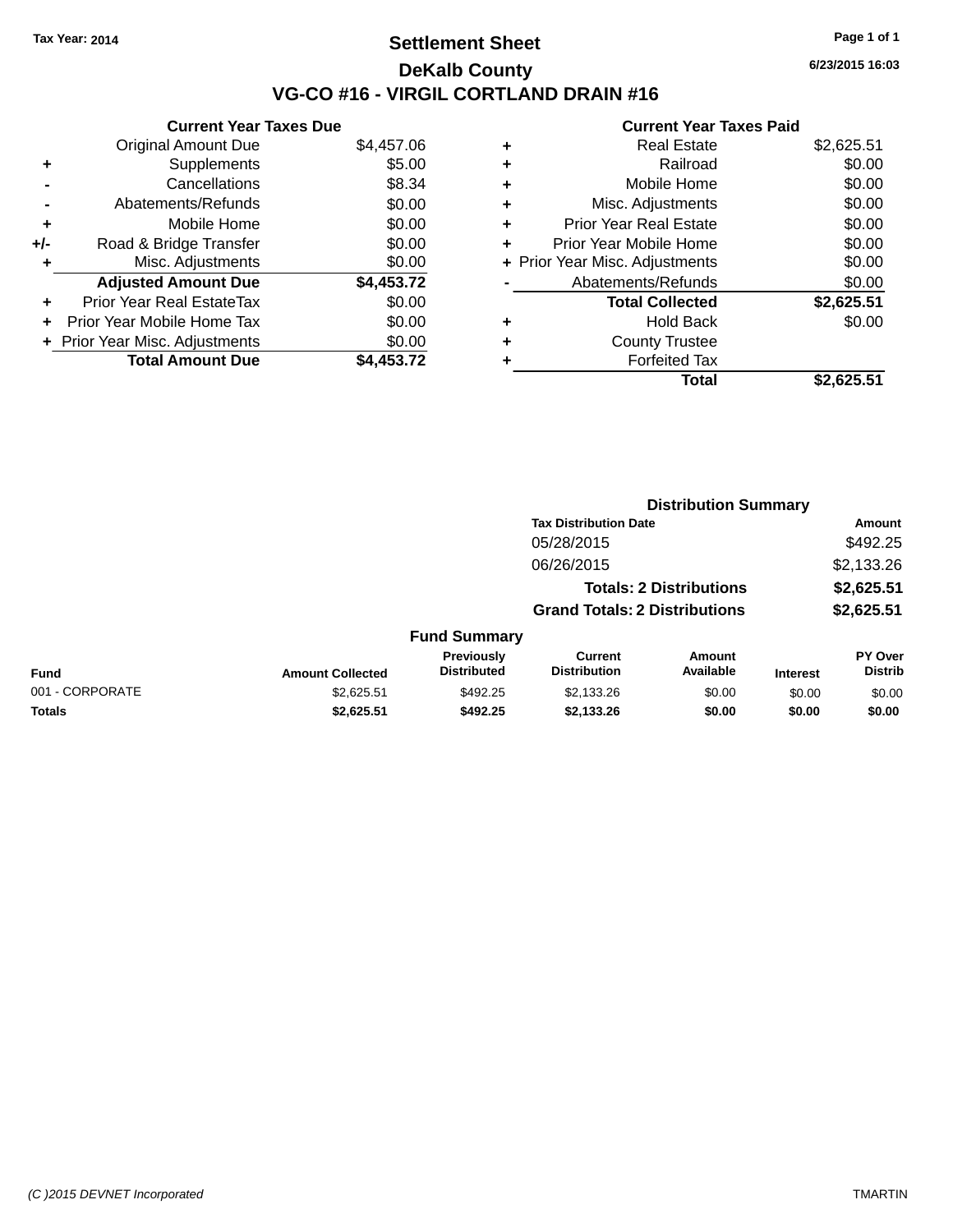Tax Year: 2014

# Settlement Sheet

## DeKalb County

## VG-CO #16 - VIRGIL CORTLAND DRAIN #16

6/23/2015 16:03

### Current Year Taxes Due

| | | |
|---|---|---|
| | Original Amount Due | $4,457.06 |
| + | Supplements | $5.00 |
| - | Cancellations | $8.34 |
| - | Abatements/Refunds | $0.00 |
| + | Mobile Home | $0.00 |
| +/- | Road & Bridge Transfer | $0.00 |
| + | Misc. Adjustments | $0.00 |
| | **Adjusted Amount Due** | **$4,453.72** |
| + | Prior Year Real EstateTax | $0.00 |
| + | Prior Year Mobile Home Tax | $0.00 |
| + | Prior Year Misc. Adjustments | $0.00 |
| | **Total Amount Due** | **$4,453.72** |

### Current Year Taxes Paid

| | | |
|---|---|---|
| + | Real Estate | $2,625.51 |
| + | Railroad | $0.00 |
| + | Mobile Home | $0.00 |
| + | Misc. Adjustments | $0.00 |
| + | Prior Year Real Estate | $0.00 |
| + | Prior Year Mobile Home | $0.00 |
| + | Prior Year Misc. Adjustments | $0.00 |
| - | Abatements/Refunds | $0.00 |
| | **Total Collected** | **$2,625.51** |
| + | Hold Back | $0.00 |
| + | County Trustee | |
| + | Forfeited Tax | |
| | **Total** | **$2,625.51** |

### Distribution Summary

| Tax Distribution Date | Amount |
|---|---|
| 05/28/2015 | $492.25 |
| 06/26/2015 | $2,133.26 |
| **Totals: 2 Distributions** | **$2,625.51** |
| **Grand Totals: 2 Distributions** | **$2,625.51** |

### Fund Summary

| Fund | Amount Collected | Previously Distributed | Current Distribution | Amount Available | Interest | PY Over Distrib |
|---|---|---|---|---|---|---|
| 001 - CORPORATE | $2,625.51 | $492.25 | $2,133.26 | $0.00 | $0.00 | $0.00 |
| **Totals** | **$2,625.51** | **$492.25** | **$2,133.26** | **$0.00** | **$0.00** | **$0.00** |

(C )2015 DEVNET Incorporated TMARTIN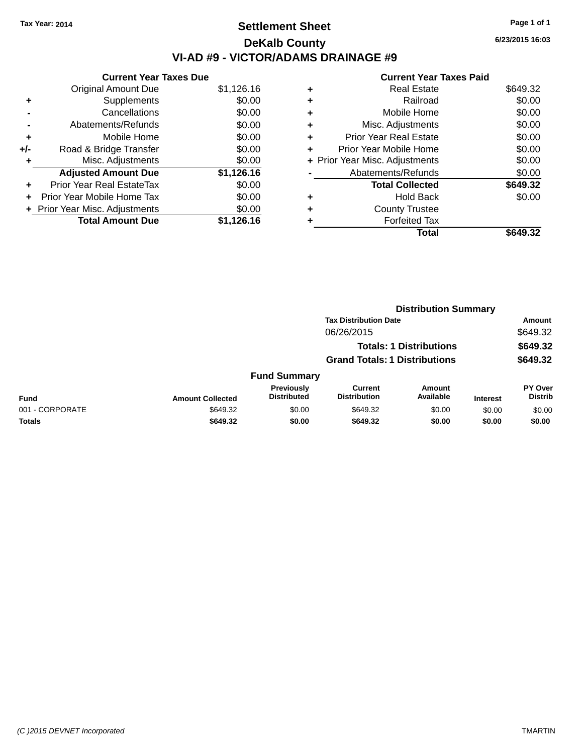Tax Year: 2014

# Settlement Sheet

## DeKalb County

## VI-AD #9 - VICTOR/ADAMS DRAINAGE #9

6/23/2015 16:03

### Current Year Taxes Due

| | | |
|---|---|---|
| | Original Amount Due | $1,126.16 |
| + | Supplements | $0.00 |
| - | Cancellations | $0.00 |
| - | Abatements/Refunds | $0.00 |
| + | Mobile Home | $0.00 |
| +/- | Road & Bridge Transfer | $0.00 |
| + | Misc. Adjustments | $0.00 |
| | **Adjusted Amount Due** | **$1,126.16** |
| + | Prior Year Real EstateTax | $0.00 |
| + | Prior Year Mobile Home Tax | $0.00 |
| + | Prior Year Misc. Adjustments | $0.00 |
| | **Total Amount Due** | **$1,126.16** |

### Current Year Taxes Paid

| | | |
|---|---|---|
| + | Real Estate | $649.32 |
| + | Railroad | $0.00 |
| + | Mobile Home | $0.00 |
| + | Misc. Adjustments | $0.00 |
| + | Prior Year Real Estate | $0.00 |
| + | Prior Year Mobile Home | $0.00 |
| + | Prior Year Misc. Adjustments | $0.00 |
| - | Abatements/Refunds | $0.00 |
| | **Total Collected** | **$649.32** |
| + | Hold Back | $0.00 |
| + | County Trustee | |
| + | Forfeited Tax | |
| | **Total** | **$649.32** |

### Distribution Summary

| Tax Distribution Date | Amount |
|---|---|
| 06/26/2015 | $649.32 |
| **Totals: 1 Distributions** | **$649.32** |
| **Grand Totals: 1 Distributions** | **$649.32** |

### Fund Summary

| Fund | Amount Collected | Previously Distributed | Current Distribution | Amount Available | Interest | PY Over Distrib |
|---|---|---|---|---|---|---|
| 001 - CORPORATE | $649.32 | $0.00 | $649.32 | $0.00 | $0.00 | $0.00 |
| **Totals** | **$649.32** | **$0.00** | **$649.32** | **$0.00** | **$0.00** | **$0.00** |

(C )2015 DEVNET Incorporated

TMARTIN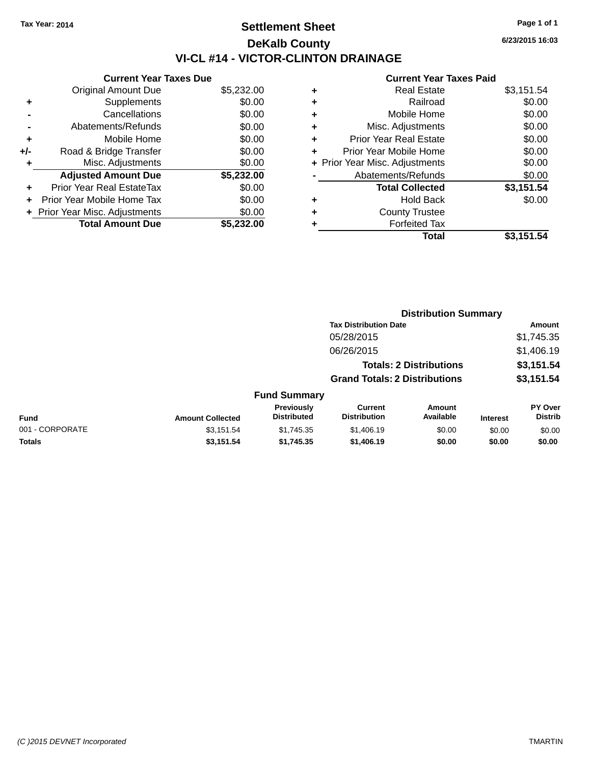Tax Year: 2014

# Settlement Sheet

## DeKalb County

## VI-CL #14 - VICTOR-CLINTON DRAINAGE

6/23/2015 16:03

| | Current Year Taxes Due | |
|---|---|---|
| | Original Amount Due | $5,232.00 |
| + | Supplements | $0.00 |
| - | Cancellations | $0.00 |
| - | Abatements/Refunds | $0.00 |
| + | Mobile Home | $0.00 |
| +/- | Road & Bridge Transfer | $0.00 |
| + | Misc. Adjustments | $0.00 |
| | **Adjusted Amount Due** | **$5,232.00** |
| + | Prior Year Real EstateTax | $0.00 |
| + | Prior Year Mobile Home Tax | $0.00 |
| + | Prior Year Misc. Adjustments | $0.00 |
| | **Total Amount Due** | **$5,232.00** |

| | Current Year Taxes Paid | |
|---|---|---|
| + | Real Estate | $3,151.54 |
| + | Railroad | $0.00 |
| + | Mobile Home | $0.00 |
| + | Misc. Adjustments | $0.00 |
| + | Prior Year Real Estate | $0.00 |
| + | Prior Year Mobile Home | $0.00 |
| + | Prior Year Misc. Adjustments | $0.00 |
| - | Abatements/Refunds | $0.00 |
| | **Total Collected** | **$3,151.54** |
| + | Hold Back | $0.00 |
| + | County Trustee | |
| + | Forfeited Tax | |
| | **Total** | **$3,151.54** |

### Distribution Summary

| Tax Distribution Date | Amount |
|---|---|
| 05/28/2015 | $1,745.35 |
| 06/26/2015 | $1,406.19 |
| **Totals: 2 Distributions** | **$3,151.54** |
| **Grand Totals: 2 Distributions** | **$3,151.54** |

### Fund Summary

| Fund | Amount Collected | Previously Distributed | Current Distribution | Amount Available | Interest | PY Over Distrib |
|---|---|---|---|---|---|---|
| 001 - CORPORATE | $3,151.54 | $1,745.35 | $1,406.19 | $0.00 | $0.00 | $0.00 |
| **Totals** | **$3,151.54** | **$1,745.35** | **$1,406.19** | **$0.00** | **$0.00** | **$0.00** |

(C )2015 DEVNET Incorporated TMARTIN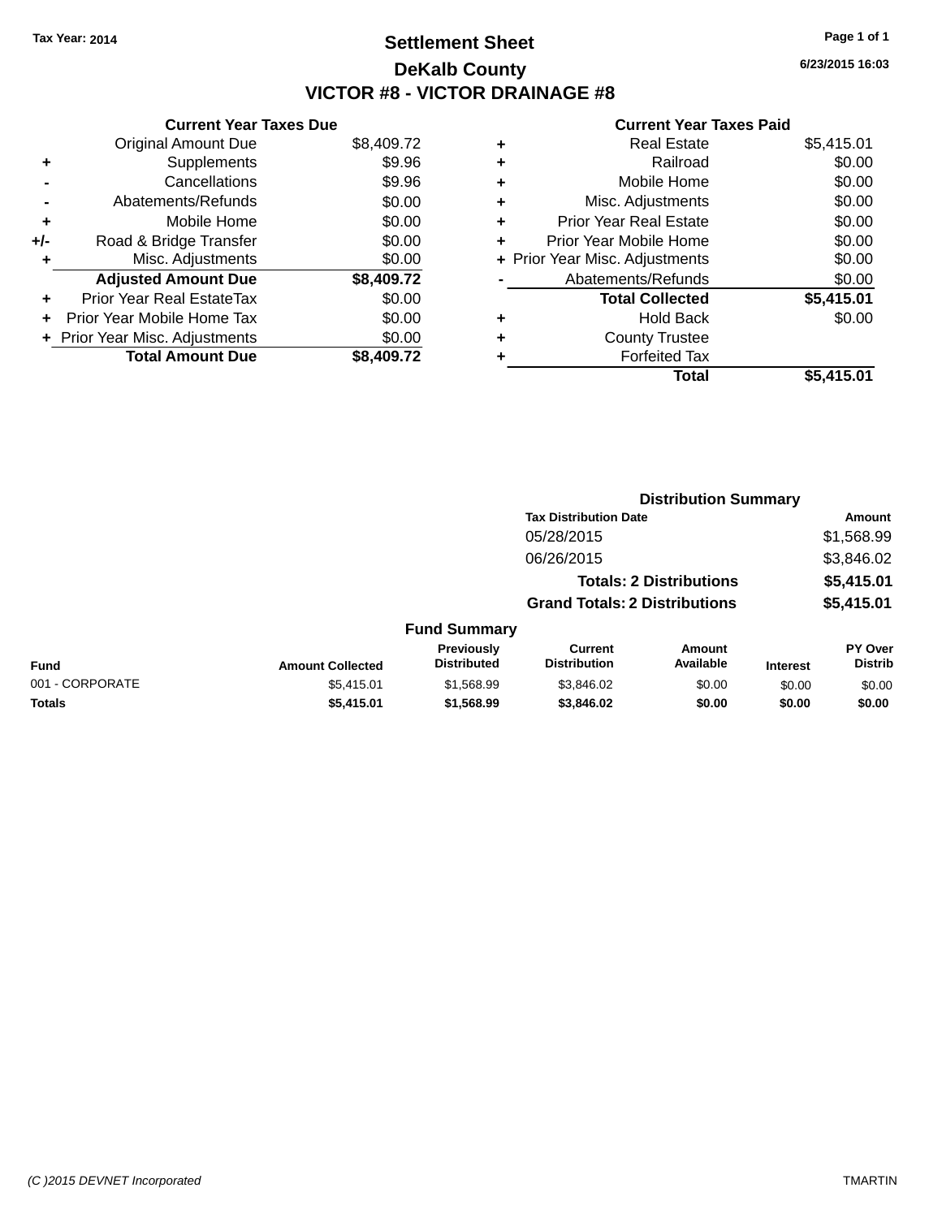Tax Year: 2014

# Settlement Sheet

## DeKalb County

## VICTOR #8 - VICTOR DRAINAGE #8

6/23/2015 16:03

| | Current Year Taxes Due | |
|---|---|---|
| | Original Amount Due | $8,409.72 |
| + | Supplements | $9.96 |
| - | Cancellations | $9.96 |
| - | Abatements/Refunds | $0.00 |
| + | Mobile Home | $0.00 |
| +/- | Road & Bridge Transfer | $0.00 |
| + | Misc. Adjustments | $0.00 |
| | **Adjusted Amount Due** | **$8,409.72** |
| + | Prior Year Real EstateTax | $0.00 |
| + | Prior Year Mobile Home Tax | $0.00 |
| + | Prior Year Misc. Adjustments | $0.00 |
| | **Total Amount Due** | **$8,409.72** |

| | Current Year Taxes Paid | |
|---|---|---|
| + | Real Estate | $5,415.01 |
| + | Railroad | $0.00 |
| + | Mobile Home | $0.00 |
| + | Misc. Adjustments | $0.00 |
| + | Prior Year Real Estate | $0.00 |
| + | Prior Year Mobile Home | $0.00 |
| + | Prior Year Misc. Adjustments | $0.00 |
| - | Abatements/Refunds | $0.00 |
| | **Total Collected** | **$5,415.01** |
| + | Hold Back | $0.00 |
| + | County Trustee | |
| + | Forfeited Tax | |
| | **Total** | **$5,415.01** |

### Distribution Summary

| Tax Distribution Date | Amount |
|---|---|
| 05/28/2015 | $1,568.99 |
| 06/26/2015 | $3,846.02 |
| **Totals: 2 Distributions** | **$5,415.01** |
| **Grand Totals: 2 Distributions** | **$5,415.01** |

### Fund Summary

| Fund | Amount Collected | Previously Distributed | Current Distribution | Amount Available | Interest | PY Over Distrib |
|---|---|---|---|---|---|---|
| 001 - CORPORATE | $5,415.01 | $1,568.99 | $3,846.02 | $0.00 | $0.00 | $0.00 |
| **Totals** | **$5,415.01** | **$1,568.99** | **$3,846.02** | **$0.00** | **$0.00** | **$0.00** |

(C )2015 DEVNET Incorporated TMARTIN